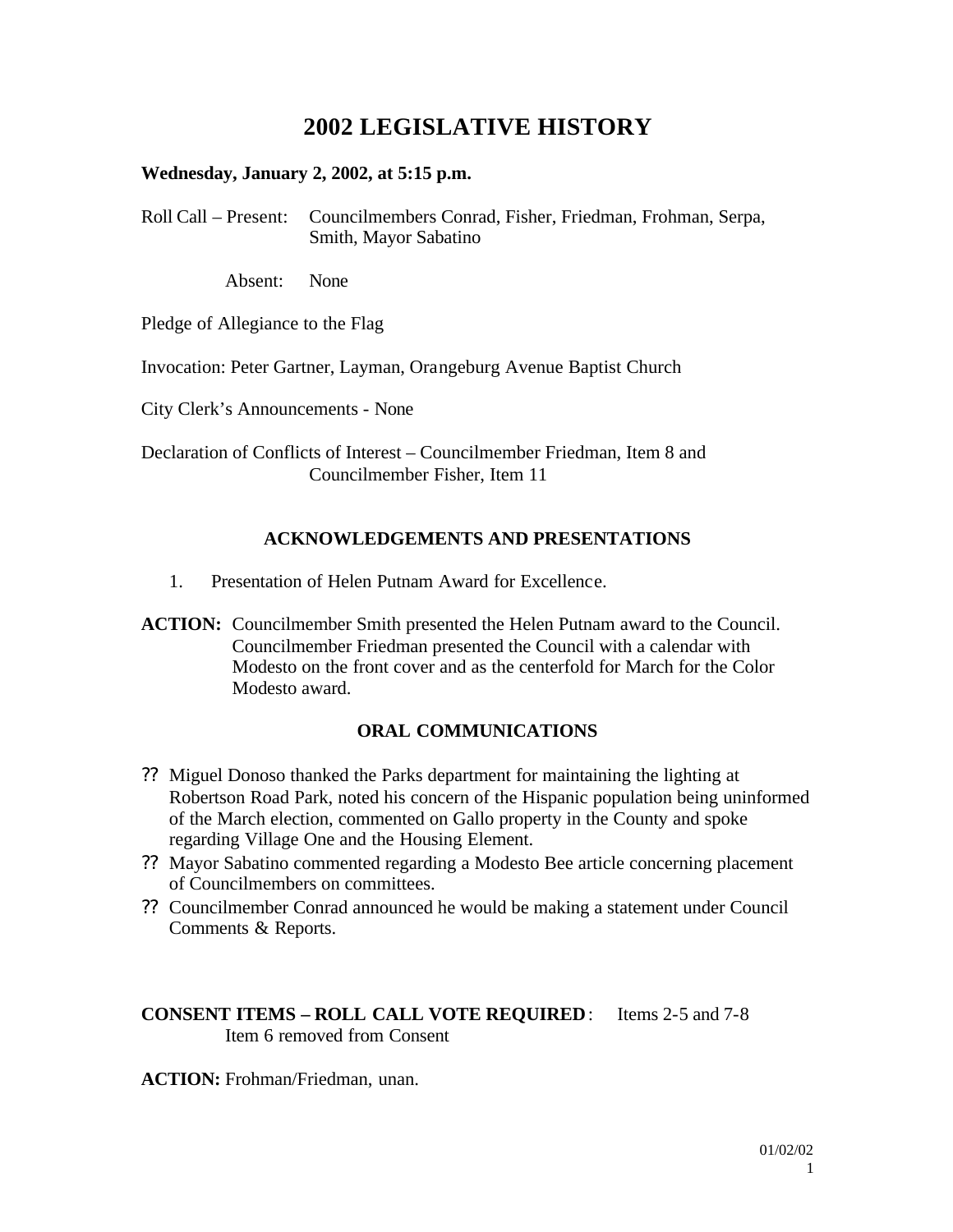# 2002 LEGISLATIVE HISTORY

**Wednesday, January 2, 2002, at 5:15 p.m.**

Roll Call – Present: Councilmembers Conrad, Fisher, Friedman, Frohman, Serpa, Smith, Mayor Sabatino

Absent: None

Pledge of Allegiance to the Flag

Invocation: Peter Gartner, Layman, Orangeburg Avenue Baptist Church

City Clerk's Announcements - None

Declaration of Conflicts of Interest – Councilmember Friedman, Item 8 and Councilmember Fisher, Item 11

### ACKNOWLEDGEMENTS AND PRESENTATIONS

1. Presentation of Helen Putnam Award for Excellence.

**ACTION:** Councilmember Smith presented the Helen Putnam award to the Council. Councilmember Friedman presented the Council with a calendar with Modesto on the front cover and as the centerfold for March for the Color Modesto award.

### ORAL COMMUNICATIONS

- Miguel Donoso thanked the Parks department for maintaining the lighting at Robertson Road Park, noted his concern of the Hispanic population being uninformed of the March election, commented on Gallo property in the County and spoke regarding Village One and the Housing Element.
- Mayor Sabatino commented regarding a Modesto Bee article concerning placement of Councilmembers on committees.
- Councilmember Conrad announced he would be making a statement under Council Comments & Reports.

**CONSENT ITEMS – ROLL CALL VOTE REQUIRED**: Items 2-5 and 7-8
Item 6 removed from Consent

**ACTION:** Frohman/Friedman, unan.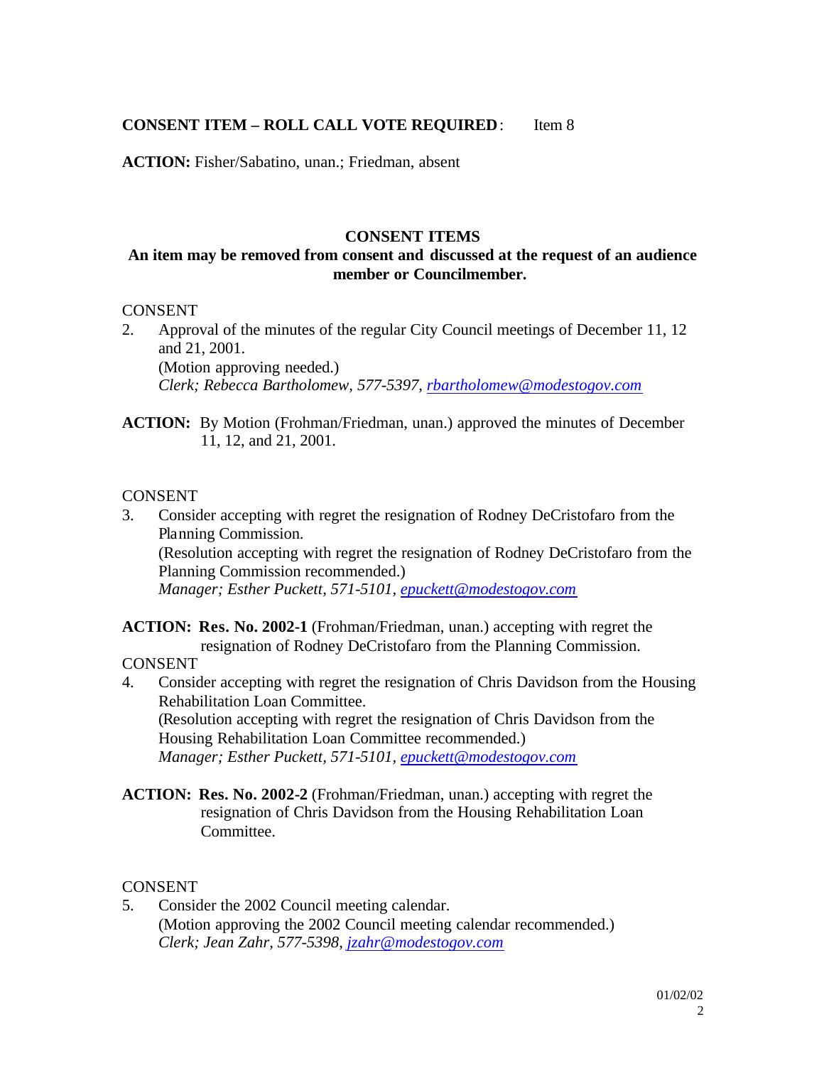**CONSENT ITEM – ROLL CALL VOTE REQUIRED**: Item 8

**ACTION:** Fisher/Sabatino, unan.; Friedman, absent

## CONSENT ITEMS

**An item may be removed from consent and discussed at the request of an audience member or Councilmember.**

CONSENT

2. Approval of the minutes of the regular City Council meetings of December 11, 12 and 21, 2001.
   (Motion approving needed.)
   *Clerk; Rebecca Bartholomew, 577-5397, rbartholomew@modestogov.com*

**ACTION:** By Motion (Frohman/Friedman, unan.) approved the minutes of December 11, 12, and 21, 2001.

CONSENT

3. Consider accepting with regret the resignation of Rodney DeCristofaro from the Planning Commission.
   (Resolution accepting with regret the resignation of Rodney DeCristofaro from the Planning Commission recommended.)
   *Manager; Esther Puckett, 571-5101, epuckett@modestogov.com*

**ACTION: Res. No. 2002-1** (Frohman/Friedman, unan.) accepting with regret the resignation of Rodney DeCristofaro from the Planning Commission.

CONSENT

4. Consider accepting with regret the resignation of Chris Davidson from the Housing Rehabilitation Loan Committee.
   (Resolution accepting with regret the resignation of Chris Davidson from the Housing Rehabilitation Loan Committee recommended.)
   *Manager; Esther Puckett, 571-5101, epuckett@modestogov.com*

**ACTION: Res. No. 2002-2** (Frohman/Friedman, unan.) accepting with regret the resignation of Chris Davidson from the Housing Rehabilitation Loan Committee.

CONSENT

5. Consider the 2002 Council meeting calendar.
   (Motion approving the 2002 Council meeting calendar recommended.)
   *Clerk; Jean Zahr, 577-5398, jzahr@modestogov.com*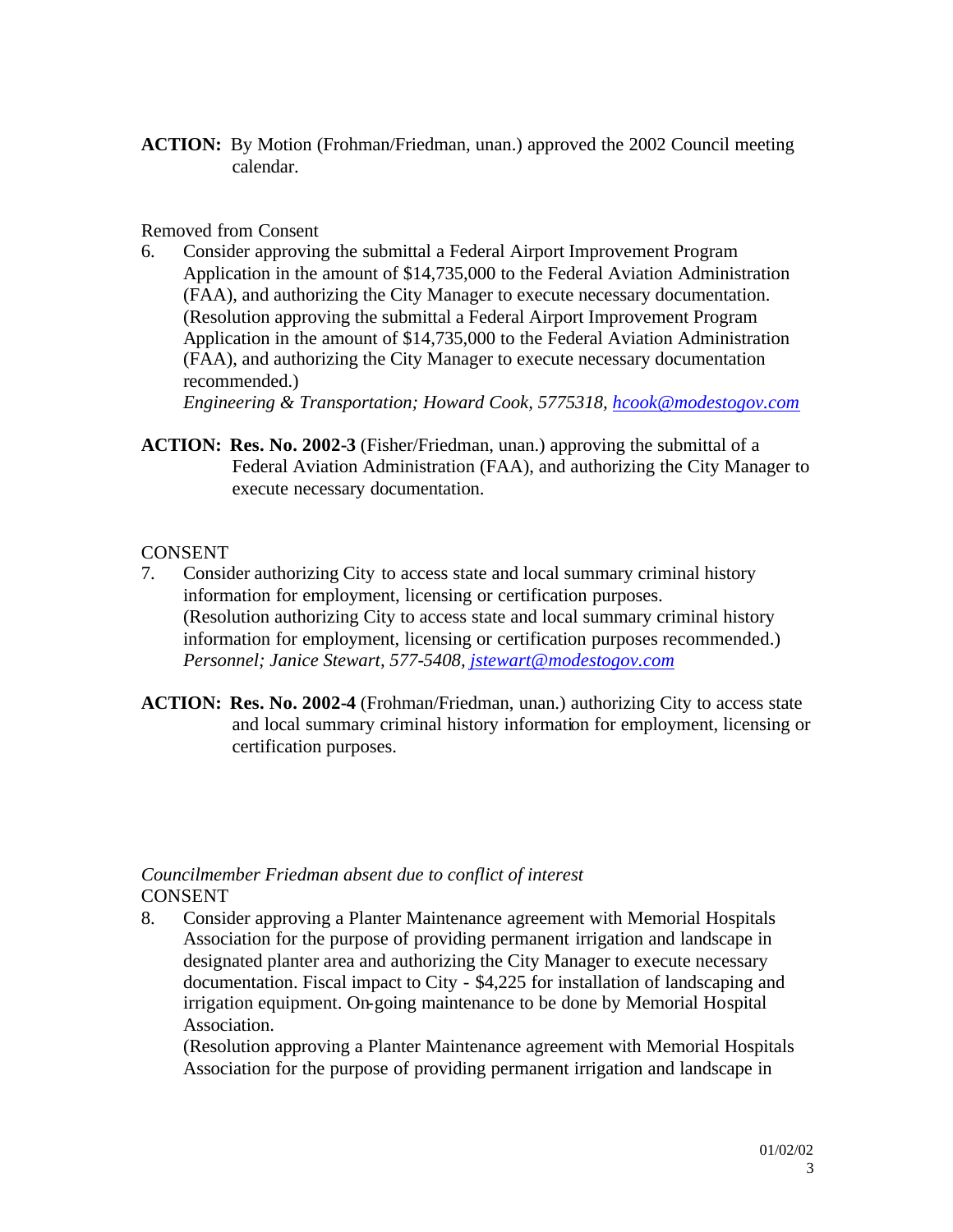**ACTION:** By Motion (Frohman/Friedman, unan.) approved the 2002 Council meeting calendar.

Removed from Consent

6. Consider approving the submittal a Federal Airport Improvement Program Application in the amount of $14,735,000 to the Federal Aviation Administration (FAA), and authorizing the City Manager to execute necessary documentation. (Resolution approving the submittal a Federal Airport Improvement Program Application in the amount of $14,735,000 to the Federal Aviation Administration (FAA), and authorizing the City Manager to execute necessary documentation recommended.)
   *Engineering & Transportation; Howard Cook, 5775318, [hcook@modestogov.com](mailto:hcook@modestogov.com)*

**ACTION:** **Res. No. 2002-3** (Fisher/Friedman, unan.) approving the submittal of a Federal Aviation Administration (FAA), and authorizing the City Manager to execute necessary documentation.

CONSENT

7. Consider authorizing City to access state and local summary criminal history information for employment, licensing or certification purposes. (Resolution authorizing City to access state and local summary criminal history information for employment, licensing or certification purposes recommended.)
   *Personnel; Janice Stewart, 577-5408, [jstewart@modestogov.com](mailto:jstewart@modestogov.com)*

**ACTION:** **Res. No. 2002-4** (Frohman/Friedman, unan.) authorizing City to access state and local summary criminal history information for employment, licensing or certification purposes.

*Councilmember Friedman absent due to conflict of interest*

CONSENT

8. Consider approving a Planter Maintenance agreement with Memorial Hospitals Association for the purpose of providing permanent irrigation and landscape in designated planter area and authorizing the City Manager to execute necessary documentation. Fiscal impact to City - $4,225 for installation of landscaping and irrigation equipment. On-going maintenance to be done by Memorial Hospital Association.
   (Resolution approving a Planter Maintenance agreement with Memorial Hospitals Association for the purpose of providing permanent irrigation and landscape in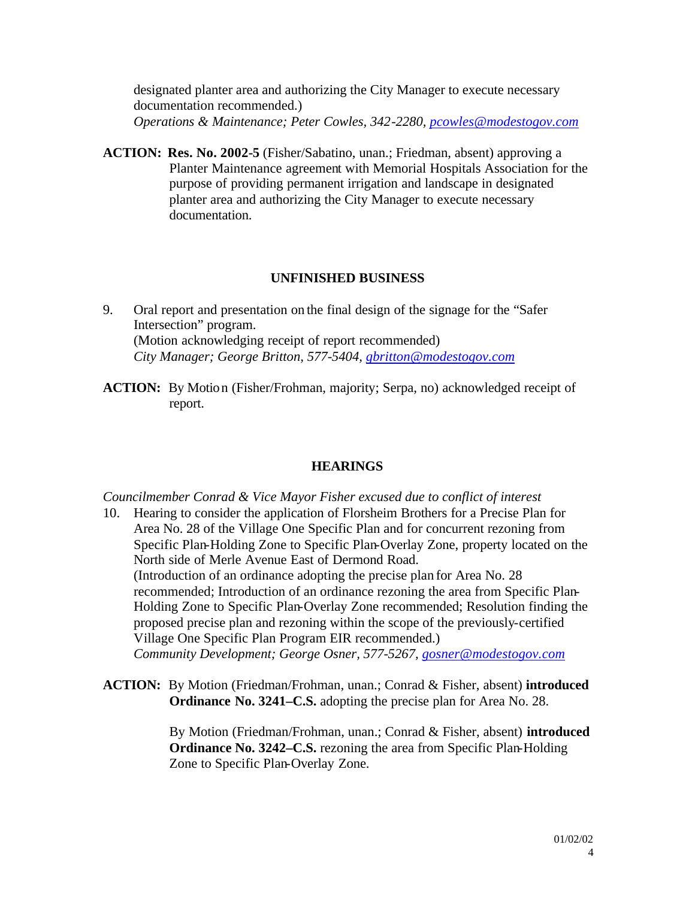designated planter area and authorizing the City Manager to execute necessary documentation recommended.)
*Operations & Maintenance; Peter Cowles, 342-2280, pcowles@modestogov.com*

**ACTION:** **Res. No. 2002-5** (Fisher/Sabatino, unan.; Friedman, absent) approving a Planter Maintenance agreement with Memorial Hospitals Association for the purpose of providing permanent irrigation and landscape in designated planter area and authorizing the City Manager to execute necessary documentation.

## UNFINISHED BUSINESS

9. Oral report and presentation on the final design of the signage for the "Safer Intersection" program.
(Motion acknowledging receipt of report recommended)
*City Manager; George Britton, 577-5404, gbritton@modestogov.com*

**ACTION:** By Motion (Fisher/Frohman, majority; Serpa, no) acknowledged receipt of report.

## HEARINGS

*Councilmember Conrad & Vice Mayor Fisher excused due to conflict of interest*

10. Hearing to consider the application of Florsheim Brothers for a Precise Plan for Area No. 28 of the Village One Specific Plan and for concurrent rezoning from Specific Plan-Holding Zone to Specific Plan-Overlay Zone, property located on the North side of Merle Avenue East of Dermond Road.
(Introduction of an ordinance adopting the precise plan for Area No. 28 recommended; Introduction of an ordinance rezoning the area from Specific Plan-Holding Zone to Specific Plan-Overlay Zone recommended; Resolution finding the proposed precise plan and rezoning within the scope of the previously-certified Village One Specific Plan Program EIR recommended.)
*Community Development; George Osner, 577-5267, gosner@modestogov.com*

**ACTION:** By Motion (Friedman/Frohman, unan.; Conrad & Fisher, absent) **introduced Ordinance No. 3241–C.S.** adopting the precise plan for Area No. 28.

By Motion (Friedman/Frohman, unan.; Conrad & Fisher, absent) **introduced Ordinance No. 3242–C.S.** rezoning the area from Specific Plan-Holding Zone to Specific Plan-Overlay Zone.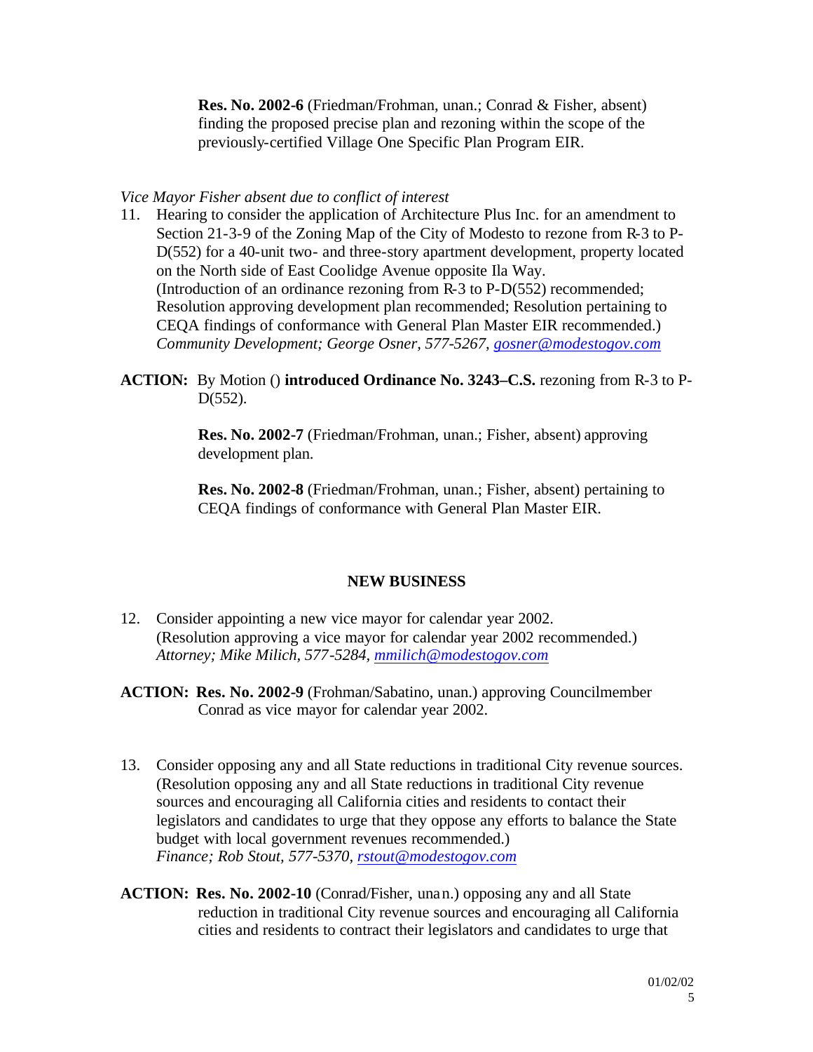**Res. No. 2002-6** (Friedman/Frohman, unan.; Conrad & Fisher, absent) finding the proposed precise plan and rezoning within the scope of the previously-certified Village One Specific Plan Program EIR.

*Vice Mayor Fisher absent due to conflict of interest*

11. Hearing to consider the application of Architecture Plus Inc. for an amendment to Section 21-3-9 of the Zoning Map of the City of Modesto to rezone from R-3 to P-D(552) for a 40-unit two- and three-story apartment development, property located on the North side of East Coolidge Avenue opposite Ila Way. (Introduction of an ordinance rezoning from R-3 to P-D(552) recommended; Resolution approving development plan recommended; Resolution pertaining to CEQA findings of conformance with General Plan Master EIR recommended.) *Community Development; George Osner, 577-5267, gosner@modestogov.com*

**ACTION:** By Motion () **introduced Ordinance No. 3243–C.S.** rezoning from R-3 to P-D(552).

**Res. No. 2002-7** (Friedman/Frohman, unan.; Fisher, absent) approving development plan.

**Res. No. 2002-8** (Friedman/Frohman, unan.; Fisher, absent) pertaining to CEQA findings of conformance with General Plan Master EIR.

## NEW BUSINESS

12. Consider appointing a new vice mayor for calendar year 2002. (Resolution approving a vice mayor for calendar year 2002 recommended.) *Attorney; Mike Milich, 577-5284, mmilich@modestogov.com*

**ACTION: Res. No. 2002-9** (Frohman/Sabatino, unan.) approving Councilmember Conrad as vice mayor for calendar year 2002.

13. Consider opposing any and all State reductions in traditional City revenue sources. (Resolution opposing any and all State reductions in traditional City revenue sources and encouraging all California cities and residents to contact their legislators and candidates to urge that they oppose any efforts to balance the State budget with local government revenues recommended.) *Finance; Rob Stout, 577-5370, rstout@modestogov.com*

**ACTION: Res. No. 2002-10** (Conrad/Fisher, unan.) opposing any and all State reduction in traditional City revenue sources and encouraging all California cities and residents to contract their legislators and candidates to urge that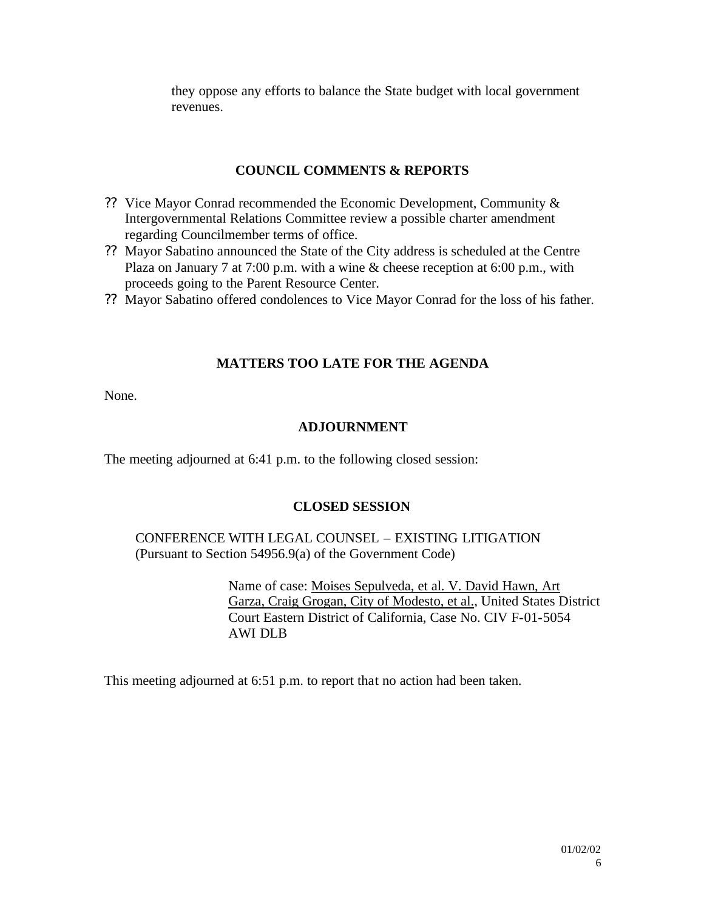they oppose any efforts to balance the State budget with local government revenues.

## COUNCIL COMMENTS & REPORTS

- Vice Mayor Conrad recommended the Economic Development, Community & Intergovernmental Relations Committee review a possible charter amendment regarding Councilmember terms of office.
- Mayor Sabatino announced the State of the City address is scheduled at the Centre Plaza on January 7 at 7:00 p.m. with a wine & cheese reception at 6:00 p.m., with proceeds going to the Parent Resource Center.
- Mayor Sabatino offered condolences to Vice Mayor Conrad for the loss of his father.

## MATTERS TOO LATE FOR THE AGENDA

None.

## ADJOURNMENT

The meeting adjourned at 6:41 p.m. to the following closed session:

## CLOSED SESSION

CONFERENCE WITH LEGAL COUNSEL – EXISTING LITIGATION
(Pursuant to Section 54956.9(a) of the Government Code)

Name of case: Moises Sepulveda, et al. V. David Hawn, Art Garza, Craig Grogan, City of Modesto, et al., United States District Court Eastern District of California, Case No. CIV F-01-5054 AWI DLB

This meeting adjourned at 6:51 p.m. to report that no action had been taken.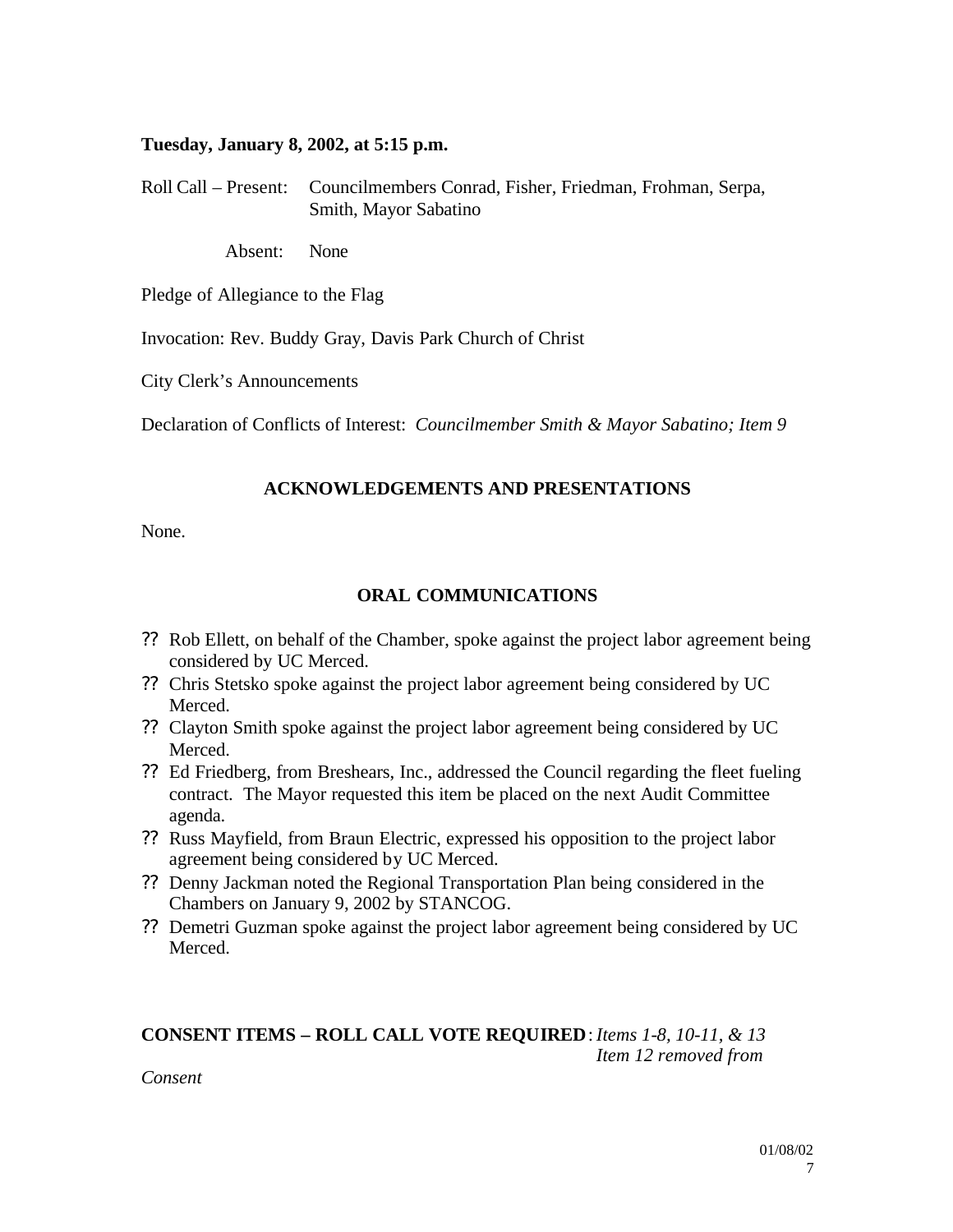**Tuesday, January 8, 2002, at 5:15 p.m.**

Roll Call – Present: Councilmembers Conrad, Fisher, Friedman, Frohman, Serpa, Smith, Mayor Sabatino

Absent: None

Pledge of Allegiance to the Flag

Invocation: Rev. Buddy Gray, Davis Park Church of Christ

City Clerk's Announcements

Declaration of Conflicts of Interest: *Councilmember Smith & Mayor Sabatino; Item 9*

## ACKNOWLEDGEMENTS AND PRESENTATIONS

None.

## ORAL COMMUNICATIONS

- Rob Ellett, on behalf of the Chamber, spoke against the project labor agreement being considered by UC Merced.
- Chris Stetsko spoke against the project labor agreement being considered by UC Merced.
- Clayton Smith spoke against the project labor agreement being considered by UC Merced.
- Ed Friedberg, from Breshears, Inc., addressed the Council regarding the fleet fueling contract. The Mayor requested this item be placed on the next Audit Committee agenda.
- Russ Mayfield, from Braun Electric, expressed his opposition to the project labor agreement being considered by UC Merced.
- Denny Jackman noted the Regional Transportation Plan being considered in the Chambers on January 9, 2002 by STANCOG.
- Demetri Guzman spoke against the project labor agreement being considered by UC Merced.

**CONSENT ITEMS – ROLL CALL VOTE REQUIRED**: *Items 1-8, 10-11, & 13 Item 12 removed from Consent*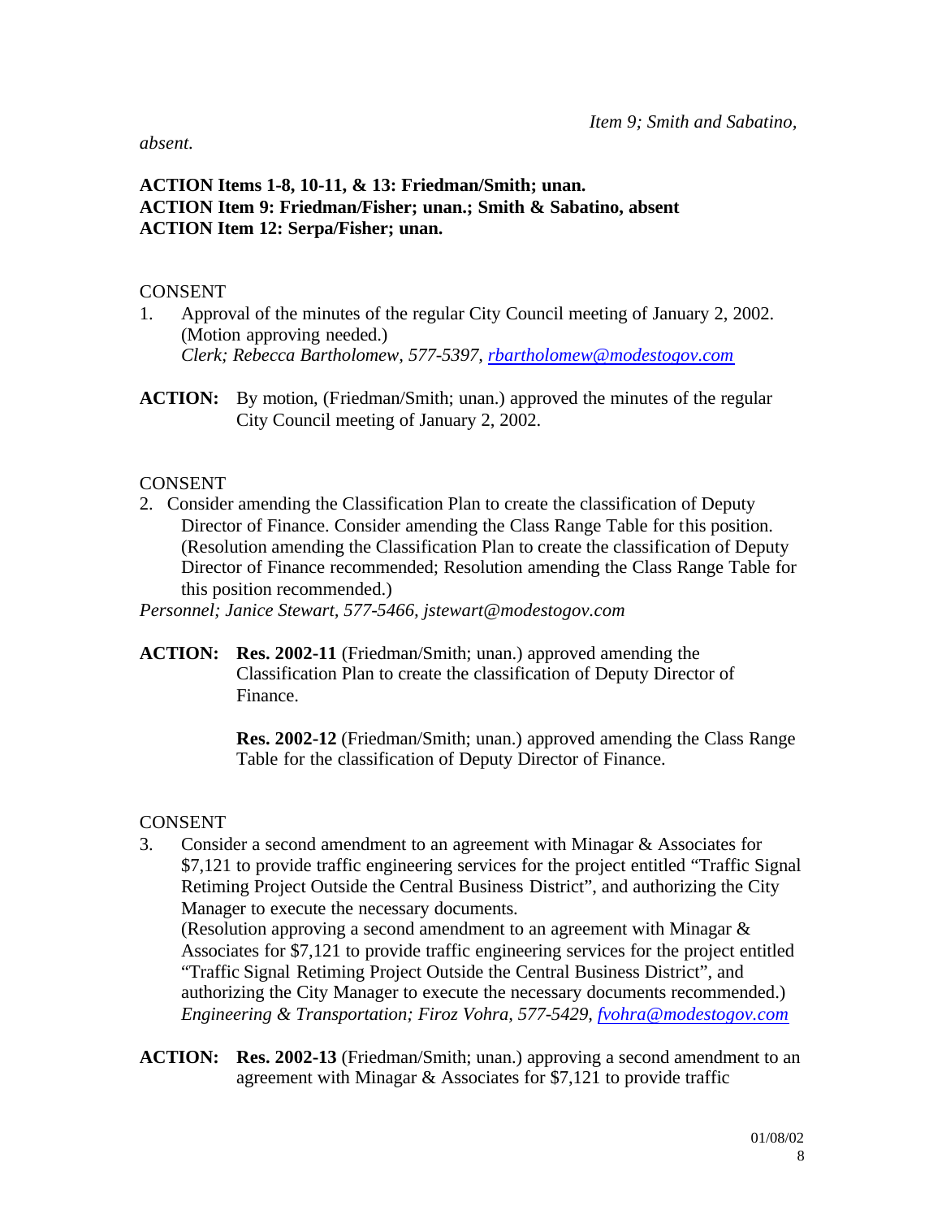*Item 9; Smith and Sabatino, absent.*

**ACTION Items 1-8, 10-11, & 13: Friedman/Smith; unan.**
**ACTION Item 9: Friedman/Fisher; unan.; Smith & Sabatino, absent**
**ACTION Item 12: Serpa/Fisher; unan.**

CONSENT

1. Approval of the minutes of the regular City Council meeting of January 2, 2002. (Motion approving needed.)
   *Clerk; Rebecca Bartholomew, 577-5397, rbartholomew@modestogov.com*

**ACTION:** By motion, (Friedman/Smith; unan.) approved the minutes of the regular City Council meeting of January 2, 2002.

CONSENT

2. Consider amending the Classification Plan to create the classification of Deputy Director of Finance. Consider amending the Class Range Table for this position. (Resolution amending the Classification Plan to create the classification of Deputy Director of Finance recommended; Resolution amending the Class Range Table for this position recommended.)

*Personnel; Janice Stewart, 577-5466, jstewart@modestogov.com*

**ACTION:** **Res. 2002-11** (Friedman/Smith; unan.) approved amending the Classification Plan to create the classification of Deputy Director of Finance.

**Res. 2002-12** (Friedman/Smith; unan.) approved amending the Class Range Table for the classification of Deputy Director of Finance.

CONSENT

3. Consider a second amendment to an agreement with Minagar & Associates for $7,121 to provide traffic engineering services for the project entitled "Traffic Signal Retiming Project Outside the Central Business District", and authorizing the City Manager to execute the necessary documents.
   (Resolution approving a second amendment to an agreement with Minagar & Associates for $7,121 to provide traffic engineering services for the project entitled "Traffic Signal Retiming Project Outside the Central Business District", and authorizing the City Manager to execute the necessary documents recommended.)
   *Engineering & Transportation; Firoz Vohra, 577-5429, fvohra@modestogov.com*

**ACTION:** **Res. 2002-13** (Friedman/Smith; unan.) approving a second amendment to an agreement with Minagar & Associates for $7,121 to provide traffic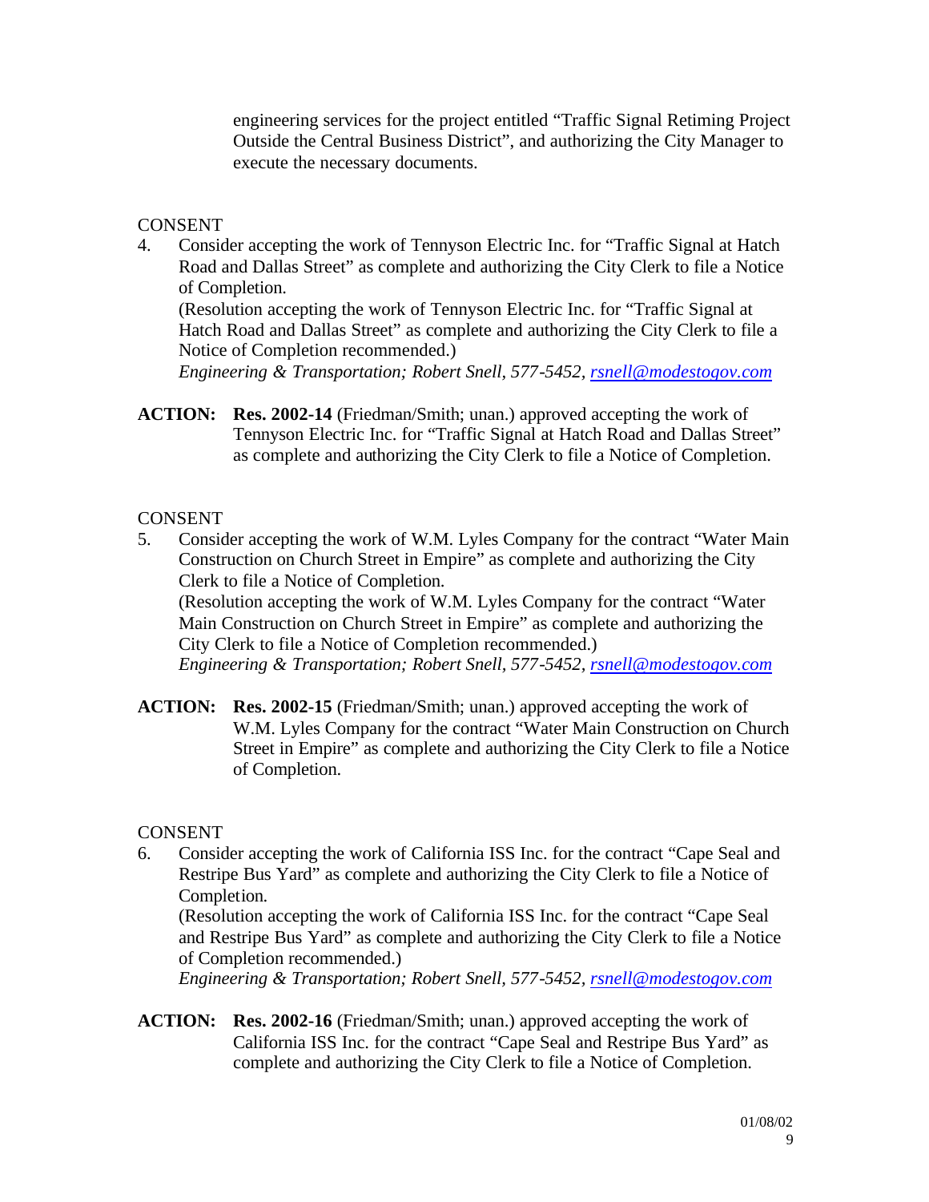engineering services for the project entitled "Traffic Signal Retiming Project Outside the Central Business District", and authorizing the City Manager to execute the necessary documents.

CONSENT

4. Consider accepting the work of Tennyson Electric Inc. for "Traffic Signal at Hatch Road and Dallas Street" as complete and authorizing the City Clerk to file a Notice of Completion.
(Resolution accepting the work of Tennyson Electric Inc. for "Traffic Signal at Hatch Road and Dallas Street" as complete and authorizing the City Clerk to file a Notice of Completion recommended.)
*Engineering & Transportation; Robert Snell, 577-5452, rsnell@modestogov.com*

**ACTION:** **Res. 2002-14** (Friedman/Smith; unan.) approved accepting the work of Tennyson Electric Inc. for "Traffic Signal at Hatch Road and Dallas Street" as complete and authorizing the City Clerk to file a Notice of Completion.

CONSENT

5. Consider accepting the work of W.M. Lyles Company for the contract "Water Main Construction on Church Street in Empire" as complete and authorizing the City Clerk to file a Notice of Completion.
(Resolution accepting the work of W.M. Lyles Company for the contract "Water Main Construction on Church Street in Empire" as complete and authorizing the City Clerk to file a Notice of Completion recommended.)
*Engineering & Transportation; Robert Snell, 577-5452, rsnell@modestogov.com*

**ACTION:** **Res. 2002-15** (Friedman/Smith; unan.) approved accepting the work of W.M. Lyles Company for the contract "Water Main Construction on Church Street in Empire" as complete and authorizing the City Clerk to file a Notice of Completion.

CONSENT

6. Consider accepting the work of California ISS Inc. for the contract "Cape Seal and Restripe Bus Yard" as complete and authorizing the City Clerk to file a Notice of Completion.
(Resolution accepting the work of California ISS Inc. for the contract "Cape Seal and Restripe Bus Yard" as complete and authorizing the City Clerk to file a Notice of Completion recommended.)
*Engineering & Transportation; Robert Snell, 577-5452, rsnell@modestogov.com*

**ACTION:** **Res. 2002-16** (Friedman/Smith; unan.) approved accepting the work of California ISS Inc. for the contract "Cape Seal and Restripe Bus Yard" as complete and authorizing the City Clerk to file a Notice of Completion.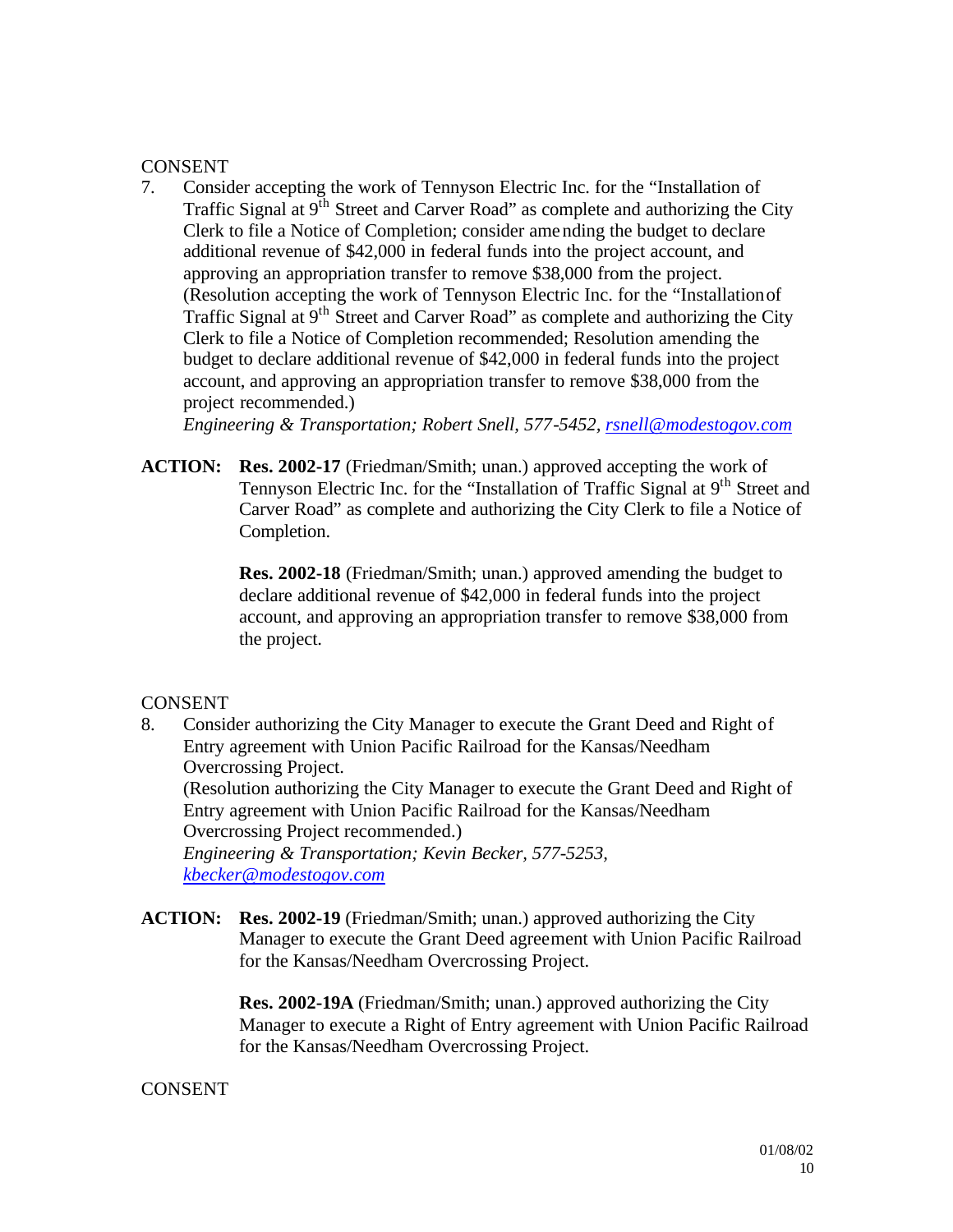CONSENT

7. Consider accepting the work of Tennyson Electric Inc. for the "Installation of Traffic Signal at 9th Street and Carver Road" as complete and authorizing the City Clerk to file a Notice of Completion; consider amending the budget to declare additional revenue of $42,000 in federal funds into the project account, and approving an appropriation transfer to remove $38,000 from the project.
   (Resolution accepting the work of Tennyson Electric Inc. for the "Installation of Traffic Signal at 9th Street and Carver Road" as complete and authorizing the City Clerk to file a Notice of Completion recommended; Resolution amending the budget to declare additional revenue of $42,000 in federal funds into the project account, and approving an appropriation transfer to remove $38,000 from the project recommended.)
   *Engineering & Transportation; Robert Snell, 577-5452, rsnell@modestogov.com*

**ACTION:** **Res. 2002-17** (Friedman/Smith; unan.) approved accepting the work of Tennyson Electric Inc. for the "Installation of Traffic Signal at 9th Street and Carver Road" as complete and authorizing the City Clerk to file a Notice of Completion.

**Res. 2002-18** (Friedman/Smith; unan.) approved amending the budget to declare additional revenue of $42,000 in federal funds into the project account, and approving an appropriation transfer to remove $38,000 from the project.

CONSENT

8. Consider authorizing the City Manager to execute the Grant Deed and Right of Entry agreement with Union Pacific Railroad for the Kansas/Needham Overcrossing Project.
   (Resolution authorizing the City Manager to execute the Grant Deed and Right of Entry agreement with Union Pacific Railroad for the Kansas/Needham Overcrossing Project recommended.)
   *Engineering & Transportation; Kevin Becker, 577-5253, kbecker@modestogov.com*

**ACTION:** **Res. 2002-19** (Friedman/Smith; unan.) approved authorizing the City Manager to execute the Grant Deed agreement with Union Pacific Railroad for the Kansas/Needham Overcrossing Project.

**Res. 2002-19A** (Friedman/Smith; unan.) approved authorizing the City Manager to execute a Right of Entry agreement with Union Pacific Railroad for the Kansas/Needham Overcrossing Project.

CONSENT

01/08/02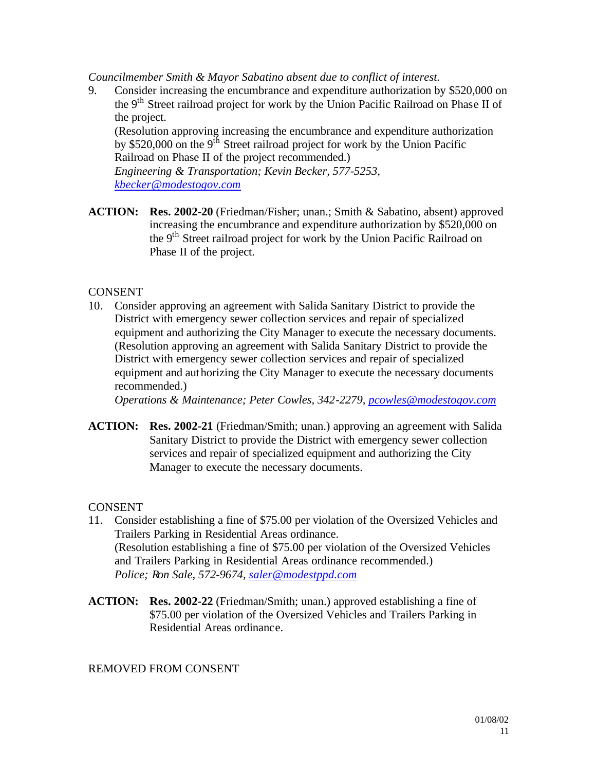*Councilmember Smith & Mayor Sabatino absent due to conflict of interest.*

9. Consider increasing the encumbrance and expenditure authorization by $520,000 on the 9th Street railroad project for work by the Union Pacific Railroad on Phase II of the project.
   (Resolution approving increasing the encumbrance and expenditure authorization by $520,000 on the 9th Street railroad project for work by the Union Pacific Railroad on Phase II of the project recommended.)
   *Engineering & Transportation; Kevin Becker, 577-5253, kbecker@modestogov.com*

**ACTION:** **Res. 2002-20** (Friedman/Fisher; unan.; Smith & Sabatino, absent) approved increasing the encumbrance and expenditure authorization by $520,000 on the 9th Street railroad project for work by the Union Pacific Railroad on Phase II of the project.

CONSENT

10. Consider approving an agreement with Salida Sanitary District to provide the District with emergency sewer collection services and repair of specialized equipment and authorizing the City Manager to execute the necessary documents.
    (Resolution approving an agreement with Salida Sanitary District to provide the District with emergency sewer collection services and repair of specialized equipment and authorizing the City Manager to execute the necessary documents recommended.)
    *Operations & Maintenance; Peter Cowles, 342-2279, pcowles@modestogov.com*

**ACTION:** **Res. 2002-21** (Friedman/Smith; unan.) approving an agreement with Salida Sanitary District to provide the District with emergency sewer collection services and repair of specialized equipment and authorizing the City Manager to execute the necessary documents.

CONSENT

11. Consider establishing a fine of $75.00 per violation of the Oversized Vehicles and Trailers Parking in Residential Areas ordinance.
    (Resolution establishing a fine of $75.00 per violation of the Oversized Vehicles and Trailers Parking in Residential Areas ordinance recommended.)
    *Police; Ron Sale, 572-9674, saler@modestppd.com*

**ACTION:** **Res. 2002-22** (Friedman/Smith; unan.) approved establishing a fine of $75.00 per violation of the Oversized Vehicles and Trailers Parking in Residential Areas ordinance.

REMOVED FROM CONSENT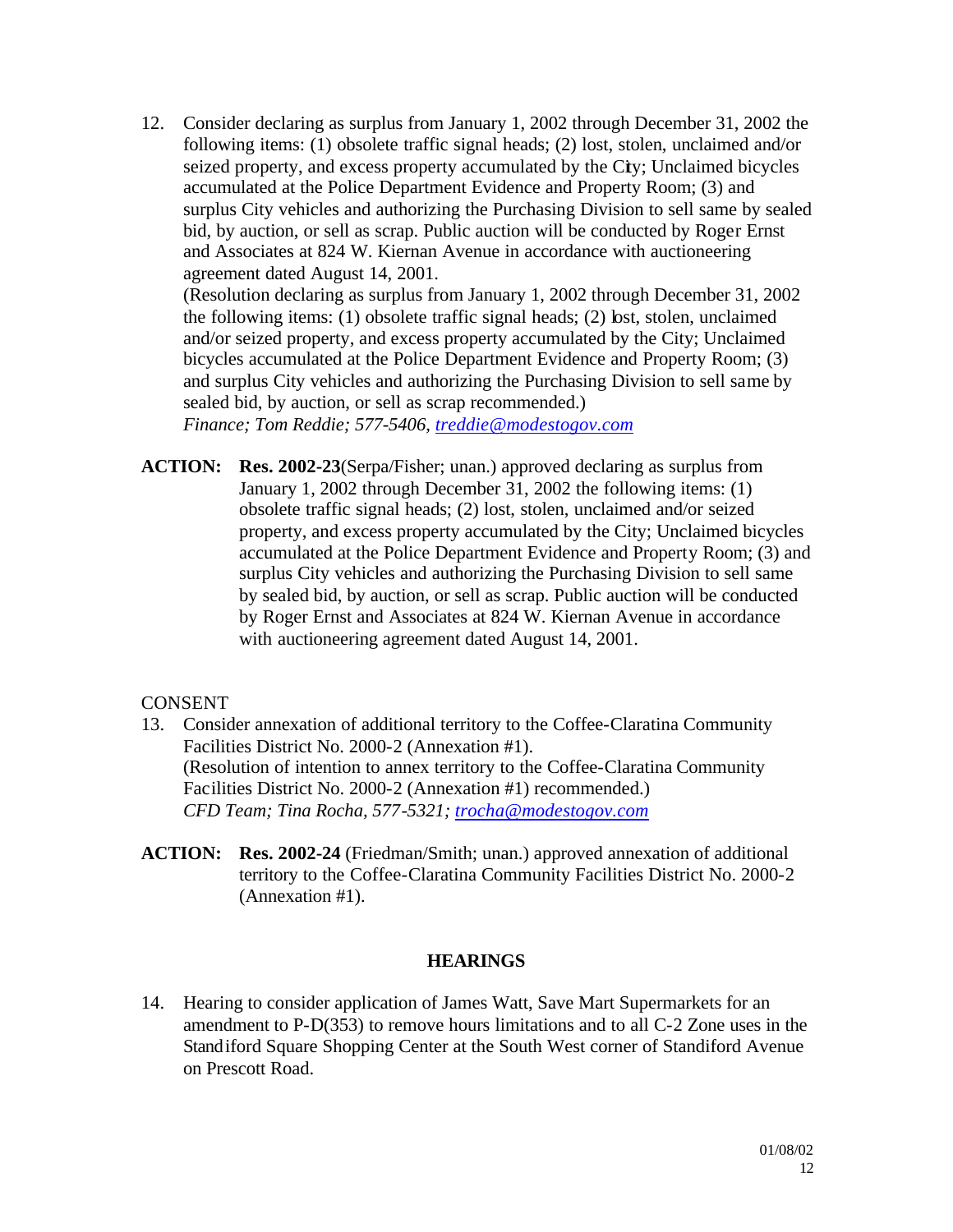12. Consider declaring as surplus from January 1, 2002 through December 31, 2002 the following items: (1) obsolete traffic signal heads; (2) lost, stolen, unclaimed and/or seized property, and excess property accumulated by the City; Unclaimed bicycles accumulated at the Police Department Evidence and Property Room; (3) and surplus City vehicles and authorizing the Purchasing Division to sell same by sealed bid, by auction, or sell as scrap. Public auction will be conducted by Roger Ernst and Associates at 824 W. Kiernan Avenue in accordance with auctioneering agreement dated August 14, 2001.
(Resolution declaring as surplus from January 1, 2002 through December 31, 2002 the following items: (1) obsolete traffic signal heads; (2) lost, stolen, unclaimed and/or seized property, and excess property accumulated by the City; Unclaimed bicycles accumulated at the Police Department Evidence and Property Room; (3) and surplus City vehicles and authorizing the Purchasing Division to sell same by sealed bid, by auction, or sell as scrap recommended.)
*Finance; Tom Reddie; 577-5406, [treddie@modestogov.com](mailto:treddie@modestogov.com)*

**ACTION:** **Res. 2002-23**(Serpa/Fisher; unan.) approved declaring as surplus from January 1, 2002 through December 31, 2002 the following items: (1) obsolete traffic signal heads; (2) lost, stolen, unclaimed and/or seized property, and excess property accumulated by the City; Unclaimed bicycles accumulated at the Police Department Evidence and Property Room; (3) and surplus City vehicles and authorizing the Purchasing Division to sell same by sealed bid, by auction, or sell as scrap. Public auction will be conducted by Roger Ernst and Associates at 824 W. Kiernan Avenue in accordance with auctioneering agreement dated August 14, 2001.

CONSENT

13. Consider annexation of additional territory to the Coffee-Claratina Community Facilities District No. 2000-2 (Annexation #1).
(Resolution of intention to annex territory to the Coffee-Claratina Community Facilities District No. 2000-2 (Annexation #1) recommended.)
*CFD Team; Tina Rocha, 577-5321; [trocha@modestogov.com](mailto:trocha@modestogov.com)*

**ACTION:** **Res. 2002-24** (Friedman/Smith; unan.) approved annexation of additional territory to the Coffee-Claratina Community Facilities District No. 2000-2 (Annexation #1).

## HEARINGS

14. Hearing to consider application of James Watt, Save Mart Supermarkets for an amendment to P-D(353) to remove hours limitations and to all C-2 Zone uses in the Standiford Square Shopping Center at the South West corner of Standiford Avenue on Prescott Road.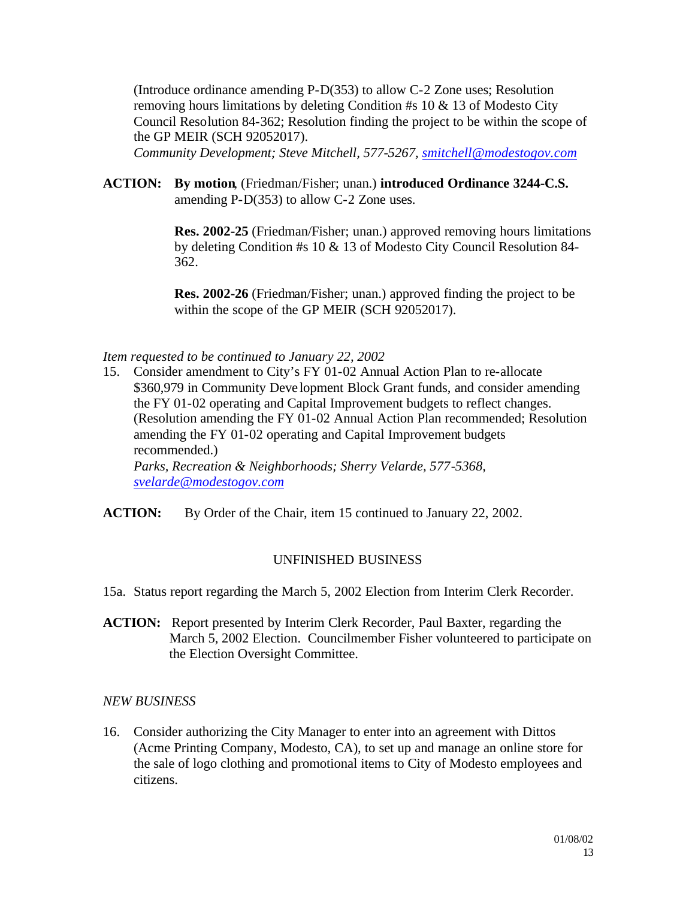(Introduce ordinance amending P-D(353) to allow C-2 Zone uses; Resolution removing hours limitations by deleting Condition #s 10 & 13 of Modesto City Council Resolution 84-362; Resolution finding the project to be within the scope of the GP MEIR (SCH 92052017).
*Community Development; Steve Mitchell, 577-5267, smitchell@modestogov.com*

**ACTION:** **By motion**, (Friedman/Fisher; unan.) **introduced Ordinance 3244-C.S.** amending P-D(353) to allow C-2 Zone uses.

**Res. 2002-25** (Friedman/Fisher; unan.) approved removing hours limitations by deleting Condition #s 10 & 13 of Modesto City Council Resolution 84-362.

**Res. 2002-26** (Friedman/Fisher; unan.) approved finding the project to be within the scope of the GP MEIR (SCH 92052017).

*Item requested to be continued to January 22, 2002*

15. Consider amendment to City's FY 01-02 Annual Action Plan to re-allocate $360,979 in Community Development Block Grant funds, and consider amending the FY 01-02 operating and Capital Improvement budgets to reflect changes. (Resolution amending the FY 01-02 Annual Action Plan recommended; Resolution amending the FY 01-02 operating and Capital Improvement budgets recommended.)
*Parks, Recreation & Neighborhoods; Sherry Velarde, 577-5368, svelarde@modestogov.com*

**ACTION:** By Order of the Chair, item 15 continued to January 22, 2002.

## UNFINISHED BUSINESS

15a. Status report regarding the March 5, 2002 Election from Interim Clerk Recorder.

**ACTION:** Report presented by Interim Clerk Recorder, Paul Baxter, regarding the March 5, 2002 Election. Councilmember Fisher volunteered to participate on the Election Oversight Committee.

*NEW BUSINESS*

16. Consider authorizing the City Manager to enter into an agreement with Dittos (Acme Printing Company, Modesto, CA), to set up and manage an online store for the sale of logo clothing and promotional items to City of Modesto employees and citizens.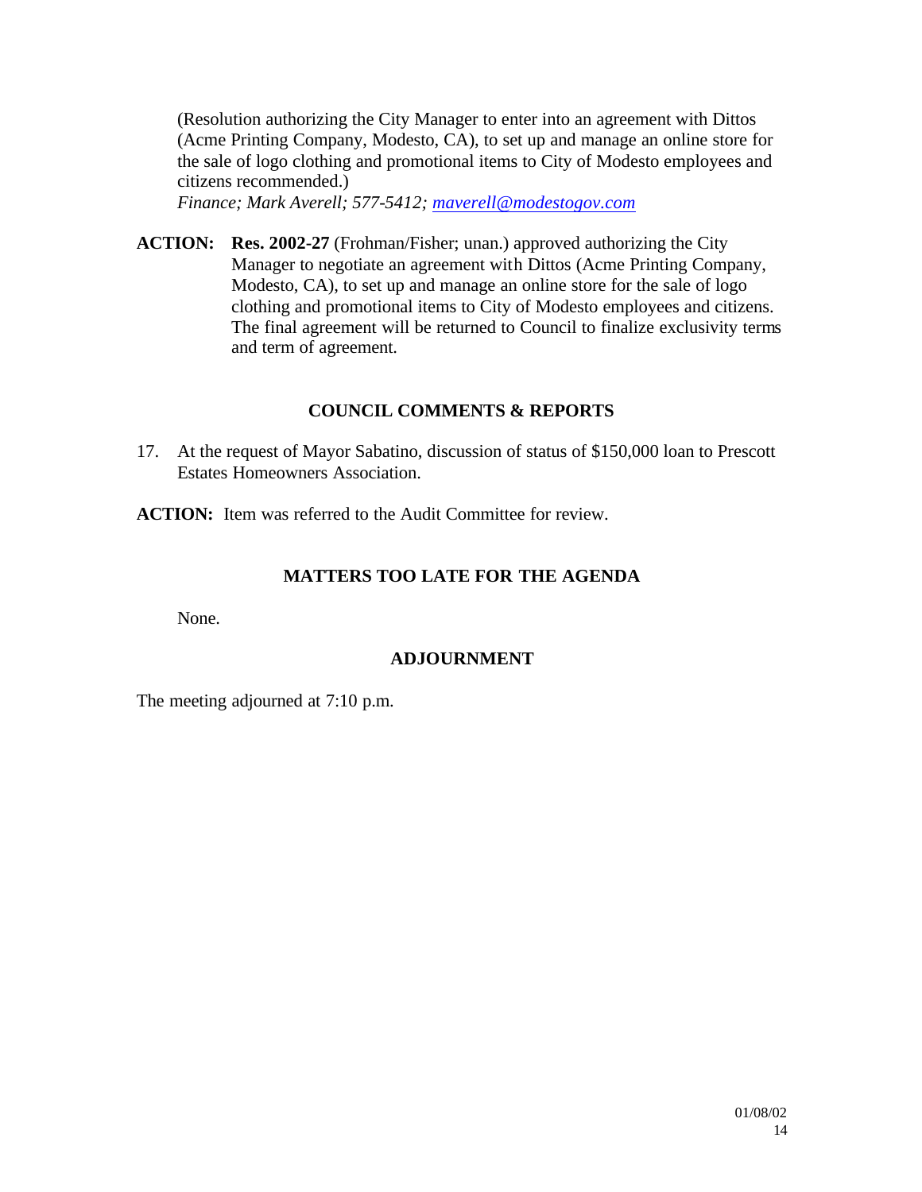(Resolution authorizing the City Manager to enter into an agreement with Dittos (Acme Printing Company, Modesto, CA), to set up and manage an online store for the sale of logo clothing and promotional items to City of Modesto employees and citizens recommended.)
*Finance; Mark Averell; 577-5412; maverell@modestogov.com*

**ACTION:** **Res. 2002-27** (Frohman/Fisher; unan.) approved authorizing the City Manager to negotiate an agreement with Dittos (Acme Printing Company, Modesto, CA), to set up and manage an online store for the sale of logo clothing and promotional items to City of Modesto employees and citizens. The final agreement will be returned to Council to finalize exclusivity terms and term of agreement.

## COUNCIL COMMENTS & REPORTS

17. At the request of Mayor Sabatino, discussion of status of $150,000 loan to Prescott Estates Homeowners Association.

**ACTION:** Item was referred to the Audit Committee for review.

## MATTERS TOO LATE FOR THE AGENDA

None.

## ADJOURNMENT

The meeting adjourned at 7:10 p.m.

01/08/02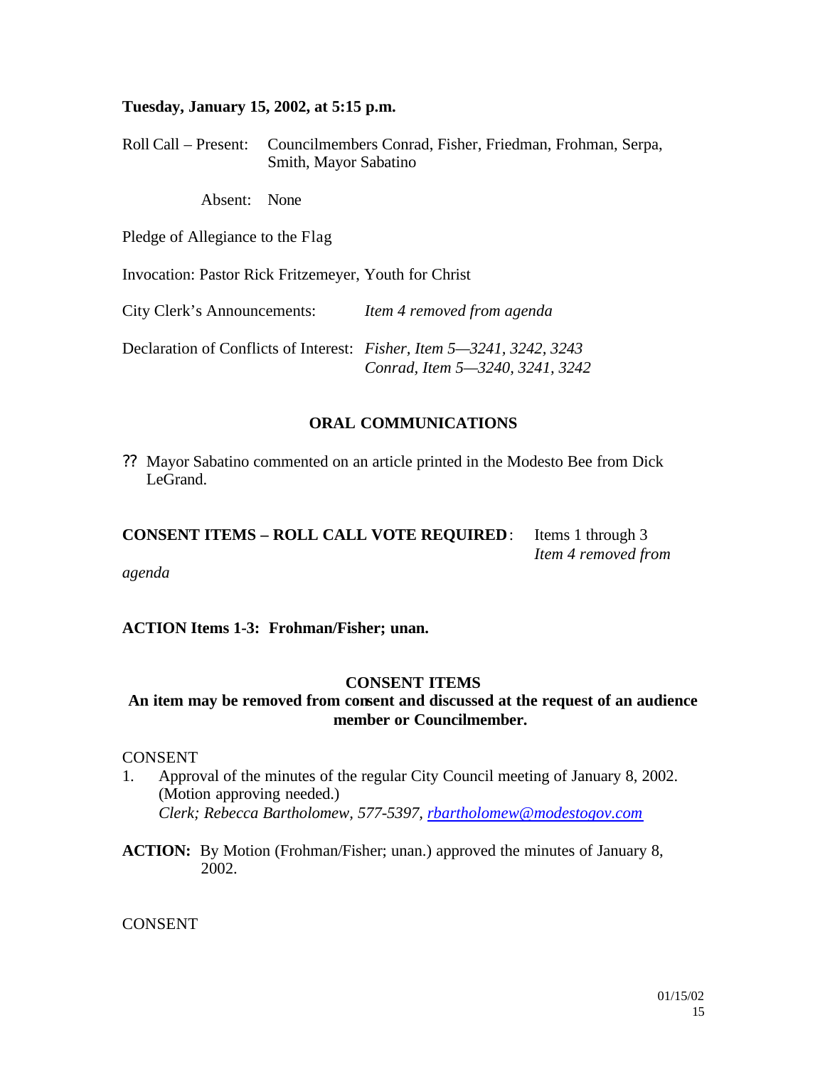**Tuesday, January 15, 2002, at 5:15 p.m.**

Roll Call – Present: Councilmembers Conrad, Fisher, Friedman, Frohman, Serpa, Smith, Mayor Sabatino

Absent: None

Pledge of Allegiance to the Flag

Invocation: Pastor Rick Fritzemeyer, Youth for Christ

City Clerk's Announcements: *Item 4 removed from agenda*

Declaration of Conflicts of Interest: *Fisher, Item 5—3241, 3242, 3243*
*Conrad, Item 5—3240, 3241, 3242*

## ORAL COMMUNICATIONS

?? Mayor Sabatino commented on an article printed in the Modesto Bee from Dick LeGrand.

**CONSENT ITEMS – ROLL CALL VOTE REQUIRED**: Items 1 through 3
*Item 4 removed from agenda*

**ACTION Items 1-3: Frohman/Fisher; unan.**

## CONSENT ITEMS

**An item may be removed from consent and discussed at the request of an audience member or Councilmember.**

CONSENT

1. Approval of the minutes of the regular City Council meeting of January 8, 2002. (Motion approving needed.)
   *Clerk; Rebecca Bartholomew, 577-5397, rbartholomew@modestogov.com*

**ACTION:** By Motion (Frohman/Fisher; unan.) approved the minutes of January 8, 2002.

CONSENT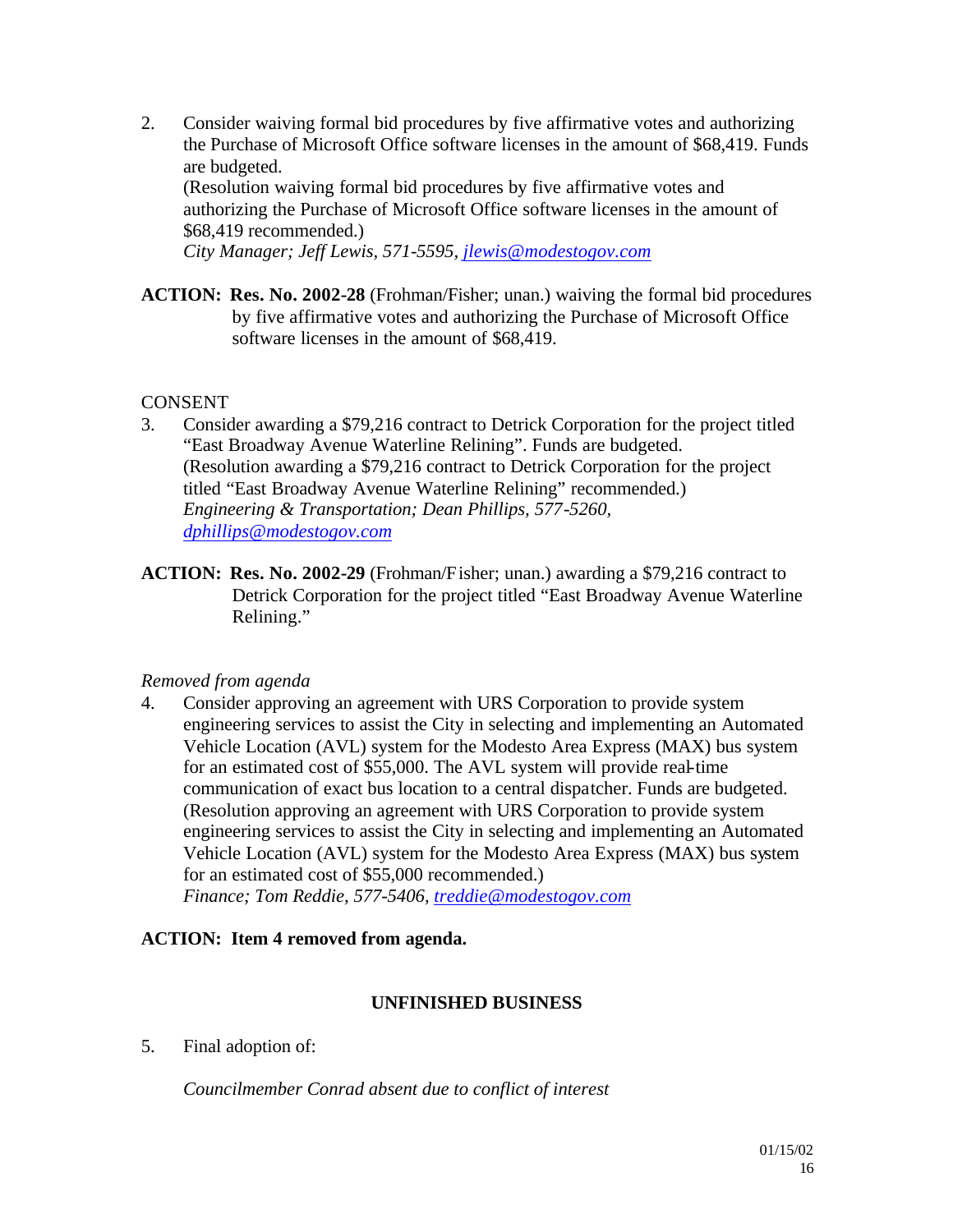2. Consider waiving formal bid procedures by five affirmative votes and authorizing the Purchase of Microsoft Office software licenses in the amount of $68,419. Funds are budgeted.
   (Resolution waiving formal bid procedures by five affirmative votes and authorizing the Purchase of Microsoft Office software licenses in the amount of $68,419 recommended.)
   *City Manager; Jeff Lewis, 571-5595, jlewis@modestogov.com*

**ACTION: Res. No. 2002-28** (Frohman/Fisher; unan.) waiving the formal bid procedures by five affirmative votes and authorizing the Purchase of Microsoft Office software licenses in the amount of $68,419.

CONSENT

3. Consider awarding a $79,216 contract to Detrick Corporation for the project titled "East Broadway Avenue Waterline Relining". Funds are budgeted.
   (Resolution awarding a $79,216 contract to Detrick Corporation for the project titled "East Broadway Avenue Waterline Relining" recommended.)
   *Engineering & Transportation; Dean Phillips, 577-5260, dphillips@modestogov.com*

**ACTION: Res. No. 2002-29** (Frohman/Fisher; unan.) awarding a $79,216 contract to Detrick Corporation for the project titled "East Broadway Avenue Waterline Relining."

*Removed from agenda*

4. Consider approving an agreement with URS Corporation to provide system engineering services to assist the City in selecting and implementing an Automated Vehicle Location (AVL) system for the Modesto Area Express (MAX) bus system for an estimated cost of $55,000. The AVL system will provide real-time communication of exact bus location to a central dispatcher. Funds are budgeted.
   (Resolution approving an agreement with URS Corporation to provide system engineering services to assist the City in selecting and implementing an Automated Vehicle Location (AVL) system for the Modesto Area Express (MAX) bus system for an estimated cost of $55,000 recommended.)
   *Finance; Tom Reddie, 577-5406, treddie@modestogov.com*

**ACTION: Item 4 removed from agenda.**

## UNFINISHED BUSINESS

5. Final adoption of:

   *Councilmember Conrad absent due to conflict of interest*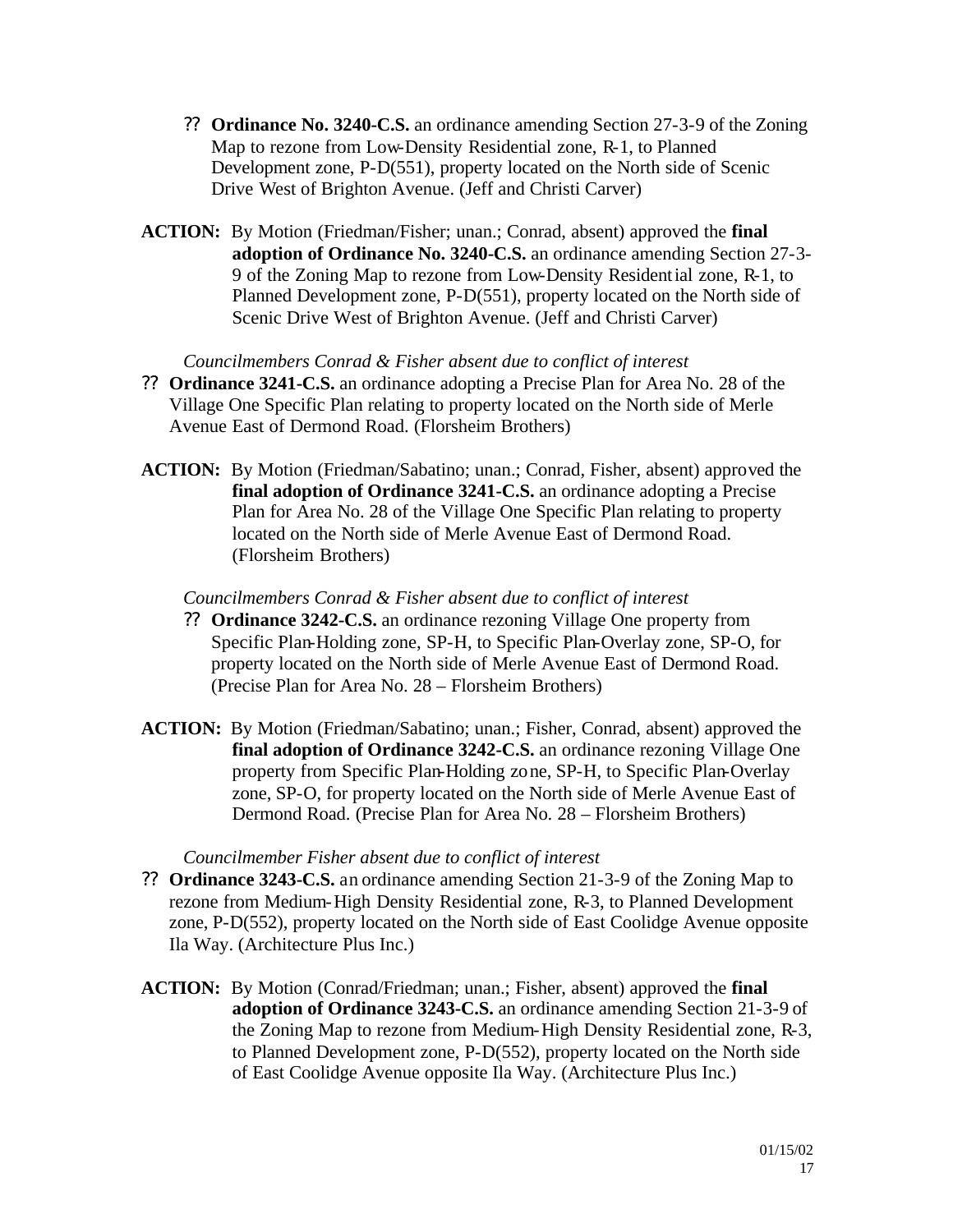- **Ordinance No. 3240-C.S.** an ordinance amending Section 27-3-9 of the Zoning Map to rezone from Low-Density Residential zone, R-1, to Planned Development zone, P-D(551), property located on the North side of Scenic Drive West of Brighton Avenue. (Jeff and Christi Carver)

**ACTION:** By Motion (Friedman/Fisher; unan.; Conrad, absent) approved the **final adoption of Ordinance No. 3240-C.S.** an ordinance amending Section 27-3-9 of the Zoning Map to rezone from Low-Density Residential zone, R-1, to Planned Development zone, P-D(551), property located on the North side of Scenic Drive West of Brighton Avenue. (Jeff and Christi Carver)

*Councilmembers Conrad & Fisher absent due to conflict of interest*

- **Ordinance 3241-C.S.** an ordinance adopting a Precise Plan for Area No. 28 of the Village One Specific Plan relating to property located on the North side of Merle Avenue East of Dermond Road. (Florsheim Brothers)

**ACTION:** By Motion (Friedman/Sabatino; unan.; Conrad, Fisher, absent) approved the **final adoption of Ordinance 3241-C.S.** an ordinance adopting a Precise Plan for Area No. 28 of the Village One Specific Plan relating to property located on the North side of Merle Avenue East of Dermond Road. (Florsheim Brothers)

*Councilmembers Conrad & Fisher absent due to conflict of interest*

- **Ordinance 3242-C.S.** an ordinance rezoning Village One property from Specific Plan-Holding zone, SP-H, to Specific Plan-Overlay zone, SP-O, for property located on the North side of Merle Avenue East of Dermond Road. (Precise Plan for Area No. 28 – Florsheim Brothers)

**ACTION:** By Motion (Friedman/Sabatino; unan.; Fisher, Conrad, absent) approved the **final adoption of Ordinance 3242-C.S.** an ordinance rezoning Village One property from Specific Plan-Holding zone, SP-H, to Specific Plan-Overlay zone, SP-O, for property located on the North side of Merle Avenue East of Dermond Road. (Precise Plan for Area No. 28 – Florsheim Brothers)

*Councilmember Fisher absent due to conflict of interest*

- **Ordinance 3243-C.S.** an ordinance amending Section 21-3-9 of the Zoning Map to rezone from Medium-High Density Residential zone, R-3, to Planned Development zone, P-D(552), property located on the North side of East Coolidge Avenue opposite Ila Way. (Architecture Plus Inc.)

**ACTION:** By Motion (Conrad/Friedman; unan.; Fisher, absent) approved the **final adoption of Ordinance 3243-C.S.** an ordinance amending Section 21-3-9 of the Zoning Map to rezone from Medium-High Density Residential zone, R-3, to Planned Development zone, P-D(552), property located on the North side of East Coolidge Avenue opposite Ila Way. (Architecture Plus Inc.)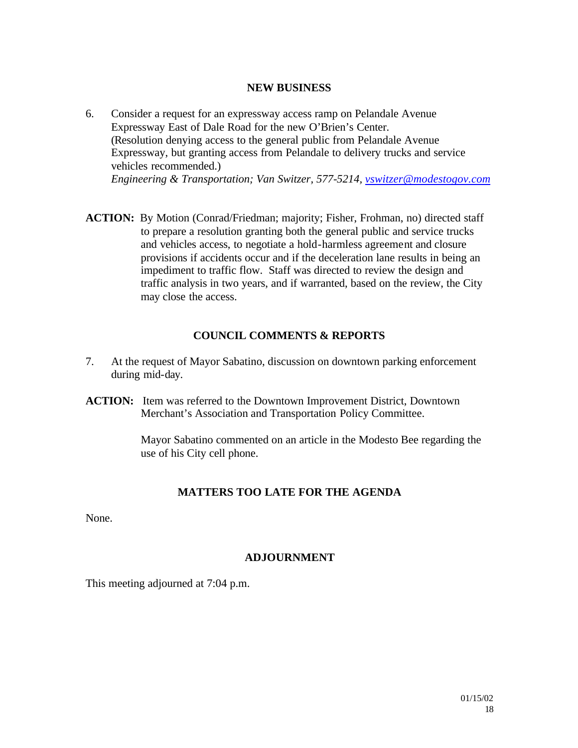## NEW BUSINESS

6. Consider a request for an expressway access ramp on Pelandale Avenue Expressway East of Dale Road for the new O'Brien's Center. (Resolution denying access to the general public from Pelandale Avenue Expressway, but granting access from Pelandale to delivery trucks and service vehicles recommended.)
   *Engineering & Transportation; Van Switzer, 577-5214, [vswitzer@modestogov.com](mailto:vswitzer@modestogov.com)*

**ACTION:** By Motion (Conrad/Friedman; majority; Fisher, Frohman, no) directed staff to prepare a resolution granting both the general public and service trucks and vehicles access, to negotiate a hold-harmless agreement and closure provisions if accidents occur and if the deceleration lane results in being an impediment to traffic flow. Staff was directed to review the design and traffic analysis in two years, and if warranted, based on the review, the City may close the access.

## COUNCIL COMMENTS & REPORTS

7. At the request of Mayor Sabatino, discussion on downtown parking enforcement during mid-day.

**ACTION:** Item was referred to the Downtown Improvement District, Downtown Merchant's Association and Transportation Policy Committee.

Mayor Sabatino commented on an article in the Modesto Bee regarding the use of his City cell phone.

## MATTERS TOO LATE FOR THE AGENDA

None.

## ADJOURNMENT

This meeting adjourned at 7:04 p.m.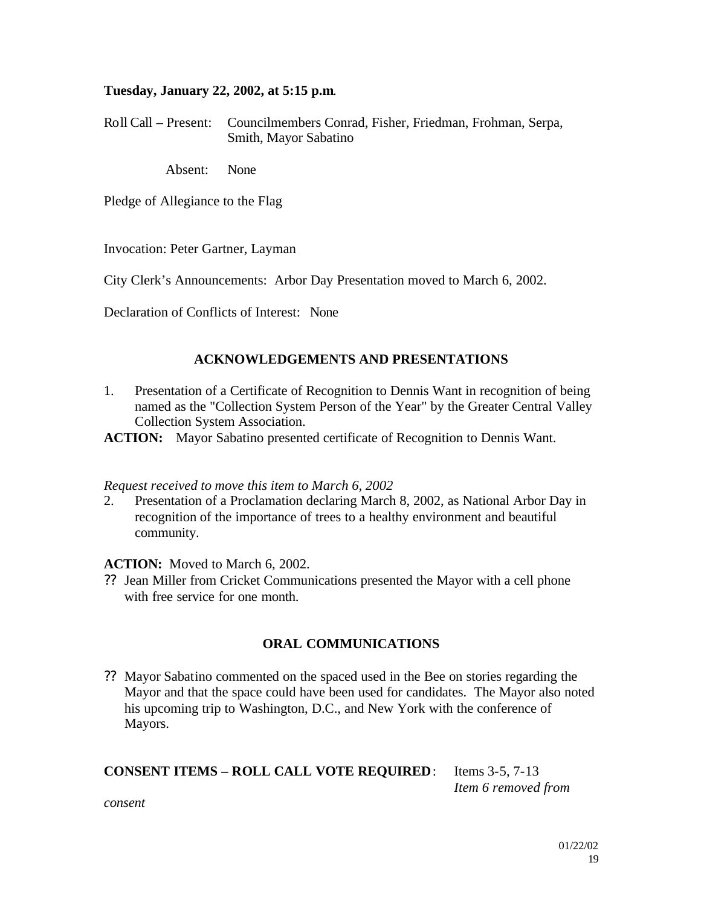**Tuesday, January 22, 2002, at 5:15 p.m.**

Roll Call – Present: Councilmembers Conrad, Fisher, Friedman, Frohman, Serpa, Smith, Mayor Sabatino

Absent: None

Pledge of Allegiance to the Flag

Invocation: Peter Gartner, Layman

City Clerk's Announcements: Arbor Day Presentation moved to March 6, 2002.

Declaration of Conflicts of Interest: None

## ACKNOWLEDGEMENTS AND PRESENTATIONS

1. Presentation of a Certificate of Recognition to Dennis Want in recognition of being named as the "Collection System Person of the Year" by the Greater Central Valley Collection System Association.

**ACTION:** Mayor Sabatino presented certificate of Recognition to Dennis Want.

*Request received to move this item to March 6, 2002*

2. Presentation of a Proclamation declaring March 8, 2002, as National Arbor Day in recognition of the importance of trees to a healthy environment and beautiful community.

**ACTION:** Moved to March 6, 2002.

?? Jean Miller from Cricket Communications presented the Mayor with a cell phone with free service for one month.

## ORAL COMMUNICATIONS

?? Mayor Sabatino commented on the spaced used in the Bee on stories regarding the Mayor and that the space could have been used for candidates. The Mayor also noted his upcoming trip to Washington, D.C., and New York with the conference of Mayors.

**CONSENT ITEMS – ROLL CALL VOTE REQUIRED**: Items 3-5, 7-13 *Item 6 removed from consent*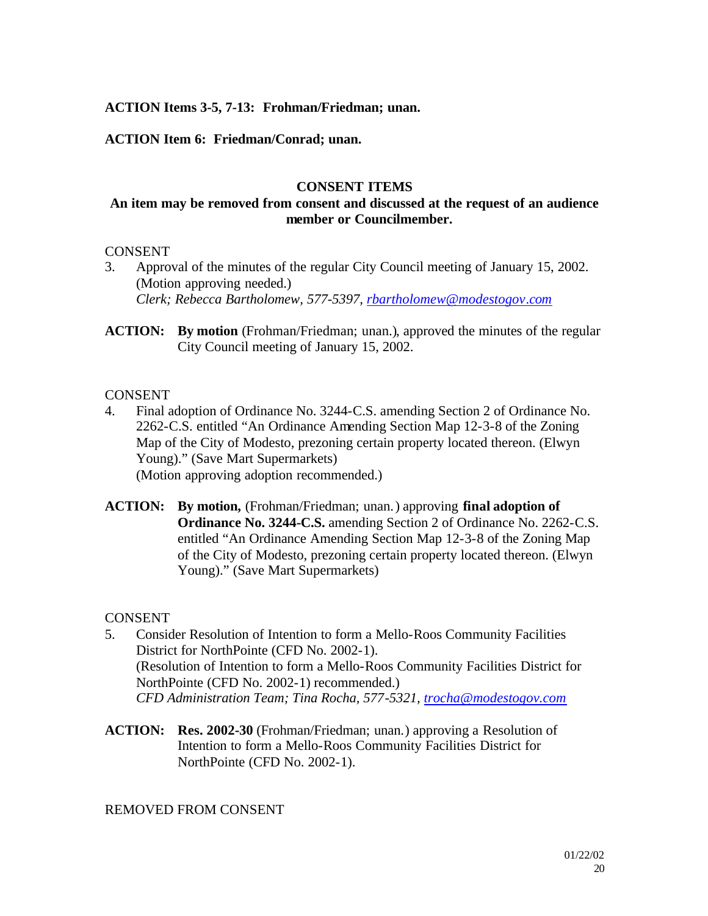**ACTION Items 3-5, 7-13: Frohman/Friedman; unan.**

**ACTION Item 6: Friedman/Conrad; unan.**

## CONSENT ITEMS

**An item may be removed from consent and discussed at the request of an audience member or Councilmember.**

CONSENT

3. Approval of the minutes of the regular City Council meeting of January 15, 2002. (Motion approving needed.)
   *Clerk; Rebecca Bartholomew, 577-5397, rbartholomew@modestogov.com*

**ACTION:** **By motion** (Frohman/Friedman; unan.), approved the minutes of the regular City Council meeting of January 15, 2002.

CONSENT

4. Final adoption of Ordinance No. 3244-C.S. amending Section 2 of Ordinance No. 2262-C.S. entitled "An Ordinance Amending Section Map 12-3-8 of the Zoning Map of the City of Modesto, prezoning certain property located thereon. (Elwyn Young)." (Save Mart Supermarkets)
   (Motion approving adoption recommended.)

**ACTION:** **By motion,** (Frohman/Friedman; unan.) approving **final adoption of Ordinance No. 3244-C.S.** amending Section 2 of Ordinance No. 2262-C.S. entitled "An Ordinance Amending Section Map 12-3-8 of the Zoning Map of the City of Modesto, prezoning certain property located thereon. (Elwyn Young)." (Save Mart Supermarkets)

CONSENT

5. Consider Resolution of Intention to form a Mello-Roos Community Facilities District for NorthPointe (CFD No. 2002-1).
   (Resolution of Intention to form a Mello-Roos Community Facilities District for NorthPointe (CFD No. 2002-1) recommended.)
   *CFD Administration Team; Tina Rocha, 577-5321, trocha@modestogov.com*

**ACTION:** **Res. 2002-30** (Frohman/Friedman; unan.) approving a Resolution of Intention to form a Mello-Roos Community Facilities District for NorthPointe (CFD No. 2002-1).

REMOVED FROM CONSENT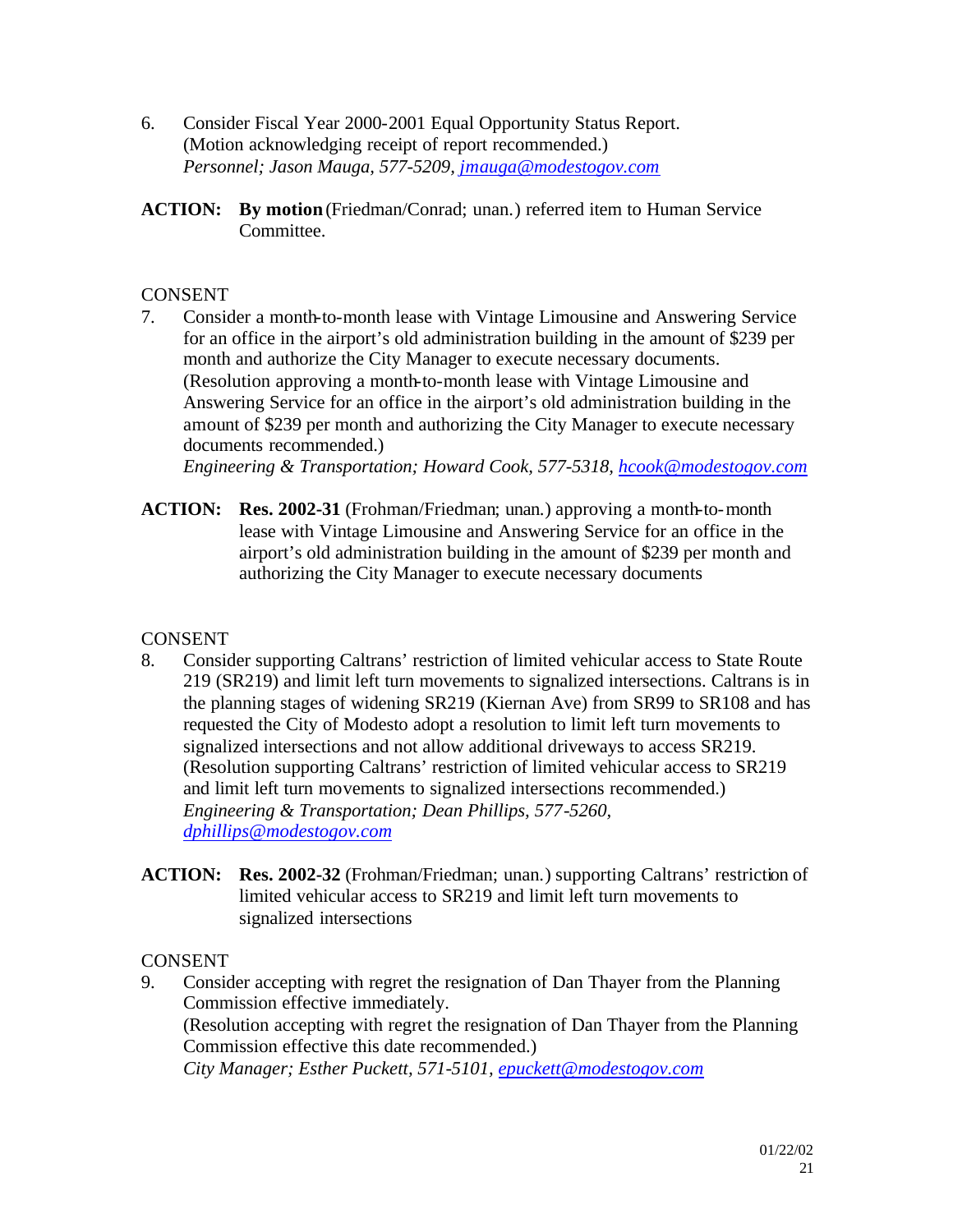6. Consider Fiscal Year 2000-2001 Equal Opportunity Status Report. (Motion acknowledging receipt of report recommended.)
   *Personnel; Jason Mauga, 577-5209, jmauga@modestogov.com*

**ACTION:** **By motion** (Friedman/Conrad; unan.) referred item to Human Service Committee.

CONSENT

7. Consider a month-to-month lease with Vintage Limousine and Answering Service for an office in the airport's old administration building in the amount of $239 per month and authorize the City Manager to execute necessary documents. (Resolution approving a month-to-month lease with Vintage Limousine and Answering Service for an office in the airport's old administration building in the amount of $239 per month and authorizing the City Manager to execute necessary documents recommended.)
   *Engineering & Transportation; Howard Cook, 577-5318, hcook@modestogov.com*

**ACTION:** **Res. 2002-31** (Frohman/Friedman; unan.) approving a month-to-month lease with Vintage Limousine and Answering Service for an office in the airport's old administration building in the amount of $239 per month and authorizing the City Manager to execute necessary documents

CONSENT

8. Consider supporting Caltrans' restriction of limited vehicular access to State Route 219 (SR219) and limit left turn movements to signalized intersections. Caltrans is in the planning stages of widening SR219 (Kiernan Ave) from SR99 to SR108 and has requested the City of Modesto adopt a resolution to limit left turn movements to signalized intersections and not allow additional driveways to access SR219. (Resolution supporting Caltrans' restriction of limited vehicular access to SR219 and limit left turn movements to signalized intersections recommended.)
   *Engineering & Transportation; Dean Phillips, 577-5260, dphillips@modestogov.com*

**ACTION:** **Res. 2002-32** (Frohman/Friedman; unan.) supporting Caltrans' restriction of limited vehicular access to SR219 and limit left turn movements to signalized intersections

CONSENT

9. Consider accepting with regret the resignation of Dan Thayer from the Planning Commission effective immediately.
   (Resolution accepting with regret the resignation of Dan Thayer from the Planning Commission effective this date recommended.)
   *City Manager; Esther Puckett, 571-5101, epuckett@modestogov.com*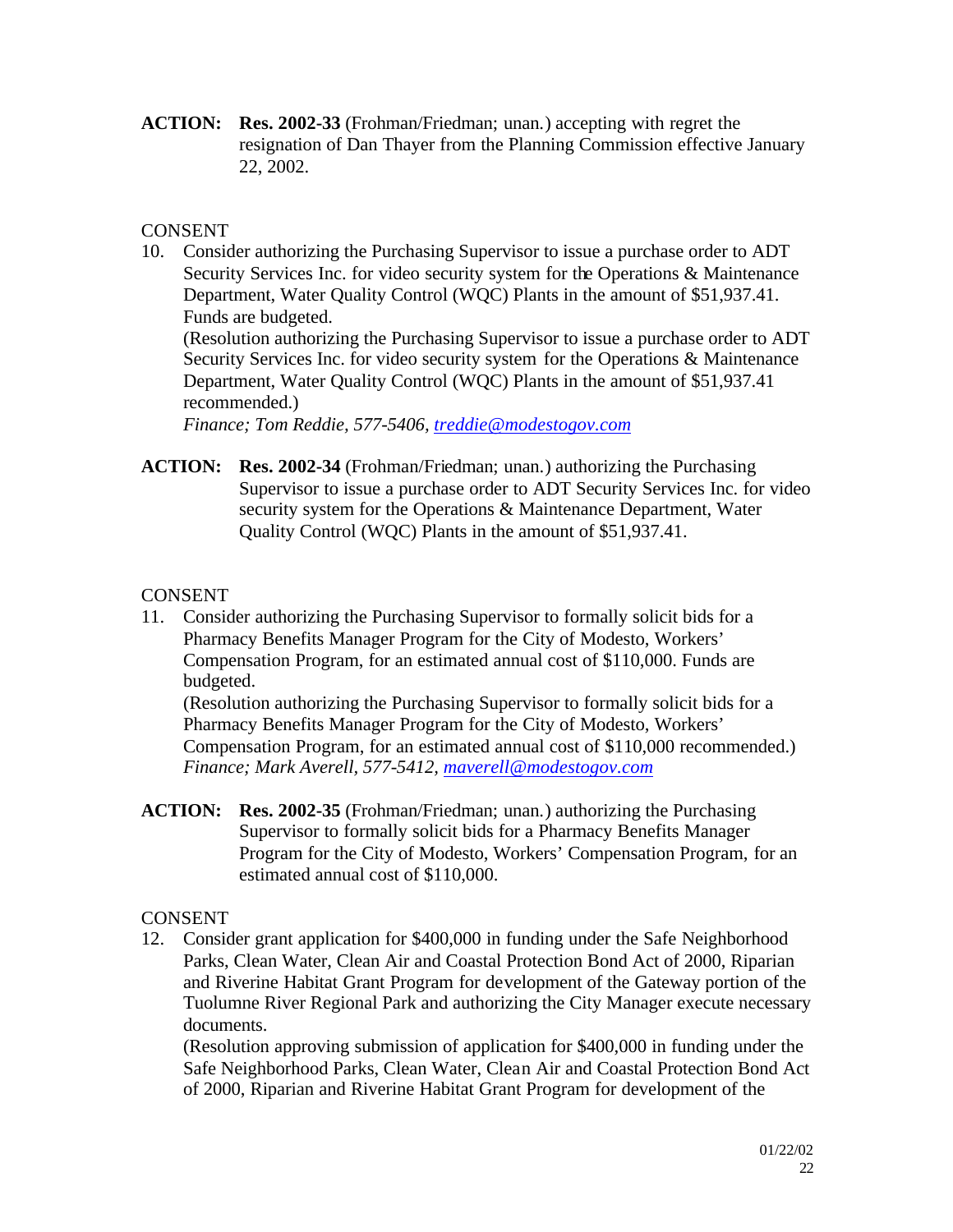**ACTION:** **Res. 2002-33** (Frohman/Friedman; unan.) accepting with regret the resignation of Dan Thayer from the Planning Commission effective January 22, 2002.

CONSENT

10. Consider authorizing the Purchasing Supervisor to issue a purchase order to ADT Security Services Inc. for video security system for the Operations & Maintenance Department, Water Quality Control (WQC) Plants in the amount of $51,937.41. Funds are budgeted.

    (Resolution authorizing the Purchasing Supervisor to issue a purchase order to ADT Security Services Inc. for video security system for the Operations & Maintenance Department, Water Quality Control (WQC) Plants in the amount of $51,937.41 recommended.)

    *Finance; Tom Reddie, 577-5406, treddie@modestogov.com*

**ACTION:** **Res. 2002-34** (Frohman/Friedman; unan.) authorizing the Purchasing Supervisor to issue a purchase order to ADT Security Services Inc. for video security system for the Operations & Maintenance Department, Water Quality Control (WQC) Plants in the amount of $51,937.41.

CONSENT

11. Consider authorizing the Purchasing Supervisor to formally solicit bids for a Pharmacy Benefits Manager Program for the City of Modesto, Workers' Compensation Program, for an estimated annual cost of $110,000. Funds are budgeted.

    (Resolution authorizing the Purchasing Supervisor to formally solicit bids for a Pharmacy Benefits Manager Program for the City of Modesto, Workers' Compensation Program, for an estimated annual cost of $110,000 recommended.)

    *Finance; Mark Averell, 577-5412, maverell@modestogov.com*

**ACTION:** **Res. 2002-35** (Frohman/Friedman; unan.) authorizing the Purchasing Supervisor to formally solicit bids for a Pharmacy Benefits Manager Program for the City of Modesto, Workers' Compensation Program, for an estimated annual cost of $110,000.

CONSENT

12. Consider grant application for $400,000 in funding under the Safe Neighborhood Parks, Clean Water, Clean Air and Coastal Protection Bond Act of 2000, Riparian and Riverine Habitat Grant Program for development of the Gateway portion of the Tuolumne River Regional Park and authorizing the City Manager execute necessary documents.

    (Resolution approving submission of application for $400,000 in funding under the Safe Neighborhood Parks, Clean Water, Clean Air and Coastal Protection Bond Act of 2000, Riparian and Riverine Habitat Grant Program for development of the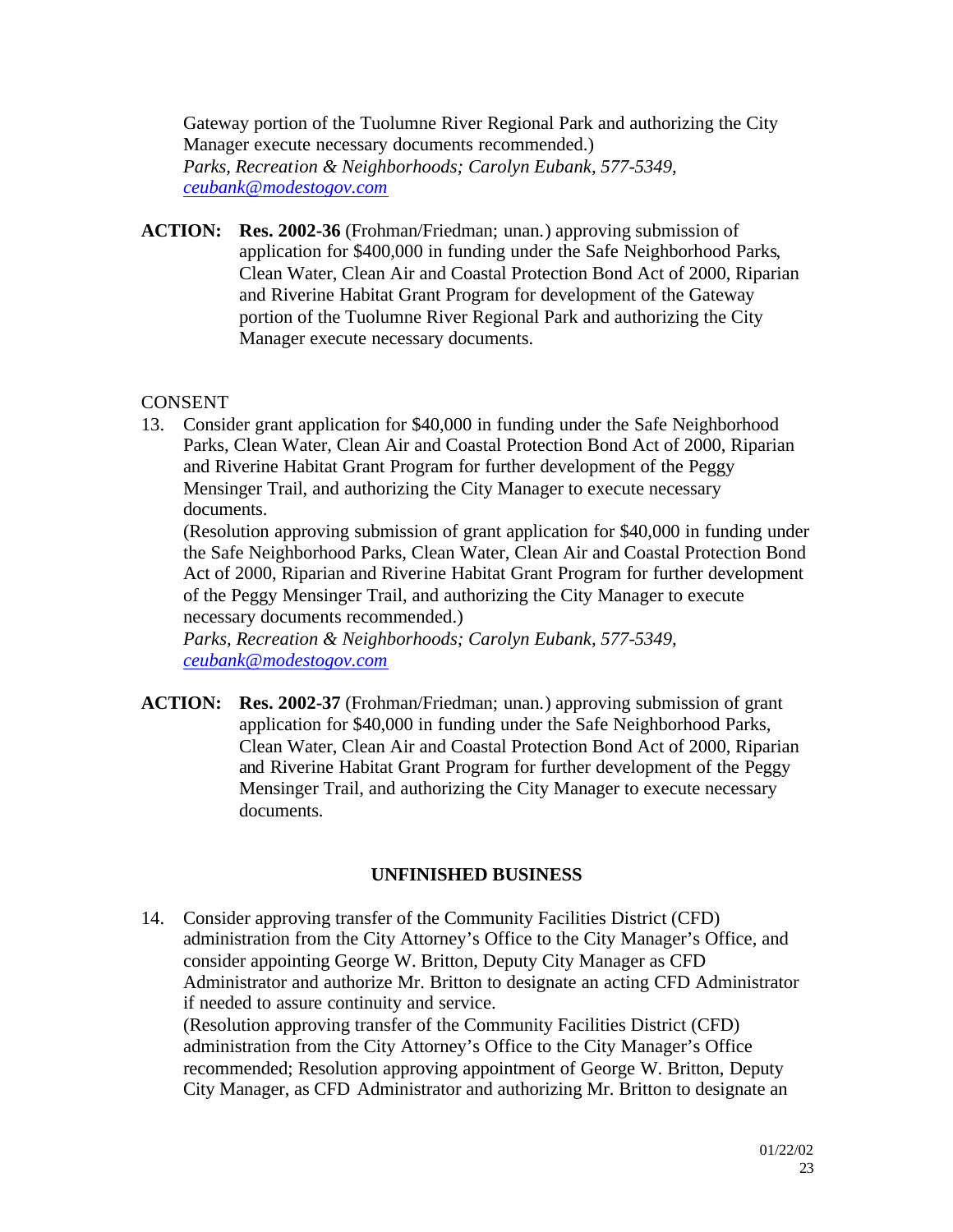Gateway portion of the Tuolumne River Regional Park and authorizing the City Manager execute necessary documents recommended.)
*Parks, Recreation & Neighborhoods; Carolyn Eubank, 577-5349, ceubank@modestogov.com*

**ACTION:** **Res. 2002-36** (Frohman/Friedman; unan.) approving submission of application for $400,000 in funding under the Safe Neighborhood Parks, Clean Water, Clean Air and Coastal Protection Bond Act of 2000, Riparian and Riverine Habitat Grant Program for development of the Gateway portion of the Tuolumne River Regional Park and authorizing the City Manager execute necessary documents.

CONSENT

13. Consider grant application for $40,000 in funding under the Safe Neighborhood Parks, Clean Water, Clean Air and Coastal Protection Bond Act of 2000, Riparian and Riverine Habitat Grant Program for further development of the Peggy Mensinger Trail, and authorizing the City Manager to execute necessary documents.
(Resolution approving submission of grant application for $40,000 in funding under the Safe Neighborhood Parks, Clean Water, Clean Air and Coastal Protection Bond Act of 2000, Riparian and Riverine Habitat Grant Program for further development of the Peggy Mensinger Trail, and authorizing the City Manager to execute necessary documents recommended.)
*Parks, Recreation & Neighborhoods; Carolyn Eubank, 577-5349, ceubank@modestogov.com*

**ACTION:** **Res. 2002-37** (Frohman/Friedman; unan.) approving submission of grant application for $40,000 in funding under the Safe Neighborhood Parks, Clean Water, Clean Air and Coastal Protection Bond Act of 2000, Riparian and Riverine Habitat Grant Program for further development of the Peggy Mensinger Trail, and authorizing the City Manager to execute necessary documents.

## UNFINISHED BUSINESS

14. Consider approving transfer of the Community Facilities District (CFD) administration from the City Attorney's Office to the City Manager's Office, and consider appointing George W. Britton, Deputy City Manager as CFD Administrator and authorize Mr. Britton to designate an acting CFD Administrator if needed to assure continuity and service.
(Resolution approving transfer of the Community Facilities District (CFD) administration from the City Attorney's Office to the City Manager's Office recommended; Resolution approving appointment of George W. Britton, Deputy City Manager, as CFD Administrator and authorizing Mr. Britton to designate an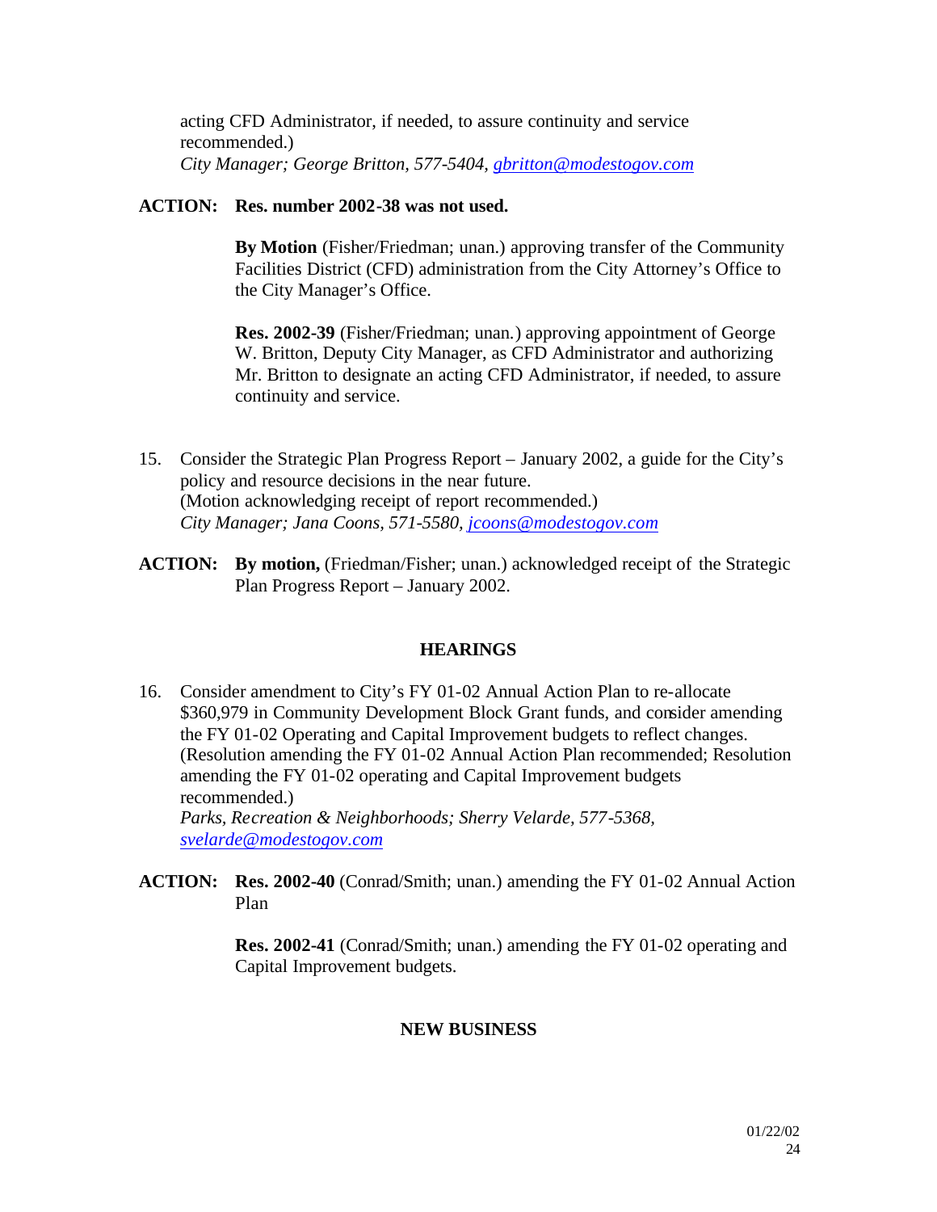acting CFD Administrator, if needed, to assure continuity and service recommended.)
*City Manager; George Britton, 577-5404, gbritton@modestogov.com*

**ACTION:** **Res. number 2002-38 was not used.**

**By Motion** (Fisher/Friedman; unan.) approving transfer of the Community Facilities District (CFD) administration from the City Attorney's Office to the City Manager's Office.

**Res. 2002-39** (Fisher/Friedman; unan.) approving appointment of George W. Britton, Deputy City Manager, as CFD Administrator and authorizing Mr. Britton to designate an acting CFD Administrator, if needed, to assure continuity and service.

15. Consider the Strategic Plan Progress Report – January 2002, a guide for the City's policy and resource decisions in the near future.
(Motion acknowledging receipt of report recommended.)
*City Manager; Jana Coons, 571-5580, jcoons@modestogov.com*

**ACTION:** **By motion,** (Friedman/Fisher; unan.) acknowledged receipt of the Strategic Plan Progress Report – January 2002.

## HEARINGS

16. Consider amendment to City's FY 01-02 Annual Action Plan to re-allocate $360,979 in Community Development Block Grant funds, and consider amending the FY 01-02 Operating and Capital Improvement budgets to reflect changes.
(Resolution amending the FY 01-02 Annual Action Plan recommended; Resolution amending the FY 01-02 operating and Capital Improvement budgets recommended.)
*Parks, Recreation & Neighborhoods; Sherry Velarde, 577-5368, svelarde@modestogov.com*

**ACTION:** **Res. 2002-40** (Conrad/Smith; unan.) amending the FY 01-02 Annual Action Plan

**Res. 2002-41** (Conrad/Smith; unan.) amending the FY 01-02 operating and Capital Improvement budgets.

## NEW BUSINESS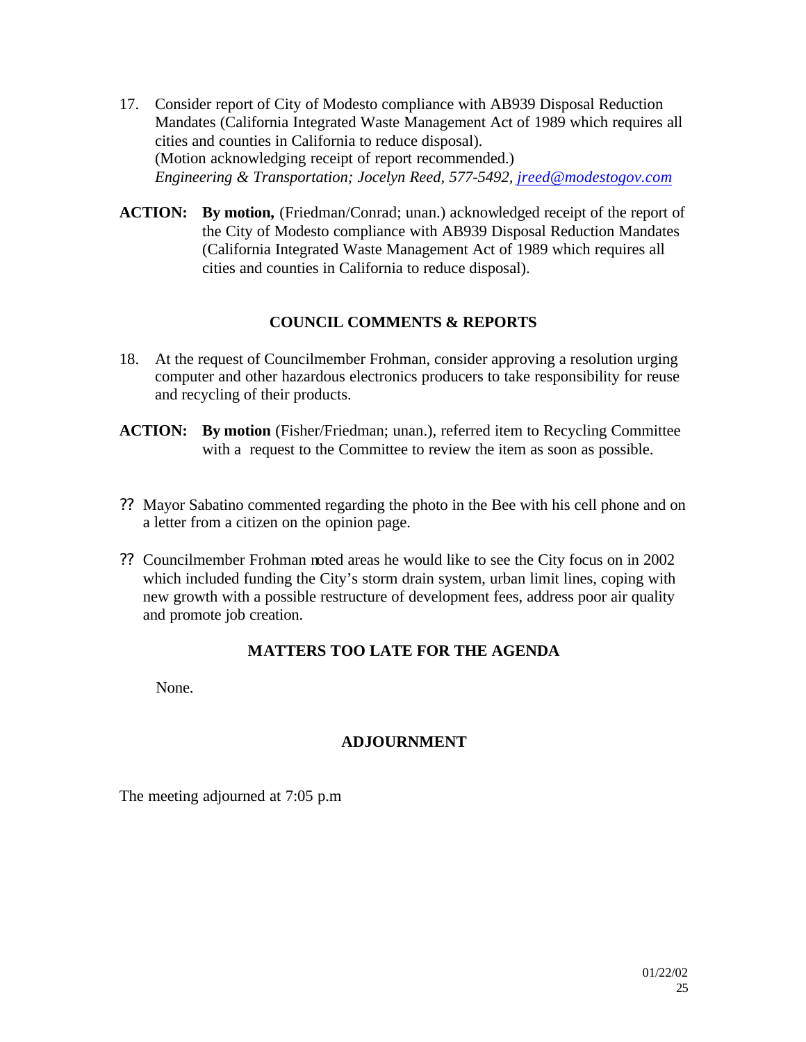17. Consider report of City of Modesto compliance with AB939 Disposal Reduction Mandates (California Integrated Waste Management Act of 1989 which requires all cities and counties in California to reduce disposal).
    (Motion acknowledging receipt of report recommended.)
    *Engineering & Transportation; Jocelyn Reed, 577-5492, jreed@modestogov.com*

**ACTION:** **By motion,** (Friedman/Conrad; unan.) acknowledged receipt of the report of the City of Modesto compliance with AB939 Disposal Reduction Mandates (California Integrated Waste Management Act of 1989 which requires all cities and counties in California to reduce disposal).

## COUNCIL COMMENTS & REPORTS

18. At the request of Councilmember Frohman, consider approving a resolution urging computer and other hazardous electronics producers to take responsibility for reuse and recycling of their products.

**ACTION:** **By motion** (Fisher/Friedman; unan.), referred item to Recycling Committee with a request to the Committee to review the item as soon as possible.

- Mayor Sabatino commented regarding the photo in the Bee with his cell phone and on a letter from a citizen on the opinion page.
- Councilmember Frohman noted areas he would like to see the City focus on in 2002 which included funding the City's storm drain system, urban limit lines, coping with new growth with a possible restructure of development fees, address poor air quality and promote job creation.

## MATTERS TOO LATE FOR THE AGENDA

None.

## ADJOURNMENT

The meeting adjourned at 7:05 p.m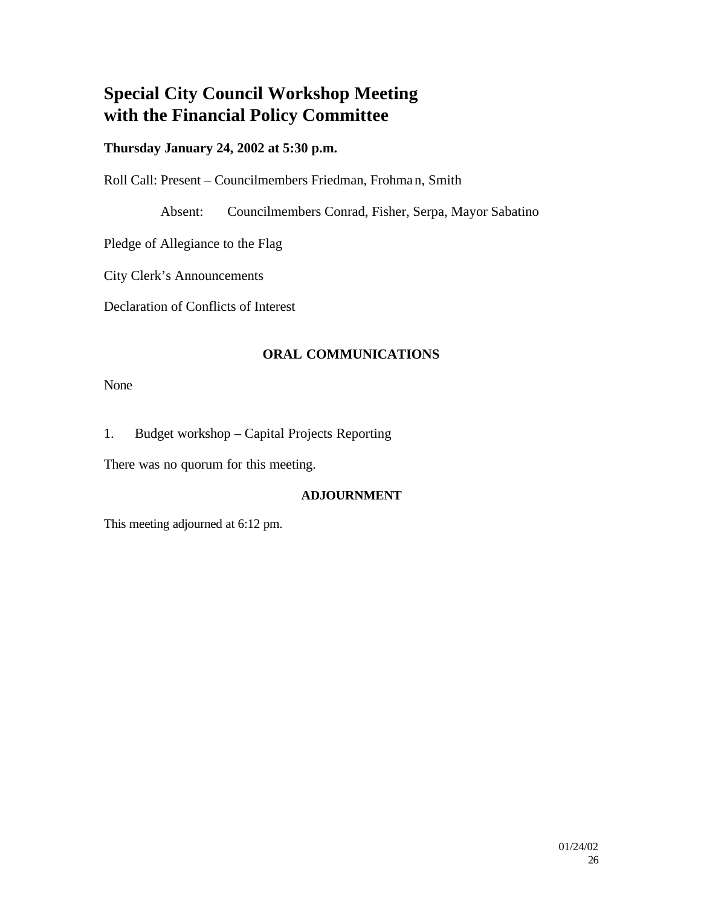# Special City Council Workshop Meeting with the Financial Policy Committee

**Thursday January 24, 2002 at 5:30 p.m.**

Roll Call: Present – Councilmembers Friedman, Frohman, Smith

Absent: Councilmembers Conrad, Fisher, Serpa, Mayor Sabatino

Pledge of Allegiance to the Flag

City Clerk's Announcements

Declaration of Conflicts of Interest

**ORAL COMMUNICATIONS**

None

1. Budget workshop – Capital Projects Reporting

There was no quorum for this meeting.

**ADJOURNMENT**

This meeting adjourned at 6:12 pm.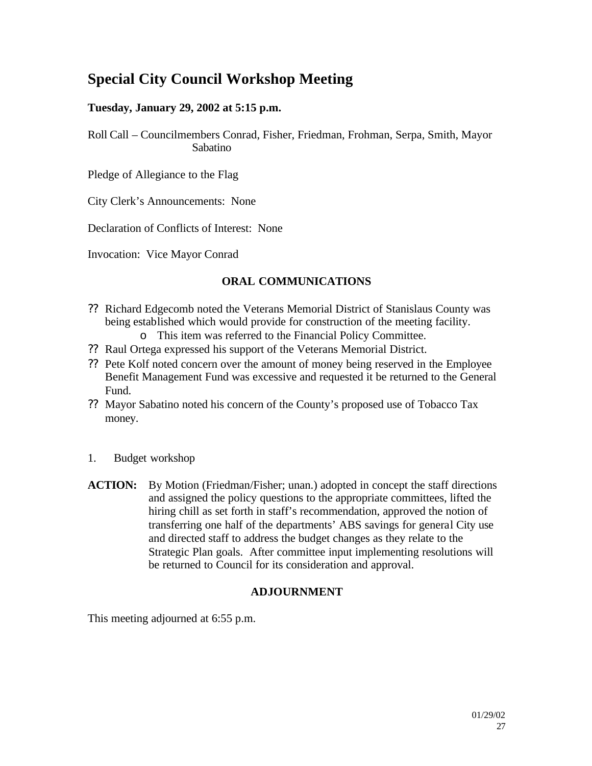# Special City Council Workshop Meeting

**Tuesday, January 29, 2002 at 5:15 p.m.**

Roll Call – Councilmembers Conrad, Fisher, Friedman, Frohman, Serpa, Smith, Mayor Sabatino

Pledge of Allegiance to the Flag

City Clerk's Announcements: None

Declaration of Conflicts of Interest: None

Invocation: Vice Mayor Conrad

**ORAL COMMUNICATIONS**

- Richard Edgecomb noted the Veterans Memorial District of Stanislaus County was being established which would provide for construction of the meeting facility.
  - This item was referred to the Financial Policy Committee.
- Raul Ortega expressed his support of the Veterans Memorial District.
- Pete Kolf noted concern over the amount of money being reserved in the Employee Benefit Management Fund was excessive and requested it be returned to the General Fund.
- Mayor Sabatino noted his concern of the County's proposed use of Tobacco Tax money.

1. Budget workshop

**ACTION:** By Motion (Friedman/Fisher; unan.) adopted in concept the staff directions and assigned the policy questions to the appropriate committees, lifted the hiring chill as set forth in staff's recommendation, approved the notion of transferring one half of the departments' ABS savings for general City use and directed staff to address the budget changes as they relate to the Strategic Plan goals. After committee input implementing resolutions will be returned to Council for its consideration and approval.

**ADJOURNMENT**

This meeting adjourned at 6:55 p.m.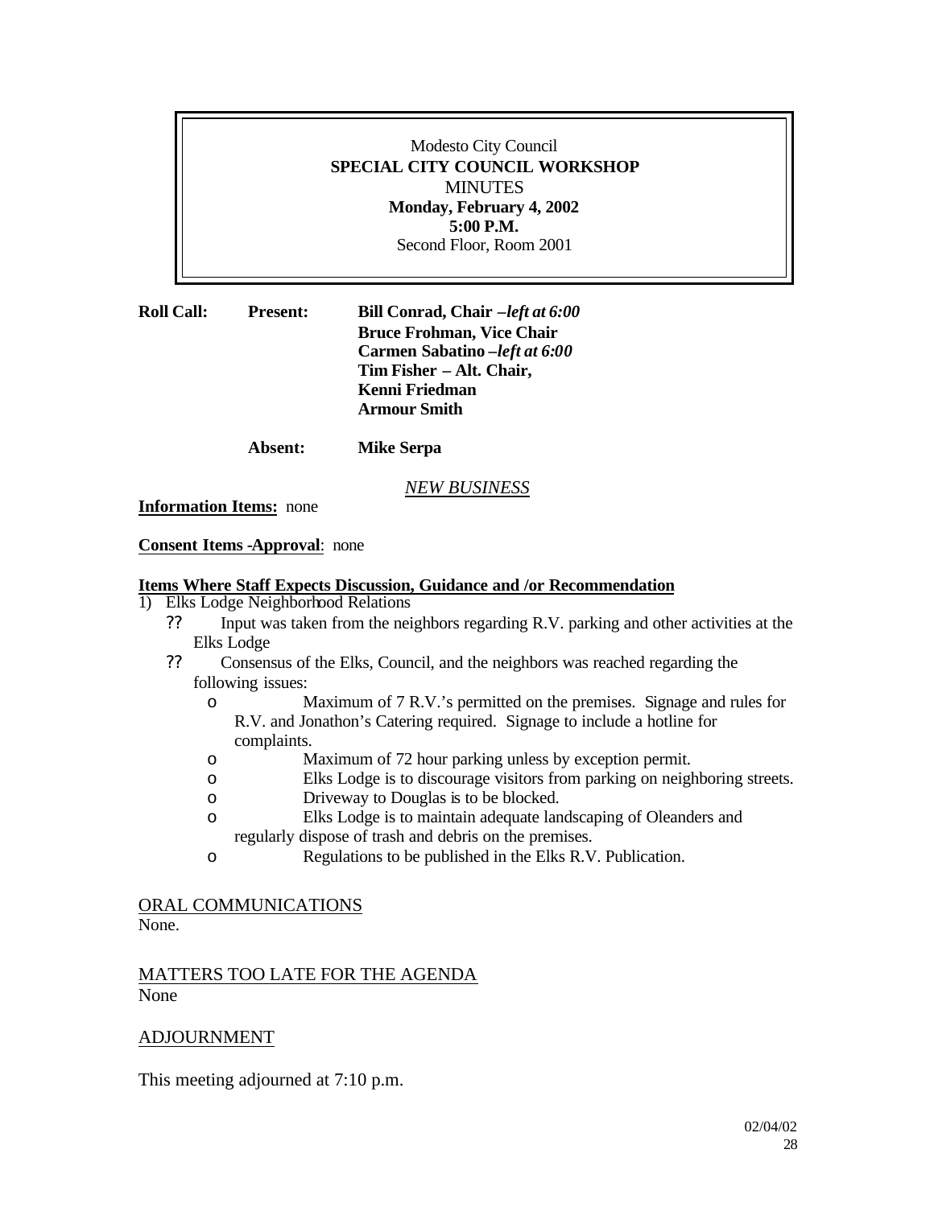Modesto City Council
**SPECIAL CITY COUNCIL WORKSHOP**
MINUTES
**Monday, February 4, 2002**
**5:00 P.M.**
Second Floor, Room 2001

**Roll Call:** **Present:** **Bill Conrad, Chair –*left at 6:00***
**Bruce Frohman, Vice Chair**
**Carmen Sabatino –*left at 6:00***
**Tim Fisher – Alt. Chair,**
**Kenni Friedman**
**Armour Smith**

**Absent:** **Mike Serpa**

*NEW BUSINESS*

**Information Items:** none

**Consent Items -Approval**: none

**Items Where Staff Expects Discussion, Guidance and /or Recommendation**

1) Elks Lodge Neighborhood Relations
   - Input was taken from the neighbors regarding R.V. parking and other activities at the Elks Lodge
   - Consensus of the Elks, Council, and the neighbors was reached regarding the following issues:
     - Maximum of 7 R.V.'s permitted on the premises. Signage and rules for R.V. and Jonathon's Catering required. Signage to include a hotline for complaints.
     - Maximum of 72 hour parking unless by exception permit.
     - Elks Lodge is to discourage visitors from parking on neighboring streets.
     - Driveway to Douglas is to be blocked.
     - Elks Lodge is to maintain adequate landscaping of Oleanders and regularly dispose of trash and debris on the premises.
     - Regulations to be published in the Elks R.V. Publication.

ORAL COMMUNICATIONS
None.

MATTERS TOO LATE FOR THE AGENDA
None

ADJOURNMENT

This meeting adjourned at 7:10 p.m.

02/04/02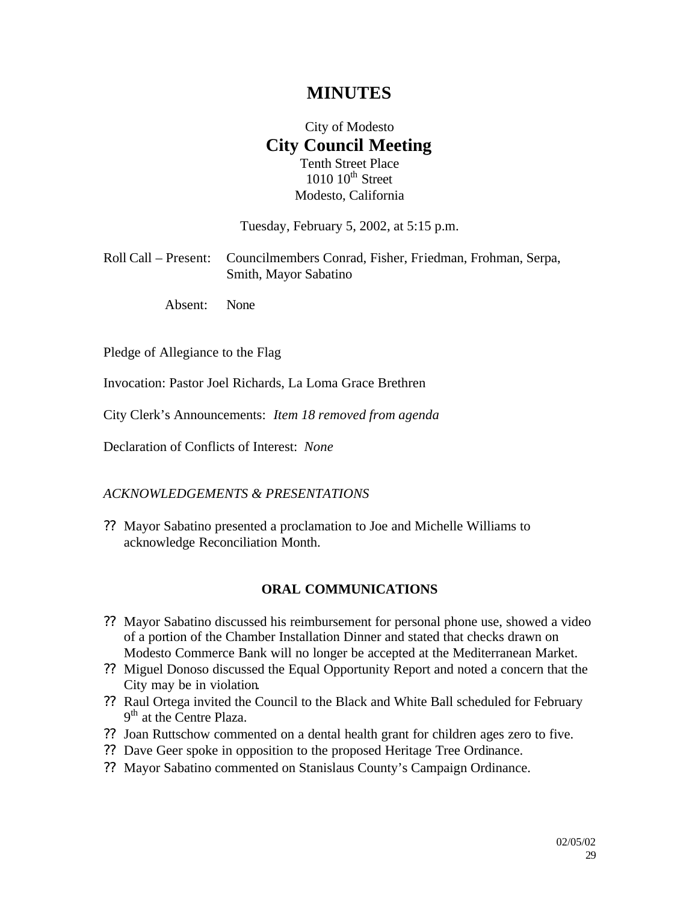# MINUTES

City of Modesto

## City Council Meeting

Tenth Street Place
1010 10th Street
Modesto, California

Tuesday, February 5, 2002, at 5:15 p.m.

Roll Call – Present: Councilmembers Conrad, Fisher, Friedman, Frohman, Serpa, Smith, Mayor Sabatino

Absent: None

Pledge of Allegiance to the Flag

Invocation: Pastor Joel Richards, La Loma Grace Brethren

City Clerk's Announcements: *Item 18 removed from agenda*

Declaration of Conflicts of Interest: *None*

*ACKNOWLEDGEMENTS & PRESENTATIONS*

- Mayor Sabatino presented a proclamation to Joe and Michelle Williams to acknowledge Reconciliation Month.

**ORAL COMMUNICATIONS**

- Mayor Sabatino discussed his reimbursement for personal phone use, showed a video of a portion of the Chamber Installation Dinner and stated that checks drawn on Modesto Commerce Bank will no longer be accepted at the Mediterranean Market.
- Miguel Donoso discussed the Equal Opportunity Report and noted a concern that the City may be in violation.
- Raul Ortega invited the Council to the Black and White Ball scheduled for February 9th at the Centre Plaza.
- Joan Ruttschow commented on a dental health grant for children ages zero to five.
- Dave Geer spoke in opposition to the proposed Heritage Tree Ordinance.
- Mayor Sabatino commented on Stanislaus County's Campaign Ordinance.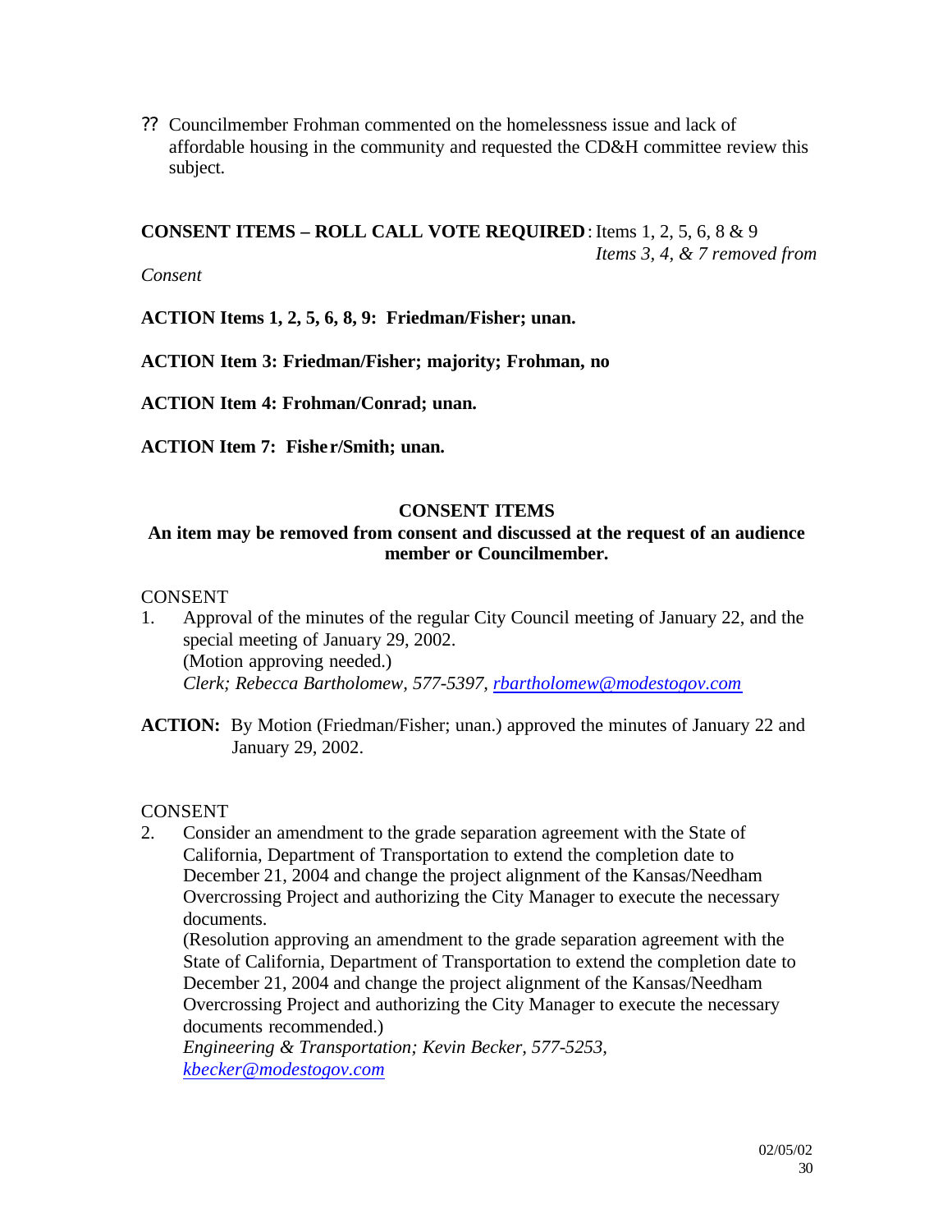?? Councilmember Frohman commented on the homelessness issue and lack of affordable housing in the community and requested the CD&H committee review this subject.

**CONSENT ITEMS – ROLL CALL VOTE REQUIRED**: Items 1, 2, 5, 6, 8 & 9
*Items 3, 4, & 7 removed from Consent*

**ACTION Items 1, 2, 5, 6, 8, 9: Friedman/Fisher; unan.**

**ACTION Item 3: Friedman/Fisher; majority; Frohman, no**

**ACTION Item 4: Frohman/Conrad; unan.**

**ACTION Item 7: Fisher/Smith; unan.**

**CONSENT ITEMS**

**An item may be removed from consent and discussed at the request of an audience member or Councilmember.**

CONSENT

1. Approval of the minutes of the regular City Council meeting of January 22, and the special meeting of January 29, 2002.
   (Motion approving needed.)
   *Clerk; Rebecca Bartholomew, 577-5397, rbartholomew@modestogov.com*

**ACTION:** By Motion (Friedman/Fisher; unan.) approved the minutes of January 22 and January 29, 2002.

CONSENT

2. Consider an amendment to the grade separation agreement with the State of California, Department of Transportation to extend the completion date to December 21, 2004 and change the project alignment of the Kansas/Needham Overcrossing Project and authorizing the City Manager to execute the necessary documents.
   (Resolution approving an amendment to the grade separation agreement with the State of California, Department of Transportation to extend the completion date to December 21, 2004 and change the project alignment of the Kansas/Needham Overcrossing Project and authorizing the City Manager to execute the necessary documents recommended.)
   *Engineering & Transportation; Kevin Becker, 577-5253, kbecker@modestogov.com*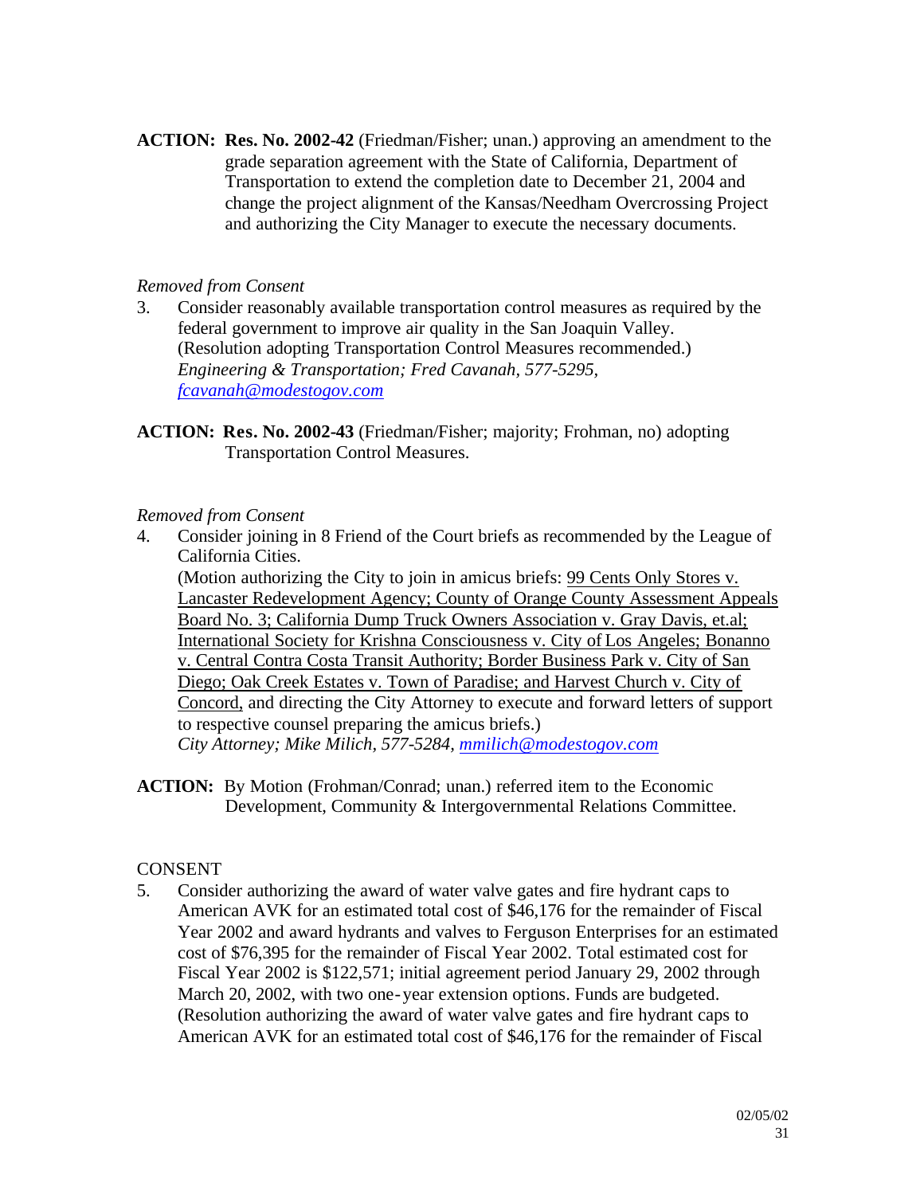**ACTION:** **Res. No. 2002-42** (Friedman/Fisher; unan.) approving an amendment to the grade separation agreement with the State of California, Department of Transportation to extend the completion date to December 21, 2004 and change the project alignment of the Kansas/Needham Overcrossing Project and authorizing the City Manager to execute the necessary documents.

*Removed from Consent*

3. Consider reasonably available transportation control measures as required by the federal government to improve air quality in the San Joaquin Valley. (Resolution adopting Transportation Control Measures recommended.) *Engineering & Transportation; Fred Cavanah, 577-5295, fcavanah@modestogov.com*

**ACTION:** **Res. No. 2002-43** (Friedman/Fisher; majority; Frohman, no) adopting Transportation Control Measures.

*Removed from Consent*

4. Consider joining in 8 Friend of the Court briefs as recommended by the League of California Cities. (Motion authorizing the City to join in amicus briefs: 99 Cents Only Stores v. Lancaster Redevelopment Agency; County of Orange County Assessment Appeals Board No. 3; California Dump Truck Owners Association v. Gray Davis, et.al; International Society for Krishna Consciousness v. City of Los Angeles; Bonanno v. Central Contra Costa Transit Authority; Border Business Park v. City of San Diego; Oak Creek Estates v. Town of Paradise; and Harvest Church v. City of Concord, and directing the City Attorney to execute and forward letters of support to respective counsel preparing the amicus briefs.) *City Attorney; Mike Milich, 577-5284, mmilich@modestogov.com*

**ACTION:** By Motion (Frohman/Conrad; unan.) referred item to the Economic Development, Community & Intergovernmental Relations Committee.

CONSENT

5. Consider authorizing the award of water valve gates and fire hydrant caps to American AVK for an estimated total cost of $46,176 for the remainder of Fiscal Year 2002 and award hydrants and valves to Ferguson Enterprises for an estimated cost of $76,395 for the remainder of Fiscal Year 2002. Total estimated cost for Fiscal Year 2002 is $122,571; initial agreement period January 29, 2002 through March 20, 2002, with two one-year extension options. Funds are budgeted. (Resolution authorizing the award of water valve gates and fire hydrant caps to American AVK for an estimated total cost of $46,176 for the remainder of Fiscal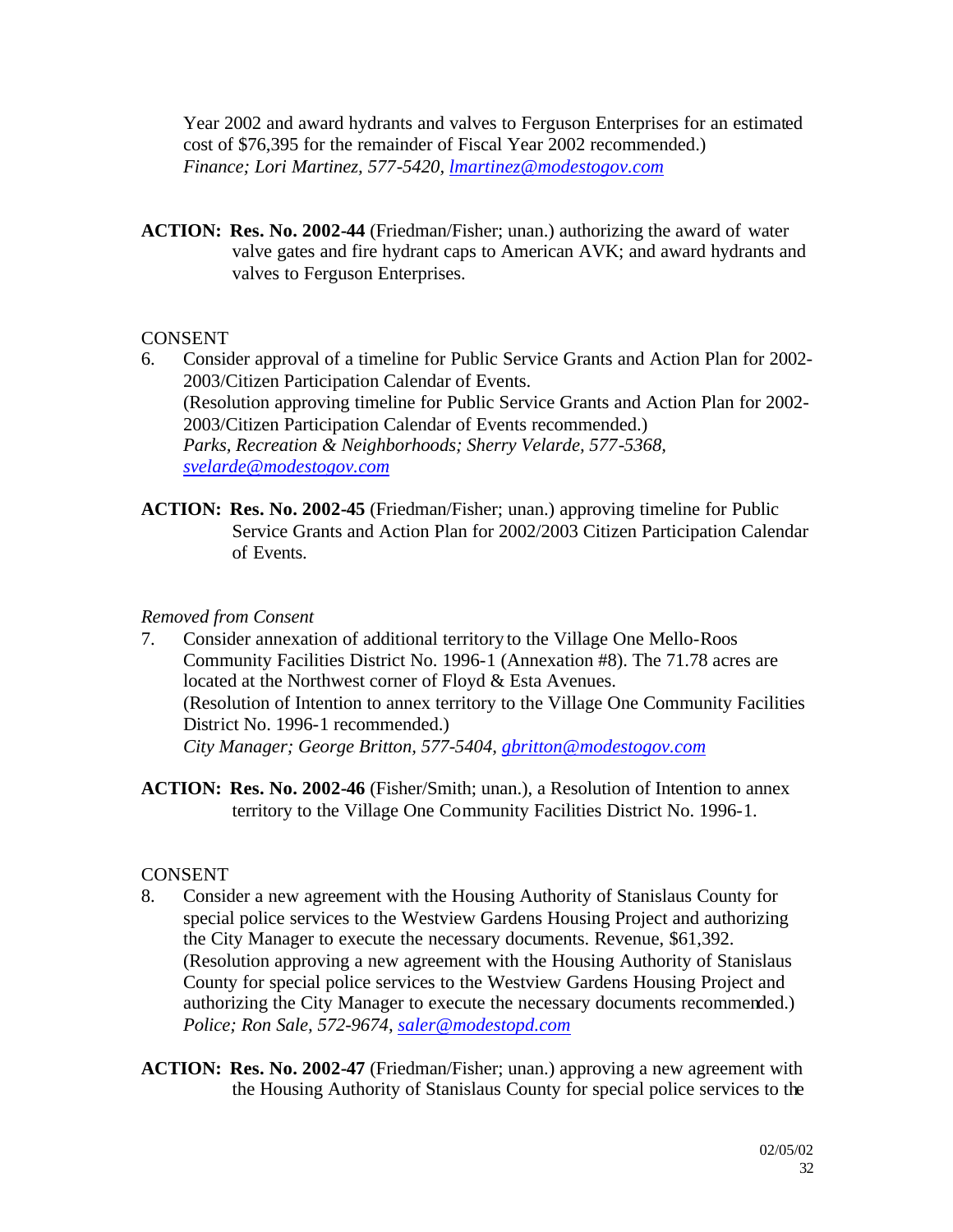Year 2002 and award hydrants and valves to Ferguson Enterprises for an estimated cost of $76,395 for the remainder of Fiscal Year 2002 recommended.)
*Finance; Lori Martinez, 577-5420, lmartinez@modestogov.com*

**ACTION: Res. No. 2002-44** (Friedman/Fisher; unan.) authorizing the award of water valve gates and fire hydrant caps to American AVK; and award hydrants and valves to Ferguson Enterprises.

CONSENT

6. Consider approval of a timeline for Public Service Grants and Action Plan for 2002-2003/Citizen Participation Calendar of Events.
(Resolution approving timeline for Public Service Grants and Action Plan for 2002-2003/Citizen Participation Calendar of Events recommended.)
*Parks, Recreation & Neighborhoods; Sherry Velarde, 577-5368, svelarde@modestogov.com*

**ACTION: Res. No. 2002-45** (Friedman/Fisher; unan.) approving timeline for Public Service Grants and Action Plan for 2002/2003 Citizen Participation Calendar of Events.

*Removed from Consent*

7. Consider annexation of additional territory to the Village One Mello-Roos Community Facilities District No. 1996-1 (Annexation #8). The 71.78 acres are located at the Northwest corner of Floyd & Esta Avenues.
(Resolution of Intention to annex territory to the Village One Community Facilities District No. 1996-1 recommended.)
*City Manager; George Britton, 577-5404, gbritton@modestogov.com*

**ACTION: Res. No. 2002-46** (Fisher/Smith; unan.), a Resolution of Intention to annex territory to the Village One Community Facilities District No. 1996-1.

CONSENT

8. Consider a new agreement with the Housing Authority of Stanislaus County for special police services to the Westview Gardens Housing Project and authorizing the City Manager to execute the necessary documents. Revenue, $61,392.
(Resolution approving a new agreement with the Housing Authority of Stanislaus County for special police services to the Westview Gardens Housing Project and authorizing the City Manager to execute the necessary documents recommended.)
*Police; Ron Sale, 572-9674, saler@modestopd.com*

**ACTION: Res. No. 2002-47** (Friedman/Fisher; unan.) approving a new agreement with the Housing Authority of Stanislaus County for special police services to the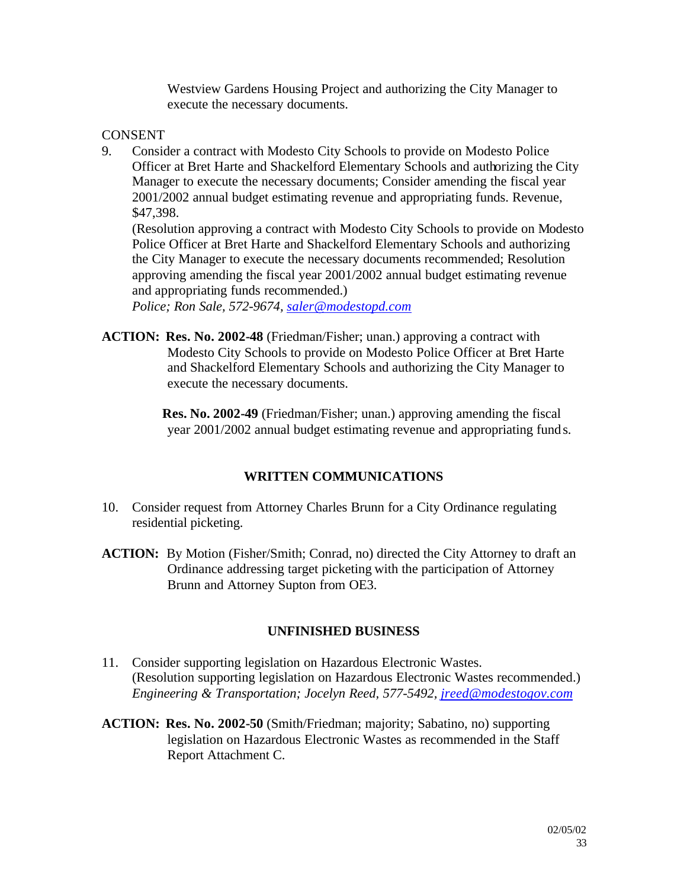Westview Gardens Housing Project and authorizing the City Manager to execute the necessary documents.

CONSENT

9. Consider a contract with Modesto City Schools to provide on Modesto Police Officer at Bret Harte and Shackelford Elementary Schools and authorizing the City Manager to execute the necessary documents; Consider amending the fiscal year 2001/2002 annual budget estimating revenue and appropriating funds. Revenue, $47,398.
(Resolution approving a contract with Modesto City Schools to provide on Modesto Police Officer at Bret Harte and Shackelford Elementary Schools and authorizing the City Manager to execute the necessary documents recommended; Resolution approving amending the fiscal year 2001/2002 annual budget estimating revenue and appropriating funds recommended.)
*Police; Ron Sale, 572-9674, saler@modestopd.com*

**ACTION: Res. No. 2002-48** (Friedman/Fisher; unan.) approving a contract with Modesto City Schools to provide on Modesto Police Officer at Bret Harte and Shackelford Elementary Schools and authorizing the City Manager to execute the necessary documents.

**Res. No. 2002-49** (Friedman/Fisher; unan.) approving amending the fiscal year 2001/2002 annual budget estimating revenue and appropriating funds.

## WRITTEN COMMUNICATIONS

10. Consider request from Attorney Charles Brunn for a City Ordinance regulating residential picketing.

**ACTION:** By Motion (Fisher/Smith; Conrad, no) directed the City Attorney to draft an Ordinance addressing target picketing with the participation of Attorney Brunn and Attorney Supton from OE3.

## UNFINISHED BUSINESS

11. Consider supporting legislation on Hazardous Electronic Wastes.
(Resolution supporting legislation on Hazardous Electronic Wastes recommended.)
*Engineering & Transportation; Jocelyn Reed, 577-5492, jreed@modestogov.com*

**ACTION: Res. No. 2002-50** (Smith/Friedman; majority; Sabatino, no) supporting legislation on Hazardous Electronic Wastes as recommended in the Staff Report Attachment C.

02/05/02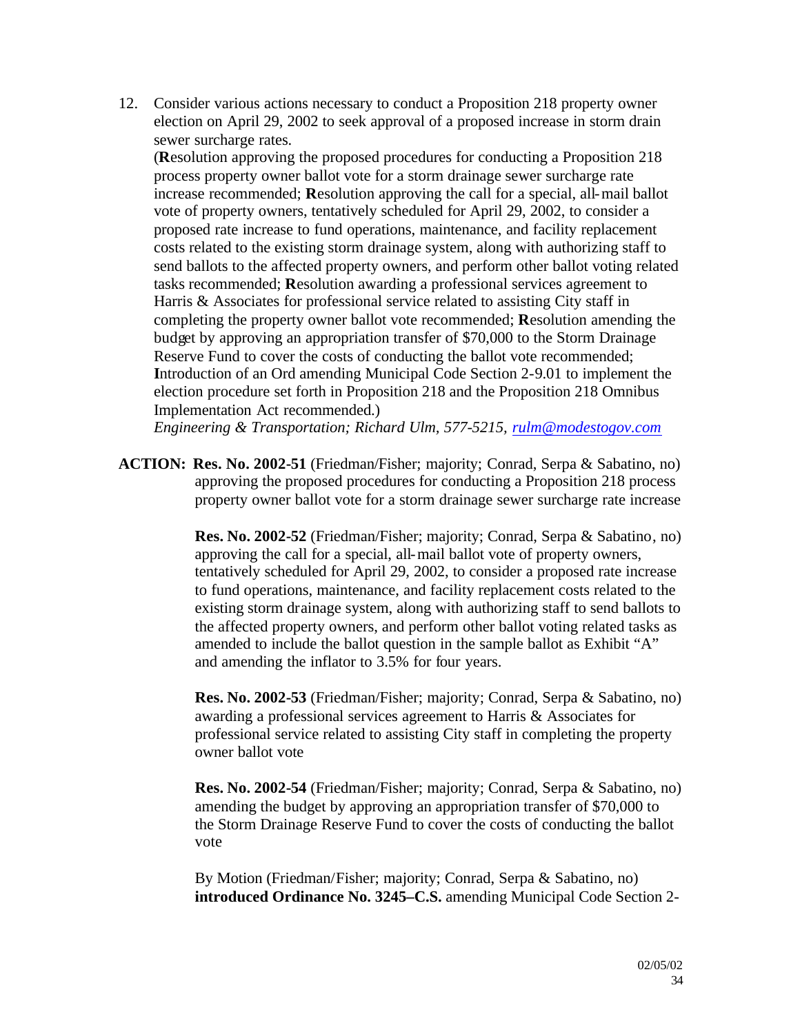12. Consider various actions necessary to conduct a Proposition 218 property owner election on April 29, 2002 to seek approval of a proposed increase in storm drain sewer surcharge rates.
(**R**esolution approving the proposed procedures for conducting a Proposition 218 process property owner ballot vote for a storm drainage sewer surcharge rate increase recommended; **R**esolution approving the call for a special, all-mail ballot vote of property owners, tentatively scheduled for April 29, 2002, to consider a proposed rate increase to fund operations, maintenance, and facility replacement costs related to the existing storm drainage system, along with authorizing staff to send ballots to the affected property owners, and perform other ballot voting related tasks recommended; **R**esolution awarding a professional services agreement to Harris & Associates for professional service related to assisting City staff in completing the property owner ballot vote recommended; **R**esolution amending the budget by approving an appropriation transfer of $70,000 to the Storm Drainage Reserve Fund to cover the costs of conducting the ballot vote recommended; **I**ntroduction of an Ord amending Municipal Code Section 2-9.01 to implement the election procedure set forth in Proposition 218 and the Proposition 218 Omnibus Implementation Act recommended.)
*Engineering & Transportation; Richard Ulm, 577-5215, rulm@modestogov.com*

**ACTION:** **Res. No. 2002-51** (Friedman/Fisher; majority; Conrad, Serpa & Sabatino, no) approving the proposed procedures for conducting a Proposition 218 process property owner ballot vote for a storm drainage sewer surcharge rate increase

**Res. No. 2002-52** (Friedman/Fisher; majority; Conrad, Serpa & Sabatino, no) approving the call for a special, all-mail ballot vote of property owners, tentatively scheduled for April 29, 2002, to consider a proposed rate increase to fund operations, maintenance, and facility replacement costs related to the existing storm drainage system, along with authorizing staff to send ballots to the affected property owners, and perform other ballot voting related tasks as amended to include the ballot question in the sample ballot as Exhibit "A" and amending the inflator to 3.5% for four years.

**Res. No. 2002-53** (Friedman/Fisher; majority; Conrad, Serpa & Sabatino, no) awarding a professional services agreement to Harris & Associates for professional service related to assisting City staff in completing the property owner ballot vote

**Res. No. 2002-54** (Friedman/Fisher; majority; Conrad, Serpa & Sabatino, no) amending the budget by approving an appropriation transfer of $70,000 to the Storm Drainage Reserve Fund to cover the costs of conducting the ballot vote

By Motion (Friedman/Fisher; majority; Conrad, Serpa & Sabatino, no) **introduced Ordinance No. 3245–C.S.** amending Municipal Code Section 2-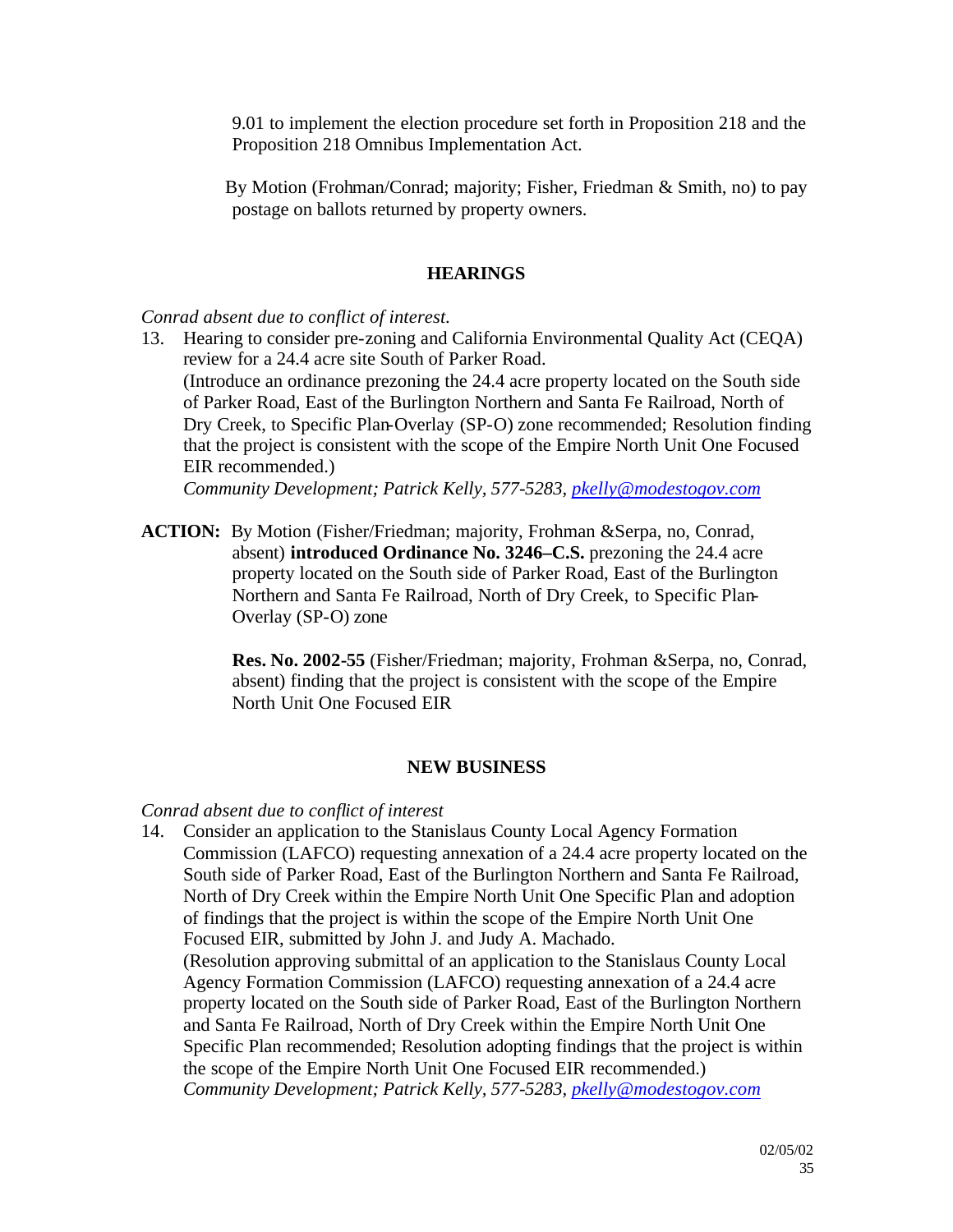9.01 to implement the election procedure set forth in Proposition 218 and the Proposition 218 Omnibus Implementation Act.

By Motion (Frohman/Conrad; majority; Fisher, Friedman & Smith, no) to pay postage on ballots returned by property owners.

## HEARINGS

*Conrad absent due to conflict of interest.*

13. Hearing to consider pre-zoning and California Environmental Quality Act (CEQA) review for a 24.4 acre site South of Parker Road.
   (Introduce an ordinance prezoning the 24.4 acre property located on the South side of Parker Road, East of the Burlington Northern and Santa Fe Railroad, North of Dry Creek, to Specific Plan-Overlay (SP-O) zone recommended; Resolution finding that the project is consistent with the scope of the Empire North Unit One Focused EIR recommended.)
   *Community Development; Patrick Kelly, 577-5283, pkelly@modestogov.com*

**ACTION:** By Motion (Fisher/Friedman; majority, Frohman &Serpa, no, Conrad, absent) **introduced Ordinance No. 3246–C.S.** prezoning the 24.4 acre property located on the South side of Parker Road, East of the Burlington Northern and Santa Fe Railroad, North of Dry Creek, to Specific Plan-Overlay (SP-O) zone

**Res. No. 2002-55** (Fisher/Friedman; majority, Frohman &Serpa, no, Conrad, absent) finding that the project is consistent with the scope of the Empire North Unit One Focused EIR

## NEW BUSINESS

*Conrad absent due to conflict of interest*

14. Consider an application to the Stanislaus County Local Agency Formation Commission (LAFCO) requesting annexation of a 24.4 acre property located on the South side of Parker Road, East of the Burlington Northern and Santa Fe Railroad, North of Dry Creek within the Empire North Unit One Specific Plan and adoption of findings that the project is within the scope of the Empire North Unit One Focused EIR, submitted by John J. and Judy A. Machado.
   (Resolution approving submittal of an application to the Stanislaus County Local Agency Formation Commission (LAFCO) requesting annexation of a 24.4 acre property located on the South side of Parker Road, East of the Burlington Northern and Santa Fe Railroad, North of Dry Creek within the Empire North Unit One Specific Plan recommended; Resolution adopting findings that the project is within the scope of the Empire North Unit One Focused EIR recommended.)
   *Community Development; Patrick Kelly, 577-5283, pkelly@modestogov.com*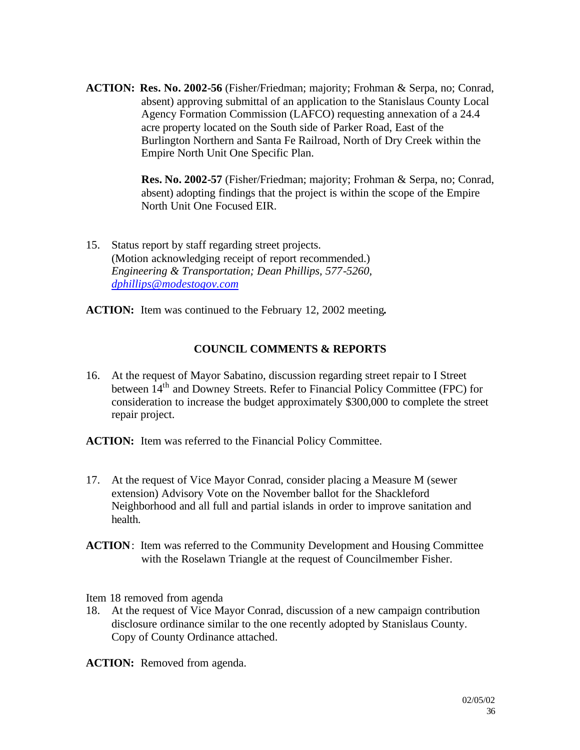**ACTION:** **Res. No. 2002-56** (Fisher/Friedman; majority; Frohman & Serpa, no; Conrad, absent) approving submittal of an application to the Stanislaus County Local Agency Formation Commission (LAFCO) requesting annexation of a 24.4 acre property located on the South side of Parker Road, East of the Burlington Northern and Santa Fe Railroad, North of Dry Creek within the Empire North Unit One Specific Plan.

**Res. No. 2002-57** (Fisher/Friedman; majority; Frohman & Serpa, no; Conrad, absent) adopting findings that the project is within the scope of the Empire North Unit One Focused EIR.

15. Status report by staff regarding street projects. (Motion acknowledging receipt of report recommended.) *Engineering & Transportation; Dean Phillips, 577-5260, dphillips@modestogov.com*

**ACTION:** Item was continued to the February 12, 2002 meeting.

## COUNCIL COMMENTS & REPORTS

16. At the request of Mayor Sabatino, discussion regarding street repair to I Street between 14th and Downey Streets. Refer to Financial Policy Committee (FPC) for consideration to increase the budget approximately $300,000 to complete the street repair project.

**ACTION:** Item was referred to the Financial Policy Committee.

17. At the request of Vice Mayor Conrad, consider placing a Measure M (sewer extension) Advisory Vote on the November ballot for the Shackleford Neighborhood and all full and partial islands in order to improve sanitation and health.

**ACTION**: Item was referred to the Community Development and Housing Committee with the Roselawn Triangle at the request of Councilmember Fisher.

Item 18 removed from agenda

18. At the request of Vice Mayor Conrad, discussion of a new campaign contribution disclosure ordinance similar to the one recently adopted by Stanislaus County. Copy of County Ordinance attached.

**ACTION:** Removed from agenda.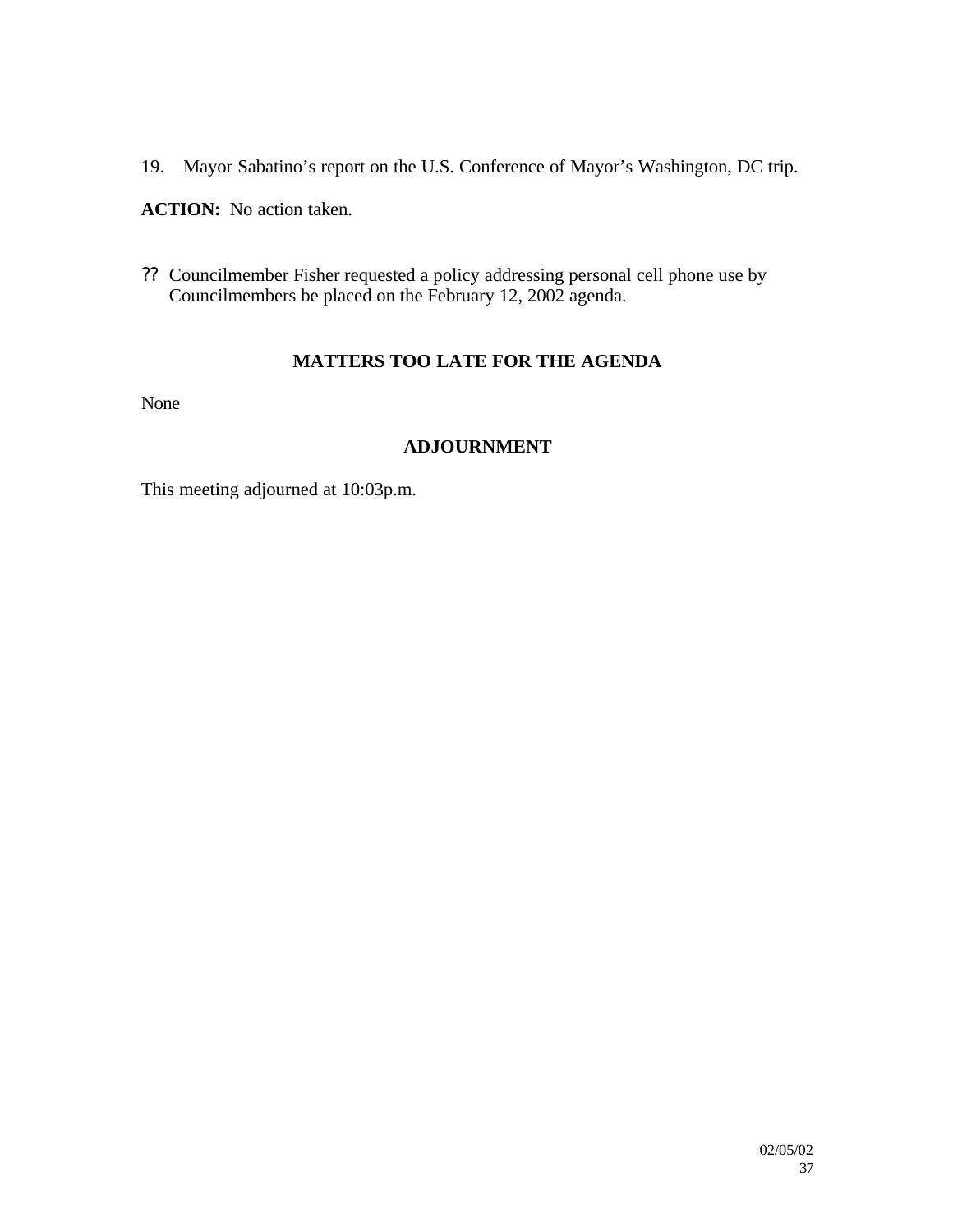19. Mayor Sabatino's report on the U.S. Conference of Mayor's Washington, DC trip.

**ACTION:** No action taken.

?? Councilmember Fisher requested a policy addressing personal cell phone use by Councilmembers be placed on the February 12, 2002 agenda.

## MATTERS TOO LATE FOR THE AGENDA

None

## ADJOURNMENT

This meeting adjourned at 10:03p.m.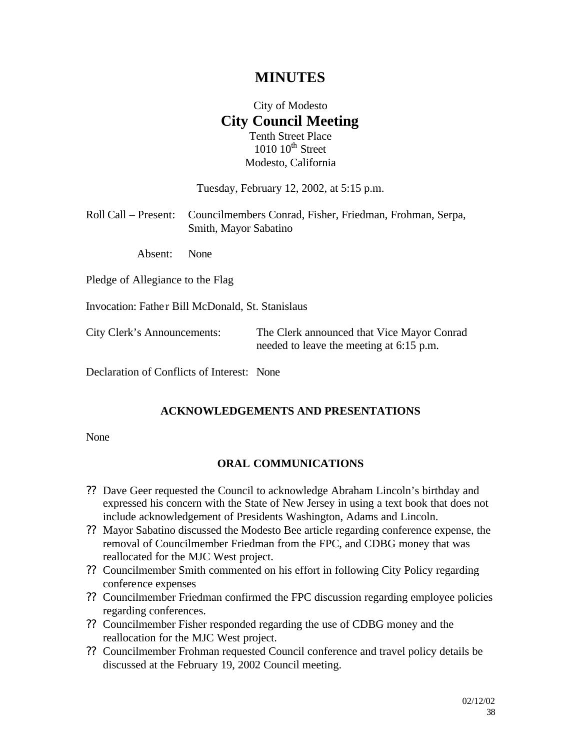# MINUTES

City of Modesto

## City Council Meeting

Tenth Street Place
1010 10th Street
Modesto, California

Tuesday, February 12, 2002, at 5:15 p.m.

Roll Call – Present: Councilmembers Conrad, Fisher, Friedman, Frohman, Serpa, Smith, Mayor Sabatino

Absent: None

Pledge of Allegiance to the Flag

Invocation: Father Bill McDonald, St. Stanislaus

City Clerk's Announcements: The Clerk announced that Vice Mayor Conrad needed to leave the meeting at 6:15 p.m.

Declaration of Conflicts of Interest: None

### ACKNOWLEDGEMENTS AND PRESENTATIONS

None

### ORAL COMMUNICATIONS

- Dave Geer requested the Council to acknowledge Abraham Lincoln's birthday and expressed his concern with the State of New Jersey in using a text book that does not include acknowledgement of Presidents Washington, Adams and Lincoln.
- Mayor Sabatino discussed the Modesto Bee article regarding conference expense, the removal of Councilmember Friedman from the FPC, and CDBG money that was reallocated for the MJC West project.
- Councilmember Smith commented on his effort in following City Policy regarding conference expenses
- Councilmember Friedman confirmed the FPC discussion regarding employee policies regarding conferences.
- Councilmember Fisher responded regarding the use of CDBG money and the reallocation for the MJC West project.
- Councilmember Frohman requested Council conference and travel policy details be discussed at the February 19, 2002 Council meeting.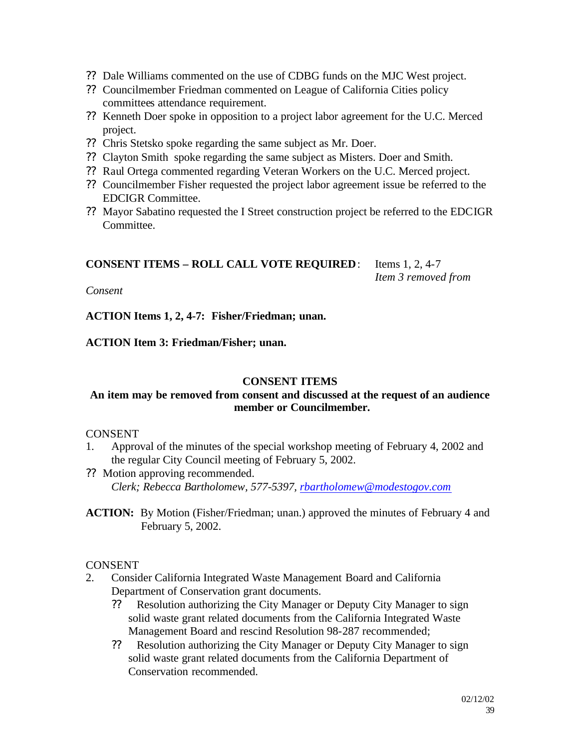- ?? Dale Williams commented on the use of CDBG funds on the MJC West project.
- ?? Councilmember Friedman commented on League of California Cities policy committees attendance requirement.
- ?? Kenneth Doer spoke in opposition to a project labor agreement for the U.C. Merced project.
- ?? Chris Stetsko spoke regarding the same subject as Mr. Doer.
- ?? Clayton Smith spoke regarding the same subject as Misters. Doer and Smith.
- ?? Raul Ortega commented regarding Veteran Workers on the U.C. Merced project.
- ?? Councilmember Fisher requested the project labor agreement issue be referred to the EDCIGR Committee.
- ?? Mayor Sabatino requested the I Street construction project be referred to the EDCIGR Committee.

**CONSENT ITEMS – ROLL CALL VOTE REQUIRED**: Items 1, 2, 4-7
*Item 3 removed from Consent*

**ACTION Items 1, 2, 4-7: Fisher/Friedman; unan.**

**ACTION Item 3: Friedman/Fisher; unan.**

**CONSENT ITEMS**

**An item may be removed from consent and discussed at the request of an audience member or Councilmember.**

CONSENT

1. Approval of the minutes of the special workshop meeting of February 4, 2002 and the regular City Council meeting of February 5, 2002.

?? Motion approving recommended.
*Clerk; Rebecca Bartholomew, 577-5397, rbartholomew@modestogov.com*

**ACTION:** By Motion (Fisher/Friedman; unan.) approved the minutes of February 4 and February 5, 2002.

CONSENT

2. Consider California Integrated Waste Management Board and California Department of Conservation grant documents.
   - ?? Resolution authorizing the City Manager or Deputy City Manager to sign solid waste grant related documents from the California Integrated Waste Management Board and rescind Resolution 98-287 recommended;
   - ?? Resolution authorizing the City Manager or Deputy City Manager to sign solid waste grant related documents from the California Department of Conservation recommended.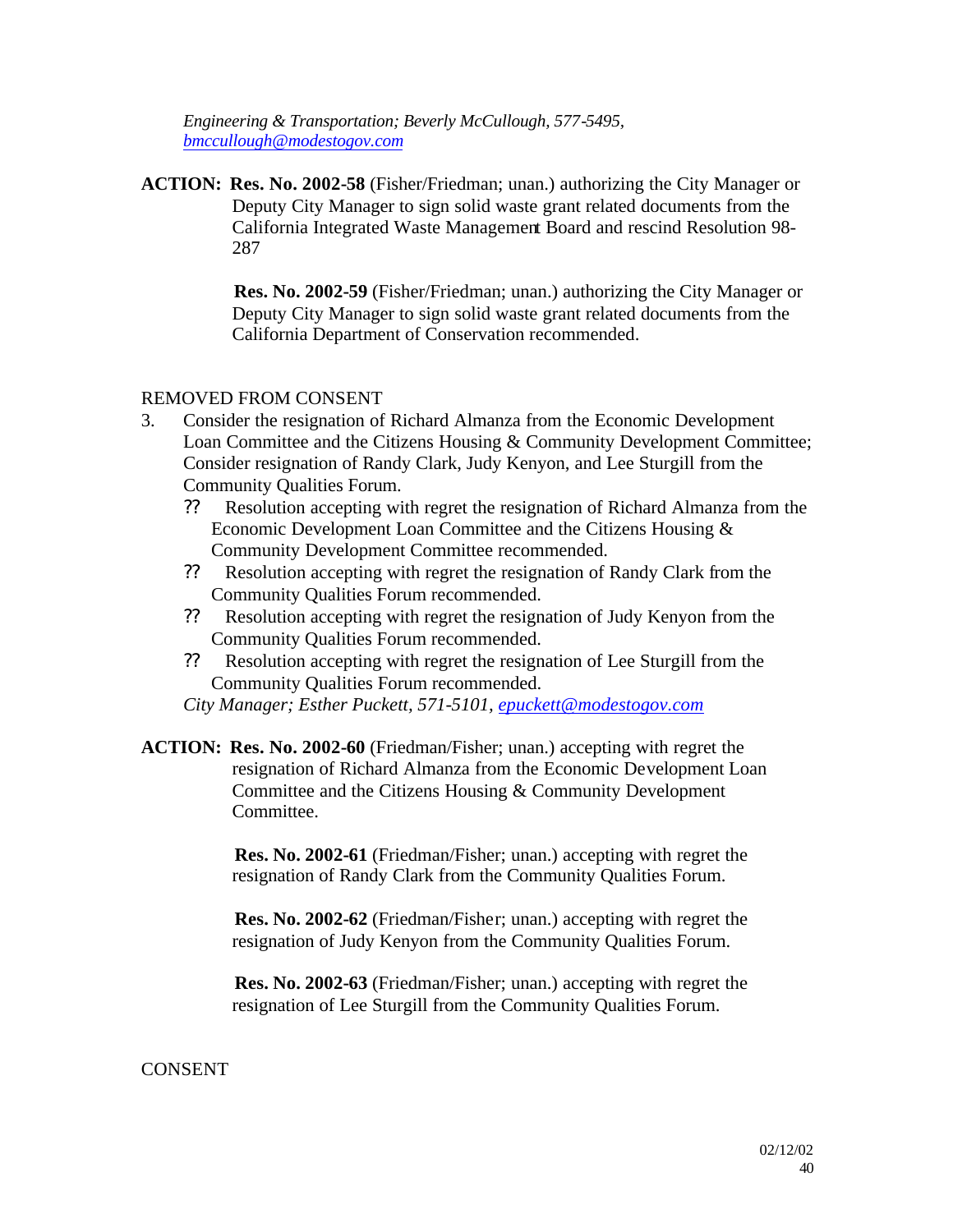*Engineering & Transportation; Beverly McCullough, 577-5495, bmccullough@modestogov.com*

**ACTION: Res. No. 2002-58** (Fisher/Friedman; unan.) authorizing the City Manager or Deputy City Manager to sign solid waste grant related documents from the California Integrated Waste Management Board and rescind Resolution 98-287

**Res. No. 2002-59** (Fisher/Friedman; unan.) authorizing the City Manager or Deputy City Manager to sign solid waste grant related documents from the California Department of Conservation recommended.

REMOVED FROM CONSENT

3. Consider the resignation of Richard Almanza from the Economic Development Loan Committee and the Citizens Housing & Community Development Committee; Consider resignation of Randy Clark, Judy Kenyon, and Lee Sturgill from the Community Qualities Forum.
   - Resolution accepting with regret the resignation of Richard Almanza from the Economic Development Loan Committee and the Citizens Housing & Community Development Committee recommended.
   - Resolution accepting with regret the resignation of Randy Clark from the Community Qualities Forum recommended.
   - Resolution accepting with regret the resignation of Judy Kenyon from the Community Qualities Forum recommended.
   - Resolution accepting with regret the resignation of Lee Sturgill from the Community Qualities Forum recommended.

   *City Manager; Esther Puckett, 571-5101, epuckett@modestogov.com*

**ACTION: Res. No. 2002-60** (Friedman/Fisher; unan.) accepting with regret the resignation of Richard Almanza from the Economic Development Loan Committee and the Citizens Housing & Community Development Committee.

**Res. No. 2002-61** (Friedman/Fisher; unan.) accepting with regret the resignation of Randy Clark from the Community Qualities Forum.

**Res. No. 2002-62** (Friedman/Fisher; unan.) accepting with regret the resignation of Judy Kenyon from the Community Qualities Forum.

**Res. No. 2002-63** (Friedman/Fisher; unan.) accepting with regret the resignation of Lee Sturgill from the Community Qualities Forum.

CONSENT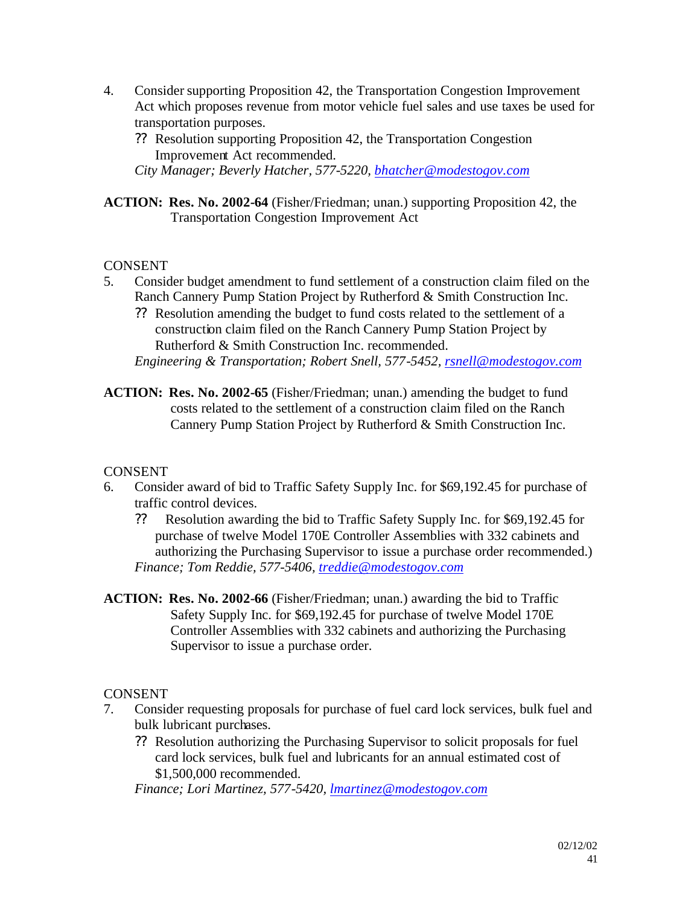4. Consider supporting Proposition 42, the Transportation Congestion Improvement Act which proposes revenue from motor vehicle fuel sales and use taxes be used for transportation purposes.
   - ?? Resolution supporting Proposition 42, the Transportation Congestion Improvement Act recommended.

   *City Manager; Beverly Hatcher, 577-5220, bhatcher@modestogov.com*

**ACTION: Res. No. 2002-64** (Fisher/Friedman; unan.) supporting Proposition 42, the Transportation Congestion Improvement Act

CONSENT

5. Consider budget amendment to fund settlement of a construction claim filed on the Ranch Cannery Pump Station Project by Rutherford & Smith Construction Inc.
   - ?? Resolution amending the budget to fund costs related to the settlement of a construction claim filed on the Ranch Cannery Pump Station Project by Rutherford & Smith Construction Inc. recommended.

   *Engineering & Transportation; Robert Snell, 577-5452, rsnell@modestogov.com*

**ACTION: Res. No. 2002-65** (Fisher/Friedman; unan.) amending the budget to fund costs related to the settlement of a construction claim filed on the Ranch Cannery Pump Station Project by Rutherford & Smith Construction Inc.

CONSENT

6. Consider award of bid to Traffic Safety Supply Inc. for $69,192.45 for purchase of traffic control devices.
   - ?? Resolution awarding the bid to Traffic Safety Supply Inc. for $69,192.45 for purchase of twelve Model 170E Controller Assemblies with 332 cabinets and authorizing the Purchasing Supervisor to issue a purchase order recommended.)

   *Finance; Tom Reddie, 577-5406, treddie@modestogov.com*

**ACTION: Res. No. 2002-66** (Fisher/Friedman; unan.) awarding the bid to Traffic Safety Supply Inc. for $69,192.45 for purchase of twelve Model 170E Controller Assemblies with 332 cabinets and authorizing the Purchasing Supervisor to issue a purchase order.

CONSENT

7. Consider requesting proposals for purchase of fuel card lock services, bulk fuel and bulk lubricant purchases.
   - ?? Resolution authorizing the Purchasing Supervisor to solicit proposals for fuel card lock services, bulk fuel and lubricants for an annual estimated cost of $1,500,000 recommended.

   *Finance; Lori Martinez, 577-5420, lmartinez@modestogov.com*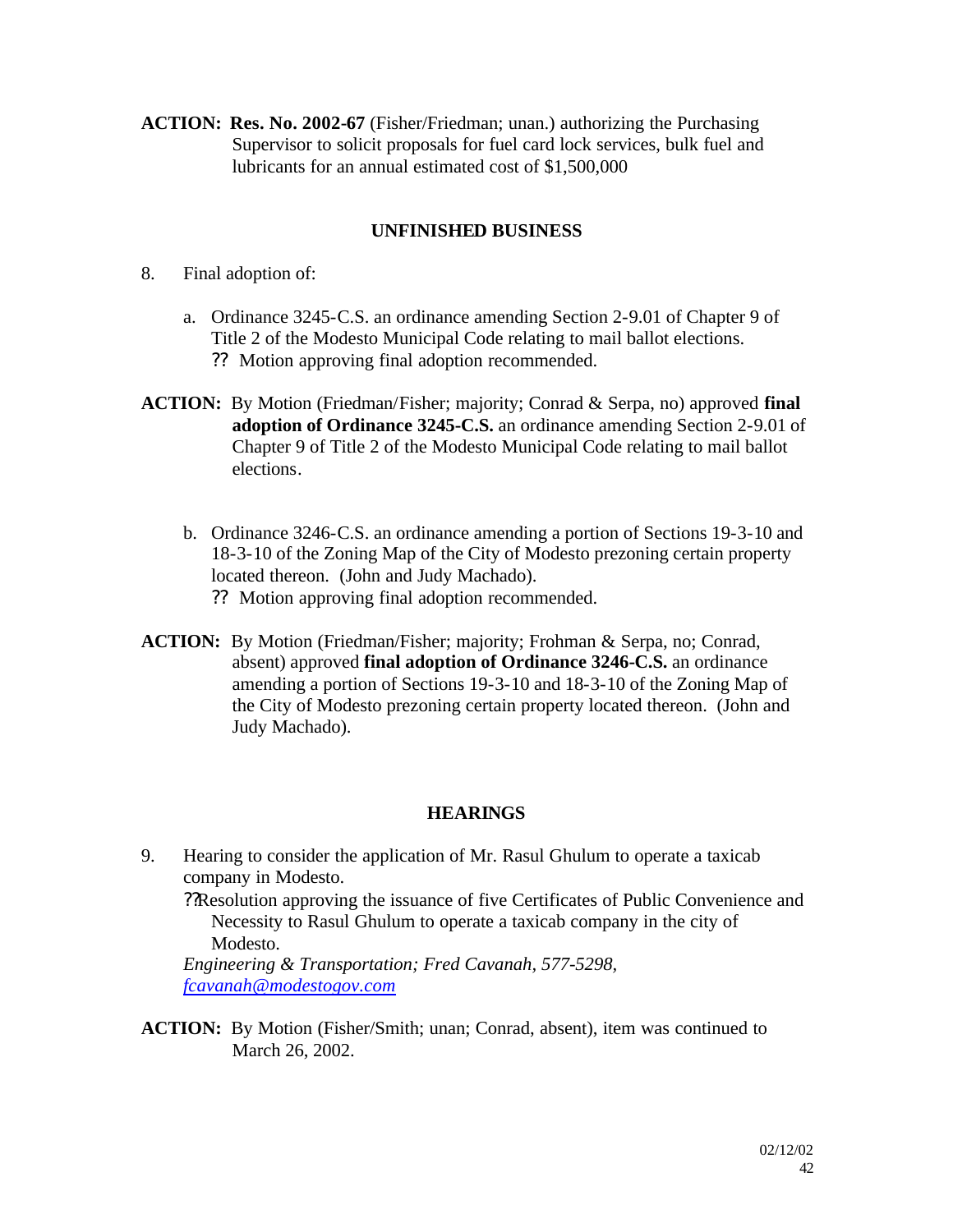**ACTION:** **Res. No. 2002-67** (Fisher/Friedman; unan.) authorizing the Purchasing Supervisor to solicit proposals for fuel card lock services, bulk fuel and lubricants for an annual estimated cost of $1,500,000

## UNFINISHED BUSINESS

8. Final adoption of:

   a. Ordinance 3245-C.S. an ordinance amending Section 2-9.01 of Chapter 9 of Title 2 of the Modesto Municipal Code relating to mail ballot elections.
      ?? Motion approving final adoption recommended.

**ACTION:** By Motion (Friedman/Fisher; majority; Conrad & Serpa, no) approved **final adoption of Ordinance 3245-C.S.** an ordinance amending Section 2-9.01 of Chapter 9 of Title 2 of the Modesto Municipal Code relating to mail ballot elections.

   b. Ordinance 3246-C.S. an ordinance amending a portion of Sections 19-3-10 and 18-3-10 of the Zoning Map of the City of Modesto prezoning certain property located thereon. (John and Judy Machado).
      ?? Motion approving final adoption recommended.

**ACTION:** By Motion (Friedman/Fisher; majority; Frohman & Serpa, no; Conrad, absent) approved **final adoption of Ordinance 3246-C.S.** an ordinance amending a portion of Sections 19-3-10 and 18-3-10 of the Zoning Map of the City of Modesto prezoning certain property located thereon. (John and Judy Machado).

## HEARINGS

9. Hearing to consider the application of Mr. Rasul Ghulum to operate a taxicab company in Modesto.
   ??Resolution approving the issuance of five Certificates of Public Convenience and Necessity to Rasul Ghulum to operate a taxicab company in the city of Modesto.
   *Engineering & Transportation; Fred Cavanah, 577-5298, fcavanah@modestogov.com*

**ACTION:** By Motion (Fisher/Smith; unan; Conrad, absent), item was continued to March 26, 2002.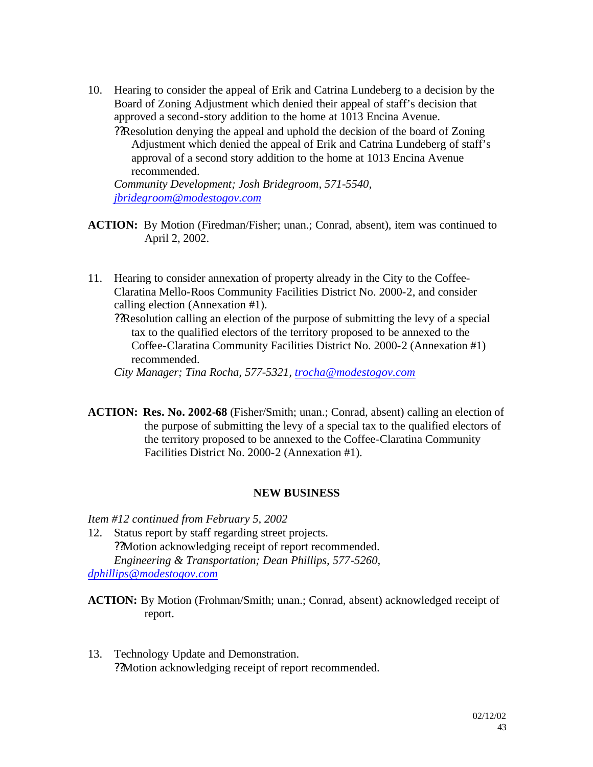10. Hearing to consider the appeal of Erik and Catrina Lundeberg to a decision by the Board of Zoning Adjustment which denied their appeal of staff's decision that approved a second-story addition to the home at 1013 Encina Avenue.
    - ??Resolution denying the appeal and uphold the decision of the board of Zoning Adjustment which denied the appeal of Erik and Catrina Lundeberg of staff's approval of a second story addition to the home at 1013 Encina Avenue recommended.

    *Community Development; Josh Bridegroom, 571-5540, jbridegroom@modestogov.com*

**ACTION:** By Motion (Firedman/Fisher; unan.; Conrad, absent), item was continued to April 2, 2002.

11. Hearing to consider annexation of property already in the City to the Coffee-Claratina Mello-Roos Community Facilities District No. 2000-2, and consider calling election (Annexation #1).
    - ??Resolution calling an election of the purpose of submitting the levy of a special tax to the qualified electors of the territory proposed to be annexed to the Coffee-Claratina Community Facilities District No. 2000-2 (Annexation #1) recommended.

    *City Manager; Tina Rocha, 577-5321, trocha@modestogov.com*

**ACTION: Res. No. 2002-68** (Fisher/Smith; unan.; Conrad, absent) calling an election of the purpose of submitting the levy of a special tax to the qualified electors of the territory proposed to be annexed to the Coffee-Claratina Community Facilities District No. 2000-2 (Annexation #1).

## NEW BUSINESS

*Item #12 continued from February 5, 2002*

12. Status report by staff regarding street projects.
    - ??Motion acknowledging receipt of report recommended.

    *Engineering & Transportation; Dean Phillips, 577-5260, dphillips@modestogov.com*

**ACTION:** By Motion (Frohman/Smith; unan.; Conrad, absent) acknowledged receipt of report.

13. Technology Update and Demonstration.
    - ??Motion acknowledging receipt of report recommended.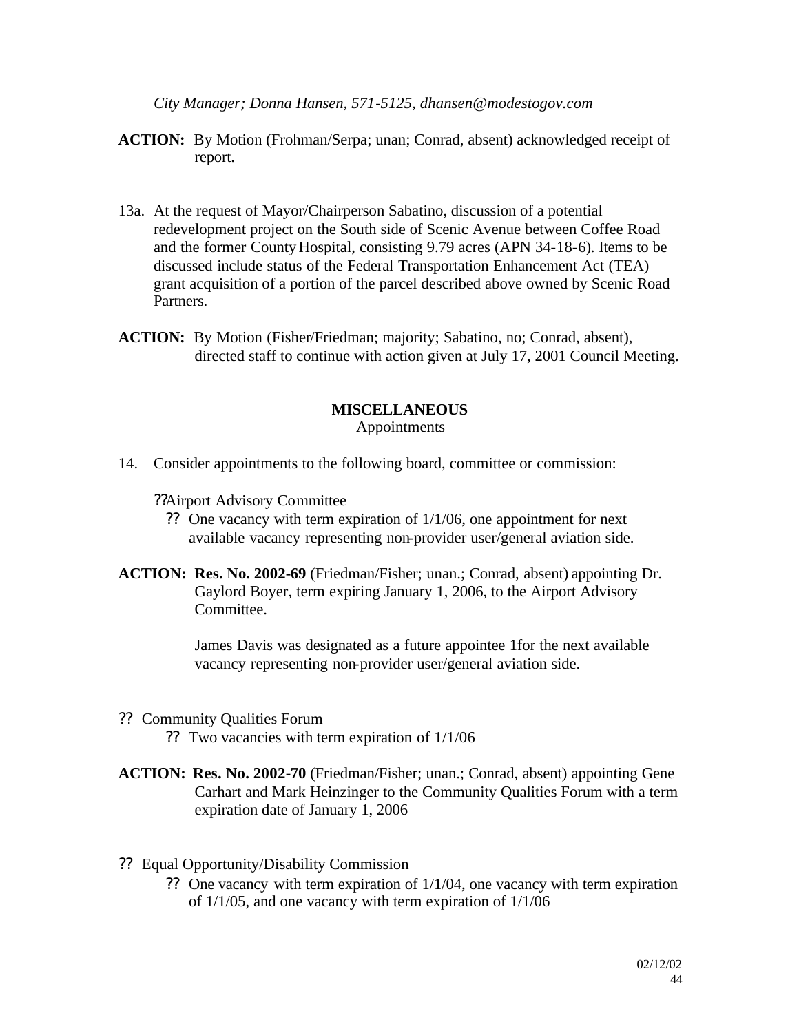*City Manager; Donna Hansen, 571-5125, dhansen@modestogov.com*

**ACTION:** By Motion (Frohman/Serpa; unan; Conrad, absent) acknowledged receipt of report.

13a. At the request of Mayor/Chairperson Sabatino, discussion of a potential redevelopment project on the South side of Scenic Avenue between Coffee Road and the former County Hospital, consisting 9.79 acres (APN 34-18-6). Items to be discussed include status of the Federal Transportation Enhancement Act (TEA) grant acquisition of a portion of the parcel described above owned by Scenic Road Partners.

**ACTION:** By Motion (Fisher/Friedman; majority; Sabatino, no; Conrad, absent), directed staff to continue with action given at July 17, 2001 Council Meeting.

**MISCELLANEOUS**

Appointments

14. Consider appointments to the following board, committee or commission:

?? Airport Advisory Committee

?? One vacancy with term expiration of 1/1/06, one appointment for next available vacancy representing non-provider user/general aviation side.

**ACTION: Res. No. 2002-69** (Friedman/Fisher; unan.; Conrad, absent) appointing Dr. Gaylord Boyer, term expiring January 1, 2006, to the Airport Advisory Committee.

James Davis was designated as a future appointee 1for the next available vacancy representing non-provider user/general aviation side.

?? Community Qualities Forum

?? Two vacancies with term expiration of 1/1/06

**ACTION: Res. No. 2002-70** (Friedman/Fisher; unan.; Conrad, absent) appointing Gene Carhart and Mark Heinzinger to the Community Qualities Forum with a term expiration date of January 1, 2006

?? Equal Opportunity/Disability Commission

?? One vacancy with term expiration of 1/1/04, one vacancy with term expiration of 1/1/05, and one vacancy with term expiration of 1/1/06

02/12/02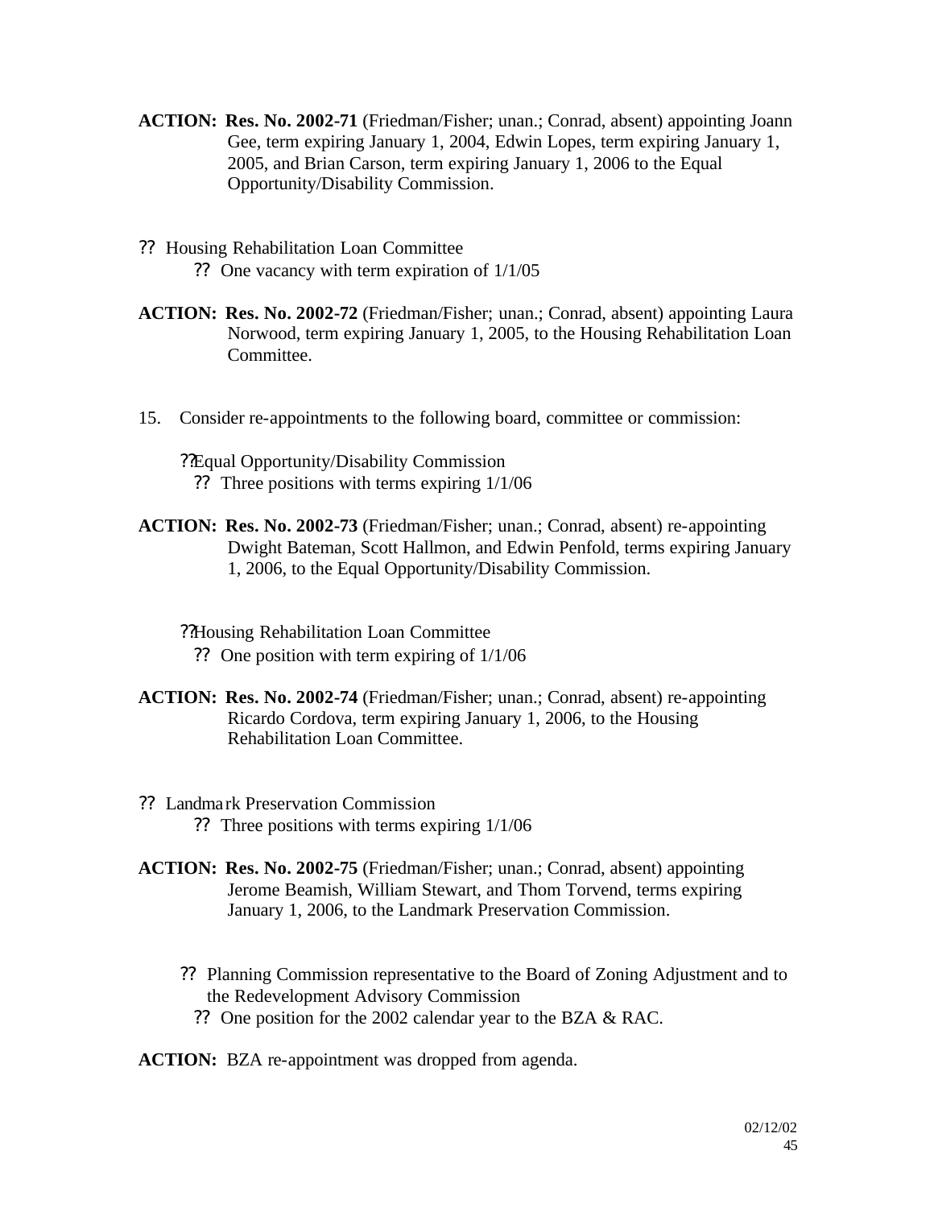**ACTION: Res. No. 2002-71** (Friedman/Fisher; unan.; Conrad, absent) appointing Joann Gee, term expiring January 1, 2004, Edwin Lopes, term expiring January 1, 2005, and Brian Carson, term expiring January 1, 2006 to the Equal Opportunity/Disability Commission.

- Housing Rehabilitation Loan Committee
  - One vacancy with term expiration of 1/1/05

**ACTION: Res. No. 2002-72** (Friedman/Fisher; unan.; Conrad, absent) appointing Laura Norwood, term expiring January 1, 2005, to the Housing Rehabilitation Loan Committee.

15. Consider re-appointments to the following board, committee or commission:

- Equal Opportunity/Disability Commission
  - Three positions with terms expiring 1/1/06

**ACTION: Res. No. 2002-73** (Friedman/Fisher; unan.; Conrad, absent) re-appointing Dwight Bateman, Scott Hallmon, and Edwin Penfold, terms expiring January 1, 2006, to the Equal Opportunity/Disability Commission.

- Housing Rehabilitation Loan Committee
  - One position with term expiring of 1/1/06

**ACTION: Res. No. 2002-74** (Friedman/Fisher; unan.; Conrad, absent) re-appointing Ricardo Cordova, term expiring January 1, 2006, to the Housing Rehabilitation Loan Committee.

- Landmark Preservation Commission
  - Three positions with terms expiring 1/1/06

**ACTION: Res. No. 2002-75** (Friedman/Fisher; unan.; Conrad, absent) appointing Jerome Beamish, William Stewart, and Thom Torvend, terms expiring January 1, 2006, to the Landmark Preservation Commission.

- Planning Commission representative to the Board of Zoning Adjustment and to the Redevelopment Advisory Commission
  - One position for the 2002 calendar year to the BZA & RAC.

**ACTION:** BZA re-appointment was dropped from agenda.

02/12/02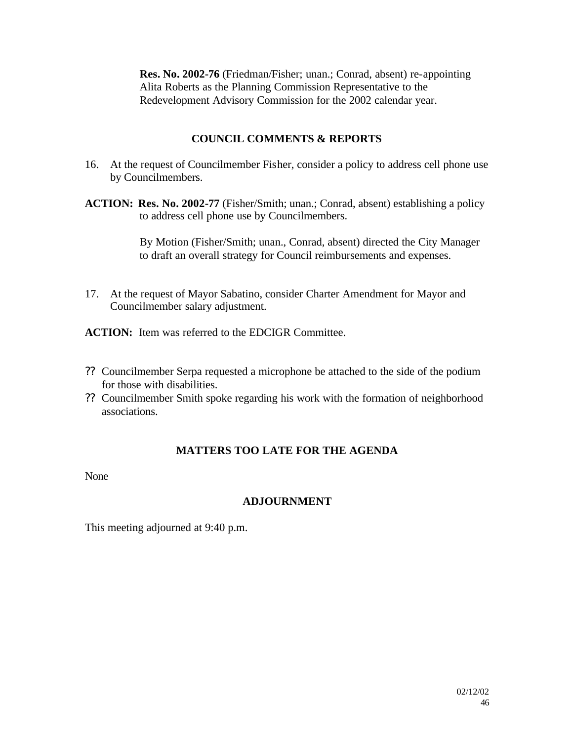**Res. No. 2002-76** (Friedman/Fisher; unan.; Conrad, absent) re-appointing Alita Roberts as the Planning Commission Representative to the Redevelopment Advisory Commission for the 2002 calendar year.

## COUNCIL COMMENTS & REPORTS

16. At the request of Councilmember Fisher, consider a policy to address cell phone use by Councilmembers.

**ACTION: Res. No. 2002-77** (Fisher/Smith; unan.; Conrad, absent) establishing a policy to address cell phone use by Councilmembers.

By Motion (Fisher/Smith; unan., Conrad, absent) directed the City Manager to draft an overall strategy for Council reimbursements and expenses.

17. At the request of Mayor Sabatino, consider Charter Amendment for Mayor and Councilmember salary adjustment.

**ACTION:** Item was referred to the EDCIGR Committee.

- ?? Councilmember Serpa requested a microphone be attached to the side of the podium for those with disabilities.
- ?? Councilmember Smith spoke regarding his work with the formation of neighborhood associations.

## MATTERS TOO LATE FOR THE AGENDA

None

## ADJOURNMENT

This meeting adjourned at 9:40 p.m.

02/12/02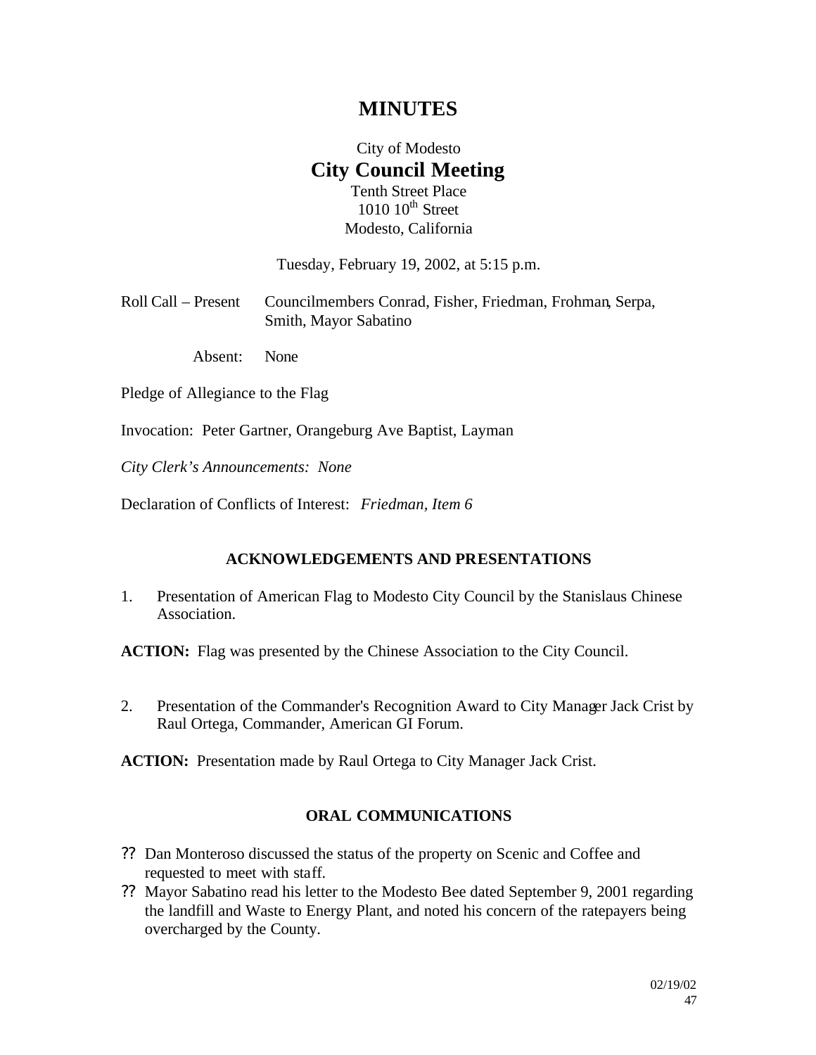# MINUTES

City of Modesto

## City Council Meeting

Tenth Street Place
1010 10th Street
Modesto, California

Tuesday, February 19, 2002, at 5:15 p.m.

Roll Call – Present Councilmembers Conrad, Fisher, Friedman, Frohman, Serpa, Smith, Mayor Sabatino

Absent: None

Pledge of Allegiance to the Flag

Invocation: Peter Gartner, Orangeburg Ave Baptist, Layman

*City Clerk's Announcements: None*

Declaration of Conflicts of Interest: *Friedman, Item 6*

### ACKNOWLEDGEMENTS AND PRESENTATIONS

1. Presentation of American Flag to Modesto City Council by the Stanislaus Chinese Association.

**ACTION:** Flag was presented by the Chinese Association to the City Council.

2. Presentation of the Commander's Recognition Award to City Manager Jack Crist by Raul Ortega, Commander, American GI Forum.

**ACTION:** Presentation made by Raul Ortega to City Manager Jack Crist.

### ORAL COMMUNICATIONS

- Dan Monteroso discussed the status of the property on Scenic and Coffee and requested to meet with staff.
- Mayor Sabatino read his letter to the Modesto Bee dated September 9, 2001 regarding the landfill and Waste to Energy Plant, and noted his concern of the ratepayers being overcharged by the County.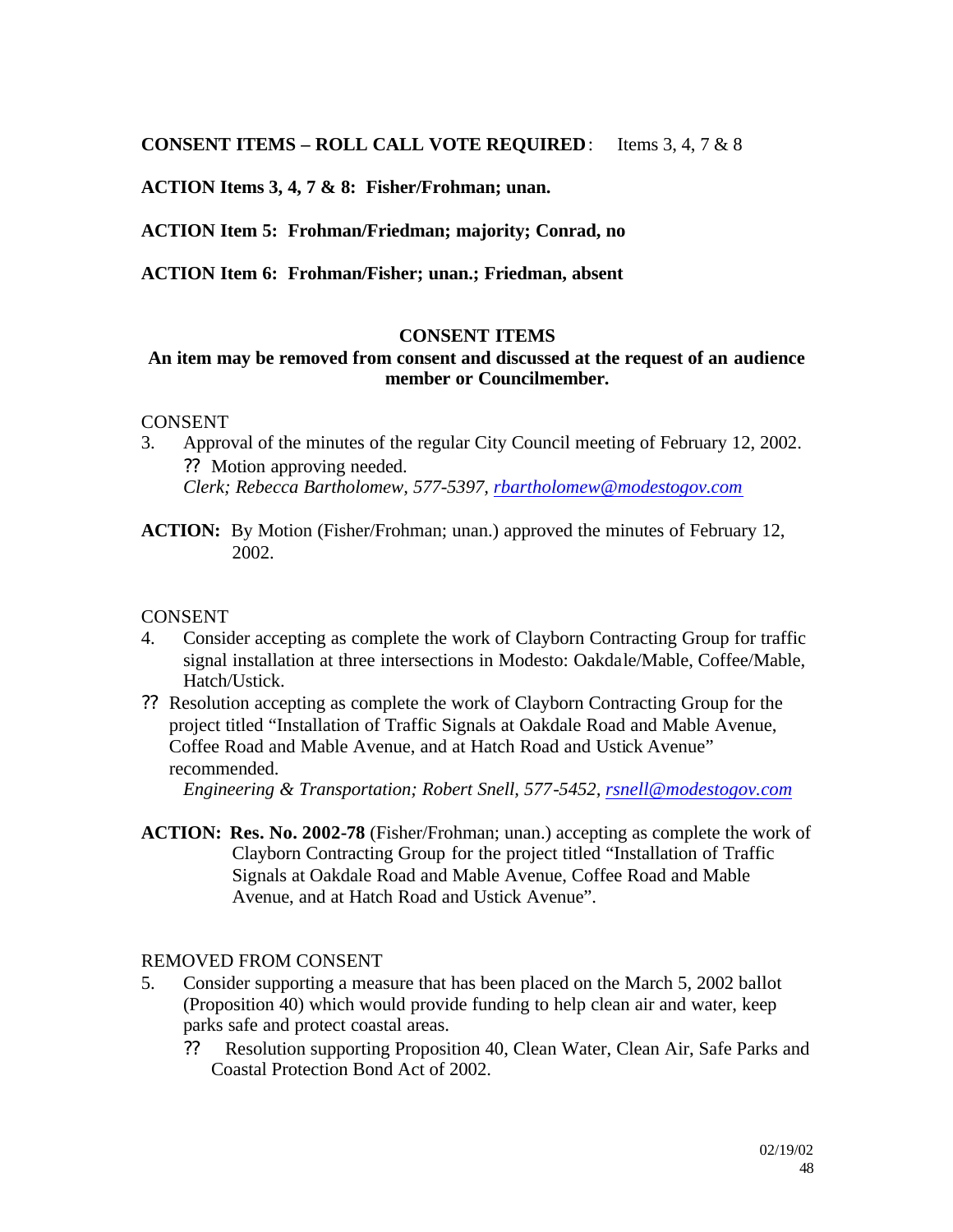**CONSENT ITEMS – ROLL CALL VOTE REQUIRED**: Items 3, 4, 7 & 8

**ACTION Items 3, 4, 7 & 8: Fisher/Frohman; unan.**

**ACTION Item 5: Frohman/Friedman; majority; Conrad, no**

**ACTION Item 6: Frohman/Fisher; unan.; Friedman, absent**

**CONSENT ITEMS**

**An item may be removed from consent and discussed at the request of an audience member or Councilmember.**

CONSENT

3. Approval of the minutes of the regular City Council meeting of February 12, 2002.
   ?? Motion approving needed.
   *Clerk; Rebecca Bartholomew, 577-5397, rbartholomew@modestogov.com*

**ACTION:** By Motion (Fisher/Frohman; unan.) approved the minutes of February 12, 2002.

CONSENT

4. Consider accepting as complete the work of Clayborn Contracting Group for traffic signal installation at three intersections in Modesto: Oakdale/Mable, Coffee/Mable, Hatch/Ustick.

?? Resolution accepting as complete the work of Clayborn Contracting Group for the project titled "Installation of Traffic Signals at Oakdale Road and Mable Avenue, Coffee Road and Mable Avenue, and at Hatch Road and Ustick Avenue" recommended.
   *Engineering & Transportation; Robert Snell, 577-5452, rsnell@modestogov.com*

**ACTION: Res. No. 2002-78** (Fisher/Frohman; unan.) accepting as complete the work of Clayborn Contracting Group for the project titled "Installation of Traffic Signals at Oakdale Road and Mable Avenue, Coffee Road and Mable Avenue, and at Hatch Road and Ustick Avenue".

REMOVED FROM CONSENT

5. Consider supporting a measure that has been placed on the March 5, 2002 ballot (Proposition 40) which would provide funding to help clean air and water, keep parks safe and protect coastal areas.
   ?? Resolution supporting Proposition 40, Clean Water, Clean Air, Safe Parks and Coastal Protection Bond Act of 2002.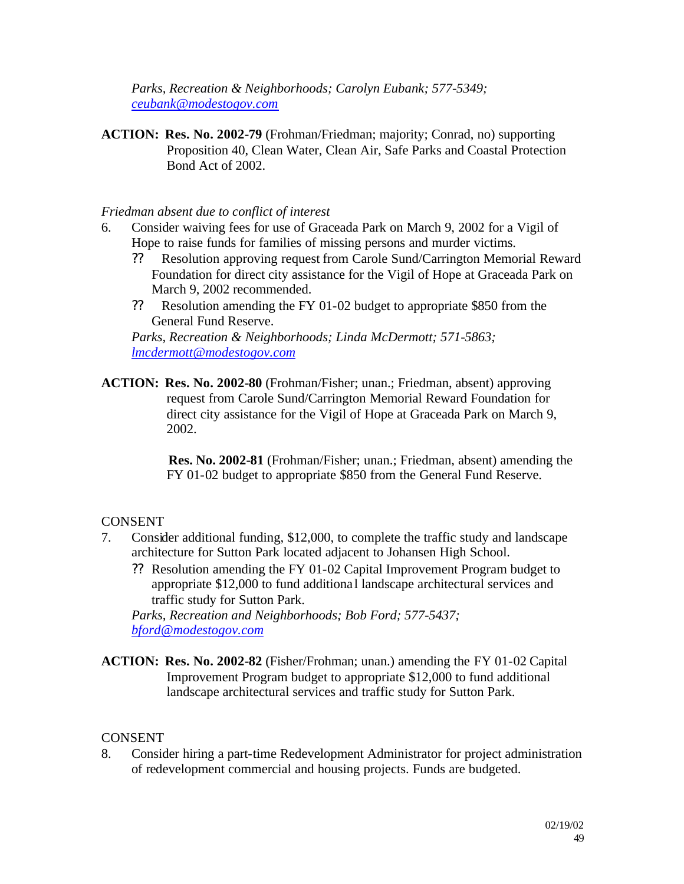*Parks, Recreation & Neighborhoods; Carolyn Eubank; 577-5349; ceubank@modestogov.com*

**ACTION: Res. No. 2002-79** (Frohman/Friedman; majority; Conrad, no) supporting Proposition 40, Clean Water, Clean Air, Safe Parks and Coastal Protection Bond Act of 2002.

*Friedman absent due to conflict of interest*

6. Consider waiving fees for use of Graceada Park on March 9, 2002 for a Vigil of Hope to raise funds for families of missing persons and murder victims.
   - ?? Resolution approving request from Carole Sund/Carrington Memorial Reward Foundation for direct city assistance for the Vigil of Hope at Graceada Park on March 9, 2002 recommended.
   - ?? Resolution amending the FY 01-02 budget to appropriate $850 from the General Fund Reserve.

   *Parks, Recreation & Neighborhoods; Linda McDermott; 571-5863; lmcdermott@modestogov.com*

**ACTION: Res. No. 2002-80** (Frohman/Fisher; unan.; Friedman, absent) approving request from Carole Sund/Carrington Memorial Reward Foundation for direct city assistance for the Vigil of Hope at Graceada Park on March 9, 2002.

**Res. No. 2002-81** (Frohman/Fisher; unan.; Friedman, absent) amending the FY 01-02 budget to appropriate $850 from the General Fund Reserve.

CONSENT

7. Consider additional funding, $12,000, to complete the traffic study and landscape architecture for Sutton Park located adjacent to Johansen High School.
   - ?? Resolution amending the FY 01-02 Capital Improvement Program budget to appropriate $12,000 to fund additional landscape architectural services and traffic study for Sutton Park.

   *Parks, Recreation and Neighborhoods; Bob Ford; 577-5437; bford@modestogov.com*

**ACTION: Res. No. 2002-82** (Fisher/Frohman; unan.) amending the FY 01-02 Capital Improvement Program budget to appropriate $12,000 to fund additional landscape architectural services and traffic study for Sutton Park.

CONSENT

8. Consider hiring a part-time Redevelopment Administrator for project administration of redevelopment commercial and housing projects. Funds are budgeted.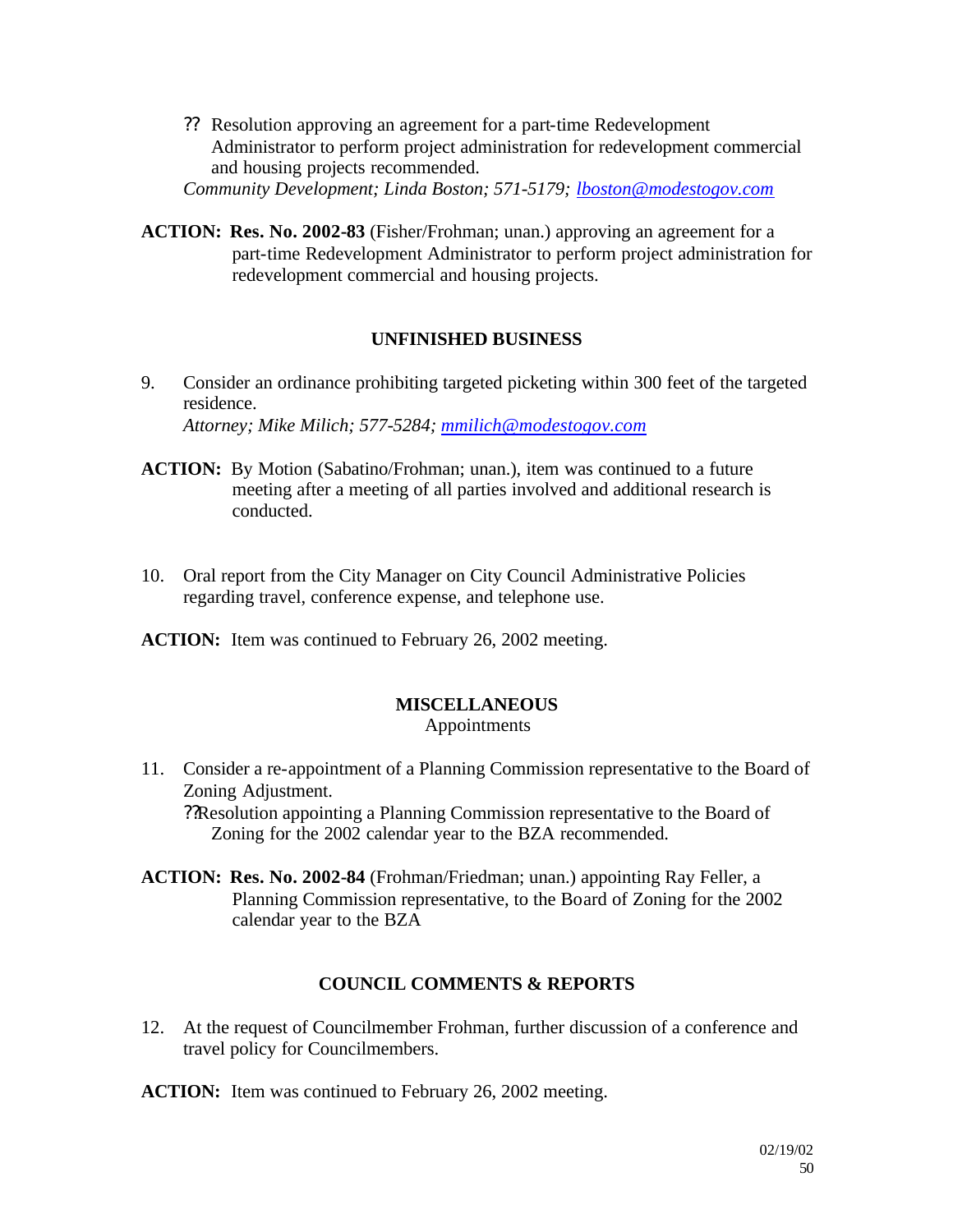?? Resolution approving an agreement for a part-time Redevelopment Administrator to perform project administration for redevelopment commercial and housing projects recommended.

*Community Development; Linda Boston; 571-5179; lboston@modestogov.com*

**ACTION:** **Res. No. 2002-83** (Fisher/Frohman; unan.) approving an agreement for a part-time Redevelopment Administrator to perform project administration for redevelopment commercial and housing projects.

## UNFINISHED BUSINESS

9. Consider an ordinance prohibiting targeted picketing within 300 feet of the targeted residence.
   *Attorney; Mike Milich; 577-5284; mmilich@modestogov.com*

**ACTION:** By Motion (Sabatino/Frohman; unan.), item was continued to a future meeting after a meeting of all parties involved and additional research is conducted.

10. Oral report from the City Manager on City Council Administrative Policies regarding travel, conference expense, and telephone use.

**ACTION:** Item was continued to February 26, 2002 meeting.

## MISCELLANEOUS

Appointments

11. Consider a re-appointment of a Planning Commission representative to the Board of Zoning Adjustment.
    ??Resolution appointing a Planning Commission representative to the Board of Zoning for the 2002 calendar year to the BZA recommended.

**ACTION:** **Res. No. 2002-84** (Frohman/Friedman; unan.) appointing Ray Feller, a Planning Commission representative, to the Board of Zoning for the 2002 calendar year to the BZA

## COUNCIL COMMENTS & REPORTS

12. At the request of Councilmember Frohman, further discussion of a conference and travel policy for Councilmembers.

**ACTION:** Item was continued to February 26, 2002 meeting.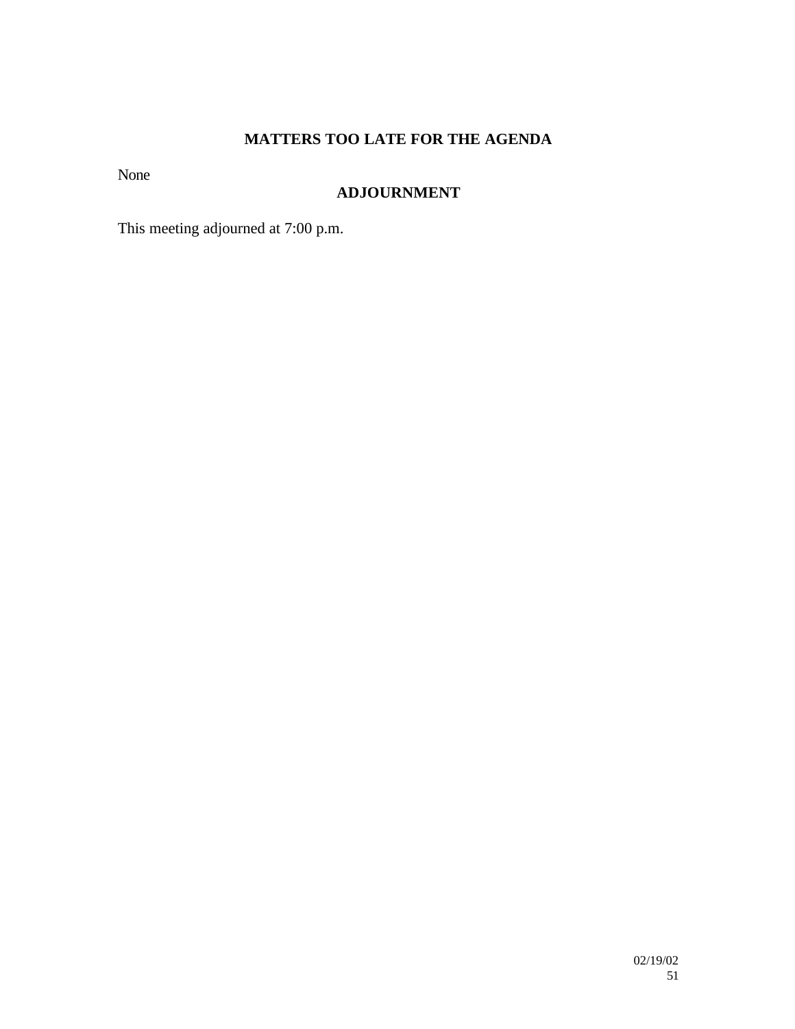## MATTERS TOO LATE FOR THE AGENDA

None

## ADJOURNMENT

This meeting adjourned at 7:00 p.m.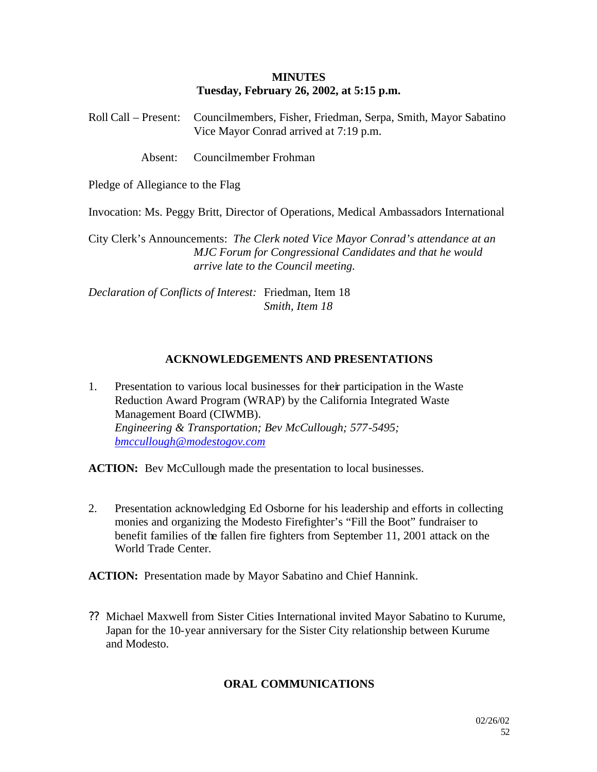**MINUTES**
**Tuesday, February 26, 2002, at 5:15 p.m.**

Roll Call – Present: Councilmembers, Fisher, Friedman, Serpa, Smith, Mayor Sabatino
Vice Mayor Conrad arrived at 7:19 p.m.

Absent: Councilmember Frohman

Pledge of Allegiance to the Flag

Invocation: Ms. Peggy Britt, Director of Operations, Medical Ambassadors International

City Clerk's Announcements: *The Clerk noted Vice Mayor Conrad's attendance at an MJC Forum for Congressional Candidates and that he would arrive late to the Council meeting.*

*Declaration of Conflicts of Interest:* Friedman, Item 18
*Smith, Item 18*

## ACKNOWLEDGEMENTS AND PRESENTATIONS

1. Presentation to various local businesses for their participation in the Waste Reduction Award Program (WRAP) by the California Integrated Waste Management Board (CIWMB).
*Engineering & Transportation; Bev McCullough; 577-5495; bmccullough@modestogov.com*

**ACTION:** Bev McCullough made the presentation to local businesses.

2. Presentation acknowledging Ed Osborne for his leadership and efforts in collecting monies and organizing the Modesto Firefighter's "Fill the Boot" fundraiser to benefit families of the fallen fire fighters from September 11, 2001 attack on the World Trade Center.

**ACTION:** Presentation made by Mayor Sabatino and Chief Hannink.

?? Michael Maxwell from Sister Cities International invited Mayor Sabatino to Kurume, Japan for the 10-year anniversary for the Sister City relationship between Kurume and Modesto.

## ORAL COMMUNICATIONS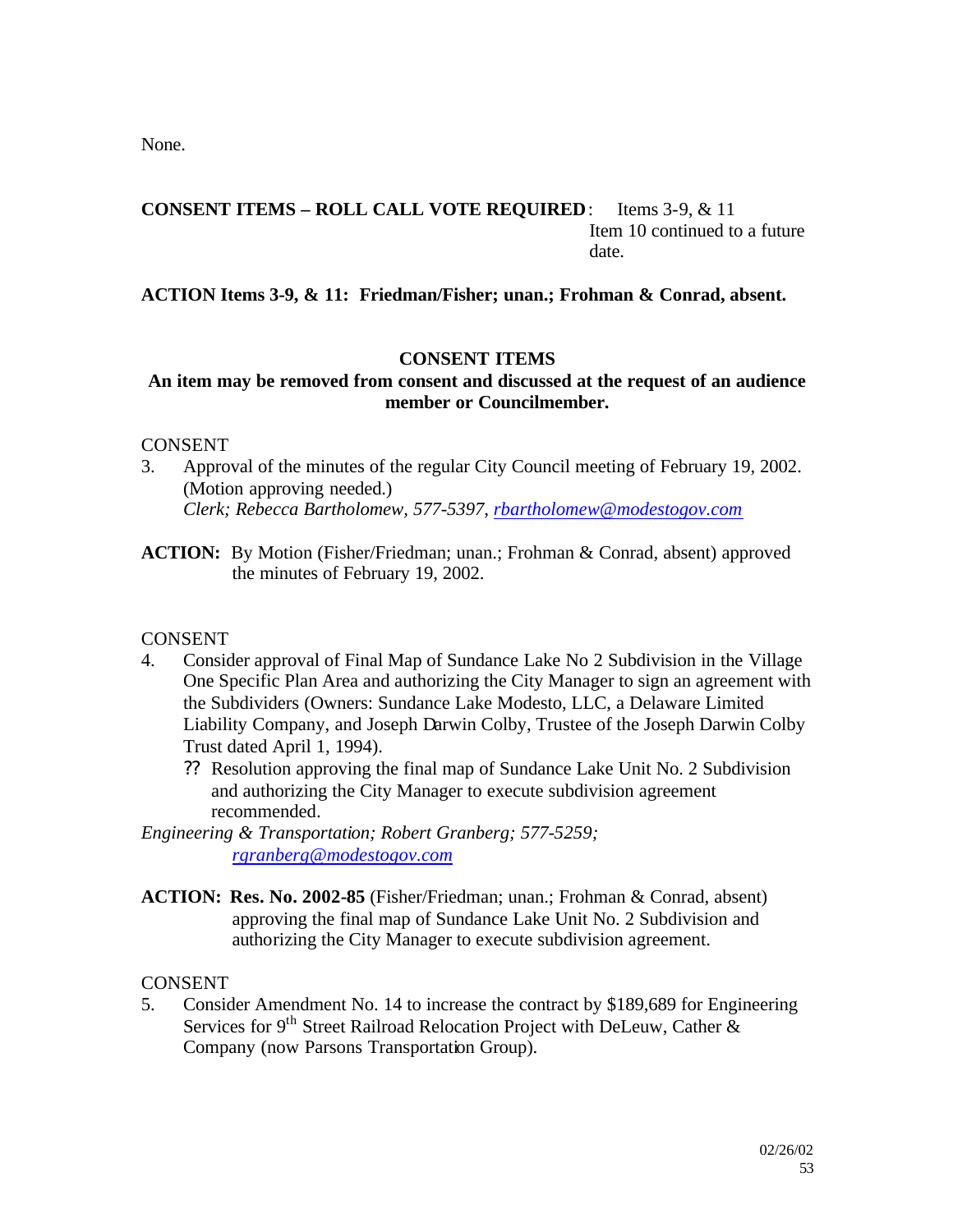None.

**CONSENT ITEMS – ROLL CALL VOTE REQUIRED**: Items 3-9, & 11
Item 10 continued to a future date.

**ACTION Items 3-9, & 11: Friedman/Fisher; unan.; Frohman & Conrad, absent.**

**CONSENT ITEMS**

**An item may be removed from consent and discussed at the request of an audience member or Councilmember.**

CONSENT

3. Approval of the minutes of the regular City Council meeting of February 19, 2002. (Motion approving needed.)
   *Clerk; Rebecca Bartholomew, 577-5397, rbartholomew@modestogov.com*

**ACTION:** By Motion (Fisher/Friedman; unan.; Frohman & Conrad, absent) approved the minutes of February 19, 2002.

CONSENT

4. Consider approval of Final Map of Sundance Lake No 2 Subdivision in the Village One Specific Plan Area and authorizing the City Manager to sign an agreement with the Subdividers (Owners: Sundance Lake Modesto, LLC, a Delaware Limited Liability Company, and Joseph Darwin Colby, Trustee of the Joseph Darwin Colby Trust dated April 1, 1994).
   ?? Resolution approving the final map of Sundance Lake Unit No. 2 Subdivision and authorizing the City Manager to execute subdivision agreement recommended.

*Engineering & Transportation; Robert Granberg; 577-5259; rgranberg@modestogov.com*

**ACTION: Res. No. 2002-85** (Fisher/Friedman; unan.; Frohman & Conrad, absent) approving the final map of Sundance Lake Unit No. 2 Subdivision and authorizing the City Manager to execute subdivision agreement.

CONSENT

5. Consider Amendment No. 14 to increase the contract by $189,689 for Engineering Services for 9th Street Railroad Relocation Project with DeLeuw, Cather & Company (now Parsons Transportation Group).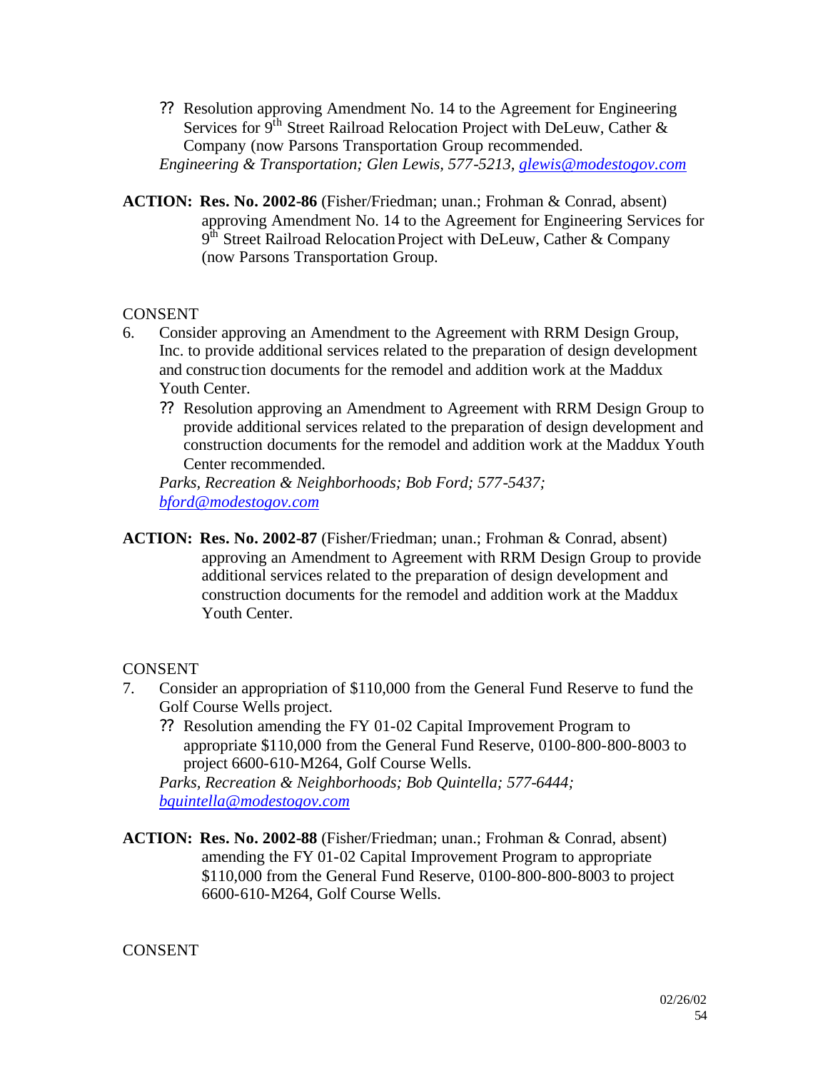?? Resolution approving Amendment No. 14 to the Agreement for Engineering Services for 9th Street Railroad Relocation Project with DeLeuw, Cather & Company (now Parsons Transportation Group recommended.

*Engineering & Transportation; Glen Lewis, 577-5213, glewis@modestogov.com*

**ACTION: Res. No. 2002-86** (Fisher/Friedman; unan.; Frohman & Conrad, absent) approving Amendment No. 14 to the Agreement for Engineering Services for 9th Street Railroad Relocation Project with DeLeuw, Cather & Company (now Parsons Transportation Group.

CONSENT

6. Consider approving an Amendment to the Agreement with RRM Design Group, Inc. to provide additional services related to the preparation of design development and construction documents for the remodel and addition work at the Maddux Youth Center.

   ?? Resolution approving an Amendment to Agreement with RRM Design Group to provide additional services related to the preparation of design development and construction documents for the remodel and addition work at the Maddux Youth Center recommended.

   *Parks, Recreation & Neighborhoods; Bob Ford; 577-5437; bford@modestogov.com*

**ACTION: Res. No. 2002-87** (Fisher/Friedman; unan.; Frohman & Conrad, absent) approving an Amendment to Agreement with RRM Design Group to provide additional services related to the preparation of design development and construction documents for the remodel and addition work at the Maddux Youth Center.

CONSENT

7. Consider an appropriation of $110,000 from the General Fund Reserve to fund the Golf Course Wells project.

   ?? Resolution amending the FY 01-02 Capital Improvement Program to appropriate $110,000 from the General Fund Reserve, 0100-800-800-8003 to project 6600-610-M264, Golf Course Wells.

   *Parks, Recreation & Neighborhoods; Bob Quintella; 577-6444; bquintella@modestogov.com*

**ACTION: Res. No. 2002-88** (Fisher/Friedman; unan.; Frohman & Conrad, absent) amending the FY 01-02 Capital Improvement Program to appropriate $110,000 from the General Fund Reserve, 0100-800-800-8003 to project 6600-610-M264, Golf Course Wells.

CONSENT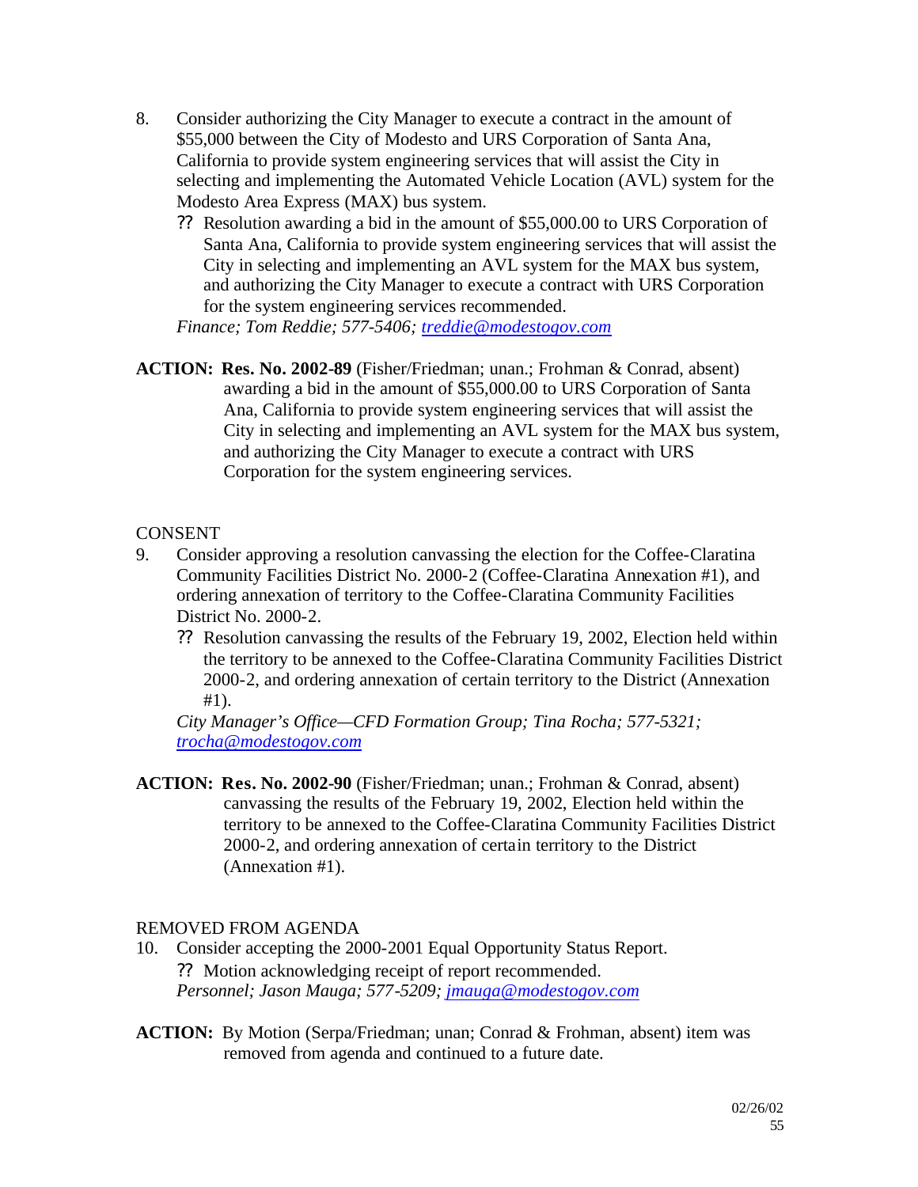8. Consider authorizing the City Manager to execute a contract in the amount of $55,000 between the City of Modesto and URS Corporation of Santa Ana, California to provide system engineering services that will assist the City in selecting and implementing the Automated Vehicle Location (AVL) system for the Modesto Area Express (MAX) bus system.

   ?? Resolution awarding a bid in the amount of $55,000.00 to URS Corporation of Santa Ana, California to provide system engineering services that will assist the City in selecting and implementing an AVL system for the MAX bus system, and authorizing the City Manager to execute a contract with URS Corporation for the system engineering services recommended.

   *Finance; Tom Reddie; 577-5406; treddie@modestogov.com*

**ACTION: Res. No. 2002-89** (Fisher/Friedman; unan.; Frohman & Conrad, absent) awarding a bid in the amount of $55,000.00 to URS Corporation of Santa Ana, California to provide system engineering services that will assist the City in selecting and implementing an AVL system for the MAX bus system, and authorizing the City Manager to execute a contract with URS Corporation for the system engineering services.

CONSENT

9. Consider approving a resolution canvassing the election for the Coffee-Claratina Community Facilities District No. 2000-2 (Coffee-Claratina Annexation #1), and ordering annexation of territory to the Coffee-Claratina Community Facilities District No. 2000-2.

   ?? Resolution canvassing the results of the February 19, 2002, Election held within the territory to be annexed to the Coffee-Claratina Community Facilities District 2000-2, and ordering annexation of certain territory to the District (Annexation #1).

   *City Manager's Office—CFD Formation Group; Tina Rocha; 577-5321; trocha@modestogov.com*

**ACTION: Res. No. 2002-90** (Fisher/Friedman; unan.; Frohman & Conrad, absent) canvassing the results of the February 19, 2002, Election held within the territory to be annexed to the Coffee-Claratina Community Facilities District 2000-2, and ordering annexation of certain territory to the District (Annexation #1).

REMOVED FROM AGENDA

10. Consider accepting the 2000-2001 Equal Opportunity Status Report.

    ?? Motion acknowledging receipt of report recommended.

    *Personnel; Jason Mauga; 577-5209; jmauga@modestogov.com*

**ACTION:** By Motion (Serpa/Friedman; unan; Conrad & Frohman, absent) item was removed from agenda and continued to a future date.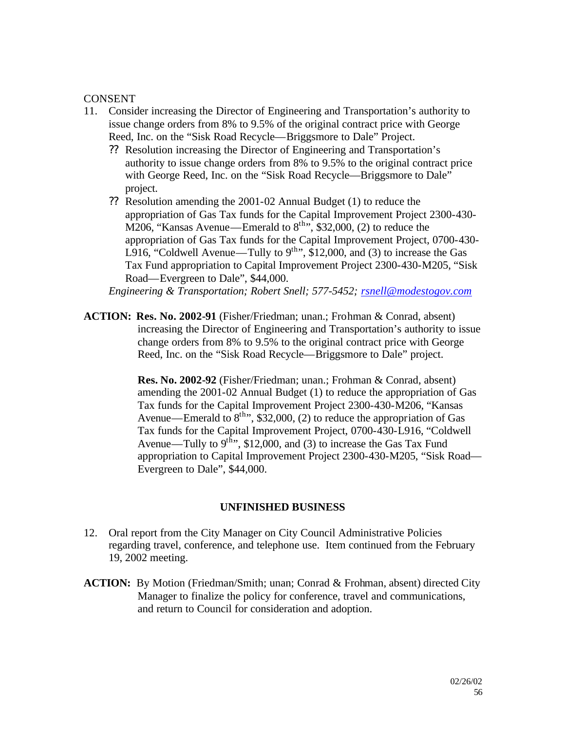CONSENT

11. Consider increasing the Director of Engineering and Transportation's authority to issue change orders from 8% to 9.5% of the original contract price with George Reed, Inc. on the "Sisk Road Recycle—Briggsmore to Dale" Project.
    - ?? Resolution increasing the Director of Engineering and Transportation's authority to issue change orders from 8% to 9.5% to the original contract price with George Reed, Inc. on the "Sisk Road Recycle—Briggsmore to Dale" project.
    - ?? Resolution amending the 2001-02 Annual Budget (1) to reduce the appropriation of Gas Tax funds for the Capital Improvement Project 2300-430-M206, "Kansas Avenue—Emerald to 8th", $32,000, (2) to reduce the appropriation of Gas Tax funds for the Capital Improvement Project, 0700-430-L916, "Coldwell Avenue—Tully to 9th", $12,000, and (3) to increase the Gas Tax Fund appropriation to Capital Improvement Project 2300-430-M205, "Sisk Road—Evergreen to Dale", $44,000.

    *Engineering & Transportation; Robert Snell; 577-5452; rsnell@modestogov.com*

**ACTION:** **Res. No. 2002-91** (Fisher/Friedman; unan.; Frohman & Conrad, absent) increasing the Director of Engineering and Transportation's authority to issue change orders from 8% to 9.5% to the original contract price with George Reed, Inc. on the "Sisk Road Recycle—Briggsmore to Dale" project.

**Res. No. 2002-92** (Fisher/Friedman; unan.; Frohman & Conrad, absent) amending the 2001-02 Annual Budget (1) to reduce the appropriation of Gas Tax funds for the Capital Improvement Project 2300-430-M206, "Kansas Avenue—Emerald to 8th", $32,000, (2) to reduce the appropriation of Gas Tax funds for the Capital Improvement Project, 0700-430-L916, "Coldwell Avenue—Tully to 9th", $12,000, and (3) to increase the Gas Tax Fund appropriation to Capital Improvement Project 2300-430-M205, "Sisk Road—Evergreen to Dale", $44,000.

## UNFINISHED BUSINESS

12. Oral report from the City Manager on City Council Administrative Policies regarding travel, conference, and telephone use. Item continued from the February 19, 2002 meeting.

**ACTION:** By Motion (Friedman/Smith; unan; Conrad & Frohman, absent) directed City Manager to finalize the policy for conference, travel and communications, and return to Council for consideration and adoption.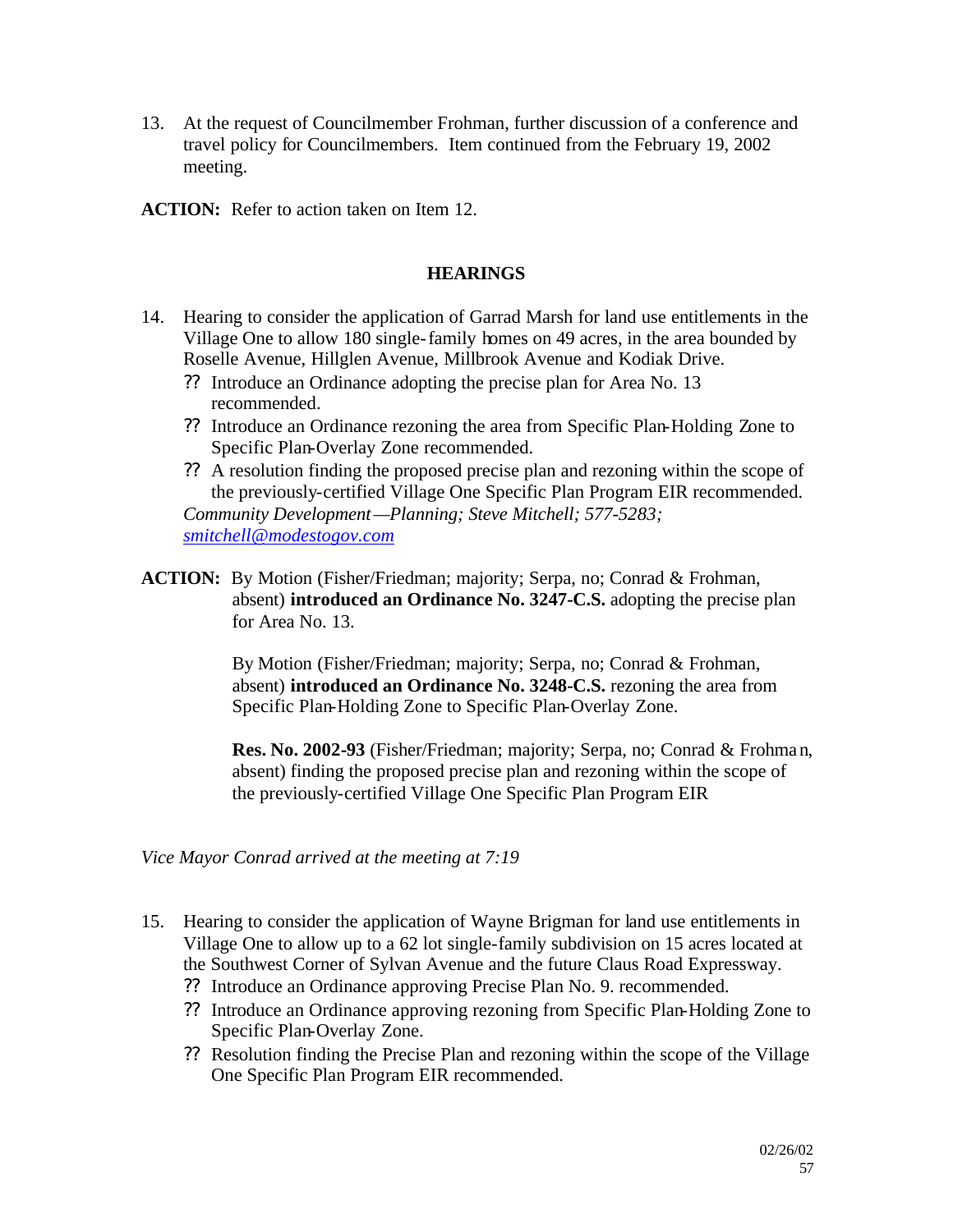13. At the request of Councilmember Frohman, further discussion of a conference and travel policy for Councilmembers. Item continued from the February 19, 2002 meeting.

**ACTION:** Refer to action taken on Item 12.

## HEARINGS

14. Hearing to consider the application of Garrad Marsh for land use entitlements in the Village One to allow 180 single-family homes on 49 acres, in the area bounded by Roselle Avenue, Hillglen Avenue, Millbrook Avenue and Kodiak Drive.
    - ?? Introduce an Ordinance adopting the precise plan for Area No. 13 recommended.
    - ?? Introduce an Ordinance rezoning the area from Specific Plan-Holding Zone to Specific Plan-Overlay Zone recommended.
    - ?? A resolution finding the proposed precise plan and rezoning within the scope of the previously-certified Village One Specific Plan Program EIR recommended.

    *Community Development—Planning; Steve Mitchell; 577-5283; smitchell@modestogov.com*

**ACTION:** By Motion (Fisher/Friedman; majority; Serpa, no; Conrad & Frohman, absent) **introduced an Ordinance No. 3247-C.S.** adopting the precise plan for Area No. 13.

By Motion (Fisher/Friedman; majority; Serpa, no; Conrad & Frohman, absent) **introduced an Ordinance No. 3248-C.S.** rezoning the area from Specific Plan-Holding Zone to Specific Plan-Overlay Zone.

**Res. No. 2002-93** (Fisher/Friedman; majority; Serpa, no; Conrad & Frohman, absent) finding the proposed precise plan and rezoning within the scope of the previously-certified Village One Specific Plan Program EIR

*Vice Mayor Conrad arrived at the meeting at 7:19*

15. Hearing to consider the application of Wayne Brigman for land use entitlements in Village One to allow up to a 62 lot single-family subdivision on 15 acres located at the Southwest Corner of Sylvan Avenue and the future Claus Road Expressway.
    - ?? Introduce an Ordinance approving Precise Plan No. 9. recommended.
    - ?? Introduce an Ordinance approving rezoning from Specific Plan-Holding Zone to Specific Plan-Overlay Zone.
    - ?? Resolution finding the Precise Plan and rezoning within the scope of the Village One Specific Plan Program EIR recommended.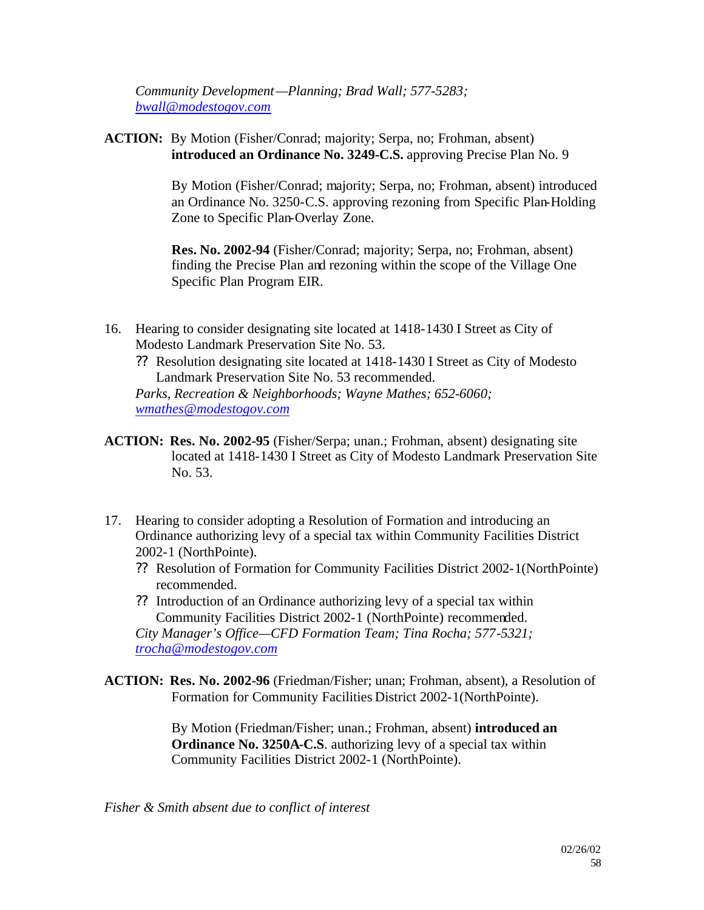*Community Development—Planning; Brad Wall; 577-5283; bwall@modestogov.com*

**ACTION:** By Motion (Fisher/Conrad; majority; Serpa, no; Frohman, absent) **introduced an Ordinance No. 3249-C.S.** approving Precise Plan No. 9

By Motion (Fisher/Conrad; majority; Serpa, no; Frohman, absent) introduced an Ordinance No. 3250-C.S. approving rezoning from Specific Plan-Holding Zone to Specific Plan-Overlay Zone.

**Res. No. 2002-94** (Fisher/Conrad; majority; Serpa, no; Frohman, absent) finding the Precise Plan and rezoning within the scope of the Village One Specific Plan Program EIR.

16. Hearing to consider designating site located at 1418-1430 I Street as City of Modesto Landmark Preservation Site No. 53.
    - ?? Resolution designating site located at 1418-1430 I Street as City of Modesto Landmark Preservation Site No. 53 recommended.

    *Parks, Recreation & Neighborhoods; Wayne Mathes; 652-6060; wmathes@modestogov.com*

**ACTION:** **Res. No. 2002-95** (Fisher/Serpa; unan.; Frohman, absent) designating site located at 1418-1430 I Street as City of Modesto Landmark Preservation Site No. 53.

17. Hearing to consider adopting a Resolution of Formation and introducing an Ordinance authorizing levy of a special tax within Community Facilities District 2002-1 (NorthPointe).
    - ?? Resolution of Formation for Community Facilities District 2002-1(NorthPointe) recommended.
    - ?? Introduction of an Ordinance authorizing levy of a special tax within Community Facilities District 2002-1 (NorthPointe) recommended.

    *City Manager's Office—CFD Formation Team; Tina Rocha; 577-5321; trocha@modestogov.com*

**ACTION:** **Res. No. 2002-96** (Friedman/Fisher; unan; Frohman, absent), a Resolution of Formation for Community Facilities District 2002-1(NorthPointe).

By Motion (Friedman/Fisher; unan.; Frohman, absent) **introduced an Ordinance No. 3250A-C.S**. authorizing levy of a special tax within Community Facilities District 2002-1 (NorthPointe).

*Fisher & Smith absent due to conflict of interest*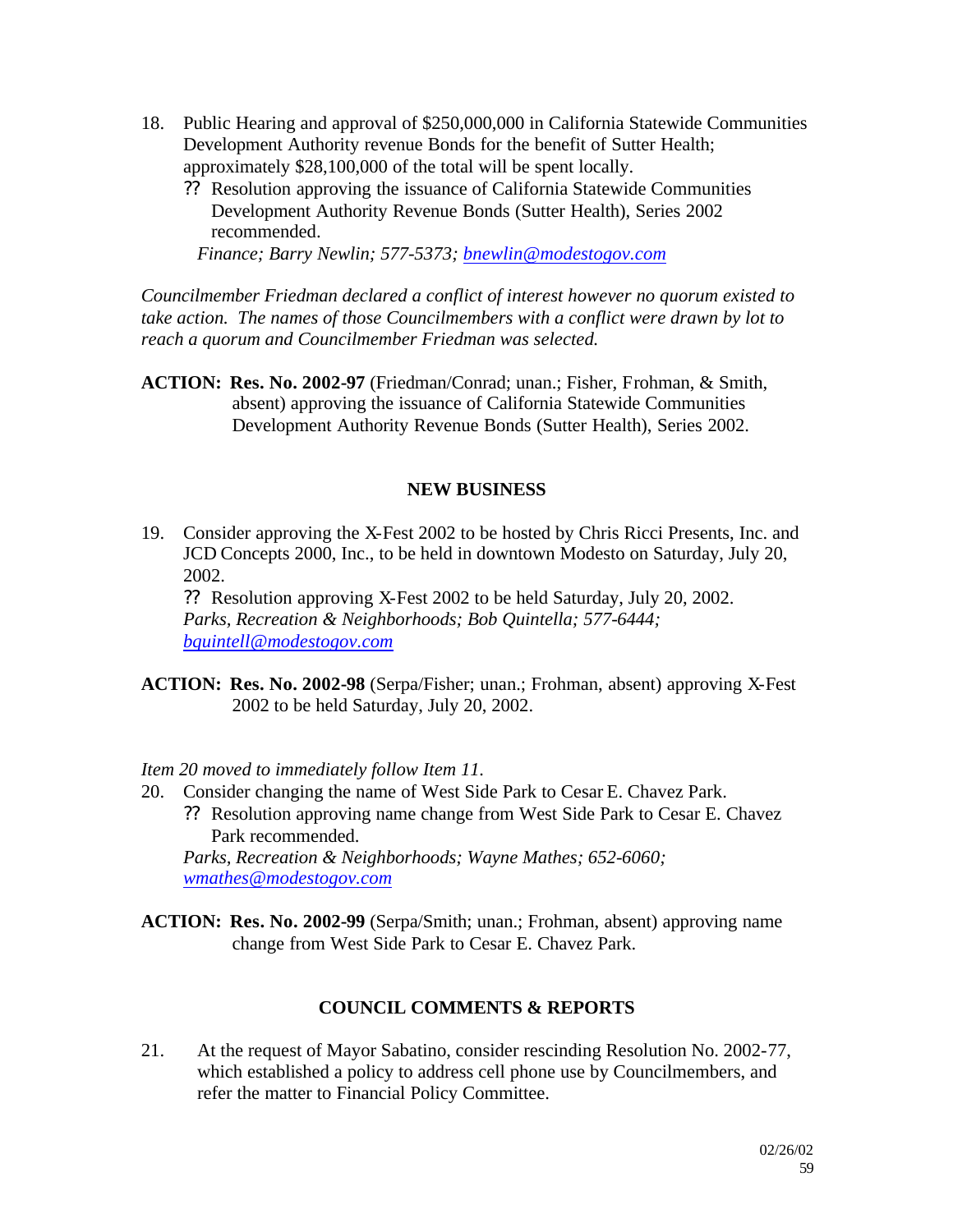18. Public Hearing and approval of $250,000,000 in California Statewide Communities Development Authority revenue Bonds for the benefit of Sutter Health; approximately $28,100,000 of the total will be spent locally.
    ?? Resolution approving the issuance of California Statewide Communities Development Authority Revenue Bonds (Sutter Health), Series 2002 recommended.
    *Finance; Barry Newlin; 577-5373; [bnewlin@modestogov.com](mailto:bnewlin@modestogov.com)*

*Councilmember Friedman declared a conflict of interest however no quorum existed to take action. The names of those Councilmembers with a conflict were drawn by lot to reach a quorum and Councilmember Friedman was selected.*

**ACTION: Res. No. 2002-97** (Friedman/Conrad; unan.; Fisher, Frohman, & Smith, absent) approving the issuance of California Statewide Communities Development Authority Revenue Bonds (Sutter Health), Series 2002.

## NEW BUSINESS

19. Consider approving the X-Fest 2002 to be hosted by Chris Ricci Presents, Inc. and JCD Concepts 2000, Inc., to be held in downtown Modesto on Saturday, July 20, 2002.
    ?? Resolution approving X-Fest 2002 to be held Saturday, July 20, 2002.
    *Parks, Recreation & Neighborhoods; Bob Quintella; 577-6444; [bquintell@modestogov.com](mailto:bquintell@modestogov.com)*

**ACTION: Res. No. 2002-98** (Serpa/Fisher; unan.; Frohman, absent) approving X-Fest 2002 to be held Saturday, July 20, 2002.

*Item 20 moved to immediately follow Item 11.*

20. Consider changing the name of West Side Park to Cesar E. Chavez Park.
    ?? Resolution approving name change from West Side Park to Cesar E. Chavez Park recommended.
    *Parks, Recreation & Neighborhoods; Wayne Mathes; 652-6060; [wmathes@modestogov.com](mailto:wmathes@modestogov.com)*

**ACTION: Res. No. 2002-99** (Serpa/Smith; unan.; Frohman, absent) approving name change from West Side Park to Cesar E. Chavez Park.

## COUNCIL COMMENTS & REPORTS

21. At the request of Mayor Sabatino, consider rescinding Resolution No. 2002-77, which established a policy to address cell phone use by Councilmembers, and refer the matter to Financial Policy Committee.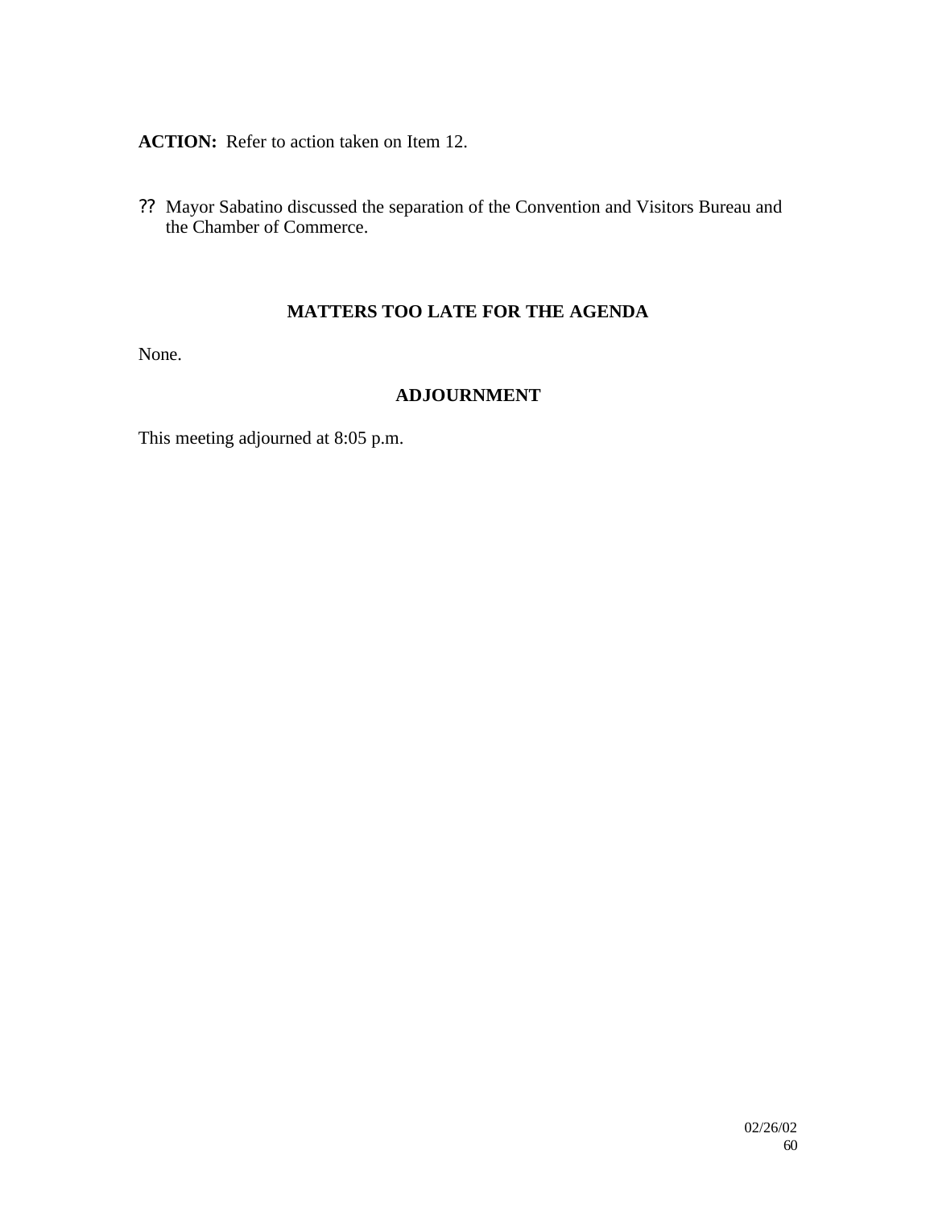**ACTION:** Refer to action taken on Item 12.

?? Mayor Sabatino discussed the separation of the Convention and Visitors Bureau and the Chamber of Commerce.

## MATTERS TOO LATE FOR THE AGENDA

None.

## ADJOURNMENT

This meeting adjourned at 8:05 p.m.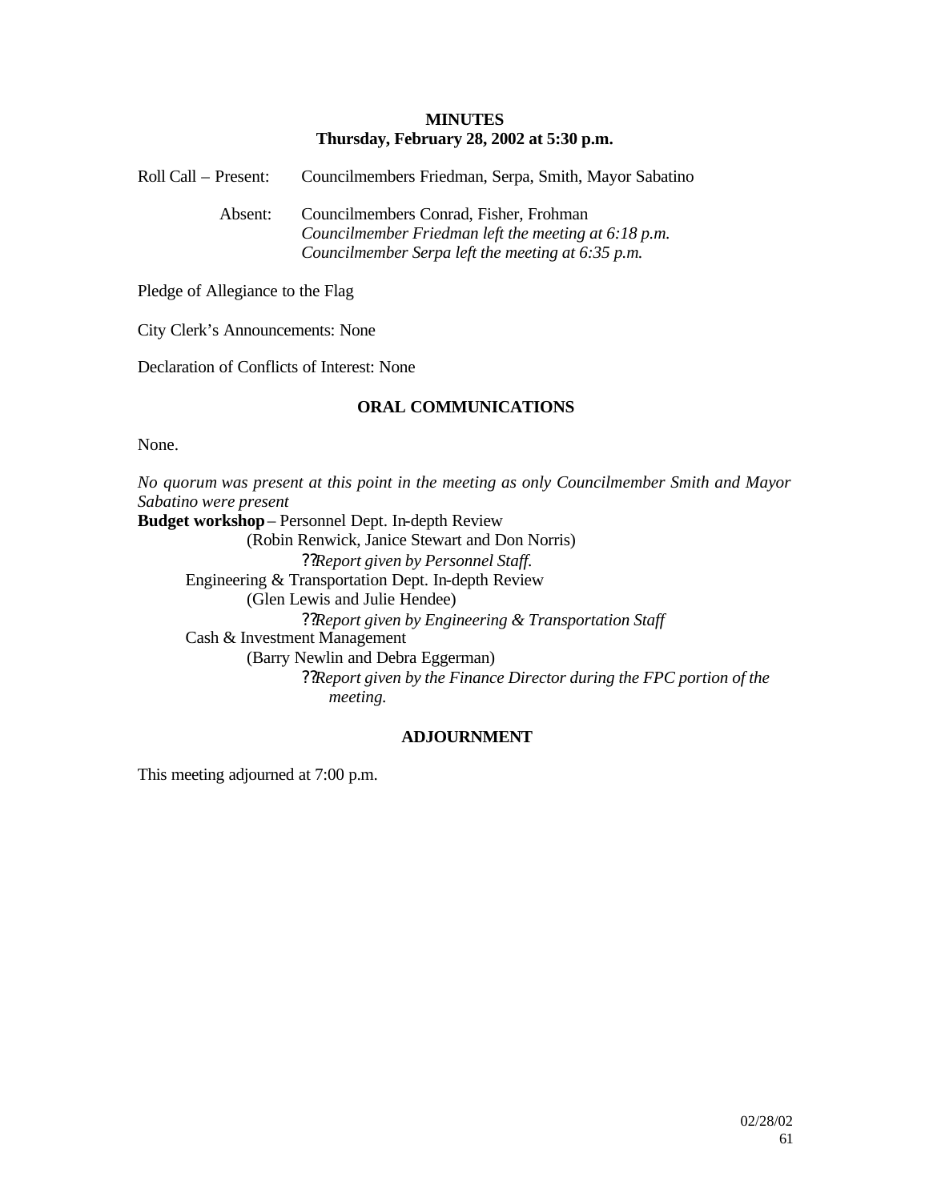**MINUTES**
**Thursday, February 28, 2002 at 5:30 p.m.**

Roll Call – Present: Councilmembers Friedman, Serpa, Smith, Mayor Sabatino

Absent: Councilmembers Conrad, Fisher, Frohman
*Councilmember Friedman left the meeting at 6:18 p.m.*
*Councilmember Serpa left the meeting at 6:35 p.m.*

Pledge of Allegiance to the Flag

City Clerk's Announcements: None

Declaration of Conflicts of Interest: None

**ORAL COMMUNICATIONS**

None.

*No quorum was present at this point in the meeting as only Councilmember Smith and Mayor Sabatino were present*

**Budget workshop** – Personnel Dept. In-depth Review
(Robin Renwick, Janice Stewart and Don Norris)
- ??*Report given by Personnel Staff.*

Engineering & Transportation Dept. In-depth Review
(Glen Lewis and Julie Hendee)
- ??*Report given by Engineering & Transportation Staff*

Cash & Investment Management
(Barry Newlin and Debra Eggerman)
- ??*Report given by the Finance Director during the FPC portion of the meeting.*

**ADJOURNMENT**

This meeting adjourned at 7:00 p.m.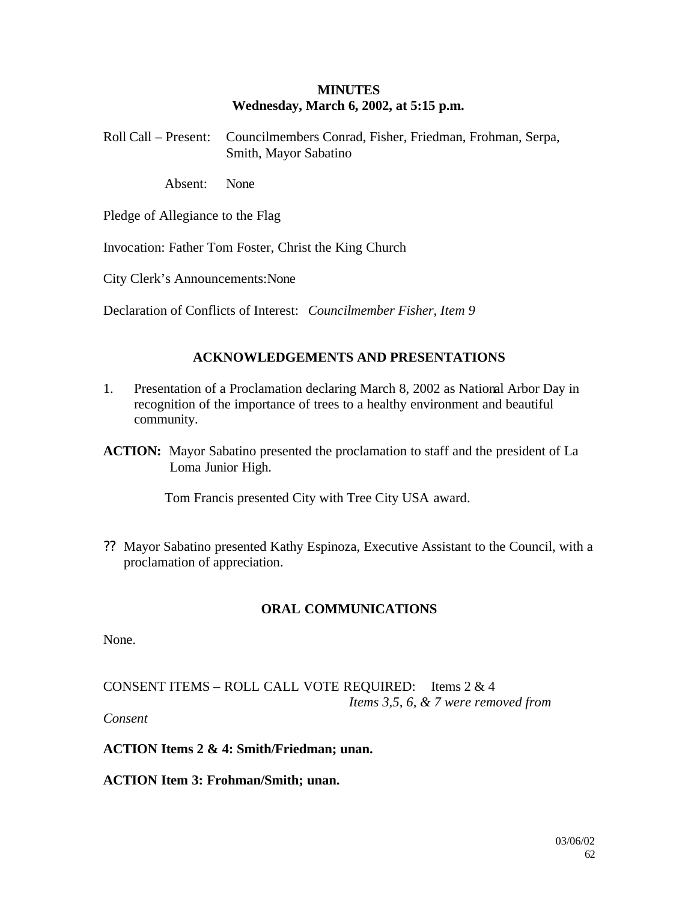**MINUTES**
**Wednesday, March 6, 2002, at 5:15 p.m.**

Roll Call – Present: Councilmembers Conrad, Fisher, Friedman, Frohman, Serpa, Smith, Mayor Sabatino

Absent: None

Pledge of Allegiance to the Flag

Invocation: Father Tom Foster, Christ the King Church

City Clerk's Announcements: None

Declaration of Conflicts of Interest: *Councilmember Fisher, Item 9*

## ACKNOWLEDGEMENTS AND PRESENTATIONS

1. Presentation of a Proclamation declaring March 8, 2002 as National Arbor Day in recognition of the importance of trees to a healthy environment and beautiful community.

**ACTION:** Mayor Sabatino presented the proclamation to staff and the president of La Loma Junior High.

Tom Francis presented City with Tree City USA award.

?? Mayor Sabatino presented Kathy Espinoza, Executive Assistant to the Council, with a proclamation of appreciation.

## ORAL COMMUNICATIONS

None.

CONSENT ITEMS – ROLL CALL VOTE REQUIRED: Items 2 & 4
*Items 3,5, 6, & 7 were removed from Consent*

**ACTION Items 2 & 4: Smith/Friedman; unan.**

**ACTION Item 3: Frohman/Smith; unan.**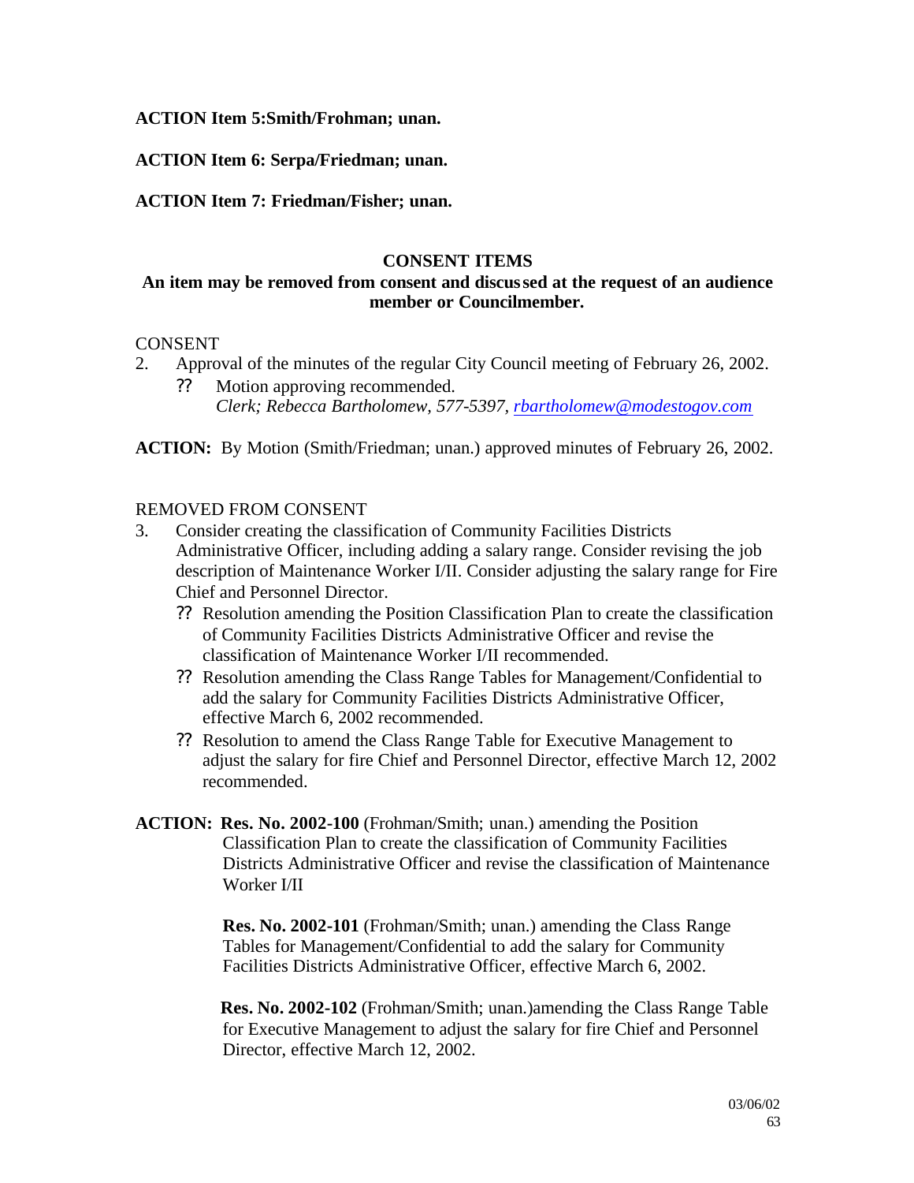**ACTION Item 5:Smith/Frohman; unan.**

**ACTION Item 6: Serpa/Friedman; unan.**

**ACTION Item 7: Friedman/Fisher; unan.**

**CONSENT ITEMS**

**An item may be removed from consent and discussed at the request of an audience member or Councilmember.**

CONSENT

2. Approval of the minutes of the regular City Council meeting of February 26, 2002.
   ?? Motion approving recommended.
   *Clerk; Rebecca Bartholomew, 577-5397, rbartholomew@modestogov.com*

**ACTION:** By Motion (Smith/Friedman; unan.) approved minutes of February 26, 2002.

REMOVED FROM CONSENT

3. Consider creating the classification of Community Facilities Districts Administrative Officer, including adding a salary range. Consider revising the job description of Maintenance Worker I/II. Consider adjusting the salary range for Fire Chief and Personnel Director.
   ?? Resolution amending the Position Classification Plan to create the classification of Community Facilities Districts Administrative Officer and revise the classification of Maintenance Worker I/II recommended.
   ?? Resolution amending the Class Range Tables for Management/Confidential to add the salary for Community Facilities Districts Administrative Officer, effective March 6, 2002 recommended.
   ?? Resolution to amend the Class Range Table for Executive Management to adjust the salary for fire Chief and Personnel Director, effective March 12, 2002 recommended.

**ACTION: Res. No. 2002-100** (Frohman/Smith; unan.) amending the Position Classification Plan to create the classification of Community Facilities Districts Administrative Officer and revise the classification of Maintenance Worker I/II

**Res. No. 2002-101** (Frohman/Smith; unan.) amending the Class Range Tables for Management/Confidential to add the salary for Community Facilities Districts Administrative Officer, effective March 6, 2002.

**Res. No. 2002-102** (Frohman/Smith; unan.)amending the Class Range Table for Executive Management to adjust the salary for fire Chief and Personnel Director, effective March 12, 2002.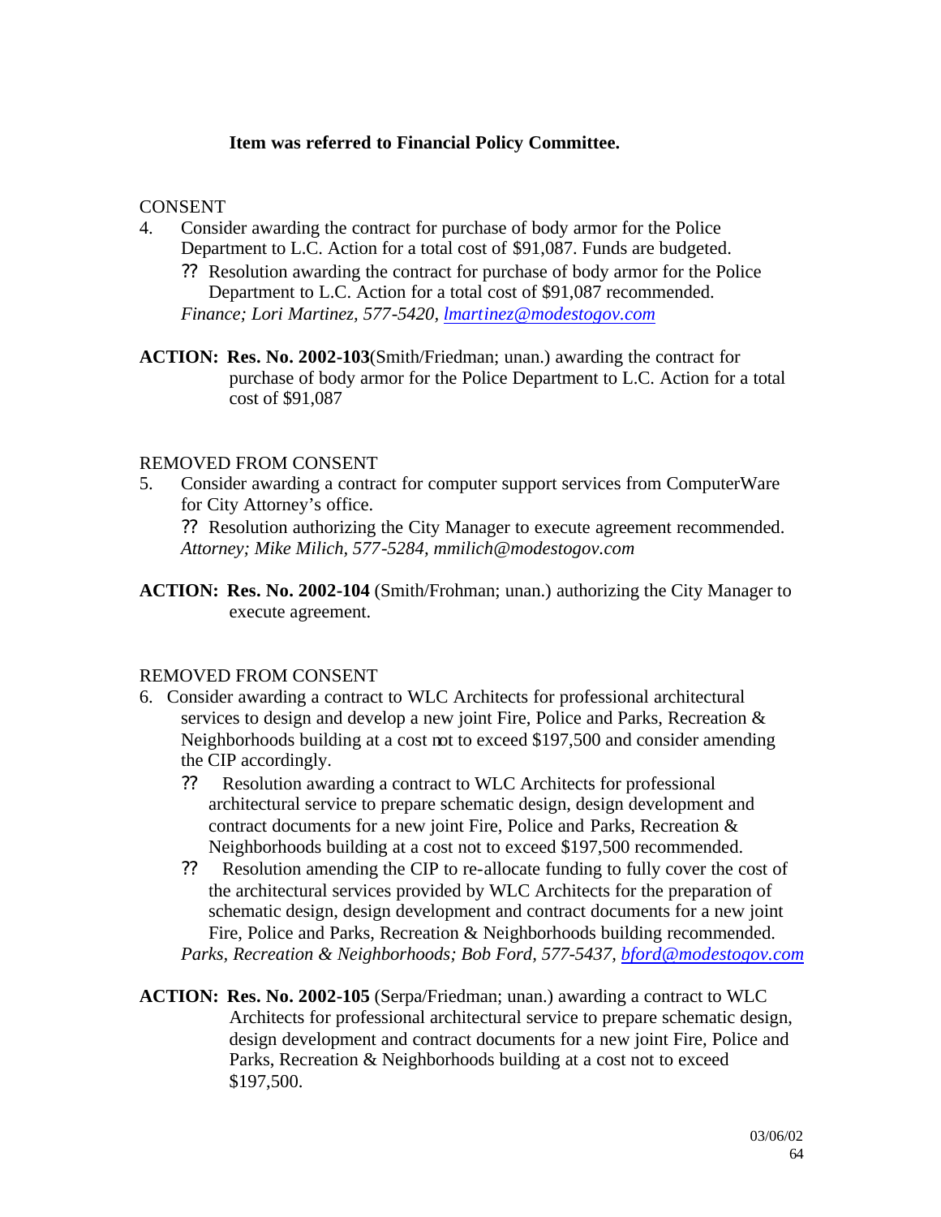**Item was referred to Financial Policy Committee.**

CONSENT

4. Consider awarding the contract for purchase of body armor for the Police Department to L.C. Action for a total cost of $91,087. Funds are budgeted.
   - ?? Resolution awarding the contract for purchase of body armor for the Police Department to L.C. Action for a total cost of $91,087 recommended.

   *Finance; Lori Martinez, 577-5420, lmartinez@modestogov.com*

**ACTION: Res. No. 2002-103**(Smith/Friedman; unan.) awarding the contract for purchase of body armor for the Police Department to L.C. Action for a total cost of $91,087

REMOVED FROM CONSENT

5. Consider awarding a contract for computer support services from ComputerWare for City Attorney's office.
   - ?? Resolution authorizing the City Manager to execute agreement recommended.

   *Attorney; Mike Milich, 577-5284, mmilich@modestogov.com*

**ACTION: Res. No. 2002-104** (Smith/Frohman; unan.) authorizing the City Manager to execute agreement.

REMOVED FROM CONSENT

6. Consider awarding a contract to WLC Architects for professional architectural services to design and develop a new joint Fire, Police and Parks, Recreation & Neighborhoods building at a cost not to exceed $197,500 and consider amending the CIP accordingly.
   - ?? Resolution awarding a contract to WLC Architects for professional architectural service to prepare schematic design, design development and contract documents for a new joint Fire, Police and Parks, Recreation & Neighborhoods building at a cost not to exceed $197,500 recommended.
   - ?? Resolution amending the CIP to re-allocate funding to fully cover the cost of the architectural services provided by WLC Architects for the preparation of schematic design, design development and contract documents for a new joint Fire, Police and Parks, Recreation & Neighborhoods building recommended.

   *Parks, Recreation & Neighborhoods; Bob Ford, 577-5437, bford@modestogov.com*

**ACTION: Res. No. 2002-105** (Serpa/Friedman; unan.) awarding a contract to WLC Architects for professional architectural service to prepare schematic design, design development and contract documents for a new joint Fire, Police and Parks, Recreation & Neighborhoods building at a cost not to exceed $197,500.

03/06/02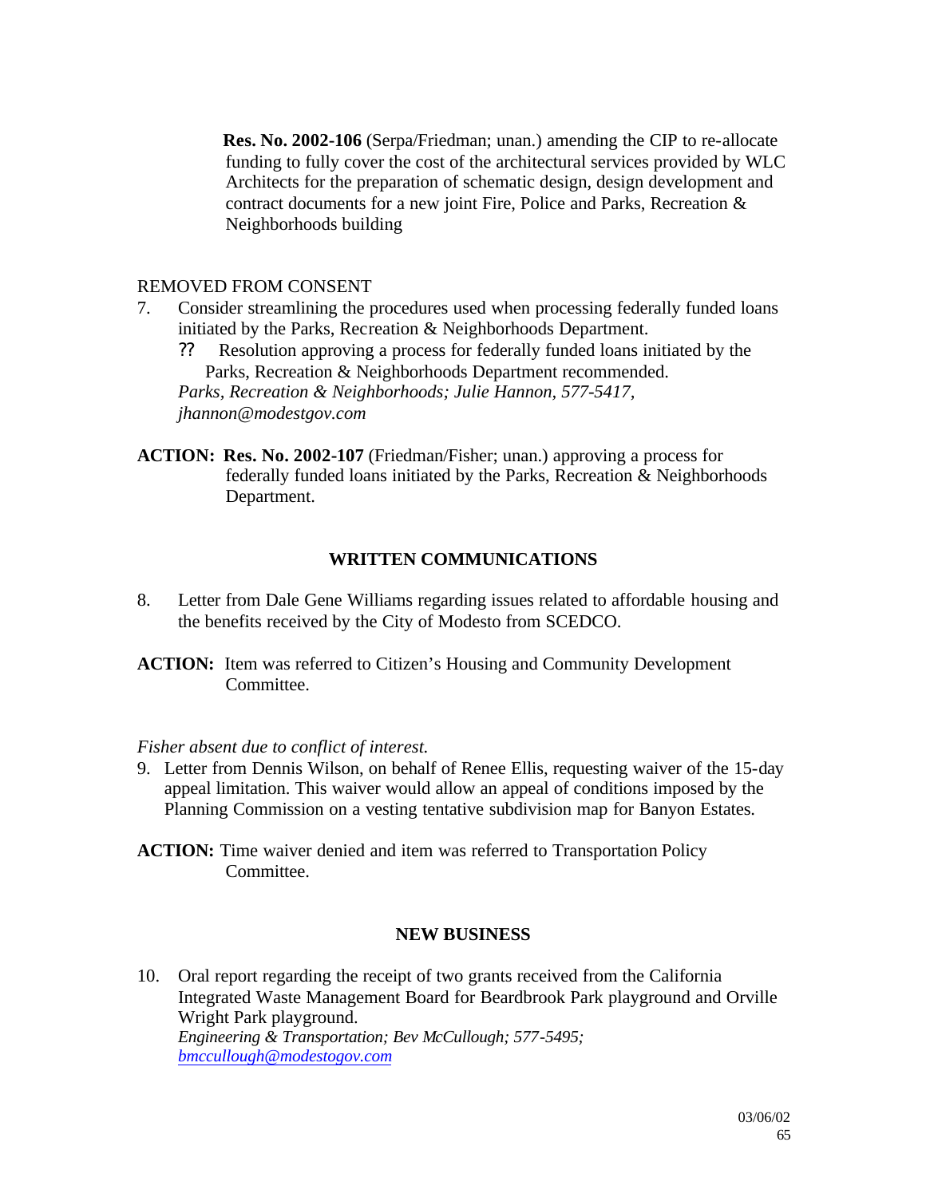**Res. No. 2002-106** (Serpa/Friedman; unan.) amending the CIP to re-allocate funding to fully cover the cost of the architectural services provided by WLC Architects for the preparation of schematic design, design development and contract documents for a new joint Fire, Police and Parks, Recreation & Neighborhoods building

REMOVED FROM CONSENT

7. Consider streamlining the procedures used when processing federally funded loans initiated by the Parks, Recreation & Neighborhoods Department.
   ?? Resolution approving a process for federally funded loans initiated by the Parks, Recreation & Neighborhoods Department recommended.
   *Parks, Recreation & Neighborhoods; Julie Hannon, 577-5417, jhannon@modestgov.com*

**ACTION: Res. No. 2002-107** (Friedman/Fisher; unan.) approving a process for federally funded loans initiated by the Parks, Recreation & Neighborhoods Department.

## WRITTEN COMMUNICATIONS

8. Letter from Dale Gene Williams regarding issues related to affordable housing and the benefits received by the City of Modesto from SCEDCO.

**ACTION:** Item was referred to Citizen's Housing and Community Development Committee.

*Fisher absent due to conflict of interest.*

9. Letter from Dennis Wilson, on behalf of Renee Ellis, requesting waiver of the 15-day appeal limitation. This waiver would allow an appeal of conditions imposed by the Planning Commission on a vesting tentative subdivision map for Banyon Estates.

**ACTION:** Time waiver denied and item was referred to Transportation Policy Committee.

## NEW BUSINESS

10. Oral report regarding the receipt of two grants received from the California Integrated Waste Management Board for Beardbrook Park playground and Orville Wright Park playground.
    *Engineering & Transportation; Bev McCullough; 577-5495; bmccullough@modestogov.com*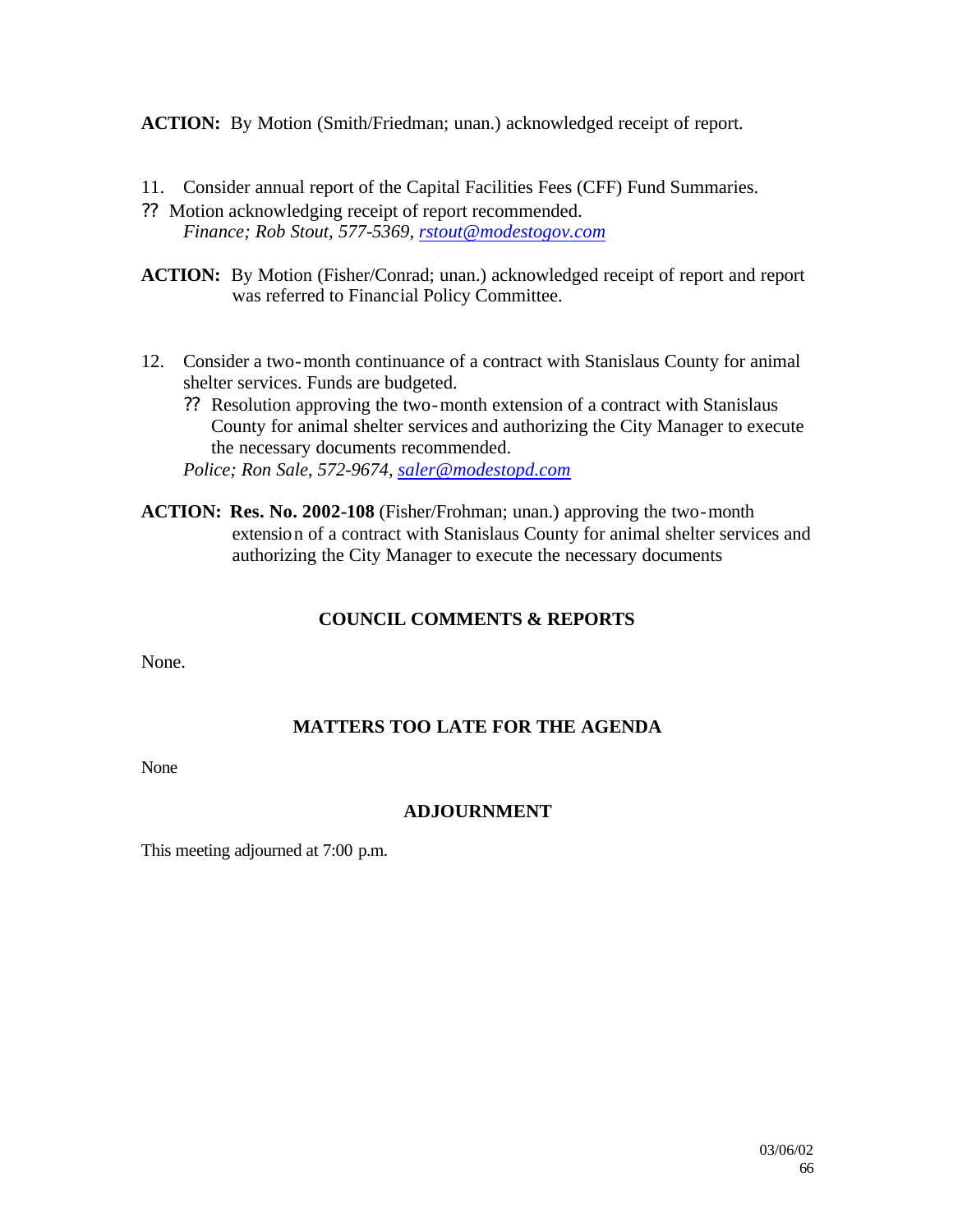**ACTION:** By Motion (Smith/Friedman; unan.) acknowledged receipt of report.

11. Consider annual report of the Capital Facilities Fees (CFF) Fund Summaries.

?? Motion acknowledging receipt of report recommended.
*Finance; Rob Stout, 577-5369, rstout@modestogov.com*

**ACTION:** By Motion (Fisher/Conrad; unan.) acknowledged receipt of report and report was referred to Financial Policy Committee.

12. Consider a two-month continuance of a contract with Stanislaus County for animal shelter services. Funds are budgeted.
    ?? Resolution approving the two-month extension of a contract with Stanislaus County for animal shelter services and authorizing the City Manager to execute the necessary documents recommended.
    *Police; Ron Sale, 572-9674, saler@modestopd.com*

**ACTION:** **Res. No. 2002-108** (Fisher/Frohman; unan.) approving the two-month extension of a contract with Stanislaus County for animal shelter services and authorizing the City Manager to execute the necessary documents

## COUNCIL COMMENTS & REPORTS

None.

## MATTERS TOO LATE FOR THE AGENDA

None

## ADJOURNMENT

This meeting adjourned at 7:00 p.m.

03/06/02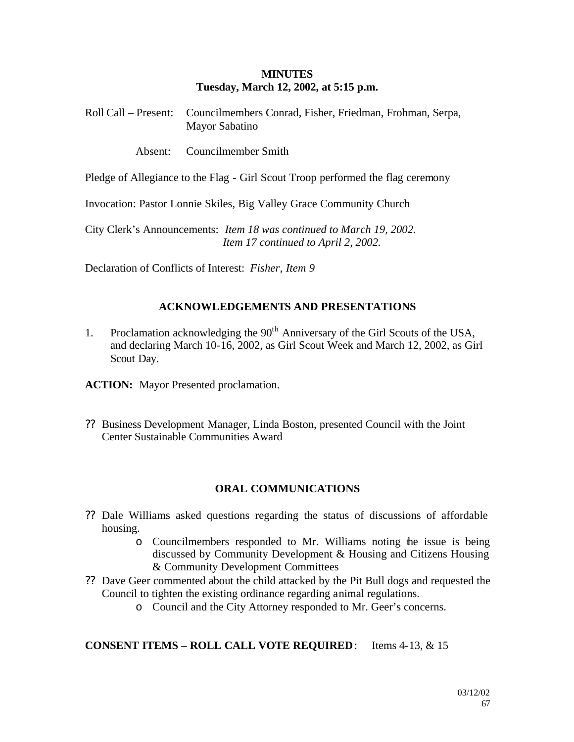**MINUTES**
**Tuesday, March 12, 2002, at 5:15 p.m.**

Roll Call – Present: Councilmembers Conrad, Fisher, Friedman, Frohman, Serpa, Mayor Sabatino

Absent: Councilmember Smith

Pledge of Allegiance to the Flag - Girl Scout Troop performed the flag ceremony

Invocation: Pastor Lonnie Skiles, Big Valley Grace Community Church

City Clerk's Announcements: *Item 18 was continued to March 19, 2002.*
*Item 17 continued to April 2, 2002.*

Declaration of Conflicts of Interest: *Fisher, Item 9*

## ACKNOWLEDGEMENTS AND PRESENTATIONS

1. Proclamation acknowledging the 90th Anniversary of the Girl Scouts of the USA, and declaring March 10-16, 2002, as Girl Scout Week and March 12, 2002, as Girl Scout Day.

**ACTION:** Mayor Presented proclamation.

- Business Development Manager, Linda Boston, presented Council with the Joint Center Sustainable Communities Award

## ORAL COMMUNICATIONS

- Dale Williams asked questions regarding the status of discussions of affordable housing.
  - Councilmembers responded to Mr. Williams noting the issue is being discussed by Community Development & Housing and Citizens Housing & Community Development Committees
- Dave Geer commented about the child attacked by the Pit Bull dogs and requested the Council to tighten the existing ordinance regarding animal regulations.
  - Council and the City Attorney responded to Mr. Geer's concerns.

**CONSENT ITEMS – ROLL CALL VOTE REQUIRED**: Items 4-13, & 15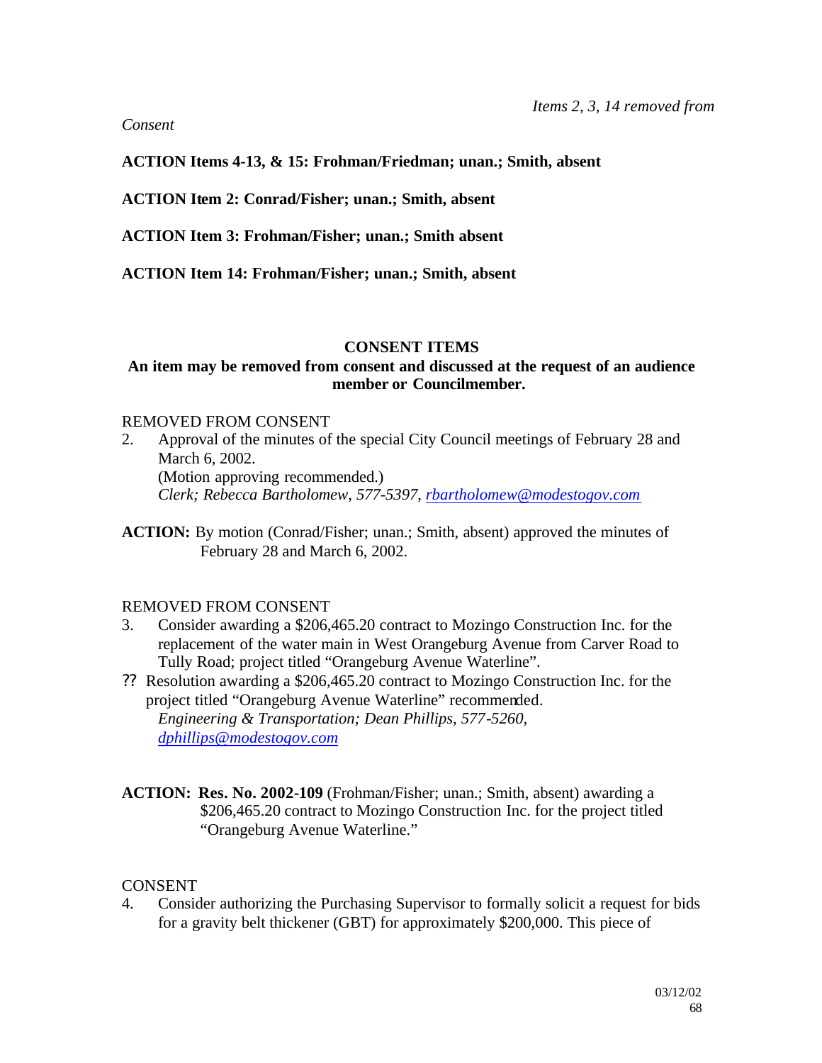*Items 2, 3, 14 removed from Consent*

**ACTION Items 4-13, & 15: Frohman/Friedman; unan.; Smith, absent**

**ACTION Item 2: Conrad/Fisher; unan.; Smith, absent**

**ACTION Item 3: Frohman/Fisher; unan.; Smith absent**

**ACTION Item 14: Frohman/Fisher; unan.; Smith, absent**

**CONSENT ITEMS**

**An item may be removed from consent and discussed at the request of an audience member or Councilmember.**

REMOVED FROM CONSENT

2. Approval of the minutes of the special City Council meetings of February 28 and March 6, 2002.
   (Motion approving recommended.)
   *Clerk; Rebecca Bartholomew, 577-5397, rbartholomew@modestogov.com*

**ACTION:** By motion (Conrad/Fisher; unan.; Smith, absent) approved the minutes of February 28 and March 6, 2002.

REMOVED FROM CONSENT

3. Consider awarding a $206,465.20 contract to Mozingo Construction Inc. for the replacement of the water main in West Orangeburg Avenue from Carver Road to Tully Road; project titled "Orangeburg Avenue Waterline".

?? Resolution awarding a $206,465.20 contract to Mozingo Construction Inc. for the project titled "Orangeburg Avenue Waterline" recommended.
   *Engineering & Transportation; Dean Phillips, 577-5260, dphillips@modestogov.com*

**ACTION: Res. No. 2002-109** (Frohman/Fisher; unan.; Smith, absent) awarding a $206,465.20 contract to Mozingo Construction Inc. for the project titled "Orangeburg Avenue Waterline."

CONSENT

4. Consider authorizing the Purchasing Supervisor to formally solicit a request for bids for a gravity belt thickener (GBT) for approximately $200,000. This piece of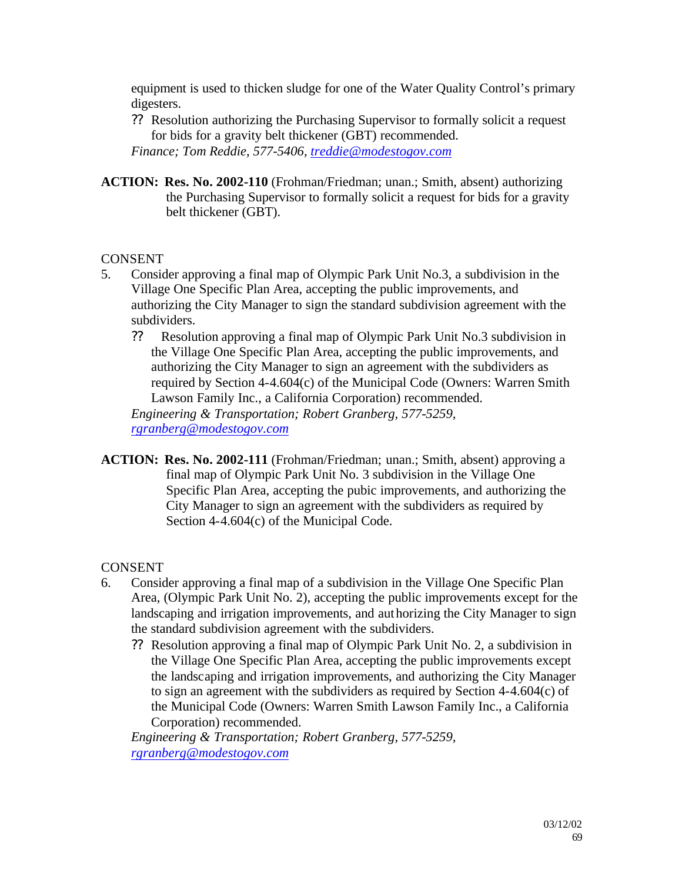equipment is used to thicken sludge for one of the Water Quality Control's primary digesters.

?? Resolution authorizing the Purchasing Supervisor to formally solicit a request for bids for a gravity belt thickener (GBT) recommended.

*Finance; Tom Reddie, 577-5406, treddie@modestogov.com*

**ACTION: Res. No. 2002-110** (Frohman/Friedman; unan.; Smith, absent) authorizing the Purchasing Supervisor to formally solicit a request for bids for a gravity belt thickener (GBT).

CONSENT

5. Consider approving a final map of Olympic Park Unit No.3, a subdivision in the Village One Specific Plan Area, accepting the public improvements, and authorizing the City Manager to sign the standard subdivision agreement with the subdividers.

   ?? Resolution approving a final map of Olympic Park Unit No.3 subdivision in the Village One Specific Plan Area, accepting the public improvements, and authorizing the City Manager to sign an agreement with the subdividers as required by Section 4-4.604(c) of the Municipal Code (Owners: Warren Smith Lawson Family Inc., a California Corporation) recommended.

   *Engineering & Transportation; Robert Granberg, 577-5259, rgranberg@modestogov.com*

**ACTION: Res. No. 2002-111** (Frohman/Friedman; unan.; Smith, absent) approving a final map of Olympic Park Unit No. 3 subdivision in the Village One Specific Plan Area, accepting the pubic improvements, and authorizing the City Manager to sign an agreement with the subdividers as required by Section 4-4.604(c) of the Municipal Code.

CONSENT

6. Consider approving a final map of a subdivision in the Village One Specific Plan Area, (Olympic Park Unit No. 2), accepting the public improvements except for the landscaping and irrigation improvements, and authorizing the City Manager to sign the standard subdivision agreement with the subdividers.

   ?? Resolution approving a final map of Olympic Park Unit No. 2, a subdivision in the Village One Specific Plan Area, accepting the public improvements except the landscaping and irrigation improvements, and authorizing the City Manager to sign an agreement with the subdividers as required by Section 4-4.604(c) of the Municipal Code (Owners: Warren Smith Lawson Family Inc., a California Corporation) recommended.

   *Engineering & Transportation; Robert Granberg, 577-5259, rgranberg@modestogov.com*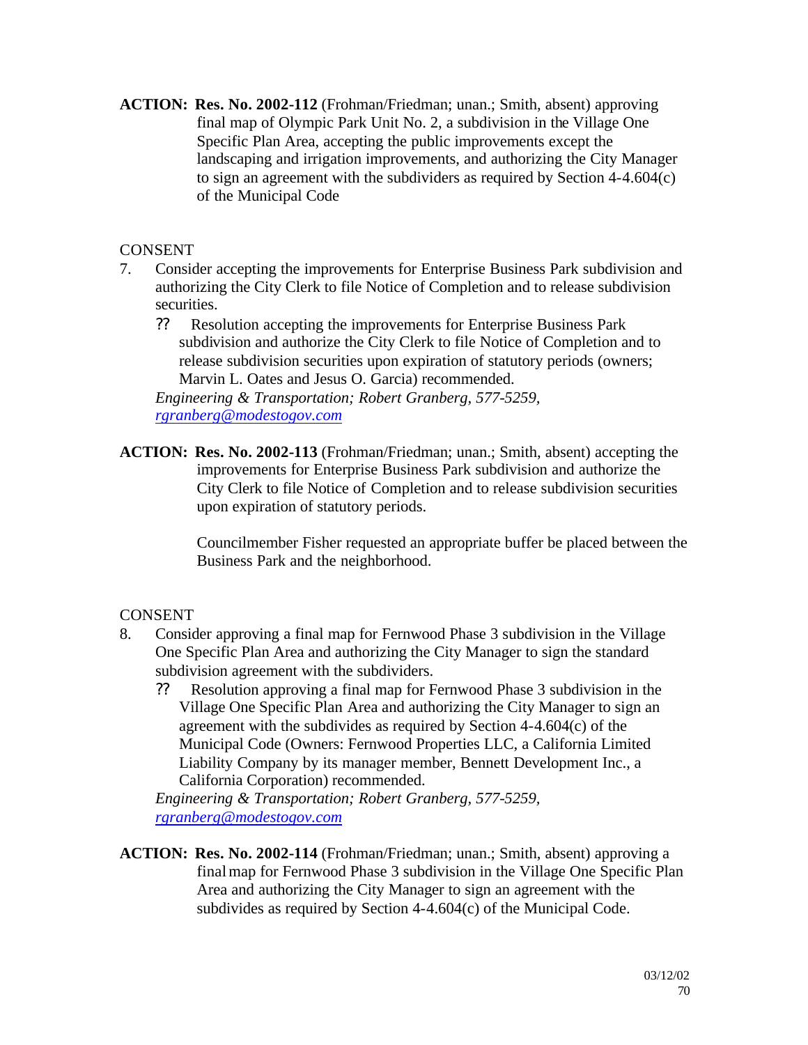**ACTION: Res. No. 2002-112** (Frohman/Friedman; unan.; Smith, absent) approving final map of Olympic Park Unit No. 2, a subdivision in the Village One Specific Plan Area, accepting the public improvements except the landscaping and irrigation improvements, and authorizing the City Manager to sign an agreement with the subdividers as required by Section 4-4.604(c) of the Municipal Code

CONSENT

7. Consider accepting the improvements for Enterprise Business Park subdivision and authorizing the City Clerk to file Notice of Completion and to release subdivision securities.

   ?? Resolution accepting the improvements for Enterprise Business Park subdivision and authorize the City Clerk to file Notice of Completion and to release subdivision securities upon expiration of statutory periods (owners; Marvin L. Oates and Jesus O. Garcia) recommended.

   *Engineering & Transportation; Robert Granberg, 577-5259, rgranberg@modestogov.com*

**ACTION: Res. No. 2002-113** (Frohman/Friedman; unan.; Smith, absent) accepting the improvements for Enterprise Business Park subdivision and authorize the City Clerk to file Notice of Completion and to release subdivision securities upon expiration of statutory periods.

Councilmember Fisher requested an appropriate buffer be placed between the Business Park and the neighborhood.

CONSENT

8. Consider approving a final map for Fernwood Phase 3 subdivision in the Village One Specific Plan Area and authorizing the City Manager to sign the standard subdivision agreement with the subdividers.

   ?? Resolution approving a final map for Fernwood Phase 3 subdivision in the Village One Specific Plan Area and authorizing the City Manager to sign an agreement with the subdivides as required by Section 4-4.604(c) of the Municipal Code (Owners: Fernwood Properties LLC, a California Limited Liability Company by its manager member, Bennett Development Inc., a California Corporation) recommended.

   *Engineering & Transportation; Robert Granberg, 577-5259, rgranberg@modestogov.com*

**ACTION: Res. No. 2002-114** (Frohman/Friedman; unan.; Smith, absent) approving a final map for Fernwood Phase 3 subdivision in the Village One Specific Plan Area and authorizing the City Manager to sign an agreement with the subdivides as required by Section 4-4.604(c) of the Municipal Code.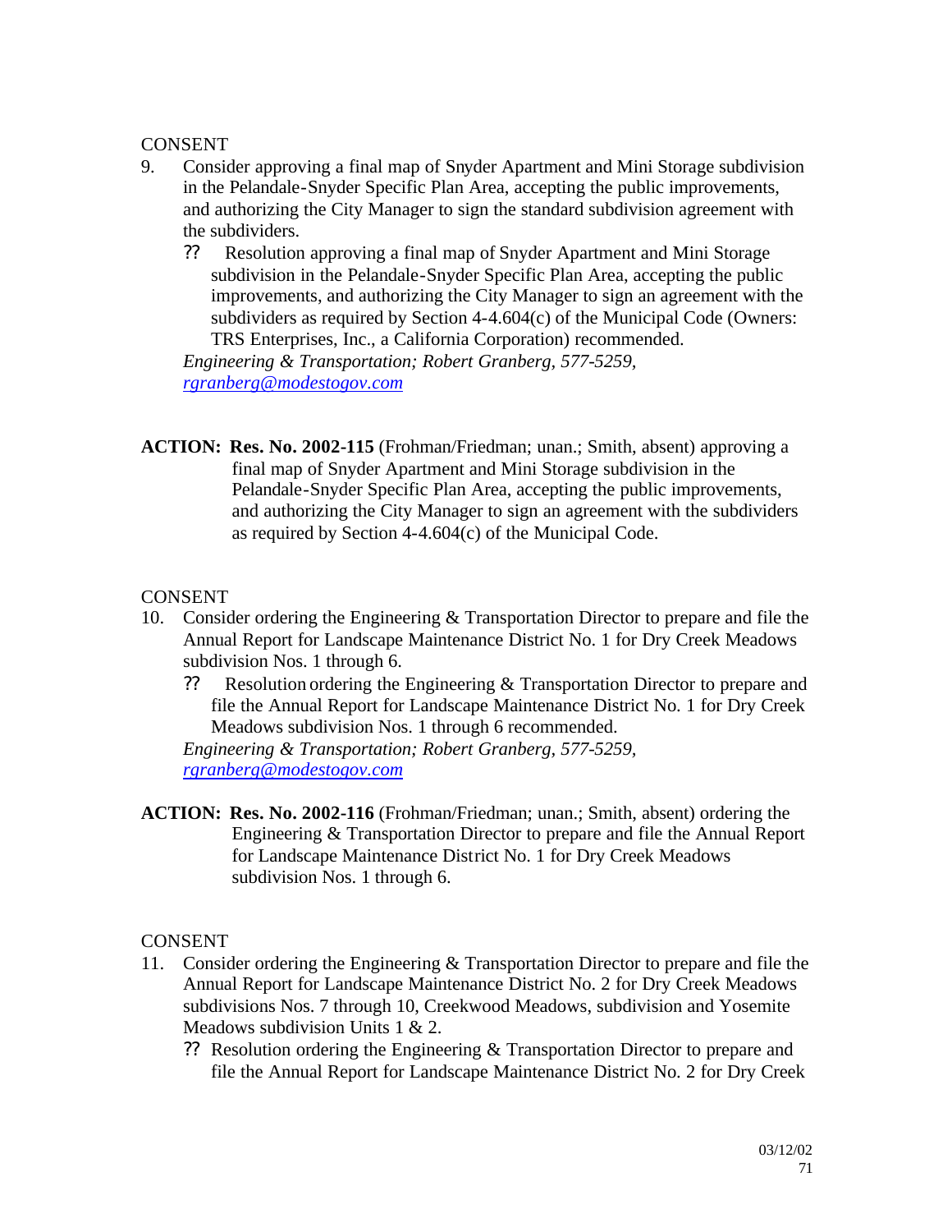CONSENT

9. Consider approving a final map of Snyder Apartment and Mini Storage subdivision in the Pelandale-Snyder Specific Plan Area, accepting the public improvements, and authorizing the City Manager to sign the standard subdivision agreement with the subdividers.
   - ?? Resolution approving a final map of Snyder Apartment and Mini Storage subdivision in the Pelandale-Snyder Specific Plan Area, accepting the public improvements, and authorizing the City Manager to sign an agreement with the subdividers as required by Section 4-4.604(c) of the Municipal Code (Owners: TRS Enterprises, Inc., a California Corporation) recommended.

   *Engineering & Transportation; Robert Granberg, 577-5259, rgranberg@modestogov.com*

**ACTION: Res. No. 2002-115** (Frohman/Friedman; unan.; Smith, absent) approving a final map of Snyder Apartment and Mini Storage subdivision in the Pelandale-Snyder Specific Plan Area, accepting the public improvements, and authorizing the City Manager to sign an agreement with the subdividers as required by Section 4-4.604(c) of the Municipal Code.

CONSENT

10. Consider ordering the Engineering & Transportation Director to prepare and file the Annual Report for Landscape Maintenance District No. 1 for Dry Creek Meadows subdivision Nos. 1 through 6.
    - ?? Resolution ordering the Engineering & Transportation Director to prepare and file the Annual Report for Landscape Maintenance District No. 1 for Dry Creek Meadows subdivision Nos. 1 through 6 recommended.

    *Engineering & Transportation; Robert Granberg, 577-5259, rgranberg@modestogov.com*

**ACTION: Res. No. 2002-116** (Frohman/Friedman; unan.; Smith, absent) ordering the Engineering & Transportation Director to prepare and file the Annual Report for Landscape Maintenance District No. 1 for Dry Creek Meadows subdivision Nos. 1 through 6.

CONSENT

11. Consider ordering the Engineering & Transportation Director to prepare and file the Annual Report for Landscape Maintenance District No. 2 for Dry Creek Meadows subdivisions Nos. 7 through 10, Creekwood Meadows, subdivision and Yosemite Meadows subdivision Units 1 & 2.
    - ?? Resolution ordering the Engineering & Transportation Director to prepare and file the Annual Report for Landscape Maintenance District No. 2 for Dry Creek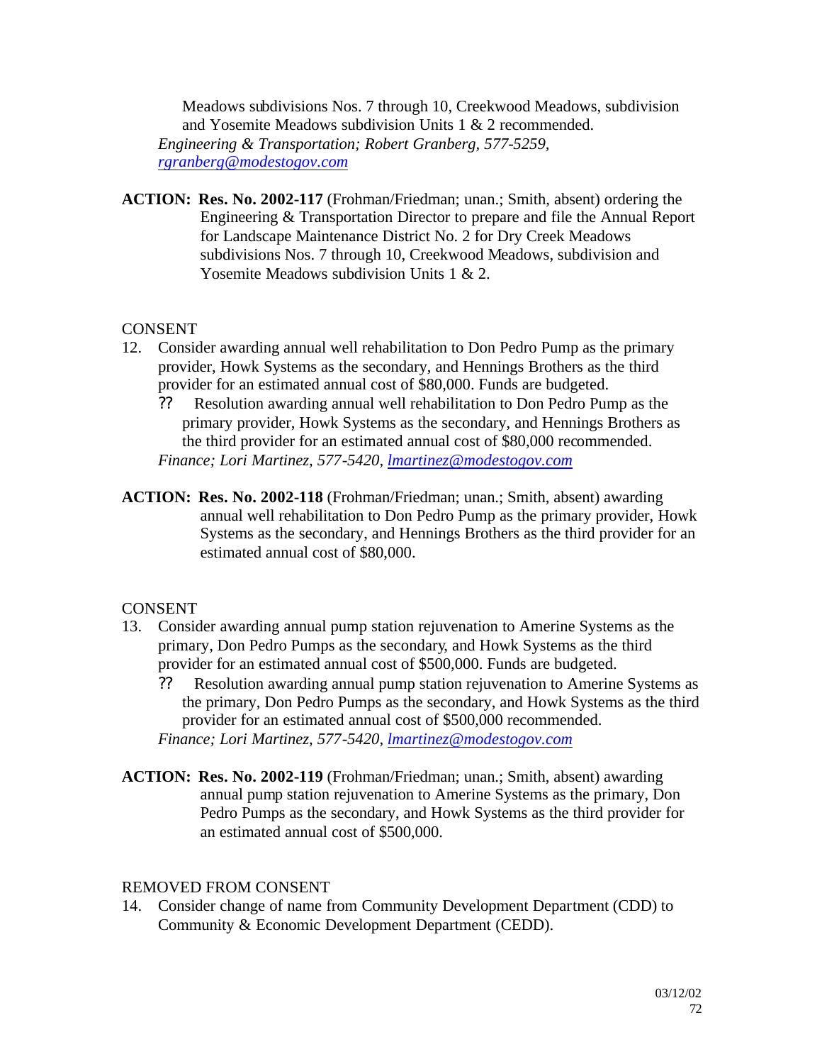Meadows subdivisions Nos. 7 through 10, Creekwood Meadows, subdivision and Yosemite Meadows subdivision Units 1 & 2 recommended.
*Engineering & Transportation; Robert Granberg, 577-5259, rgranberg@modestogov.com*

**ACTION: Res. No. 2002-117** (Frohman/Friedman; unan.; Smith, absent) ordering the Engineering & Transportation Director to prepare and file the Annual Report for Landscape Maintenance District No. 2 for Dry Creek Meadows subdivisions Nos. 7 through 10, Creekwood Meadows, subdivision and Yosemite Meadows subdivision Units 1 & 2.

CONSENT

12. Consider awarding annual well rehabilitation to Don Pedro Pump as the primary provider, Howk Systems as the secondary, and Hennings Brothers as the third provider for an estimated annual cost of $80,000. Funds are budgeted.
    - ?? Resolution awarding annual well rehabilitation to Don Pedro Pump as the primary provider, Howk Systems as the secondary, and Hennings Brothers as the third provider for an estimated annual cost of $80,000 recommended.

    *Finance; Lori Martinez, 577-5420, lmartinez@modestogov.com*

**ACTION: Res. No. 2002-118** (Frohman/Friedman; unan.; Smith, absent) awarding annual well rehabilitation to Don Pedro Pump as the primary provider, Howk Systems as the secondary, and Hennings Brothers as the third provider for an estimated annual cost of $80,000.

CONSENT

13. Consider awarding annual pump station rejuvenation to Amerine Systems as the primary, Don Pedro Pumps as the secondary, and Howk Systems as the third provider for an estimated annual cost of $500,000. Funds are budgeted.
    - ?? Resolution awarding annual pump station rejuvenation to Amerine Systems as the primary, Don Pedro Pumps as the secondary, and Howk Systems as the third provider for an estimated annual cost of $500,000 recommended.

    *Finance; Lori Martinez, 577-5420, lmartinez@modestogov.com*

**ACTION: Res. No. 2002-119** (Frohman/Friedman; unan.; Smith, absent) awarding annual pump station rejuvenation to Amerine Systems as the primary, Don Pedro Pumps as the secondary, and Howk Systems as the third provider for an estimated annual cost of $500,000.

REMOVED FROM CONSENT

14. Consider change of name from Community Development Department (CDD) to Community & Economic Development Department (CEDD).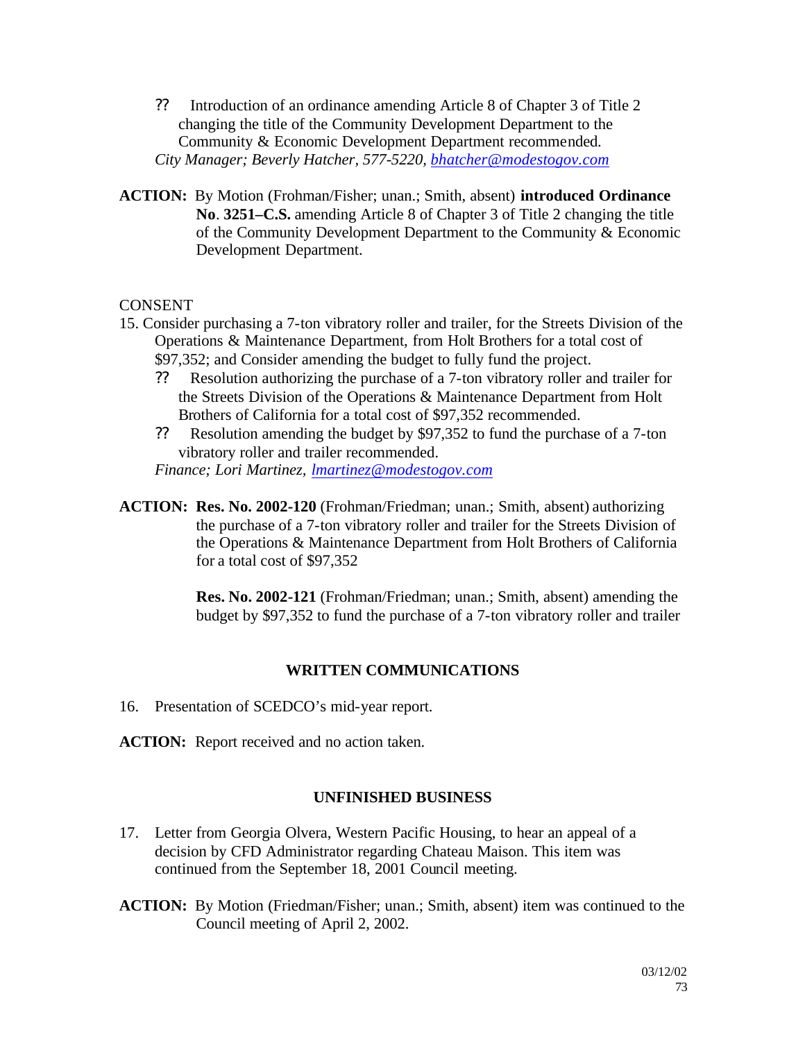?? Introduction of an ordinance amending Article 8 of Chapter 3 of Title 2 changing the title of the Community Development Department to the Community & Economic Development Department recommended.

*City Manager; Beverly Hatcher, 577-5220, bhatcher@modestogov.com*

**ACTION:** By Motion (Frohman/Fisher; unan.; Smith, absent) **introduced Ordinance No. 3251–C.S.** amending Article 8 of Chapter 3 of Title 2 changing the title of the Community Development Department to the Community & Economic Development Department.

CONSENT

15. Consider purchasing a 7-ton vibratory roller and trailer, for the Streets Division of the Operations & Maintenance Department, from Holt Brothers for a total cost of $97,352; and Consider amending the budget to fully fund the project.

    ?? Resolution authorizing the purchase of a 7-ton vibratory roller and trailer for the Streets Division of the Operations & Maintenance Department from Holt Brothers of California for a total cost of $97,352 recommended.

    ?? Resolution amending the budget by $97,352 to fund the purchase of a 7-ton vibratory roller and trailer recommended.

    *Finance; Lori Martinez, lmartinez@modestogov.com*

**ACTION:** **Res. No. 2002-120** (Frohman/Friedman; unan.; Smith, absent) authorizing the purchase of a 7-ton vibratory roller and trailer for the Streets Division of the Operations & Maintenance Department from Holt Brothers of California for a total cost of $97,352

**Res. No. 2002-121** (Frohman/Friedman; unan.; Smith, absent) amending the budget by $97,352 to fund the purchase of a 7-ton vibratory roller and trailer

## WRITTEN COMMUNICATIONS

16. Presentation of SCEDCO's mid-year report.

**ACTION:** Report received and no action taken.

## UNFINISHED BUSINESS

17. Letter from Georgia Olvera, Western Pacific Housing, to hear an appeal of a decision by CFD Administrator regarding Chateau Maison. This item was continued from the September 18, 2001 Council meeting.

**ACTION:** By Motion (Friedman/Fisher; unan.; Smith, absent) item was continued to the Council meeting of April 2, 2002.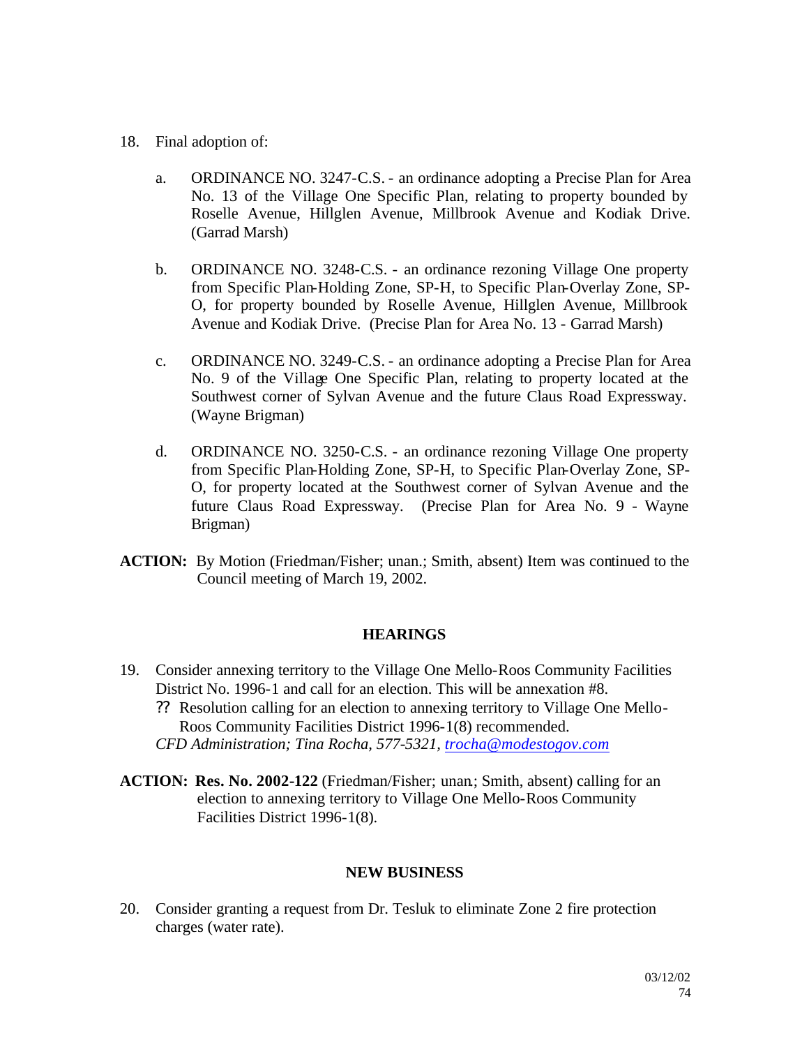18. Final adoption of:

    a. ORDINANCE NO. 3247-C.S. - an ordinance adopting a Precise Plan for Area No. 13 of the Village One Specific Plan, relating to property bounded by Roselle Avenue, Hillglen Avenue, Millbrook Avenue and Kodiak Drive. (Garrad Marsh)

    b. ORDINANCE NO. 3248-C.S. - an ordinance rezoning Village One property from Specific Plan-Holding Zone, SP-H, to Specific Plan-Overlay Zone, SP-O, for property bounded by Roselle Avenue, Hillglen Avenue, Millbrook Avenue and Kodiak Drive. (Precise Plan for Area No. 13 - Garrad Marsh)

    c. ORDINANCE NO. 3249-C.S. - an ordinance adopting a Precise Plan for Area No. 9 of the Village One Specific Plan, relating to property located at the Southwest corner of Sylvan Avenue and the future Claus Road Expressway. (Wayne Brigman)

    d. ORDINANCE NO. 3250-C.S. - an ordinance rezoning Village One property from Specific Plan-Holding Zone, SP-H, to Specific Plan-Overlay Zone, SP-O, for property located at the Southwest corner of Sylvan Avenue and the future Claus Road Expressway. (Precise Plan for Area No. 9 - Wayne Brigman)

**ACTION:** By Motion (Friedman/Fisher; unan.; Smith, absent) Item was continued to the Council meeting of March 19, 2002.

**HEARINGS**

19. Consider annexing territory to the Village One Mello-Roos Community Facilities District No. 1996-1 and call for an election. This will be annexation #8.
    - Resolution calling for an election to annexing territory to Village One Mello-Roos Community Facilities District 1996-1(8) recommended.

    *CFD Administration; Tina Rocha, 577-5321, trocha@modestogov.com*

**ACTION: Res. No. 2002-122** (Friedman/Fisher; unan.; Smith, absent) calling for an election to annexing territory to Village One Mello-Roos Community Facilities District 1996-1(8).

**NEW BUSINESS**

20. Consider granting a request from Dr. Tesluk to eliminate Zone 2 fire protection charges (water rate).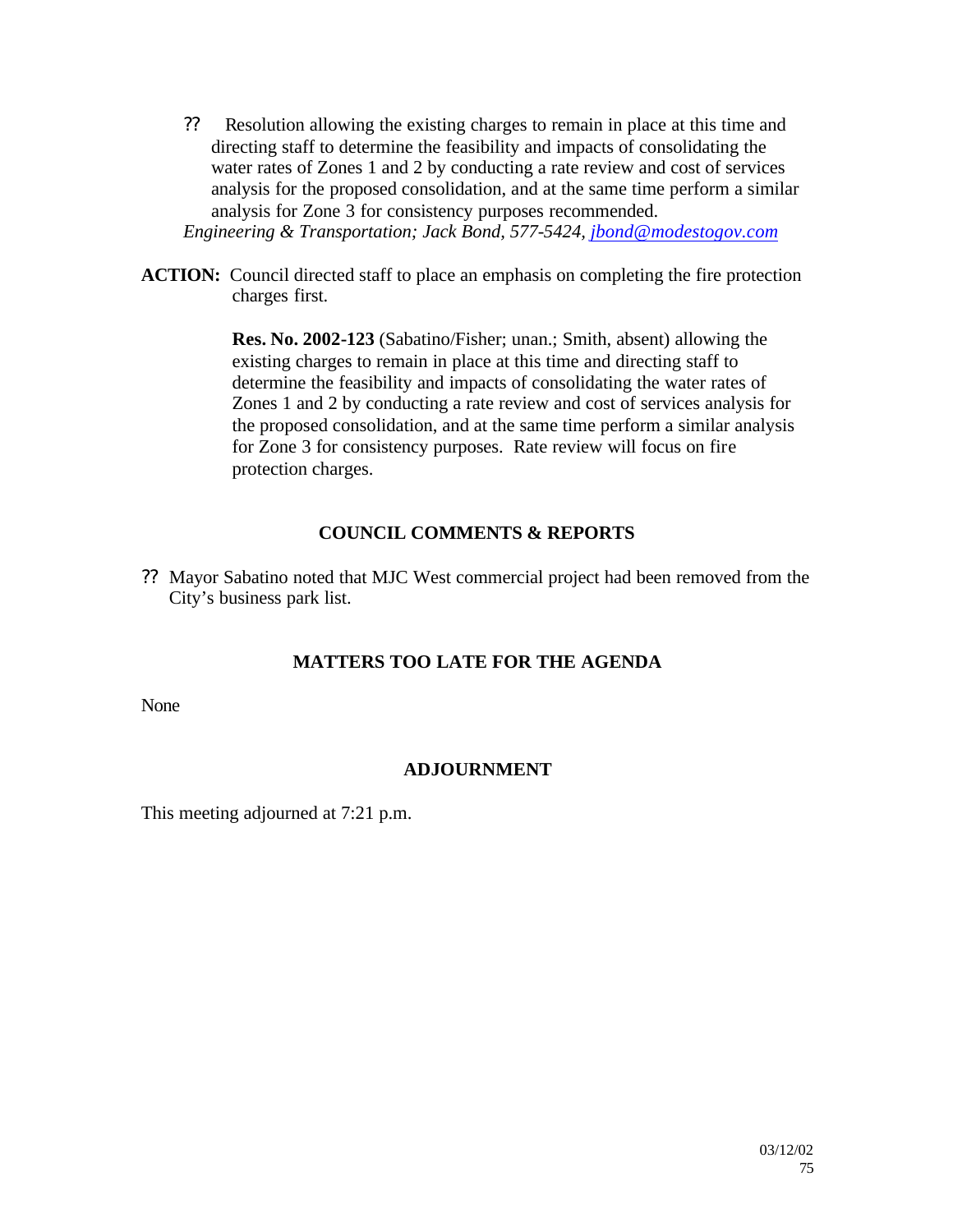- Resolution allowing the existing charges to remain in place at this time and directing staff to determine the feasibility and impacts of consolidating the water rates of Zones 1 and 2 by conducting a rate review and cost of services analysis for the proposed consolidation, and at the same time perform a similar analysis for Zone 3 for consistency purposes recommended.

*Engineering & Transportation; Jack Bond, 577-5424, jbond@modestogov.com*

**ACTION:** Council directed staff to place an emphasis on completing the fire protection charges first.

**Res. No. 2002-123** (Sabatino/Fisher; unan.; Smith, absent) allowing the existing charges to remain in place at this time and directing staff to determine the feasibility and impacts of consolidating the water rates of Zones 1 and 2 by conducting a rate review and cost of services analysis for the proposed consolidation, and at the same time perform a similar analysis for Zone 3 for consistency purposes. Rate review will focus on fire protection charges.

## COUNCIL COMMENTS & REPORTS

- Mayor Sabatino noted that MJC West commercial project had been removed from the City's business park list.

## MATTERS TOO LATE FOR THE AGENDA

None

## ADJOURNMENT

This meeting adjourned at 7:21 p.m.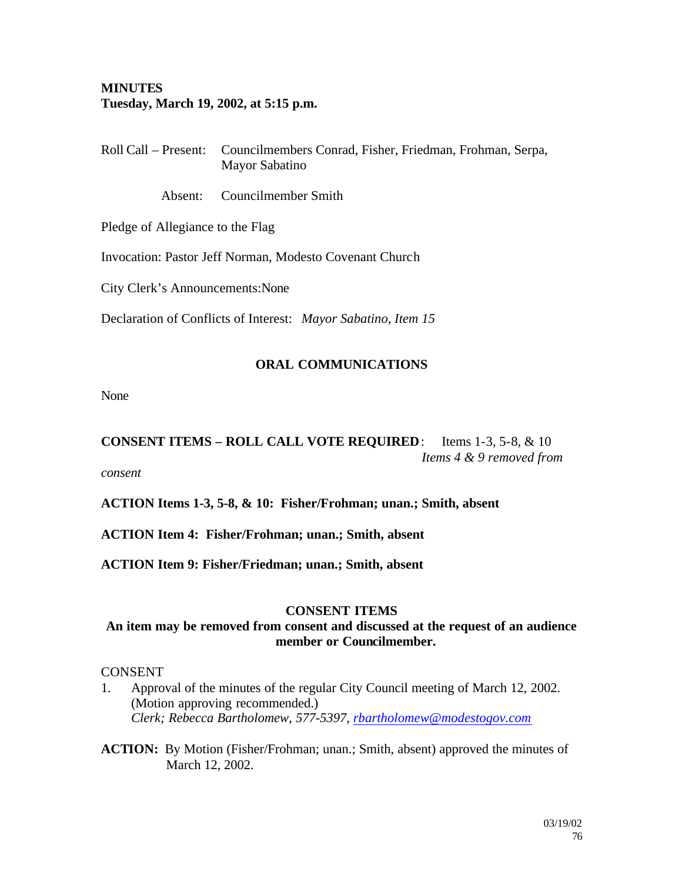**MINUTES**
**Tuesday, March 19, 2002, at 5:15 p.m.**

Roll Call – Present: Councilmembers Conrad, Fisher, Friedman, Frohman, Serpa, Mayor Sabatino

Absent: Councilmember Smith

Pledge of Allegiance to the Flag

Invocation: Pastor Jeff Norman, Modesto Covenant Church

City Clerk's Announcements:None

Declaration of Conflicts of Interest: *Mayor Sabatino, Item 15*

## ORAL COMMUNICATIONS

None

**CONSENT ITEMS – ROLL CALL VOTE REQUIRED**: Items 1-3, 5-8, & 10
*Items 4 & 9 removed from consent*

**ACTION Items 1-3, 5-8, & 10: Fisher/Frohman; unan.; Smith, absent**

**ACTION Item 4: Fisher/Frohman; unan.; Smith, absent**

**ACTION Item 9: Fisher/Friedman; unan.; Smith, absent**

## CONSENT ITEMS

**An item may be removed from consent and discussed at the request of an audience member or Councilmember.**

CONSENT

1. Approval of the minutes of the regular City Council meeting of March 12, 2002. (Motion approving recommended.)
*Clerk; Rebecca Bartholomew, 577-5397, rbartholomew@modestogov.com*

**ACTION:** By Motion (Fisher/Frohman; unan.; Smith, absent) approved the minutes of March 12, 2002.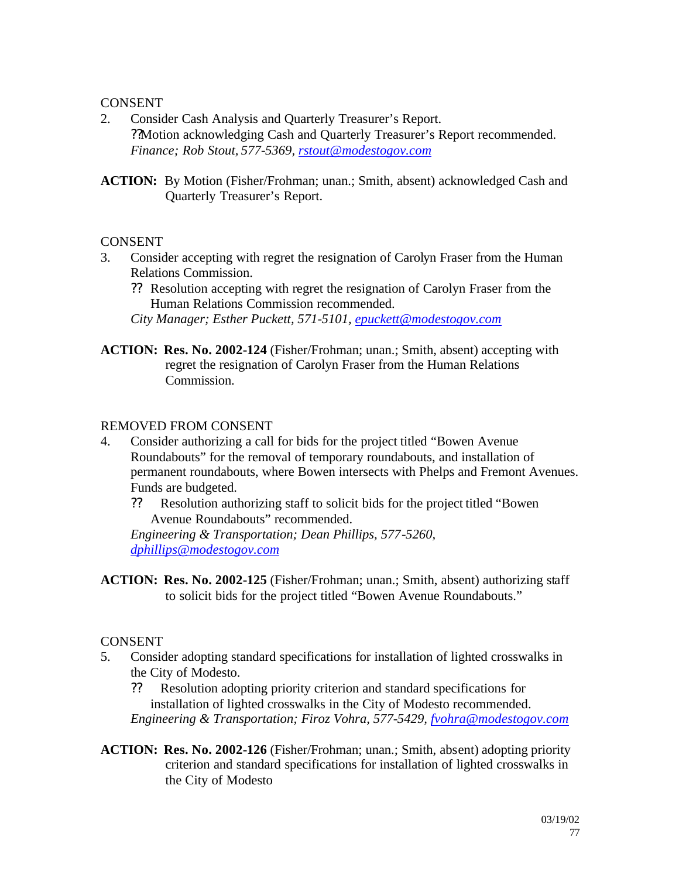CONSENT

2. Consider Cash Analysis and Quarterly Treasurer's Report.
   ?? Motion acknowledging Cash and Quarterly Treasurer's Report recommended.
   *Finance; Rob Stout, 577-5369, [rstout@modestogov.com](mailto:rstout@modestogov.com)*

**ACTION:** By Motion (Fisher/Frohman; unan.; Smith, absent) acknowledged Cash and Quarterly Treasurer's Report.

CONSENT

3. Consider accepting with regret the resignation of Carolyn Fraser from the Human Relations Commission.
   ?? Resolution accepting with regret the resignation of Carolyn Fraser from the Human Relations Commission recommended.
   *City Manager; Esther Puckett, 571-5101, [epuckett@modestogov.com](mailto:epuckett@modestogov.com)*

**ACTION: Res. No. 2002-124** (Fisher/Frohman; unan.; Smith, absent) accepting with regret the resignation of Carolyn Fraser from the Human Relations Commission.

REMOVED FROM CONSENT

4. Consider authorizing a call for bids for the project titled "Bowen Avenue Roundabouts" for the removal of temporary roundabouts, and installation of permanent roundabouts, where Bowen intersects with Phelps and Fremont Avenues. Funds are budgeted.
   ?? Resolution authorizing staff to solicit bids for the project titled "Bowen Avenue Roundabouts" recommended.
   *Engineering & Transportation; Dean Phillips, 577-5260, [dphillips@modestogov.com](mailto:dphillips@modestogov.com)*

**ACTION: Res. No. 2002-125** (Fisher/Frohman; unan.; Smith, absent) authorizing staff to solicit bids for the project titled "Bowen Avenue Roundabouts."

CONSENT

5. Consider adopting standard specifications for installation of lighted crosswalks in the City of Modesto.
   ?? Resolution adopting priority criterion and standard specifications for installation of lighted crosswalks in the City of Modesto recommended.
   *Engineering & Transportation; Firoz Vohra, 577-5429, [fvohra@modestogov.com](mailto:fvohra@modestogov.com)*

**ACTION: Res. No. 2002-126** (Fisher/Frohman; unan.; Smith, absent) adopting priority criterion and standard specifications for installation of lighted crosswalks in the City of Modesto

03/19/02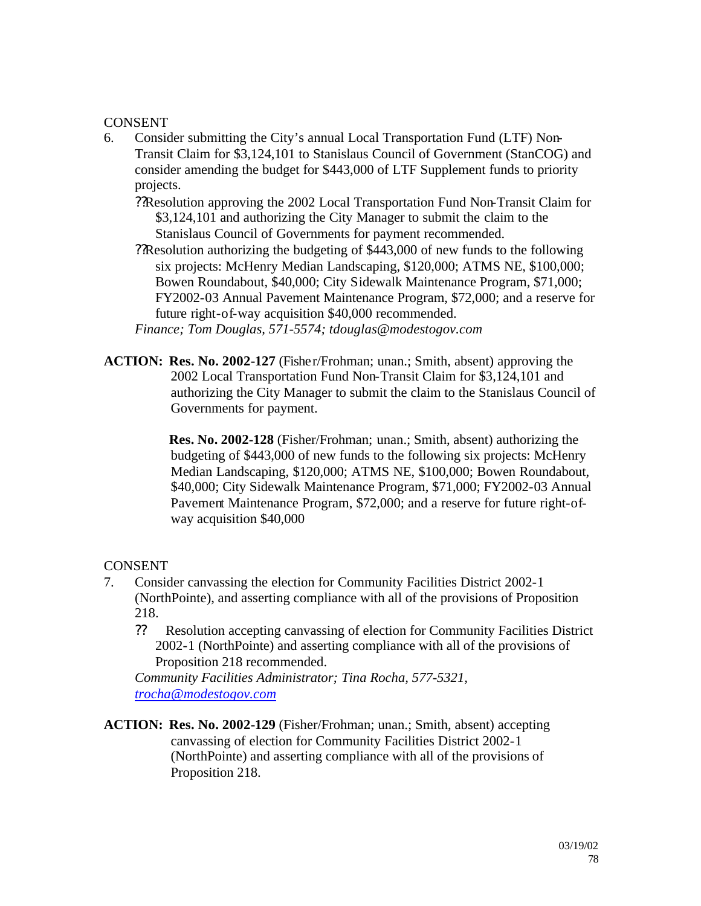CONSENT

6. Consider submitting the City's annual Local Transportation Fund (LTF) Non-Transit Claim for $3,124,101 to Stanislaus Council of Government (StanCOG) and consider amending the budget for $443,000 of LTF Supplement funds to priority projects.
   - ??Resolution approving the 2002 Local Transportation Fund Non-Transit Claim for $3,124,101 and authorizing the City Manager to submit the claim to the Stanislaus Council of Governments for payment recommended.
   - ??Resolution authorizing the budgeting of $443,000 of new funds to the following six projects: McHenry Median Landscaping, $120,000; ATMS NE, $100,000; Bowen Roundabout, $40,000; City Sidewalk Maintenance Program, $71,000; FY2002-03 Annual Pavement Maintenance Program, $72,000; and a reserve for future right-of-way acquisition $40,000 recommended.

   *Finance; Tom Douglas, 571-5574; tdouglas@modestogov.com*

**ACTION:** **Res. No. 2002-127** (Fisher/Frohman; unan.; Smith, absent) approving the 2002 Local Transportation Fund Non-Transit Claim for $3,124,101 and authorizing the City Manager to submit the claim to the Stanislaus Council of Governments for payment.

**Res. No. 2002-128** (Fisher/Frohman; unan.; Smith, absent) authorizing the budgeting of $443,000 of new funds to the following six projects: McHenry Median Landscaping, $120,000; ATMS NE, $100,000; Bowen Roundabout, $40,000; City Sidewalk Maintenance Program, $71,000; FY2002-03 Annual Pavement Maintenance Program, $72,000; and a reserve for future right-of-way acquisition $40,000

CONSENT

7. Consider canvassing the election for Community Facilities District 2002-1 (NorthPointe), and asserting compliance with all of the provisions of Proposition 218.
   - ?? Resolution accepting canvassing of election for Community Facilities District 2002-1 (NorthPointe) and asserting compliance with all of the provisions of Proposition 218 recommended.

   *Community Facilities Administrator; Tina Rocha, 577-5321, trocha@modestogov.com*

**ACTION:** **Res. No. 2002-129** (Fisher/Frohman; unan.; Smith, absent) accepting canvassing of election for Community Facilities District 2002-1 (NorthPointe) and asserting compliance with all of the provisions of Proposition 218.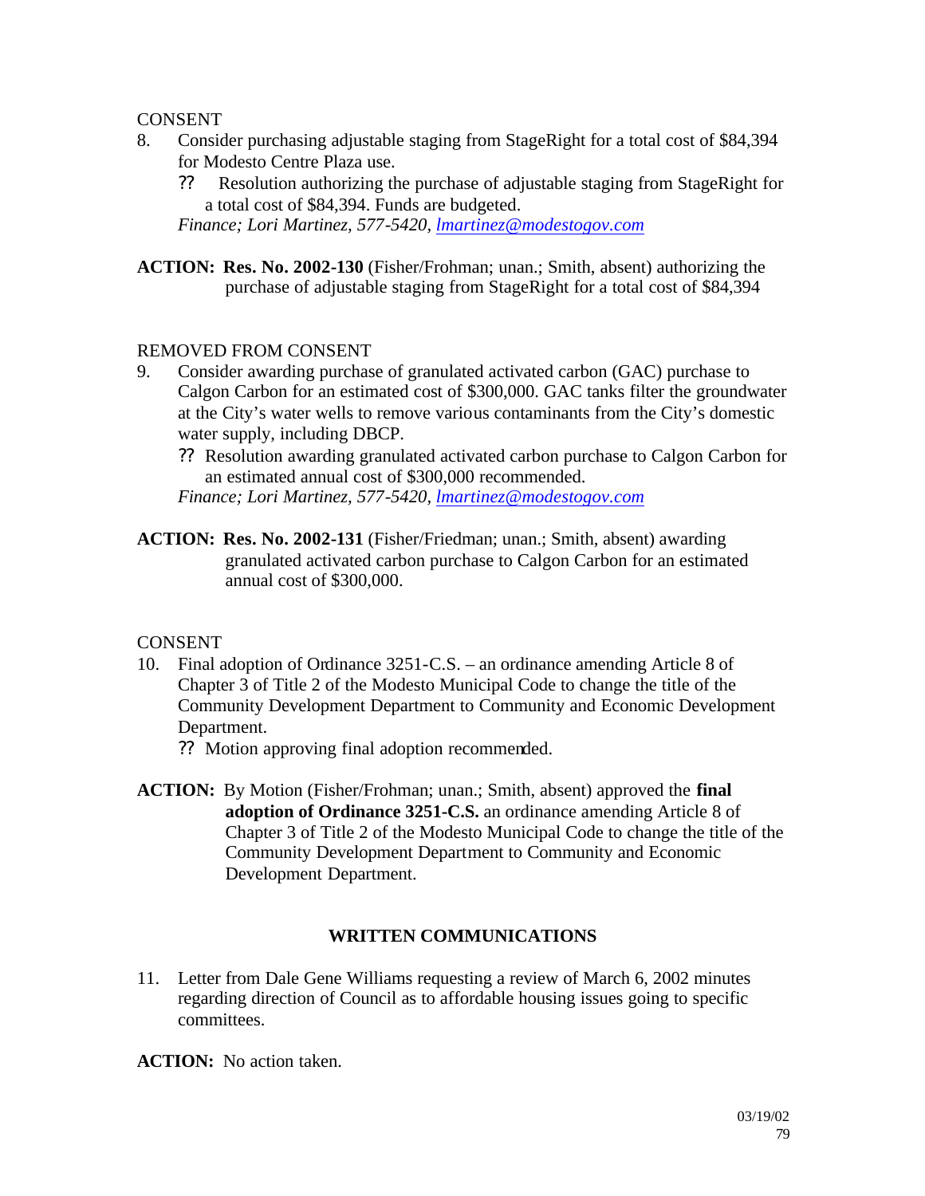CONSENT

8. Consider purchasing adjustable staging from StageRight for a total cost of $84,394 for Modesto Centre Plaza use.
   - ?? Resolution authorizing the purchase of adjustable staging from StageRight for a total cost of $84,394. Funds are budgeted.

   *Finance; Lori Martinez, 577-5420, lmartinez@modestogov.com*

**ACTION: Res. No. 2002-130** (Fisher/Frohman; unan.; Smith, absent) authorizing the purchase of adjustable staging from StageRight for a total cost of $84,394

REMOVED FROM CONSENT

9. Consider awarding purchase of granulated activated carbon (GAC) purchase to Calgon Carbon for an estimated cost of $300,000. GAC tanks filter the groundwater at the City's water wells to remove various contaminants from the City's domestic water supply, including DBCP.
   - ?? Resolution awarding granulated activated carbon purchase to Calgon Carbon for an estimated annual cost of $300,000 recommended.

   *Finance; Lori Martinez, 577-5420, lmartinez@modestogov.com*

**ACTION: Res. No. 2002-131** (Fisher/Friedman; unan.; Smith, absent) awarding granulated activated carbon purchase to Calgon Carbon for an estimated annual cost of $300,000.

CONSENT

10. Final adoption of Ordinance 3251-C.S. – an ordinance amending Article 8 of Chapter 3 of Title 2 of the Modesto Municipal Code to change the title of the Community Development Department to Community and Economic Development Department.
    - ?? Motion approving final adoption recommended.

**ACTION:** By Motion (Fisher/Frohman; unan.; Smith, absent) approved the **final adoption of Ordinance 3251-C.S.** an ordinance amending Article 8 of Chapter 3 of Title 2 of the Modesto Municipal Code to change the title of the Community Development Department to Community and Economic Development Department.

## WRITTEN COMMUNICATIONS

11. Letter from Dale Gene Williams requesting a review of March 6, 2002 minutes regarding direction of Council as to affordable housing issues going to specific committees.

**ACTION:** No action taken.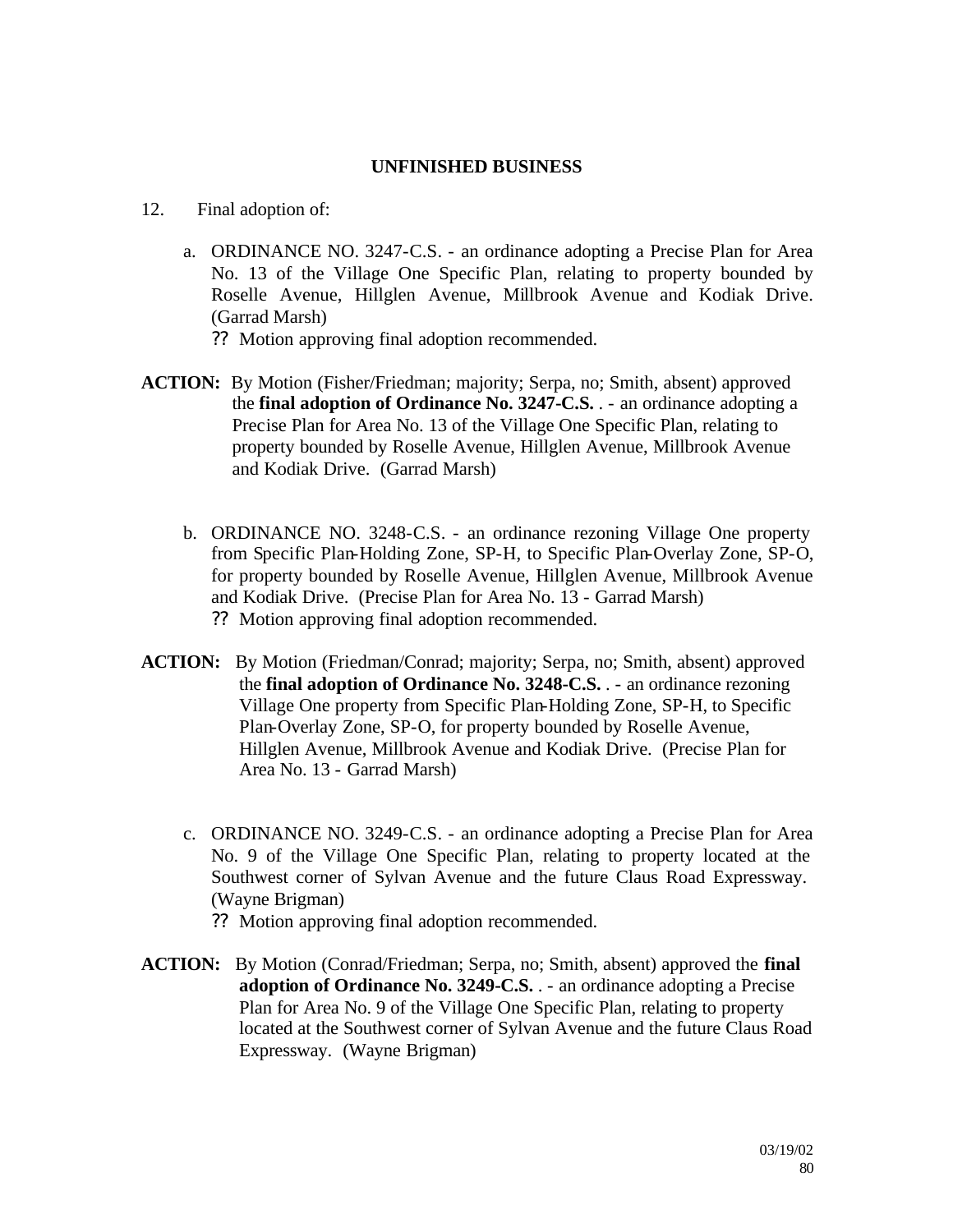## UNFINISHED BUSINESS

12. Final adoption of:

   a. ORDINANCE NO. 3247-C.S. - an ordinance adopting a Precise Plan for Area No. 13 of the Village One Specific Plan, relating to property bounded by Roselle Avenue, Hillglen Avenue, Millbrook Avenue and Kodiak Drive. (Garrad Marsh)

      ?? Motion approving final adoption recommended.

**ACTION:** By Motion (Fisher/Friedman; majority; Serpa, no; Smith, absent) approved the **final adoption of Ordinance No. 3247-C.S.** . - an ordinance adopting a Precise Plan for Area No. 13 of the Village One Specific Plan, relating to property bounded by Roselle Avenue, Hillglen Avenue, Millbrook Avenue and Kodiak Drive. (Garrad Marsh)

   b. ORDINANCE NO. 3248-C.S. - an ordinance rezoning Village One property from Specific Plan-Holding Zone, SP-H, to Specific Plan-Overlay Zone, SP-O, for property bounded by Roselle Avenue, Hillglen Avenue, Millbrook Avenue and Kodiak Drive. (Precise Plan for Area No. 13 - Garrad Marsh)

      ?? Motion approving final adoption recommended.

**ACTION:** By Motion (Friedman/Conrad; majority; Serpa, no; Smith, absent) approved the **final adoption of Ordinance No. 3248-C.S.** . - an ordinance rezoning Village One property from Specific Plan-Holding Zone, SP-H, to Specific Plan-Overlay Zone, SP-O, for property bounded by Roselle Avenue, Hillglen Avenue, Millbrook Avenue and Kodiak Drive. (Precise Plan for Area No. 13 - Garrad Marsh)

   c. ORDINANCE NO. 3249-C.S. - an ordinance adopting a Precise Plan for Area No. 9 of the Village One Specific Plan, relating to property located at the Southwest corner of Sylvan Avenue and the future Claus Road Expressway. (Wayne Brigman)

      ?? Motion approving final adoption recommended.

**ACTION:** By Motion (Conrad/Friedman; Serpa, no; Smith, absent) approved the **final adoption of Ordinance No. 3249-C.S.** . - an ordinance adopting a Precise Plan for Area No. 9 of the Village One Specific Plan, relating to property located at the Southwest corner of Sylvan Avenue and the future Claus Road Expressway. (Wayne Brigman)

03/19/02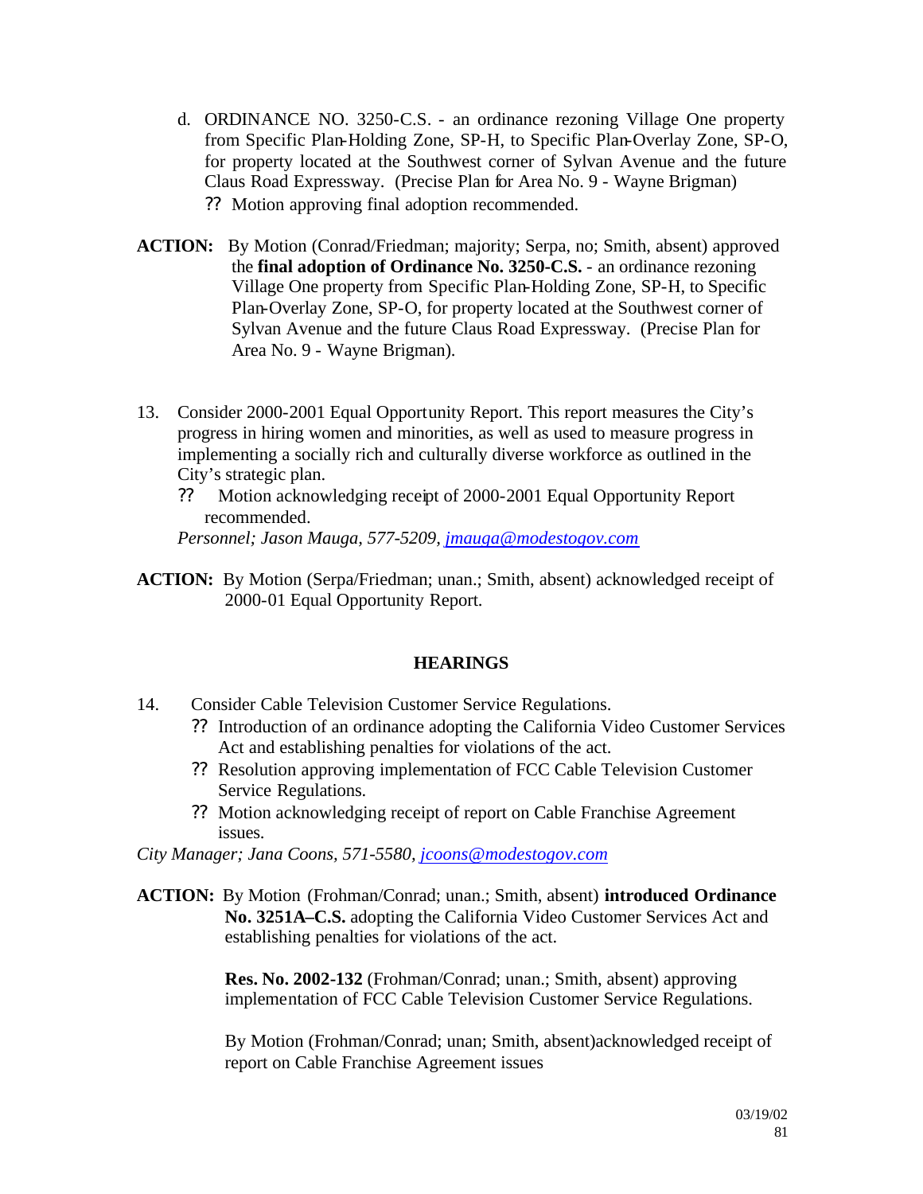d. ORDINANCE NO. 3250-C.S. - an ordinance rezoning Village One property from Specific Plan-Holding Zone, SP-H, to Specific Plan-Overlay Zone, SP-O, for property located at the Southwest corner of Sylvan Avenue and the future Claus Road Expressway. (Precise Plan for Area No. 9 - Wayne Brigman)
   ?? Motion approving final adoption recommended.

**ACTION:** By Motion (Conrad/Friedman; majority; Serpa, no; Smith, absent) approved the **final adoption of Ordinance No. 3250-C.S.** - an ordinance rezoning Village One property from Specific Plan-Holding Zone, SP-H, to Specific Plan-Overlay Zone, SP-O, for property located at the Southwest corner of Sylvan Avenue and the future Claus Road Expressway. (Precise Plan for Area No. 9 - Wayne Brigman).

13. Consider 2000-2001 Equal Opportunity Report. This report measures the City's progress in hiring women and minorities, as well as used to measure progress in implementing a socially rich and culturally diverse workforce as outlined in the City's strategic plan.
    ?? Motion acknowledging receipt of 2000-2001 Equal Opportunity Report recommended.

    *Personnel; Jason Mauga, 577-5209, jmauga@modestogov.com*

**ACTION:** By Motion (Serpa/Friedman; unan.; Smith, absent) acknowledged receipt of 2000-01 Equal Opportunity Report.

## HEARINGS

14. Consider Cable Television Customer Service Regulations.
    ?? Introduction of an ordinance adopting the California Video Customer Services Act and establishing penalties for violations of the act.
    ?? Resolution approving implementation of FCC Cable Television Customer Service Regulations.
    ?? Motion acknowledging receipt of report on Cable Franchise Agreement issues.

*City Manager; Jana Coons, 571-5580, jcoons@modestogov.com*

**ACTION:** By Motion (Frohman/Conrad; unan.; Smith, absent) **introduced Ordinance No. 3251A–C.S.** adopting the California Video Customer Services Act and establishing penalties for violations of the act.

**Res. No. 2002-132** (Frohman/Conrad; unan.; Smith, absent) approving implementation of FCC Cable Television Customer Service Regulations.

By Motion (Frohman/Conrad; unan; Smith, absent)acknowledged receipt of report on Cable Franchise Agreement issues

03/19/02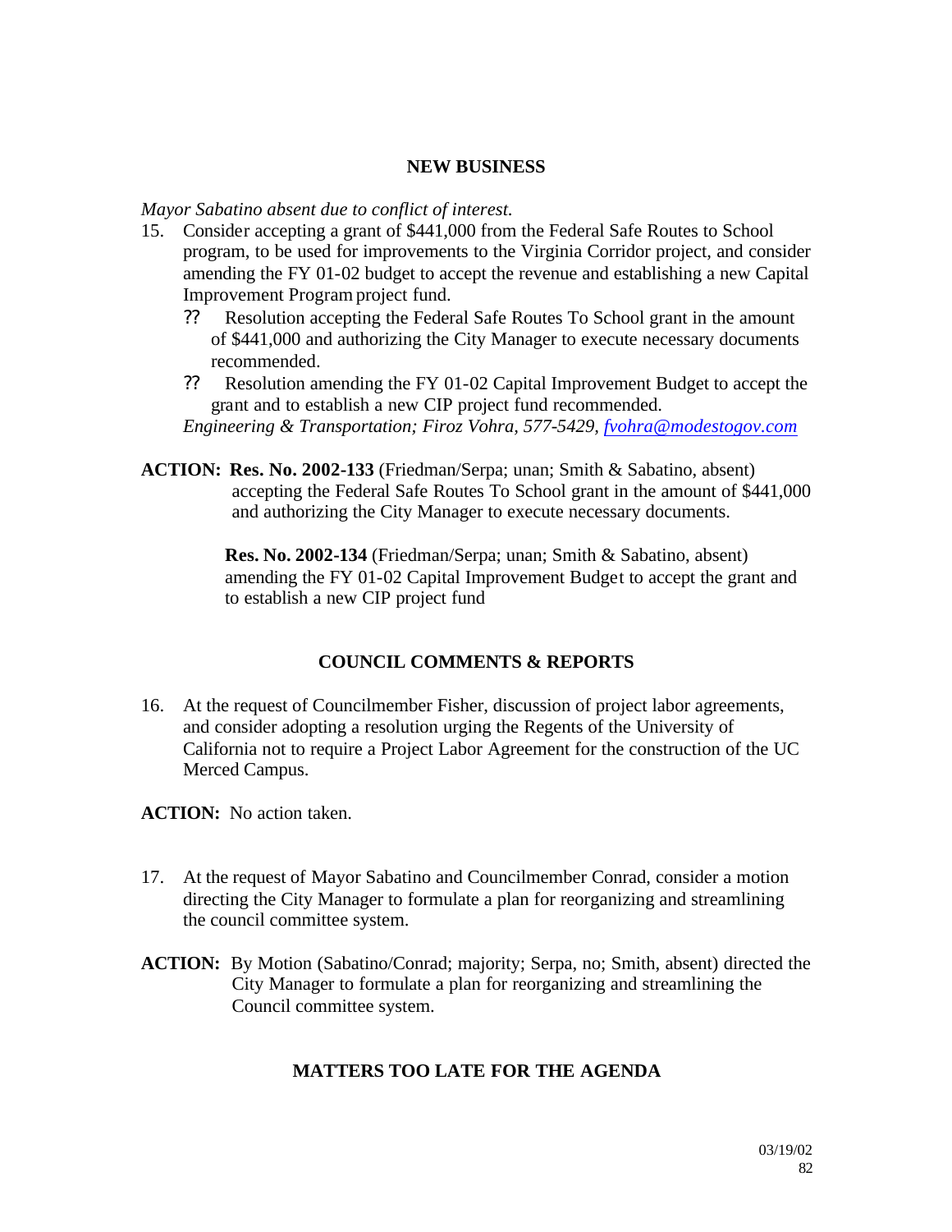## NEW BUSINESS

*Mayor Sabatino absent due to conflict of interest.*

15. Consider accepting a grant of $441,000 from the Federal Safe Routes to School program, to be used for improvements to the Virginia Corridor project, and consider amending the FY 01-02 budget to accept the revenue and establishing a new Capital Improvement Program project fund.
    - ?? Resolution accepting the Federal Safe Routes To School grant in the amount of $441,000 and authorizing the City Manager to execute necessary documents recommended.
    - ?? Resolution amending the FY 01-02 Capital Improvement Budget to accept the grant and to establish a new CIP project fund recommended.

    *Engineering & Transportation; Firoz Vohra, 577-5429, fvohra@modestogov.com*

**ACTION:** **Res. No. 2002-133** (Friedman/Serpa; unan; Smith & Sabatino, absent) accepting the Federal Safe Routes To School grant in the amount of $441,000 and authorizing the City Manager to execute necessary documents.

**Res. No. 2002-134** (Friedman/Serpa; unan; Smith & Sabatino, absent) amending the FY 01-02 Capital Improvement Budget to accept the grant and to establish a new CIP project fund

## COUNCIL COMMENTS & REPORTS

16. At the request of Councilmember Fisher, discussion of project labor agreements, and consider adopting a resolution urging the Regents of the University of California not to require a Project Labor Agreement for the construction of the UC Merced Campus.

**ACTION:** No action taken.

17. At the request of Mayor Sabatino and Councilmember Conrad, consider a motion directing the City Manager to formulate a plan for reorganizing and streamlining the council committee system.

**ACTION:** By Motion (Sabatino/Conrad; majority; Serpa, no; Smith, absent) directed the City Manager to formulate a plan for reorganizing and streamlining the Council committee system.

## MATTERS TOO LATE FOR THE AGENDA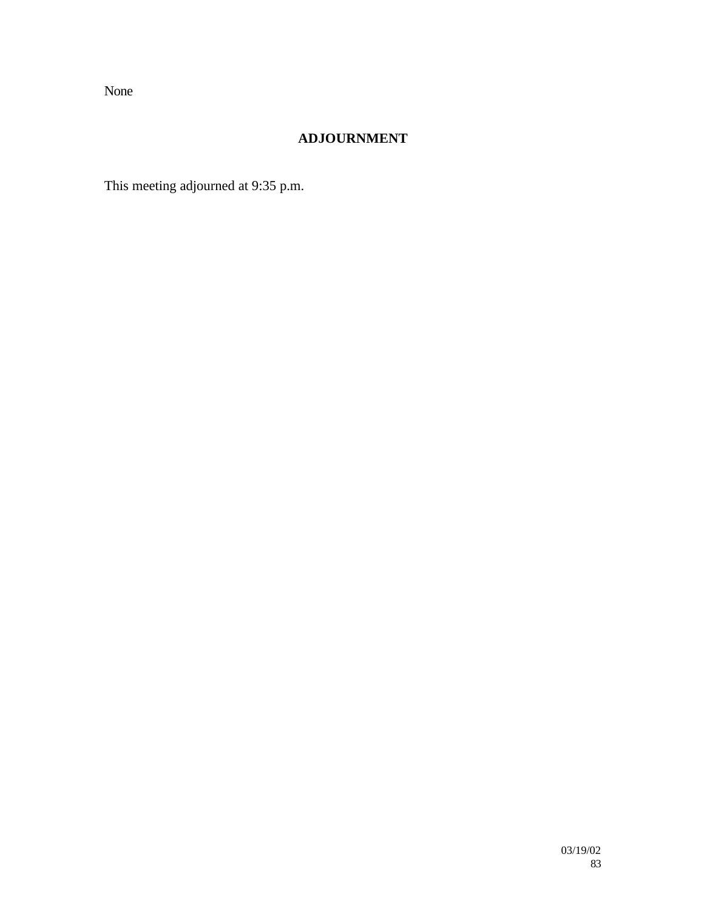None

## ADJOURNMENT

This meeting adjourned at 9:35 p.m.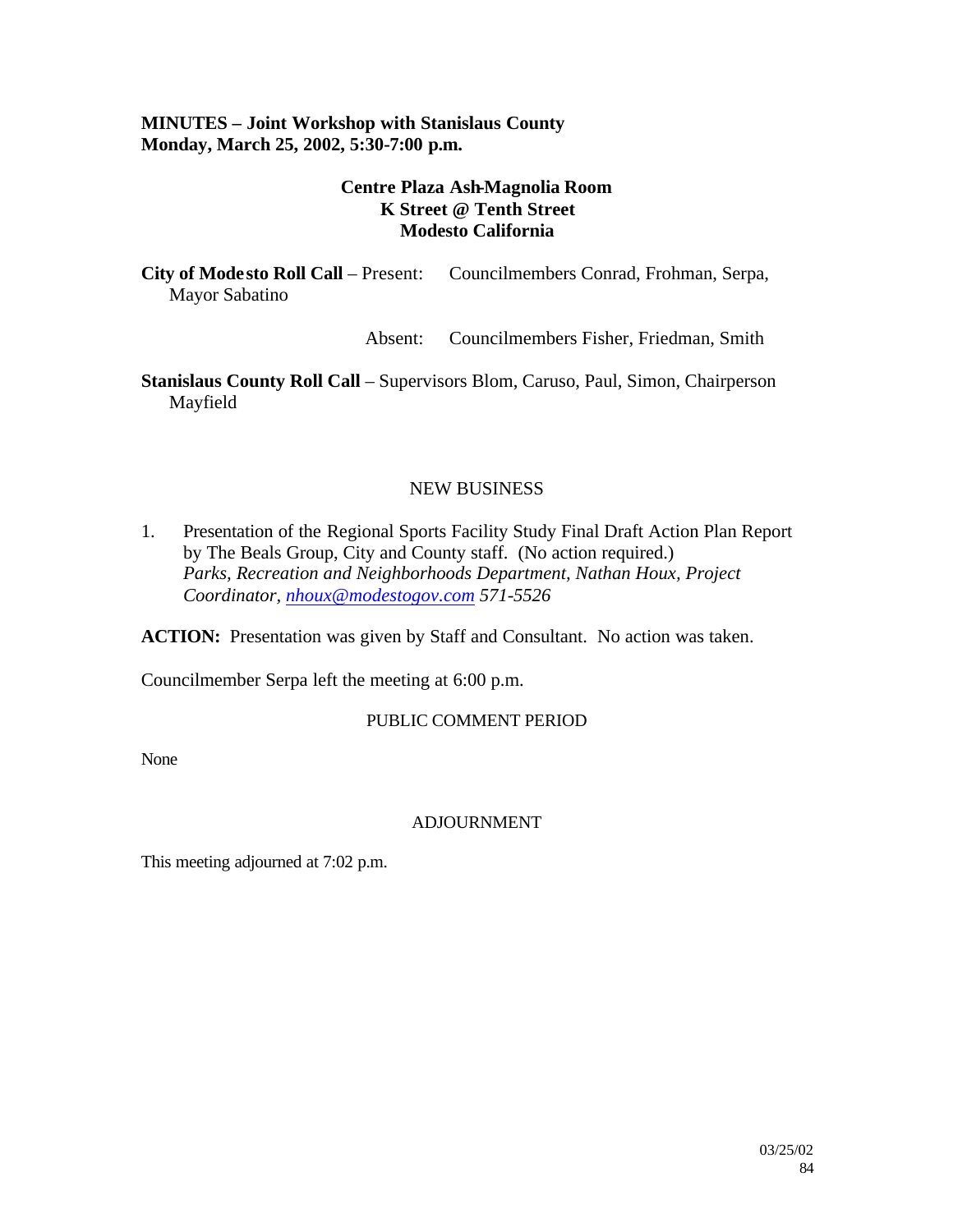**MINUTES – Joint Workshop with Stanislaus County**
**Monday, March 25, 2002, 5:30-7:00 p.m.**

**Centre Plaza Ash-Magnolia Room**
**K Street @ Tenth Street**
**Modesto California**

**City of Modesto Roll Call** – Present: Councilmembers Conrad, Frohman, Serpa, Mayor Sabatino

Absent: Councilmembers Fisher, Friedman, Smith

**Stanislaus County Roll Call** – Supervisors Blom, Caruso, Paul, Simon, Chairperson Mayfield

NEW BUSINESS

1. Presentation of the Regional Sports Facility Study Final Draft Action Plan Report by The Beals Group, City and County staff. (No action required.)
   *Parks, Recreation and Neighborhoods Department, Nathan Houx, Project Coordinator, nhoux@modestogov.com 571-5526*

**ACTION:** Presentation was given by Staff and Consultant. No action was taken.

Councilmember Serpa left the meeting at 6:00 p.m.

PUBLIC COMMENT PERIOD

None

ADJOURNMENT

This meeting adjourned at 7:02 p.m.

03/25/02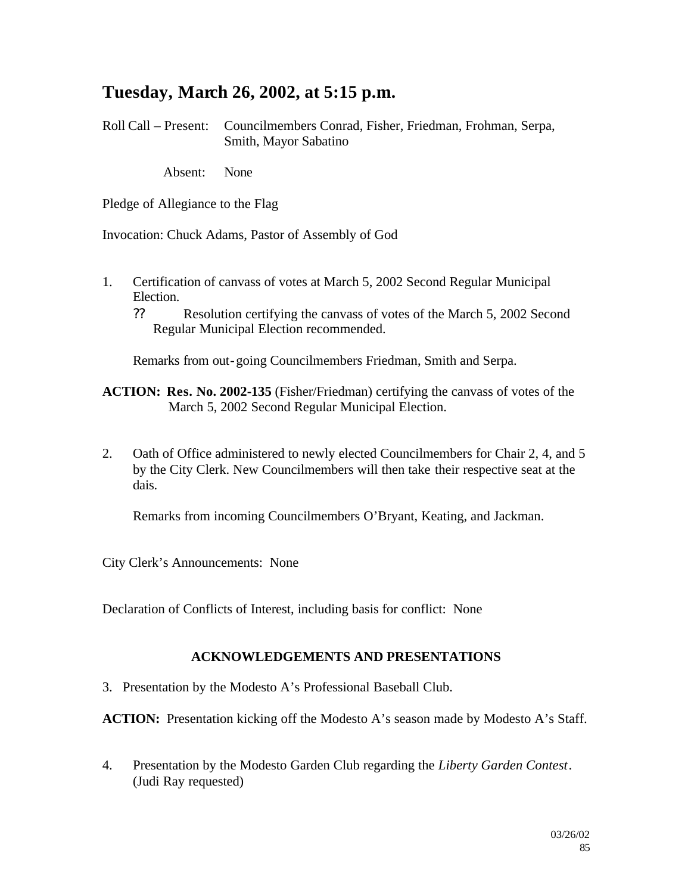# Tuesday, March 26, 2002, at 5:15 p.m.

Roll Call – Present: Councilmembers Conrad, Fisher, Friedman, Frohman, Serpa, Smith, Mayor Sabatino

Absent: None

Pledge of Allegiance to the Flag

Invocation: Chuck Adams, Pastor of Assembly of God

1. Certification of canvass of votes at March 5, 2002 Second Regular Municipal Election.
   ?? Resolution certifying the canvass of votes of the March 5, 2002 Second Regular Municipal Election recommended.

   Remarks from out-going Councilmembers Friedman, Smith and Serpa.

**ACTION: Res. No. 2002-135** (Fisher/Friedman) certifying the canvass of votes of the March 5, 2002 Second Regular Municipal Election.

2. Oath of Office administered to newly elected Councilmembers for Chair 2, 4, and 5 by the City Clerk. New Councilmembers will then take their respective seat at the dais.

   Remarks from incoming Councilmembers O'Bryant, Keating, and Jackman.

City Clerk's Announcements: None

Declaration of Conflicts of Interest, including basis for conflict: None

## ACKNOWLEDGEMENTS AND PRESENTATIONS

3. Presentation by the Modesto A's Professional Baseball Club.

**ACTION:** Presentation kicking off the Modesto A's season made by Modesto A's Staff.

4. Presentation by the Modesto Garden Club regarding the *Liberty Garden Contest*. (Judi Ray requested)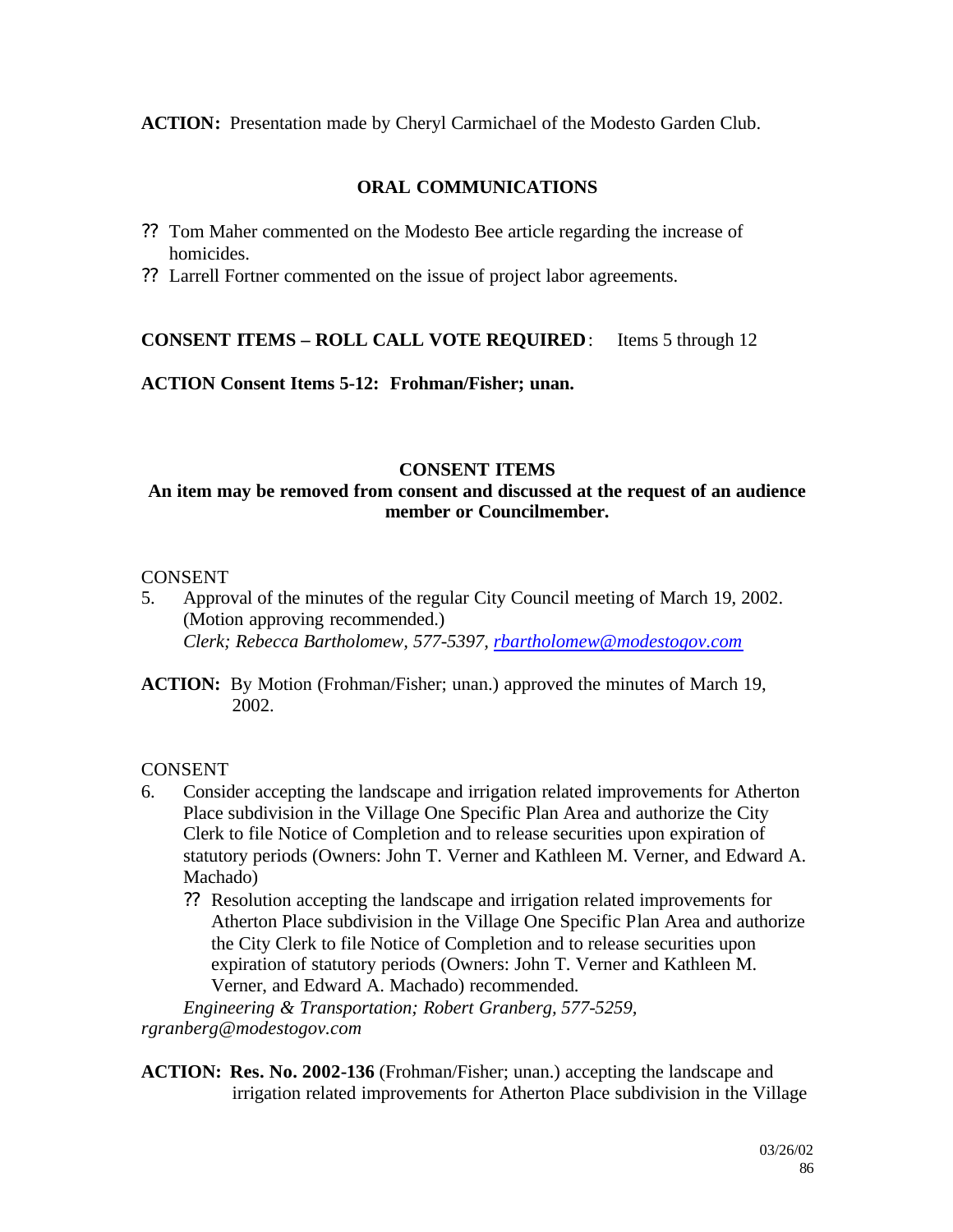**ACTION:** Presentation made by Cheryl Carmichael of the Modesto Garden Club.

## ORAL COMMUNICATIONS

- ?? Tom Maher commented on the Modesto Bee article regarding the increase of homicides.
- ?? Larrell Fortner commented on the issue of project labor agreements.

**CONSENT ITEMS – ROLL CALL VOTE REQUIRED**: Items 5 through 12

**ACTION Consent Items 5-12: Frohman/Fisher; unan.**

## CONSENT ITEMS

**An item may be removed from consent and discussed at the request of an audience member or Councilmember.**

CONSENT

5. Approval of the minutes of the regular City Council meeting of March 19, 2002. (Motion approving recommended.)
   *Clerk; Rebecca Bartholomew, 577-5397, rbartholomew@modestogov.com*

**ACTION:** By Motion (Frohman/Fisher; unan.) approved the minutes of March 19, 2002.

CONSENT

6. Consider accepting the landscape and irrigation related improvements for Atherton Place subdivision in the Village One Specific Plan Area and authorize the City Clerk to file Notice of Completion and to release securities upon expiration of statutory periods (Owners: John T. Verner and Kathleen M. Verner, and Edward A. Machado)
   - ?? Resolution accepting the landscape and irrigation related improvements for Atherton Place subdivision in the Village One Specific Plan Area and authorize the City Clerk to file Notice of Completion and to release securities upon expiration of statutory periods (Owners: John T. Verner and Kathleen M. Verner, and Edward A. Machado) recommended.

   *Engineering & Transportation; Robert Granberg, 577-5259, rgranberg@modestogov.com*

**ACTION: Res. No. 2002-136** (Frohman/Fisher; unan.) accepting the landscape and irrigation related improvements for Atherton Place subdivision in the Village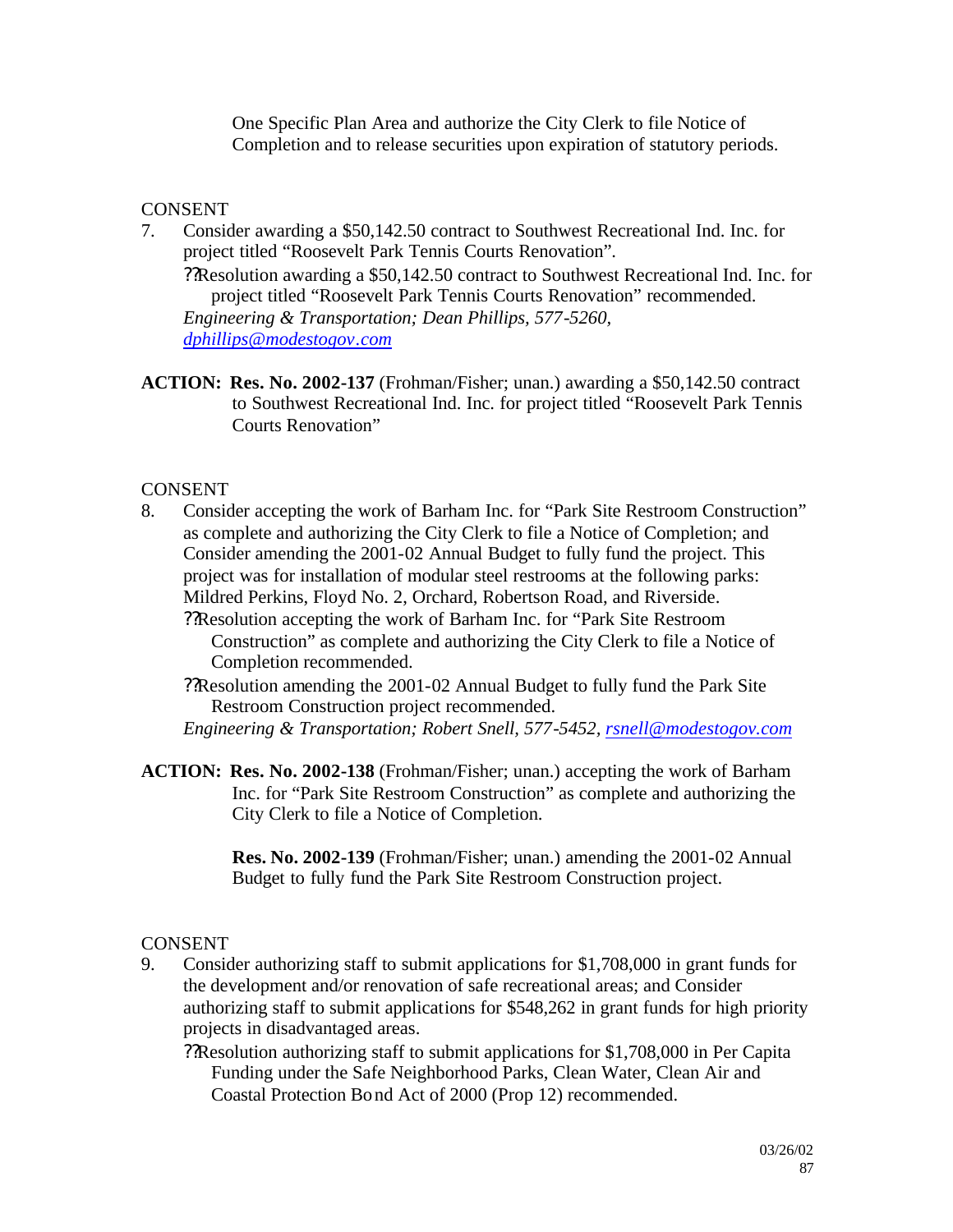One Specific Plan Area and authorize the City Clerk to file Notice of Completion and to release securities upon expiration of statutory periods.

CONSENT

7. Consider awarding a $50,142.50 contract to Southwest Recreational Ind. Inc. for project titled “Roosevelt Park Tennis Courts Renovation”.
   - ??Resolution awarding a $50,142.50 contract to Southwest Recreational Ind. Inc. for project titled “Roosevelt Park Tennis Courts Renovation” recommended.

   *Engineering & Transportation; Dean Phillips, 577-5260, dphillips@modestogov.com*

**ACTION: Res. No. 2002-137** (Frohman/Fisher; unan.) awarding a $50,142.50 contract to Southwest Recreational Ind. Inc. for project titled “Roosevelt Park Tennis Courts Renovation”

CONSENT

8. Consider accepting the work of Barham Inc. for “Park Site Restroom Construction” as complete and authorizing the City Clerk to file a Notice of Completion; and Consider amending the 2001-02 Annual Budget to fully fund the project. This project was for installation of modular steel restrooms at the following parks: Mildred Perkins, Floyd No. 2, Orchard, Robertson Road, and Riverside.
   - ??Resolution accepting the work of Barham Inc. for “Park Site Restroom Construction” as complete and authorizing the City Clerk to file a Notice of Completion recommended.
   - ??Resolution amending the 2001-02 Annual Budget to fully fund the Park Site Restroom Construction project recommended.

   *Engineering & Transportation; Robert Snell, 577-5452, rsnell@modestogov.com*

**ACTION: Res. No. 2002-138** (Frohman/Fisher; unan.) accepting the work of Barham Inc. for “Park Site Restroom Construction” as complete and authorizing the City Clerk to file a Notice of Completion.

**Res. No. 2002-139** (Frohman/Fisher; unan.) amending the 2001-02 Annual Budget to fully fund the Park Site Restroom Construction project.

CONSENT

9. Consider authorizing staff to submit applications for $1,708,000 in grant funds for the development and/or renovation of safe recreational areas; and Consider authorizing staff to submit applications for $548,262 in grant funds for high priority projects in disadvantaged areas.
   - ??Resolution authorizing staff to submit applications for $1,708,000 in Per Capita Funding under the Safe Neighborhood Parks, Clean Water, Clean Air and Coastal Protection Bond Act of 2000 (Prop 12) recommended.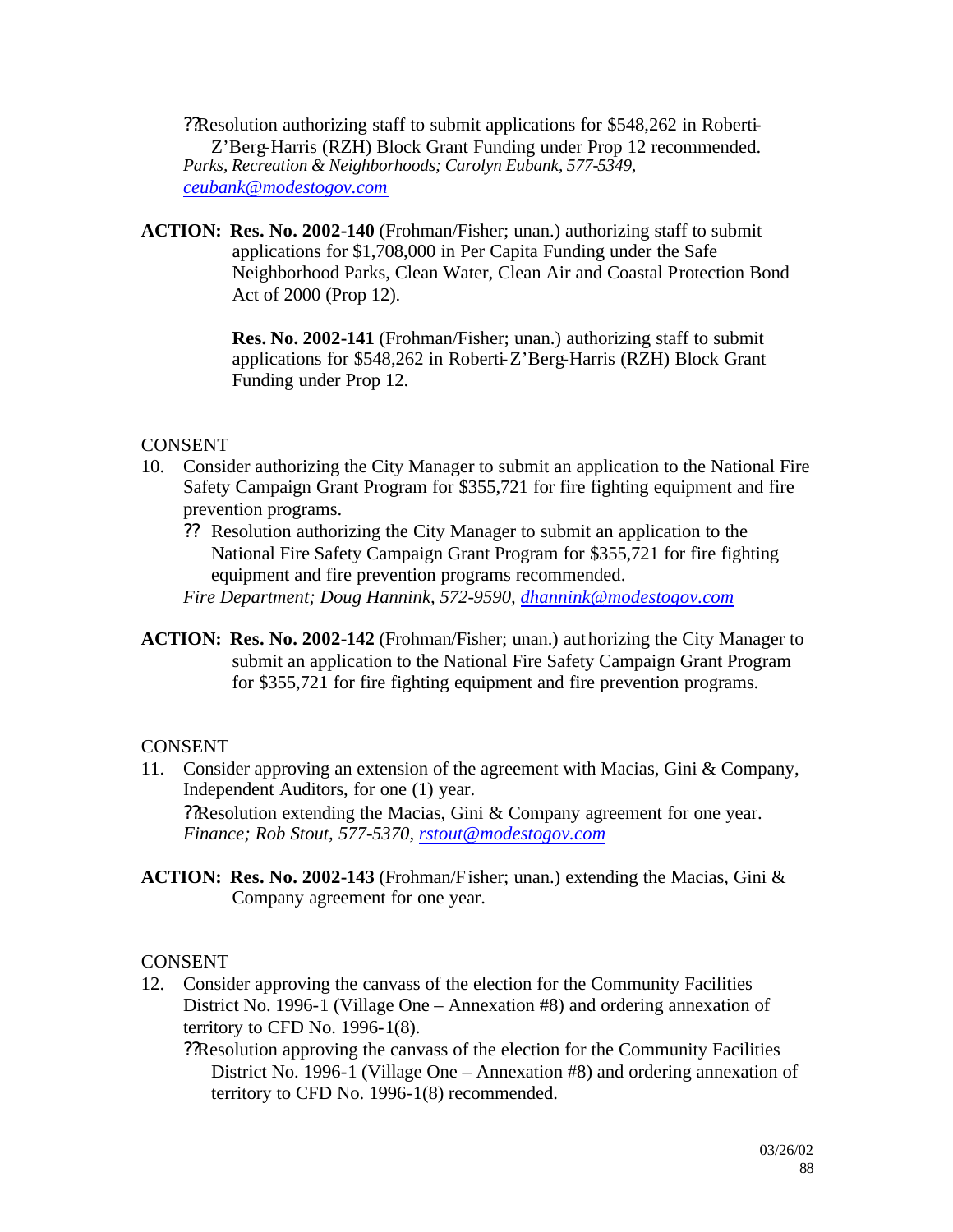- ??Resolution authorizing staff to submit applications for $548,262 in Roberti-Z'Berg-Harris (RZH) Block Grant Funding under Prop 12 recommended.

*Parks, Recreation & Neighborhoods; Carolyn Eubank, 577-5349, ceubank@modestogov.com*

**ACTION: Res. No. 2002-140** (Frohman/Fisher; unan.) authorizing staff to submit applications for $1,708,000 in Per Capita Funding under the Safe Neighborhood Parks, Clean Water, Clean Air and Coastal Protection Bond Act of 2000 (Prop 12).

**Res. No. 2002-141** (Frohman/Fisher; unan.) authorizing staff to submit applications for $548,262 in Roberti-Z'Berg-Harris (RZH) Block Grant Funding under Prop 12.

CONSENT

10. Consider authorizing the City Manager to submit an application to the National Fire Safety Campaign Grant Program for $355,721 for fire fighting equipment and fire prevention programs.
    - ?? Resolution authorizing the City Manager to submit an application to the National Fire Safety Campaign Grant Program for $355,721 for fire fighting equipment and fire prevention programs recommended.

    *Fire Department; Doug Hannink, 572-9590, dhannink@modestogov.com*

**ACTION: Res. No. 2002-142** (Frohman/Fisher; unan.) authorizing the City Manager to submit an application to the National Fire Safety Campaign Grant Program for $355,721 for fire fighting equipment and fire prevention programs.

CONSENT

11. Consider approving an extension of the agreement with Macias, Gini & Company, Independent Auditors, for one (1) year.
    - ??Resolution extending the Macias, Gini & Company agreement for one year.

    *Finance; Rob Stout, 577-5370, rstout@modestogov.com*

**ACTION: Res. No. 2002-143** (Frohman/Fisher; unan.) extending the Macias, Gini & Company agreement for one year.

CONSENT

12. Consider approving the canvass of the election for the Community Facilities District No. 1996-1 (Village One – Annexation #8) and ordering annexation of territory to CFD No. 1996-1(8).
    - ??Resolution approving the canvass of the election for the Community Facilities District No. 1996-1 (Village One – Annexation #8) and ordering annexation of territory to CFD No. 1996-1(8) recommended.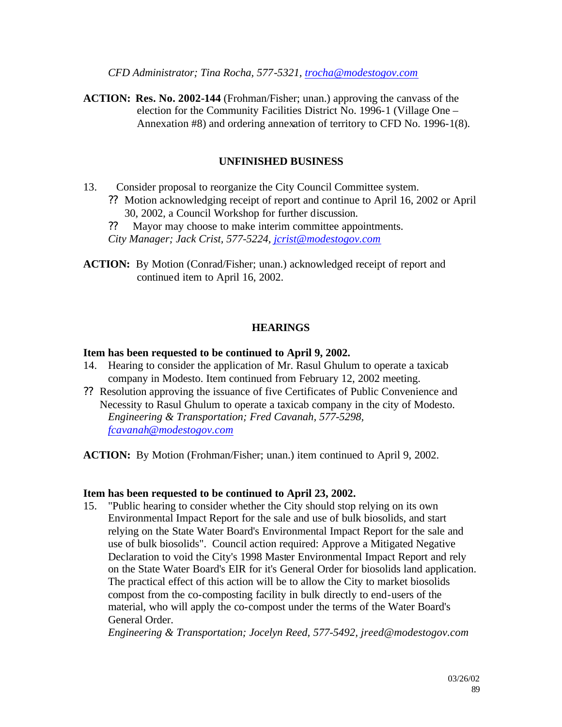*CFD Administrator; Tina Rocha, 577-5321, trocha@modestogov.com*

**ACTION: Res. No. 2002-144** (Frohman/Fisher; unan.) approving the canvass of the election for the Community Facilities District No. 1996-1 (Village One – Annexation #8) and ordering annexation of territory to CFD No. 1996-1(8).

## UNFINISHED BUSINESS

13. Consider proposal to reorganize the City Council Committee system.
    - ?? Motion acknowledging receipt of report and continue to April 16, 2002 or April 30, 2002, a Council Workshop for further discussion.
    - ?? Mayor may choose to make interim committee appointments.

    *City Manager; Jack Crist, 577-5224, jcrist@modestogov.com*

**ACTION:** By Motion (Conrad/Fisher; unan.) acknowledged receipt of report and continued item to April 16, 2002.

## HEARINGS

**Item has been requested to be continued to April 9, 2002.**

14. Hearing to consider the application of Mr. Rasul Ghulum to operate a taxicab company in Modesto. Item continued from February 12, 2002 meeting.

?? Resolution approving the issuance of five Certificates of Public Convenience and Necessity to Rasul Ghulum to operate a taxicab company in the city of Modesto.
*Engineering & Transportation; Fred Cavanah, 577-5298, fcavanah@modestogov.com*

**ACTION:** By Motion (Frohman/Fisher; unan.) item continued to April 9, 2002.

**Item has been requested to be continued to April 23, 2002.**

15. "Public hearing to consider whether the City should stop relying on its own Environmental Impact Report for the sale and use of bulk biosolids, and start relying on the State Water Board's Environmental Impact Report for the sale and use of bulk biosolids". Council action required: Approve a Mitigated Negative Declaration to void the City's 1998 Master Environmental Impact Report and rely on the State Water Board's EIR for it's General Order for biosolids land application. The practical effect of this action will be to allow the City to market biosolids compost from the co-composting facility in bulk directly to end-users of the material, who will apply the co-compost under the terms of the Water Board's General Order.
    *Engineering & Transportation; Jocelyn Reed, 577-5492, jreed@modestogov.com*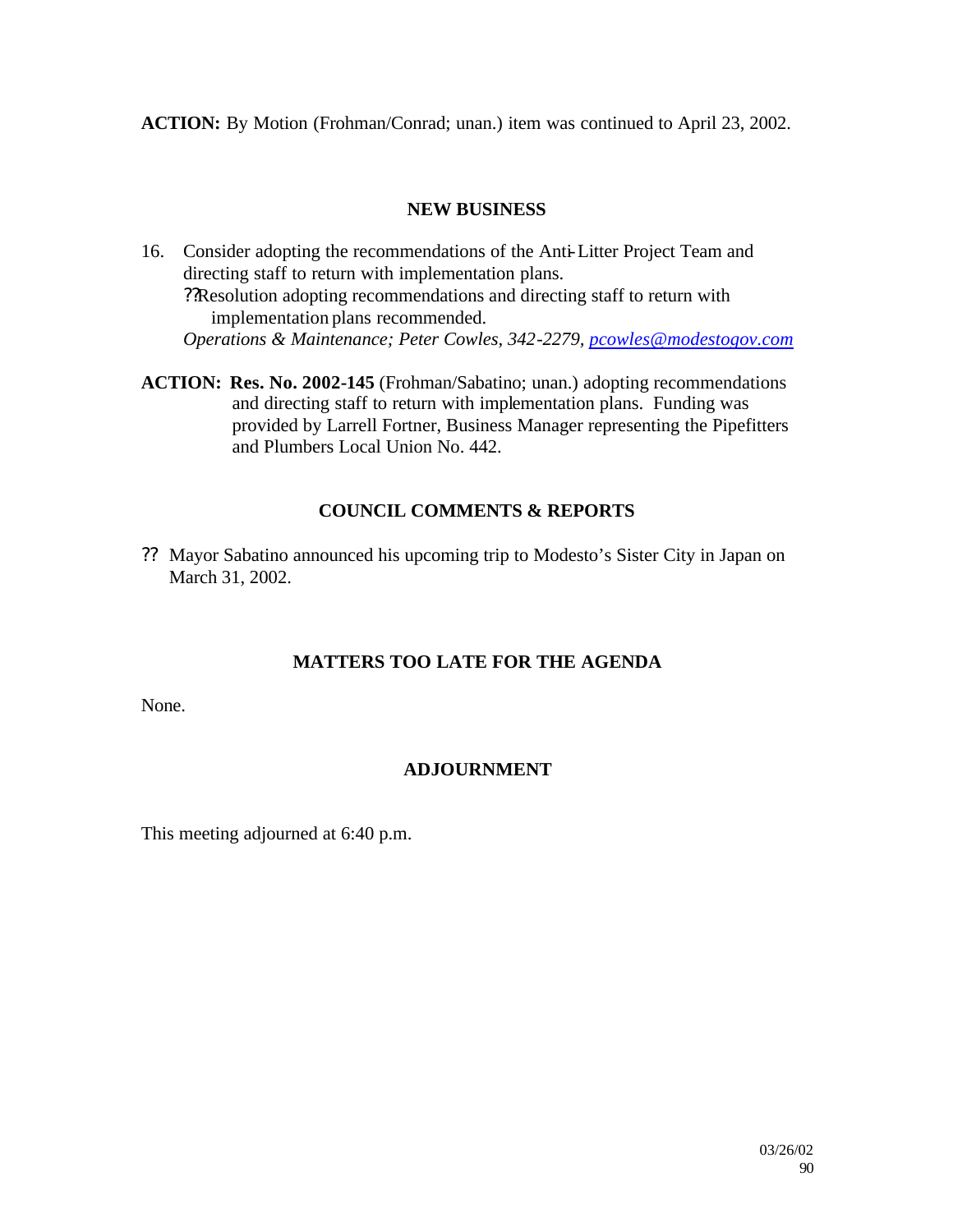**ACTION:** By Motion (Frohman/Conrad; unan.) item was continued to April 23, 2002.

## NEW BUSINESS

16. Consider adopting the recommendations of the Anti-Litter Project Team and directing staff to return with implementation plans.
    - Resolution adopting recommendations and directing staff to return with implementation plans recommended.

    *Operations & Maintenance; Peter Cowles, 342-2279, pcowles@modestogov.com*

**ACTION:** **Res. No. 2002-145** (Frohman/Sabatino; unan.) adopting recommendations and directing staff to return with implementation plans. Funding was provided by Larrell Fortner, Business Manager representing the Pipefitters and Plumbers Local Union No. 442.

## COUNCIL COMMENTS & REPORTS

- Mayor Sabatino announced his upcoming trip to Modesto's Sister City in Japan on March 31, 2002.

## MATTERS TOO LATE FOR THE AGENDA

None.

## ADJOURNMENT

This meeting adjourned at 6:40 p.m.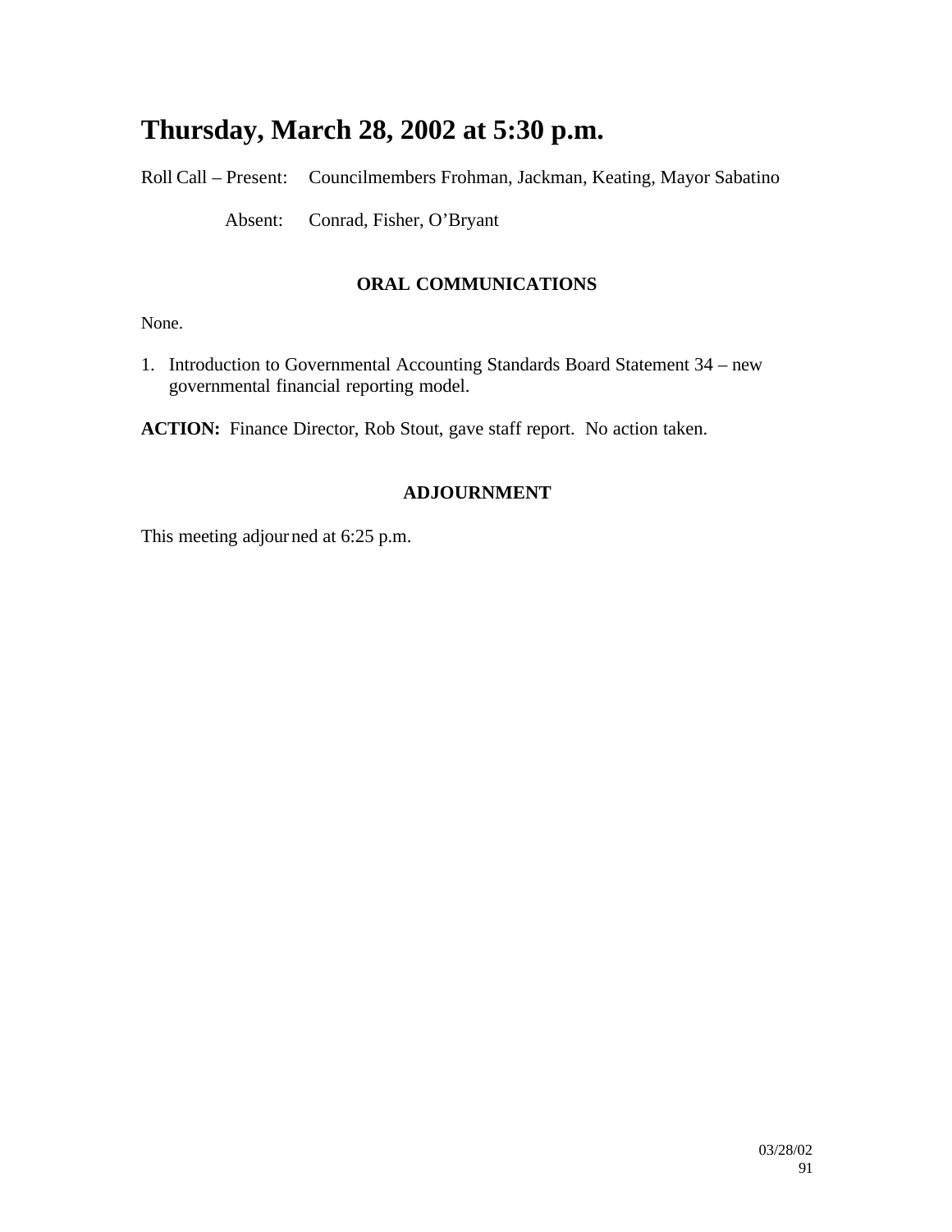# Thursday, March 28, 2002 at 5:30 p.m.

Roll Call – Present: Councilmembers Frohman, Jackman, Keating, Mayor Sabatino

Absent: Conrad, Fisher, O'Bryant

## ORAL COMMUNICATIONS

None.

1. Introduction to Governmental Accounting Standards Board Statement 34 – new governmental financial reporting model.

**ACTION:** Finance Director, Rob Stout, gave staff report. No action taken.

## ADJOURNMENT

This meeting adjourned at 6:25 p.m.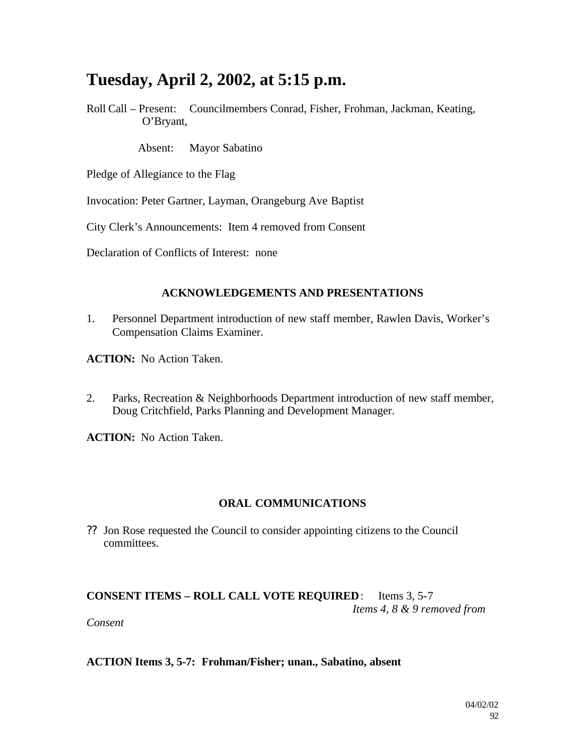# Tuesday, April 2, 2002, at 5:15 p.m.

Roll Call – Present: Councilmembers Conrad, Fisher, Frohman, Jackman, Keating, O'Bryant,

Absent: Mayor Sabatino

Pledge of Allegiance to the Flag

Invocation: Peter Gartner, Layman, Orangeburg Ave Baptist

City Clerk's Announcements: Item 4 removed from Consent

Declaration of Conflicts of Interest: none

### ACKNOWLEDGEMENTS AND PRESENTATIONS

1. Personnel Department introduction of new staff member, Rawlen Davis, Worker's Compensation Claims Examiner.

**ACTION:** No Action Taken.

2. Parks, Recreation & Neighborhoods Department introduction of new staff member, Doug Critchfield, Parks Planning and Development Manager.

**ACTION:** No Action Taken.

### ORAL COMMUNICATIONS

?? Jon Rose requested the Council to consider appointing citizens to the Council committees.

**CONSENT ITEMS – ROLL CALL VOTE REQUIRED**: Items 3, 5-7
*Items 4, 8 & 9 removed from Consent*

**ACTION Items 3, 5-7: Frohman/Fisher; unan., Sabatino, absent**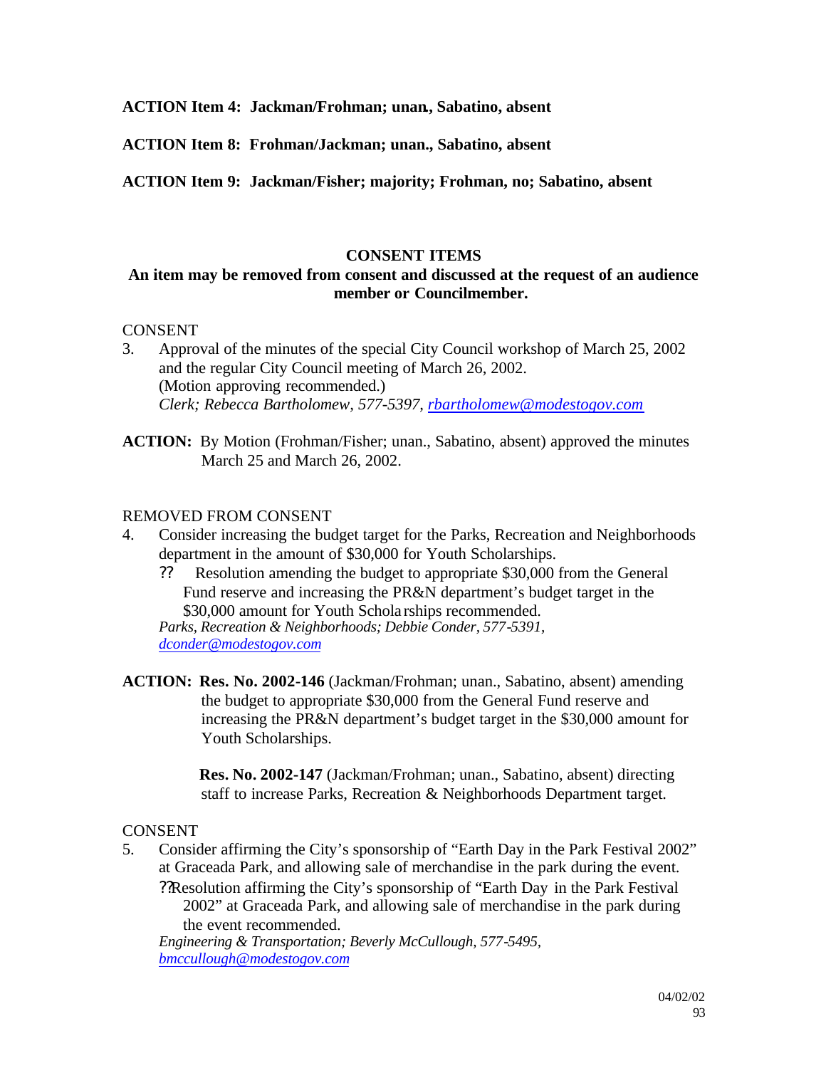**ACTION Item 4: Jackman/Frohman; unan., Sabatino, absent**

**ACTION Item 8: Frohman/Jackman; unan., Sabatino, absent**

**ACTION Item 9: Jackman/Fisher; majority; Frohman, no; Sabatino, absent**

## CONSENT ITEMS

**An item may be removed from consent and discussed at the request of an audience member or Councilmember.**

CONSENT

3. Approval of the minutes of the special City Council workshop of March 25, 2002 and the regular City Council meeting of March 26, 2002.
   (Motion approving recommended.)
   *Clerk; Rebecca Bartholomew, 577-5397, rbartholomew@modestogov.com*

**ACTION:** By Motion (Frohman/Fisher; unan., Sabatino, absent) approved the minutes March 25 and March 26, 2002.

REMOVED FROM CONSENT

4. Consider increasing the budget target for the Parks, Recreation and Neighborhoods department in the amount of $30,000 for Youth Scholarships.
   ?? Resolution amending the budget to appropriate $30,000 from the General Fund reserve and increasing the PR&N department's budget target in the $30,000 amount for Youth Scholarships recommended.
   *Parks, Recreation & Neighborhoods; Debbie Conder, 577-5391, dconder@modestogov.com*

**ACTION: Res. No. 2002-146** (Jackman/Frohman; unan., Sabatino, absent) amending the budget to appropriate $30,000 from the General Fund reserve and increasing the PR&N department's budget target in the $30,000 amount for Youth Scholarships.

**Res. No. 2002-147** (Jackman/Frohman; unan., Sabatino, absent) directing staff to increase Parks, Recreation & Neighborhoods Department target.

CONSENT

5. Consider affirming the City's sponsorship of "Earth Day in the Park Festival 2002" at Graceada Park, and allowing sale of merchandise in the park during the event.
   ?? Resolution affirming the City's sponsorship of "Earth Day in the Park Festival 2002" at Graceada Park, and allowing sale of merchandise in the park during the event recommended.
   *Engineering & Transportation; Beverly McCullough, 577-5495, bmccullough@modestogov.com*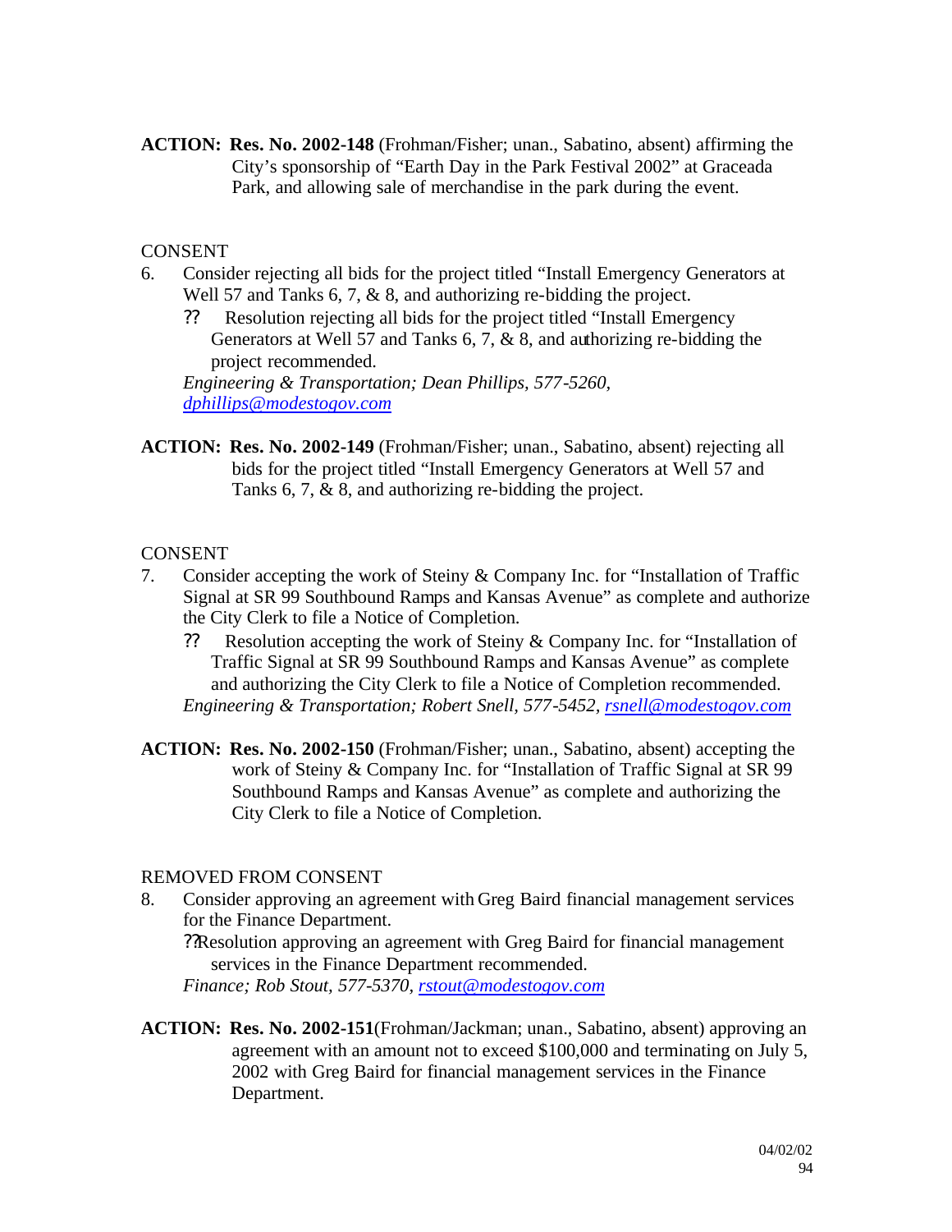**ACTION: Res. No. 2002-148** (Frohman/Fisher; unan., Sabatino, absent) affirming the City's sponsorship of "Earth Day in the Park Festival 2002" at Graceada Park, and allowing sale of merchandise in the park during the event.

CONSENT

6. Consider rejecting all bids for the project titled "Install Emergency Generators at Well 57 and Tanks 6, 7, & 8, and authorizing re-bidding the project.
   - Resolution rejecting all bids for the project titled "Install Emergency Generators at Well 57 and Tanks 6, 7, & 8, and authorizing re-bidding the project recommended.

   *Engineering & Transportation; Dean Phillips, 577-5260, dphillips@modestogov.com*

**ACTION: Res. No. 2002-149** (Frohman/Fisher; unan., Sabatino, absent) rejecting all bids for the project titled "Install Emergency Generators at Well 57 and Tanks 6, 7, & 8, and authorizing re-bidding the project.

CONSENT

7. Consider accepting the work of Steiny & Company Inc. for "Installation of Traffic Signal at SR 99 Southbound Ramps and Kansas Avenue" as complete and authorize the City Clerk to file a Notice of Completion.
   - Resolution accepting the work of Steiny & Company Inc. for "Installation of Traffic Signal at SR 99 Southbound Ramps and Kansas Avenue" as complete and authorizing the City Clerk to file a Notice of Completion recommended.

   *Engineering & Transportation; Robert Snell, 577-5452, rsnell@modestogov.com*

**ACTION: Res. No. 2002-150** (Frohman/Fisher; unan., Sabatino, absent) accepting the work of Steiny & Company Inc. for "Installation of Traffic Signal at SR 99 Southbound Ramps and Kansas Avenue" as complete and authorizing the City Clerk to file a Notice of Completion.

REMOVED FROM CONSENT

8. Consider approving an agreement with Greg Baird financial management services for the Finance Department.
   - Resolution approving an agreement with Greg Baird for financial management services in the Finance Department recommended.

   *Finance; Rob Stout, 577-5370, rstout@modestogov.com*

**ACTION: Res. No. 2002-151**(Frohman/Jackman; unan., Sabatino, absent) approving an agreement with an amount not to exceed $100,000 and terminating on July 5, 2002 with Greg Baird for financial management services in the Finance Department.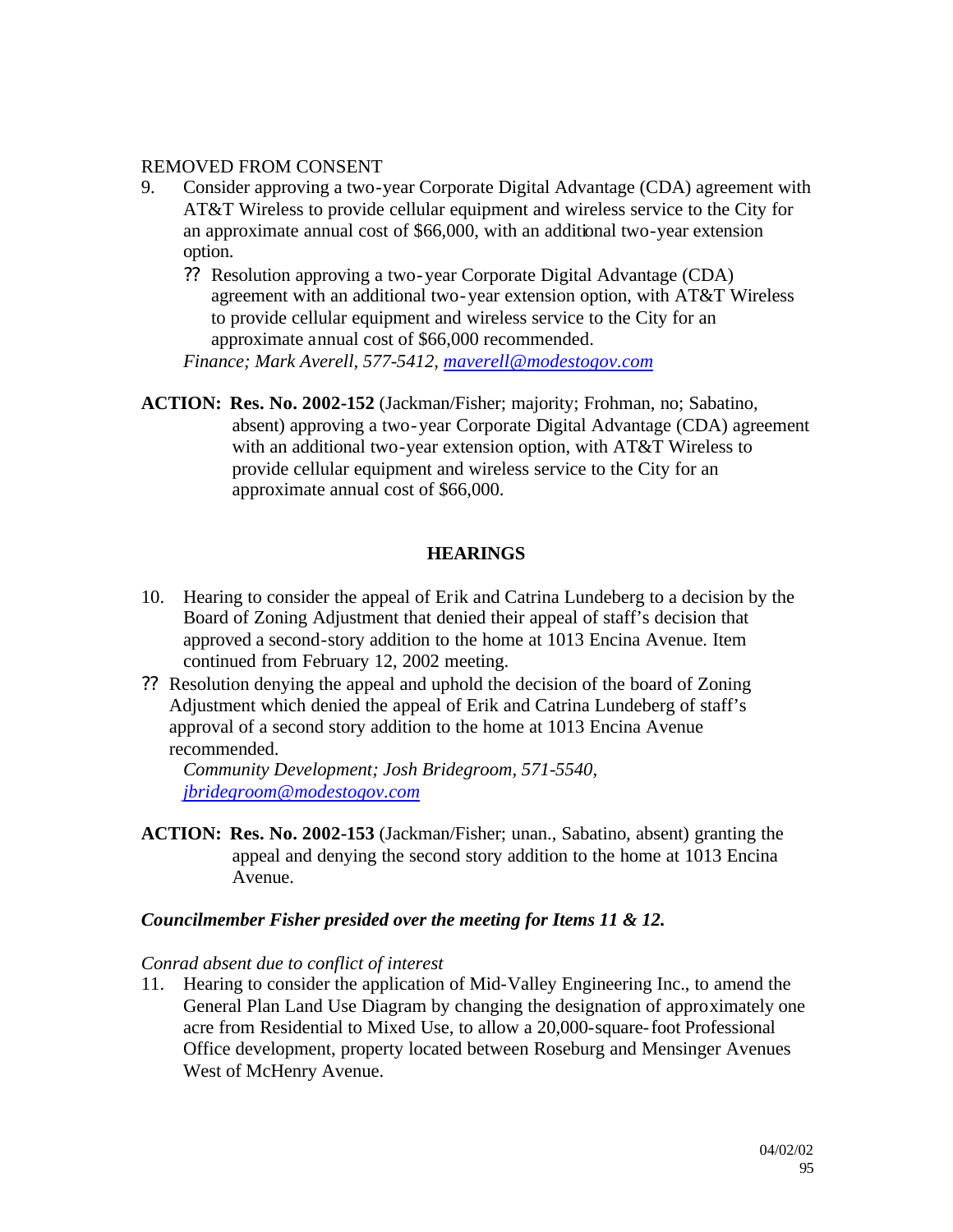REMOVED FROM CONSENT

9. Consider approving a two-year Corporate Digital Advantage (CDA) agreement with AT&T Wireless to provide cellular equipment and wireless service to the City for an approximate annual cost of $66,000, with an additional two-year extension option.

   ?? Resolution approving a two-year Corporate Digital Advantage (CDA) agreement with an additional two-year extension option, with AT&T Wireless to provide cellular equipment and wireless service to the City for an approximate annual cost of $66,000 recommended.

   *Finance; Mark Averell, 577-5412, maverell@modestogov.com*

**ACTION: Res. No. 2002-152** (Jackman/Fisher; majority; Frohman, no; Sabatino, absent) approving a two-year Corporate Digital Advantage (CDA) agreement with an additional two-year extension option, with AT&T Wireless to provide cellular equipment and wireless service to the City for an approximate annual cost of $66,000.

## HEARINGS

10. Hearing to consider the appeal of Erik and Catrina Lundeberg to a decision by the Board of Zoning Adjustment that denied their appeal of staff's decision that approved a second-story addition to the home at 1013 Encina Avenue. Item continued from February 12, 2002 meeting.

?? Resolution denying the appeal and uphold the decision of the board of Zoning Adjustment which denied the appeal of Erik and Catrina Lundeberg of staff's approval of a second story addition to the home at 1013 Encina Avenue recommended.

*Community Development; Josh Bridegroom, 571-5540, jbridegroom@modestogov.com*

**ACTION: Res. No. 2002-153** (Jackman/Fisher; unan., Sabatino, absent) granting the appeal and denying the second story addition to the home at 1013 Encina Avenue.

***Councilmember Fisher presided over the meeting for Items 11 & 12.***

*Conrad absent due to conflict of interest*

11. Hearing to consider the application of Mid-Valley Engineering Inc., to amend the General Plan Land Use Diagram by changing the designation of approximately one acre from Residential to Mixed Use, to allow a 20,000-square-foot Professional Office development, property located between Roseburg and Mensinger Avenues West of McHenry Avenue.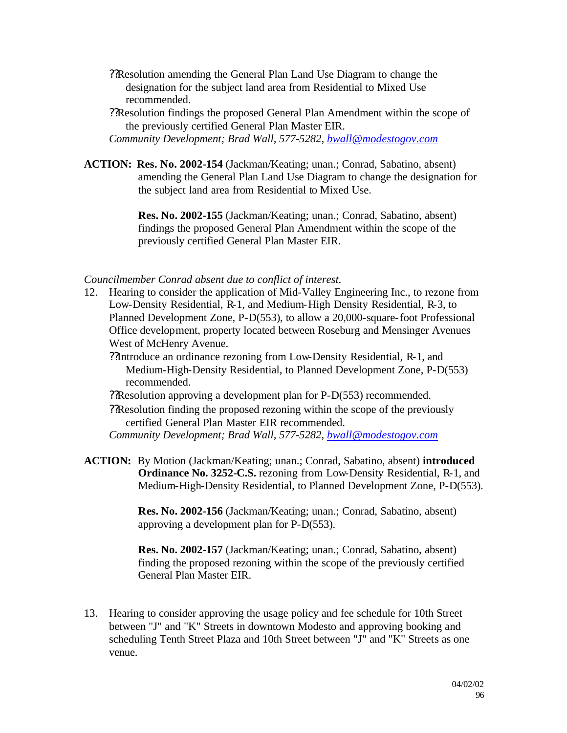- Resolution amending the General Plan Land Use Diagram to change the designation for the subject land area from Residential to Mixed Use recommended.
- Resolution findings the proposed General Plan Amendment within the scope of the previously certified General Plan Master EIR.

*Community Development; Brad Wall, 577-5282, bwall@modestogov.com*

**ACTION:** **Res. No. 2002-154** (Jackman/Keating; unan.; Conrad, Sabatino, absent) amending the General Plan Land Use Diagram to change the designation for the subject land area from Residential to Mixed Use.

**Res. No. 2002-155** (Jackman/Keating; unan.; Conrad, Sabatino, absent) findings the proposed General Plan Amendment within the scope of the previously certified General Plan Master EIR.

*Councilmember Conrad absent due to conflict of interest.*

12. Hearing to consider the application of Mid-Valley Engineering Inc., to rezone from Low-Density Residential, R-1, and Medium-High Density Residential, R-3, to Planned Development Zone, P-D(553), to allow a 20,000-square-foot Professional Office development, property located between Roseburg and Mensinger Avenues West of McHenry Avenue.
    - Introduce an ordinance rezoning from Low-Density Residential, R-1, and Medium-High-Density Residential, to Planned Development Zone, P-D(553) recommended.
    - Resolution approving a development plan for P-D(553) recommended.
    - Resolution finding the proposed rezoning within the scope of the previously certified General Plan Master EIR recommended.

    *Community Development; Brad Wall, 577-5282, bwall@modestogov.com*

**ACTION:** By Motion (Jackman/Keating; unan.; Conrad, Sabatino, absent) **introduced Ordinance No. 3252-C.S.** rezoning from Low-Density Residential, R-1, and Medium-High-Density Residential, to Planned Development Zone, P-D(553).

**Res. No. 2002-156** (Jackman/Keating; unan.; Conrad, Sabatino, absent) approving a development plan for P-D(553).

**Res. No. 2002-157** (Jackman/Keating; unan.; Conrad, Sabatino, absent) finding the proposed rezoning within the scope of the previously certified General Plan Master EIR.

13. Hearing to consider approving the usage policy and fee schedule for 10th Street between "J" and "K" Streets in downtown Modesto and approving booking and scheduling Tenth Street Plaza and 10th Street between "J" and "K" Streets as one venue.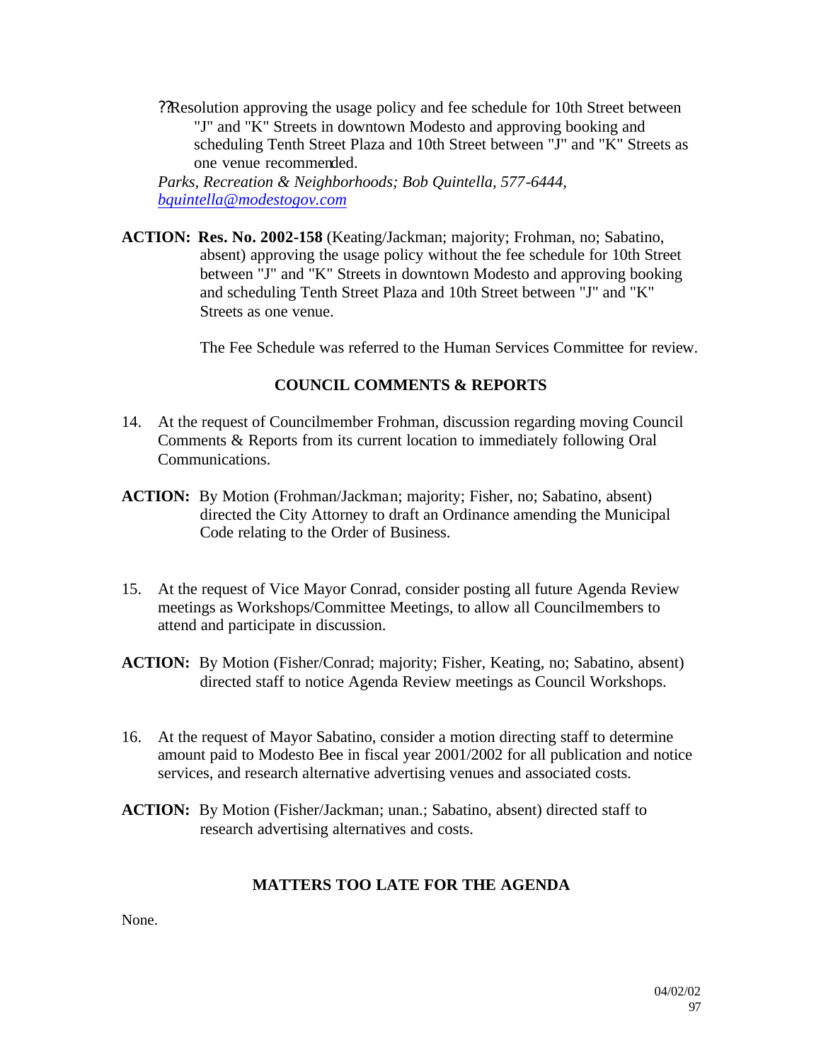??Resolution approving the usage policy and fee schedule for 10th Street between "J" and "K" Streets in downtown Modesto and approving booking and scheduling Tenth Street Plaza and 10th Street between "J" and "K" Streets as one venue recommended.

*Parks, Recreation & Neighborhoods; Bob Quintella, 577-6444, [bquintella@modestogov.com](mailto:bquintella@modestogov.com)*

**ACTION: Res. No. 2002-158** (Keating/Jackman; majority; Frohman, no; Sabatino, absent) approving the usage policy without the fee schedule for 10th Street between "J" and "K" Streets in downtown Modesto and approving booking and scheduling Tenth Street Plaza and 10th Street between "J" and "K" Streets as one venue.

The Fee Schedule was referred to the Human Services Committee for review.

## COUNCIL COMMENTS & REPORTS

14. At the request of Councilmember Frohman, discussion regarding moving Council Comments & Reports from its current location to immediately following Oral Communications.

**ACTION:** By Motion (Frohman/Jackman; majority; Fisher, no; Sabatino, absent) directed the City Attorney to draft an Ordinance amending the Municipal Code relating to the Order of Business.

15. At the request of Vice Mayor Conrad, consider posting all future Agenda Review meetings as Workshops/Committee Meetings, to allow all Councilmembers to attend and participate in discussion.

**ACTION:** By Motion (Fisher/Conrad; majority; Fisher, Keating, no; Sabatino, absent) directed staff to notice Agenda Review meetings as Council Workshops.

16. At the request of Mayor Sabatino, consider a motion directing staff to determine amount paid to Modesto Bee in fiscal year 2001/2002 for all publication and notice services, and research alternative advertising venues and associated costs.

**ACTION:** By Motion (Fisher/Jackman; unan.; Sabatino, absent) directed staff to research advertising alternatives and costs.

## MATTERS TOO LATE FOR THE AGENDA

None.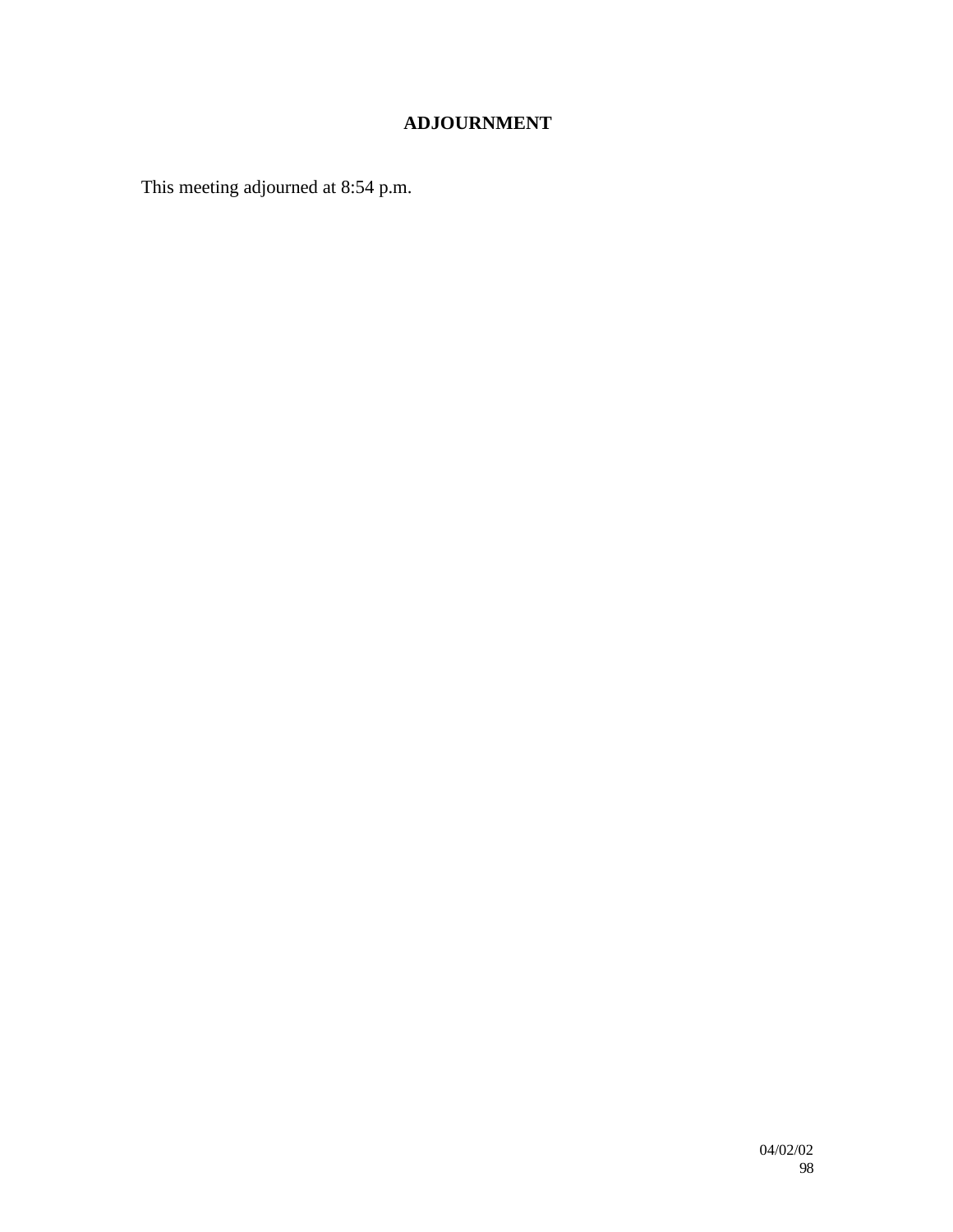## ADJOURNMENT

This meeting adjourned at 8:54 p.m.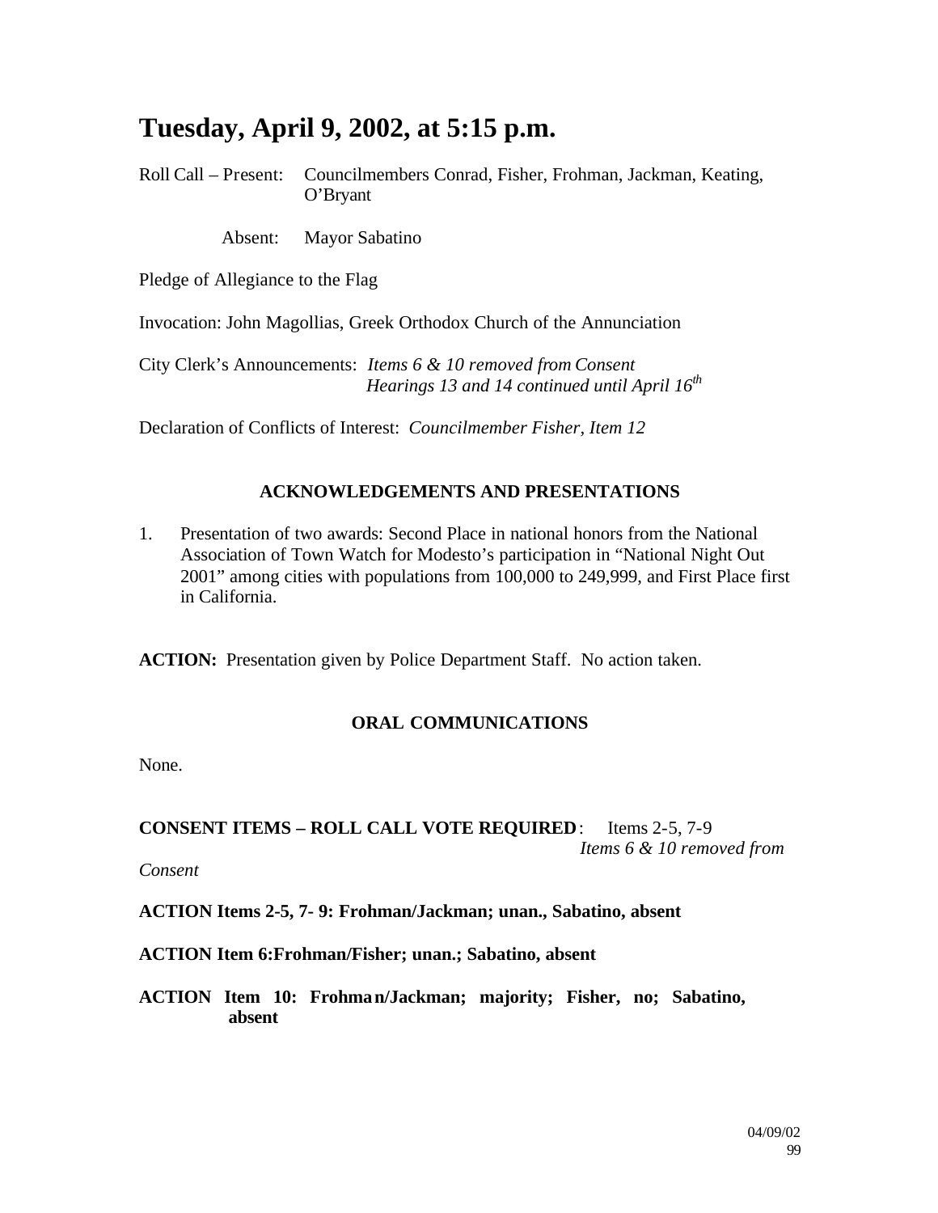# Tuesday, April 9, 2002, at 5:15 p.m.

Roll Call – Present: Councilmembers Conrad, Fisher, Frohman, Jackman, Keating, O'Bryant

Absent: Mayor Sabatino

Pledge of Allegiance to the Flag

Invocation: John Magollias, Greek Orthodox Church of the Annunciation

City Clerk's Announcements: *Items 6 & 10 removed from Consent*
*Hearings 13 and 14 continued until April 16th*

Declaration of Conflicts of Interest: *Councilmember Fisher, Item 12*

### ACKNOWLEDGEMENTS AND PRESENTATIONS

1. Presentation of two awards: Second Place in national honors from the National Association of Town Watch for Modesto's participation in "National Night Out 2001" among cities with populations from 100,000 to 249,999, and First Place first in California.

**ACTION:** Presentation given by Police Department Staff. No action taken.

### ORAL COMMUNICATIONS

None.

**CONSENT ITEMS – ROLL CALL VOTE REQUIRED**: Items 2-5, 7-9
*Items 6 & 10 removed from Consent*

**ACTION Items 2-5, 7- 9: Frohman/Jackman; unan., Sabatino, absent**

**ACTION Item 6:Frohman/Fisher; unan.; Sabatino, absent**

**ACTION Item 10: Frohman/Jackman; majority; Fisher, no; Sabatino, absent**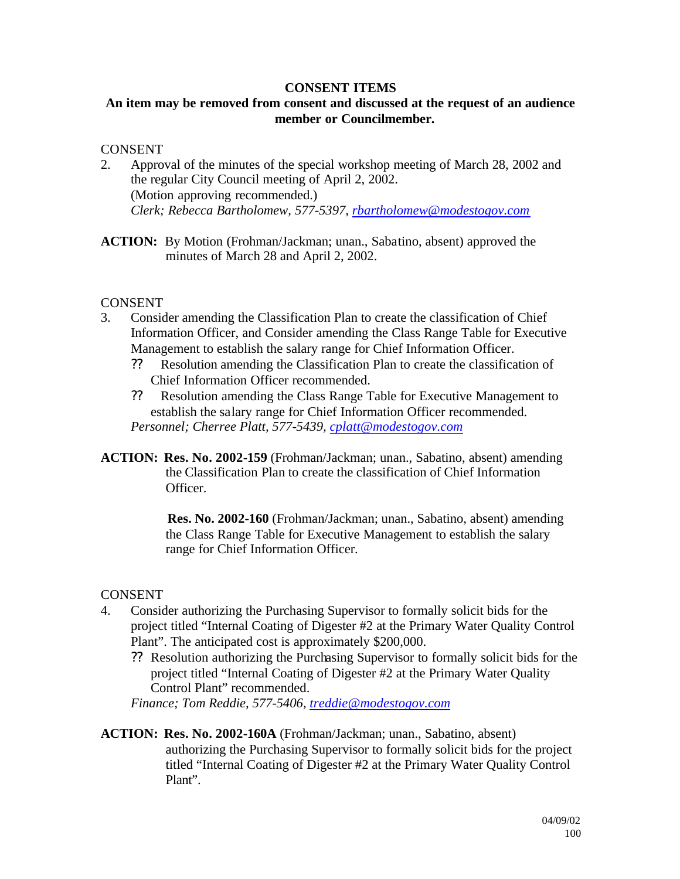**CONSENT ITEMS**

**An item may be removed from consent and discussed at the request of an audience member or Councilmember.**

CONSENT

2. Approval of the minutes of the special workshop meeting of March 28, 2002 and the regular City Council meeting of April 2, 2002.
   (Motion approving recommended.)
   *Clerk; Rebecca Bartholomew, 577-5397, rbartholomew@modestogov.com*

**ACTION:** By Motion (Frohman/Jackman; unan., Sabatino, absent) approved the minutes of March 28 and April 2, 2002.

CONSENT

3. Consider amending the Classification Plan to create the classification of Chief Information Officer, and Consider amending the Class Range Table for Executive Management to establish the salary range for Chief Information Officer.
   ?? Resolution amending the Classification Plan to create the classification of Chief Information Officer recommended.
   ?? Resolution amending the Class Range Table for Executive Management to establish the salary range for Chief Information Officer recommended.
   *Personnel; Cherree Platt, 577-5439, cplatt@modestogov.com*

**ACTION: Res. No. 2002-159** (Frohman/Jackman; unan., Sabatino, absent) amending the Classification Plan to create the classification of Chief Information Officer.

**Res. No. 2002-160** (Frohman/Jackman; unan., Sabatino, absent) amending the Class Range Table for Executive Management to establish the salary range for Chief Information Officer.

CONSENT

4. Consider authorizing the Purchasing Supervisor to formally solicit bids for the project titled "Internal Coating of Digester #2 at the Primary Water Quality Control Plant". The anticipated cost is approximately $200,000.
   ?? Resolution authorizing the Purchasing Supervisor to formally solicit bids for the project titled "Internal Coating of Digester #2 at the Primary Water Quality Control Plant" recommended.
   *Finance; Tom Reddie, 577-5406, treddie@modestogov.com*

**ACTION: Res. No. 2002-160A** (Frohman/Jackman; unan., Sabatino, absent) authorizing the Purchasing Supervisor to formally solicit bids for the project titled "Internal Coating of Digester #2 at the Primary Water Quality Control Plant".

04/09/02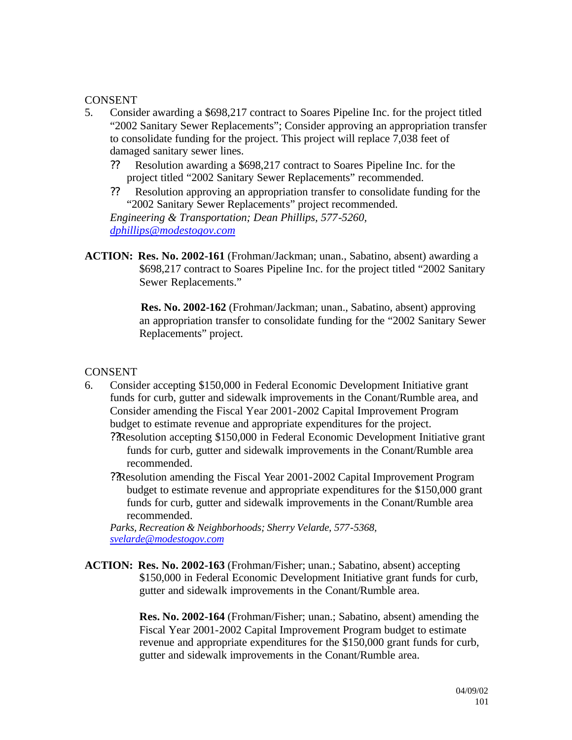CONSENT

5. Consider awarding a $698,217 contract to Soares Pipeline Inc. for the project titled "2002 Sanitary Sewer Replacements"; Consider approving an appropriation transfer to consolidate funding for the project. This project will replace 7,038 feet of damaged sanitary sewer lines.
   - Resolution awarding a $698,217 contract to Soares Pipeline Inc. for the project titled "2002 Sanitary Sewer Replacements" recommended.
   - Resolution approving an appropriation transfer to consolidate funding for the "2002 Sanitary Sewer Replacements" project recommended.

   *Engineering & Transportation; Dean Phillips, 577-5260, dphillips@modestogov.com*

**ACTION: Res. No. 2002-161** (Frohman/Jackman; unan., Sabatino, absent) awarding a $698,217 contract to Soares Pipeline Inc. for the project titled "2002 Sanitary Sewer Replacements."

**Res. No. 2002-162** (Frohman/Jackman; unan., Sabatino, absent) approving an appropriation transfer to consolidate funding for the "2002 Sanitary Sewer Replacements" project.

CONSENT

6. Consider accepting $150,000 in Federal Economic Development Initiative grant funds for curb, gutter and sidewalk improvements in the Conant/Rumble area, and Consider amending the Fiscal Year 2001-2002 Capital Improvement Program budget to estimate revenue and appropriate expenditures for the project.
   - Resolution accepting $150,000 in Federal Economic Development Initiative grant funds for curb, gutter and sidewalk improvements in the Conant/Rumble area recommended.
   - Resolution amending the Fiscal Year 2001-2002 Capital Improvement Program budget to estimate revenue and appropriate expenditures for the $150,000 grant funds for curb, gutter and sidewalk improvements in the Conant/Rumble area recommended.

   *Parks, Recreation & Neighborhoods; Sherry Velarde, 577-5368, svelarde@modestogov.com*

**ACTION: Res. No. 2002-163** (Frohman/Fisher; unan.; Sabatino, absent) accepting $150,000 in Federal Economic Development Initiative grant funds for curb, gutter and sidewalk improvements in the Conant/Rumble area.

**Res. No. 2002-164** (Frohman/Fisher; unan.; Sabatino, absent) amending the Fiscal Year 2001-2002 Capital Improvement Program budget to estimate revenue and appropriate expenditures for the $150,000 grant funds for curb, gutter and sidewalk improvements in the Conant/Rumble area.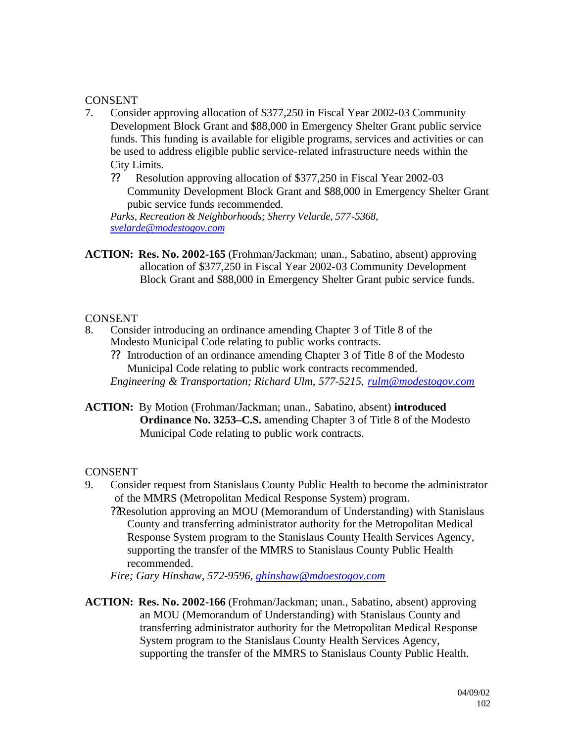CONSENT

7. Consider approving allocation of $377,250 in Fiscal Year 2002-03 Community Development Block Grant and $88,000 in Emergency Shelter Grant public service funds. This funding is available for eligible programs, services and activities or can be used to address eligible public service-related infrastructure needs within the City Limits.
   - ?? Resolution approving allocation of $377,250 in Fiscal Year 2002-03 Community Development Block Grant and $88,000 in Emergency Shelter Grant pubic service funds recommended.

   *Parks, Recreation & Neighborhoods; Sherry Velarde, 577-5368, svelarde@modestogov.com*

**ACTION:** **Res. No. 2002-165** (Frohman/Jackman; unan., Sabatino, absent) approving allocation of $377,250 in Fiscal Year 2002-03 Community Development Block Grant and $88,000 in Emergency Shelter Grant pubic service funds.

CONSENT

8. Consider introducing an ordinance amending Chapter 3 of Title 8 of the Modesto Municipal Code relating to public works contracts.
   - ?? Introduction of an ordinance amending Chapter 3 of Title 8 of the Modesto Municipal Code relating to public work contracts recommended.

   *Engineering & Transportation; Richard Ulm, 577-5215, rulm@modestogov.com*

**ACTION:** By Motion (Frohman/Jackman; unan., Sabatino, absent) **introduced Ordinance No. 3253–C.S.** amending Chapter 3 of Title 8 of the Modesto Municipal Code relating to public work contracts.

CONSENT

9. Consider request from Stanislaus County Public Health to become the administrator of the MMRS (Metropolitan Medical Response System) program.
   - ??Resolution approving an MOU (Memorandum of Understanding) with Stanislaus County and transferring administrator authority for the Metropolitan Medical Response System program to the Stanislaus County Health Services Agency, supporting the transfer of the MMRS to Stanislaus County Public Health recommended.

   *Fire; Gary Hinshaw, 572-9596, ghinshaw@mdoestogov.com*

**ACTION:** **Res. No. 2002-166** (Frohman/Jackman; unan., Sabatino, absent) approving an MOU (Memorandum of Understanding) with Stanislaus County and transferring administrator authority for the Metropolitan Medical Response System program to the Stanislaus County Health Services Agency, supporting the transfer of the MMRS to Stanislaus County Public Health.

04/09/02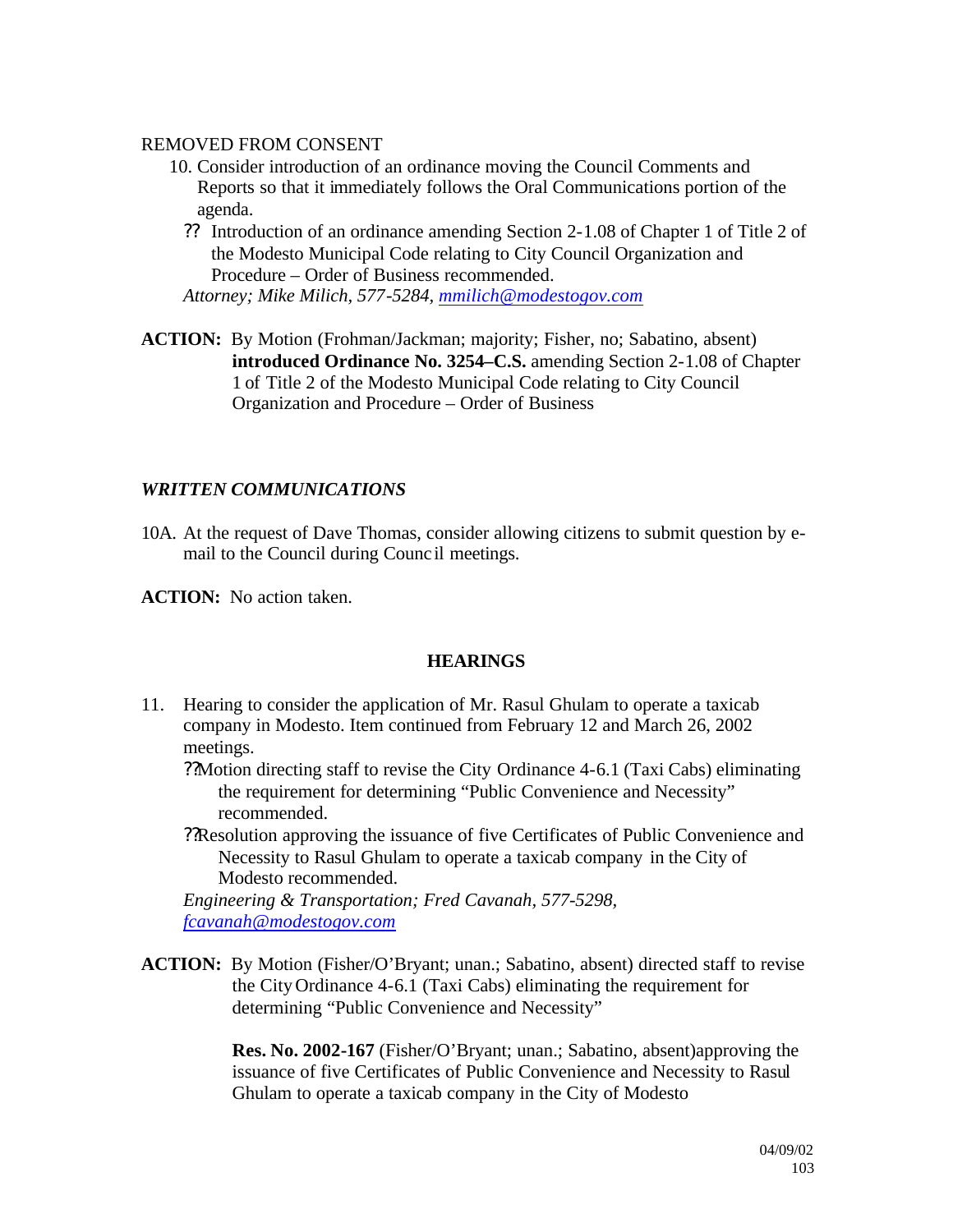REMOVED FROM CONSENT

10. Consider introduction of an ordinance moving the Council Comments and Reports so that it immediately follows the Oral Communications portion of the agenda.
    - ?? Introduction of an ordinance amending Section 2-1.08 of Chapter 1 of Title 2 of the Modesto Municipal Code relating to City Council Organization and Procedure – Order of Business recommended.

    *Attorney; Mike Milich, 577-5284, mmilich@modestogov.com*

**ACTION:** By Motion (Frohman/Jackman; majority; Fisher, no; Sabatino, absent) **introduced Ordinance No. 3254–C.S.** amending Section 2-1.08 of Chapter 1 of Title 2 of the Modesto Municipal Code relating to City Council Organization and Procedure – Order of Business

### *WRITTEN COMMUNICATIONS*

10A. At the request of Dave Thomas, consider allowing citizens to submit question by e-mail to the Council during Council meetings.

**ACTION:** No action taken.

## HEARINGS

11. Hearing to consider the application of Mr. Rasul Ghulam to operate a taxicab company in Modesto. Item continued from February 12 and March 26, 2002 meetings.
    - ??Motion directing staff to revise the City Ordinance 4-6.1 (Taxi Cabs) eliminating the requirement for determining "Public Convenience and Necessity" recommended.
    - ??Resolution approving the issuance of five Certificates of Public Convenience and Necessity to Rasul Ghulam to operate a taxicab company in the City of Modesto recommended.

    *Engineering & Transportation; Fred Cavanah, 577-5298, fcavanah@modestogov.com*

**ACTION:** By Motion (Fisher/O'Bryant; unan.; Sabatino, absent) directed staff to revise the City Ordinance 4-6.1 (Taxi Cabs) eliminating the requirement for determining "Public Convenience and Necessity"

**Res. No. 2002-167** (Fisher/O'Bryant; unan.; Sabatino, absent)approving the issuance of five Certificates of Public Convenience and Necessity to Rasul Ghulam to operate a taxicab company in the City of Modesto

04/09/02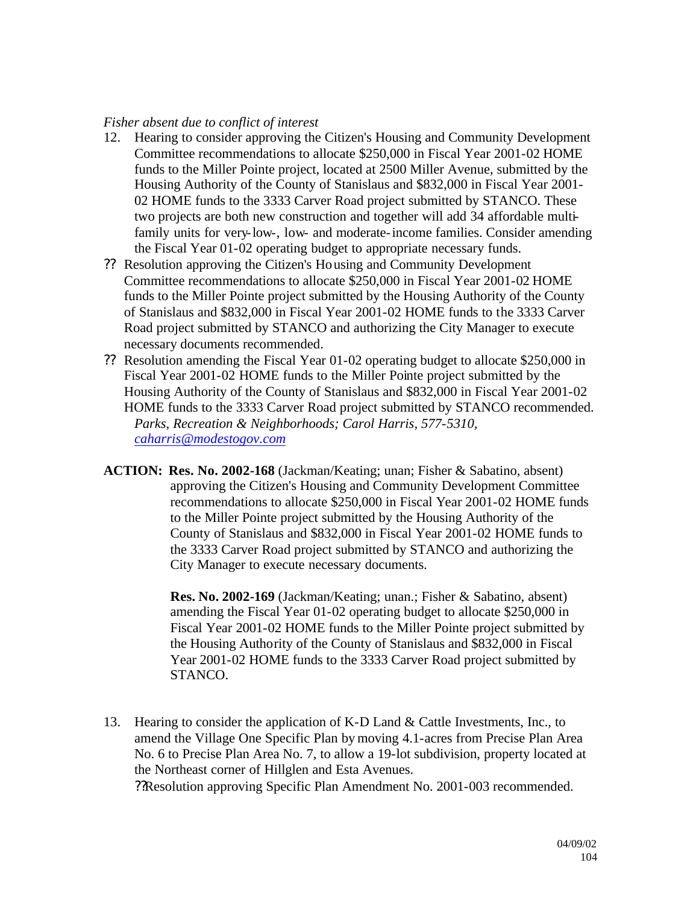*Fisher absent due to conflict of interest*

12. Hearing to consider approving the Citizen's Housing and Community Development Committee recommendations to allocate $250,000 in Fiscal Year 2001-02 HOME funds to the Miller Pointe project, located at 2500 Miller Avenue, submitted by the Housing Authority of the County of Stanislaus and $832,000 in Fiscal Year 2001-02 HOME funds to the 3333 Carver Road project submitted by STANCO. These two projects are both new construction and together will add 34 affordable multi-family units for very-low-, low- and moderate-income families. Consider amending the Fiscal Year 01-02 operating budget to appropriate necessary funds.

?? Resolution approving the Citizen's Housing and Community Development Committee recommendations to allocate $250,000 in Fiscal Year 2001-02 HOME funds to the Miller Pointe project submitted by the Housing Authority of the County of Stanislaus and $832,000 in Fiscal Year 2001-02 HOME funds to the 3333 Carver Road project submitted by STANCO and authorizing the City Manager to execute necessary documents recommended.

?? Resolution amending the Fiscal Year 01-02 operating budget to allocate $250,000 in Fiscal Year 2001-02 HOME funds to the Miller Pointe project submitted by the Housing Authority of the County of Stanislaus and $832,000 in Fiscal Year 2001-02 HOME funds to the 3333 Carver Road project submitted by STANCO recommended.
*Parks, Recreation & Neighborhoods; Carol Harris, 577-5310, caharris@modestogov.com*

**ACTION: Res. No. 2002-168** (Jackman/Keating; unan; Fisher & Sabatino, absent) approving the Citizen's Housing and Community Development Committee recommendations to allocate $250,000 in Fiscal Year 2001-02 HOME funds to the Miller Pointe project submitted by the Housing Authority of the County of Stanislaus and $832,000 in Fiscal Year 2001-02 HOME funds to the 3333 Carver Road project submitted by STANCO and authorizing the City Manager to execute necessary documents.

**Res. No. 2002-169** (Jackman/Keating; unan.; Fisher & Sabatino, absent) amending the Fiscal Year 01-02 operating budget to allocate $250,000 in Fiscal Year 2001-02 HOME funds to the Miller Pointe project submitted by the Housing Authority of the County of Stanislaus and $832,000 in Fiscal Year 2001-02 HOME funds to the 3333 Carver Road project submitted by STANCO.

13. Hearing to consider the application of K-D Land & Cattle Investments, Inc., to amend the Village One Specific Plan by moving 4.1-acres from Precise Plan Area No. 6 to Precise Plan Area No. 7, to allow a 19-lot subdivision, property located at the Northeast corner of Hillglen and Esta Avenues.

?? Resolution approving Specific Plan Amendment No. 2001-003 recommended.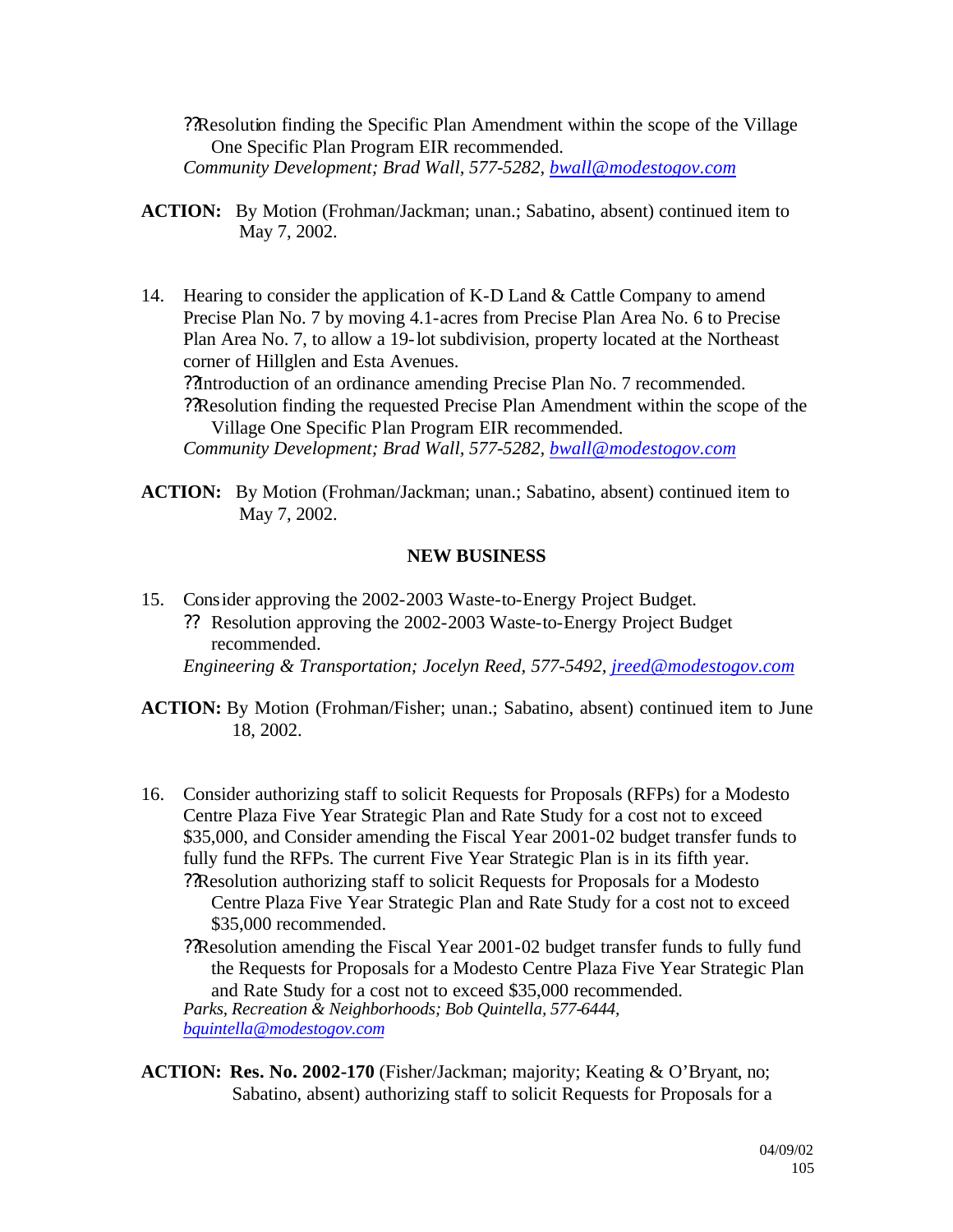??Resolution finding the Specific Plan Amendment within the scope of the Village One Specific Plan Program EIR recommended.
*Community Development; Brad Wall, 577-5282, bwall@modestogov.com*

**ACTION:** By Motion (Frohman/Jackman; unan.; Sabatino, absent) continued item to May 7, 2002.

14. Hearing to consider the application of K-D Land & Cattle Company to amend Precise Plan No. 7 by moving 4.1-acres from Precise Plan Area No. 6 to Precise Plan Area No. 7, to allow a 19-lot subdivision, property located at the Northeast corner of Hillglen and Esta Avenues.
    ??Introduction of an ordinance amending Precise Plan No. 7 recommended.
    ??Resolution finding the requested Precise Plan Amendment within the scope of the Village One Specific Plan Program EIR recommended.
    *Community Development; Brad Wall, 577-5282, bwall@modestogov.com*

**ACTION:** By Motion (Frohman/Jackman; unan.; Sabatino, absent) continued item to May 7, 2002.

**NEW BUSINESS**

15. Consider approving the 2002-2003 Waste-to-Energy Project Budget.
    ?? Resolution approving the 2002-2003 Waste-to-Energy Project Budget recommended.
    *Engineering & Transportation; Jocelyn Reed, 577-5492, jreed@modestogov.com*

**ACTION:** By Motion (Frohman/Fisher; unan.; Sabatino, absent) continued item to June 18, 2002.

16. Consider authorizing staff to solicit Requests for Proposals (RFPs) for a Modesto Centre Plaza Five Year Strategic Plan and Rate Study for a cost not to exceed $35,000, and Consider amending the Fiscal Year 2001-02 budget transfer funds to fully fund the RFPs. The current Five Year Strategic Plan is in its fifth year.
    ??Resolution authorizing staff to solicit Requests for Proposals for a Modesto Centre Plaza Five Year Strategic Plan and Rate Study for a cost not to exceed $35,000 recommended.
    ??Resolution amending the Fiscal Year 2001-02 budget transfer funds to fully fund the Requests for Proposals for a Modesto Centre Plaza Five Year Strategic Plan and Rate Study for a cost not to exceed $35,000 recommended.
    *Parks, Recreation & Neighborhoods; Bob Quintella, 577-6444, bquintella@modestogov.com*

**ACTION:** **Res. No. 2002-170** (Fisher/Jackman; majority; Keating & O'Bryant, no; Sabatino, absent) authorizing staff to solicit Requests for Proposals for a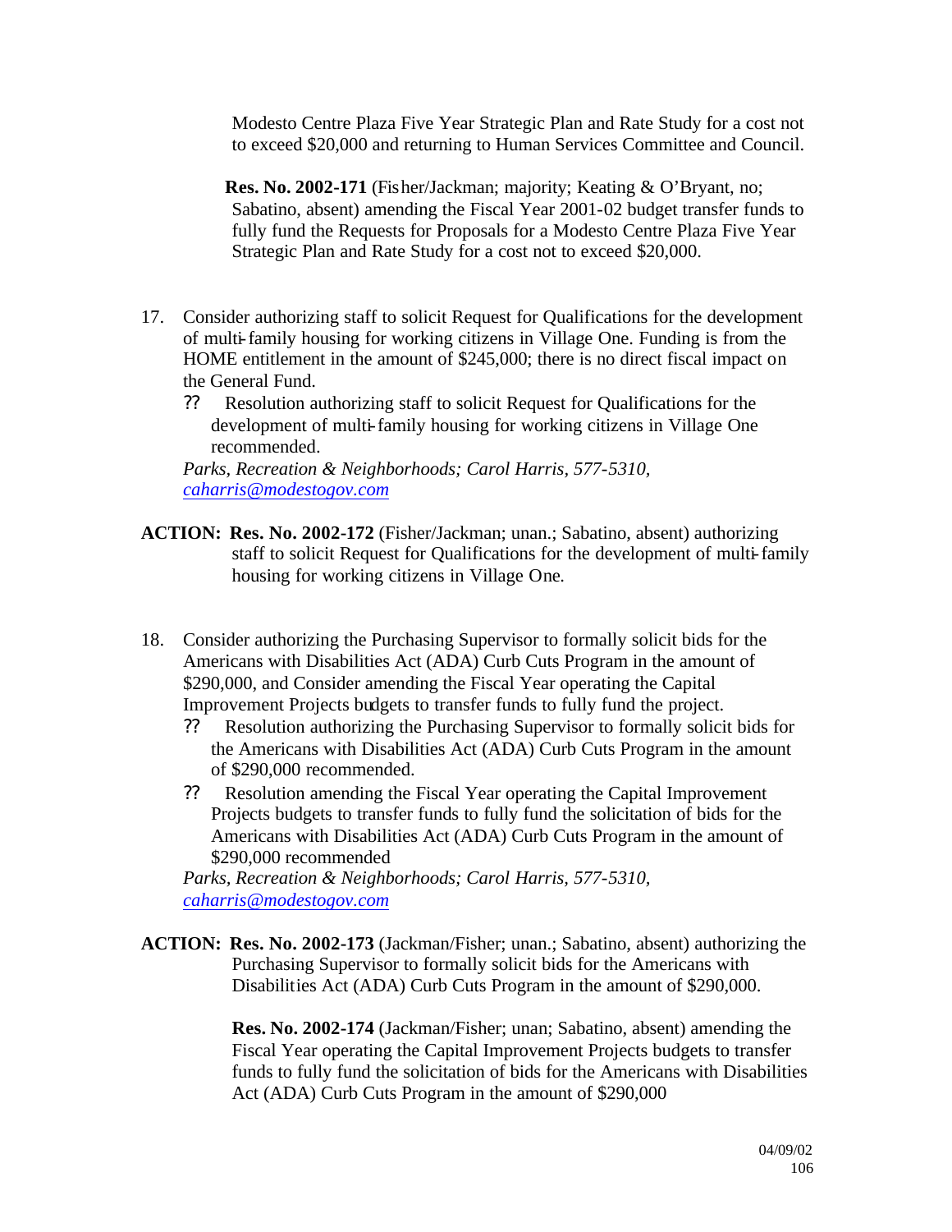Modesto Centre Plaza Five Year Strategic Plan and Rate Study for a cost not to exceed $20,000 and returning to Human Services Committee and Council.

**Res. No. 2002-171** (Fisher/Jackman; majority; Keating & O'Bryant, no; Sabatino, absent) amending the Fiscal Year 2001-02 budget transfer funds to fully fund the Requests for Proposals for a Modesto Centre Plaza Five Year Strategic Plan and Rate Study for a cost not to exceed $20,000.

17. Consider authorizing staff to solicit Request for Qualifications for the development of multi-family housing for working citizens in Village One. Funding is from the HOME entitlement in the amount of $245,000; there is no direct fiscal impact on the General Fund.
    - Resolution authorizing staff to solicit Request for Qualifications for the development of multi-family housing for working citizens in Village One recommended.

    *Parks, Recreation & Neighborhoods; Carol Harris, 577-5310, caharris@modestogov.com*

**ACTION: Res. No. 2002-172** (Fisher/Jackman; unan.; Sabatino, absent) authorizing staff to solicit Request for Qualifications for the development of multi-family housing for working citizens in Village One.

18. Consider authorizing the Purchasing Supervisor to formally solicit bids for the Americans with Disabilities Act (ADA) Curb Cuts Program in the amount of $290,000, and Consider amending the Fiscal Year operating the Capital Improvement Projects budgets to transfer funds to fully fund the project.
    - Resolution authorizing the Purchasing Supervisor to formally solicit bids for the Americans with Disabilities Act (ADA) Curb Cuts Program in the amount of $290,000 recommended.
    - Resolution amending the Fiscal Year operating the Capital Improvement Projects budgets to transfer funds to fully fund the solicitation of bids for the Americans with Disabilities Act (ADA) Curb Cuts Program in the amount of $290,000 recommended

    *Parks, Recreation & Neighborhoods; Carol Harris, 577-5310, caharris@modestogov.com*

**ACTION: Res. No. 2002-173** (Jackman/Fisher; unan.; Sabatino, absent) authorizing the Purchasing Supervisor to formally solicit bids for the Americans with Disabilities Act (ADA) Curb Cuts Program in the amount of $290,000.

**Res. No. 2002-174** (Jackman/Fisher; unan; Sabatino, absent) amending the Fiscal Year operating the Capital Improvement Projects budgets to transfer funds to fully fund the solicitation of bids for the Americans with Disabilities Act (ADA) Curb Cuts Program in the amount of $290,000

04/09/02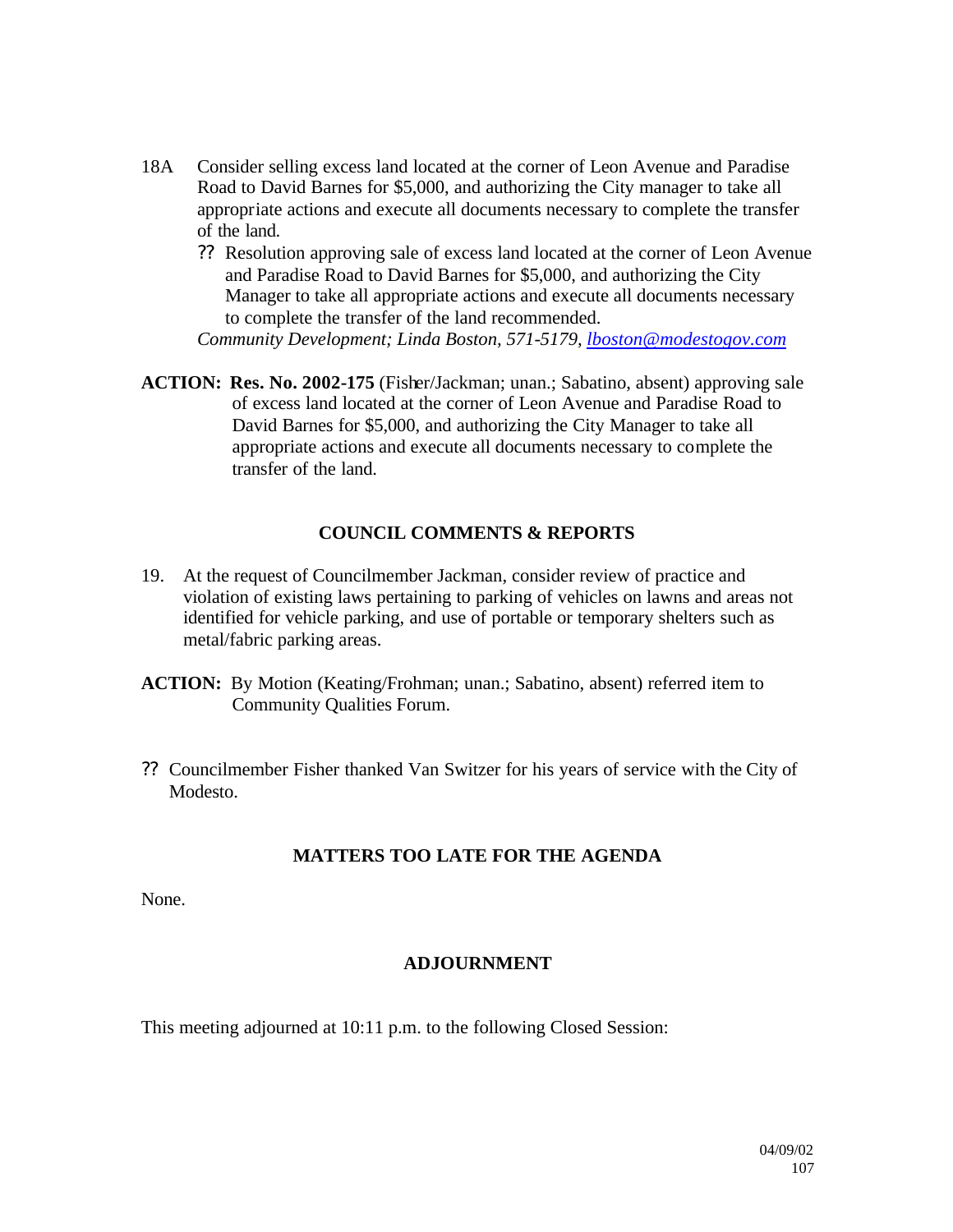18A Consider selling excess land located at the corner of Leon Avenue and Paradise Road to David Barnes for $5,000, and authorizing the City manager to take all appropriate actions and execute all documents necessary to complete the transfer of the land.

- ?? Resolution approving sale of excess land located at the corner of Leon Avenue and Paradise Road to David Barnes for $5,000, and authorizing the City Manager to take all appropriate actions and execute all documents necessary to complete the transfer of the land recommended.

*Community Development; Linda Boston, 571-5179, lboston@modestogov.com*

**ACTION: Res. No. 2002-175** (Fisher/Jackman; unan.; Sabatino, absent) approving sale of excess land located at the corner of Leon Avenue and Paradise Road to David Barnes for $5,000, and authorizing the City Manager to take all appropriate actions and execute all documents necessary to complete the transfer of the land.

## COUNCIL COMMENTS & REPORTS

19. At the request of Councilmember Jackman, consider review of practice and violation of existing laws pertaining to parking of vehicles on lawns and areas not identified for vehicle parking, and use of portable or temporary shelters such as metal/fabric parking areas.

**ACTION:** By Motion (Keating/Frohman; unan.; Sabatino, absent) referred item to Community Qualities Forum.

- ?? Councilmember Fisher thanked Van Switzer for his years of service with the City of Modesto.

## MATTERS TOO LATE FOR THE AGENDA

None.

## ADJOURNMENT

This meeting adjourned at 10:11 p.m. to the following Closed Session: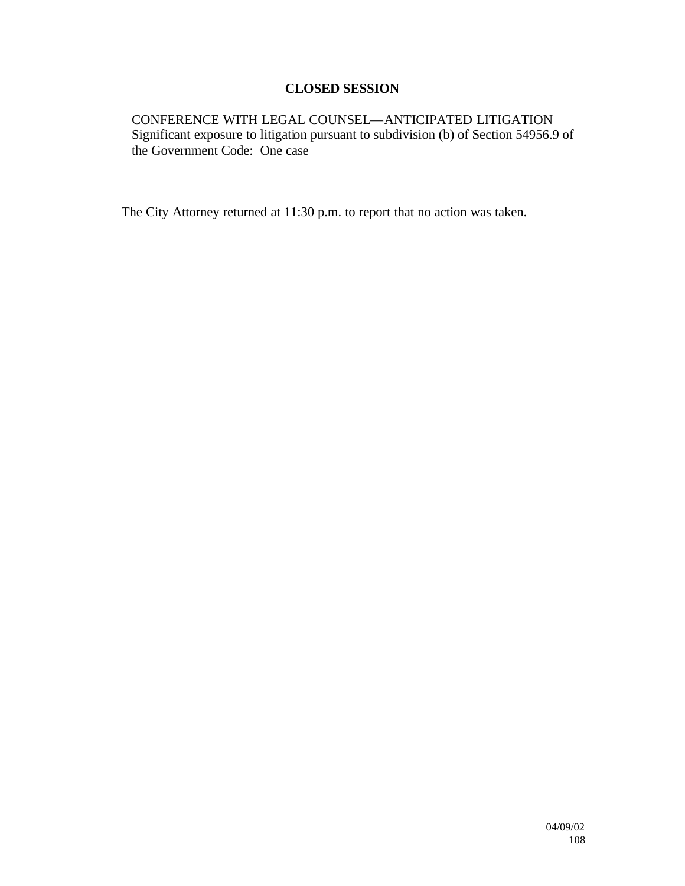## CLOSED SESSION

CONFERENCE WITH LEGAL COUNSEL—ANTICIPATED LITIGATION
Significant exposure to litigation pursuant to subdivision (b) of Section 54956.9 of the Government Code: One case

The City Attorney returned at 11:30 p.m. to report that no action was taken.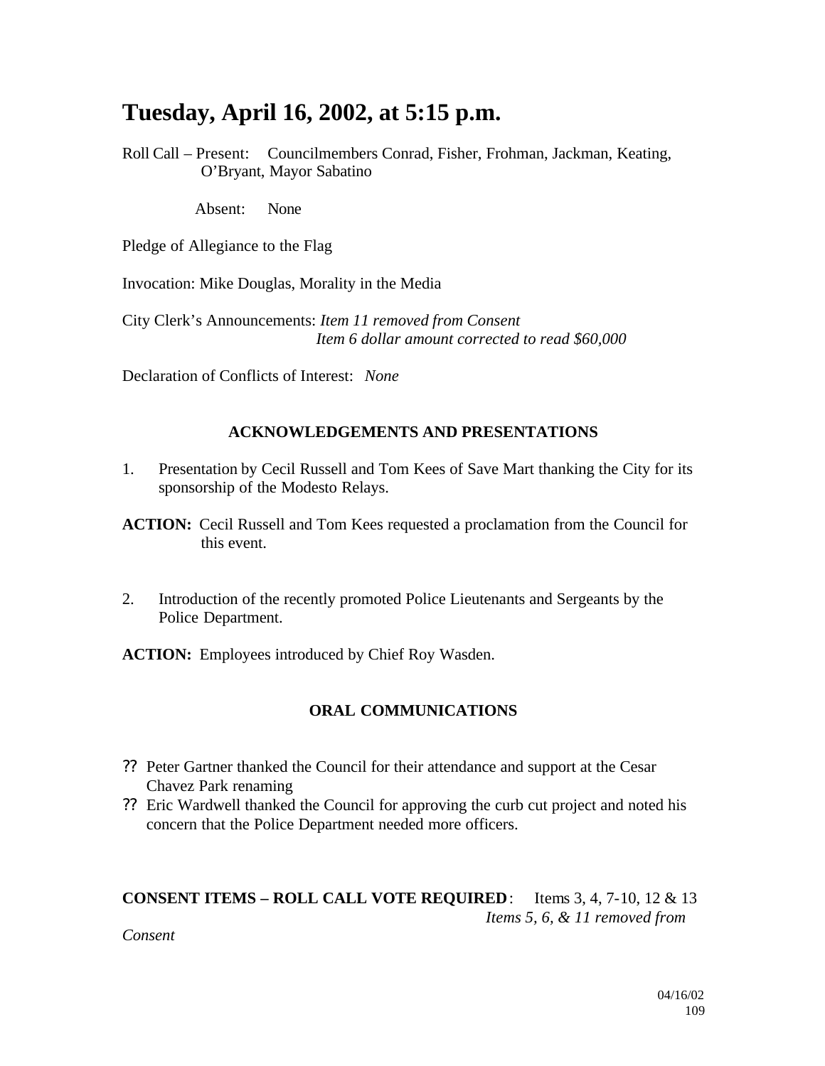# Tuesday, April 16, 2002, at 5:15 p.m.

Roll Call – Present: Councilmembers Conrad, Fisher, Frohman, Jackman, Keating, O'Bryant, Mayor Sabatino

Absent: None

Pledge of Allegiance to the Flag

Invocation: Mike Douglas, Morality in the Media

City Clerk's Announcements: *Item 11 removed from Consent*
*Item 6 dollar amount corrected to read $60,000*

Declaration of Conflicts of Interest: *None*

### ACKNOWLEDGEMENTS AND PRESENTATIONS

1. Presentation by Cecil Russell and Tom Kees of Save Mart thanking the City for its sponsorship of the Modesto Relays.

**ACTION:** Cecil Russell and Tom Kees requested a proclamation from the Council for this event.

2. Introduction of the recently promoted Police Lieutenants and Sergeants by the Police Department.

**ACTION:** Employees introduced by Chief Roy Wasden.

### ORAL COMMUNICATIONS

?? Peter Gartner thanked the Council for their attendance and support at the Cesar Chavez Park renaming

?? Eric Wardwell thanked the Council for approving the curb cut project and noted his concern that the Police Department needed more officers.

**CONSENT ITEMS – ROLL CALL VOTE REQUIRED**: Items 3, 4, 7-10, 12 & 13
*Items 5, 6, & 11 removed from Consent*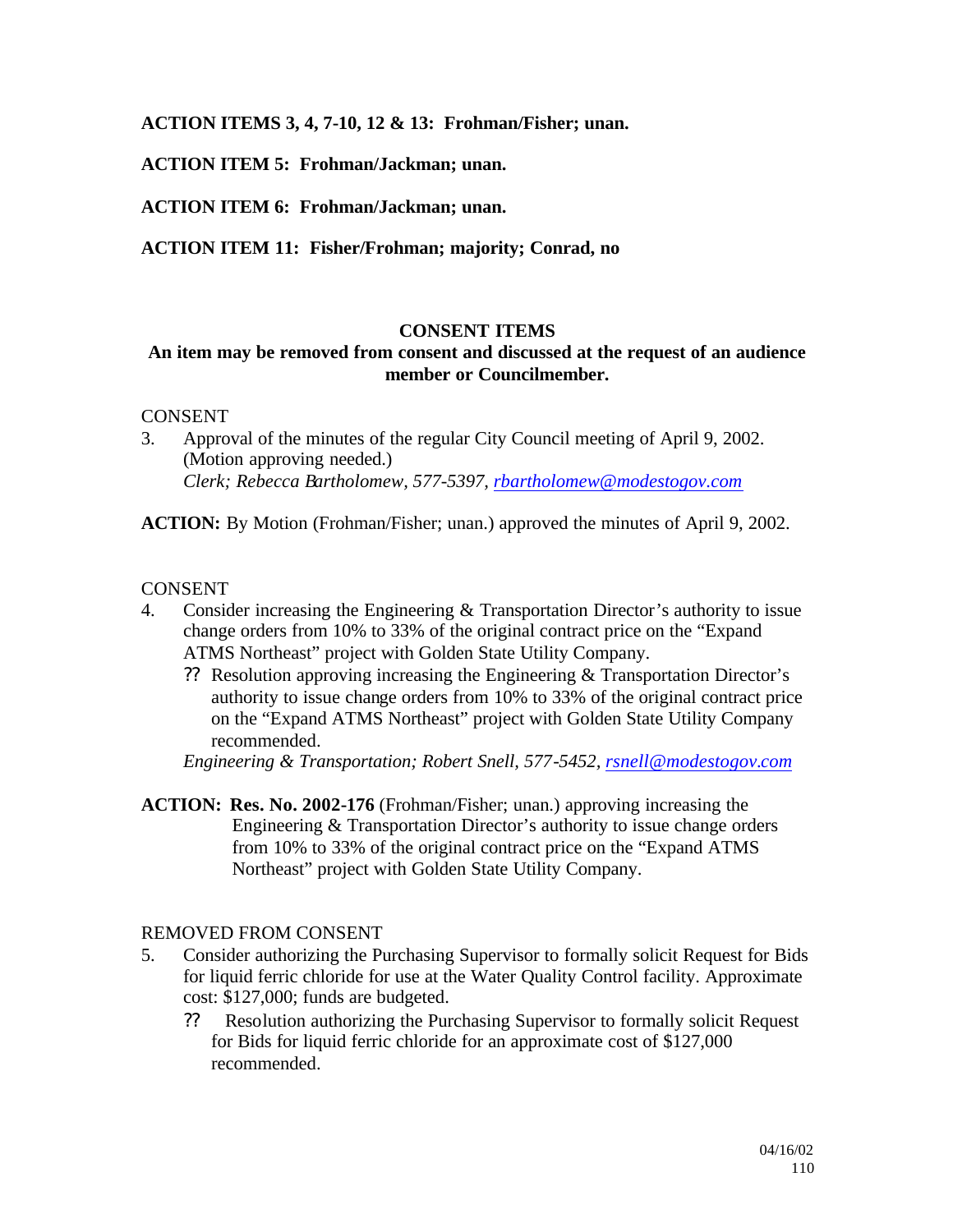**ACTION ITEMS 3, 4, 7-10, 12 & 13: Frohman/Fisher; unan.**

**ACTION ITEM 5: Frohman/Jackman; unan.**

**ACTION ITEM 6: Frohman/Jackman; unan.**

**ACTION ITEM 11: Fisher/Frohman; majority; Conrad, no**

**CONSENT ITEMS**

**An item may be removed from consent and discussed at the request of an audience member or Councilmember.**

CONSENT

3. Approval of the minutes of the regular City Council meeting of April 9, 2002. (Motion approving needed.)
   *Clerk; Rebecca Bartholomew, 577-5397, rbartholomew@modestogov.com*

**ACTION:** By Motion (Frohman/Fisher; unan.) approved the minutes of April 9, 2002.

CONSENT

4. Consider increasing the Engineering & Transportation Director's authority to issue change orders from 10% to 33% of the original contract price on the "Expand ATMS Northeast" project with Golden State Utility Company.
   - ?? Resolution approving increasing the Engineering & Transportation Director's authority to issue change orders from 10% to 33% of the original contract price on the "Expand ATMS Northeast" project with Golden State Utility Company recommended.

   *Engineering & Transportation; Robert Snell, 577-5452, rsnell@modestogov.com*

**ACTION: Res. No. 2002-176** (Frohman/Fisher; unan.) approving increasing the Engineering & Transportation Director's authority to issue change orders from 10% to 33% of the original contract price on the "Expand ATMS Northeast" project with Golden State Utility Company.

REMOVED FROM CONSENT

5. Consider authorizing the Purchasing Supervisor to formally solicit Request for Bids for liquid ferric chloride for use at the Water Quality Control facility. Approximate cost: $127,000; funds are budgeted.
   - ?? Resolution authorizing the Purchasing Supervisor to formally solicit Request for Bids for liquid ferric chloride for an approximate cost of $127,000 recommended.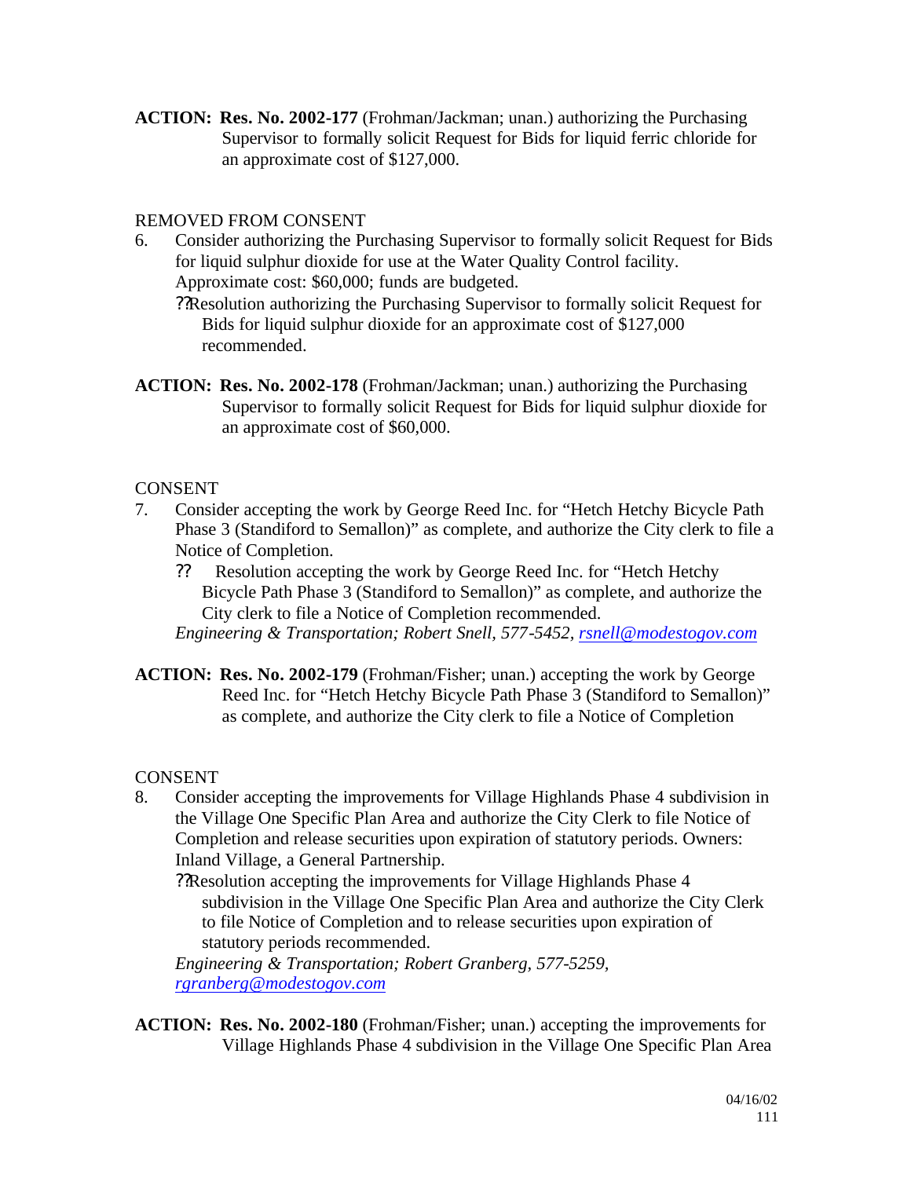**ACTION: Res. No. 2002-177** (Frohman/Jackman; unan.) authorizing the Purchasing Supervisor to formally solicit Request for Bids for liquid ferric chloride for an approximate cost of $127,000.

REMOVED FROM CONSENT

6. Consider authorizing the Purchasing Supervisor to formally solicit Request for Bids for liquid sulphur dioxide for use at the Water Quality Control facility. Approximate cost: $60,000; funds are budgeted.
   - ??Resolution authorizing the Purchasing Supervisor to formally solicit Request for Bids for liquid sulphur dioxide for an approximate cost of $127,000 recommended.

**ACTION: Res. No. 2002-178** (Frohman/Jackman; unan.) authorizing the Purchasing Supervisor to formally solicit Request for Bids for liquid sulphur dioxide for an approximate cost of $60,000.

CONSENT

7. Consider accepting the work by George Reed Inc. for "Hetch Hetchy Bicycle Path Phase 3 (Standiford to Semallon)" as complete, and authorize the City clerk to file a Notice of Completion.
   - ?? Resolution accepting the work by George Reed Inc. for "Hetch Hetchy Bicycle Path Phase 3 (Standiford to Semallon)" as complete, and authorize the City clerk to file a Notice of Completion recommended.

   *Engineering & Transportation; Robert Snell, 577-5452, rsnell@modestogov.com*

**ACTION: Res. No. 2002-179** (Frohman/Fisher; unan.) accepting the work by George Reed Inc. for "Hetch Hetchy Bicycle Path Phase 3 (Standiford to Semallon)" as complete, and authorize the City clerk to file a Notice of Completion

CONSENT

8. Consider accepting the improvements for Village Highlands Phase 4 subdivision in the Village One Specific Plan Area and authorize the City Clerk to file Notice of Completion and release securities upon expiration of statutory periods. Owners: Inland Village, a General Partnership.
   - ??Resolution accepting the improvements for Village Highlands Phase 4 subdivision in the Village One Specific Plan Area and authorize the City Clerk to file Notice of Completion and to release securities upon expiration of statutory periods recommended.

   *Engineering & Transportation; Robert Granberg, 577-5259, rgranberg@modestogov.com*

**ACTION: Res. No. 2002-180** (Frohman/Fisher; unan.) accepting the improvements for Village Highlands Phase 4 subdivision in the Village One Specific Plan Area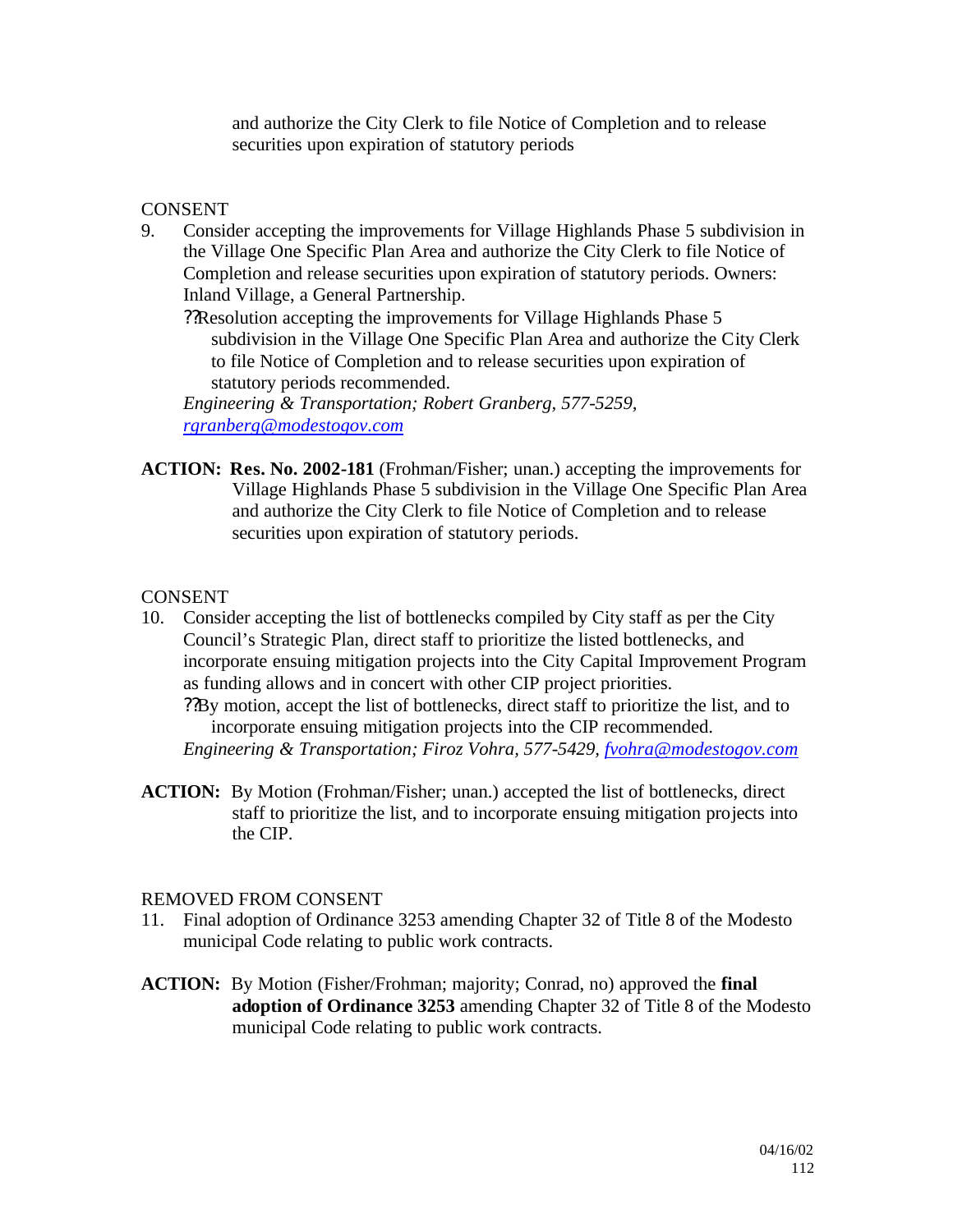and authorize the City Clerk to file Notice of Completion and to release securities upon expiration of statutory periods

CONSENT

9. Consider accepting the improvements for Village Highlands Phase 5 subdivision in the Village One Specific Plan Area and authorize the City Clerk to file Notice of Completion and release securities upon expiration of statutory periods. Owners: Inland Village, a General Partnership.

   ??Resolution accepting the improvements for Village Highlands Phase 5 subdivision in the Village One Specific Plan Area and authorize the City Clerk to file Notice of Completion and to release securities upon expiration of statutory periods recommended.

   *Engineering & Transportation; Robert Granberg, 577-5259, rgranberg@modestogov.com*

**ACTION: Res. No. 2002-181** (Frohman/Fisher; unan.) accepting the improvements for Village Highlands Phase 5 subdivision in the Village One Specific Plan Area and authorize the City Clerk to file Notice of Completion and to release securities upon expiration of statutory periods.

CONSENT

10. Consider accepting the list of bottlenecks compiled by City staff as per the City Council's Strategic Plan, direct staff to prioritize the listed bottlenecks, and incorporate ensuing mitigation projects into the City Capital Improvement Program as funding allows and in concert with other CIP project priorities.

    ??By motion, accept the list of bottlenecks, direct staff to prioritize the list, and to incorporate ensuing mitigation projects into the CIP recommended.

    *Engineering & Transportation; Firoz Vohra, 577-5429, fvohra@modestogov.com*

**ACTION:** By Motion (Frohman/Fisher; unan.) accepted the list of bottlenecks, direct staff to prioritize the list, and to incorporate ensuing mitigation projects into the CIP.

REMOVED FROM CONSENT

11. Final adoption of Ordinance 3253 amending Chapter 32 of Title 8 of the Modesto municipal Code relating to public work contracts.

**ACTION:** By Motion (Fisher/Frohman; majority; Conrad, no) approved the **final adoption of Ordinance 3253** amending Chapter 32 of Title 8 of the Modesto municipal Code relating to public work contracts.

04/16/02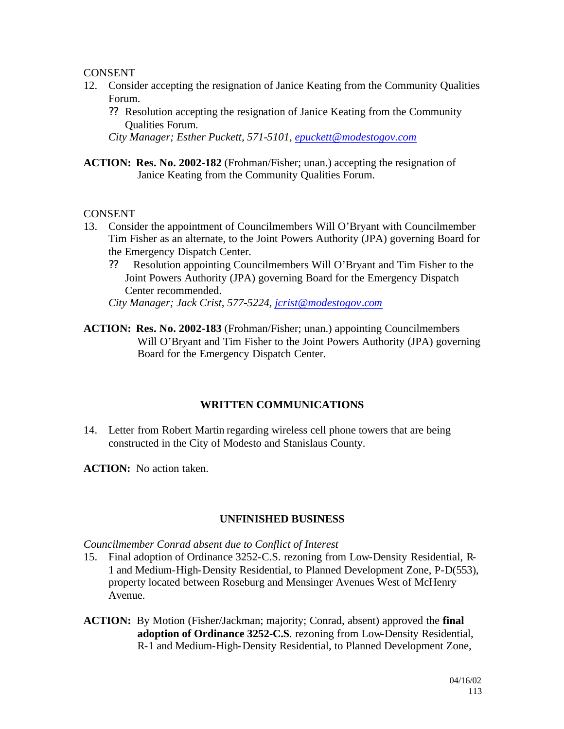CONSENT

12. Consider accepting the resignation of Janice Keating from the Community Qualities Forum.
    - ?? Resolution accepting the resignation of Janice Keating from the Community Qualities Forum.

    *City Manager; Esther Puckett, 571-5101, epuckett@modestogov.com*

**ACTION:** **Res. No. 2002-182** (Frohman/Fisher; unan.) accepting the resignation of Janice Keating from the Community Qualities Forum.

CONSENT

13. Consider the appointment of Councilmembers Will O'Bryant with Councilmember Tim Fisher as an alternate, to the Joint Powers Authority (JPA) governing Board for the Emergency Dispatch Center.
    - ?? Resolution appointing Councilmembers Will O'Bryant and Tim Fisher to the Joint Powers Authority (JPA) governing Board for the Emergency Dispatch Center recommended.

    *City Manager; Jack Crist, 577-5224, jcrist@modestogov.com*

**ACTION:** **Res. No. 2002-183** (Frohman/Fisher; unan.) appointing Councilmembers Will O'Bryant and Tim Fisher to the Joint Powers Authority (JPA) governing Board for the Emergency Dispatch Center.

## WRITTEN COMMUNICATIONS

14. Letter from Robert Martin regarding wireless cell phone towers that are being constructed in the City of Modesto and Stanislaus County.

**ACTION:** No action taken.

## UNFINISHED BUSINESS

*Councilmember Conrad absent due to Conflict of Interest*

15. Final adoption of Ordinance 3252-C.S. rezoning from Low-Density Residential, R-1 and Medium-High-Density Residential, to Planned Development Zone, P-D(553), property located between Roseburg and Mensinger Avenues West of McHenry Avenue.

**ACTION:** By Motion (Fisher/Jackman; majority; Conrad, absent) approved the **final adoption of Ordinance 3252-C.S**. rezoning from Low-Density Residential, R-1 and Medium-High-Density Residential, to Planned Development Zone,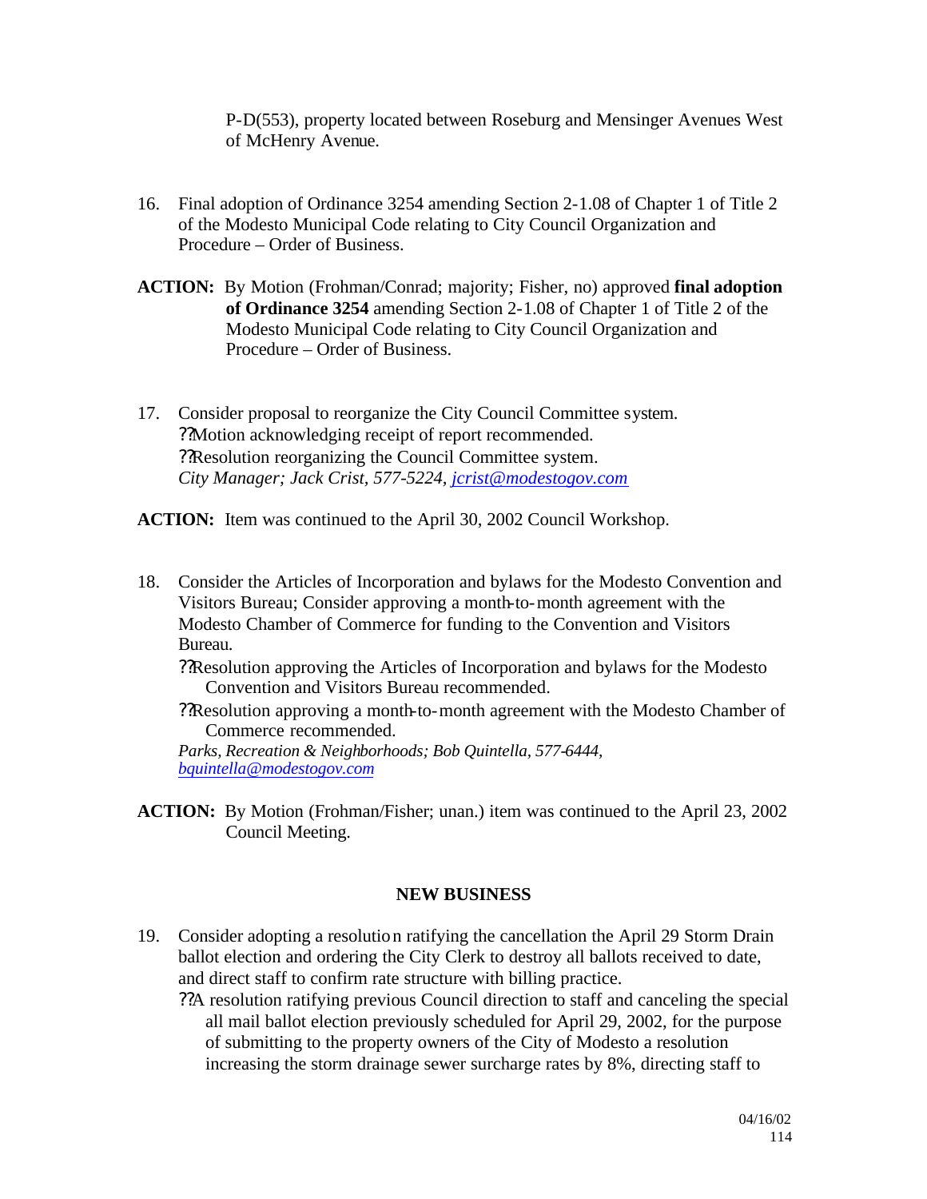P-D(553), property located between Roseburg and Mensinger Avenues West of McHenry Avenue.

16. Final adoption of Ordinance 3254 amending Section 2-1.08 of Chapter 1 of Title 2 of the Modesto Municipal Code relating to City Council Organization and Procedure – Order of Business.

**ACTION:** By Motion (Frohman/Conrad; majority; Fisher, no) approved **final adoption of Ordinance 3254** amending Section 2-1.08 of Chapter 1 of Title 2 of the Modesto Municipal Code relating to City Council Organization and Procedure – Order of Business.

17. Consider proposal to reorganize the City Council Committee system.
    ??Motion acknowledging receipt of report recommended.
    ??Resolution reorganizing the Council Committee system.
    *City Manager; Jack Crist, 577-5224, jcrist@modestogov.com*

**ACTION:** Item was continued to the April 30, 2002 Council Workshop.

18. Consider the Articles of Incorporation and bylaws for the Modesto Convention and Visitors Bureau; Consider approving a month-to-month agreement with the Modesto Chamber of Commerce for funding to the Convention and Visitors Bureau.
    ??Resolution approving the Articles of Incorporation and bylaws for the Modesto Convention and Visitors Bureau recommended.
    ??Resolution approving a month-to-month agreement with the Modesto Chamber of Commerce recommended.
    *Parks, Recreation & Neighborhoods; Bob Quintella, 577-6444, bquintella@modestogov.com*

**ACTION:** By Motion (Frohman/Fisher; unan.) item was continued to the April 23, 2002 Council Meeting.

## NEW BUSINESS

19. Consider adopting a resolution ratifying the cancellation the April 29 Storm Drain ballot election and ordering the City Clerk to destroy all ballots received to date, and direct staff to confirm rate structure with billing practice.
    ??A resolution ratifying previous Council direction to staff and canceling the special all mail ballot election previously scheduled for April 29, 2002, for the purpose of submitting to the property owners of the City of Modesto a resolution increasing the storm drainage sewer surcharge rates by 8%, directing staff to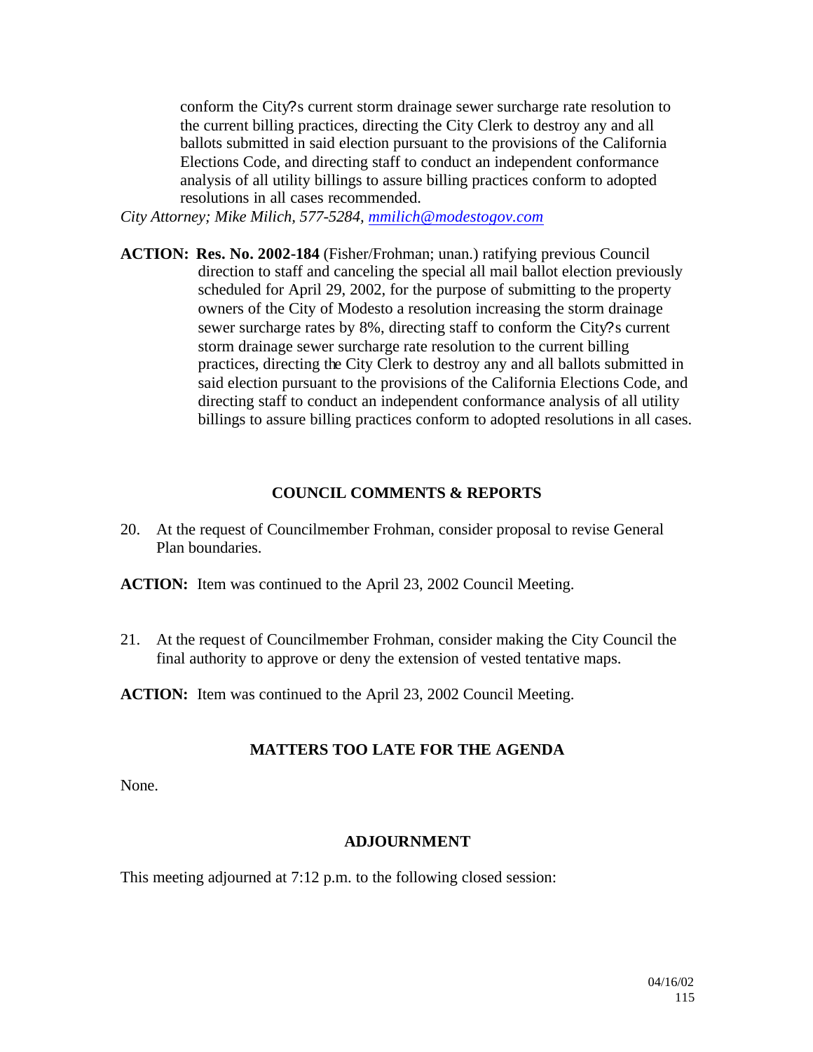conform the City?s current storm drainage sewer surcharge rate resolution to the current billing practices, directing the City Clerk to destroy any and all ballots submitted in said election pursuant to the provisions of the California Elections Code, and directing staff to conduct an independent conformance analysis of all utility billings to assure billing practices conform to adopted resolutions in all cases recommended.

*City Attorney; Mike Milich, 577-5284, mmilich@modestogov.com*

**ACTION: Res. No. 2002-184** (Fisher/Frohman; unan.) ratifying previous Council direction to staff and canceling the special all mail ballot election previously scheduled for April 29, 2002, for the purpose of submitting to the property owners of the City of Modesto a resolution increasing the storm drainage sewer surcharge rates by 8%, directing staff to conform the City?s current storm drainage sewer surcharge rate resolution to the current billing practices, directing the City Clerk to destroy any and all ballots submitted in said election pursuant to the provisions of the California Elections Code, and directing staff to conduct an independent conformance analysis of all utility billings to assure billing practices conform to adopted resolutions in all cases.

## COUNCIL COMMENTS & REPORTS

20. At the request of Councilmember Frohman, consider proposal to revise General Plan boundaries.

**ACTION:** Item was continued to the April 23, 2002 Council Meeting.

21. At the request of Councilmember Frohman, consider making the City Council the final authority to approve or deny the extension of vested tentative maps.

**ACTION:** Item was continued to the April 23, 2002 Council Meeting.

## MATTERS TOO LATE FOR THE AGENDA

None.

## ADJOURNMENT

This meeting adjourned at 7:12 p.m. to the following closed session: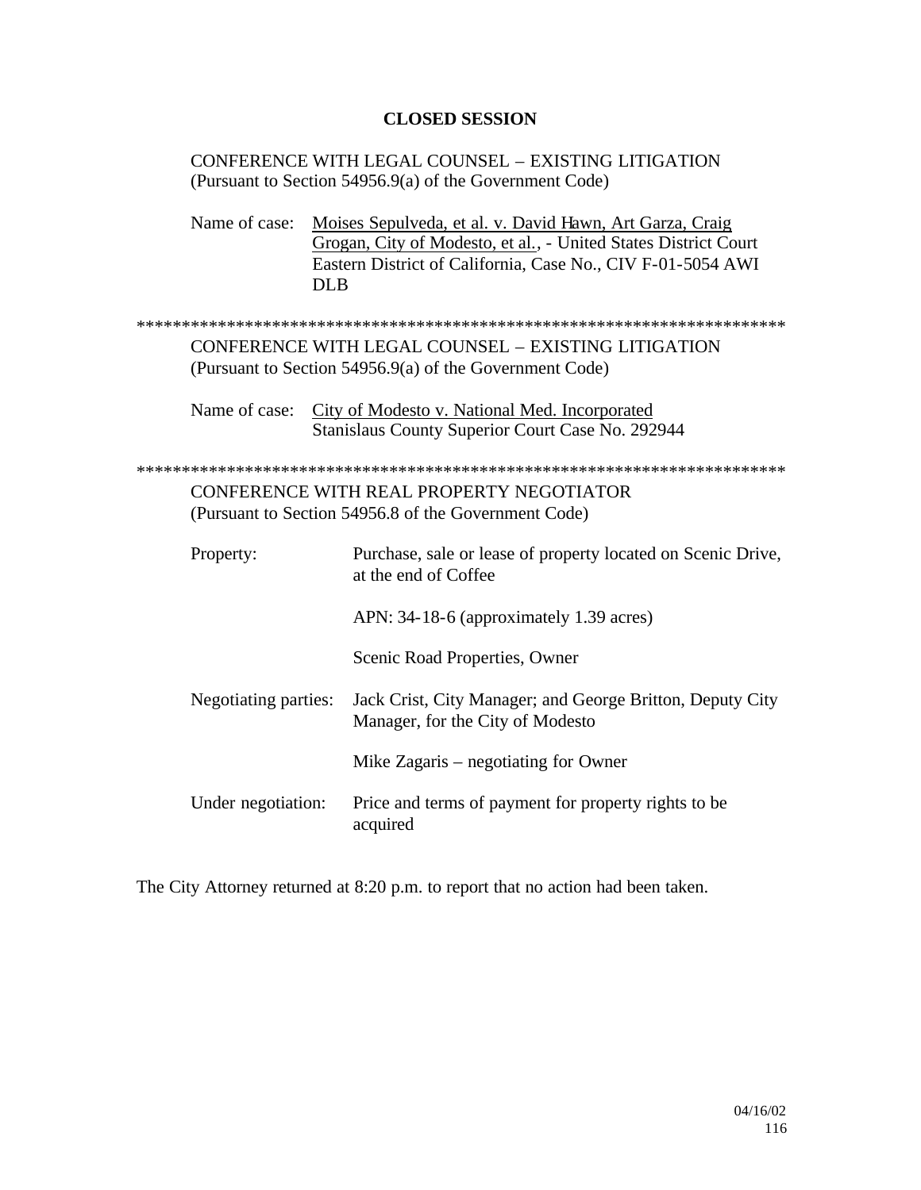## CLOSED SESSION

CONFERENCE WITH LEGAL COUNSEL – EXISTING LITIGATION
(Pursuant to Section 54956.9(a) of the Government Code)

Name of case: Moises Sepulveda, et al. v. David Hawn, Art Garza, Craig Grogan, City of Modesto, et al., - United States District Court Eastern District of California, Case No., CIV F-01-5054 AWI DLB

*************************************************************************

CONFERENCE WITH LEGAL COUNSEL – EXISTING LITIGATION
(Pursuant to Section 54956.9(a) of the Government Code)

Name of case: City of Modesto v. National Med. Incorporated
Stanislaus County Superior Court Case No. 292944

*************************************************************************

CONFERENCE WITH REAL PROPERTY NEGOTIATOR
(Pursuant to Section 54956.8 of the Government Code)

Property: Purchase, sale or lease of property located on Scenic Drive, at the end of Coffee

APN: 34-18-6 (approximately 1.39 acres)

Scenic Road Properties, Owner

Negotiating parties: Jack Crist, City Manager; and George Britton, Deputy City Manager, for the City of Modesto

Mike Zagaris – negotiating for Owner

Under negotiation: Price and terms of payment for property rights to be acquired

The City Attorney returned at 8:20 p.m. to report that no action had been taken.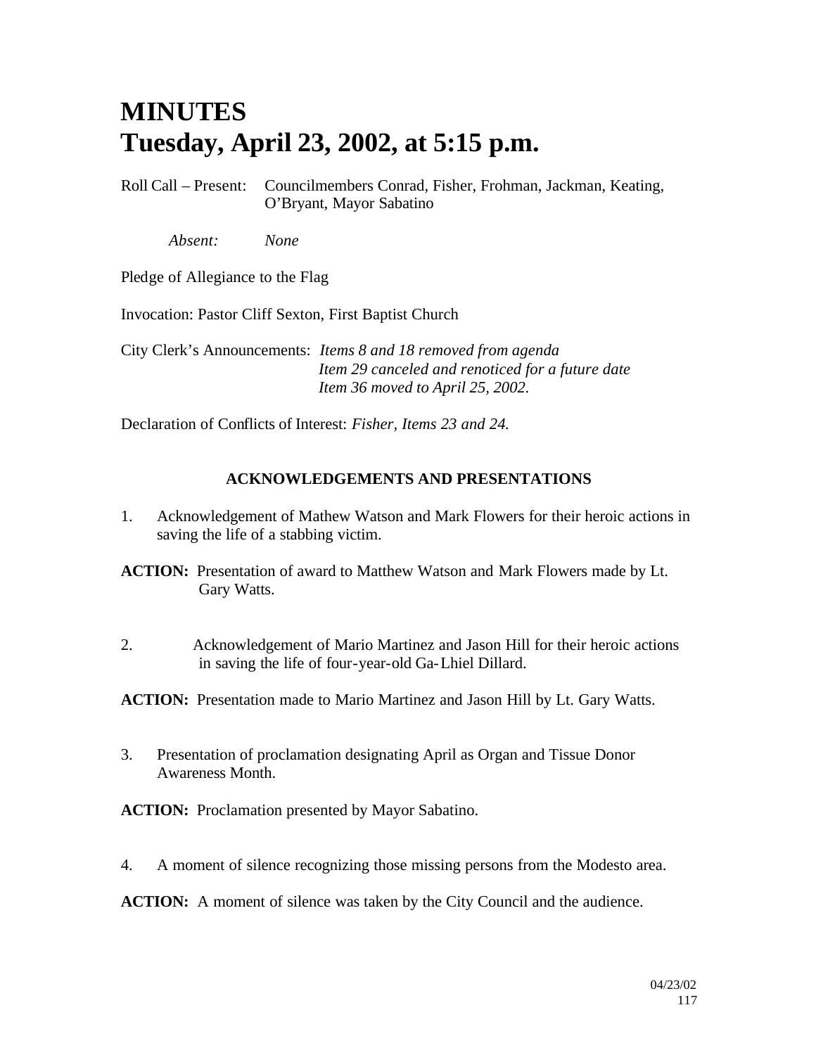# MINUTES
# Tuesday, April 23, 2002, at 5:15 p.m.

Roll Call – Present: Councilmembers Conrad, Fisher, Frohman, Jackman, Keating, O'Bryant, Mayor Sabatino

*Absent:* *None*

Pledge of Allegiance to the Flag

Invocation: Pastor Cliff Sexton, First Baptist Church

City Clerk's Announcements: *Items 8 and 18 removed from agenda*
*Item 29 canceled and renoticed for a future date*
*Item 36 moved to April 25, 2002.*

Declaration of Conflicts of Interest: *Fisher, Items 23 and 24.*

## ACKNOWLEDGEMENTS AND PRESENTATIONS

1. Acknowledgement of Mathew Watson and Mark Flowers for their heroic actions in saving the life of a stabbing victim.

**ACTION:** Presentation of award to Matthew Watson and Mark Flowers made by Lt. Gary Watts.

2. Acknowledgement of Mario Martinez and Jason Hill for their heroic actions in saving the life of four-year-old Ga-Lhiel Dillard.

**ACTION:** Presentation made to Mario Martinez and Jason Hill by Lt. Gary Watts.

3. Presentation of proclamation designating April as Organ and Tissue Donor Awareness Month.

**ACTION:** Proclamation presented by Mayor Sabatino.

4. A moment of silence recognizing those missing persons from the Modesto area.

**ACTION:** A moment of silence was taken by the City Council and the audience.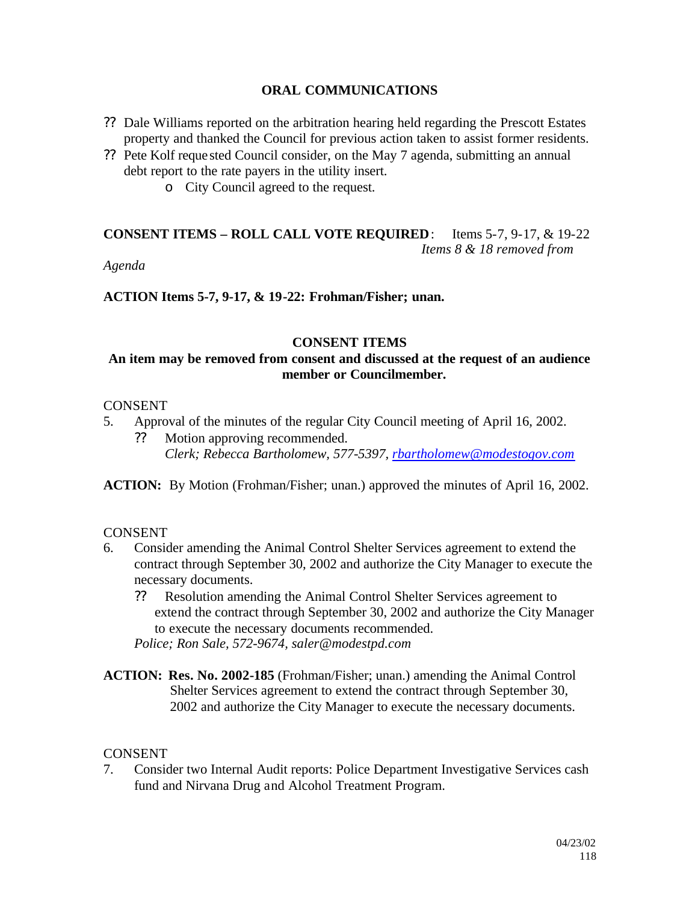## ORAL COMMUNICATIONS

- ?? Dale Williams reported on the arbitration hearing held regarding the Prescott Estates property and thanked the Council for previous action taken to assist former residents.
- ?? Pete Kolf requested Council consider, on the May 7 agenda, submitting an annual debt report to the rate payers in the utility insert.
  - o City Council agreed to the request.

**CONSENT ITEMS – ROLL CALL VOTE REQUIRED**: Items 5-7, 9-17, & 19-22
*Items 8 & 18 removed from Agenda*

**ACTION Items 5-7, 9-17, & 19-22: Frohman/Fisher; unan.**

## CONSENT ITEMS

**An item may be removed from consent and discussed at the request of an audience member or Councilmember.**

CONSENT

5. Approval of the minutes of the regular City Council meeting of April 16, 2002.
   - ?? Motion approving recommended.
     *Clerk; Rebecca Bartholomew, 577-5397, rbartholomew@modestogov.com*

**ACTION:** By Motion (Frohman/Fisher; unan.) approved the minutes of April 16, 2002.

CONSENT

6. Consider amending the Animal Control Shelter Services agreement to extend the contract through September 30, 2002 and authorize the City Manager to execute the necessary documents.
   - ?? Resolution amending the Animal Control Shelter Services agreement to extend the contract through September 30, 2002 and authorize the City Manager to execute the necessary documents recommended.

   *Police; Ron Sale, 572-9674, saler@modestpd.com*

**ACTION: Res. No. 2002-185** (Frohman/Fisher; unan.) amending the Animal Control Shelter Services agreement to extend the contract through September 30, 2002 and authorize the City Manager to execute the necessary documents.

CONSENT

7. Consider two Internal Audit reports: Police Department Investigative Services cash fund and Nirvana Drug and Alcohol Treatment Program.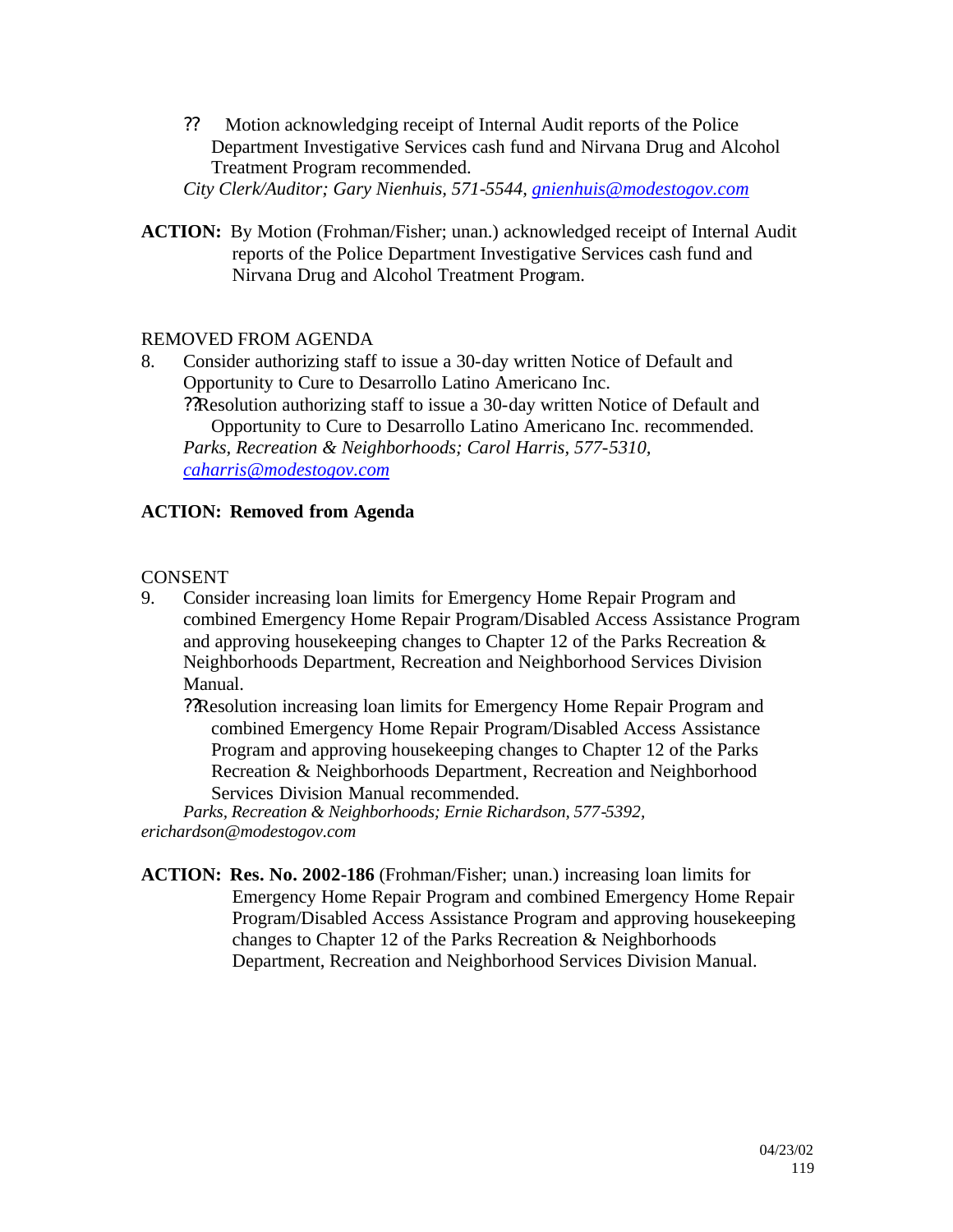?? Motion acknowledging receipt of Internal Audit reports of the Police Department Investigative Services cash fund and Nirvana Drug and Alcohol Treatment Program recommended.

*City Clerk/Auditor; Gary Nienhuis, 571-5544, gnienhuis@modestogov.com*

**ACTION:** By Motion (Frohman/Fisher; unan.) acknowledged receipt of Internal Audit reports of the Police Department Investigative Services cash fund and Nirvana Drug and Alcohol Treatment Program.

REMOVED FROM AGENDA

8. Consider authorizing staff to issue a 30-day written Notice of Default and Opportunity to Cure to Desarrollo Latino Americano Inc.

?? Resolution authorizing staff to issue a 30-day written Notice of Default and Opportunity to Cure to Desarrollo Latino Americano Inc. recommended.

*Parks, Recreation & Neighborhoods; Carol Harris, 577-5310, caharris@modestogov.com*

**ACTION: Removed from Agenda**

CONSENT

9. Consider increasing loan limits for Emergency Home Repair Program and combined Emergency Home Repair Program/Disabled Access Assistance Program and approving housekeeping changes to Chapter 12 of the Parks Recreation & Neighborhoods Department, Recreation and Neighborhood Services Division Manual.

?? Resolution increasing loan limits for Emergency Home Repair Program and combined Emergency Home Repair Program/Disabled Access Assistance Program and approving housekeeping changes to Chapter 12 of the Parks Recreation & Neighborhoods Department, Recreation and Neighborhood Services Division Manual recommended.

*Parks, Recreation & Neighborhoods; Ernie Richardson, 577-5392, erichardson@modestogov.com*

**ACTION: Res. No. 2002-186** (Frohman/Fisher; unan.) increasing loan limits for Emergency Home Repair Program and combined Emergency Home Repair Program/Disabled Access Assistance Program and approving housekeeping changes to Chapter 12 of the Parks Recreation & Neighborhoods Department, Recreation and Neighborhood Services Division Manual.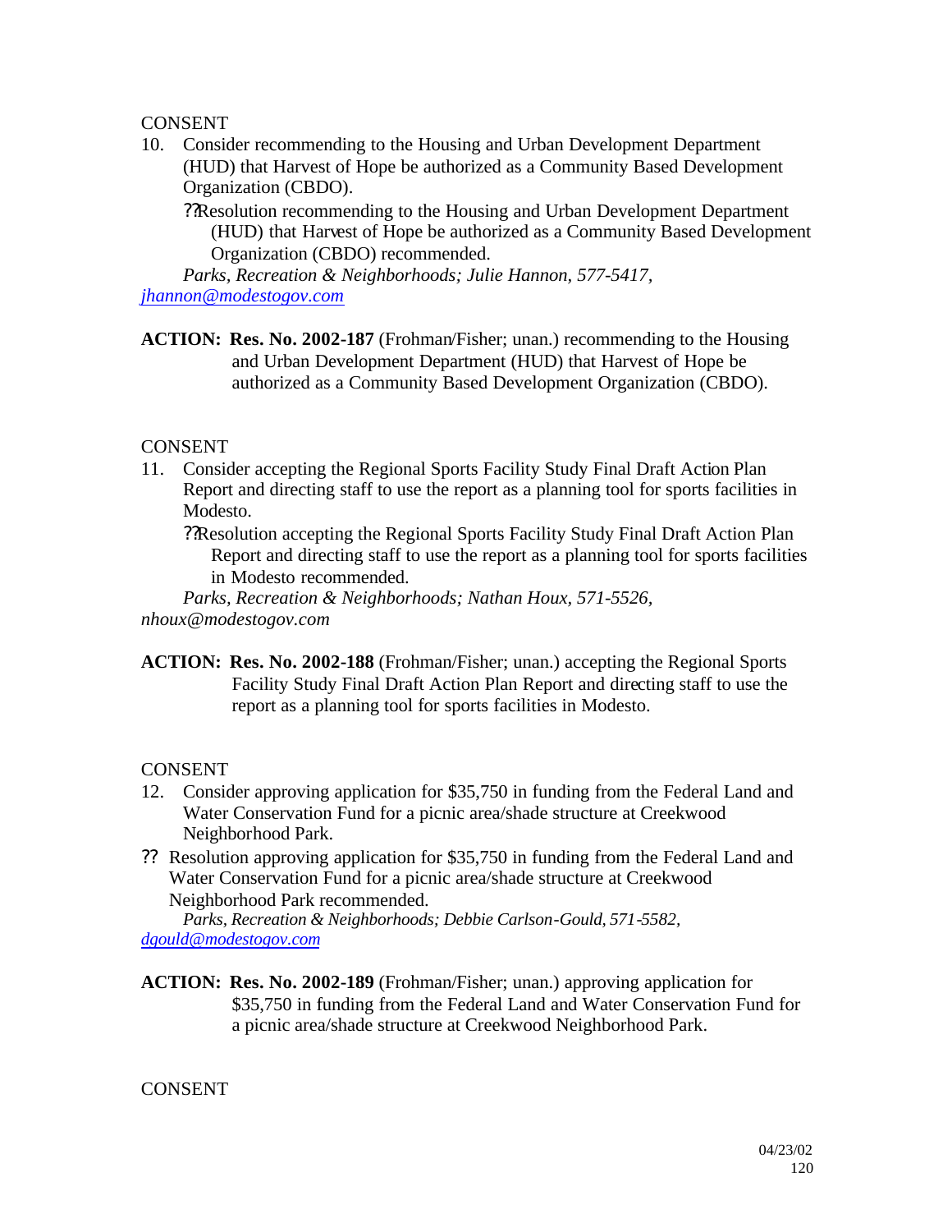CONSENT

10. Consider recommending to the Housing and Urban Development Department (HUD) that Harvest of Hope be authorized as a Community Based Development Organization (CBDO).

    ??Resolution recommending to the Housing and Urban Development Department (HUD) that Harvest of Hope be authorized as a Community Based Development Organization (CBDO) recommended.

    *Parks, Recreation & Neighborhoods; Julie Hannon, 577-5417, jhannon@modestogov.com*

**ACTION: Res. No. 2002-187** (Frohman/Fisher; unan.) recommending to the Housing and Urban Development Department (HUD) that Harvest of Hope be authorized as a Community Based Development Organization (CBDO).

CONSENT

11. Consider accepting the Regional Sports Facility Study Final Draft Action Plan Report and directing staff to use the report as a planning tool for sports facilities in Modesto.

    ??Resolution accepting the Regional Sports Facility Study Final Draft Action Plan Report and directing staff to use the report as a planning tool for sports facilities in Modesto recommended.

    *Parks, Recreation & Neighborhoods; Nathan Houx, 571-5526, nhoux@modestogov.com*

**ACTION: Res. No. 2002-188** (Frohman/Fisher; unan.) accepting the Regional Sports Facility Study Final Draft Action Plan Report and directing staff to use the report as a planning tool for sports facilities in Modesto.

CONSENT

12. Consider approving application for $35,750 in funding from the Federal Land and Water Conservation Fund for a picnic area/shade structure at Creekwood Neighborhood Park.

?? Resolution approving application for $35,750 in funding from the Federal Land and Water Conservation Fund for a picnic area/shade structure at Creekwood Neighborhood Park recommended.

*Parks, Recreation & Neighborhoods; Debbie Carlson-Gould, 571-5582, dgould@modestogov.com*

**ACTION: Res. No. 2002-189** (Frohman/Fisher; unan.) approving application for $35,750 in funding from the Federal Land and Water Conservation Fund for a picnic area/shade structure at Creekwood Neighborhood Park.

CONSENT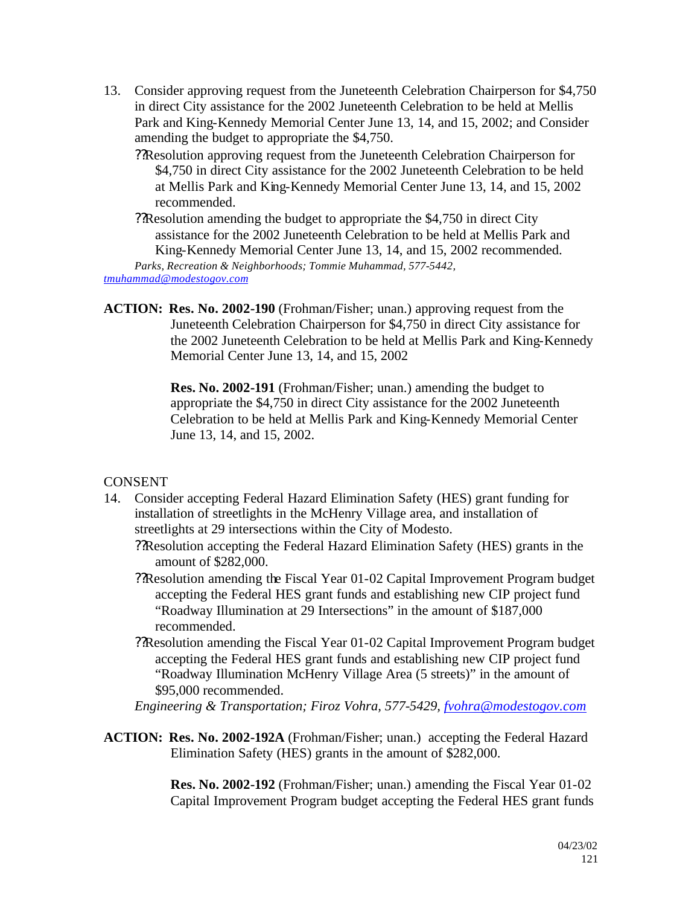13. Consider approving request from the Juneteenth Celebration Chairperson for $4,750 in direct City assistance for the 2002 Juneteenth Celebration to be held at Mellis Park and King-Kennedy Memorial Center June 13, 14, and 15, 2002; and Consider amending the budget to appropriate the $4,750.
    - Resolution approving request from the Juneteenth Celebration Chairperson for $4,750 in direct City assistance for the 2002 Juneteenth Celebration to be held at Mellis Park and King-Kennedy Memorial Center June 13, 14, and 15, 2002 recommended.
    - Resolution amending the budget to appropriate the $4,750 in direct City assistance for the 2002 Juneteenth Celebration to be held at Mellis Park and King-Kennedy Memorial Center June 13, 14, and 15, 2002 recommended.

    *Parks, Recreation & Neighborhoods; Tommie Muhammad, 577-5442, tmuhammad@modestogov.com*

**ACTION: Res. No. 2002-190** (Frohman/Fisher; unan.) approving request from the Juneteenth Celebration Chairperson for $4,750 in direct City assistance for the 2002 Juneteenth Celebration to be held at Mellis Park and King-Kennedy Memorial Center June 13, 14, and 15, 2002

**Res. No. 2002-191** (Frohman/Fisher; unan.) amending the budget to appropriate the $4,750 in direct City assistance for the 2002 Juneteenth Celebration to be held at Mellis Park and King-Kennedy Memorial Center June 13, 14, and 15, 2002.

CONSENT

14. Consider accepting Federal Hazard Elimination Safety (HES) grant funding for installation of streetlights in the McHenry Village area, and installation of streetlights at 29 intersections within the City of Modesto.
    - Resolution accepting the Federal Hazard Elimination Safety (HES) grants in the amount of $282,000.
    - Resolution amending the Fiscal Year 01-02 Capital Improvement Program budget accepting the Federal HES grant funds and establishing new CIP project fund "Roadway Illumination at 29 Intersections" in the amount of $187,000 recommended.
    - Resolution amending the Fiscal Year 01-02 Capital Improvement Program budget accepting the Federal HES grant funds and establishing new CIP project fund "Roadway Illumination McHenry Village Area (5 streets)" in the amount of $95,000 recommended.

    *Engineering & Transportation; Firoz Vohra, 577-5429, fvohra@modestogov.com*

**ACTION: Res. No. 2002-192A** (Frohman/Fisher; unan.) accepting the Federal Hazard Elimination Safety (HES) grants in the amount of $282,000.

**Res. No. 2002-192** (Frohman/Fisher; unan.) amending the Fiscal Year 01-02 Capital Improvement Program budget accepting the Federal HES grant funds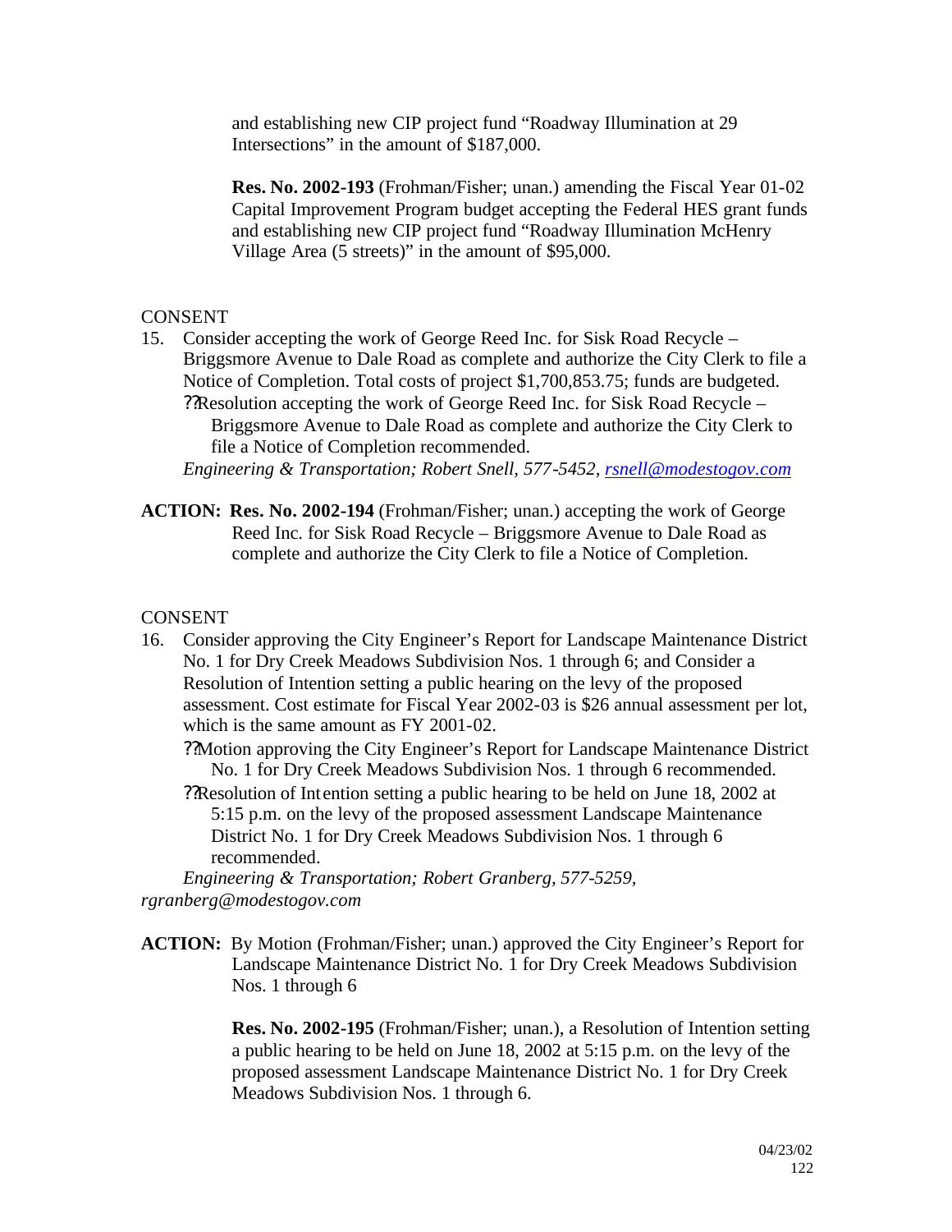and establishing new CIP project fund "Roadway Illumination at 29 Intersections" in the amount of $187,000.

**Res. No. 2002-193** (Frohman/Fisher; unan.) amending the Fiscal Year 01-02 Capital Improvement Program budget accepting the Federal HES grant funds and establishing new CIP project fund "Roadway Illumination McHenry Village Area (5 streets)" in the amount of $95,000.

CONSENT

15. Consider accepting the work of George Reed Inc. for Sisk Road Recycle – Briggsmore Avenue to Dale Road as complete and authorize the City Clerk to file a Notice of Completion. Total costs of project $1,700,853.75; funds are budgeted.
    ??Resolution accepting the work of George Reed Inc. for Sisk Road Recycle – Briggsmore Avenue to Dale Road as complete and authorize the City Clerk to file a Notice of Completion recommended.
    *Engineering & Transportation; Robert Snell, 577-5452, rsnell@modestogov.com*

**ACTION:** **Res. No. 2002-194** (Frohman/Fisher; unan.) accepting the work of George Reed Inc. for Sisk Road Recycle – Briggsmore Avenue to Dale Road as complete and authorize the City Clerk to file a Notice of Completion.

CONSENT

16. Consider approving the City Engineer's Report for Landscape Maintenance District No. 1 for Dry Creek Meadows Subdivision Nos. 1 through 6; and Consider a Resolution of Intention setting a public hearing on the levy of the proposed assessment. Cost estimate for Fiscal Year 2002-03 is $26 annual assessment per lot, which is the same amount as FY 2001-02.
    ??Motion approving the City Engineer's Report for Landscape Maintenance District No. 1 for Dry Creek Meadows Subdivision Nos. 1 through 6 recommended.
    ??Resolution of Intention setting a public hearing to be held on June 18, 2002 at 5:15 p.m. on the levy of the proposed assessment Landscape Maintenance District No. 1 for Dry Creek Meadows Subdivision Nos. 1 through 6 recommended.
    *Engineering & Transportation; Robert Granberg, 577-5259, rgranberg@modestogov.com*

**ACTION:** By Motion (Frohman/Fisher; unan.) approved the City Engineer's Report for Landscape Maintenance District No. 1 for Dry Creek Meadows Subdivision Nos. 1 through 6

**Res. No. 2002-195** (Frohman/Fisher; unan.), a Resolution of Intention setting a public hearing to be held on June 18, 2002 at 5:15 p.m. on the levy of the proposed assessment Landscape Maintenance District No. 1 for Dry Creek Meadows Subdivision Nos. 1 through 6.

04/23/02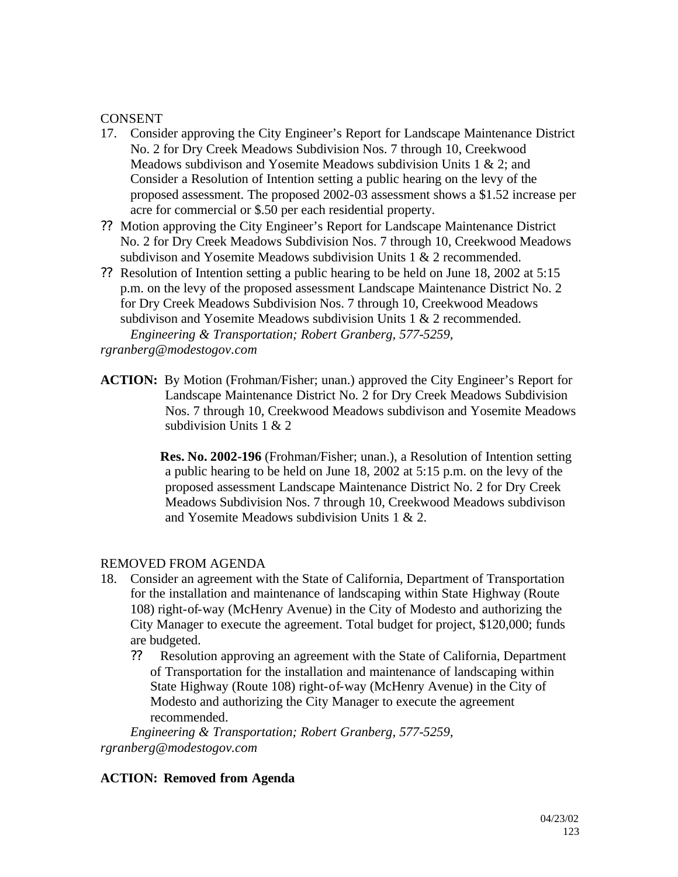CONSENT

17. Consider approving the City Engineer's Report for Landscape Maintenance District No. 2 for Dry Creek Meadows Subdivision Nos. 7 through 10, Creekwood Meadows subdivison and Yosemite Meadows subdivision Units 1 & 2; and Consider a Resolution of Intention setting a public hearing on the levy of the proposed assessment. The proposed 2002-03 assessment shows a $1.52 increase per acre for commercial or $.50 per each residential property.

?? Motion approving the City Engineer's Report for Landscape Maintenance District No. 2 for Dry Creek Meadows Subdivision Nos. 7 through 10, Creekwood Meadows subdivison and Yosemite Meadows subdivision Units 1 & 2 recommended.

?? Resolution of Intention setting a public hearing to be held on June 18, 2002 at 5:15 p.m. on the levy of the proposed assessment Landscape Maintenance District No. 2 for Dry Creek Meadows Subdivision Nos. 7 through 10, Creekwood Meadows subdivison and Yosemite Meadows subdivision Units 1 & 2 recommended.

*Engineering & Transportation; Robert Granberg, 577-5259, rgranberg@modestogov.com*

**ACTION:** By Motion (Frohman/Fisher; unan.) approved the City Engineer's Report for Landscape Maintenance District No. 2 for Dry Creek Meadows Subdivision Nos. 7 through 10, Creekwood Meadows subdivison and Yosemite Meadows subdivision Units 1 & 2

**Res. No. 2002-196** (Frohman/Fisher; unan.), a Resolution of Intention setting a public hearing to be held on June 18, 2002 at 5:15 p.m. on the levy of the proposed assessment Landscape Maintenance District No. 2 for Dry Creek Meadows Subdivision Nos. 7 through 10, Creekwood Meadows subdivison and Yosemite Meadows subdivision Units 1 & 2.

REMOVED FROM AGENDA

18. Consider an agreement with the State of California, Department of Transportation for the installation and maintenance of landscaping within State Highway (Route 108) right-of-way (McHenry Avenue) in the City of Modesto and authorizing the City Manager to execute the agreement. Total budget for project, $120,000; funds are budgeted.

    ?? Resolution approving an agreement with the State of California, Department of Transportation for the installation and maintenance of landscaping within State Highway (Route 108) right-of-way (McHenry Avenue) in the City of Modesto and authorizing the City Manager to execute the agreement recommended.

*Engineering & Transportation; Robert Granberg, 577-5259, rgranberg@modestogov.com*

**ACTION: Removed from Agenda**

04/23/02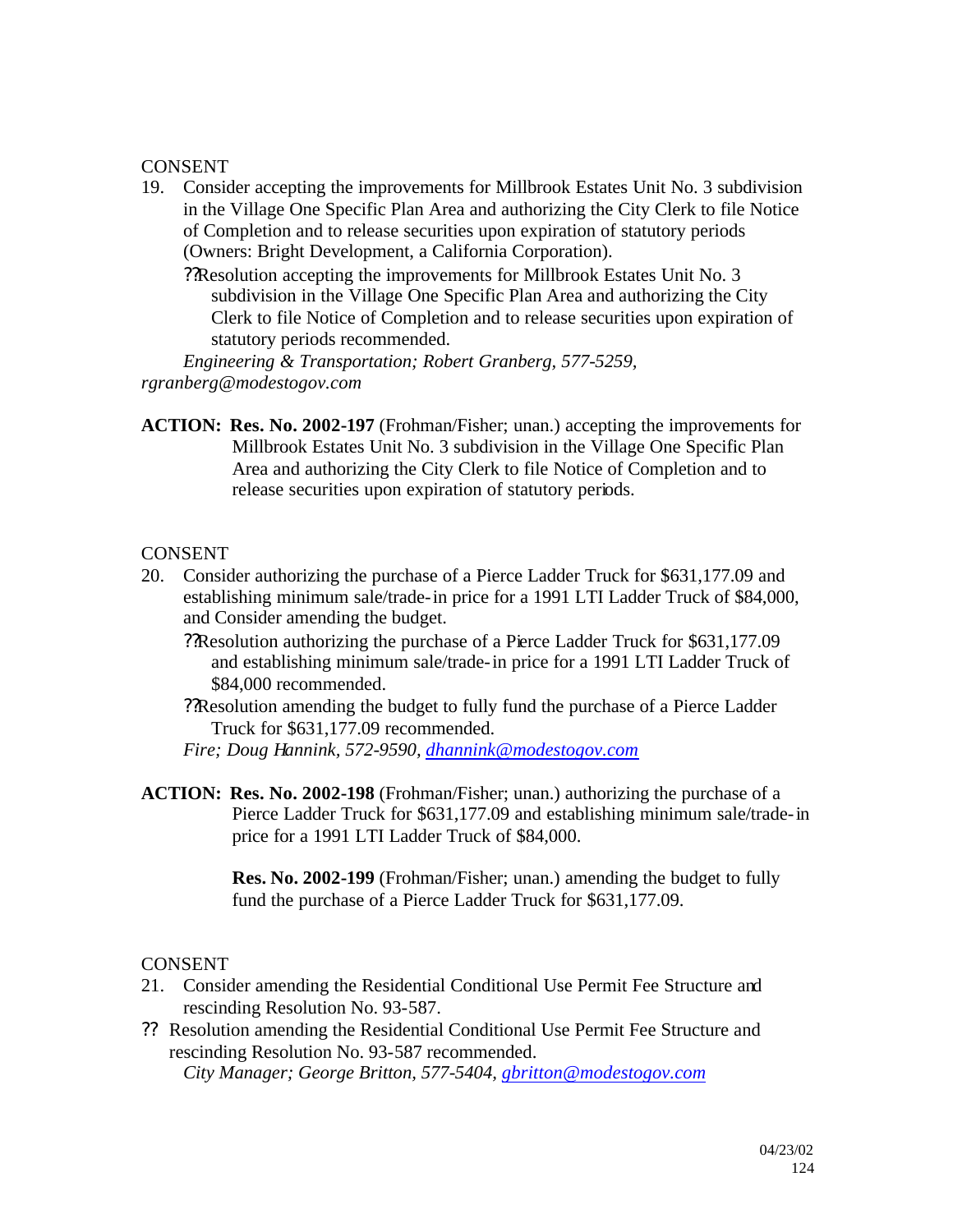CONSENT

19. Consider accepting the improvements for Millbrook Estates Unit No. 3 subdivision in the Village One Specific Plan Area and authorizing the City Clerk to file Notice of Completion and to release securities upon expiration of statutory periods (Owners: Bright Development, a California Corporation).

    ?? Resolution accepting the improvements for Millbrook Estates Unit No. 3 subdivision in the Village One Specific Plan Area and authorizing the City Clerk to file Notice of Completion and to release securities upon expiration of statutory periods recommended.

    *Engineering & Transportation; Robert Granberg, 577-5259, rgranberg@modestogov.com*

**ACTION: Res. No. 2002-197** (Frohman/Fisher; unan.) accepting the improvements for Millbrook Estates Unit No. 3 subdivision in the Village One Specific Plan Area and authorizing the City Clerk to file Notice of Completion and to release securities upon expiration of statutory periods.

CONSENT

20. Consider authorizing the purchase of a Pierce Ladder Truck for $631,177.09 and establishing minimum sale/trade-in price for a 1991 LTI Ladder Truck of $84,000, and Consider amending the budget.

    ?? Resolution authorizing the purchase of a Pierce Ladder Truck for $631,177.09 and establishing minimum sale/trade-in price for a 1991 LTI Ladder Truck of $84,000 recommended.

    ?? Resolution amending the budget to fully fund the purchase of a Pierce Ladder Truck for $631,177.09 recommended.

    *Fire; Doug Hannink, 572-9590, dhannink@modestogov.com*

**ACTION: Res. No. 2002-198** (Frohman/Fisher; unan.) authorizing the purchase of a Pierce Ladder Truck for $631,177.09 and establishing minimum sale/trade-in price for a 1991 LTI Ladder Truck of $84,000.

**Res. No. 2002-199** (Frohman/Fisher; unan.) amending the budget to fully fund the purchase of a Pierce Ladder Truck for $631,177.09.

CONSENT

21. Consider amending the Residential Conditional Use Permit Fee Structure and rescinding Resolution No. 93-587.

?? Resolution amending the Residential Conditional Use Permit Fee Structure and rescinding Resolution No. 93-587 recommended.

*City Manager; George Britton, 577-5404, gbritton@modestogov.com*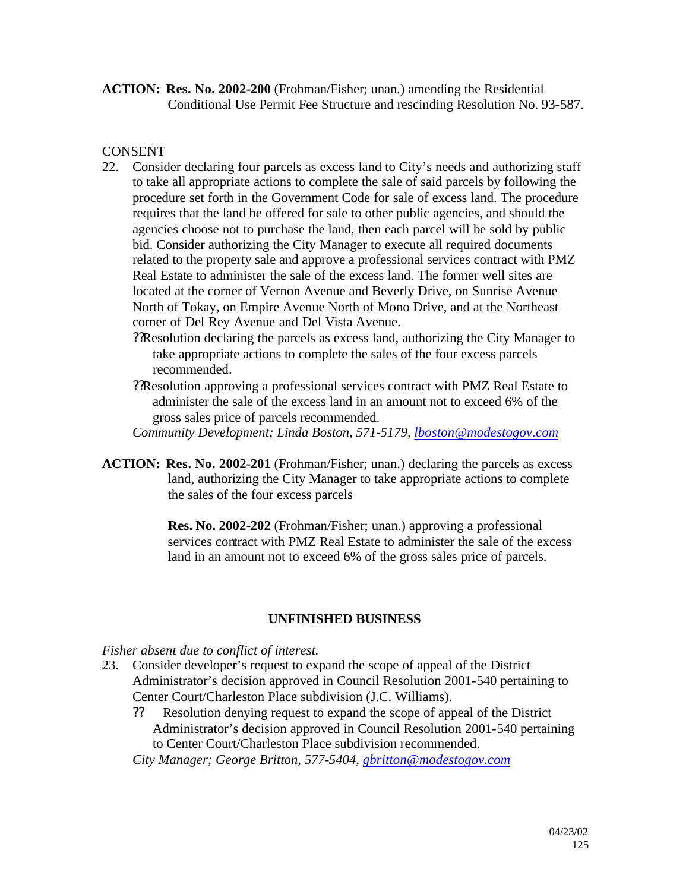**ACTION: Res. No. 2002-200** (Frohman/Fisher; unan.) amending the Residential Conditional Use Permit Fee Structure and rescinding Resolution No. 93-587.

CONSENT

22. Consider declaring four parcels as excess land to City's needs and authorizing staff to take all appropriate actions to complete the sale of said parcels by following the procedure set forth in the Government Code for sale of excess land. The procedure requires that the land be offered for sale to other public agencies, and should the agencies choose not to purchase the land, then each parcel will be sold by public bid. Consider authorizing the City Manager to execute all required documents related to the property sale and approve a professional services contract with PMZ Real Estate to administer the sale of the excess land. The former well sites are located at the corner of Vernon Avenue and Beverly Drive, on Sunrise Avenue North of Tokay, on Empire Avenue North of Mono Drive, and at the Northeast corner of Del Rey Avenue and Del Vista Avenue.
    - Resolution declaring the parcels as excess land, authorizing the City Manager to take appropriate actions to complete the sales of the four excess parcels recommended.
    - Resolution approving a professional services contract with PMZ Real Estate to administer the sale of the excess land in an amount not to exceed 6% of the gross sales price of parcels recommended.

    *Community Development; Linda Boston, 571-5179, lboston@modestogov.com*

**ACTION: Res. No. 2002-201** (Frohman/Fisher; unan.) declaring the parcels as excess land, authorizing the City Manager to take appropriate actions to complete the sales of the four excess parcels

**Res. No. 2002-202** (Frohman/Fisher; unan.) approving a professional services contract with PMZ Real Estate to administer the sale of the excess land in an amount not to exceed 6% of the gross sales price of parcels.

## UNFINISHED BUSINESS

*Fisher absent due to conflict of interest.*

23. Consider developer's request to expand the scope of appeal of the District Administrator's decision approved in Council Resolution 2001-540 pertaining to Center Court/Charleston Place subdivision (J.C. Williams).
    - Resolution denying request to expand the scope of appeal of the District Administrator's decision approved in Council Resolution 2001-540 pertaining to Center Court/Charleston Place subdivision recommended.

    *City Manager; George Britton, 577-5404, gbritton@modestogov.com*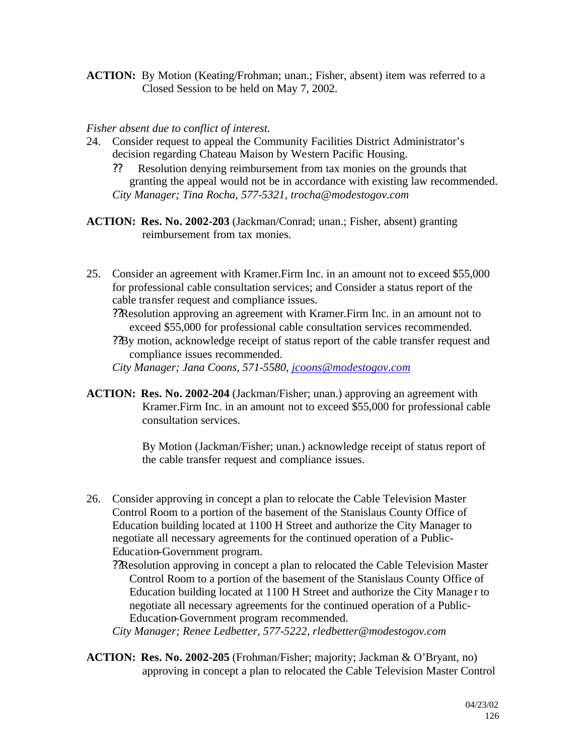**ACTION:** By Motion (Keating/Frohman; unan.; Fisher, absent) item was referred to a Closed Session to be held on May 7, 2002.

*Fisher absent due to conflict of interest.*

24. Consider request to appeal the Community Facilities District Administrator's decision regarding Chateau Maison by Western Pacific Housing.
    - ?? Resolution denying reimbursement from tax monies on the grounds that granting the appeal would not be in accordance with existing law recommended.

    *City Manager; Tina Rocha, 577-5321, trocha@modestogov.com*

**ACTION: Res. No. 2002-203** (Jackman/Conrad; unan.; Fisher, absent) granting reimbursement from tax monies.

25. Consider an agreement with Kramer.Firm Inc. in an amount not to exceed $55,000 for professional cable consultation services; and Consider a status report of the cable transfer request and compliance issues.
    - ??Resolution approving an agreement with Kramer.Firm Inc. in an amount not to exceed $55,000 for professional cable consultation services recommended.
    - ??By motion, acknowledge receipt of status report of the cable transfer request and compliance issues recommended.

    *City Manager; Jana Coons, 571-5580, jcoons@modestogov.com*

**ACTION: Res. No. 2002-204** (Jackman/Fisher; unan.) approving an agreement with Kramer.Firm Inc. in an amount not to exceed $55,000 for professional cable consultation services.

By Motion (Jackman/Fisher; unan.) acknowledge receipt of status report of the cable transfer request and compliance issues.

26. Consider approving in concept a plan to relocate the Cable Television Master Control Room to a portion of the basement of the Stanislaus County Office of Education building located at 1100 H Street and authorize the City Manager to negotiate all necessary agreements for the continued operation of a Public-Education-Government program.
    - ??Resolution approving in concept a plan to relocated the Cable Television Master Control Room to a portion of the basement of the Stanislaus County Office of Education building located at 1100 H Street and authorize the City Manager to negotiate all necessary agreements for the continued operation of a Public-Education-Government program recommended.

    *City Manager; Renee Ledbetter, 577-5222, rledbetter@modestogov.com*

**ACTION: Res. No. 2002-205** (Frohman/Fisher; majority; Jackman & O'Bryant, no) approving in concept a plan to relocated the Cable Television Master Control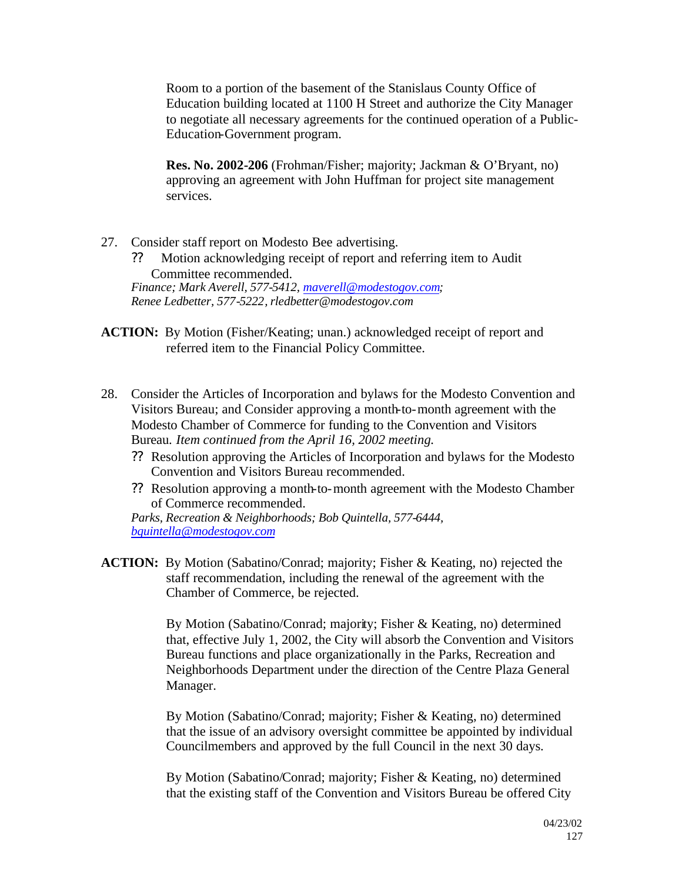Room to a portion of the basement of the Stanislaus County Office of Education building located at 1100 H Street and authorize the City Manager to negotiate all necessary agreements for the continued operation of a Public-Education-Government program.

**Res. No. 2002-206** (Frohman/Fisher; majority; Jackman & O'Bryant, no) approving an agreement with John Huffman for project site management services.

27. Consider staff report on Modesto Bee advertising.
    ?? Motion acknowledging receipt of report and referring item to Audit Committee recommended.
    *Finance; Mark Averell, 577-5412, maverell@modestogov.com; Renee Ledbetter, 577-5222, rledbetter@modestogov.com*

**ACTION:** By Motion (Fisher/Keating; unan.) acknowledged receipt of report and referred item to the Financial Policy Committee.

28. Consider the Articles of Incorporation and bylaws for the Modesto Convention and Visitors Bureau; and Consider approving a month-to-month agreement with the Modesto Chamber of Commerce for funding to the Convention and Visitors Bureau. *Item continued from the April 16, 2002 meeting.*
    ?? Resolution approving the Articles of Incorporation and bylaws for the Modesto Convention and Visitors Bureau recommended.
    ?? Resolution approving a month-to-month agreement with the Modesto Chamber of Commerce recommended.
    *Parks, Recreation & Neighborhoods; Bob Quintella, 577-6444, bquintella@modestogov.com*

**ACTION:** By Motion (Sabatino/Conrad; majority; Fisher & Keating, no) rejected the staff recommendation, including the renewal of the agreement with the Chamber of Commerce, be rejected.

By Motion (Sabatino/Conrad; majority; Fisher & Keating, no) determined that, effective July 1, 2002, the City will absorb the Convention and Visitors Bureau functions and place organizationally in the Parks, Recreation and Neighborhoods Department under the direction of the Centre Plaza General Manager.

By Motion (Sabatino/Conrad; majority; Fisher & Keating, no) determined that the issue of an advisory oversight committee be appointed by individual Councilmembers and approved by the full Council in the next 30 days.

By Motion (Sabatino/Conrad; majority; Fisher & Keating, no) determined that the existing staff of the Convention and Visitors Bureau be offered City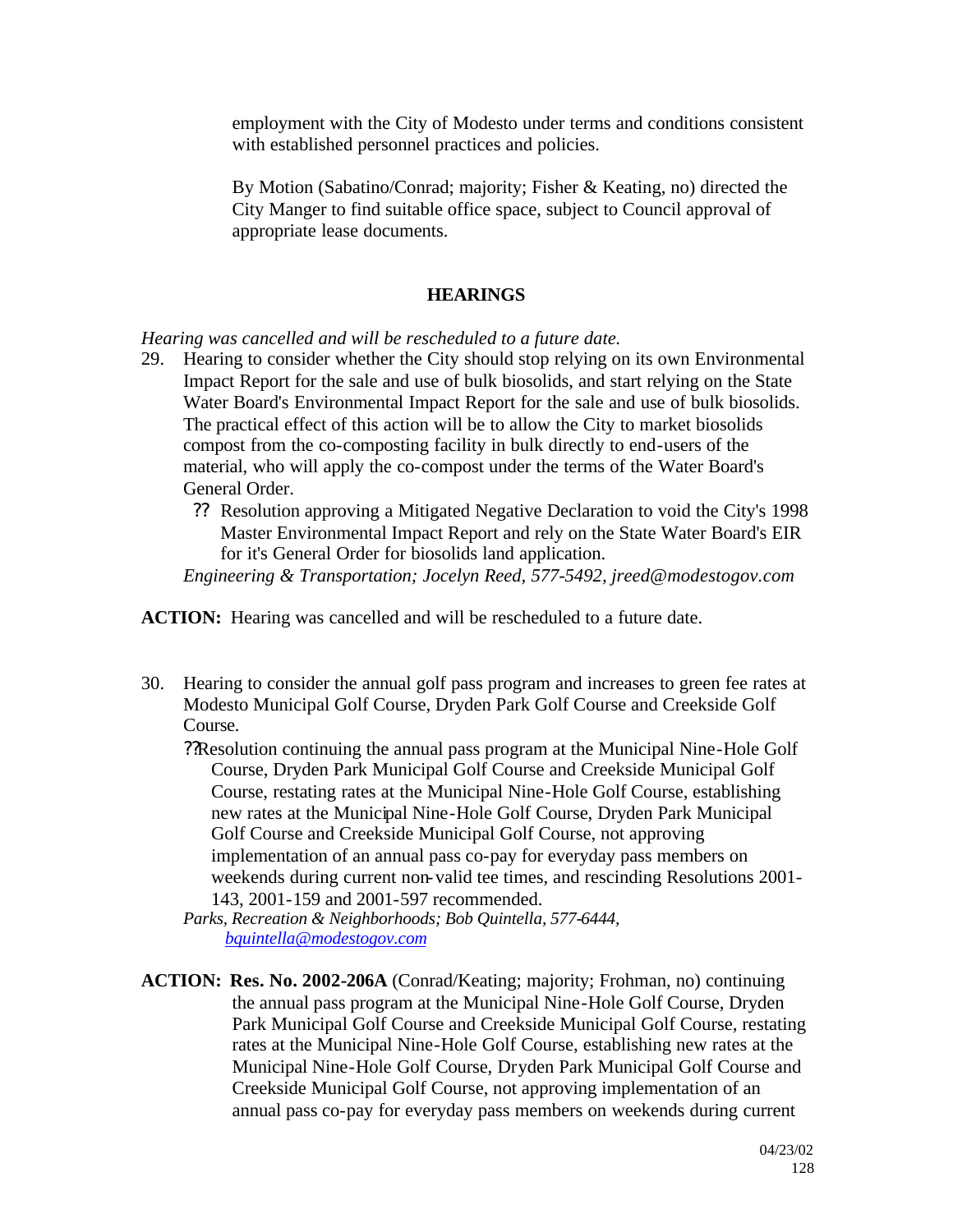employment with the City of Modesto under terms and conditions consistent with established personnel practices and policies.

By Motion (Sabatino/Conrad; majority; Fisher & Keating, no) directed the City Manger to find suitable office space, subject to Council approval of appropriate lease documents.

## HEARINGS

*Hearing was cancelled and will be rescheduled to a future date.*

29. Hearing to consider whether the City should stop relying on its own Environmental Impact Report for the sale and use of bulk biosolids, and start relying on the State Water Board's Environmental Impact Report for the sale and use of bulk biosolids. The practical effect of this action will be to allow the City to market biosolids compost from the co-composting facility in bulk directly to end-users of the material, who will apply the co-compost under the terms of the Water Board's General Order.
   - ?? Resolution approving a Mitigated Negative Declaration to void the City's 1998 Master Environmental Impact Report and rely on the State Water Board's EIR for it's General Order for biosolids land application.

   *Engineering & Transportation; Jocelyn Reed, 577-5492, jreed@modestogov.com*

**ACTION:** Hearing was cancelled and will be rescheduled to a future date.

30. Hearing to consider the annual golf pass program and increases to green fee rates at Modesto Municipal Golf Course, Dryden Park Golf Course and Creekside Golf Course.
   - ??Resolution continuing the annual pass program at the Municipal Nine-Hole Golf Course, Dryden Park Municipal Golf Course and Creekside Municipal Golf Course, restating rates at the Municipal Nine-Hole Golf Course, establishing new rates at the Municipal Nine-Hole Golf Course, Dryden Park Municipal Golf Course and Creekside Municipal Golf Course, not approving implementation of an annual pass co-pay for everyday pass members on weekends during current non-valid tee times, and rescinding Resolutions 2001-143, 2001-159 and 2001-597 recommended.

   *Parks, Recreation & Neighborhoods; Bob Quintella, 577-6444, bquintella@modestogov.com*

**ACTION: Res. No. 2002-206A** (Conrad/Keating; majority; Frohman, no) continuing the annual pass program at the Municipal Nine-Hole Golf Course, Dryden Park Municipal Golf Course and Creekside Municipal Golf Course, restating rates at the Municipal Nine-Hole Golf Course, establishing new rates at the Municipal Nine-Hole Golf Course, Dryden Park Municipal Golf Course and Creekside Municipal Golf Course, not approving implementation of an annual pass co-pay for everyday pass members on weekends during current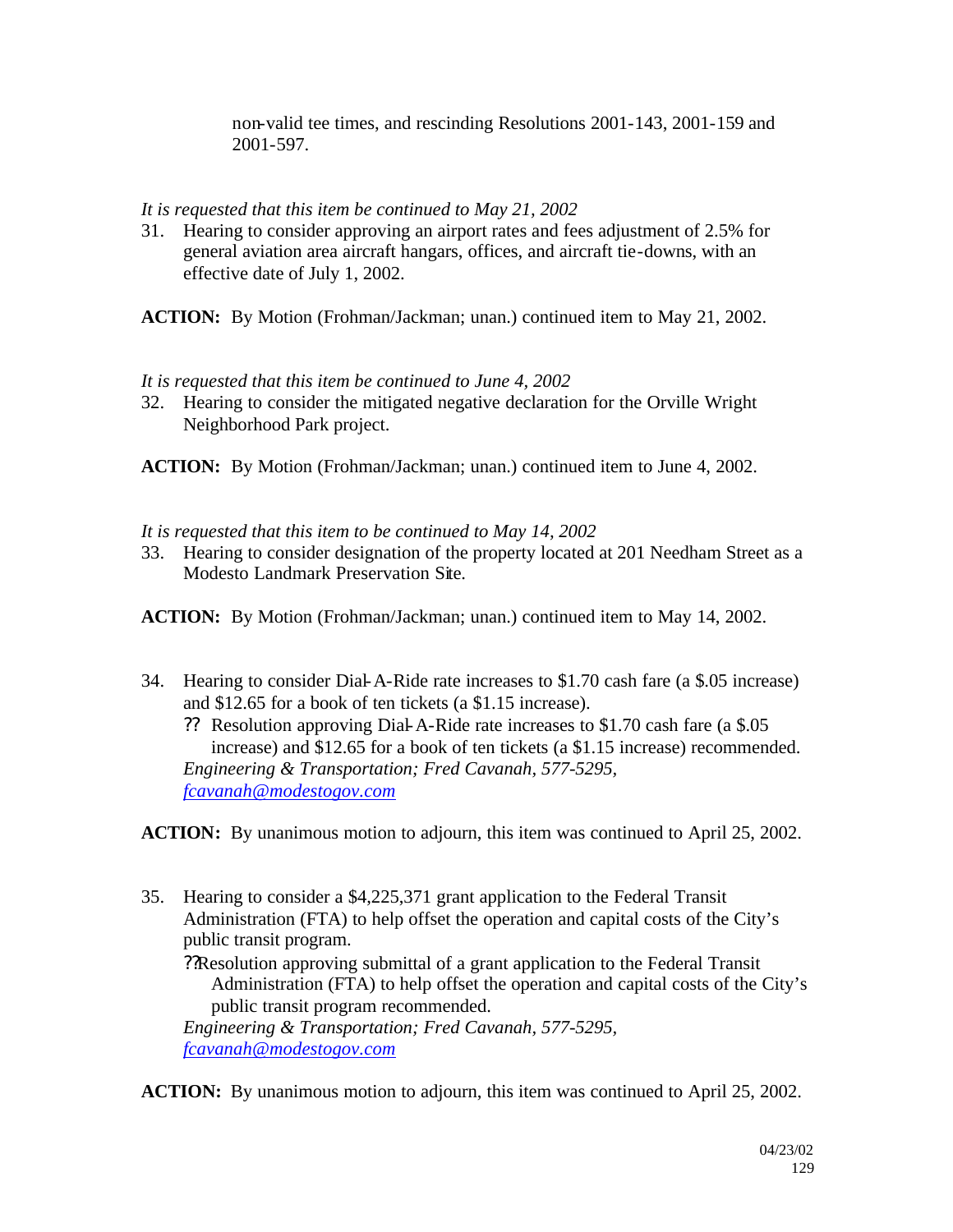non-valid tee times, and rescinding Resolutions 2001-143, 2001-159 and 2001-597.

*It is requested that this item be continued to May 21, 2002*

31. Hearing to consider approving an airport rates and fees adjustment of 2.5% for general aviation area aircraft hangars, offices, and aircraft tie-downs, with an effective date of July 1, 2002.

**ACTION:** By Motion (Frohman/Jackman; unan.) continued item to May 21, 2002.

*It is requested that this item be continued to June 4, 2002*

32. Hearing to consider the mitigated negative declaration for the Orville Wright Neighborhood Park project.

**ACTION:** By Motion (Frohman/Jackman; unan.) continued item to June 4, 2002.

*It is requested that this item to be continued to May 14, 2002*

33. Hearing to consider designation of the property located at 201 Needham Street as a Modesto Landmark Preservation Site.

**ACTION:** By Motion (Frohman/Jackman; unan.) continued item to May 14, 2002.

34. Hearing to consider Dial-A-Ride rate increases to $1.70 cash fare (a $.05 increase) and $12.65 for a book of ten tickets (a $1.15 increase).
    - Resolution approving Dial-A-Ride rate increases to $1.70 cash fare (a $.05 increase) and $12.65 for a book of ten tickets (a $1.15 increase) recommended.

    *Engineering & Transportation; Fred Cavanah, 577-5295, fcavanah@modestogov.com*

**ACTION:** By unanimous motion to adjourn, this item was continued to April 25, 2002.

35. Hearing to consider a $4,225,371 grant application to the Federal Transit Administration (FTA) to help offset the operation and capital costs of the City's public transit program.
    - Resolution approving submittal of a grant application to the Federal Transit Administration (FTA) to help offset the operation and capital costs of the City's public transit program recommended.

    *Engineering & Transportation; Fred Cavanah, 577-5295, fcavanah@modestogov.com*

**ACTION:** By unanimous motion to adjourn, this item was continued to April 25, 2002.

04/23/02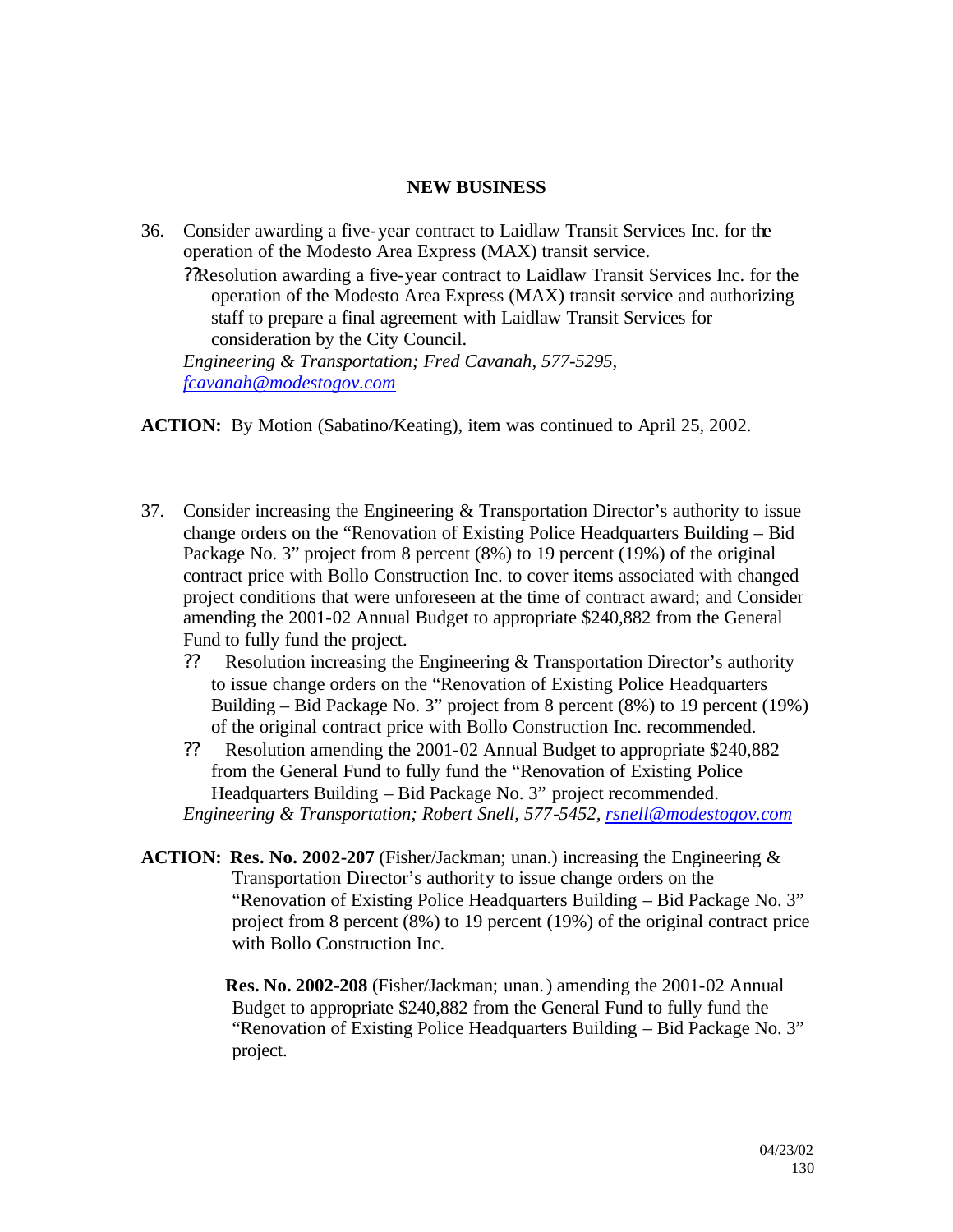## NEW BUSINESS

36. Consider awarding a five-year contract to Laidlaw Transit Services Inc. for the operation of the Modesto Area Express (MAX) transit service.
    - Resolution awarding a five-year contract to Laidlaw Transit Services Inc. for the operation of the Modesto Area Express (MAX) transit service and authorizing staff to prepare a final agreement with Laidlaw Transit Services for consideration by the City Council.

    *Engineering & Transportation; Fred Cavanah, 577-5295, fcavanah@modestogov.com*

**ACTION:** By Motion (Sabatino/Keating), item was continued to April 25, 2002.

37. Consider increasing the Engineering & Transportation Director's authority to issue change orders on the "Renovation of Existing Police Headquarters Building – Bid Package No. 3" project from 8 percent (8%) to 19 percent (19%) of the original contract price with Bollo Construction Inc. to cover items associated with changed project conditions that were unforeseen at the time of contract award; and Consider amending the 2001-02 Annual Budget to appropriate $240,882 from the General Fund to fully fund the project.
    - Resolution increasing the Engineering & Transportation Director's authority to issue change orders on the "Renovation of Existing Police Headquarters Building – Bid Package No. 3" project from 8 percent (8%) to 19 percent (19%) of the original contract price with Bollo Construction Inc. recommended.
    - Resolution amending the 2001-02 Annual Budget to appropriate $240,882 from the General Fund to fully fund the "Renovation of Existing Police Headquarters Building – Bid Package No. 3" project recommended.

    *Engineering & Transportation; Robert Snell, 577-5452, rsnell@modestogov.com*

**ACTION:** **Res. No. 2002-207** (Fisher/Jackman; unan.) increasing the Engineering & Transportation Director's authority to issue change orders on the "Renovation of Existing Police Headquarters Building – Bid Package No. 3" project from 8 percent (8%) to 19 percent (19%) of the original contract price with Bollo Construction Inc.

**Res. No. 2002-208** (Fisher/Jackman; unan.) amending the 2001-02 Annual Budget to appropriate $240,882 from the General Fund to fully fund the "Renovation of Existing Police Headquarters Building – Bid Package No. 3" project.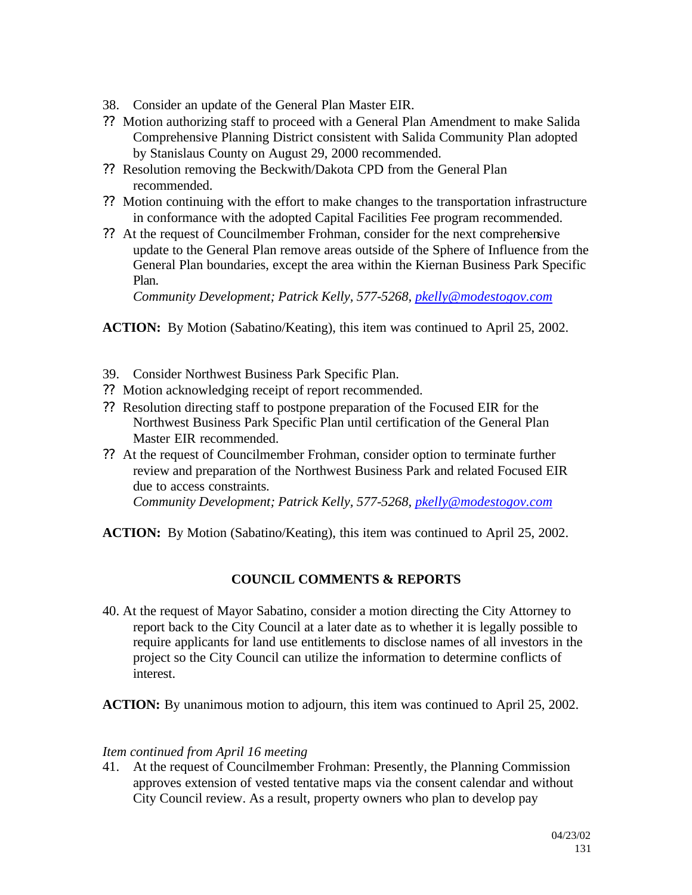38. Consider an update of the General Plan Master EIR.

?? Motion authorizing staff to proceed with a General Plan Amendment to make Salida Comprehensive Planning District consistent with Salida Community Plan adopted by Stanislaus County on August 29, 2000 recommended.

?? Resolution removing the Beckwith/Dakota CPD from the General Plan recommended.

?? Motion continuing with the effort to make changes to the transportation infrastructure in conformance with the adopted Capital Facilities Fee program recommended.

?? At the request of Councilmember Frohman, consider for the next comprehensive update to the General Plan remove areas outside of the Sphere of Influence from the General Plan boundaries, except the area within the Kiernan Business Park Specific Plan.

*Community Development; Patrick Kelly, 577-5268, pkelly@modestogov.com*

**ACTION:** By Motion (Sabatino/Keating), this item was continued to April 25, 2002.

39. Consider Northwest Business Park Specific Plan.

?? Motion acknowledging receipt of report recommended.

?? Resolution directing staff to postpone preparation of the Focused EIR for the Northwest Business Park Specific Plan until certification of the General Plan Master EIR recommended.

?? At the request of Councilmember Frohman, consider option to terminate further review and preparation of the Northwest Business Park and related Focused EIR due to access constraints.

*Community Development; Patrick Kelly, 577-5268, pkelly@modestogov.com*

**ACTION:** By Motion (Sabatino/Keating), this item was continued to April 25, 2002.

## COUNCIL COMMENTS & REPORTS

40. At the request of Mayor Sabatino, consider a motion directing the City Attorney to report back to the City Council at a later date as to whether it is legally possible to require applicants for land use entitlements to disclose names of all investors in the project so the City Council can utilize the information to determine conflicts of interest.

**ACTION:** By unanimous motion to adjourn, this item was continued to April 25, 2002.

*Item continued from April 16 meeting*

41. At the request of Councilmember Frohman: Presently, the Planning Commission approves extension of vested tentative maps via the consent calendar and without City Council review. As a result, property owners who plan to develop pay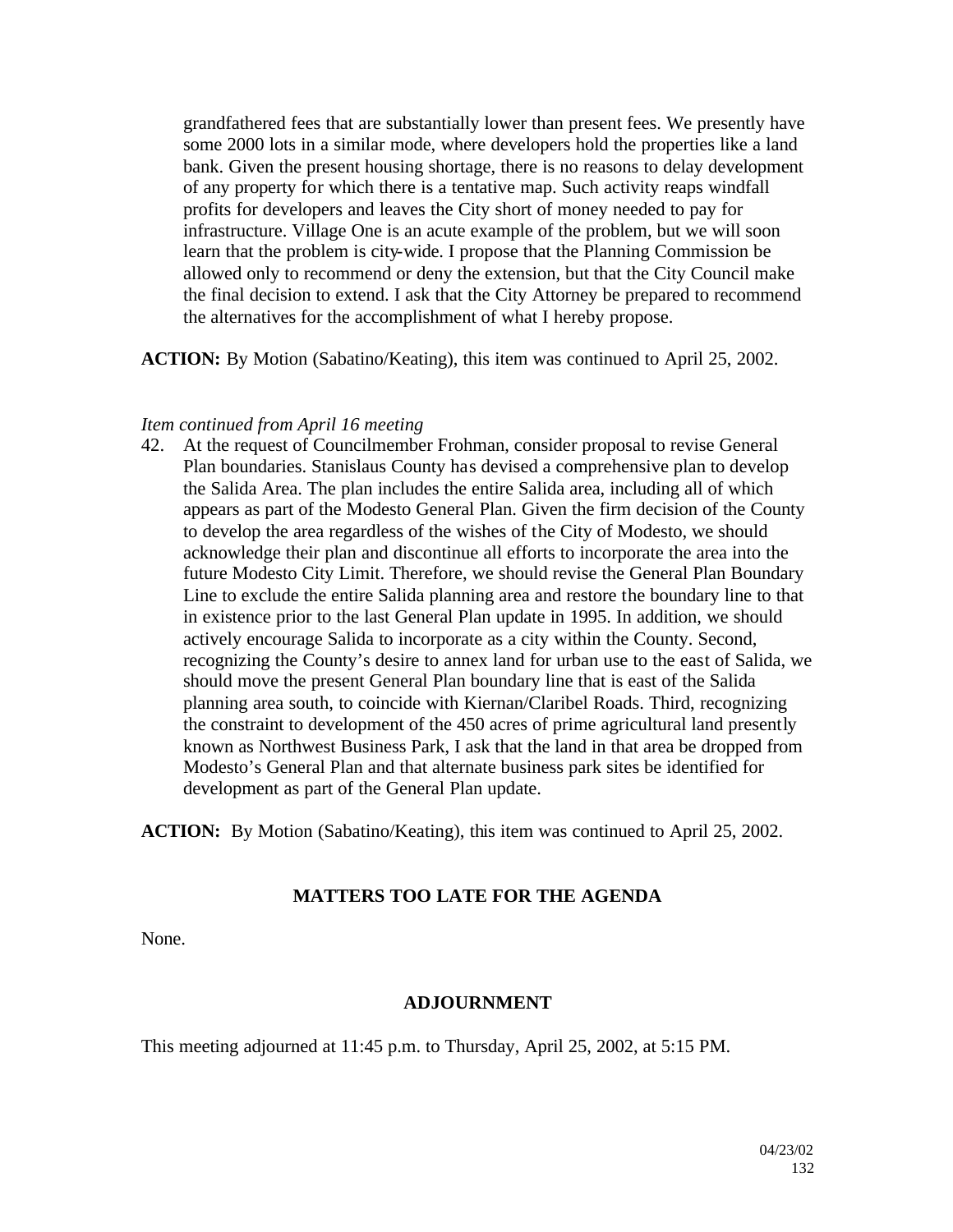grandfathered fees that are substantially lower than present fees. We presently have some 2000 lots in a similar mode, where developers hold the properties like a land bank. Given the present housing shortage, there is no reasons to delay development of any property for which there is a tentative map. Such activity reaps windfall profits for developers and leaves the City short of money needed to pay for infrastructure. Village One is an acute example of the problem, but we will soon learn that the problem is city-wide. I propose that the Planning Commission be allowed only to recommend or deny the extension, but that the City Council make the final decision to extend. I ask that the City Attorney be prepared to recommend the alternatives for the accomplishment of what I hereby propose.

**ACTION:** By Motion (Sabatino/Keating), this item was continued to April 25, 2002.

*Item continued from April 16 meeting*

42. At the request of Councilmember Frohman, consider proposal to revise General Plan boundaries. Stanislaus County has devised a comprehensive plan to develop the Salida Area. The plan includes the entire Salida area, including all of which appears as part of the Modesto General Plan. Given the firm decision of the County to develop the area regardless of the wishes of the City of Modesto, we should acknowledge their plan and discontinue all efforts to incorporate the area into the future Modesto City Limit. Therefore, we should revise the General Plan Boundary Line to exclude the entire Salida planning area and restore the boundary line to that in existence prior to the last General Plan update in 1995. In addition, we should actively encourage Salida to incorporate as a city within the County. Second, recognizing the County's desire to annex land for urban use to the east of Salida, we should move the present General Plan boundary line that is east of the Salida planning area south, to coincide with Kiernan/Claribel Roads. Third, recognizing the constraint to development of the 450 acres of prime agricultural land presently known as Northwest Business Park, I ask that the land in that area be dropped from Modesto's General Plan and that alternate business park sites be identified for development as part of the General Plan update.

**ACTION:** By Motion (Sabatino/Keating), this item was continued to April 25, 2002.

## MATTERS TOO LATE FOR THE AGENDA

None.

## ADJOURNMENT

This meeting adjourned at 11:45 p.m. to Thursday, April 25, 2002, at 5:15 PM.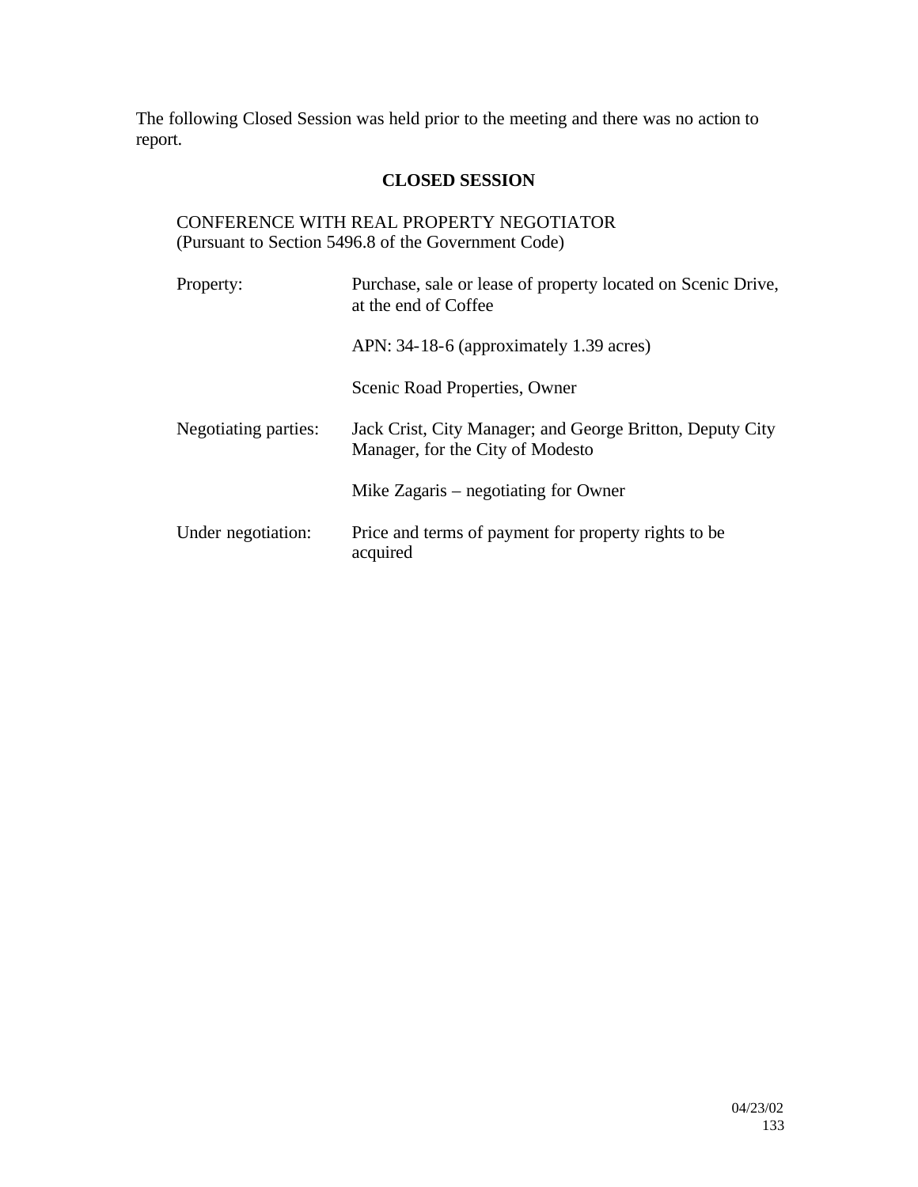The following Closed Session was held prior to the meeting and there was no action to report.

## CLOSED SESSION

CONFERENCE WITH REAL PROPERTY NEGOTIATOR
(Pursuant to Section 5496.8 of the Government Code)

| | |
|---|---|
| Property: | Purchase, sale or lease of property located on Scenic Drive, at the end of Coffee |
| | APN: 34-18-6 (approximately 1.39 acres) |
| | Scenic Road Properties, Owner |
| Negotiating parties: | Jack Crist, City Manager; and George Britton, Deputy City Manager, for the City of Modesto |
| | Mike Zagaris – negotiating for Owner |
| Under negotiation: | Price and terms of payment for property rights to be acquired |

04/23/02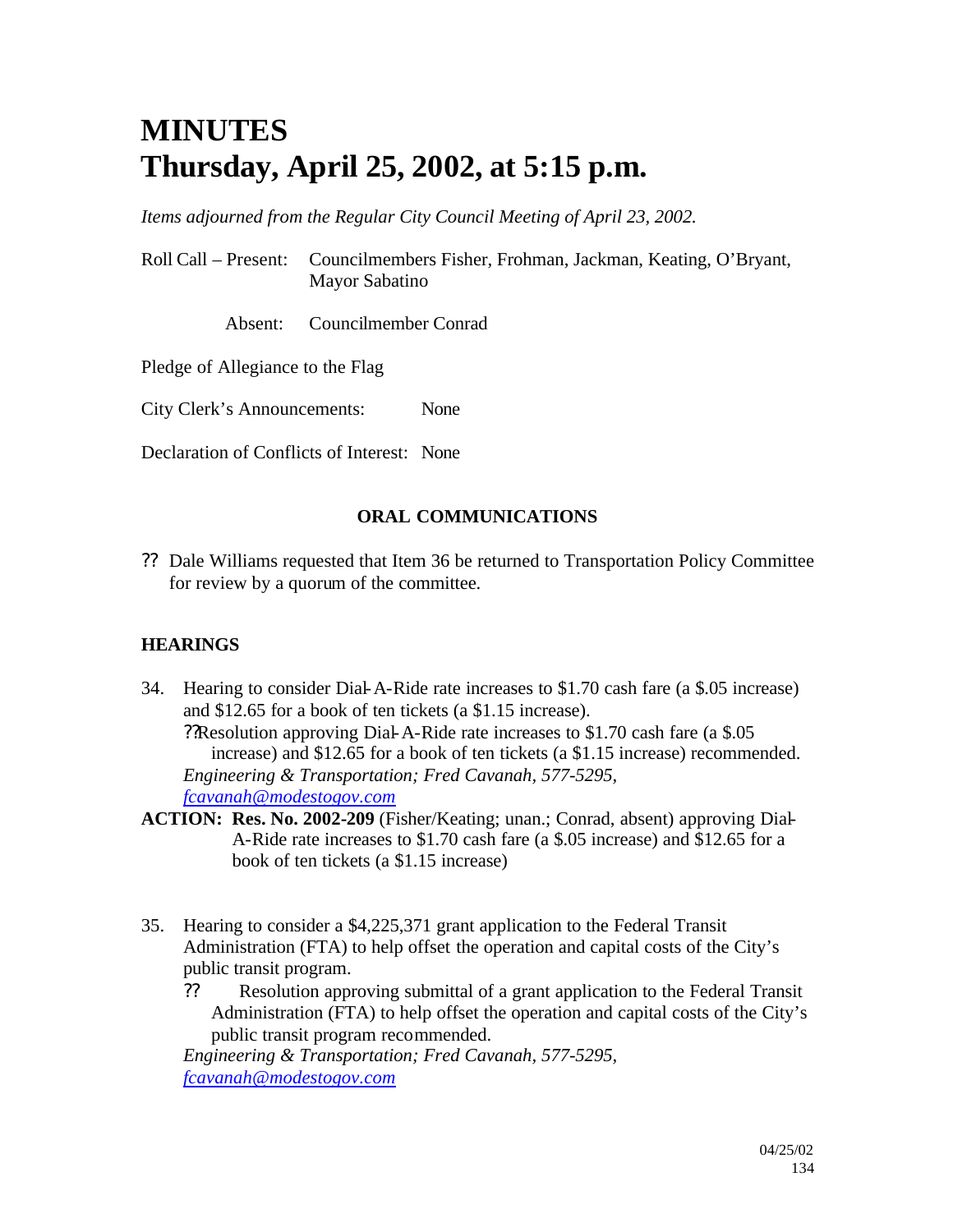# MINUTES
# Thursday, April 25, 2002, at 5:15 p.m.

*Items adjourned from the Regular City Council Meeting of April 23, 2002.*

Roll Call – Present: Councilmembers Fisher, Frohman, Jackman, Keating, O'Bryant, Mayor Sabatino

Absent: Councilmember Conrad

Pledge of Allegiance to the Flag

City Clerk's Announcements: None

Declaration of Conflicts of Interest: None

## ORAL COMMUNICATIONS

?? Dale Williams requested that Item 36 be returned to Transportation Policy Committee for review by a quorum of the committee.

## HEARINGS

34. Hearing to consider Dial-A-Ride rate increases to $1.70 cash fare (a $.05 increase) and $12.65 for a book of ten tickets (a $1.15 increase).
    ??Resolution approving Dial-A-Ride rate increases to $1.70 cash fare (a $.05 increase) and $12.65 for a book of ten tickets (a $1.15 increase) recommended.
    *Engineering & Transportation; Fred Cavanah, 577-5295, fcavanah@modestogov.com*

**ACTION:** **Res. No. 2002-209** (Fisher/Keating; unan.; Conrad, absent) approving Dial-A-Ride rate increases to $1.70 cash fare (a $.05 increase) and $12.65 for a book of ten tickets (a $1.15 increase)

35. Hearing to consider a $4,225,371 grant application to the Federal Transit Administration (FTA) to help offset the operation and capital costs of the City's public transit program.
    ?? Resolution approving submittal of a grant application to the Federal Transit Administration (FTA) to help offset the operation and capital costs of the City's public transit program recommended.
    *Engineering & Transportation; Fred Cavanah, 577-5295, fcavanah@modestogov.com*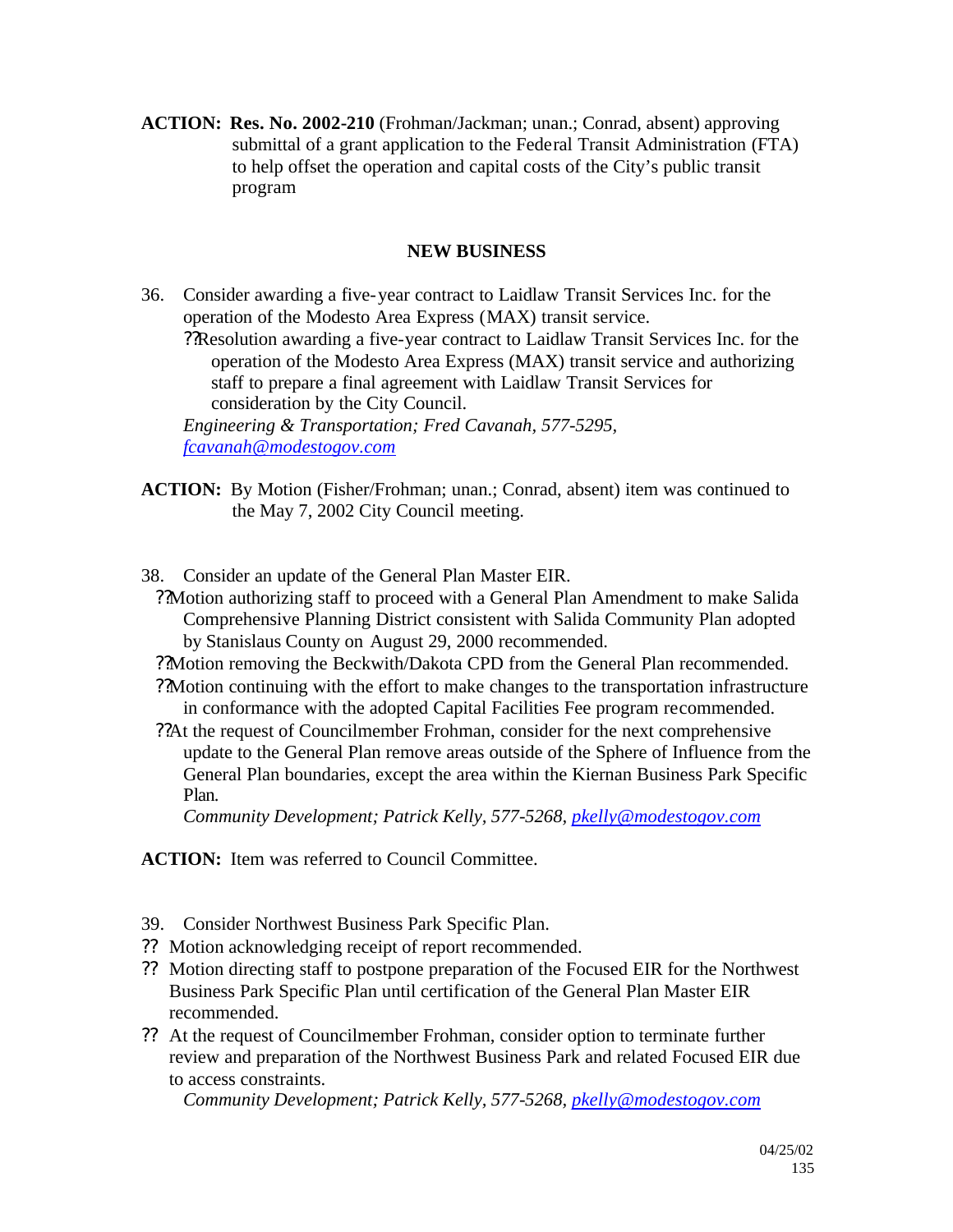**ACTION:** **Res. No. 2002-210** (Frohman/Jackman; unan.; Conrad, absent) approving submittal of a grant application to the Federal Transit Administration (FTA) to help offset the operation and capital costs of the City's public transit program

## NEW BUSINESS

36. Consider awarding a five-year contract to Laidlaw Transit Services Inc. for the operation of the Modesto Area Express (MAX) transit service.
    - ??Resolution awarding a five-year contract to Laidlaw Transit Services Inc. for the operation of the Modesto Area Express (MAX) transit service and authorizing staff to prepare a final agreement with Laidlaw Transit Services for consideration by the City Council.

    *Engineering & Transportation; Fred Cavanah, 577-5295, [fcavanah@modestogov.com](mailto:fcavanah@modestogov.com)*

**ACTION:** By Motion (Fisher/Frohman; unan.; Conrad, absent) item was continued to the May 7, 2002 City Council meeting.

38. Consider an update of the General Plan Master EIR.
    - ??Motion authorizing staff to proceed with a General Plan Amendment to make Salida Comprehensive Planning District consistent with Salida Community Plan adopted by Stanislaus County on August 29, 2000 recommended.
    - ??Motion removing the Beckwith/Dakota CPD from the General Plan recommended.
    - ??Motion continuing with the effort to make changes to the transportation infrastructure in conformance with the adopted Capital Facilities Fee program recommended.
    - ??At the request of Councilmember Frohman, consider for the next comprehensive update to the General Plan remove areas outside of the Sphere of Influence from the General Plan boundaries, except the area within the Kiernan Business Park Specific Plan.

    *Community Development; Patrick Kelly, 577-5268, [pkelly@modestogov.com](mailto:pkelly@modestogov.com)*

**ACTION:** Item was referred to Council Committee.

39. Consider Northwest Business Park Specific Plan.
    - ?? Motion acknowledging receipt of report recommended.
    - ?? Motion directing staff to postpone preparation of the Focused EIR for the Northwest Business Park Specific Plan until certification of the General Plan Master EIR recommended.
    - ?? At the request of Councilmember Frohman, consider option to terminate further review and preparation of the Northwest Business Park and related Focused EIR due to access constraints.

    *Community Development; Patrick Kelly, 577-5268, [pkelly@modestogov.com](mailto:pkelly@modestogov.com)*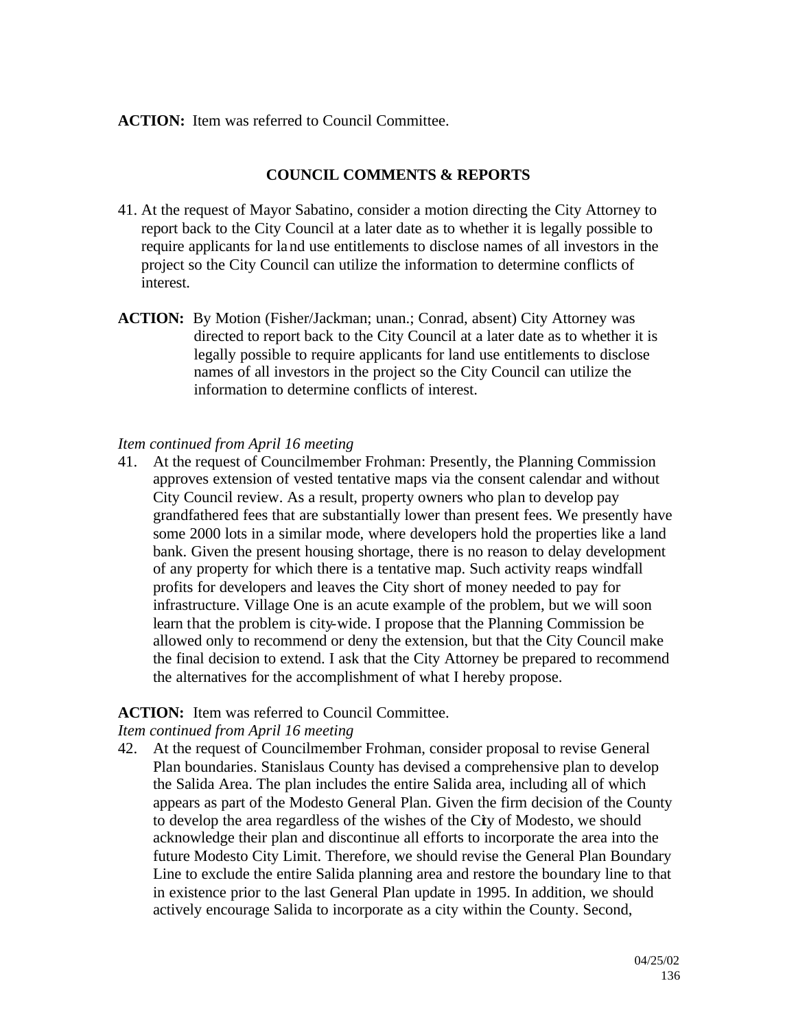**ACTION:** Item was referred to Council Committee.

## COUNCIL COMMENTS & REPORTS

41. At the request of Mayor Sabatino, consider a motion directing the City Attorney to report back to the City Council at a later date as to whether it is legally possible to require applicants for land use entitlements to disclose names of all investors in the project so the City Council can utilize the information to determine conflicts of interest.

**ACTION:** By Motion (Fisher/Jackman; unan.; Conrad, absent) City Attorney was directed to report back to the City Council at a later date as to whether it is legally possible to require applicants for land use entitlements to disclose names of all investors in the project so the City Council can utilize the information to determine conflicts of interest.

*Item continued from April 16 meeting*

41. At the request of Councilmember Frohman: Presently, the Planning Commission approves extension of vested tentative maps via the consent calendar and without City Council review. As a result, property owners who plan to develop pay grandfathered fees that are substantially lower than present fees. We presently have some 2000 lots in a similar mode, where developers hold the properties like a land bank. Given the present housing shortage, there is no reason to delay development of any property for which there is a tentative map. Such activity reaps windfall profits for developers and leaves the City short of money needed to pay for infrastructure. Village One is an acute example of the problem, but we will soon learn that the problem is city-wide. I propose that the Planning Commission be allowed only to recommend or deny the extension, but that the City Council make the final decision to extend. I ask that the City Attorney be prepared to recommend the alternatives for the accomplishment of what I hereby propose.

**ACTION:** Item was referred to Council Committee.

*Item continued from April 16 meeting*

42. At the request of Councilmember Frohman, consider proposal to revise General Plan boundaries. Stanislaus County has devised a comprehensive plan to develop the Salida Area. The plan includes the entire Salida area, including all of which appears as part of the Modesto General Plan. Given the firm decision of the County to develop the area regardless of the wishes of the City of Modesto, we should acknowledge their plan and discontinue all efforts to incorporate the area into the future Modesto City Limit. Therefore, we should revise the General Plan Boundary Line to exclude the entire Salida planning area and restore the boundary line to that in existence prior to the last General Plan update in 1995. In addition, we should actively encourage Salida to incorporate as a city within the County. Second,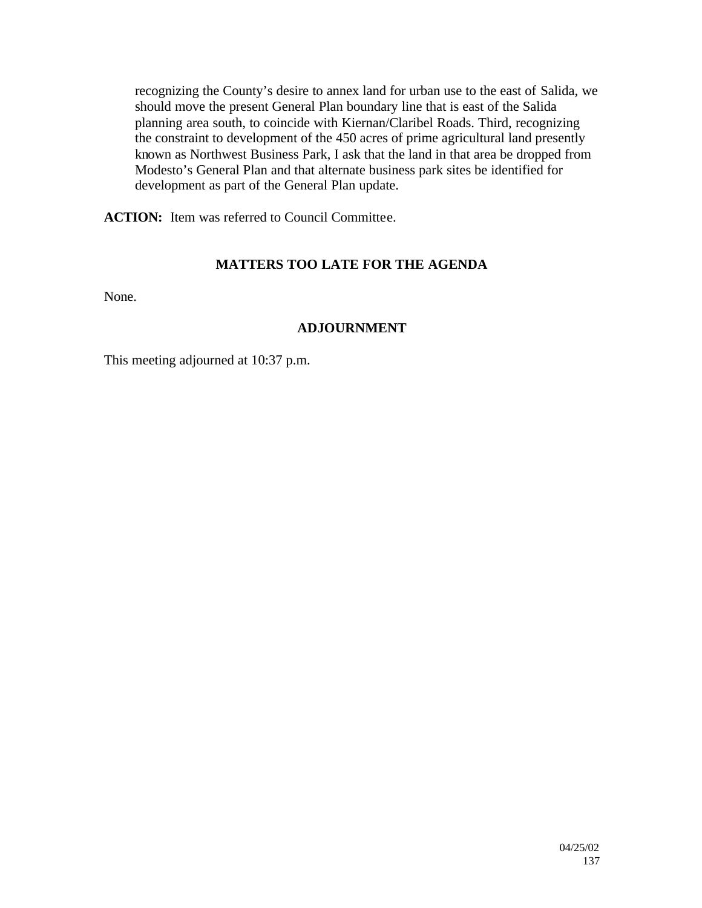recognizing the County's desire to annex land for urban use to the east of Salida, we should move the present General Plan boundary line that is east of the Salida planning area south, to coincide with Kiernan/Claribel Roads. Third, recognizing the constraint to development of the 450 acres of prime agricultural land presently known as Northwest Business Park, I ask that the land in that area be dropped from Modesto's General Plan and that alternate business park sites be identified for development as part of the General Plan update.

**ACTION:** Item was referred to Council Committee.

## MATTERS TOO LATE FOR THE AGENDA

None.

## ADJOURNMENT

This meeting adjourned at 10:37 p.m.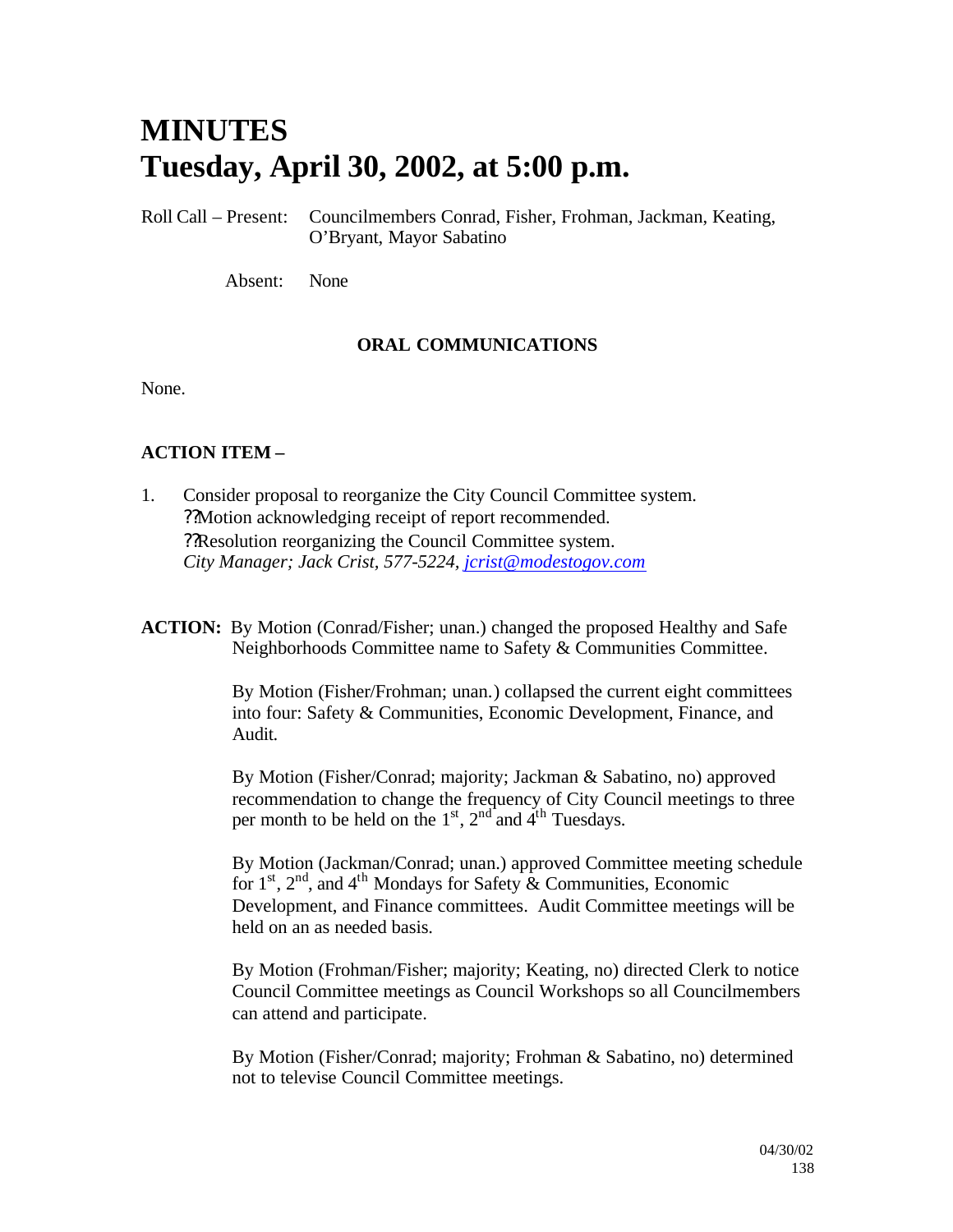# MINUTES
# Tuesday, April 30, 2002, at 5:00 p.m.

Roll Call – Present: Councilmembers Conrad, Fisher, Frohman, Jackman, Keating, O'Bryant, Mayor Sabatino

Absent: None

## ORAL COMMUNICATIONS

None.

## ACTION ITEM –

1. Consider proposal to reorganize the City Council Committee system.
   ??Motion acknowledging receipt of report recommended.
   ??Resolution reorganizing the Council Committee system.
   *City Manager; Jack Crist, 577-5224, jcrist@modestogov.com*

**ACTION:** By Motion (Conrad/Fisher; unan.) changed the proposed Healthy and Safe Neighborhoods Committee name to Safety & Communities Committee.

By Motion (Fisher/Frohman; unan.) collapsed the current eight committees into four: Safety & Communities, Economic Development, Finance, and Audit.

By Motion (Fisher/Conrad; majority; Jackman & Sabatino, no) approved recommendation to change the frequency of City Council meetings to three per month to be held on the 1st, 2nd and 4th Tuesdays.

By Motion (Jackman/Conrad; unan.) approved Committee meeting schedule for 1st, 2nd, and 4th Mondays for Safety & Communities, Economic Development, and Finance committees. Audit Committee meetings will be held on an as needed basis.

By Motion (Frohman/Fisher; majority; Keating, no) directed Clerk to notice Council Committee meetings as Council Workshops so all Councilmembers can attend and participate.

By Motion (Fisher/Conrad; majority; Frohman & Sabatino, no) determined not to televise Council Committee meetings.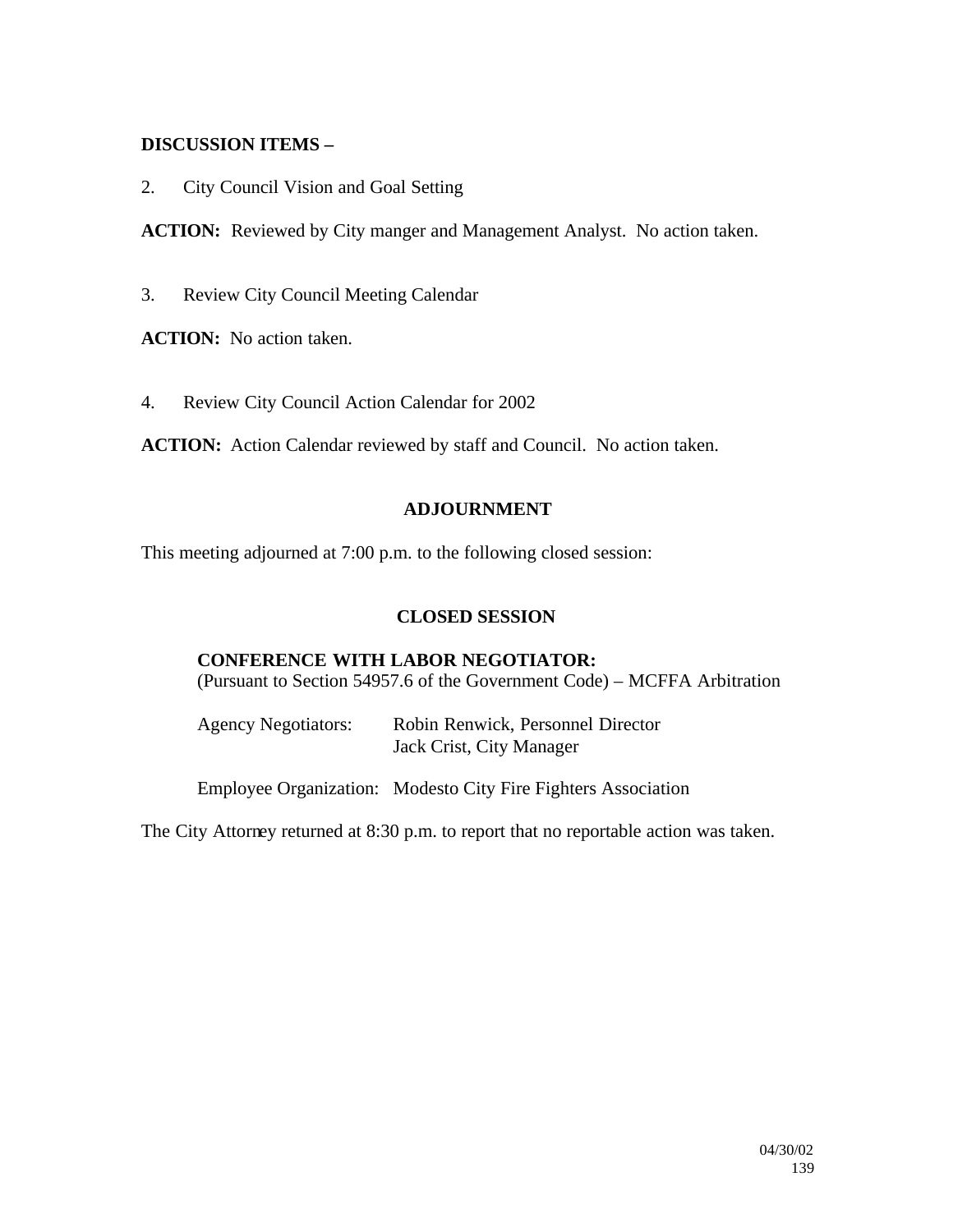**DISCUSSION ITEMS –**

2. City Council Vision and Goal Setting

**ACTION:** Reviewed by City manger and Management Analyst. No action taken.

3. Review City Council Meeting Calendar

**ACTION:** No action taken.

4. Review City Council Action Calendar for 2002

**ACTION:** Action Calendar reviewed by staff and Council. No action taken.

## ADJOURNMENT

This meeting adjourned at 7:00 p.m. to the following closed session:

## CLOSED SESSION

**CONFERENCE WITH LABOR NEGOTIATOR:**
(Pursuant to Section 54957.6 of the Government Code) – MCFFA Arbitration

Agency Negotiators: Robin Renwick, Personnel Director
Jack Crist, City Manager

Employee Organization: Modesto City Fire Fighters Association

The City Attorney returned at 8:30 p.m. to report that no reportable action was taken.

04/30/02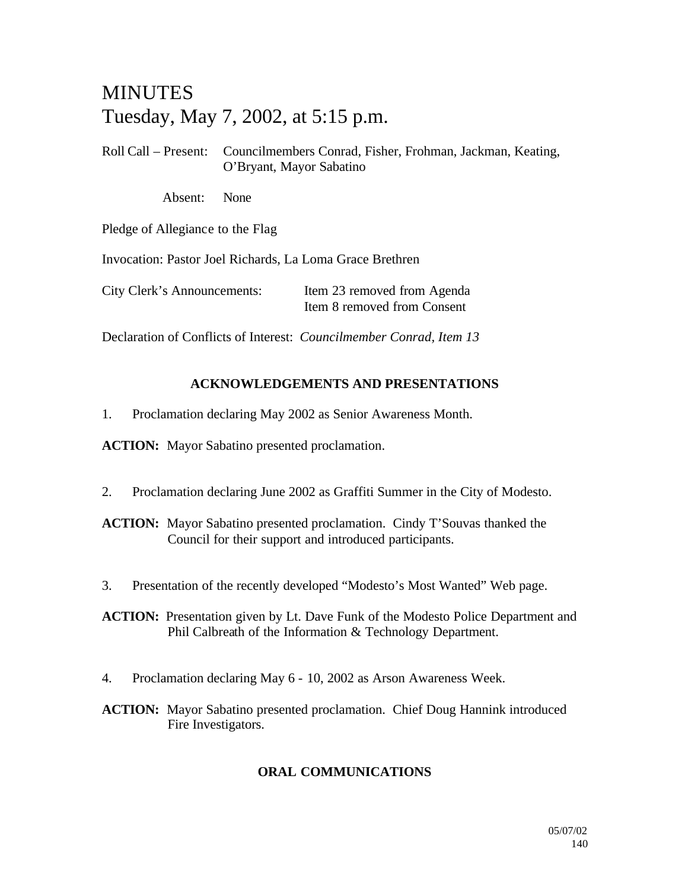# MINUTES
# Tuesday, May 7, 2002, at 5:15 p.m.

Roll Call – Present: Councilmembers Conrad, Fisher, Frohman, Jackman, Keating, O'Bryant, Mayor Sabatino

Absent: None

Pledge of Allegiance to the Flag

Invocation: Pastor Joel Richards, La Loma Grace Brethren

City Clerk's Announcements: Item 23 removed from Agenda
Item 8 removed from Consent

Declaration of Conflicts of Interest: *Councilmember Conrad, Item 13*

## ACKNOWLEDGEMENTS AND PRESENTATIONS

1. Proclamation declaring May 2002 as Senior Awareness Month.

**ACTION:** Mayor Sabatino presented proclamation.

2. Proclamation declaring June 2002 as Graffiti Summer in the City of Modesto.

**ACTION:** Mayor Sabatino presented proclamation. Cindy T'Souvas thanked the Council for their support and introduced participants.

3. Presentation of the recently developed "Modesto's Most Wanted" Web page.

**ACTION:** Presentation given by Lt. Dave Funk of the Modesto Police Department and Phil Calbreath of the Information & Technology Department.

4. Proclamation declaring May 6 - 10, 2002 as Arson Awareness Week.

**ACTION:** Mayor Sabatino presented proclamation. Chief Doug Hannink introduced Fire Investigators.

## ORAL COMMUNICATIONS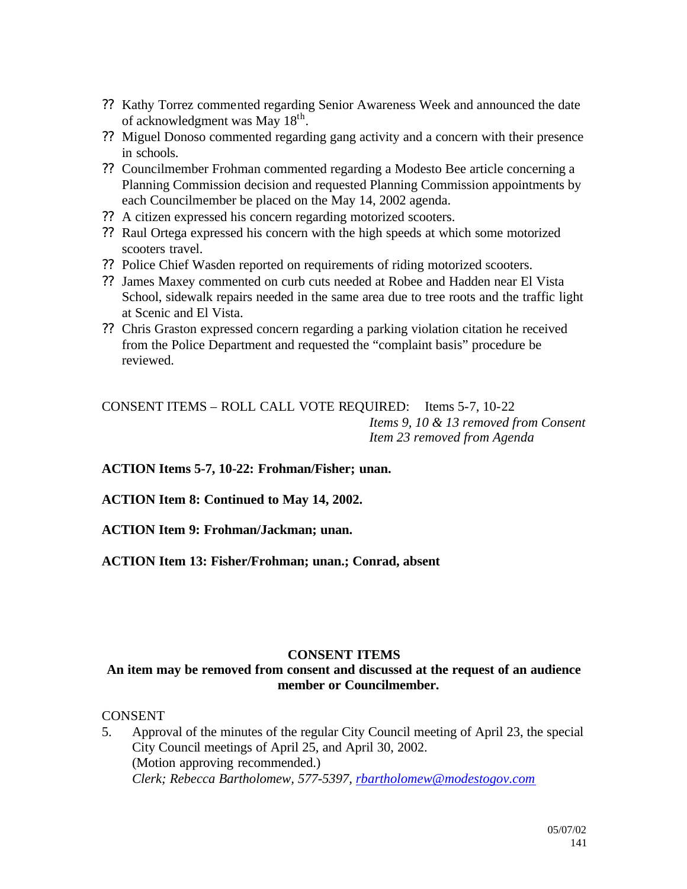- ?? Kathy Torrez commented regarding Senior Awareness Week and announced the date of acknowledgment was May 18th.
- ?? Miguel Donoso commented regarding gang activity and a concern with their presence in schools.
- ?? Councilmember Frohman commented regarding a Modesto Bee article concerning a Planning Commission decision and requested Planning Commission appointments by each Councilmember be placed on the May 14, 2002 agenda.
- ?? A citizen expressed his concern regarding motorized scooters.
- ?? Raul Ortega expressed his concern with the high speeds at which some motorized scooters travel.
- ?? Police Chief Wasden reported on requirements of riding motorized scooters.
- ?? James Maxey commented on curb cuts needed at Robee and Hadden near El Vista School, sidewalk repairs needed in the same area due to tree roots and the traffic light at Scenic and El Vista.
- ?? Chris Graston expressed concern regarding a parking violation citation he received from the Police Department and requested the "complaint basis" procedure be reviewed.

CONSENT ITEMS – ROLL CALL VOTE REQUIRED: Items 5-7, 10-22
*Items 9, 10 & 13 removed from Consent*
*Item 23 removed from Agenda*

**ACTION Items 5-7, 10-22: Frohman/Fisher; unan.**

**ACTION Item 8: Continued to May 14, 2002.**

**ACTION Item 9: Frohman/Jackman; unan.**

**ACTION Item 13: Fisher/Frohman; unan.; Conrad, absent**

**CONSENT ITEMS**

**An item may be removed from consent and discussed at the request of an audience member or Councilmember.**

CONSENT

5. Approval of the minutes of the regular City Council meeting of April 23, the special City Council meetings of April 25, and April 30, 2002.
   (Motion approving recommended.)
   *Clerk; Rebecca Bartholomew, 577-5397, rbartholomew@modestogov.com*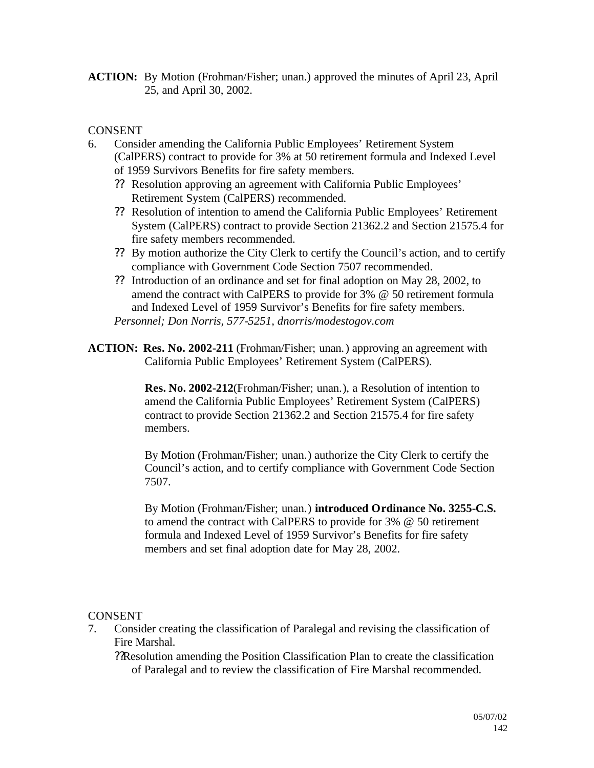**ACTION:** By Motion (Frohman/Fisher; unan.) approved the minutes of April 23, April 25, and April 30, 2002.

CONSENT

6. Consider amending the California Public Employees' Retirement System (CalPERS) contract to provide for 3% at 50 retirement formula and Indexed Level of 1959 Survivors Benefits for fire safety members.
   - Resolution approving an agreement with California Public Employees' Retirement System (CalPERS) recommended.
   - Resolution of intention to amend the California Public Employees' Retirement System (CalPERS) contract to provide Section 21362.2 and Section 21575.4 for fire safety members recommended.
   - By motion authorize the City Clerk to certify the Council's action, and to certify compliance with Government Code Section 7507 recommended.
   - Introduction of an ordinance and set for final adoption on May 28, 2002, to amend the contract with CalPERS to provide for 3% @ 50 retirement formula and Indexed Level of 1959 Survivor's Benefits for fire safety members.

   *Personnel; Don Norris, 577-5251, dnorris/modestogov.com*

**ACTION:** **Res. No. 2002-211** (Frohman/Fisher; unan.) approving an agreement with California Public Employees' Retirement System (CalPERS).

**Res. No. 2002-212**(Frohman/Fisher; unan.), a Resolution of intention to amend the California Public Employees' Retirement System (CalPERS) contract to provide Section 21362.2 and Section 21575.4 for fire safety members.

By Motion (Frohman/Fisher; unan.) authorize the City Clerk to certify the Council's action, and to certify compliance with Government Code Section 7507.

By Motion (Frohman/Fisher; unan.) **introduced Ordinance No. 3255-C.S.** to amend the contract with CalPERS to provide for 3% @ 50 retirement formula and Indexed Level of 1959 Survivor's Benefits for fire safety members and set final adoption date for May 28, 2002.

CONSENT

7. Consider creating the classification of Paralegal and revising the classification of Fire Marshal.
   - Resolution amending the Position Classification Plan to create the classification of Paralegal and to review the classification of Fire Marshal recommended.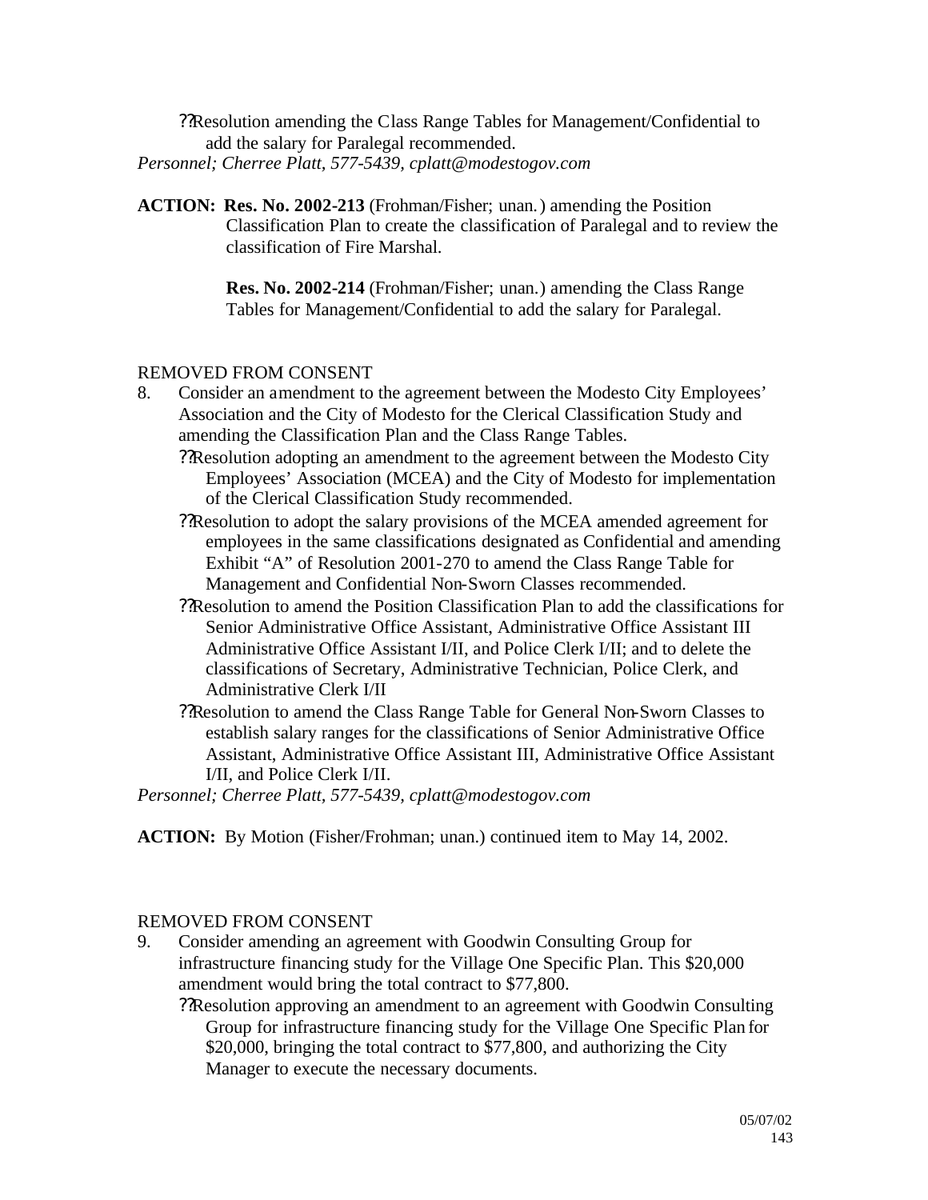- ?? Resolution amending the Class Range Tables for Management/Confidential to add the salary for Paralegal recommended.

*Personnel; Cherree Platt, 577-5439, cplatt@modestogov.com*

**ACTION: Res. No. 2002-213** (Frohman/Fisher; unan.) amending the Position Classification Plan to create the classification of Paralegal and to review the classification of Fire Marshal.

**Res. No. 2002-214** (Frohman/Fisher; unan.) amending the Class Range Tables for Management/Confidential to add the salary for Paralegal.

REMOVED FROM CONSENT

8. Consider an amendment to the agreement between the Modesto City Employees' Association and the City of Modesto for the Clerical Classification Study and amending the Classification Plan and the Class Range Tables.
   - ?? Resolution adopting an amendment to the agreement between the Modesto City Employees' Association (MCEA) and the City of Modesto for implementation of the Clerical Classification Study recommended.
   - ?? Resolution to adopt the salary provisions of the MCEA amended agreement for employees in the same classifications designated as Confidential and amending Exhibit "A" of Resolution 2001-270 to amend the Class Range Table for Management and Confidential Non-Sworn Classes recommended.
   - ?? Resolution to amend the Position Classification Plan to add the classifications for Senior Administrative Office Assistant, Administrative Office Assistant III Administrative Office Assistant I/II, and Police Clerk I/II; and to delete the classifications of Secretary, Administrative Technician, Police Clerk, and Administrative Clerk I/II
   - ?? Resolution to amend the Class Range Table for General Non-Sworn Classes to establish salary ranges for the classifications of Senior Administrative Office Assistant, Administrative Office Assistant III, Administrative Office Assistant I/II, and Police Clerk I/II.

*Personnel; Cherree Platt, 577-5439, cplatt@modestogov.com*

**ACTION:** By Motion (Fisher/Frohman; unan.) continued item to May 14, 2002.

REMOVED FROM CONSENT

9. Consider amending an agreement with Goodwin Consulting Group for infrastructure financing study for the Village One Specific Plan. This $20,000 amendment would bring the total contract to $77,800.
   - ?? Resolution approving an amendment to an agreement with Goodwin Consulting Group for infrastructure financing study for the Village One Specific Plan for $20,000, bringing the total contract to $77,800, and authorizing the City Manager to execute the necessary documents.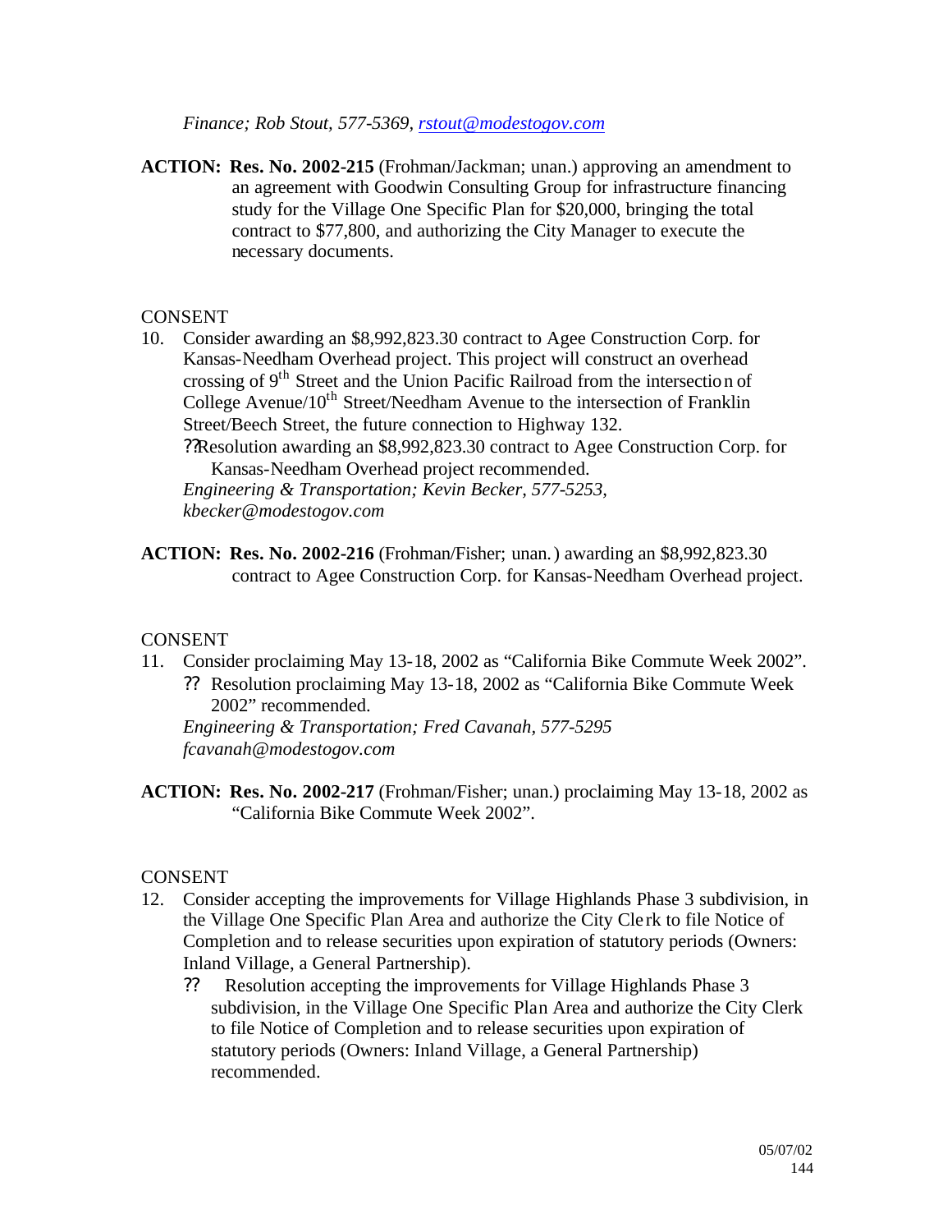*Finance; Rob Stout, 577-5369, rstout@modestogov.com*

**ACTION: Res. No. 2002-215** (Frohman/Jackman; unan.) approving an amendment to an agreement with Goodwin Consulting Group for infrastructure financing study for the Village One Specific Plan for $20,000, bringing the total contract to $77,800, and authorizing the City Manager to execute the necessary documents.

CONSENT

10. Consider awarding an $8,992,823.30 contract to Agee Construction Corp. for Kansas-Needham Overhead project. This project will construct an overhead crossing of 9th Street and the Union Pacific Railroad from the intersection of College Avenue/10th Street/Needham Avenue to the intersection of Franklin Street/Beech Street, the future connection to Highway 132.
    - Resolution awarding an $8,992,823.30 contract to Agee Construction Corp. for Kansas-Needham Overhead project recommended.

    *Engineering & Transportation; Kevin Becker, 577-5253, kbecker@modestogov.com*

**ACTION: Res. No. 2002-216** (Frohman/Fisher; unan.) awarding an $8,992,823.30 contract to Agee Construction Corp. for Kansas-Needham Overhead project.

CONSENT

11. Consider proclaiming May 13-18, 2002 as "California Bike Commute Week 2002".
    - Resolution proclaiming May 13-18, 2002 as "California Bike Commute Week 2002" recommended.

    *Engineering & Transportation; Fred Cavanah, 577-5295 fcavanah@modestogov.com*

**ACTION: Res. No. 2002-217** (Frohman/Fisher; unan.) proclaiming May 13-18, 2002 as "California Bike Commute Week 2002".

CONSENT

12. Consider accepting the improvements for Village Highlands Phase 3 subdivision, in the Village One Specific Plan Area and authorize the City Clerk to file Notice of Completion and to release securities upon expiration of statutory periods (Owners: Inland Village, a General Partnership).
    - Resolution accepting the improvements for Village Highlands Phase 3 subdivision, in the Village One Specific Plan Area and authorize the City Clerk to file Notice of Completion and to release securities upon expiration of statutory periods (Owners: Inland Village, a General Partnership) recommended.

05/07/02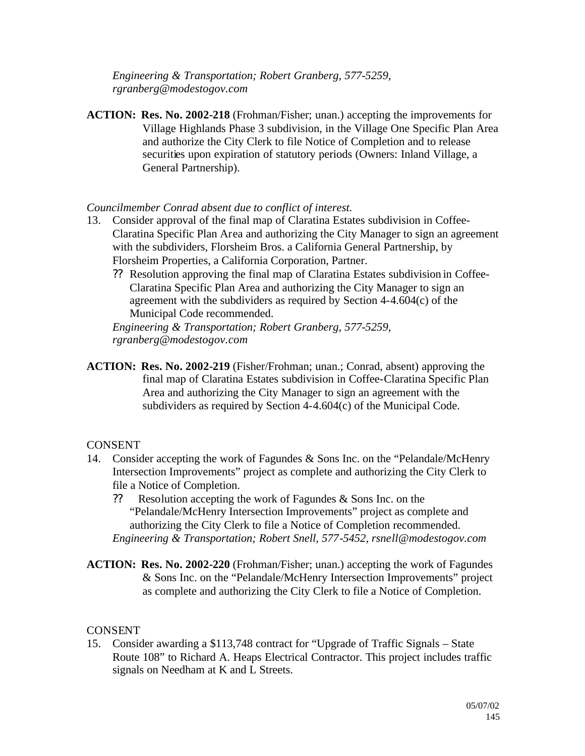*Engineering & Transportation; Robert Granberg, 577-5259, rgranberg@modestogov.com*

**ACTION: Res. No. 2002-218** (Frohman/Fisher; unan.) accepting the improvements for Village Highlands Phase 3 subdivision, in the Village One Specific Plan Area and authorize the City Clerk to file Notice of Completion and to release securities upon expiration of statutory periods (Owners: Inland Village, a General Partnership).

*Councilmember Conrad absent due to conflict of interest.*

13. Consider approval of the final map of Claratina Estates subdivision in Coffee-Claratina Specific Plan Area and authorizing the City Manager to sign an agreement with the subdividers, Florsheim Bros. a California General Partnership, by Florsheim Properties, a California Corporation, Partner.
    - ?? Resolution approving the final map of Claratina Estates subdivision in Coffee-Claratina Specific Plan Area and authorizing the City Manager to sign an agreement with the subdividers as required by Section 4-4.604(c) of the Municipal Code recommended.

    *Engineering & Transportation; Robert Granberg, 577-5259, rgranberg@modestogov.com*

**ACTION: Res. No. 2002-219** (Fisher/Frohman; unan.; Conrad, absent) approving the final map of Claratina Estates subdivision in Coffee-Claratina Specific Plan Area and authorizing the City Manager to sign an agreement with the subdividers as required by Section 4-4.604(c) of the Municipal Code.

CONSENT

14. Consider accepting the work of Fagundes & Sons Inc. on the "Pelandale/McHenry Intersection Improvements" project as complete and authorizing the City Clerk to file a Notice of Completion.
    - ?? Resolution accepting the work of Fagundes & Sons Inc. on the "Pelandale/McHenry Intersection Improvements" project as complete and authorizing the City Clerk to file a Notice of Completion recommended.

    *Engineering & Transportation; Robert Snell, 577-5452, rsnell@modestogov.com*

**ACTION: Res. No. 2002-220** (Frohman/Fisher; unan.) accepting the work of Fagundes & Sons Inc. on the "Pelandale/McHenry Intersection Improvements" project as complete and authorizing the City Clerk to file a Notice of Completion.

CONSENT

15. Consider awarding a $113,748 contract for "Upgrade of Traffic Signals – State Route 108" to Richard A. Heaps Electrical Contractor. This project includes traffic signals on Needham at K and L Streets.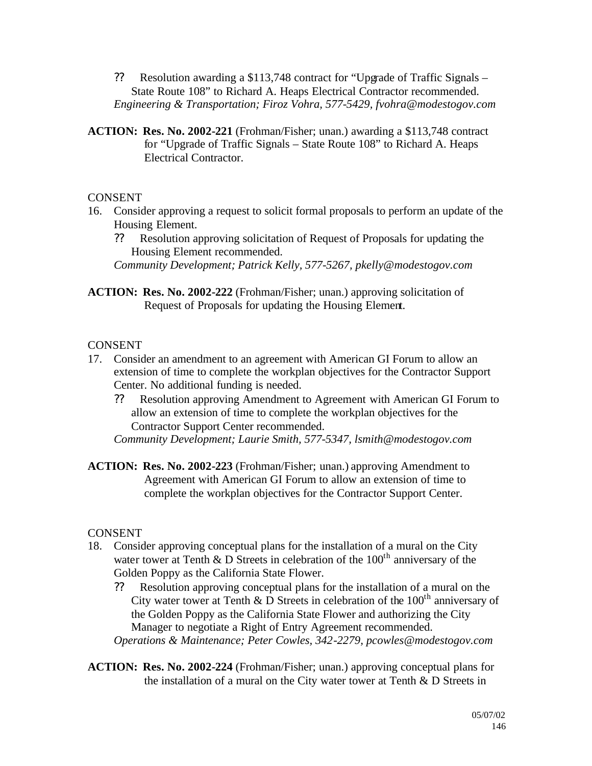?? Resolution awarding a $113,748 contract for "Upgrade of Traffic Signals – State Route 108" to Richard A. Heaps Electrical Contractor recommended.
*Engineering & Transportation; Firoz Vohra, 577-5429, fvohra@modestogov.com*

**ACTION: Res. No. 2002-221** (Frohman/Fisher; unan.) awarding a $113,748 contract for "Upgrade of Traffic Signals – State Route 108" to Richard A. Heaps Electrical Contractor.

CONSENT

16. Consider approving a request to solicit formal proposals to perform an update of the Housing Element.
    ?? Resolution approving solicitation of Request of Proposals for updating the Housing Element recommended.
    *Community Development; Patrick Kelly, 577-5267, pkelly@modestogov.com*

**ACTION: Res. No. 2002-222** (Frohman/Fisher; unan.) approving solicitation of Request of Proposals for updating the Housing Element.

CONSENT

17. Consider an amendment to an agreement with American GI Forum to allow an extension of time to complete the workplan objectives for the Contractor Support Center. No additional funding is needed.
    ?? Resolution approving Amendment to Agreement with American GI Forum to allow an extension of time to complete the workplan objectives for the Contractor Support Center recommended.
    *Community Development; Laurie Smith, 577-5347, lsmith@modestogov.com*

**ACTION: Res. No. 2002-223** (Frohman/Fisher; unan.) approving Amendment to Agreement with American GI Forum to allow an extension of time to complete the workplan objectives for the Contractor Support Center.

CONSENT

18. Consider approving conceptual plans for the installation of a mural on the City water tower at Tenth & D Streets in celebration of the 100th anniversary of the Golden Poppy as the California State Flower.
    ?? Resolution approving conceptual plans for the installation of a mural on the City water tower at Tenth & D Streets in celebration of the 100th anniversary of the Golden Poppy as the California State Flower and authorizing the City Manager to negotiate a Right of Entry Agreement recommended.
    *Operations & Maintenance; Peter Cowles, 342-2279, pcowles@modestogov.com*

**ACTION: Res. No. 2002-224** (Frohman/Fisher; unan.) approving conceptual plans for the installation of a mural on the City water tower at Tenth & D Streets in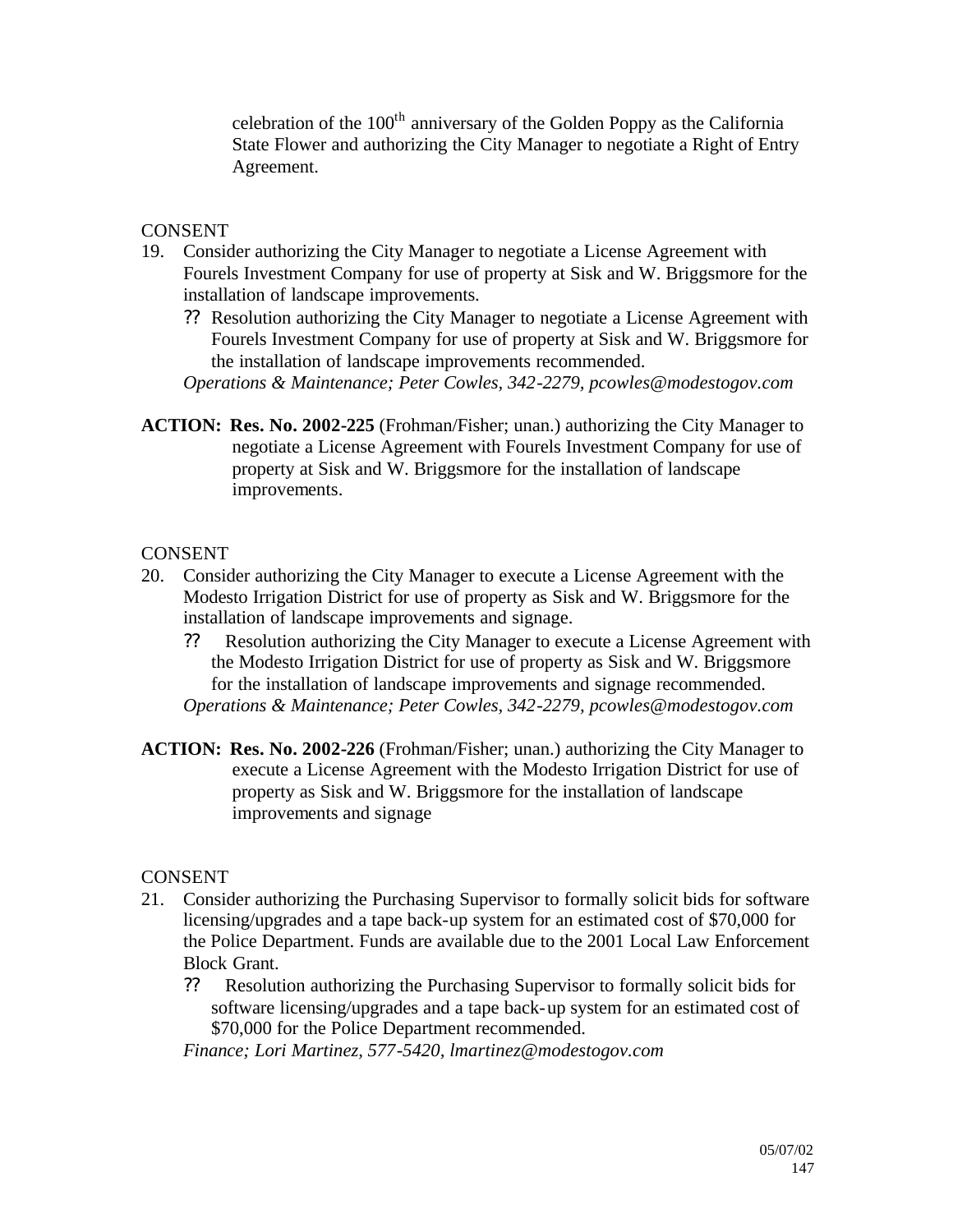celebration of the 100th anniversary of the Golden Poppy as the California State Flower and authorizing the City Manager to negotiate a Right of Entry Agreement.

CONSENT

19. Consider authorizing the City Manager to negotiate a License Agreement with Fourels Investment Company for use of property at Sisk and W. Briggsmore for the installation of landscape improvements.
    - ?? Resolution authorizing the City Manager to negotiate a License Agreement with Fourels Investment Company for use of property at Sisk and W. Briggsmore for the installation of landscape improvements recommended.

    *Operations & Maintenance; Peter Cowles, 342-2279, pcowles@modestogov.com*

**ACTION: Res. No. 2002-225** (Frohman/Fisher; unan.) authorizing the City Manager to negotiate a License Agreement with Fourels Investment Company for use of property at Sisk and W. Briggsmore for the installation of landscape improvements.

CONSENT

20. Consider authorizing the City Manager to execute a License Agreement with the Modesto Irrigation District for use of property as Sisk and W. Briggsmore for the installation of landscape improvements and signage.
    - ?? Resolution authorizing the City Manager to execute a License Agreement with the Modesto Irrigation District for use of property as Sisk and W. Briggsmore for the installation of landscape improvements and signage recommended.

    *Operations & Maintenance; Peter Cowles, 342-2279, pcowles@modestogov.com*

**ACTION: Res. No. 2002-226** (Frohman/Fisher; unan.) authorizing the City Manager to execute a License Agreement with the Modesto Irrigation District for use of property as Sisk and W. Briggsmore for the installation of landscape improvements and signage

CONSENT

21. Consider authorizing the Purchasing Supervisor to formally solicit bids for software licensing/upgrades and a tape back-up system for an estimated cost of $70,000 for the Police Department. Funds are available due to the 2001 Local Law Enforcement Block Grant.
    - ?? Resolution authorizing the Purchasing Supervisor to formally solicit bids for software licensing/upgrades and a tape back-up system for an estimated cost of $70,000 for the Police Department recommended.

    *Finance; Lori Martinez, 577-5420, lmartinez@modestogov.com*

05/07/02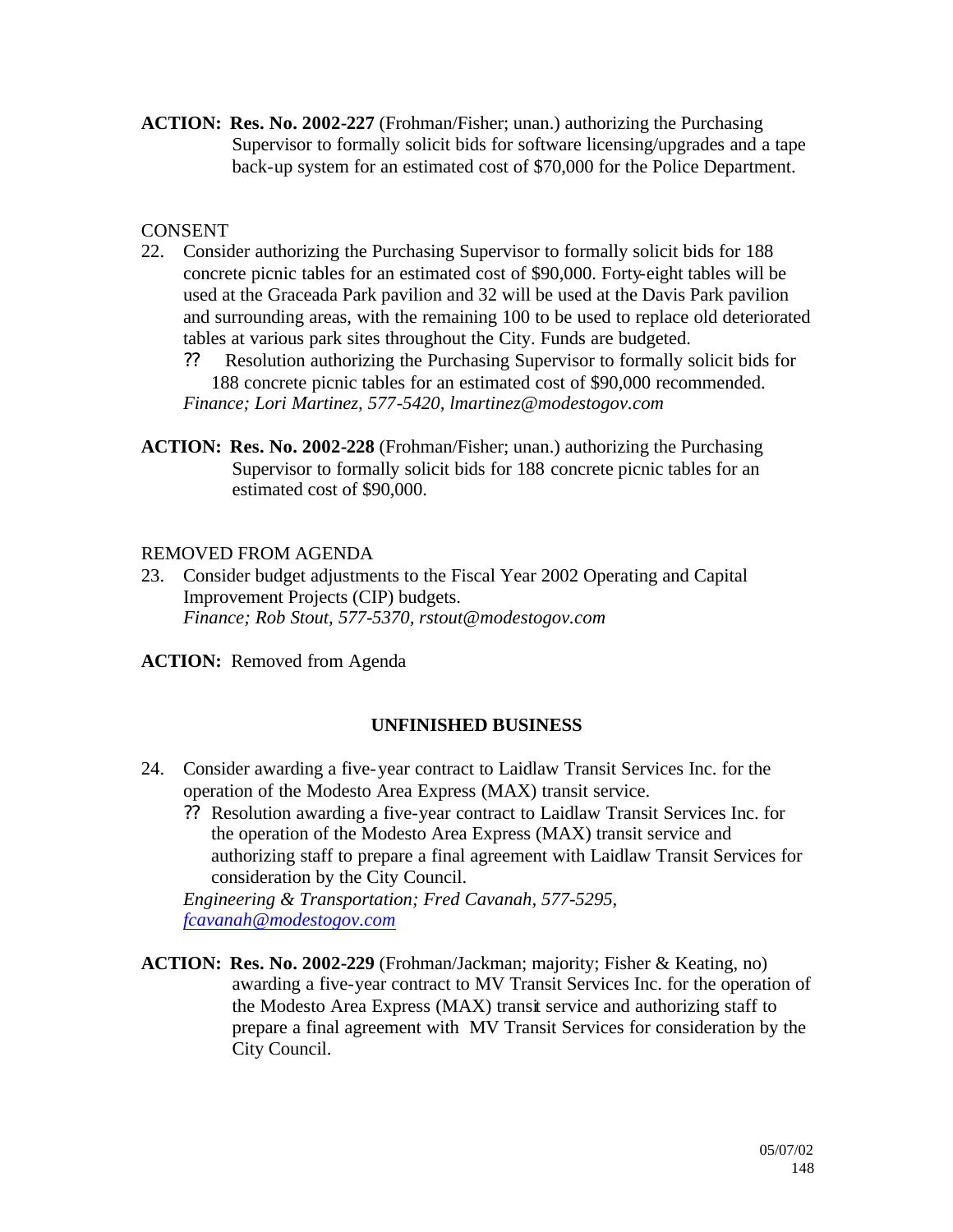**ACTION: Res. No. 2002-227** (Frohman/Fisher; unan.) authorizing the Purchasing Supervisor to formally solicit bids for software licensing/upgrades and a tape back-up system for an estimated cost of $70,000 for the Police Department.

CONSENT

22. Consider authorizing the Purchasing Supervisor to formally solicit bids for 188 concrete picnic tables for an estimated cost of $90,000. Forty-eight tables will be used at the Graceada Park pavilion and 32 will be used at the Davis Park pavilion and surrounding areas, with the remaining 100 to be used to replace old deteriorated tables at various park sites throughout the City. Funds are budgeted.
    - ?? Resolution authorizing the Purchasing Supervisor to formally solicit bids for 188 concrete picnic tables for an estimated cost of $90,000 recommended.

    *Finance; Lori Martinez, 577-5420, lmartinez@modestogov.com*

**ACTION: Res. No. 2002-228** (Frohman/Fisher; unan.) authorizing the Purchasing Supervisor to formally solicit bids for 188 concrete picnic tables for an estimated cost of $90,000.

REMOVED FROM AGENDA

23. Consider budget adjustments to the Fiscal Year 2002 Operating and Capital Improvement Projects (CIP) budgets.

    *Finance; Rob Stout, 577-5370, rstout@modestogov.com*

**ACTION:** Removed from Agenda

**UNFINISHED BUSINESS**

24. Consider awarding a five-year contract to Laidlaw Transit Services Inc. for the operation of the Modesto Area Express (MAX) transit service.
    - ?? Resolution awarding a five-year contract to Laidlaw Transit Services Inc. for the operation of the Modesto Area Express (MAX) transit service and authorizing staff to prepare a final agreement with Laidlaw Transit Services for consideration by the City Council.

    *Engineering & Transportation; Fred Cavanah, 577-5295, fcavanah@modestogov.com*

**ACTION: Res. No. 2002-229** (Frohman/Jackman; majority; Fisher & Keating, no) awarding a five-year contract to MV Transit Services Inc. for the operation of the Modesto Area Express (MAX) transit service and authorizing staff to prepare a final agreement with MV Transit Services for consideration by the City Council.

05/07/02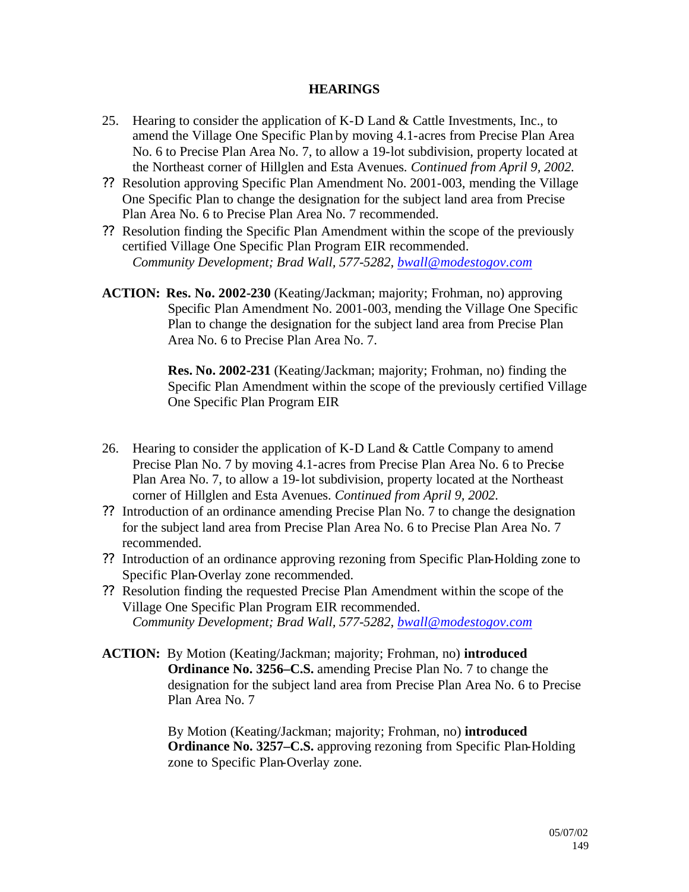## HEARINGS

25. Hearing to consider the application of K-D Land & Cattle Investments, Inc., to amend the Village One Specific Plan by moving 4.1-acres from Precise Plan Area No. 6 to Precise Plan Area No. 7, to allow a 19-lot subdivision, property located at the Northeast corner of Hillglen and Esta Avenues. *Continued from April 9, 2002.*

- ?? Resolution approving Specific Plan Amendment No. 2001-003, mending the Village One Specific Plan to change the designation for the subject land area from Precise Plan Area No. 6 to Precise Plan Area No. 7 recommended.
- ?? Resolution finding the Specific Plan Amendment within the scope of the previously certified Village One Specific Plan Program EIR recommended.
  *Community Development; Brad Wall, 577-5282, bwall@modestogov.com*

**ACTION:** **Res. No. 2002-230** (Keating/Jackman; majority; Frohman, no) approving Specific Plan Amendment No. 2001-003, mending the Village One Specific Plan to change the designation for the subject land area from Precise Plan Area No. 6 to Precise Plan Area No. 7.

**Res. No. 2002-231** (Keating/Jackman; majority; Frohman, no) finding the Specific Plan Amendment within the scope of the previously certified Village One Specific Plan Program EIR

26. Hearing to consider the application of K-D Land & Cattle Company to amend Precise Plan No. 7 by moving 4.1-acres from Precise Plan Area No. 6 to Precise Plan Area No. 7, to allow a 19-lot subdivision, property located at the Northeast corner of Hillglen and Esta Avenues. *Continued from April 9, 2002.*

- ?? Introduction of an ordinance amending Precise Plan No. 7 to change the designation for the subject land area from Precise Plan Area No. 6 to Precise Plan Area No. 7 recommended.
- ?? Introduction of an ordinance approving rezoning from Specific Plan-Holding zone to Specific Plan-Overlay zone recommended.
- ?? Resolution finding the requested Precise Plan Amendment within the scope of the Village One Specific Plan Program EIR recommended.
  *Community Development; Brad Wall, 577-5282, bwall@modestogov.com*

**ACTION:** By Motion (Keating/Jackman; majority; Frohman, no) **introduced Ordinance No. 3256–C.S.** amending Precise Plan No. 7 to change the designation for the subject land area from Precise Plan Area No. 6 to Precise Plan Area No. 7

By Motion (Keating/Jackman; majority; Frohman, no) **introduced Ordinance No. 3257–C.S.** approving rezoning from Specific Plan-Holding zone to Specific Plan-Overlay zone.

05/07/02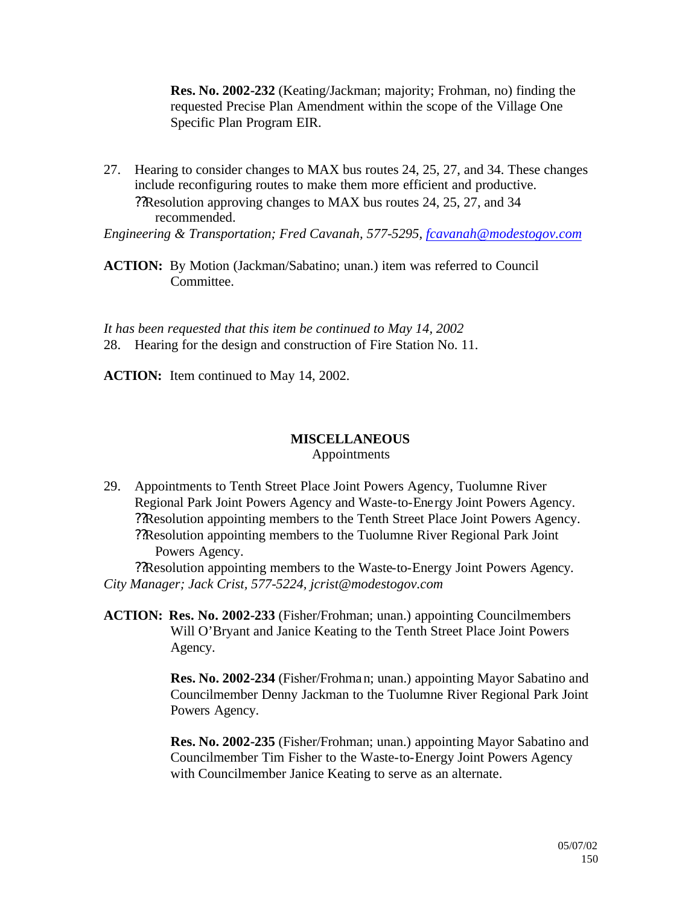**Res. No. 2002-232** (Keating/Jackman; majority; Frohman, no) finding the requested Precise Plan Amendment within the scope of the Village One Specific Plan Program EIR.

27. Hearing to consider changes to MAX bus routes 24, 25, 27, and 34. These changes include reconfiguring routes to make them more efficient and productive.
    - Resolution approving changes to MAX bus routes 24, 25, 27, and 34 recommended.

*Engineering & Transportation; Fred Cavanah, 577-5295, fcavanah@modestogov.com*

**ACTION:** By Motion (Jackman/Sabatino; unan.) item was referred to Council Committee.

*It has been requested that this item be continued to May 14, 2002*

28. Hearing for the design and construction of Fire Station No. 11.

**ACTION:** Item continued to May 14, 2002.

## MISCELLANEOUS

Appointments

29. Appointments to Tenth Street Place Joint Powers Agency, Tuolumne River Regional Park Joint Powers Agency and Waste-to-Energy Joint Powers Agency.
    - Resolution appointing members to the Tenth Street Place Joint Powers Agency.
    - Resolution appointing members to the Tuolumne River Regional Park Joint Powers Agency.
    - Resolution appointing members to the Waste-to-Energy Joint Powers Agency.

*City Manager; Jack Crist, 577-5224, jcrist@modestogov.com*

**ACTION: Res. No. 2002-233** (Fisher/Frohman; unan.) appointing Councilmembers Will O'Bryant and Janice Keating to the Tenth Street Place Joint Powers Agency.

**Res. No. 2002-234** (Fisher/Frohman; unan.) appointing Mayor Sabatino and Councilmember Denny Jackman to the Tuolumne River Regional Park Joint Powers Agency.

**Res. No. 2002-235** (Fisher/Frohman; unan.) appointing Mayor Sabatino and Councilmember Tim Fisher to the Waste-to-Energy Joint Powers Agency with Councilmember Janice Keating to serve as an alternate.

05/07/02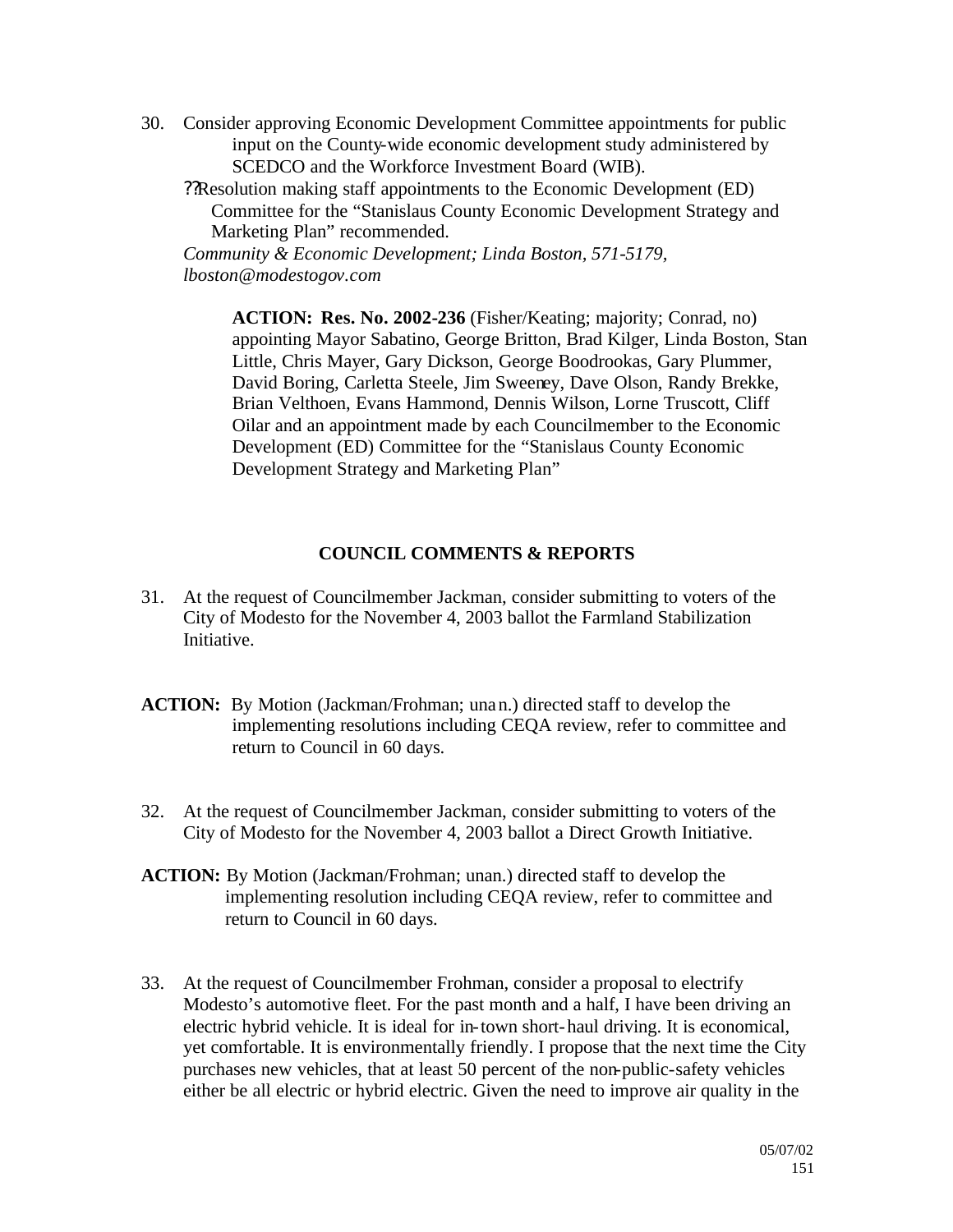30. Consider approving Economic Development Committee appointments for public input on the County-wide economic development study administered by SCEDCO and the Workforce Investment Board (WIB).
    - Resolution making staff appointments to the Economic Development (ED) Committee for the "Stanislaus County Economic Development Strategy and Marketing Plan" recommended.

    *Community & Economic Development; Linda Boston, 571-5179, lboston@modestogov.com*

    **ACTION: Res. No. 2002-236** (Fisher/Keating; majority; Conrad, no) appointing Mayor Sabatino, George Britton, Brad Kilger, Linda Boston, Stan Little, Chris Mayer, Gary Dickson, George Boodrookas, Gary Plummer, David Boring, Carletta Steele, Jim Sweeney, Dave Olson, Randy Brekke, Brian Velthoen, Evans Hammond, Dennis Wilson, Lorne Truscott, Cliff Oilar and an appointment made by each Councilmember to the Economic Development (ED) Committee for the "Stanislaus County Economic Development Strategy and Marketing Plan"

## COUNCIL COMMENTS & REPORTS

31. At the request of Councilmember Jackman, consider submitting to voters of the City of Modesto for the November 4, 2003 ballot the Farmland Stabilization Initiative.

**ACTION:** By Motion (Jackman/Frohman; unan.) directed staff to develop the implementing resolutions including CEQA review, refer to committee and return to Council in 60 days.

32. At the request of Councilmember Jackman, consider submitting to voters of the City of Modesto for the November 4, 2003 ballot a Direct Growth Initiative.

**ACTION:** By Motion (Jackman/Frohman; unan.) directed staff to develop the implementing resolution including CEQA review, refer to committee and return to Council in 60 days.

33. At the request of Councilmember Frohman, consider a proposal to electrify Modesto's automotive fleet. For the past month and a half, I have been driving an electric hybrid vehicle. It is ideal for in-town short-haul driving. It is economical, yet comfortable. It is environmentally friendly. I propose that the next time the City purchases new vehicles, that at least 50 percent of the non-public-safety vehicles either be all electric or hybrid electric. Given the need to improve air quality in the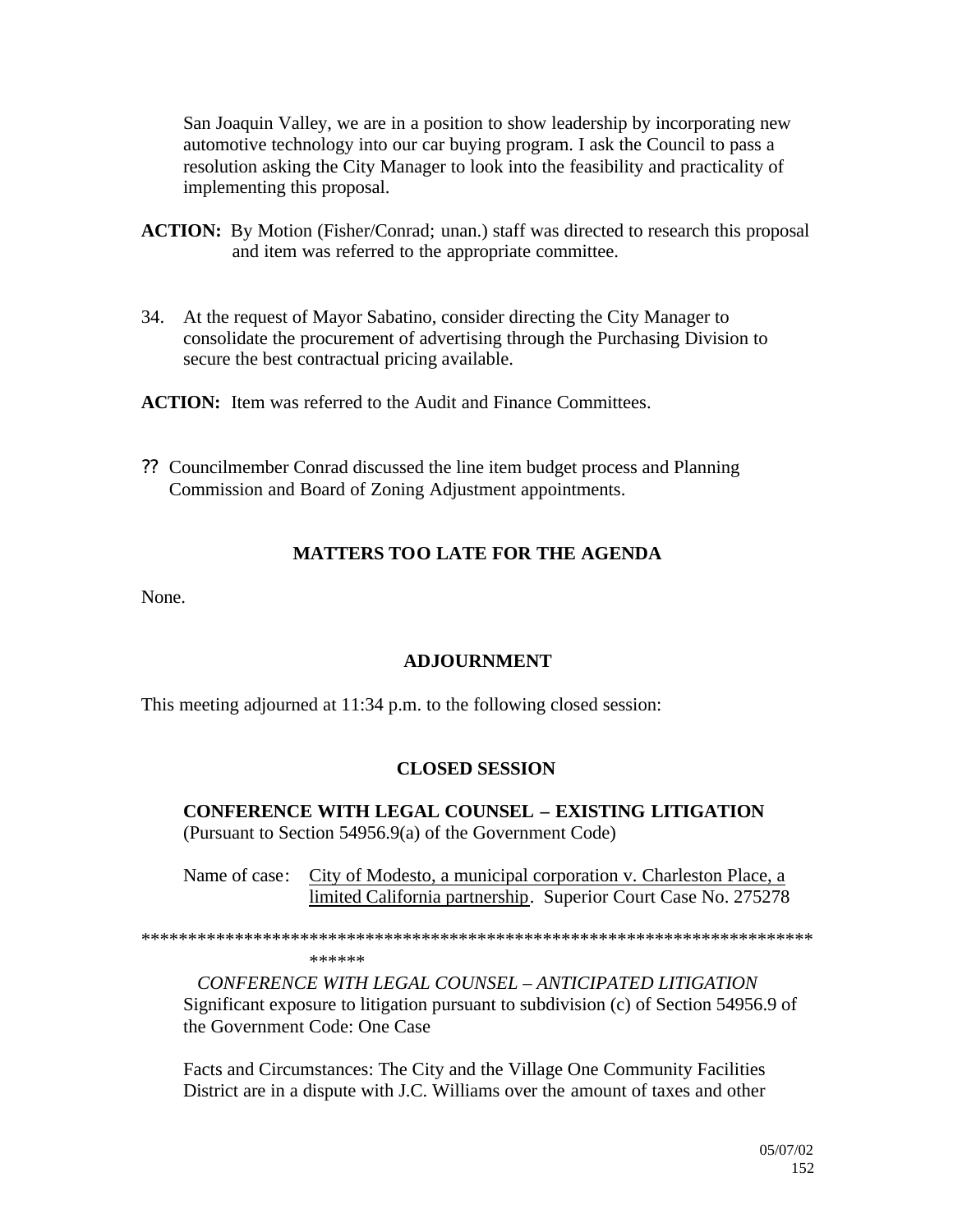San Joaquin Valley, we are in a position to show leadership by incorporating new automotive technology into our car buying program. I ask the Council to pass a resolution asking the City Manager to look into the feasibility and practicality of implementing this proposal.

**ACTION:** By Motion (Fisher/Conrad; unan.) staff was directed to research this proposal and item was referred to the appropriate committee.

34. At the request of Mayor Sabatino, consider directing the City Manager to consolidate the procurement of advertising through the Purchasing Division to secure the best contractual pricing available.

**ACTION:** Item was referred to the Audit and Finance Committees.

?? Councilmember Conrad discussed the line item budget process and Planning Commission and Board of Zoning Adjustment appointments.

## MATTERS TOO LATE FOR THE AGENDA

None.

## ADJOURNMENT

This meeting adjourned at 11:34 p.m. to the following closed session:

## CLOSED SESSION

**CONFERENCE WITH LEGAL COUNSEL – EXISTING LITIGATION**
(Pursuant to Section 54956.9(a) of the Government Code)

Name of case: City of Modesto, a municipal corporation v. Charleston Place, a limited California partnership. Superior Court Case No. 275278

******************************************************************************

*CONFERENCE WITH LEGAL COUNSEL – ANTICIPATED LITIGATION*
Significant exposure to litigation pursuant to subdivision (c) of Section 54956.9 of the Government Code: One Case

Facts and Circumstances: The City and the Village One Community Facilities District are in a dispute with J.C. Williams over the amount of taxes and other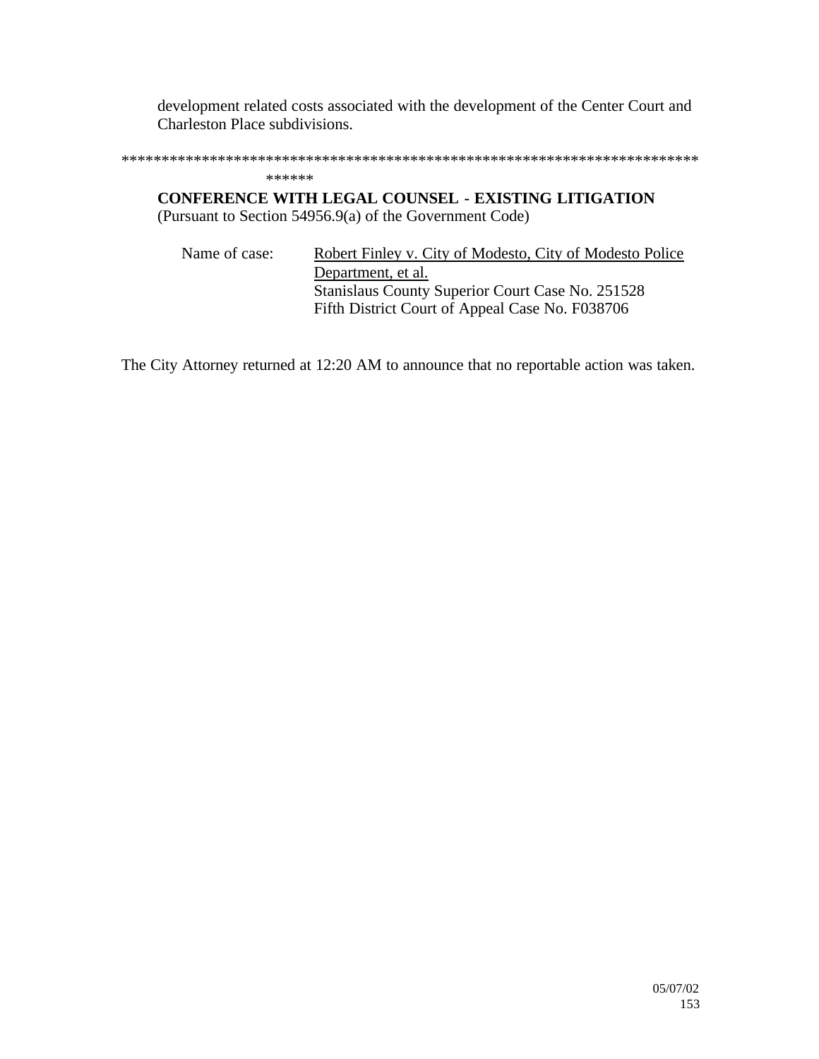development related costs associated with the development of the Center Court and Charleston Place subdivisions.

****************************************************************************
******

**CONFERENCE WITH LEGAL COUNSEL - EXISTING LITIGATION**
(Pursuant to Section 54956.9(a) of the Government Code)

Name of case: Robert Finley v. City of Modesto, City of Modesto Police Department, et al.
Stanislaus County Superior Court Case No. 251528
Fifth District Court of Appeal Case No. F038706

The City Attorney returned at 12:20 AM to announce that no reportable action was taken.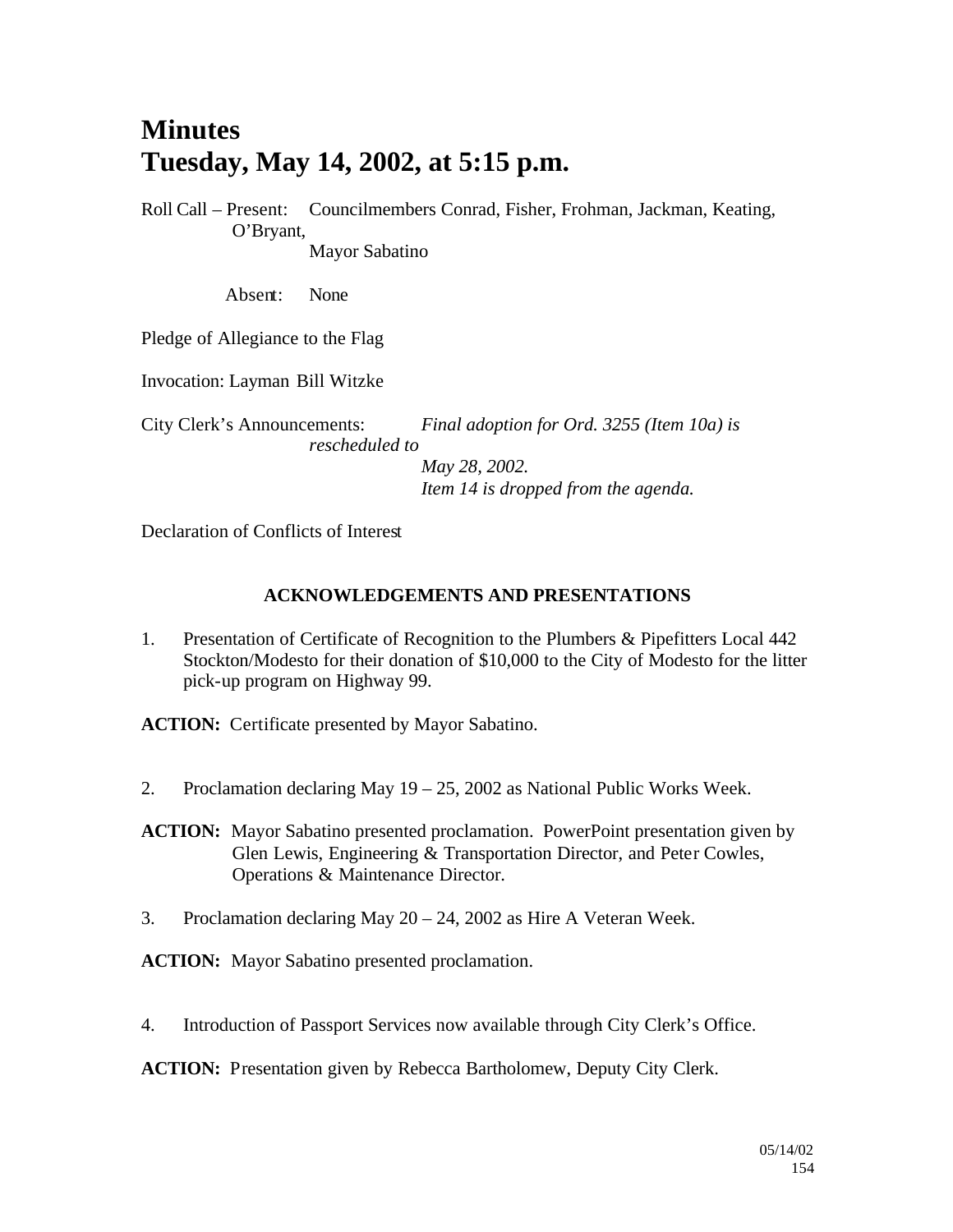# Minutes
# Tuesday, May 14, 2002, at 5:15 p.m.

Roll Call – Present: Councilmembers Conrad, Fisher, Frohman, Jackman, Keating, O'Bryant, Mayor Sabatino

Absent: None

Pledge of Allegiance to the Flag

Invocation: Layman Bill Witzke

City Clerk's Announcements: *Final adoption for Ord. 3255 (Item 10a) is rescheduled to May 28, 2002.*
*Item 14 is dropped from the agenda.*

Declaration of Conflicts of Interest

**ACKNOWLEDGEMENTS AND PRESENTATIONS**

1. Presentation of Certificate of Recognition to the Plumbers & Pipefitters Local 442 Stockton/Modesto for their donation of $10,000 to the City of Modesto for the litter pick-up program on Highway 99.

**ACTION:** Certificate presented by Mayor Sabatino.

2. Proclamation declaring May 19 – 25, 2002 as National Public Works Week.

**ACTION:** Mayor Sabatino presented proclamation. PowerPoint presentation given by Glen Lewis, Engineering & Transportation Director, and Peter Cowles, Operations & Maintenance Director.

3. Proclamation declaring May 20 – 24, 2002 as Hire A Veteran Week.

**ACTION:** Mayor Sabatino presented proclamation.

4. Introduction of Passport Services now available through City Clerk's Office.

**ACTION:** Presentation given by Rebecca Bartholomew, Deputy City Clerk.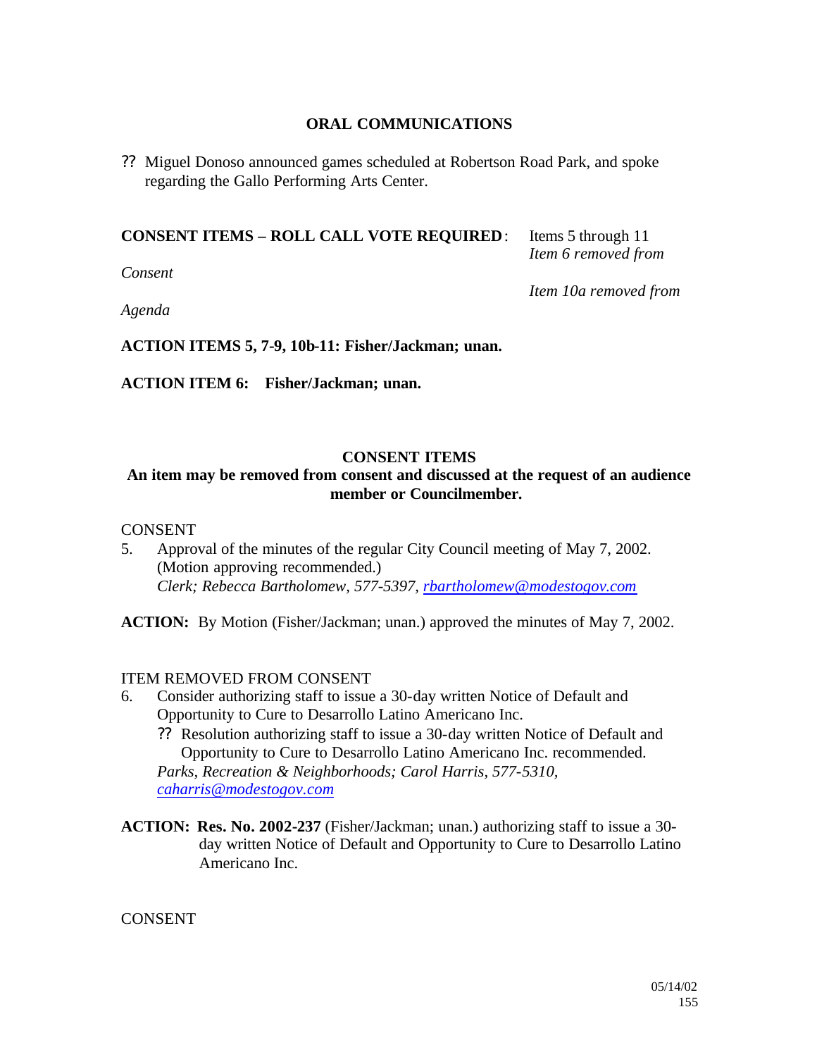## ORAL COMMUNICATIONS

?? Miguel Donoso announced games scheduled at Robertson Road Park, and spoke regarding the Gallo Performing Arts Center.

**CONSENT ITEMS – ROLL CALL VOTE REQUIRED**: Items 5 through 11
*Item 6 removed from Consent*
*Item 10a removed from Agenda*

**ACTION ITEMS 5, 7-9, 10b-11: Fisher/Jackman; unan.**

**ACTION ITEM 6: Fisher/Jackman; unan.**

## CONSENT ITEMS

**An item may be removed from consent and discussed at the request of an audience member or Councilmember.**

CONSENT

5. Approval of the minutes of the regular City Council meeting of May 7, 2002. (Motion approving recommended.)
   *Clerk; Rebecca Bartholomew, 577-5397, rbartholomew@modestogov.com*

**ACTION:** By Motion (Fisher/Jackman; unan.) approved the minutes of May 7, 2002.

ITEM REMOVED FROM CONSENT

6. Consider authorizing staff to issue a 30-day written Notice of Default and Opportunity to Cure to Desarrollo Latino Americano Inc.
   ?? Resolution authorizing staff to issue a 30-day written Notice of Default and Opportunity to Cure to Desarrollo Latino Americano Inc. recommended.
   *Parks, Recreation & Neighborhoods; Carol Harris, 577-5310, caharris@modestogov.com*

**ACTION: Res. No. 2002-237** (Fisher/Jackman; unan.) authorizing staff to issue a 30-day written Notice of Default and Opportunity to Cure to Desarrollo Latino Americano Inc.

CONSENT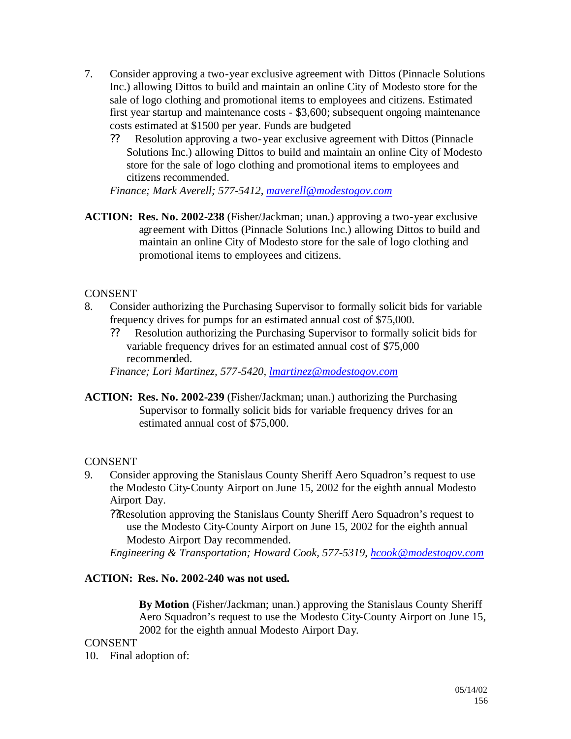7. Consider approving a two-year exclusive agreement with Dittos (Pinnacle Solutions Inc.) allowing Dittos to build and maintain an online City of Modesto store for the sale of logo clothing and promotional items to employees and citizens. Estimated first year startup and maintenance costs - $3,600; subsequent ongoing maintenance costs estimated at $1500 per year. Funds are budgeted
   - ?? Resolution approving a two-year exclusive agreement with Dittos (Pinnacle Solutions Inc.) allowing Dittos to build and maintain an online City of Modesto store for the sale of logo clothing and promotional items to employees and citizens recommended.

   *Finance; Mark Averell; 577-5412, maverell@modestogov.com*

**ACTION: Res. No. 2002-238** (Fisher/Jackman; unan.) approving a two-year exclusive agreement with Dittos (Pinnacle Solutions Inc.) allowing Dittos to build and maintain an online City of Modesto store for the sale of logo clothing and promotional items to employees and citizens.

CONSENT

8. Consider authorizing the Purchasing Supervisor to formally solicit bids for variable frequency drives for pumps for an estimated annual cost of $75,000.
   - ?? Resolution authorizing the Purchasing Supervisor to formally solicit bids for variable frequency drives for an estimated annual cost of $75,000 recommended.

   *Finance; Lori Martinez, 577-5420, lmartinez@modestogov.com*

**ACTION: Res. No. 2002-239** (Fisher/Jackman; unan.) authorizing the Purchasing Supervisor to formally solicit bids for variable frequency drives for an estimated annual cost of $75,000.

CONSENT

9. Consider approving the Stanislaus County Sheriff Aero Squadron's request to use the Modesto City-County Airport on June 15, 2002 for the eighth annual Modesto Airport Day.
   - ??Resolution approving the Stanislaus County Sheriff Aero Squadron's request to use the Modesto City-County Airport on June 15, 2002 for the eighth annual Modesto Airport Day recommended.

   *Engineering & Transportation; Howard Cook, 577-5319, hcook@modestogov.com*

**ACTION: Res. No. 2002-240 was not used.**

**By Motion** (Fisher/Jackman; unan.) approving the Stanislaus County Sheriff Aero Squadron's request to use the Modesto City-County Airport on June 15, 2002 for the eighth annual Modesto Airport Day.

CONSENT

10. Final adoption of: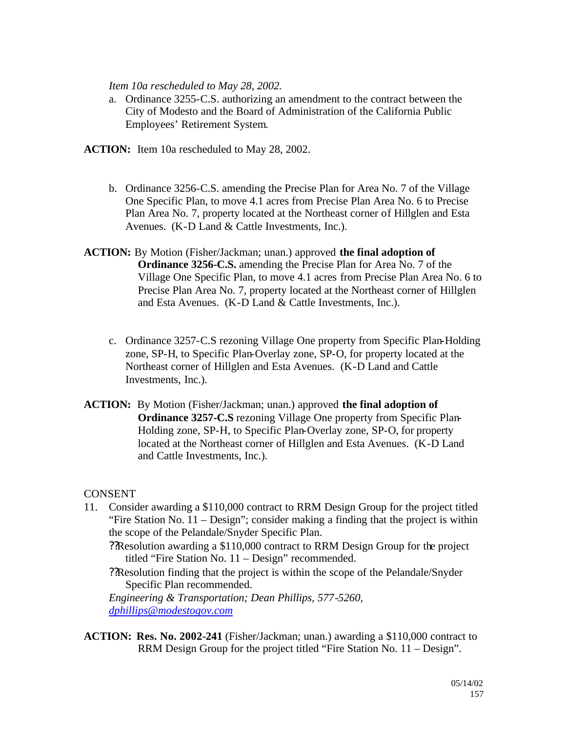*Item 10a rescheduled to May 28, 2002.*

a. Ordinance 3255-C.S. authorizing an amendment to the contract between the City of Modesto and the Board of Administration of the California Public Employees' Retirement System.

**ACTION:** Item 10a rescheduled to May 28, 2002.

b. Ordinance 3256-C.S. amending the Precise Plan for Area No. 7 of the Village One Specific Plan, to move 4.1 acres from Precise Plan Area No. 6 to Precise Plan Area No. 7, property located at the Northeast corner of Hillglen and Esta Avenues. (K-D Land & Cattle Investments, Inc.).

**ACTION:** By Motion (Fisher/Jackman; unan.) approved **the final adoption of Ordinance 3256-C.S.** amending the Precise Plan for Area No. 7 of the Village One Specific Plan, to move 4.1 acres from Precise Plan Area No. 6 to Precise Plan Area No. 7, property located at the Northeast corner of Hillglen and Esta Avenues. (K-D Land & Cattle Investments, Inc.).

c. Ordinance 3257-C.S rezoning Village One property from Specific Plan-Holding zone, SP-H, to Specific Plan-Overlay zone, SP-O, for property located at the Northeast corner of Hillglen and Esta Avenues. (K-D Land and Cattle Investments, Inc.).

**ACTION:** By Motion (Fisher/Jackman; unan.) approved **the final adoption of Ordinance 3257-C.S** rezoning Village One property from Specific Plan-Holding zone, SP-H, to Specific Plan-Overlay zone, SP-O, for property located at the Northeast corner of Hillglen and Esta Avenues. (K-D Land and Cattle Investments, Inc.).

CONSENT

11. Consider awarding a $110,000 contract to RRM Design Group for the project titled "Fire Station No. 11 – Design"; consider making a finding that the project is within the scope of the Pelandale/Snyder Specific Plan.
    - Resolution awarding a $110,000 contract to RRM Design Group for the project titled "Fire Station No. 11 – Design" recommended.
    - Resolution finding that the project is within the scope of the Pelandale/Snyder Specific Plan recommended.

    *Engineering & Transportation; Dean Phillips, 577-5260, dphillips@modestogov.com*

**ACTION:** **Res. No. 2002-241** (Fisher/Jackman; unan.) awarding a $110,000 contract to RRM Design Group for the project titled "Fire Station No. 11 – Design".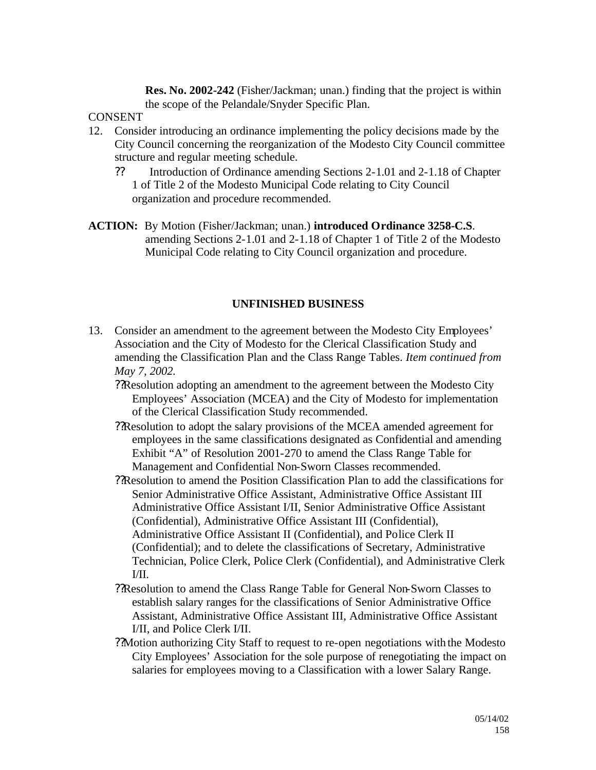**Res. No. 2002-242** (Fisher/Jackman; unan.) finding that the project is within the scope of the Pelandale/Snyder Specific Plan.

CONSENT

12. Consider introducing an ordinance implementing the policy decisions made by the City Council concerning the reorganization of the Modesto City Council committee structure and regular meeting schedule.
    - ?? Introduction of Ordinance amending Sections 2-1.01 and 2-1.18 of Chapter 1 of Title 2 of the Modesto Municipal Code relating to City Council organization and procedure recommended.

**ACTION:** By Motion (Fisher/Jackman; unan.) **introduced Ordinance 3258-C.S**. amending Sections 2-1.01 and 2-1.18 of Chapter 1 of Title 2 of the Modesto Municipal Code relating to City Council organization and procedure.

## UNFINISHED BUSINESS

13. Consider an amendment to the agreement between the Modesto City Employees' Association and the City of Modesto for the Clerical Classification Study and amending the Classification Plan and the Class Range Tables. *Item continued from May 7, 2002.*
    - ??Resolution adopting an amendment to the agreement between the Modesto City Employees' Association (MCEA) and the City of Modesto for implementation of the Clerical Classification Study recommended.
    - ??Resolution to adopt the salary provisions of the MCEA amended agreement for employees in the same classifications designated as Confidential and amending Exhibit "A" of Resolution 2001-270 to amend the Class Range Table for Management and Confidential Non-Sworn Classes recommended.
    - ??Resolution to amend the Position Classification Plan to add the classifications for Senior Administrative Office Assistant, Administrative Office Assistant III Administrative Office Assistant I/II, Senior Administrative Office Assistant (Confidential), Administrative Office Assistant III (Confidential), Administrative Office Assistant II (Confidential), and Police Clerk II (Confidential); and to delete the classifications of Secretary, Administrative Technician, Police Clerk, Police Clerk (Confidential), and Administrative Clerk I/II.
    - ??Resolution to amend the Class Range Table for General Non-Sworn Classes to establish salary ranges for the classifications of Senior Administrative Office Assistant, Administrative Office Assistant III, Administrative Office Assistant I/II, and Police Clerk I/II.
    - ??Motion authorizing City Staff to request to re-open negotiations with the Modesto City Employees' Association for the sole purpose of renegotiating the impact on salaries for employees moving to a Classification with a lower Salary Range.

05/14/02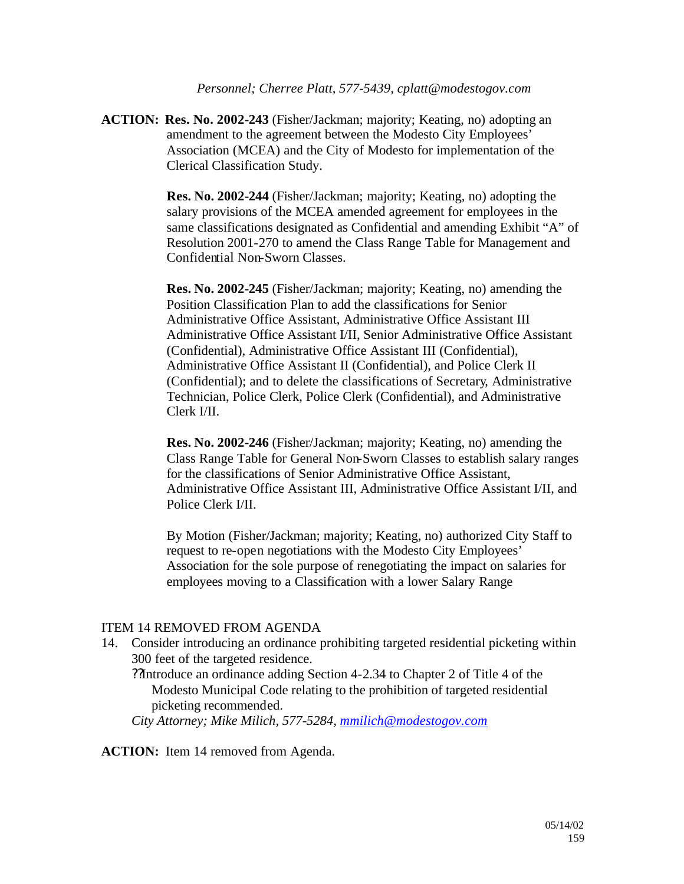*Personnel; Cherree Platt, 577-5439, cplatt@modestogov.com*

**ACTION:** **Res. No. 2002-243** (Fisher/Jackman; majority; Keating, no) adopting an amendment to the agreement between the Modesto City Employees' Association (MCEA) and the City of Modesto for implementation of the Clerical Classification Study.

**Res. No. 2002-244** (Fisher/Jackman; majority; Keating, no) adopting the salary provisions of the MCEA amended agreement for employees in the same classifications designated as Confidential and amending Exhibit "A" of Resolution 2001-270 to amend the Class Range Table for Management and Confidential Non-Sworn Classes.

**Res. No. 2002-245** (Fisher/Jackman; majority; Keating, no) amending the Position Classification Plan to add the classifications for Senior Administrative Office Assistant, Administrative Office Assistant III Administrative Office Assistant I/II, Senior Administrative Office Assistant (Confidential), Administrative Office Assistant III (Confidential), Administrative Office Assistant II (Confidential), and Police Clerk II (Confidential); and to delete the classifications of Secretary, Administrative Technician, Police Clerk, Police Clerk (Confidential), and Administrative Clerk I/II.

**Res. No. 2002-246** (Fisher/Jackman; majority; Keating, no) amending the Class Range Table for General Non-Sworn Classes to establish salary ranges for the classifications of Senior Administrative Office Assistant, Administrative Office Assistant III, Administrative Office Assistant I/II, and Police Clerk I/II.

By Motion (Fisher/Jackman; majority; Keating, no) authorized City Staff to request to re-open negotiations with the Modesto City Employees' Association for the sole purpose of renegotiating the impact on salaries for employees moving to a Classification with a lower Salary Range

ITEM 14 REMOVED FROM AGENDA

14. Consider introducing an ordinance prohibiting targeted residential picketing within 300 feet of the targeted residence.
    - Introduce an ordinance adding Section 4-2.34 to Chapter 2 of Title 4 of the Modesto Municipal Code relating to the prohibition of targeted residential picketing recommended.

    *City Attorney; Mike Milich, 577-5284, mmilich@modestogov.com*

**ACTION:** Item 14 removed from Agenda.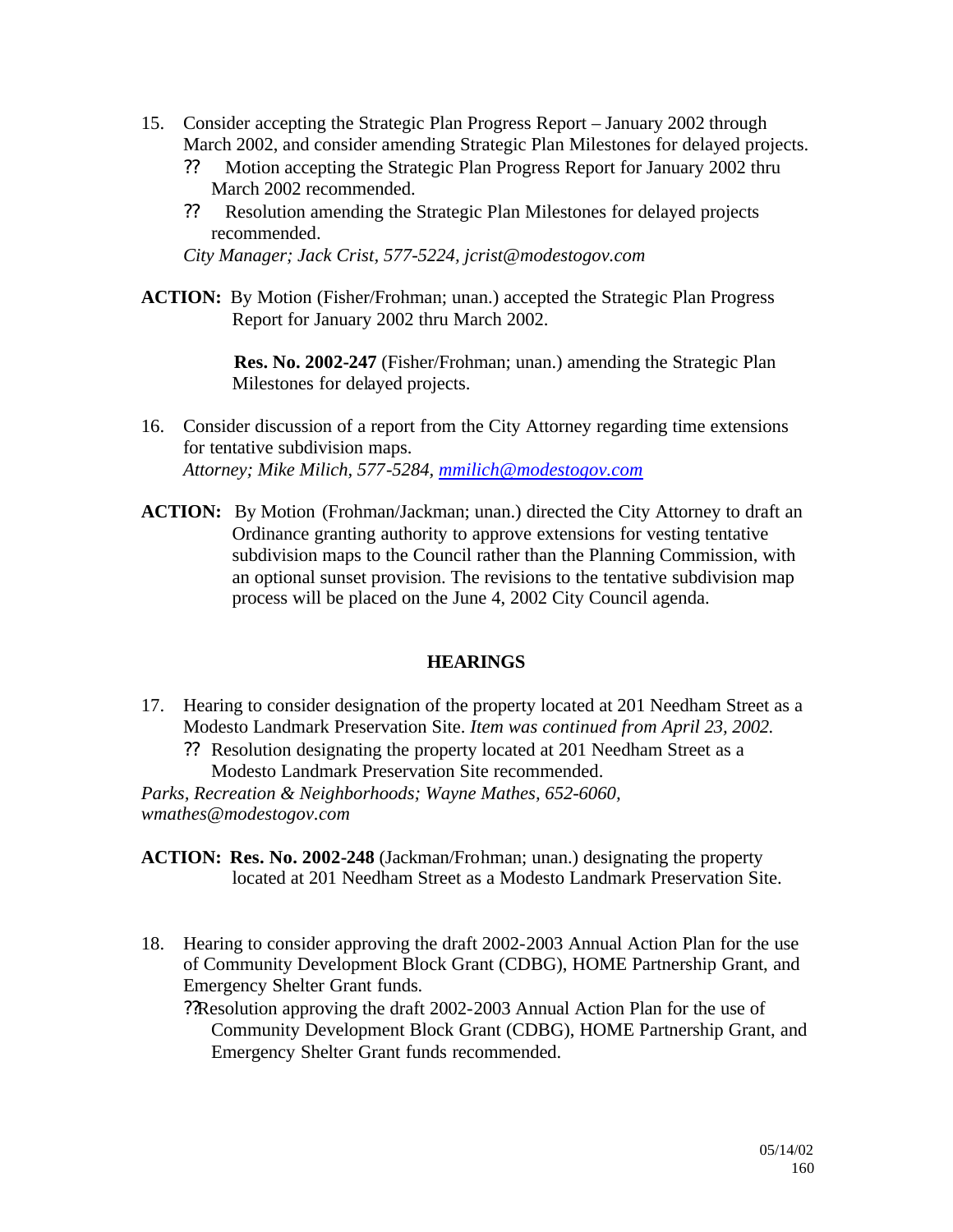15. Consider accepting the Strategic Plan Progress Report – January 2002 through March 2002, and consider amending Strategic Plan Milestones for delayed projects.
    - ?? Motion accepting the Strategic Plan Progress Report for January 2002 thru March 2002 recommended.
    - ?? Resolution amending the Strategic Plan Milestones for delayed projects recommended.

    *City Manager; Jack Crist, 577-5224, jcrist@modestogov.com*

**ACTION:** By Motion (Fisher/Frohman; unan.) accepted the Strategic Plan Progress Report for January 2002 thru March 2002.

**Res. No. 2002-247** (Fisher/Frohman; unan.) amending the Strategic Plan Milestones for delayed projects.

16. Consider discussion of a report from the City Attorney regarding time extensions for tentative subdivision maps.
    *Attorney; Mike Milich, 577-5284, mmilich@modestogov.com*

**ACTION:** By Motion (Frohman/Jackman; unan.) directed the City Attorney to draft an Ordinance granting authority to approve extensions for vesting tentative subdivision maps to the Council rather than the Planning Commission, with an optional sunset provision. The revisions to the tentative subdivision map process will be placed on the June 4, 2002 City Council agenda.

## HEARINGS

17. Hearing to consider designation of the property located at 201 Needham Street as a Modesto Landmark Preservation Site. *Item was continued from April 23, 2002.*
    - ?? Resolution designating the property located at 201 Needham Street as a Modesto Landmark Preservation Site recommended.

*Parks, Recreation & Neighborhoods; Wayne Mathes, 652-6060, wmathes@modestogov.com*

**ACTION:** **Res. No. 2002-248** (Jackman/Frohman; unan.) designating the property located at 201 Needham Street as a Modesto Landmark Preservation Site.

18. Hearing to consider approving the draft 2002-2003 Annual Action Plan for the use of Community Development Block Grant (CDBG), HOME Partnership Grant, and Emergency Shelter Grant funds.
    - ??Resolution approving the draft 2002-2003 Annual Action Plan for the use of Community Development Block Grant (CDBG), HOME Partnership Grant, and Emergency Shelter Grant funds recommended.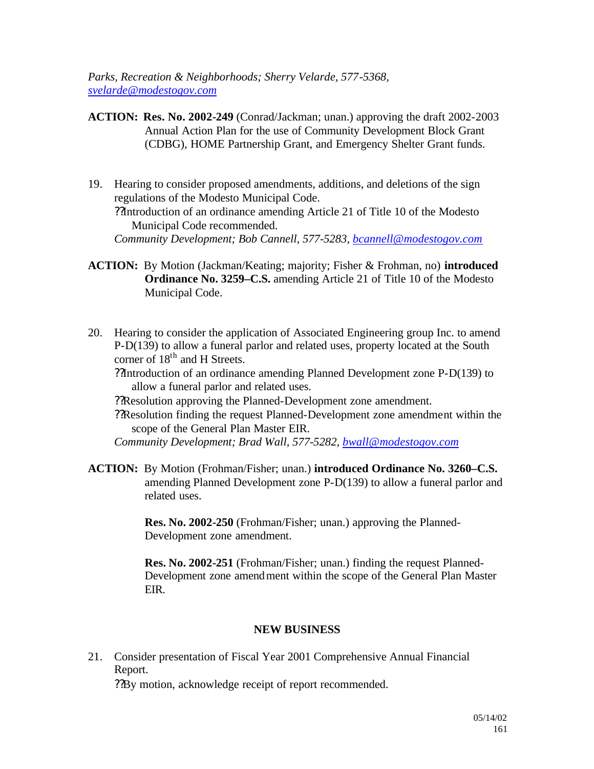*Parks, Recreation & Neighborhoods; Sherry Velarde, 577-5368, svelarde@modestogov.com*

**ACTION:** **Res. No. 2002-249** (Conrad/Jackman; unan.) approving the draft 2002-2003 Annual Action Plan for the use of Community Development Block Grant (CDBG), HOME Partnership Grant, and Emergency Shelter Grant funds.

19. Hearing to consider proposed amendments, additions, and deletions of the sign regulations of the Modesto Municipal Code.
    - Introduction of an ordinance amending Article 21 of Title 10 of the Modesto Municipal Code recommended.

    *Community Development; Bob Cannell, 577-5283, bcannell@modestogov.com*

**ACTION:** By Motion (Jackman/Keating; majority; Fisher & Frohman, no) **introduced Ordinance No. 3259–C.S.** amending Article 21 of Title 10 of the Modesto Municipal Code.

20. Hearing to consider the application of Associated Engineering group Inc. to amend P-D(139) to allow a funeral parlor and related uses, property located at the South corner of 18th and H Streets.
    - Introduction of an ordinance amending Planned Development zone P-D(139) to allow a funeral parlor and related uses.
    - Resolution approving the Planned-Development zone amendment.
    - Resolution finding the request Planned-Development zone amendment within the scope of the General Plan Master EIR.

    *Community Development; Brad Wall, 577-5282, bwall@modestogov.com*

**ACTION:** By Motion (Frohman/Fisher; unan.) **introduced Ordinance No. 3260–C.S.** amending Planned Development zone P-D(139) to allow a funeral parlor and related uses.

**Res. No. 2002-250** (Frohman/Fisher; unan.) approving the Planned-Development zone amendment.

**Res. No. 2002-251** (Frohman/Fisher; unan.) finding the request Planned-Development zone amendment within the scope of the General Plan Master EIR.

## NEW BUSINESS

21. Consider presentation of Fiscal Year 2001 Comprehensive Annual Financial Report.
    - By motion, acknowledge receipt of report recommended.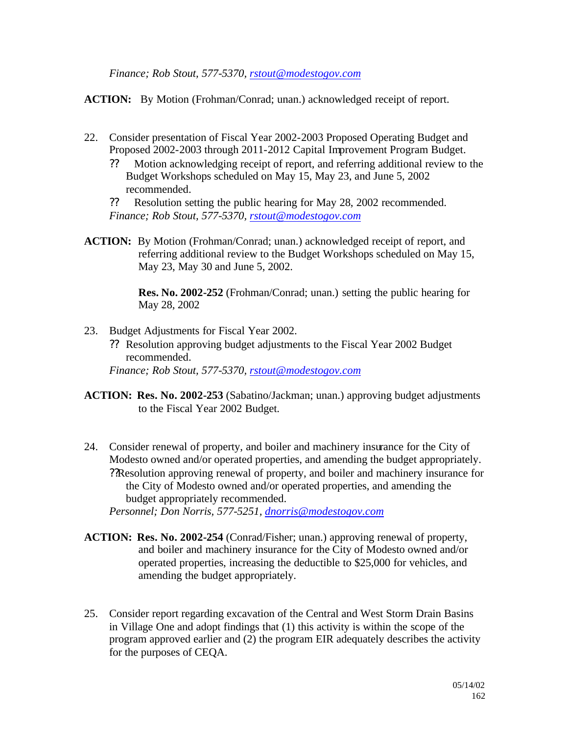*Finance; Rob Stout, 577-5370, rstout@modestogov.com*

**ACTION:** By Motion (Frohman/Conrad; unan.) acknowledged receipt of report.

22. Consider presentation of Fiscal Year 2002-2003 Proposed Operating Budget and Proposed 2002-2003 through 2011-2012 Capital Improvement Program Budget.
    - ?? Motion acknowledging receipt of report, and referring additional review to the Budget Workshops scheduled on May 15, May 23, and June 5, 2002 recommended.
    - ?? Resolution setting the public hearing for May 28, 2002 recommended.

    *Finance; Rob Stout, 577-5370, rstout@modestogov.com*

**ACTION:** By Motion (Frohman/Conrad; unan.) acknowledged receipt of report, and referring additional review to the Budget Workshops scheduled on May 15, May 23, May 30 and June 5, 2002.

**Res. No. 2002-252** (Frohman/Conrad; unan.) setting the public hearing for May 28, 2002

23. Budget Adjustments for Fiscal Year 2002.
    - ?? Resolution approving budget adjustments to the Fiscal Year 2002 Budget recommended.

    *Finance; Rob Stout, 577-5370, rstout@modestogov.com*

**ACTION: Res. No. 2002-253** (Sabatino/Jackman; unan.) approving budget adjustments to the Fiscal Year 2002 Budget.

24. Consider renewal of property, and boiler and machinery insurance for the City of Modesto owned and/or operated properties, and amending the budget appropriately.
    - ??Resolution approving renewal of property, and boiler and machinery insurance for the City of Modesto owned and/or operated properties, and amending the budget appropriately recommended.

    *Personnel; Don Norris, 577-5251, dnorris@modestogov.com*

**ACTION: Res. No. 2002-254** (Conrad/Fisher; unan.) approving renewal of property, and boiler and machinery insurance for the City of Modesto owned and/or operated properties, increasing the deductible to $25,000 for vehicles, and amending the budget appropriately.

25. Consider report regarding excavation of the Central and West Storm Drain Basins in Village One and adopt findings that (1) this activity is within the scope of the program approved earlier and (2) the program EIR adequately describes the activity for the purposes of CEQA.

05/14/02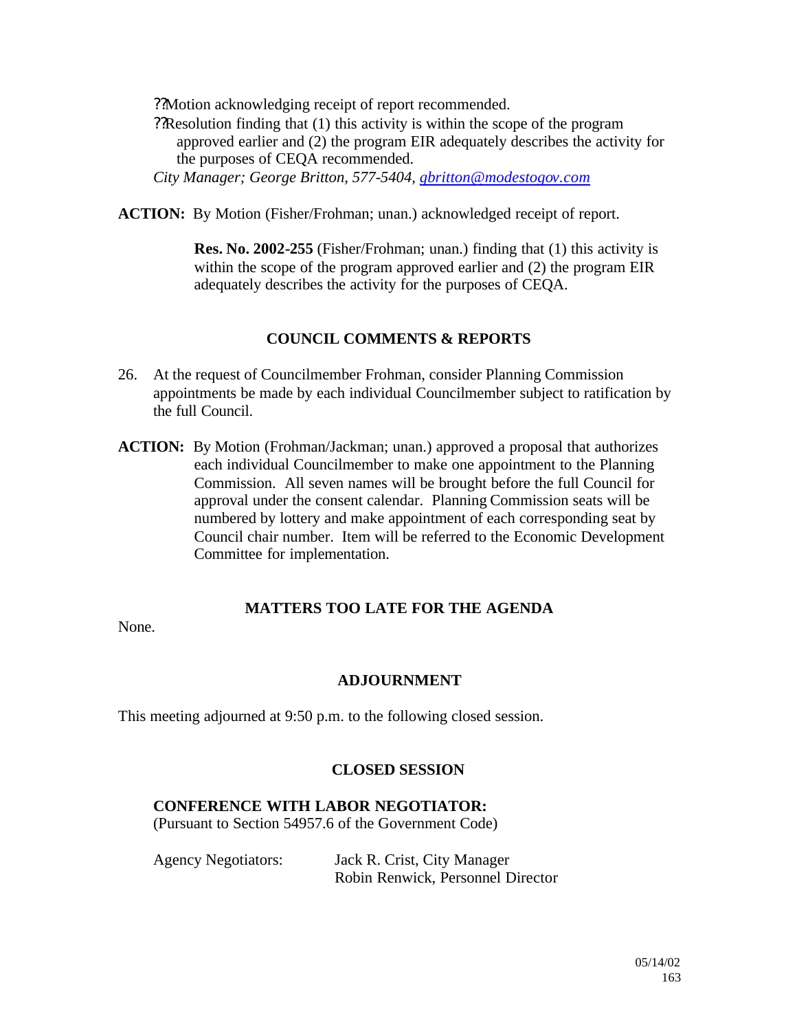- Motion acknowledging receipt of report recommended.
- Resolution finding that (1) this activity is within the scope of the program approved earlier and (2) the program EIR adequately describes the activity for the purposes of CEQA recommended.

*City Manager; George Britton, 577-5404, gbritton@modestogov.com*

**ACTION:** By Motion (Fisher/Frohman; unan.) acknowledged receipt of report.

**Res. No. 2002-255** (Fisher/Frohman; unan.) finding that (1) this activity is within the scope of the program approved earlier and (2) the program EIR adequately describes the activity for the purposes of CEQA.

## COUNCIL COMMENTS & REPORTS

26. At the request of Councilmember Frohman, consider Planning Commission appointments be made by each individual Councilmember subject to ratification by the full Council.

**ACTION:** By Motion (Frohman/Jackman; unan.) approved a proposal that authorizes each individual Councilmember to make one appointment to the Planning Commission. All seven names will be brought before the full Council for approval under the consent calendar. Planning Commission seats will be numbered by lottery and make appointment of each corresponding seat by Council chair number. Item will be referred to the Economic Development Committee for implementation.

## MATTERS TOO LATE FOR THE AGENDA

None.

## ADJOURNMENT

This meeting adjourned at 9:50 p.m. to the following closed session.

## CLOSED SESSION

**CONFERENCE WITH LABOR NEGOTIATOR:**
(Pursuant to Section 54957.6 of the Government Code)

Agency Negotiators: Jack R. Crist, City Manager
Robin Renwick, Personnel Director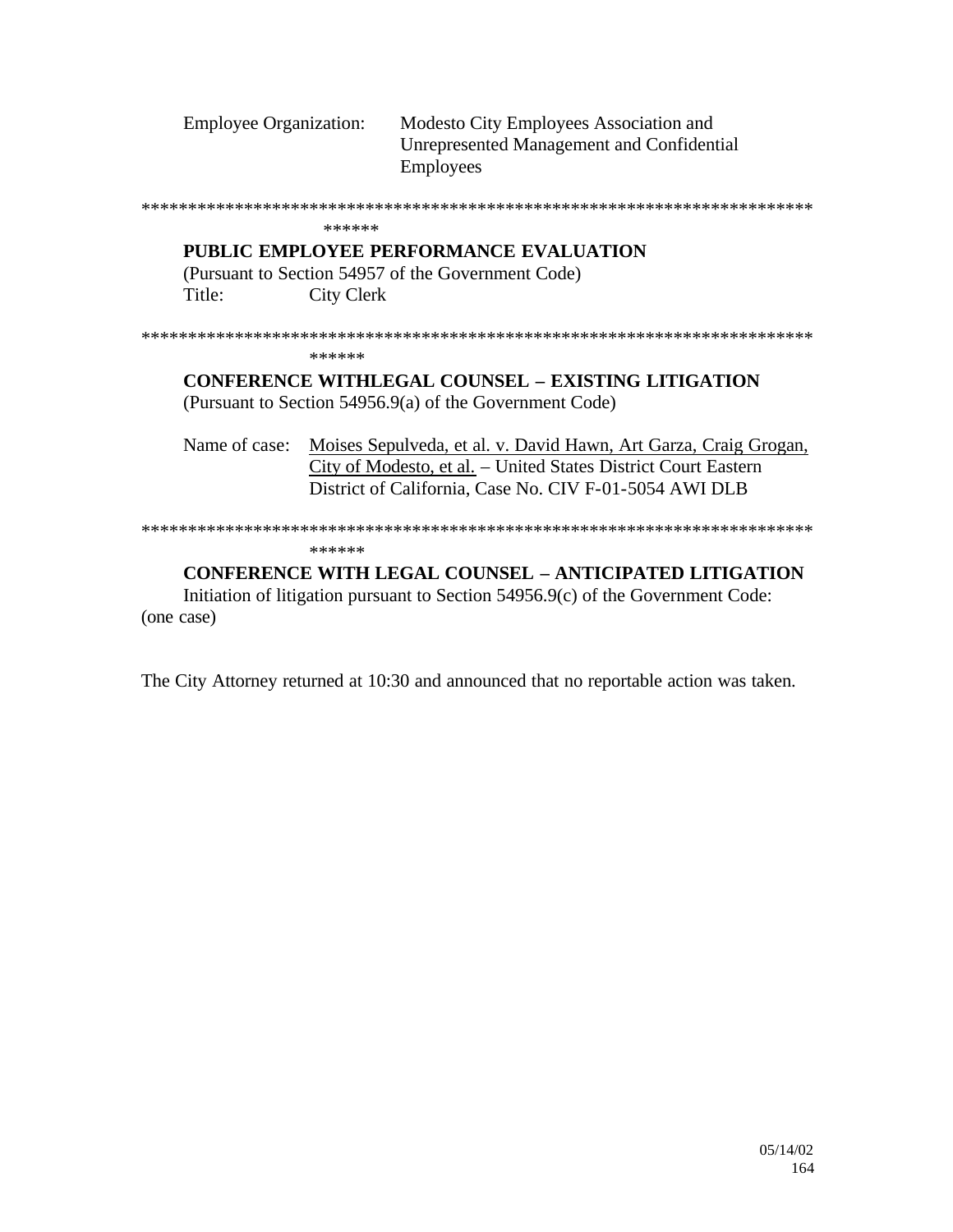Employee Organization: Modesto City Employees Association and Unrepresented Management and Confidential Employees

****************************************************************************** ******

**PUBLIC EMPLOYEE PERFORMANCE EVALUATION**
(Pursuant to Section 54957 of the Government Code)
Title: City Clerk

****************************************************************************** ******

**CONFERENCE WITHLEGAL COUNSEL – EXISTING LITIGATION**
(Pursuant to Section 54956.9(a) of the Government Code)

Name of case: Moises Sepulveda, et al. v. David Hawn, Art Garza, Craig Grogan, City of Modesto, et al. – United States District Court Eastern District of California, Case No. CIV F-01-5054 AWI DLB

****************************************************************************** ******

**CONFERENCE WITH LEGAL COUNSEL – ANTICIPATED LITIGATION**
Initiation of litigation pursuant to Section 54956.9(c) of the Government Code: (one case)

The City Attorney returned at 10:30 and announced that no reportable action was taken.

05/14/02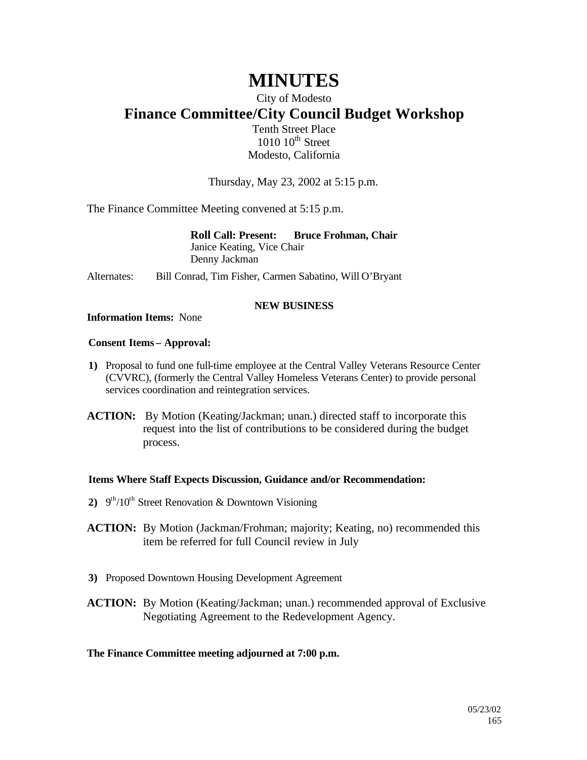# MINUTES

City of Modesto

## Finance Committee/City Council Budget Workshop

Tenth Street Place
1010 10th Street
Modesto, California

Thursday, May 23, 2002 at 5:15 p.m.

The Finance Committee Meeting convened at 5:15 p.m.

**Roll Call: Present: Bruce Frohman, Chair**
Janice Keating, Vice Chair
Denny Jackman

Alternates: Bill Conrad, Tim Fisher, Carmen Sabatino, Will O'Bryant

**NEW BUSINESS**

**Information Items:** None

**Consent Items – Approval:**

**1)** Proposal to fund one full-time employee at the Central Valley Veterans Resource Center (CVVRC), (formerly the Central Valley Homeless Veterans Center) to provide personal services coordination and reintegration services.

**ACTION:** By Motion (Keating/Jackman; unan.) directed staff to incorporate this request into the list of contributions to be considered during the budget process.

**Items Where Staff Expects Discussion, Guidance and/or Recommendation:**

**2)** 9th/10th Street Renovation & Downtown Visioning

**ACTION:** By Motion (Jackman/Frohman; majority; Keating, no) recommended this item be referred for full Council review in July

**3)** Proposed Downtown Housing Development Agreement

**ACTION:** By Motion (Keating/Jackman; unan.) recommended approval of Exclusive Negotiating Agreement to the Redevelopment Agency.

**The Finance Committee meeting adjourned at 7:00 p.m.**

05/23/02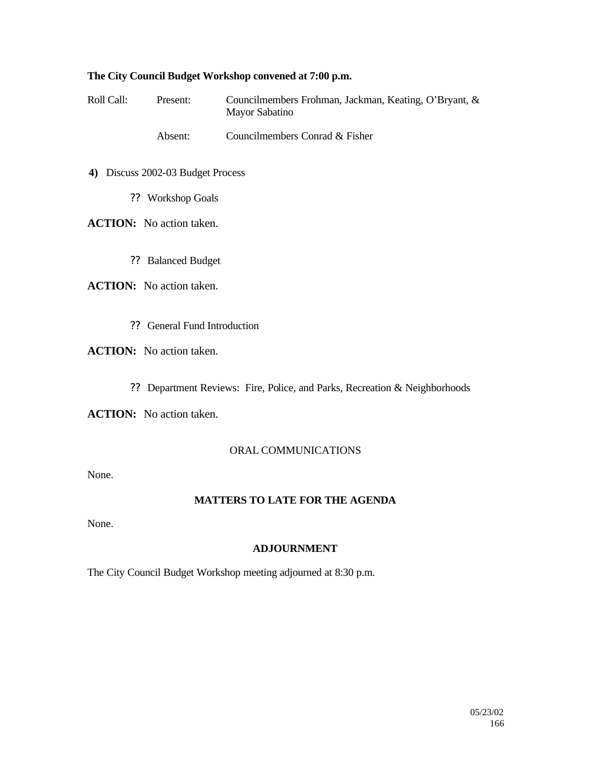**The City Council Budget Workshop convened at 7:00 p.m.**

Roll Call: Present: Councilmembers Frohman, Jackman, Keating, O'Bryant, & Mayor Sabatino

Absent: Councilmembers Conrad & Fisher

**4)** Discuss 2002-03 Budget Process

- ?? Workshop Goals

**ACTION:** No action taken.

- ?? Balanced Budget

**ACTION:** No action taken.

- ?? General Fund Introduction

**ACTION:** No action taken.

- ?? Department Reviews: Fire, Police, and Parks, Recreation & Neighborhoods

**ACTION:** No action taken.

ORAL COMMUNICATIONS

None.

**MATTERS TO LATE FOR THE AGENDA**

None.

**ADJOURNMENT**

The City Council Budget Workshop meeting adjourned at 8:30 p.m.

05/23/02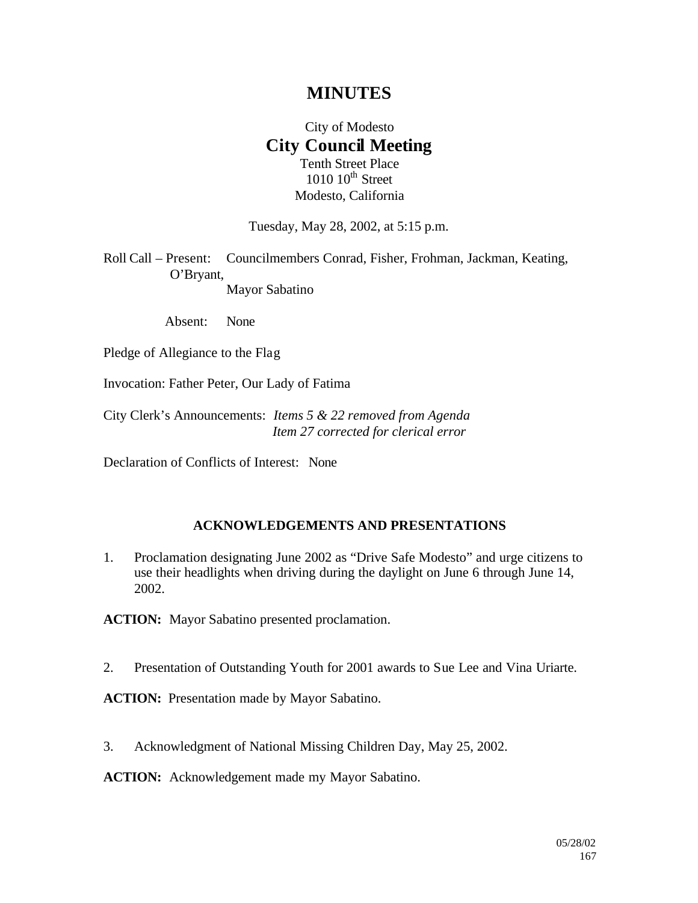# MINUTES

City of Modesto

## City Council Meeting

Tenth Street Place
1010 10th Street
Modesto, California

Tuesday, May 28, 2002, at 5:15 p.m.

Roll Call – Present: Councilmembers Conrad, Fisher, Frohman, Jackman, Keating, O'Bryant,
Mayor Sabatino

Absent: None

Pledge of Allegiance to the Flag

Invocation: Father Peter, Our Lady of Fatima

City Clerk's Announcements: *Items 5 & 22 removed from Agenda*
*Item 27 corrected for clerical error*

Declaration of Conflicts of Interest: None

### ACKNOWLEDGEMENTS AND PRESENTATIONS

1. Proclamation designating June 2002 as "Drive Safe Modesto" and urge citizens to use their headlights when driving during the daylight on June 6 through June 14, 2002.

**ACTION:** Mayor Sabatino presented proclamation.

2. Presentation of Outstanding Youth for 2001 awards to Sue Lee and Vina Uriarte.

**ACTION:** Presentation made by Mayor Sabatino.

3. Acknowledgment of National Missing Children Day, May 25, 2002.

**ACTION:** Acknowledgement made my Mayor Sabatino.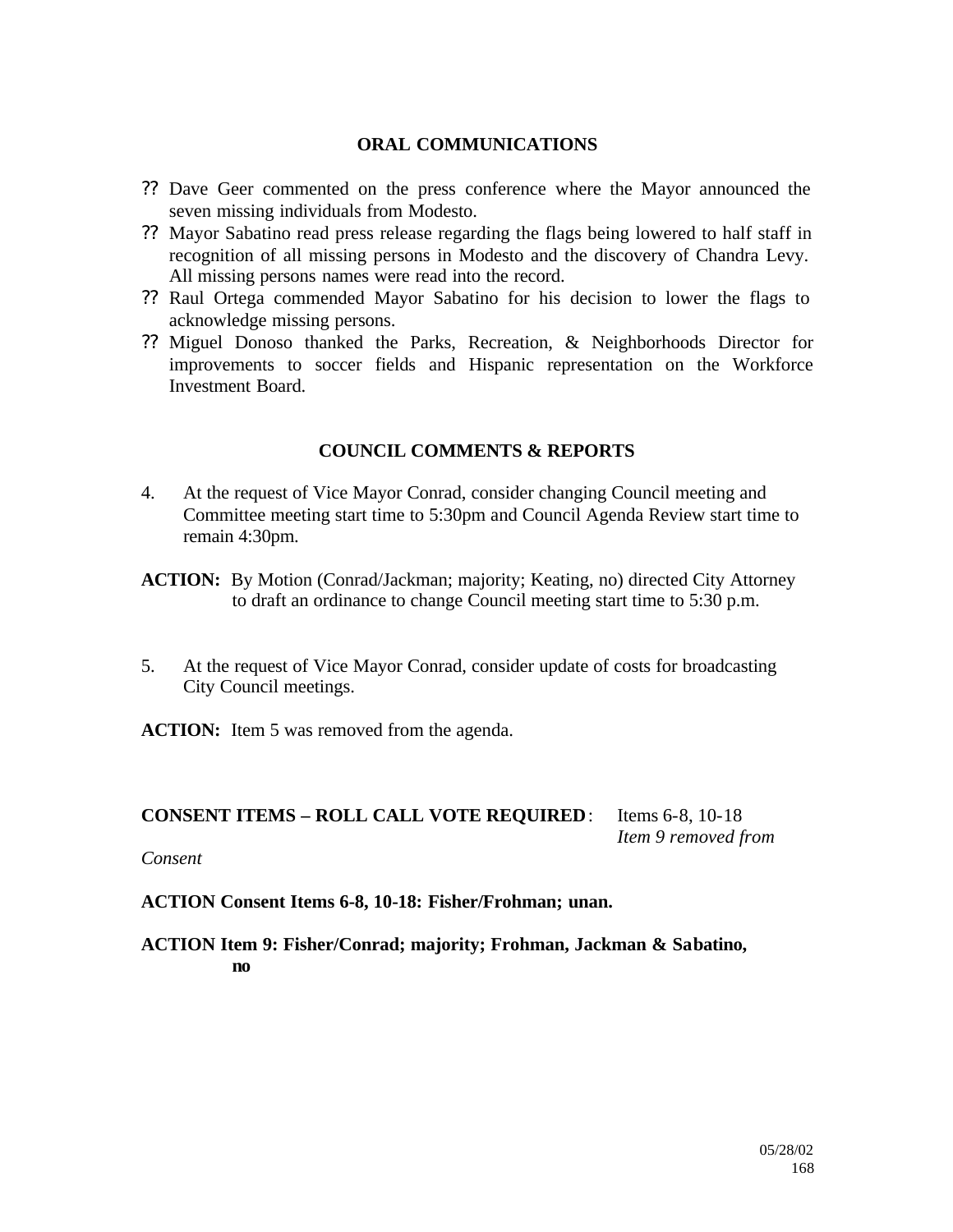## ORAL COMMUNICATIONS

- Dave Geer commented on the press conference where the Mayor announced the seven missing individuals from Modesto.
- Mayor Sabatino read press release regarding the flags being lowered to half staff in recognition of all missing persons in Modesto and the discovery of Chandra Levy. All missing persons names were read into the record.
- Raul Ortega commended Mayor Sabatino for his decision to lower the flags to acknowledge missing persons.
- Miguel Donoso thanked the Parks, Recreation, & Neighborhoods Director for improvements to soccer fields and Hispanic representation on the Workforce Investment Board.

## COUNCIL COMMENTS & REPORTS

4. At the request of Vice Mayor Conrad, consider changing Council meeting and Committee meeting start time to 5:30pm and Council Agenda Review start time to remain 4:30pm.

**ACTION:** By Motion (Conrad/Jackman; majority; Keating, no) directed City Attorney to draft an ordinance to change Council meeting start time to 5:30 p.m.

5. At the request of Vice Mayor Conrad, consider update of costs for broadcasting City Council meetings.

**ACTION:** Item 5 was removed from the agenda.

**CONSENT ITEMS – ROLL CALL VOTE REQUIRED**: Items 6-8, 10-18
*Item 9 removed from Consent*

**ACTION Consent Items 6-8, 10-18: Fisher/Frohman; unan.**

**ACTION Item 9: Fisher/Conrad; majority; Frohman, Jackman & Sabatino, no**

05/28/02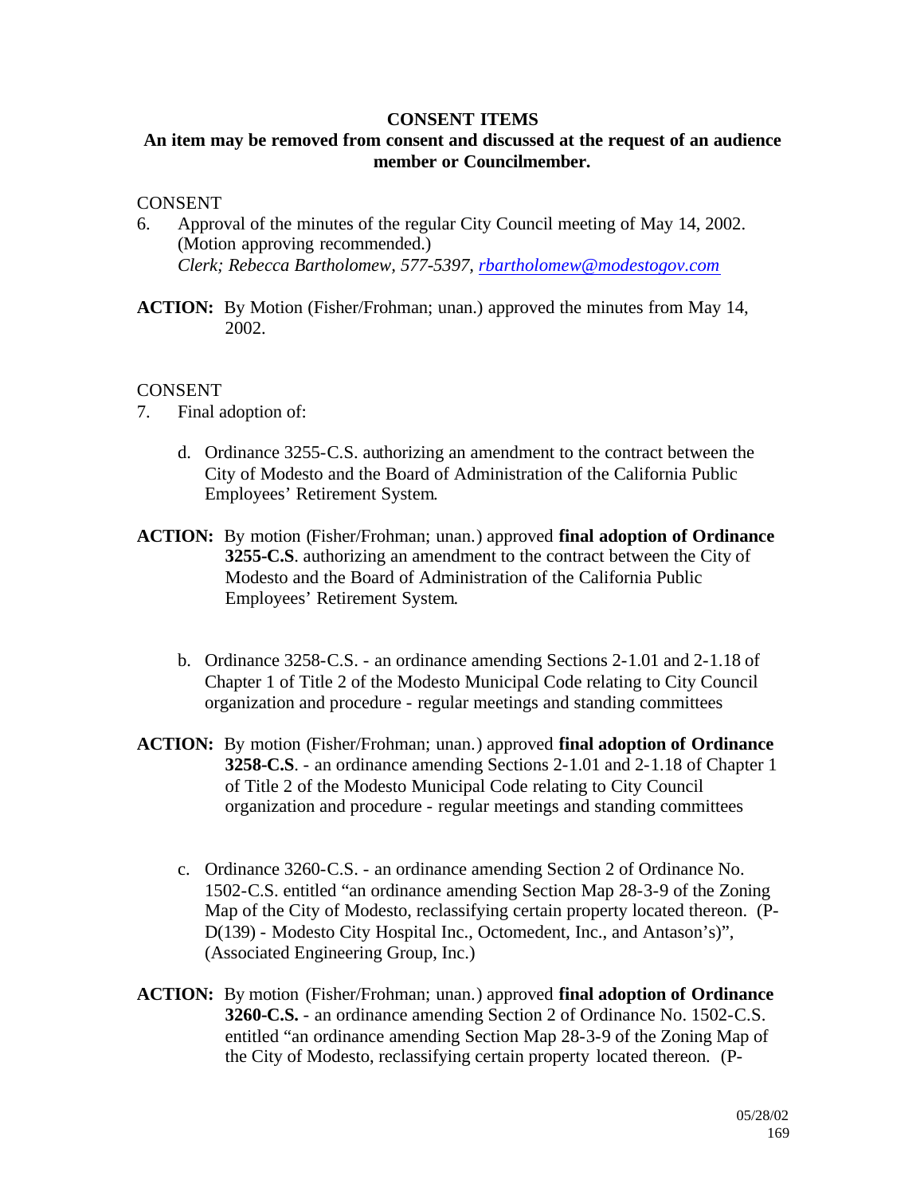## CONSENT ITEMS

**An item may be removed from consent and discussed at the request of an audience member or Councilmember.**

CONSENT

6. Approval of the minutes of the regular City Council meeting of May 14, 2002. (Motion approving recommended.)
   *Clerk; Rebecca Bartholomew, 577-5397, rbartholomew@modestogov.com*

**ACTION:** By Motion (Fisher/Frohman; unan.) approved the minutes from May 14, 2002.

CONSENT

7. Final adoption of:

   d. Ordinance 3255-C.S. authorizing an amendment to the contract between the City of Modesto and the Board of Administration of the California Public Employees' Retirement System.

**ACTION:** By motion (Fisher/Frohman; unan.) approved **final adoption of Ordinance 3255-C.S**. authorizing an amendment to the contract between the City of Modesto and the Board of Administration of the California Public Employees' Retirement System.

   b. Ordinance 3258-C.S. - an ordinance amending Sections 2-1.01 and 2-1.18 of Chapter 1 of Title 2 of the Modesto Municipal Code relating to City Council organization and procedure - regular meetings and standing committees

**ACTION:** By motion (Fisher/Frohman; unan.) approved **final adoption of Ordinance 3258-C.S**. - an ordinance amending Sections 2-1.01 and 2-1.18 of Chapter 1 of Title 2 of the Modesto Municipal Code relating to City Council organization and procedure - regular meetings and standing committees

   c. Ordinance 3260-C.S. - an ordinance amending Section 2 of Ordinance No. 1502-C.S. entitled "an ordinance amending Section Map 28-3-9 of the Zoning Map of the City of Modesto, reclassifying certain property located thereon. (P-D(139) - Modesto City Hospital Inc., Octomedent, Inc., and Antason's)", (Associated Engineering Group, Inc.)

**ACTION:** By motion (Fisher/Frohman; unan.) approved **final adoption of Ordinance 3260-C.S.** - an ordinance amending Section 2 of Ordinance No. 1502-C.S. entitled "an ordinance amending Section Map 28-3-9 of the Zoning Map of the City of Modesto, reclassifying certain property located thereon. (P-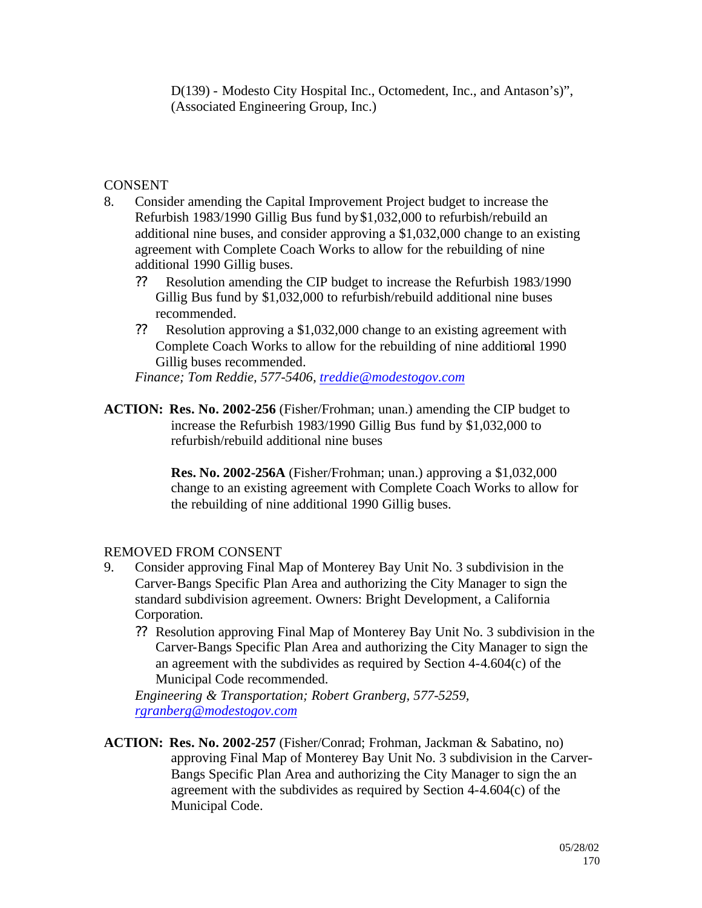D(139) - Modesto City Hospital Inc., Octomedent, Inc., and Antason's)", (Associated Engineering Group, Inc.)

CONSENT

8. Consider amending the Capital Improvement Project budget to increase the Refurbish 1983/1990 Gillig Bus fund by $1,032,000 to refurbish/rebuild an additional nine buses, and consider approving a $1,032,000 change to an existing agreement with Complete Coach Works to allow for the rebuilding of nine additional 1990 Gillig buses.
   - ?? Resolution amending the CIP budget to increase the Refurbish 1983/1990 Gillig Bus fund by $1,032,000 to refurbish/rebuild additional nine buses recommended.
   - ?? Resolution approving a $1,032,000 change to an existing agreement with Complete Coach Works to allow for the rebuilding of nine additional 1990 Gillig buses recommended.

   *Finance; Tom Reddie, 577-5406, treddie@modestogov.com*

**ACTION: Res. No. 2002-256** (Fisher/Frohman; unan.) amending the CIP budget to increase the Refurbish 1983/1990 Gillig Bus fund by $1,032,000 to refurbish/rebuild additional nine buses

**Res. No. 2002-256A** (Fisher/Frohman; unan.) approving a $1,032,000 change to an existing agreement with Complete Coach Works to allow for the rebuilding of nine additional 1990 Gillig buses.

REMOVED FROM CONSENT

9. Consider approving Final Map of Monterey Bay Unit No. 3 subdivision in the Carver-Bangs Specific Plan Area and authorizing the City Manager to sign the standard subdivision agreement. Owners: Bright Development, a California Corporation.
   - ?? Resolution approving Final Map of Monterey Bay Unit No. 3 subdivision in the Carver-Bangs Specific Plan Area and authorizing the City Manager to sign the an agreement with the subdivides as required by Section 4-4.604(c) of the Municipal Code recommended.

   *Engineering & Transportation; Robert Granberg, 577-5259, rgranberg@modestogov.com*

**ACTION: Res. No. 2002-257** (Fisher/Conrad; Frohman, Jackman & Sabatino, no) approving Final Map of Monterey Bay Unit No. 3 subdivision in the Carver-Bangs Specific Plan Area and authorizing the City Manager to sign the an agreement with the subdivides as required by Section 4-4.604(c) of the Municipal Code.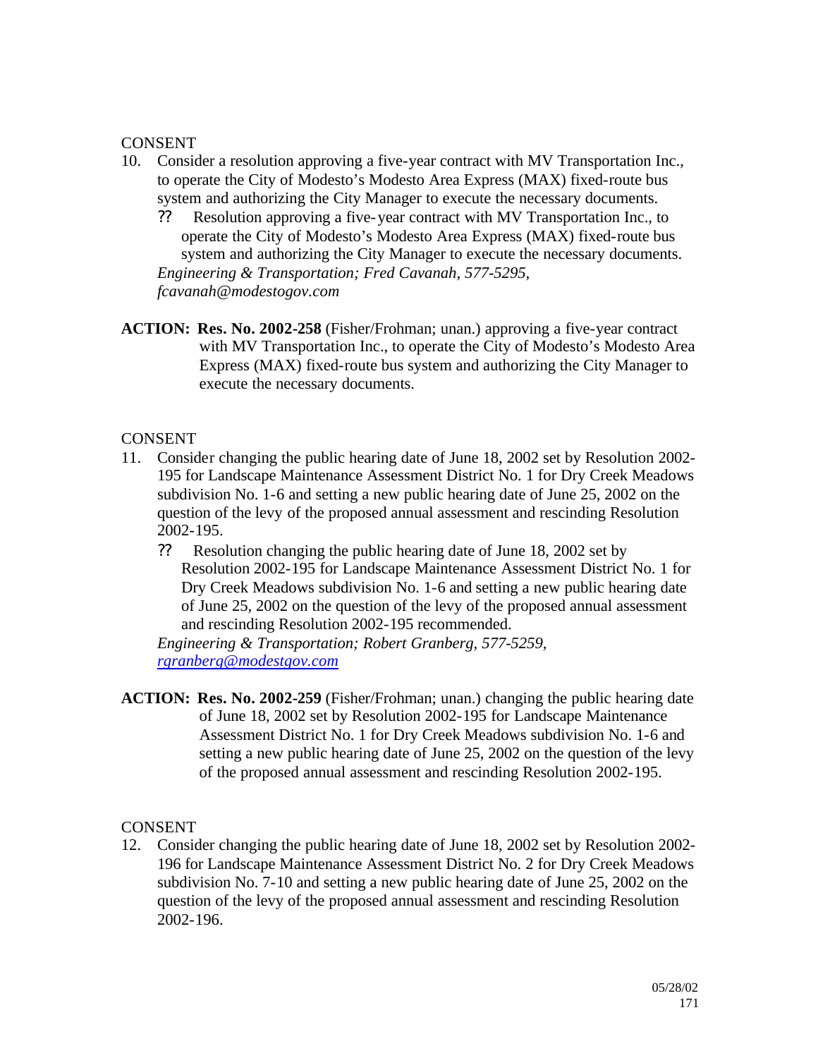CONSENT

10. Consider a resolution approving a five-year contract with MV Transportation Inc., to operate the City of Modesto's Modesto Area Express (MAX) fixed-route bus system and authorizing the City Manager to execute the necessary documents.
    - ?? Resolution approving a five-year contract with MV Transportation Inc., to operate the City of Modesto's Modesto Area Express (MAX) fixed-route bus system and authorizing the City Manager to execute the necessary documents.

    *Engineering & Transportation; Fred Cavanah, 577-5295, fcavanah@modestogov.com*

**ACTION: Res. No. 2002-258** (Fisher/Frohman; unan.) approving a five-year contract with MV Transportation Inc., to operate the City of Modesto's Modesto Area Express (MAX) fixed-route bus system and authorizing the City Manager to execute the necessary documents.

CONSENT

11. Consider changing the public hearing date of June 18, 2002 set by Resolution 2002-195 for Landscape Maintenance Assessment District No. 1 for Dry Creek Meadows subdivision No. 1-6 and setting a new public hearing date of June 25, 2002 on the question of the levy of the proposed annual assessment and rescinding Resolution 2002-195.
    - ?? Resolution changing the public hearing date of June 18, 2002 set by Resolution 2002-195 for Landscape Maintenance Assessment District No. 1 for Dry Creek Meadows subdivision No. 1-6 and setting a new public hearing date of June 25, 2002 on the question of the levy of the proposed annual assessment and rescinding Resolution 2002-195 recommended.

    *Engineering & Transportation; Robert Granberg, 577-5259, rgranberg@modestgov.com*

**ACTION: Res. No. 2002-259** (Fisher/Frohman; unan.) changing the public hearing date of June 18, 2002 set by Resolution 2002-195 for Landscape Maintenance Assessment District No. 1 for Dry Creek Meadows subdivision No. 1-6 and setting a new public hearing date of June 25, 2002 on the question of the levy of the proposed annual assessment and rescinding Resolution 2002-195.

CONSENT

12. Consider changing the public hearing date of June 18, 2002 set by Resolution 2002-196 for Landscape Maintenance Assessment District No. 2 for Dry Creek Meadows subdivision No. 7-10 and setting a new public hearing date of June 25, 2002 on the question of the levy of the proposed annual assessment and rescinding Resolution 2002-196.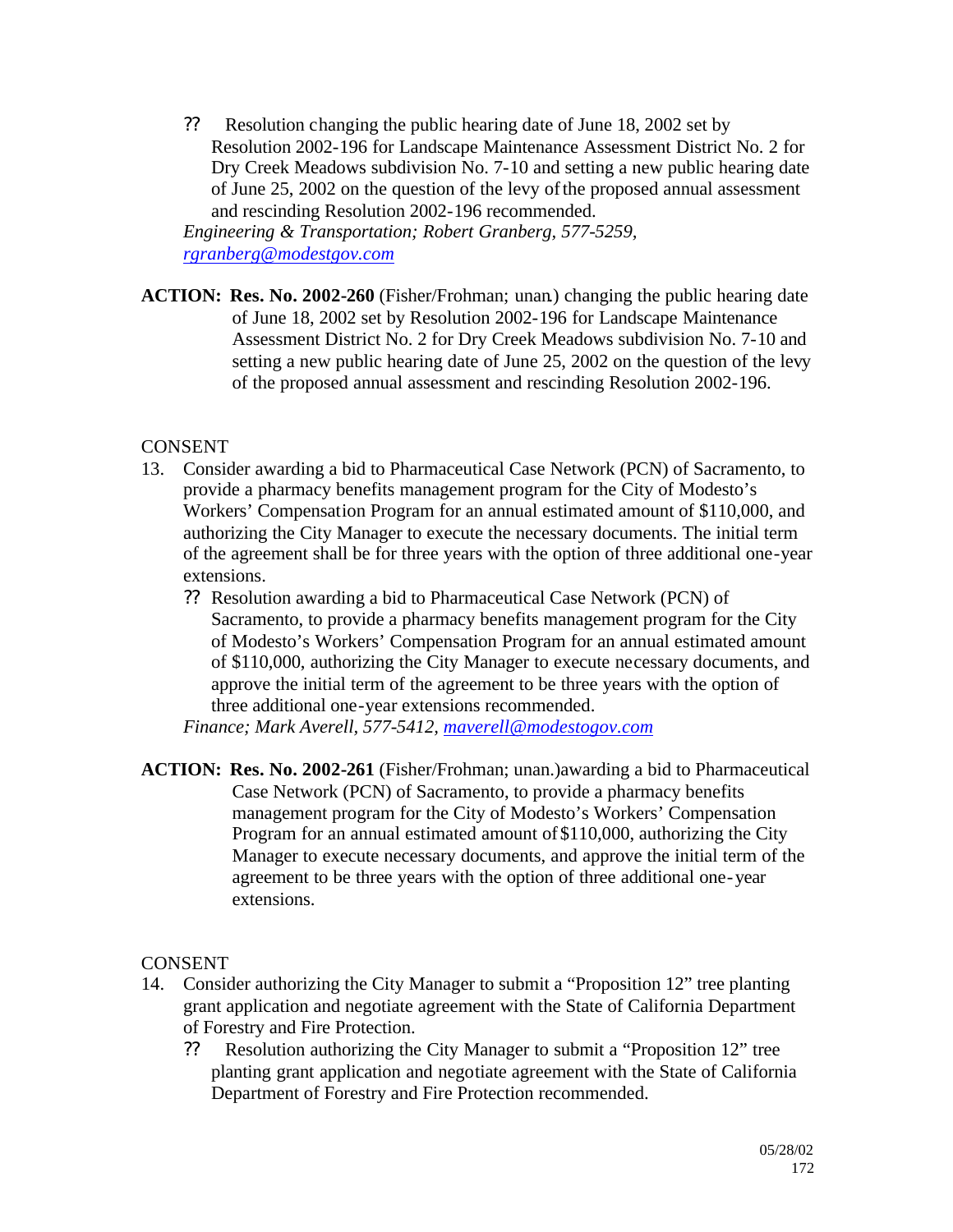?? Resolution changing the public hearing date of June 18, 2002 set by Resolution 2002-196 for Landscape Maintenance Assessment District No. 2 for Dry Creek Meadows subdivision No. 7-10 and setting a new public hearing date of June 25, 2002 on the question of the levy of the proposed annual assessment and rescinding Resolution 2002-196 recommended.

*Engineering & Transportation; Robert Granberg, 577-5259, rgranberg@modestgov.com*

**ACTION: Res. No. 2002-260** (Fisher/Frohman; unan.) changing the public hearing date of June 18, 2002 set by Resolution 2002-196 for Landscape Maintenance Assessment District No. 2 for Dry Creek Meadows subdivision No. 7-10 and setting a new public hearing date of June 25, 2002 on the question of the levy of the proposed annual assessment and rescinding Resolution 2002-196.

CONSENT

13. Consider awarding a bid to Pharmaceutical Case Network (PCN) of Sacramento, to provide a pharmacy benefits management program for the City of Modesto's Workers' Compensation Program for an annual estimated amount of $110,000, and authorizing the City Manager to execute the necessary documents. The initial term of the agreement shall be for three years with the option of three additional one-year extensions.

    ?? Resolution awarding a bid to Pharmaceutical Case Network (PCN) of Sacramento, to provide a pharmacy benefits management program for the City of Modesto's Workers' Compensation Program for an annual estimated amount of $110,000, authorizing the City Manager to execute necessary documents, and approve the initial term of the agreement to be three years with the option of three additional one-year extensions recommended.

    *Finance; Mark Averell, 577-5412, maverell@modestogov.com*

**ACTION: Res. No. 2002-261** (Fisher/Frohman; unan.)awarding a bid to Pharmaceutical Case Network (PCN) of Sacramento, to provide a pharmacy benefits management program for the City of Modesto's Workers' Compensation Program for an annual estimated amount of $110,000, authorizing the City Manager to execute necessary documents, and approve the initial term of the agreement to be three years with the option of three additional one-year extensions.

CONSENT

14. Consider authorizing the City Manager to submit a "Proposition 12" tree planting grant application and negotiate agreement with the State of California Department of Forestry and Fire Protection.

    ?? Resolution authorizing the City Manager to submit a "Proposition 12" tree planting grant application and negotiate agreement with the State of California Department of Forestry and Fire Protection recommended.

05/28/02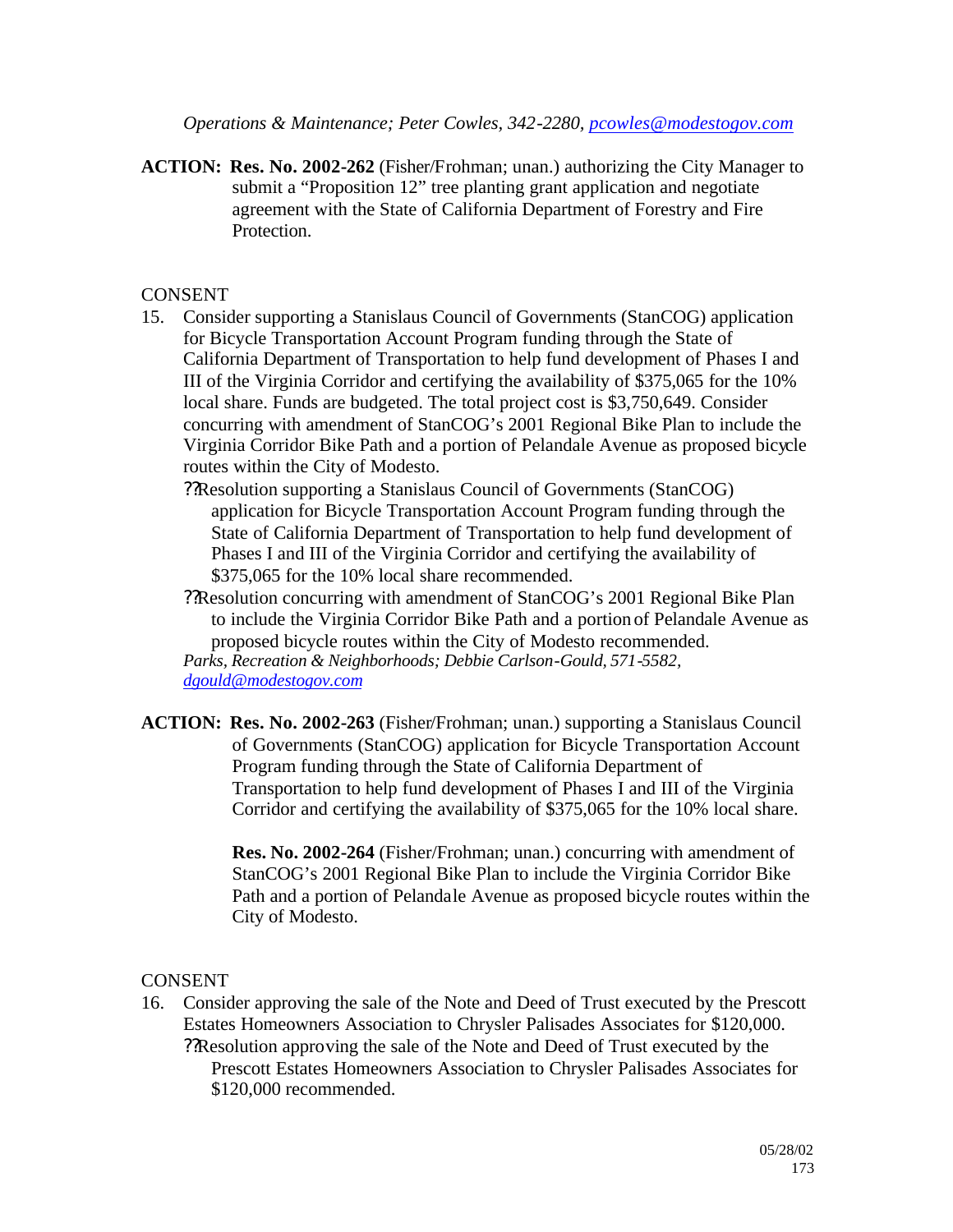*Operations & Maintenance; Peter Cowles, 342-2280, pcowles@modestogov.com*

**ACTION: Res. No. 2002-262** (Fisher/Frohman; unan.) authorizing the City Manager to submit a "Proposition 12" tree planting grant application and negotiate agreement with the State of California Department of Forestry and Fire Protection.

CONSENT

15. Consider supporting a Stanislaus Council of Governments (StanCOG) application for Bicycle Transportation Account Program funding through the State of California Department of Transportation to help fund development of Phases I and III of the Virginia Corridor and certifying the availability of $375,065 for the 10% local share. Funds are budgeted. The total project cost is $3,750,649. Consider concurring with amendment of StanCOG's 2001 Regional Bike Plan to include the Virginia Corridor Bike Path and a portion of Pelandale Avenue as proposed bicycle routes within the City of Modesto.
    - Resolution supporting a Stanislaus Council of Governments (StanCOG) application for Bicycle Transportation Account Program funding through the State of California Department of Transportation to help fund development of Phases I and III of the Virginia Corridor and certifying the availability of $375,065 for the 10% local share recommended.
    - Resolution concurring with amendment of StanCOG's 2001 Regional Bike Plan to include the Virginia Corridor Bike Path and a portion of Pelandale Avenue as proposed bicycle routes within the City of Modesto recommended.

    *Parks, Recreation & Neighborhoods; Debbie Carlson-Gould, 571-5582, dgould@modestogov.com*

**ACTION: Res. No. 2002-263** (Fisher/Frohman; unan.) supporting a Stanislaus Council of Governments (StanCOG) application for Bicycle Transportation Account Program funding through the State of California Department of Transportation to help fund development of Phases I and III of the Virginia Corridor and certifying the availability of $375,065 for the 10% local share.

**Res. No. 2002-264** (Fisher/Frohman; unan.) concurring with amendment of StanCOG's 2001 Regional Bike Plan to include the Virginia Corridor Bike Path and a portion of Pelandale Avenue as proposed bicycle routes within the City of Modesto.

CONSENT

16. Consider approving the sale of the Note and Deed of Trust executed by the Prescott Estates Homeowners Association to Chrysler Palisades Associates for $120,000.
    - Resolution approving the sale of the Note and Deed of Trust executed by the Prescott Estates Homeowners Association to Chrysler Palisades Associates for $120,000 recommended.

05/28/02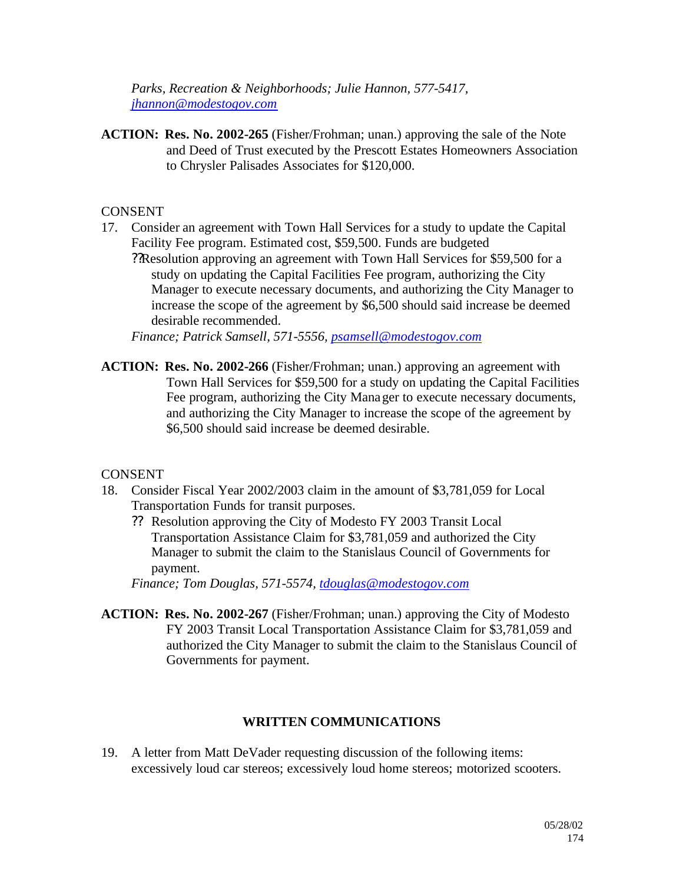*Parks, Recreation & Neighborhoods; Julie Hannon, 577-5417, jhannon@modestogov.com*

**ACTION: Res. No. 2002-265** (Fisher/Frohman; unan.) approving the sale of the Note and Deed of Trust executed by the Prescott Estates Homeowners Association to Chrysler Palisades Associates for $120,000.

CONSENT

17. Consider an agreement with Town Hall Services for a study to update the Capital Facility Fee program. Estimated cost, $59,500. Funds are budgeted
    - ??Resolution approving an agreement with Town Hall Services for $59,500 for a study on updating the Capital Facilities Fee program, authorizing the City Manager to execute necessary documents, and authorizing the City Manager to increase the scope of the agreement by $6,500 should said increase be deemed desirable recommended.

    *Finance; Patrick Samsell, 571-5556, psamsell@modestogov.com*

**ACTION: Res. No. 2002-266** (Fisher/Frohman; unan.) approving an agreement with Town Hall Services for $59,500 for a study on updating the Capital Facilities Fee program, authorizing the City Manager to execute necessary documents, and authorizing the City Manager to increase the scope of the agreement by $6,500 should said increase be deemed desirable.

CONSENT

18. Consider Fiscal Year 2002/2003 claim in the amount of $3,781,059 for Local Transportation Funds for transit purposes.
    - ?? Resolution approving the City of Modesto FY 2003 Transit Local Transportation Assistance Claim for $3,781,059 and authorized the City Manager to submit the claim to the Stanislaus Council of Governments for payment.

    *Finance; Tom Douglas, 571-5574, tdouglas@modestogov.com*

**ACTION: Res. No. 2002-267** (Fisher/Frohman; unan.) approving the City of Modesto FY 2003 Transit Local Transportation Assistance Claim for $3,781,059 and authorized the City Manager to submit the claim to the Stanislaus Council of Governments for payment.

## WRITTEN COMMUNICATIONS

19. A letter from Matt DeVader requesting discussion of the following items: excessively loud car stereos; excessively loud home stereos; motorized scooters.

05/28/02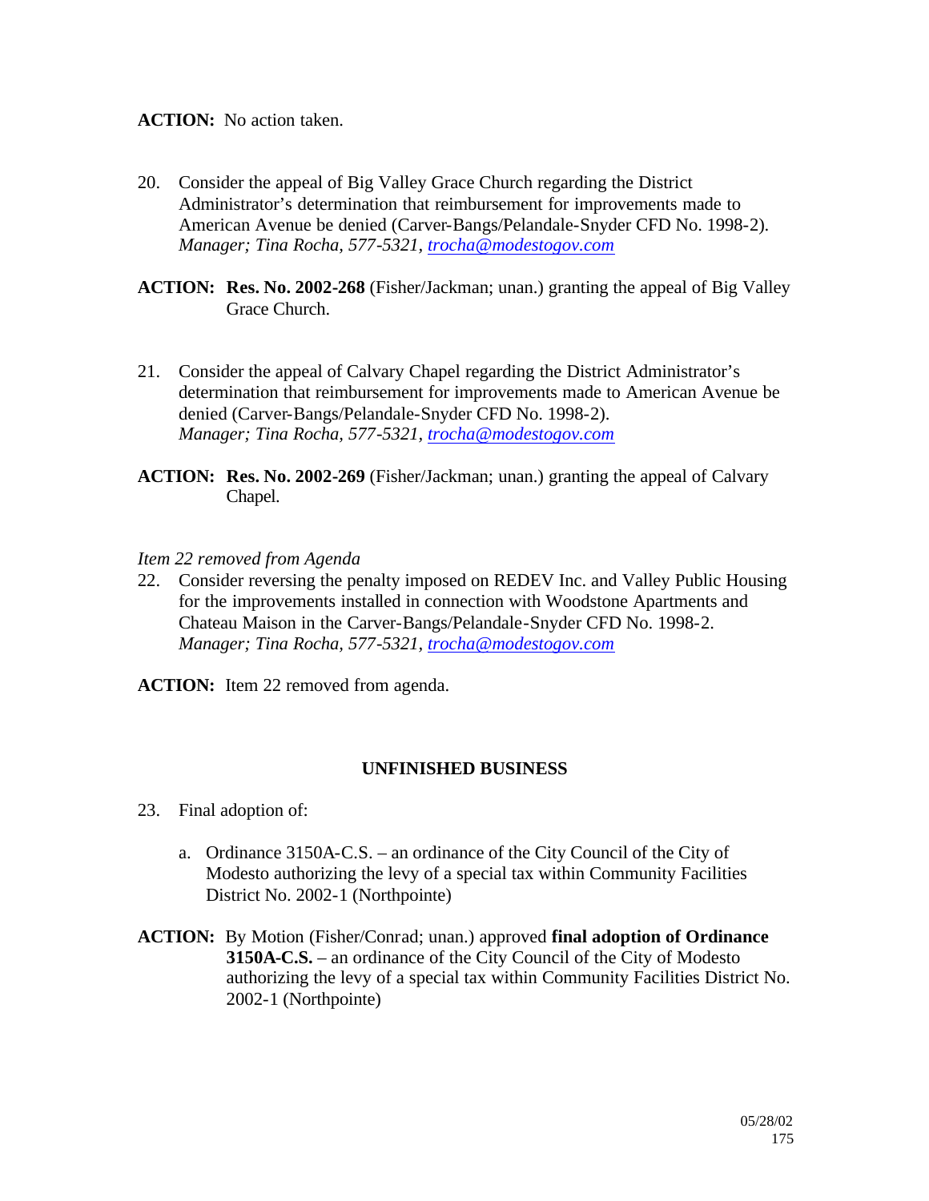**ACTION:** No action taken.

20. Consider the appeal of Big Valley Grace Church regarding the District Administrator's determination that reimbursement for improvements made to American Avenue be denied (Carver-Bangs/Pelandale-Snyder CFD No. 1998-2). *Manager; Tina Rocha, 577-5321, trocha@modestogov.com*

**ACTION:** **Res. No. 2002-268** (Fisher/Jackman; unan.) granting the appeal of Big Valley Grace Church.

21. Consider the appeal of Calvary Chapel regarding the District Administrator's determination that reimbursement for improvements made to American Avenue be denied (Carver-Bangs/Pelandale-Snyder CFD No. 1998-2). *Manager; Tina Rocha, 577-5321, trocha@modestogov.com*

**ACTION:** **Res. No. 2002-269** (Fisher/Jackman; unan.) granting the appeal of Calvary Chapel.

*Item 22 removed from Agenda*

22. Consider reversing the penalty imposed on REDEV Inc. and Valley Public Housing for the improvements installed in connection with Woodstone Apartments and Chateau Maison in the Carver-Bangs/Pelandale-Snyder CFD No. 1998-2. *Manager; Tina Rocha, 577-5321, trocha@modestogov.com*

**ACTION:** Item 22 removed from agenda.

## UNFINISHED BUSINESS

23. Final adoption of:

    a. Ordinance 3150A-C.S. – an ordinance of the City Council of the City of Modesto authorizing the levy of a special tax within Community Facilities District No. 2002-1 (Northpointe)

**ACTION:** By Motion (Fisher/Conrad; unan.) approved **final adoption of Ordinance 3150A-C.S.** – an ordinance of the City Council of the City of Modesto authorizing the levy of a special tax within Community Facilities District No. 2002-1 (Northpointe)

05/28/02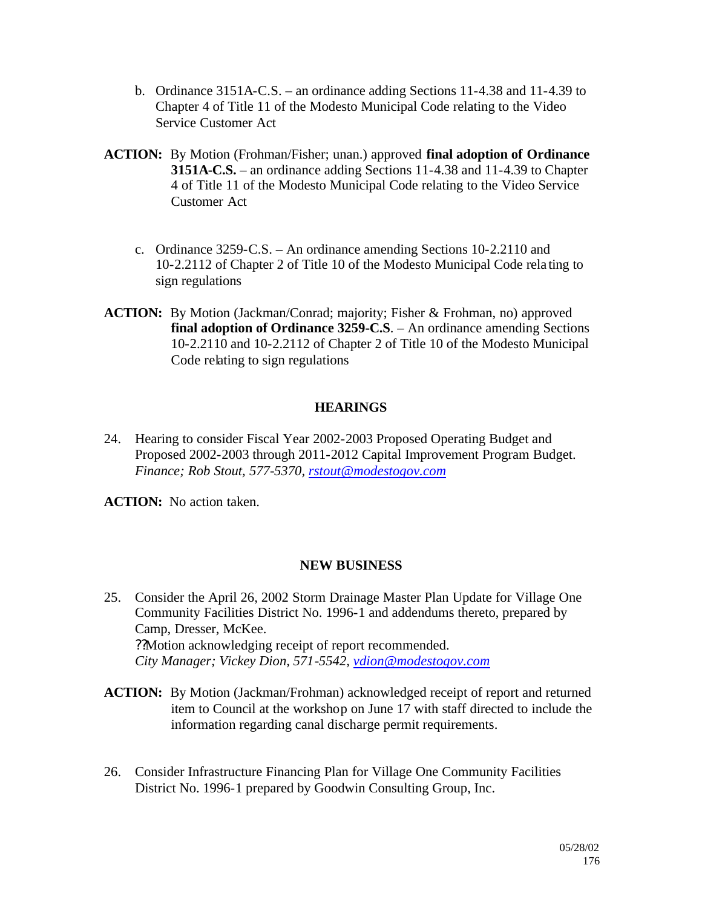b. Ordinance 3151A-C.S. – an ordinance adding Sections 11-4.38 and 11-4.39 to Chapter 4 of Title 11 of the Modesto Municipal Code relating to the Video Service Customer Act

**ACTION:** By Motion (Frohman/Fisher; unan.) approved **final adoption of Ordinance 3151A-C.S.** – an ordinance adding Sections 11-4.38 and 11-4.39 to Chapter 4 of Title 11 of the Modesto Municipal Code relating to the Video Service Customer Act

c. Ordinance 3259-C.S. – An ordinance amending Sections 10-2.2110 and 10-2.2112 of Chapter 2 of Title 10 of the Modesto Municipal Code relating to sign regulations

**ACTION:** By Motion (Jackman/Conrad; majority; Fisher & Frohman, no) approved **final adoption of Ordinance 3259-C.S**. – An ordinance amending Sections 10-2.2110 and 10-2.2112 of Chapter 2 of Title 10 of the Modesto Municipal Code relating to sign regulations

## HEARINGS

24. Hearing to consider Fiscal Year 2002-2003 Proposed Operating Budget and Proposed 2002-2003 through 2011-2012 Capital Improvement Program Budget. *Finance; Rob Stout, 577-5370, rstout@modestogov.com*

**ACTION:** No action taken.

## NEW BUSINESS

25. Consider the April 26, 2002 Storm Drainage Master Plan Update for Village One Community Facilities District No. 1996-1 and addendums thereto, prepared by Camp, Dresser, McKee.
    ??Motion acknowledging receipt of report recommended.
    *City Manager; Vickey Dion, 571-5542, vdion@modestogov.com*

**ACTION:** By Motion (Jackman/Frohman) acknowledged receipt of report and returned item to Council at the workshop on June 17 with staff directed to include the information regarding canal discharge permit requirements.

26. Consider Infrastructure Financing Plan for Village One Community Facilities District No. 1996-1 prepared by Goodwin Consulting Group, Inc.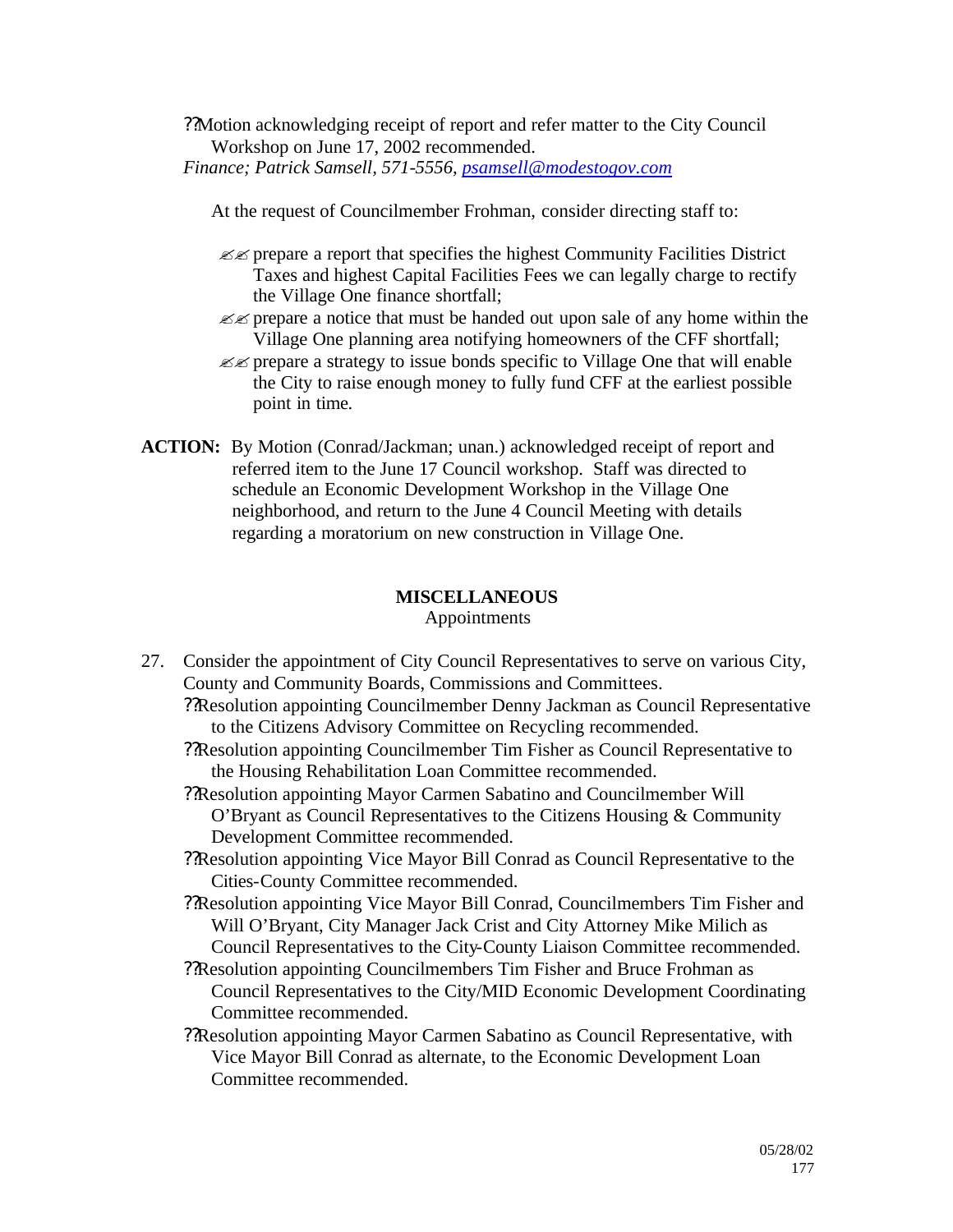- Motion acknowledging receipt of report and refer matter to the City Council Workshop on June 17, 2002 recommended.

*Finance; Patrick Samsell, 571-5556, psamsell@modestogov.com*

At the request of Councilmember Frohman, consider directing staff to:

- prepare a report that specifies the highest Community Facilities District Taxes and highest Capital Facilities Fees we can legally charge to rectify the Village One finance shortfall;
- prepare a notice that must be handed out upon sale of any home within the Village One planning area notifying homeowners of the CFF shortfall;
- prepare a strategy to issue bonds specific to Village One that will enable the City to raise enough money to fully fund CFF at the earliest possible point in time.

**ACTION:** By Motion (Conrad/Jackman; unan.) acknowledged receipt of report and referred item to the June 17 Council workshop. Staff was directed to schedule an Economic Development Workshop in the Village One neighborhood, and return to the June 4 Council Meeting with details regarding a moratorium on new construction in Village One.

## MISCELLANEOUS

### Appointments

27. Consider the appointment of City Council Representatives to serve on various City, County and Community Boards, Commissions and Committees.
    - Resolution appointing Councilmember Denny Jackman as Council Representative to the Citizens Advisory Committee on Recycling recommended.
    - Resolution appointing Councilmember Tim Fisher as Council Representative to the Housing Rehabilitation Loan Committee recommended.
    - Resolution appointing Mayor Carmen Sabatino and Councilmember Will O'Bryant as Council Representatives to the Citizens Housing & Community Development Committee recommended.
    - Resolution appointing Vice Mayor Bill Conrad as Council Representative to the Cities-County Committee recommended.
    - Resolution appointing Vice Mayor Bill Conrad, Councilmembers Tim Fisher and Will O'Bryant, City Manager Jack Crist and City Attorney Mike Milich as Council Representatives to the City-County Liaison Committee recommended.
    - Resolution appointing Councilmembers Tim Fisher and Bruce Frohman as Council Representatives to the City/MID Economic Development Coordinating Committee recommended.
    - Resolution appointing Mayor Carmen Sabatino as Council Representative, with Vice Mayor Bill Conrad as alternate, to the Economic Development Loan Committee recommended.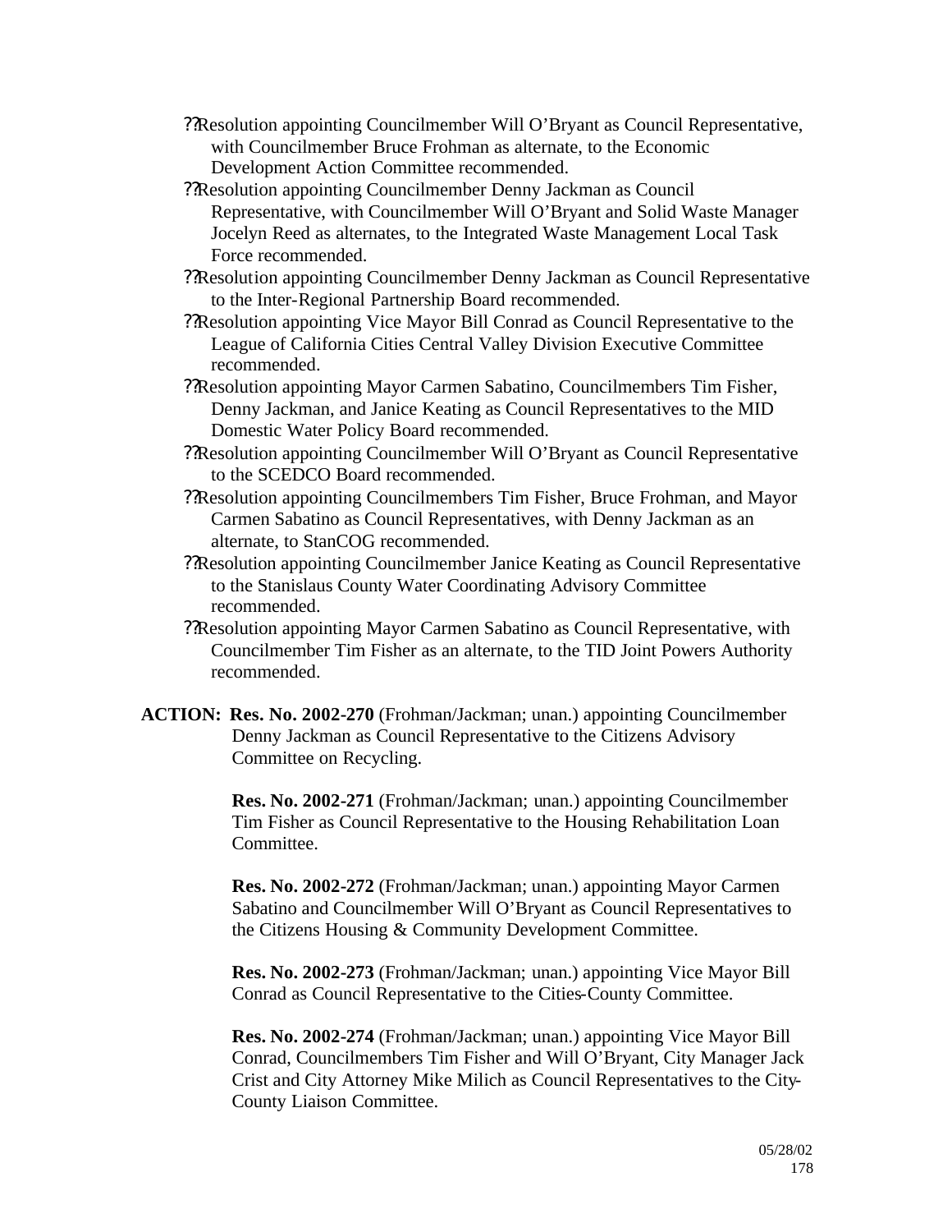- Resolution appointing Councilmember Will O'Bryant as Council Representative, with Councilmember Bruce Frohman as alternate, to the Economic Development Action Committee recommended.
- Resolution appointing Councilmember Denny Jackman as Council Representative, with Councilmember Will O'Bryant and Solid Waste Manager Jocelyn Reed as alternates, to the Integrated Waste Management Local Task Force recommended.
- Resolution appointing Councilmember Denny Jackman as Council Representative to the Inter-Regional Partnership Board recommended.
- Resolution appointing Vice Mayor Bill Conrad as Council Representative to the League of California Cities Central Valley Division Executive Committee recommended.
- Resolution appointing Mayor Carmen Sabatino, Councilmembers Tim Fisher, Denny Jackman, and Janice Keating as Council Representatives to the MID Domestic Water Policy Board recommended.
- Resolution appointing Councilmember Will O'Bryant as Council Representative to the SCEDCO Board recommended.
- Resolution appointing Councilmembers Tim Fisher, Bruce Frohman, and Mayor Carmen Sabatino as Council Representatives, with Denny Jackman as an alternate, to StanCOG recommended.
- Resolution appointing Councilmember Janice Keating as Council Representative to the Stanislaus County Water Coordinating Advisory Committee recommended.
- Resolution appointing Mayor Carmen Sabatino as Council Representative, with Councilmember Tim Fisher as an alternate, to the TID Joint Powers Authority recommended.

**ACTION: Res. No. 2002-270** (Frohman/Jackman; unan.) appointing Councilmember Denny Jackman as Council Representative to the Citizens Advisory Committee on Recycling.

**Res. No. 2002-271** (Frohman/Jackman; unan.) appointing Councilmember Tim Fisher as Council Representative to the Housing Rehabilitation Loan Committee.

**Res. No. 2002-272** (Frohman/Jackman; unan.) appointing Mayor Carmen Sabatino and Councilmember Will O'Bryant as Council Representatives to the Citizens Housing & Community Development Committee.

**Res. No. 2002-273** (Frohman/Jackman; unan.) appointing Vice Mayor Bill Conrad as Council Representative to the Cities-County Committee.

**Res. No. 2002-274** (Frohman/Jackman; unan.) appointing Vice Mayor Bill Conrad, Councilmembers Tim Fisher and Will O'Bryant, City Manager Jack Crist and City Attorney Mike Milich as Council Representatives to the City-County Liaison Committee.

05/28/02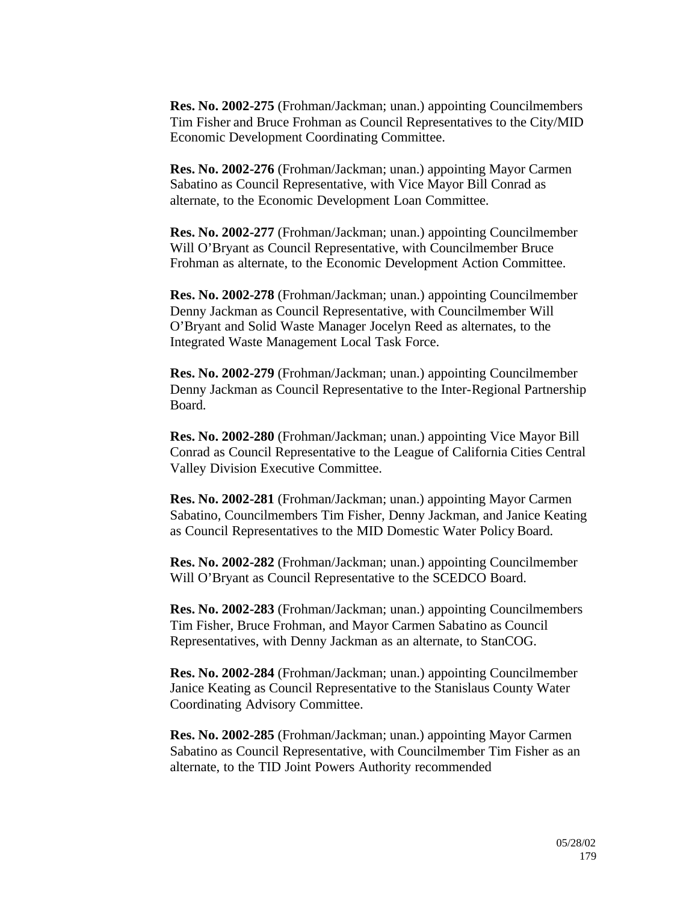**Res. No. 2002-275** (Frohman/Jackman; unan.) appointing Councilmembers Tim Fisher and Bruce Frohman as Council Representatives to the City/MID Economic Development Coordinating Committee.

**Res. No. 2002-276** (Frohman/Jackman; unan.) appointing Mayor Carmen Sabatino as Council Representative, with Vice Mayor Bill Conrad as alternate, to the Economic Development Loan Committee.

**Res. No. 2002-277** (Frohman/Jackman; unan.) appointing Councilmember Will O'Bryant as Council Representative, with Councilmember Bruce Frohman as alternate, to the Economic Development Action Committee.

**Res. No. 2002-278** (Frohman/Jackman; unan.) appointing Councilmember Denny Jackman as Council Representative, with Councilmember Will O'Bryant and Solid Waste Manager Jocelyn Reed as alternates, to the Integrated Waste Management Local Task Force.

**Res. No. 2002-279** (Frohman/Jackman; unan.) appointing Councilmember Denny Jackman as Council Representative to the Inter-Regional Partnership Board.

**Res. No. 2002-280** (Frohman/Jackman; unan.) appointing Vice Mayor Bill Conrad as Council Representative to the League of California Cities Central Valley Division Executive Committee.

**Res. No. 2002-281** (Frohman/Jackman; unan.) appointing Mayor Carmen Sabatino, Councilmembers Tim Fisher, Denny Jackman, and Janice Keating as Council Representatives to the MID Domestic Water Policy Board.

**Res. No. 2002-282** (Frohman/Jackman; unan.) appointing Councilmember Will O'Bryant as Council Representative to the SCEDCO Board.

**Res. No. 2002-283** (Frohman/Jackman; unan.) appointing Councilmembers Tim Fisher, Bruce Frohman, and Mayor Carmen Sabatino as Council Representatives, with Denny Jackman as an alternate, to StanCOG.

**Res. No. 2002-284** (Frohman/Jackman; unan.) appointing Councilmember Janice Keating as Council Representative to the Stanislaus County Water Coordinating Advisory Committee.

**Res. No. 2002-285** (Frohman/Jackman; unan.) appointing Mayor Carmen Sabatino as Council Representative, with Councilmember Tim Fisher as an alternate, to the TID Joint Powers Authority recommended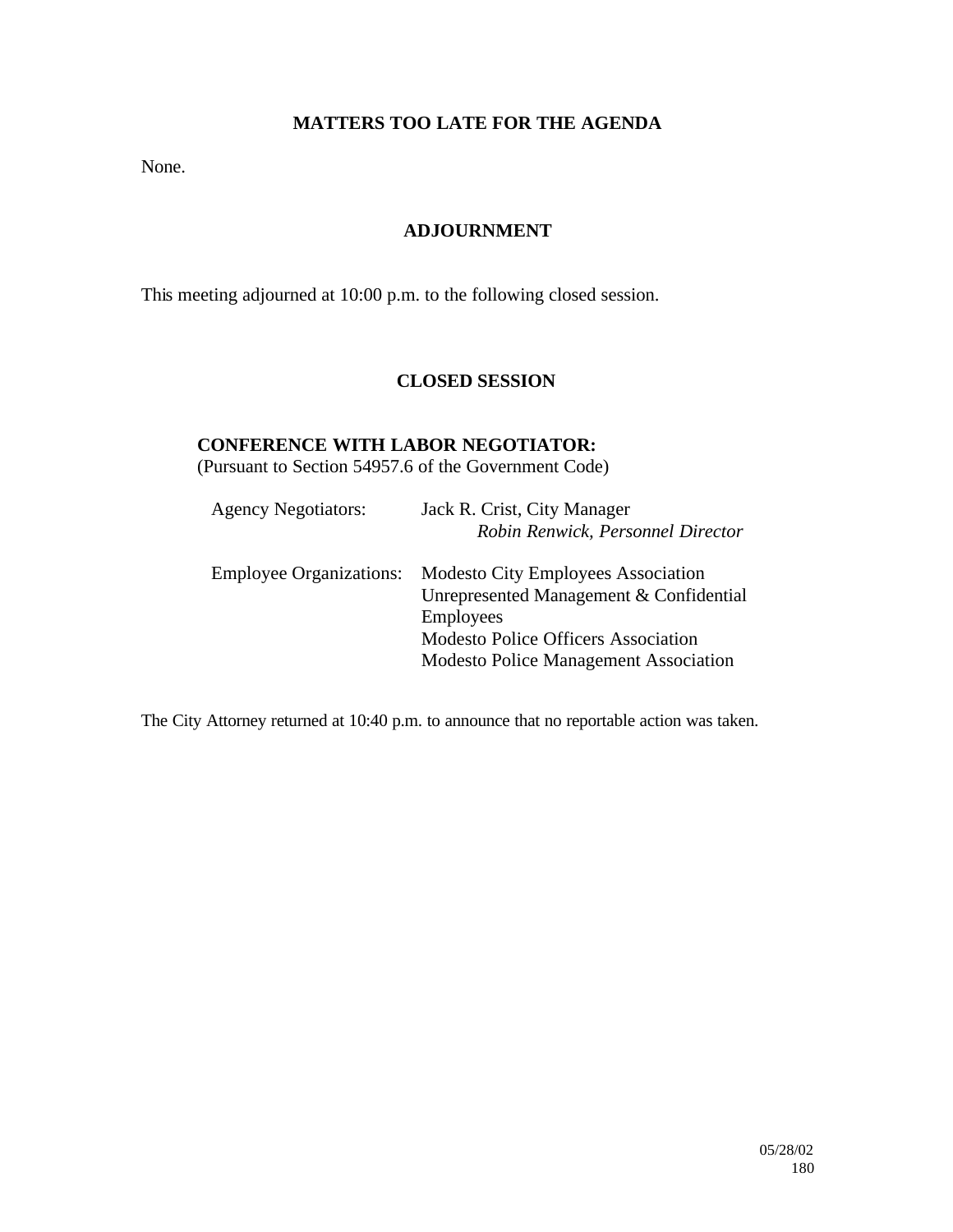## MATTERS TOO LATE FOR THE AGENDA

None.

## ADJOURNMENT

This meeting adjourned at 10:00 p.m. to the following closed session.

## CLOSED SESSION

**CONFERENCE WITH LABOR NEGOTIATOR:**
(Pursuant to Section 54957.6 of the Government Code)

| | |
|---|---|
| Agency Negotiators: | Jack R. Crist, City Manager<br>*Robin Renwick, Personnel Director* |
| Employee Organizations: | Modesto City Employees Association<br>Unrepresented Management & Confidential Employees<br>Modesto Police Officers Association<br>Modesto Police Management Association |

The City Attorney returned at 10:40 p.m. to announce that no reportable action was taken.

05/28/02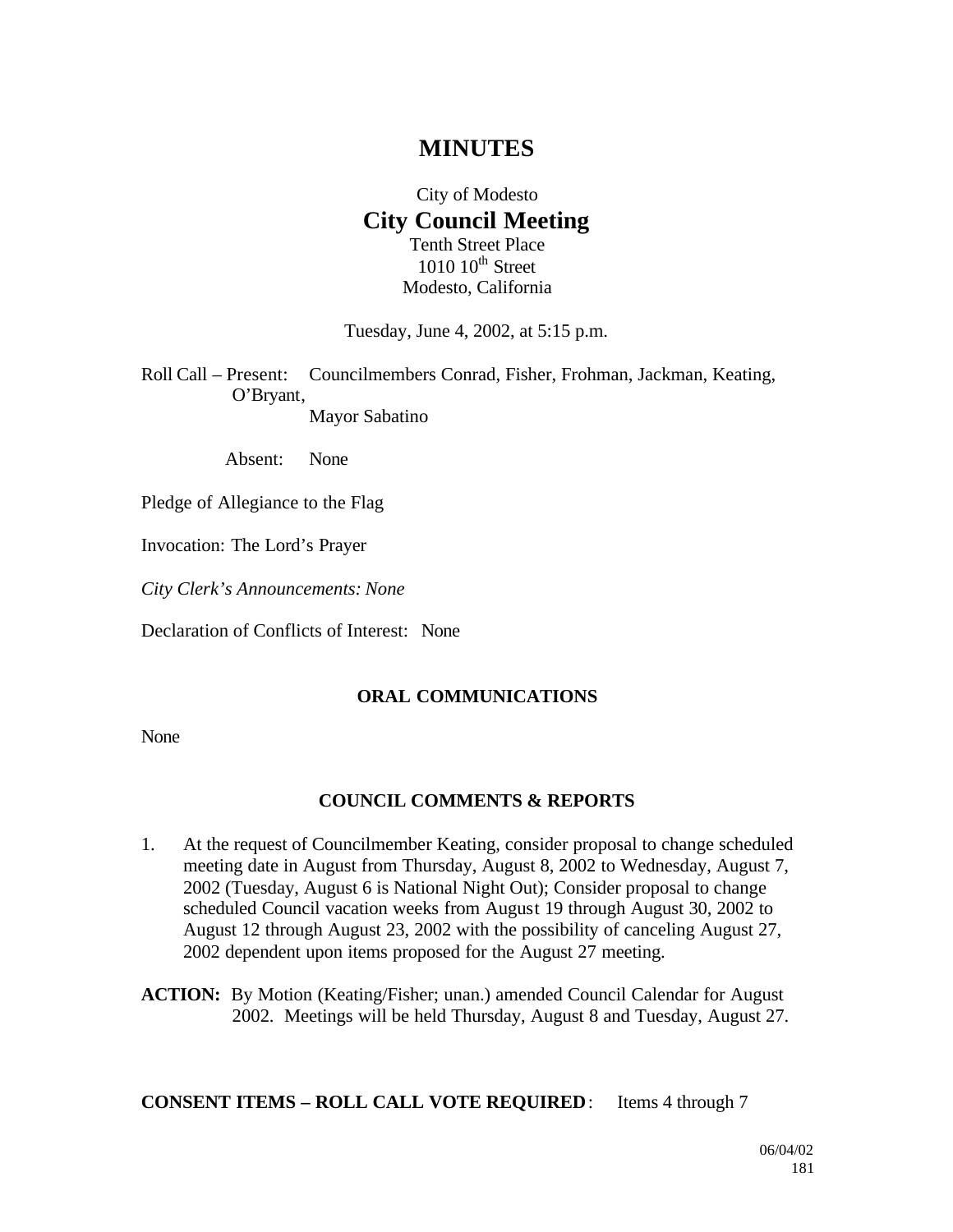# MINUTES

City of Modesto

## City Council Meeting

Tenth Street Place
1010 10th Street
Modesto, California

Tuesday, June 4, 2002, at 5:15 p.m.

Roll Call – Present: Councilmembers Conrad, Fisher, Frohman, Jackman, Keating, O'Bryant, Mayor Sabatino

Absent: None

Pledge of Allegiance to the Flag

Invocation: The Lord's Prayer

*City Clerk's Announcements: None*

Declaration of Conflicts of Interest: None

### ORAL COMMUNICATIONS

None

### COUNCIL COMMENTS & REPORTS

1. At the request of Councilmember Keating, consider proposal to change scheduled meeting date in August from Thursday, August 8, 2002 to Wednesday, August 7, 2002 (Tuesday, August 6 is National Night Out); Consider proposal to change scheduled Council vacation weeks from August 19 through August 30, 2002 to August 12 through August 23, 2002 with the possibility of canceling August 27, 2002 dependent upon items proposed for the August 27 meeting.

**ACTION:** By Motion (Keating/Fisher; unan.) amended Council Calendar for August 2002. Meetings will be held Thursday, August 8 and Tuesday, August 27.

**CONSENT ITEMS – ROLL CALL VOTE REQUIRED**: Items 4 through 7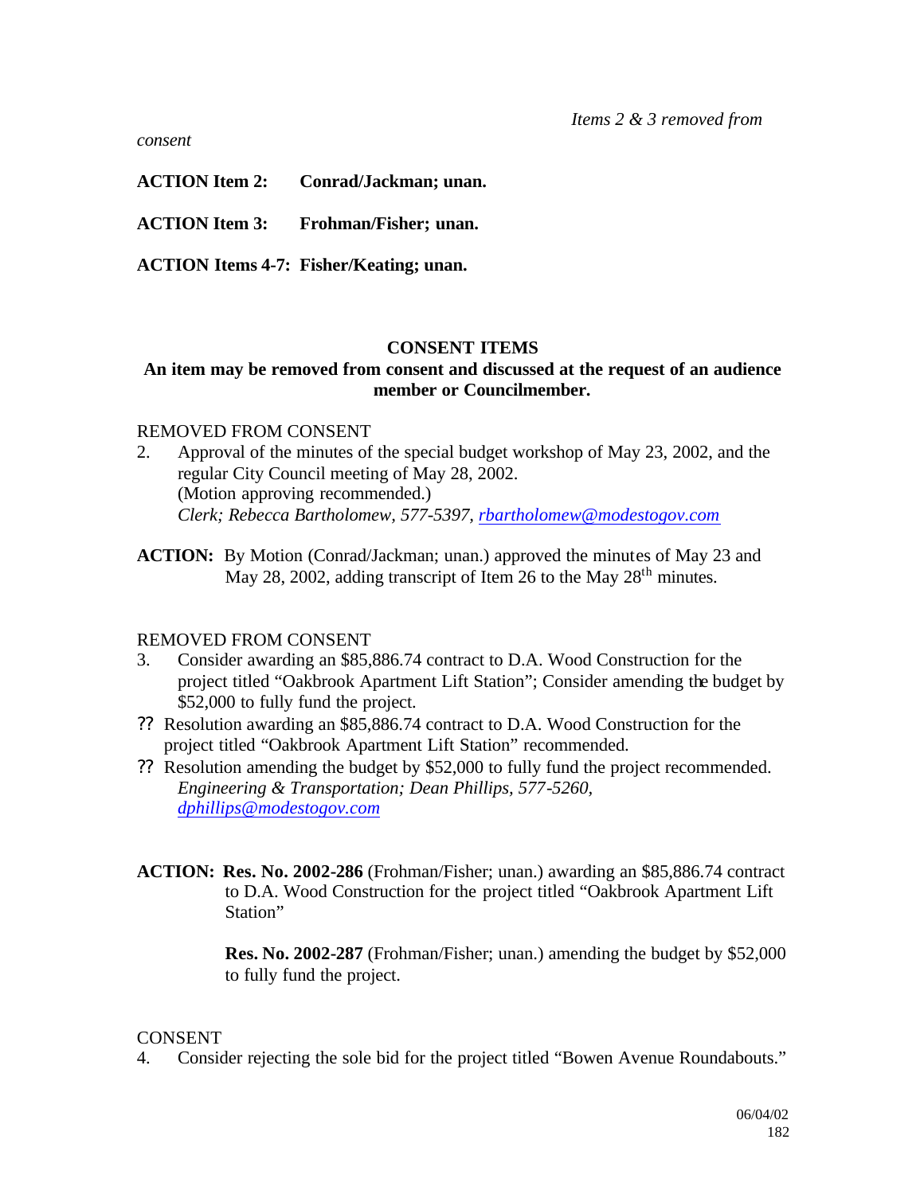*Items 2 & 3 removed from consent*

**ACTION Item 2: Conrad/Jackman; unan.**

**ACTION Item 3: Frohman/Fisher; unan.**

**ACTION Items 4-7: Fisher/Keating; unan.**

**CONSENT ITEMS**

**An item may be removed from consent and discussed at the request of an audience member or Councilmember.**

REMOVED FROM CONSENT

2. Approval of the minutes of the special budget workshop of May 23, 2002, and the regular City Council meeting of May 28, 2002.
   (Motion approving recommended.)
   *Clerk; Rebecca Bartholomew, 577-5397, rbartholomew@modestogov.com*

**ACTION:** By Motion (Conrad/Jackman; unan.) approved the minutes of May 23 and May 28, 2002, adding transcript of Item 26 to the May 28th minutes.

REMOVED FROM CONSENT

3. Consider awarding an $85,886.74 contract to D.A. Wood Construction for the project titled "Oakbrook Apartment Lift Station"; Consider amending the budget by $52,000 to fully fund the project.
   - Resolution awarding an $85,886.74 contract to D.A. Wood Construction for the project titled "Oakbrook Apartment Lift Station" recommended.
   - Resolution amending the budget by $52,000 to fully fund the project recommended.

   *Engineering & Transportation; Dean Phillips, 577-5260, dphillips@modestogov.com*

**ACTION:** **Res. No. 2002-286** (Frohman/Fisher; unan.) awarding an $85,886.74 contract to D.A. Wood Construction for the project titled "Oakbrook Apartment Lift Station"

**Res. No. 2002-287** (Frohman/Fisher; unan.) amending the budget by $52,000 to fully fund the project.

CONSENT

4. Consider rejecting the sole bid for the project titled "Bowen Avenue Roundabouts."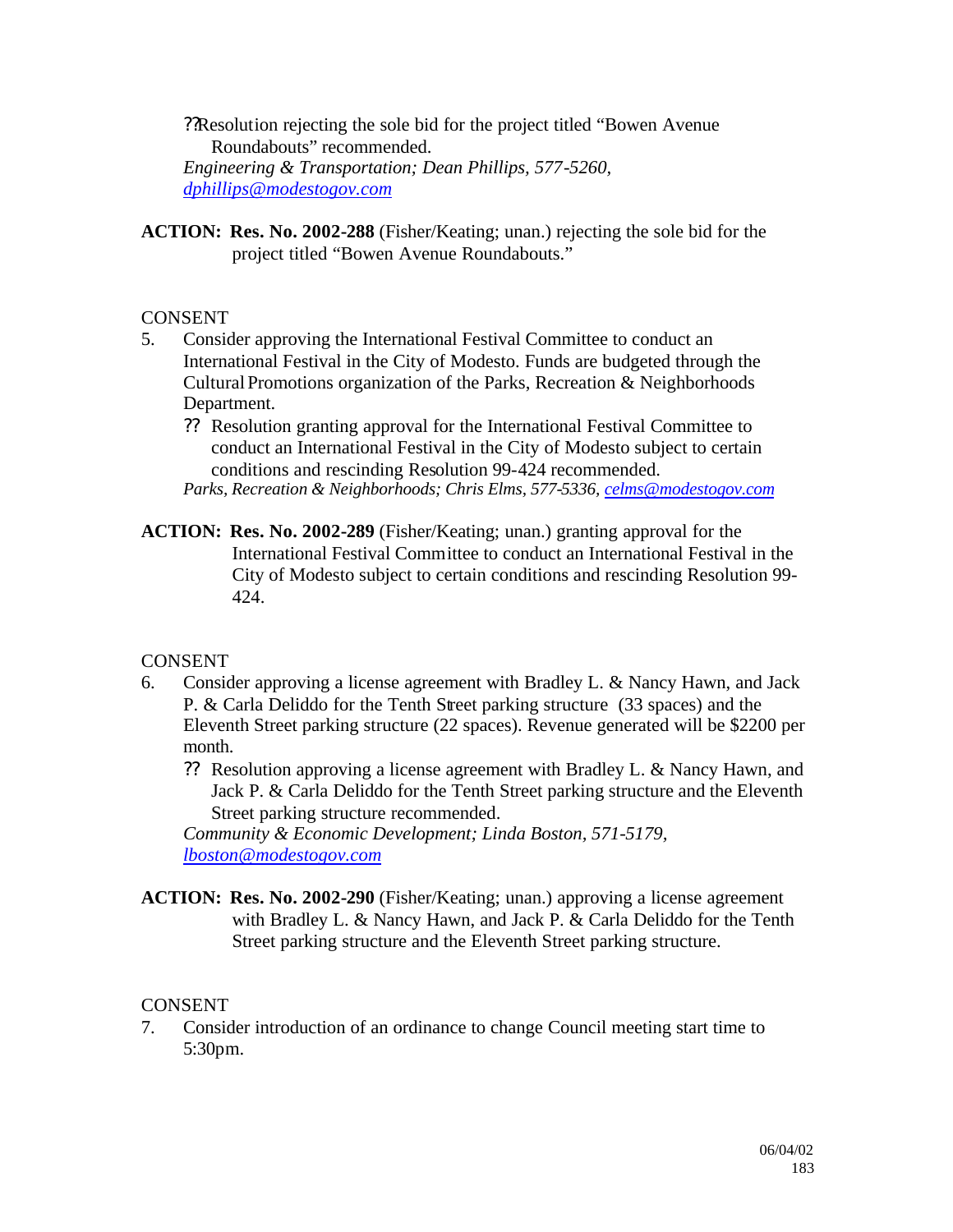?? Resolution rejecting the sole bid for the project titled "Bowen Avenue Roundabouts" recommended.
*Engineering & Transportation; Dean Phillips, 577-5260, dphillips@modestogov.com*

**ACTION: Res. No. 2002-288** (Fisher/Keating; unan.) rejecting the sole bid for the project titled "Bowen Avenue Roundabouts."

CONSENT

5. Consider approving the International Festival Committee to conduct an International Festival in the City of Modesto. Funds are budgeted through the Cultural Promotions organization of the Parks, Recreation & Neighborhoods Department.

   ?? Resolution granting approval for the International Festival Committee to conduct an International Festival in the City of Modesto subject to certain conditions and rescinding Resolution 99-424 recommended.
   *Parks, Recreation & Neighborhoods; Chris Elms, 577-5336, celms@modestogov.com*

**ACTION: Res. No. 2002-289** (Fisher/Keating; unan.) granting approval for the International Festival Committee to conduct an International Festival in the City of Modesto subject to certain conditions and rescinding Resolution 99-424.

CONSENT

6. Consider approving a license agreement with Bradley L. & Nancy Hawn, and Jack P. & Carla Deliddo for the Tenth Street parking structure (33 spaces) and the Eleventh Street parking structure (22 spaces). Revenue generated will be $2200 per month.

   ?? Resolution approving a license agreement with Bradley L. & Nancy Hawn, and Jack P. & Carla Deliddo for the Tenth Street parking structure and the Eleventh Street parking structure recommended.
   *Community & Economic Development; Linda Boston, 571-5179, lboston@modestogov.com*

**ACTION: Res. No. 2002-290** (Fisher/Keating; unan.) approving a license agreement with Bradley L. & Nancy Hawn, and Jack P. & Carla Deliddo for the Tenth Street parking structure and the Eleventh Street parking structure.

CONSENT

7. Consider introduction of an ordinance to change Council meeting start time to 5:30pm.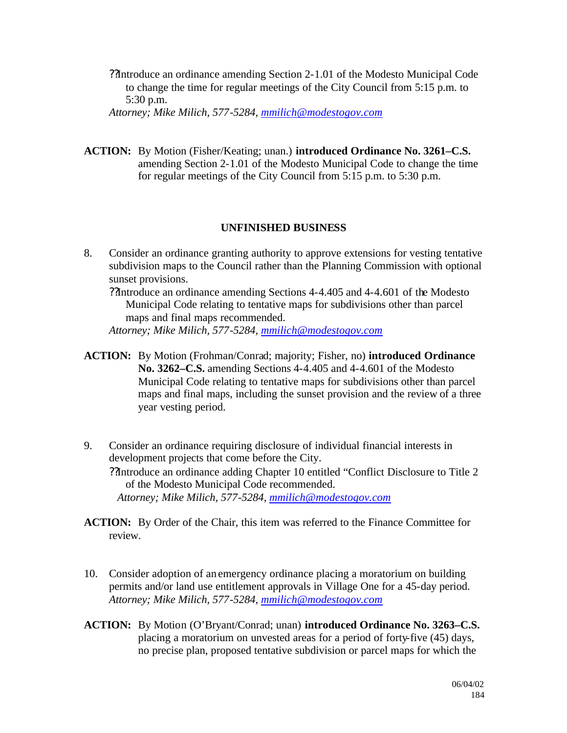?? Introduce an ordinance amending Section 2-1.01 of the Modesto Municipal Code to change the time for regular meetings of the City Council from 5:15 p.m. to 5:30 p.m.
*Attorney; Mike Milich, 577-5284, mmilich@modestogov.com*

**ACTION:** By Motion (Fisher/Keating; unan.) **introduced Ordinance No. 3261–C.S.** amending Section 2-1.01 of the Modesto Municipal Code to change the time for regular meetings of the City Council from 5:15 p.m. to 5:30 p.m.

## UNFINISHED BUSINESS

8. Consider an ordinance granting authority to approve extensions for vesting tentative subdivision maps to the Council rather than the Planning Commission with optional sunset provisions.
?? Introduce an ordinance amending Sections 4-4.405 and 4-4.601 of the Modesto Municipal Code relating to tentative maps for subdivisions other than parcel maps and final maps recommended.
*Attorney; Mike Milich, 577-5284, mmilich@modestogov.com*

**ACTION:** By Motion (Frohman/Conrad; majority; Fisher, no) **introduced Ordinance No. 3262–C.S.** amending Sections 4-4.405 and 4-4.601 of the Modesto Municipal Code relating to tentative maps for subdivisions other than parcel maps and final maps, including the sunset provision and the review of a three year vesting period.

9. Consider an ordinance requiring disclosure of individual financial interests in development projects that come before the City.
?? Introduce an ordinance adding Chapter 10 entitled "Conflict Disclosure to Title 2 of the Modesto Municipal Code recommended.
*Attorney; Mike Milich, 577-5284, mmilich@modestogov.com*

**ACTION:** By Order of the Chair, this item was referred to the Finance Committee for review.

10. Consider adoption of an emergency ordinance placing a moratorium on building permits and/or land use entitlement approvals in Village One for a 45-day period.
*Attorney; Mike Milich, 577-5284, mmilich@modestogov.com*

**ACTION:** By Motion (O'Bryant/Conrad; unan) **introduced Ordinance No. 3263–C.S.** placing a moratorium on unvested areas for a period of forty-five (45) days, no precise plan, proposed tentative subdivision or parcel maps for which the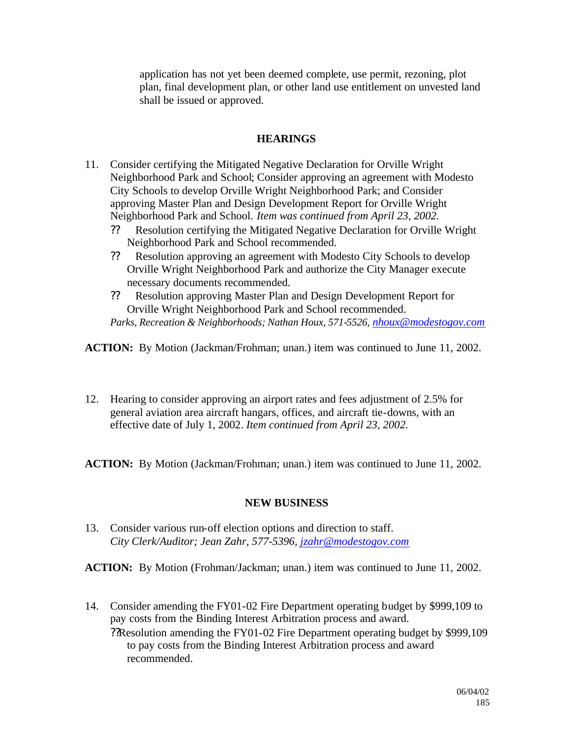application has not yet been deemed complete, use permit, rezoning, plot plan, final development plan, or other land use entitlement on unvested land shall be issued or approved.

## HEARINGS

11. Consider certifying the Mitigated Negative Declaration for Orville Wright Neighborhood Park and School; Consider approving an agreement with Modesto City Schools to develop Orville Wright Neighborhood Park; and Consider approving Master Plan and Design Development Report for Orville Wright Neighborhood Park and School. *Item was continued from April 23, 2002.*
    - ?? Resolution certifying the Mitigated Negative Declaration for Orville Wright Neighborhood Park and School recommended.
    - ?? Resolution approving an agreement with Modesto City Schools to develop Orville Wright Neighborhood Park and authorize the City Manager execute necessary documents recommended.
    - ?? Resolution approving Master Plan and Design Development Report for Orville Wright Neighborhood Park and School recommended.

    *Parks, Recreation & Neighborhoods; Nathan Houx, 571-5526, nhoux@modestogov.com*

**ACTION:** By Motion (Jackman/Frohman; unan.) item was continued to June 11, 2002.

12. Hearing to consider approving an airport rates and fees adjustment of 2.5% for general aviation area aircraft hangars, offices, and aircraft tie-downs, with an effective date of July 1, 2002. *Item continued from April 23, 2002.*

**ACTION:** By Motion (Jackman/Frohman; unan.) item was continued to June 11, 2002.

## NEW BUSINESS

13. Consider various run-off election options and direction to staff.
    *City Clerk/Auditor; Jean Zahr, 577-5396, jzahr@modestogov.com*

**ACTION:** By Motion (Frohman/Jackman; unan.) item was continued to June 11, 2002.

14. Consider amending the FY01-02 Fire Department operating budget by $999,109 to pay costs from the Binding Interest Arbitration process and award.
    - ??Resolution amending the FY01-02 Fire Department operating budget by $999,109 to pay costs from the Binding Interest Arbitration process and award recommended.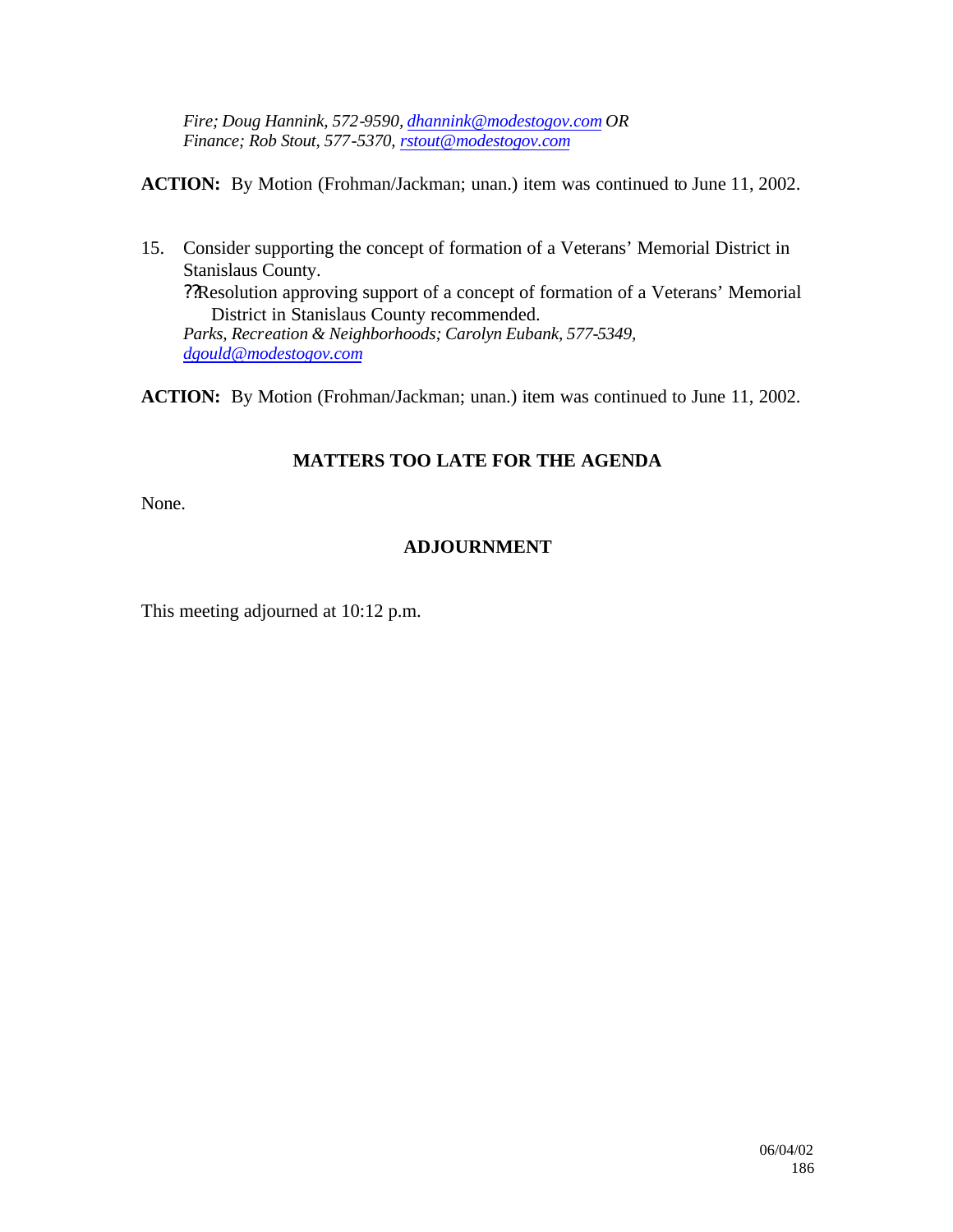*Fire; Doug Hannink, 572-9590, dhannink@modestogov.com OR Finance; Rob Stout, 577-5370, rstout@modestogov.com*

**ACTION:** By Motion (Frohman/Jackman; unan.) item was continued to June 11, 2002.

15. Consider supporting the concept of formation of a Veterans' Memorial District in Stanislaus County.
    ??Resolution approving support of a concept of formation of a Veterans' Memorial District in Stanislaus County recommended.
    *Parks, Recreation & Neighborhoods; Carolyn Eubank, 577-5349, dgould@modestogov.com*

**ACTION:** By Motion (Frohman/Jackman; unan.) item was continued to June 11, 2002.

## MATTERS TOO LATE FOR THE AGENDA

None.

## ADJOURNMENT

This meeting adjourned at 10:12 p.m.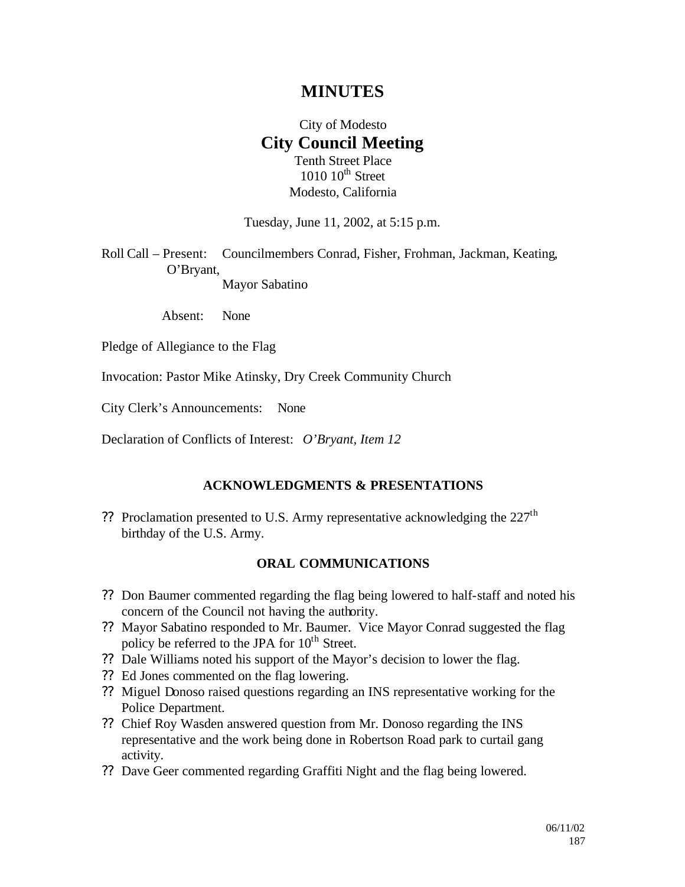# MINUTES

City of Modesto

## City Council Meeting

Tenth Street Place
1010 10th Street
Modesto, California

Tuesday, June 11, 2002, at 5:15 p.m.

Roll Call – Present: Councilmembers Conrad, Fisher, Frohman, Jackman, Keating, O'Bryant, Mayor Sabatino

Absent: None

Pledge of Allegiance to the Flag

Invocation: Pastor Mike Atinsky, Dry Creek Community Church

City Clerk's Announcements: None

Declaration of Conflicts of Interest: *O'Bryant, Item 12*

### ACKNOWLEDGMENTS & PRESENTATIONS

- Proclamation presented to U.S. Army representative acknowledging the 227th birthday of the U.S. Army.

### ORAL COMMUNICATIONS

- Don Baumer commented regarding the flag being lowered to half-staff and noted his concern of the Council not having the authority.
- Mayor Sabatino responded to Mr. Baumer. Vice Mayor Conrad suggested the flag policy be referred to the JPA for 10th Street.
- Dale Williams noted his support of the Mayor's decision to lower the flag.
- Ed Jones commented on the flag lowering.
- Miguel Donoso raised questions regarding an INS representative working for the Police Department.
- Chief Roy Wasden answered question from Mr. Donoso regarding the INS representative and the work being done in Robertson Road park to curtail gang activity.
- Dave Geer commented regarding Graffiti Night and the flag being lowered.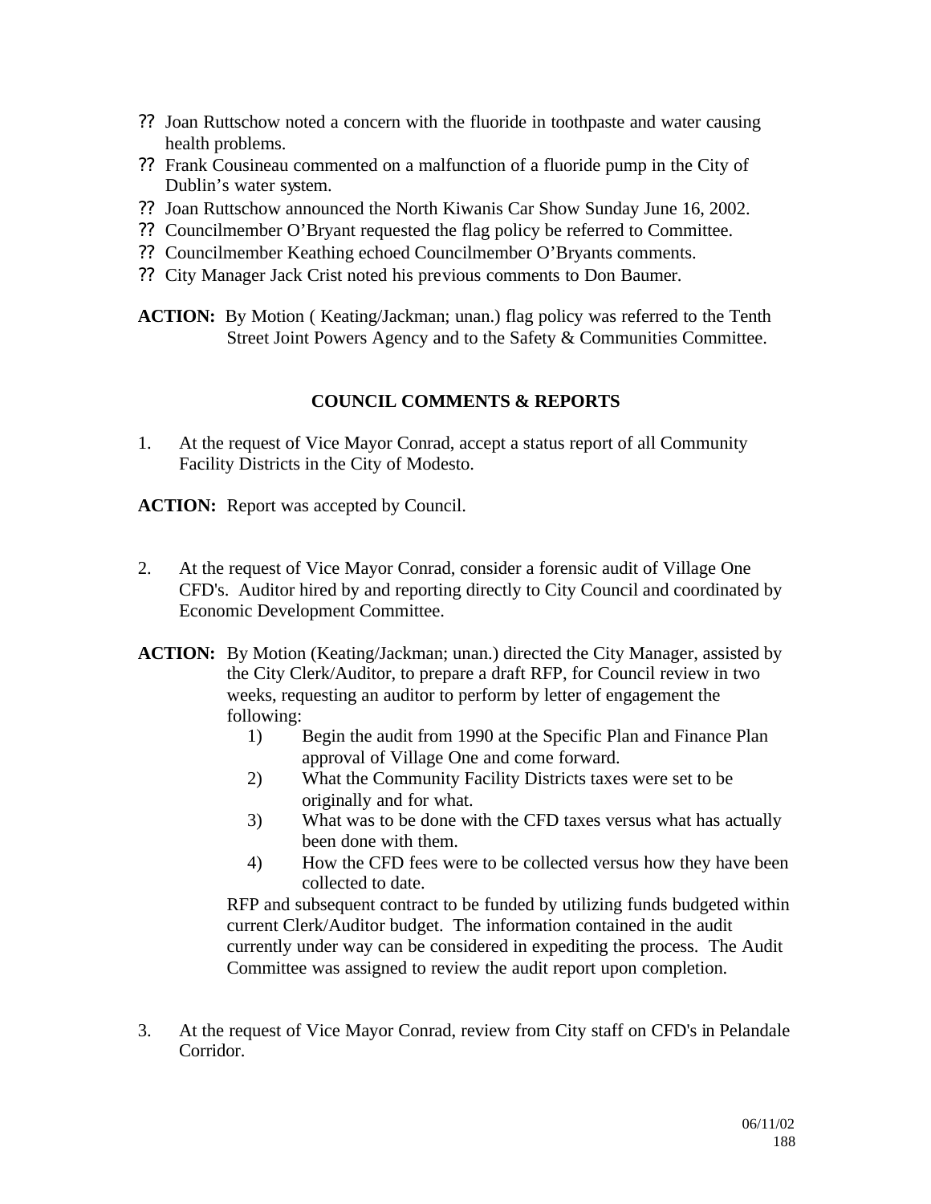- ?? Joan Ruttschow noted a concern with the fluoride in toothpaste and water causing health problems.
- ?? Frank Cousineau commented on a malfunction of a fluoride pump in the City of Dublin's water system.
- ?? Joan Ruttschow announced the North Kiwanis Car Show Sunday June 16, 2002.
- ?? Councilmember O'Bryant requested the flag policy be referred to Committee.
- ?? Councilmember Keathing echoed Councilmember O'Bryants comments.
- ?? City Manager Jack Crist noted his previous comments to Don Baumer.

**ACTION:** By Motion ( Keating/Jackman; unan.) flag policy was referred to the Tenth Street Joint Powers Agency and to the Safety & Communities Committee.

## COUNCIL COMMENTS & REPORTS

1. At the request of Vice Mayor Conrad, accept a status report of all Community Facility Districts in the City of Modesto.

**ACTION:** Report was accepted by Council.

2. At the request of Vice Mayor Conrad, consider a forensic audit of Village One CFD's. Auditor hired by and reporting directly to City Council and coordinated by Economic Development Committee.

**ACTION:** By Motion (Keating/Jackman; unan.) directed the City Manager, assisted by the City Clerk/Auditor, to prepare a draft RFP, for Council review in two weeks, requesting an auditor to perform by letter of engagement the following:

1) Begin the audit from 1990 at the Specific Plan and Finance Plan approval of Village One and come forward.
2) What the Community Facility Districts taxes were set to be originally and for what.
3) What was to be done with the CFD taxes versus what has actually been done with them.
4) How the CFD fees were to be collected versus how they have been collected to date.

RFP and subsequent contract to be funded by utilizing funds budgeted within current Clerk/Auditor budget. The information contained in the audit currently under way can be considered in expediting the process. The Audit Committee was assigned to review the audit report upon completion.

3. At the request of Vice Mayor Conrad, review from City staff on CFD's in Pelandale Corridor.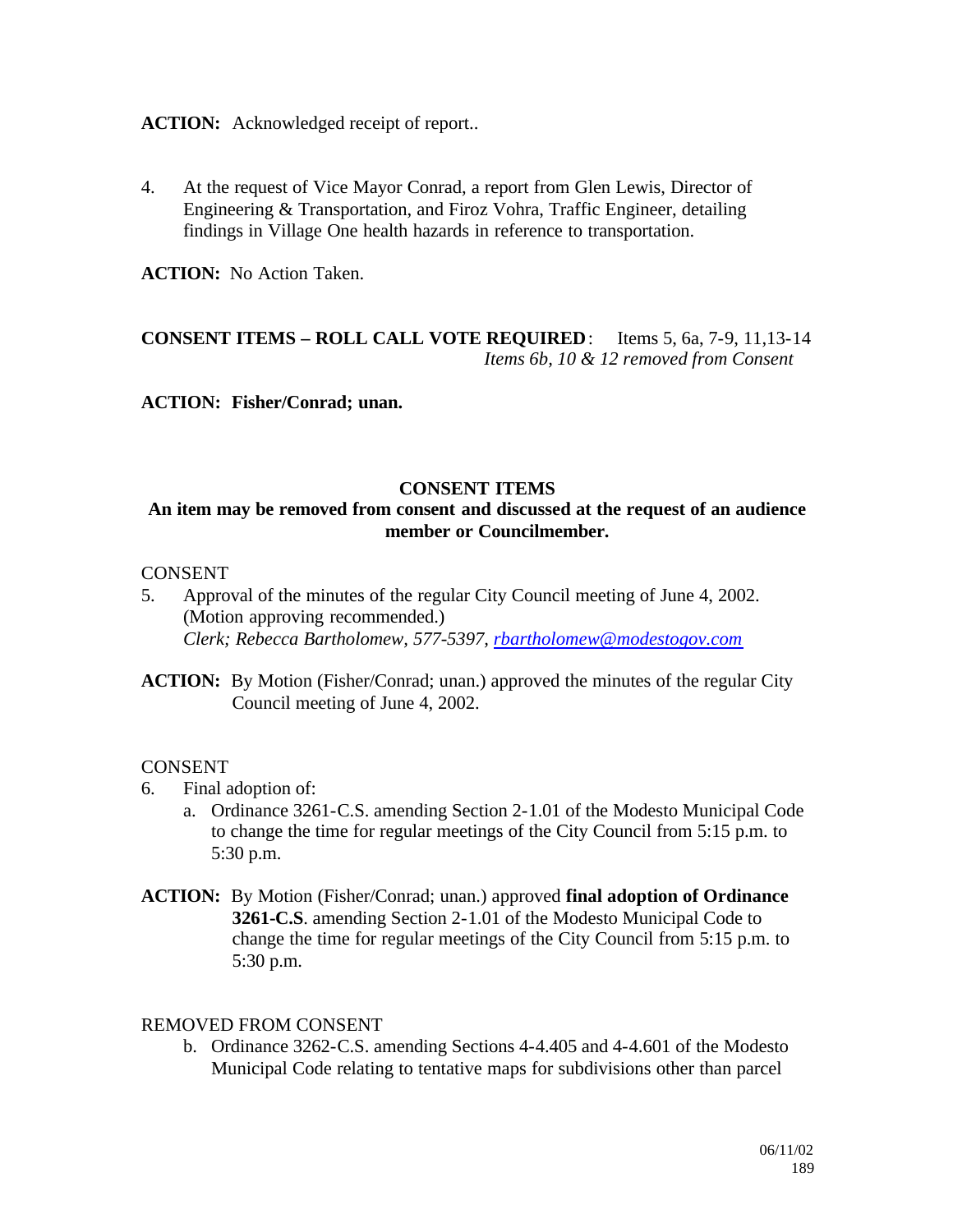**ACTION:** Acknowledged receipt of report..

4. At the request of Vice Mayor Conrad, a report from Glen Lewis, Director of Engineering & Transportation, and Firoz Vohra, Traffic Engineer, detailing findings in Village One health hazards in reference to transportation.

**ACTION:** No Action Taken.

**CONSENT ITEMS – ROLL CALL VOTE REQUIRED**: Items 5, 6a, 7-9, 11,13-14
*Items 6b, 10 & 12 removed from Consent*

**ACTION: Fisher/Conrad; unan.**

**CONSENT ITEMS**

**An item may be removed from consent and discussed at the request of an audience member or Councilmember.**

CONSENT

5. Approval of the minutes of the regular City Council meeting of June 4, 2002. (Motion approving recommended.)
*Clerk; Rebecca Bartholomew, 577-5397, rbartholomew@modestogov.com*

**ACTION:** By Motion (Fisher/Conrad; unan.) approved the minutes of the regular City Council meeting of June 4, 2002.

CONSENT

6. Final adoption of:
   a. Ordinance 3261-C.S. amending Section 2-1.01 of the Modesto Municipal Code to change the time for regular meetings of the City Council from 5:15 p.m. to 5:30 p.m.

**ACTION:** By Motion (Fisher/Conrad; unan.) approved **final adoption of Ordinance 3261-C.S**. amending Section 2-1.01 of the Modesto Municipal Code to change the time for regular meetings of the City Council from 5:15 p.m. to 5:30 p.m.

REMOVED FROM CONSENT

   b. Ordinance 3262-C.S. amending Sections 4-4.405 and 4-4.601 of the Modesto Municipal Code relating to tentative maps for subdivisions other than parcel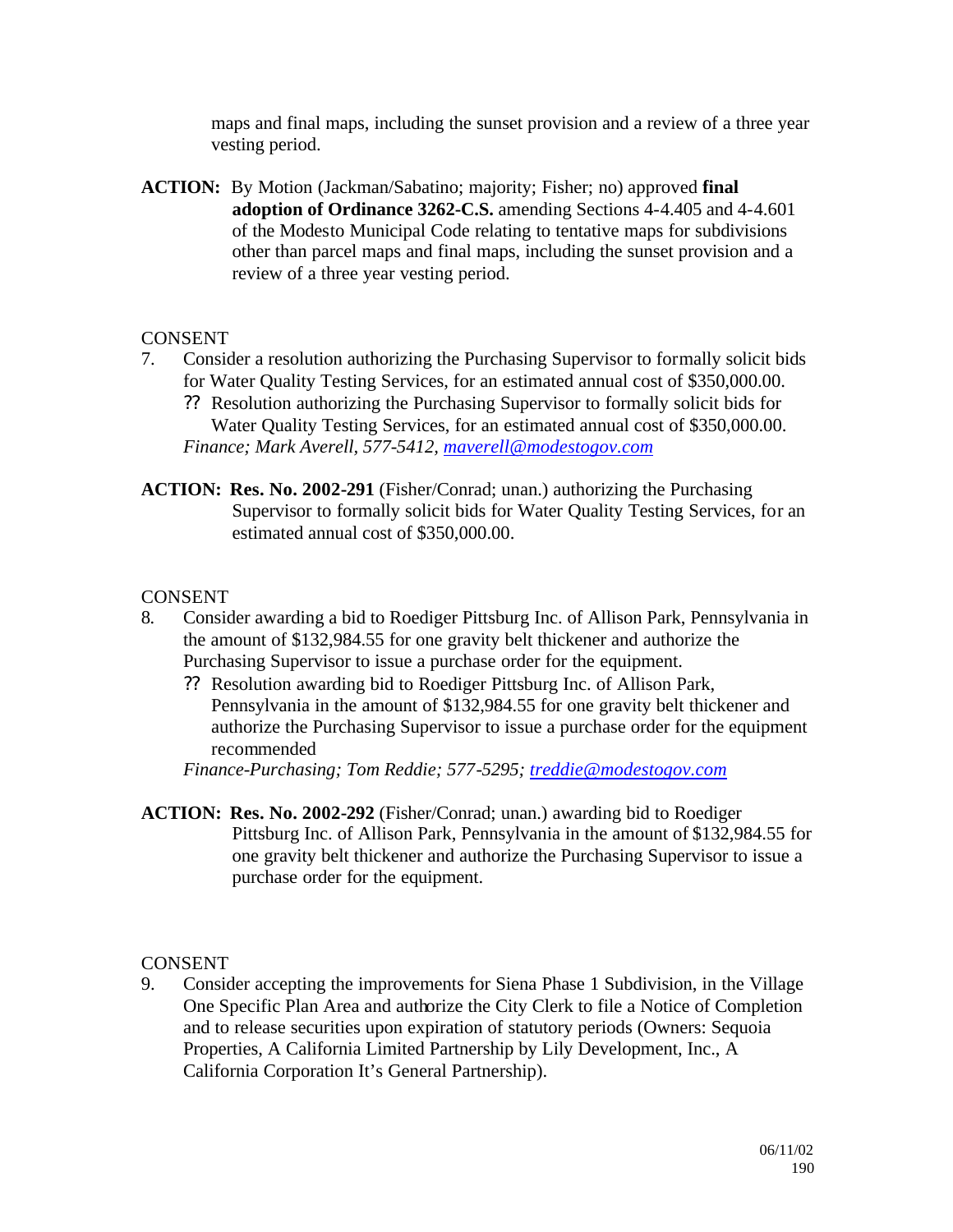maps and final maps, including the sunset provision and a review of a three year vesting period.

**ACTION:** By Motion (Jackman/Sabatino; majority; Fisher; no) approved **final adoption of Ordinance 3262-C.S.** amending Sections 4-4.405 and 4-4.601 of the Modesto Municipal Code relating to tentative maps for subdivisions other than parcel maps and final maps, including the sunset provision and a review of a three year vesting period.

CONSENT

7. Consider a resolution authorizing the Purchasing Supervisor to formally solicit bids for Water Quality Testing Services, for an estimated annual cost of $350,000.00.
   ?? Resolution authorizing the Purchasing Supervisor to formally solicit bids for Water Quality Testing Services, for an estimated annual cost of $350,000.00.
   *Finance; Mark Averell, 577-5412, maverell@modestogov.com*

**ACTION: Res. No. 2002-291** (Fisher/Conrad; unan.) authorizing the Purchasing Supervisor to formally solicit bids for Water Quality Testing Services, for an estimated annual cost of $350,000.00.

CONSENT

8. Consider awarding a bid to Roediger Pittsburg Inc. of Allison Park, Pennsylvania in the amount of $132,984.55 for one gravity belt thickener and authorize the Purchasing Supervisor to issue a purchase order for the equipment.
   ?? Resolution awarding bid to Roediger Pittsburg Inc. of Allison Park, Pennsylvania in the amount of $132,984.55 for one gravity belt thickener and authorize the Purchasing Supervisor to issue a purchase order for the equipment recommended
   *Finance-Purchasing; Tom Reddie; 577-5295; treddie@modestogov.com*

**ACTION: Res. No. 2002-292** (Fisher/Conrad; unan.) awarding bid to Roediger Pittsburg Inc. of Allison Park, Pennsylvania in the amount of $132,984.55 for one gravity belt thickener and authorize the Purchasing Supervisor to issue a purchase order for the equipment.

CONSENT

9. Consider accepting the improvements for Siena Phase 1 Subdivision, in the Village One Specific Plan Area and authorize the City Clerk to file a Notice of Completion and to release securities upon expiration of statutory periods (Owners: Sequoia Properties, A California Limited Partnership by Lily Development, Inc., A California Corporation It's General Partnership).

06/11/02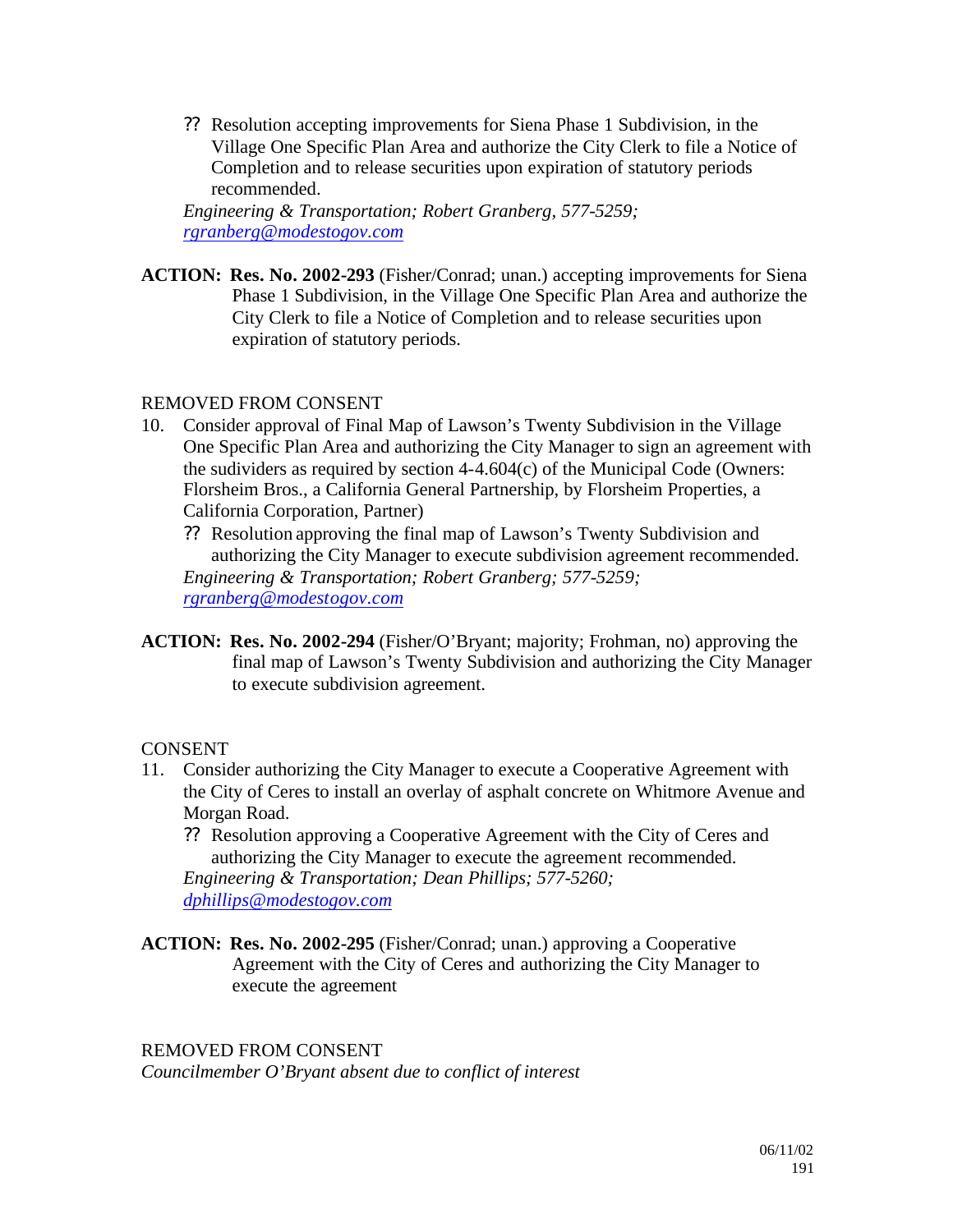?? Resolution accepting improvements for Siena Phase 1 Subdivision, in the Village One Specific Plan Area and authorize the City Clerk to file a Notice of Completion and to release securities upon expiration of statutory periods recommended.

*Engineering & Transportation; Robert Granberg, 577-5259; rgranberg@modestogov.com*

**ACTION: Res. No. 2002-293** (Fisher/Conrad; unan.) accepting improvements for Siena Phase 1 Subdivision, in the Village One Specific Plan Area and authorize the City Clerk to file a Notice of Completion and to release securities upon expiration of statutory periods.

REMOVED FROM CONSENT

10. Consider approval of Final Map of Lawson's Twenty Subdivision in the Village One Specific Plan Area and authorizing the City Manager to sign an agreement with the sudividers as required by section 4-4.604(c) of the Municipal Code (Owners: Florsheim Bros., a California General Partnership, by Florsheim Properties, a California Corporation, Partner)

    ?? Resolution approving the final map of Lawson's Twenty Subdivision and authorizing the City Manager to execute subdivision agreement recommended.

    *Engineering & Transportation; Robert Granberg; 577-5259; rgranberg@modestogov.com*

**ACTION: Res. No. 2002-294** (Fisher/O'Bryant; majority; Frohman, no) approving the final map of Lawson's Twenty Subdivision and authorizing the City Manager to execute subdivision agreement.

CONSENT

11. Consider authorizing the City Manager to execute a Cooperative Agreement with the City of Ceres to install an overlay of asphalt concrete on Whitmore Avenue and Morgan Road.

    ?? Resolution approving a Cooperative Agreement with the City of Ceres and authorizing the City Manager to execute the agreement recommended.

    *Engineering & Transportation; Dean Phillips; 577-5260; dphillips@modestogov.com*

**ACTION: Res. No. 2002-295** (Fisher/Conrad; unan.) approving a Cooperative Agreement with the City of Ceres and authorizing the City Manager to execute the agreement

REMOVED FROM CONSENT

*Councilmember O'Bryant absent due to conflict of interest*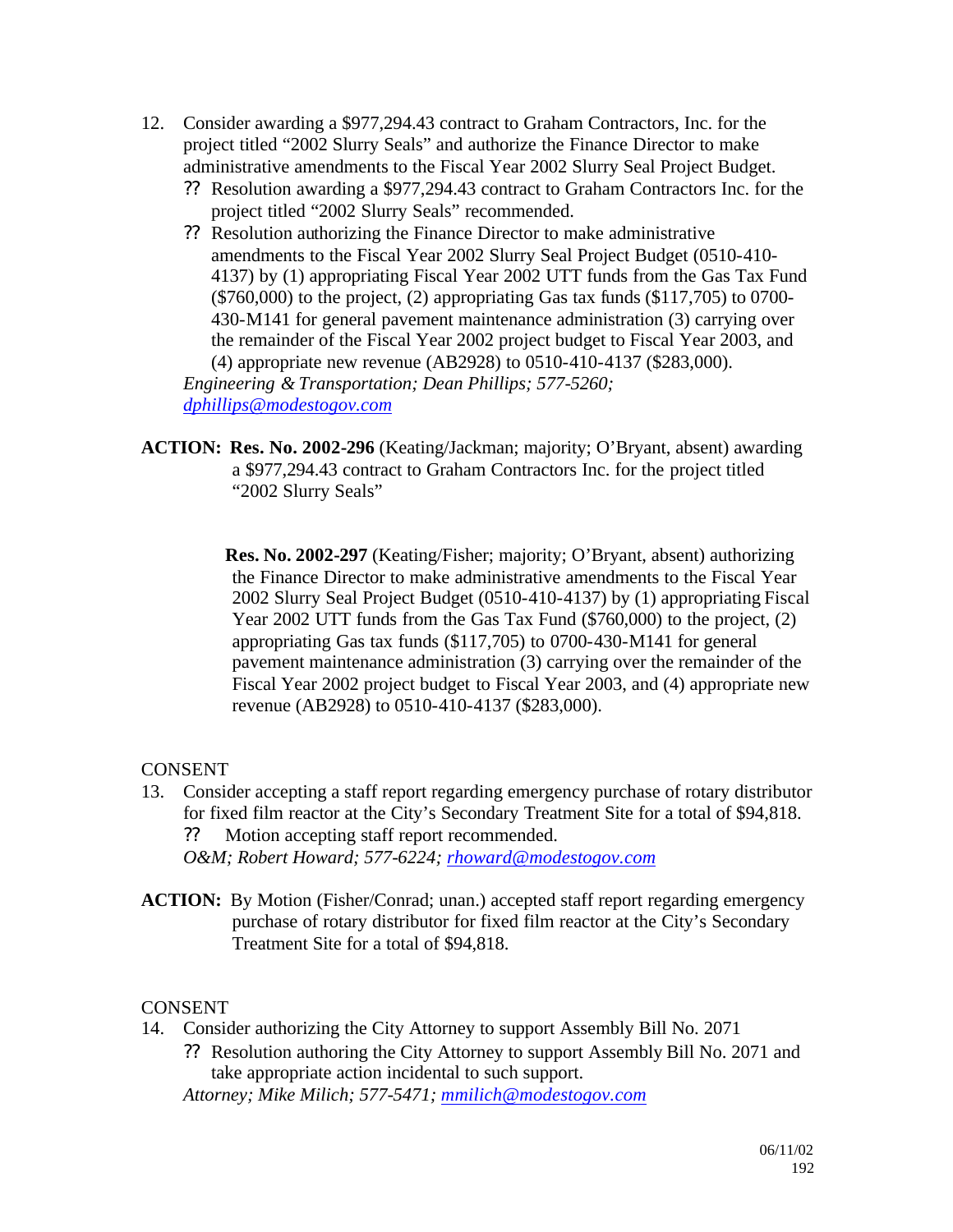12. Consider awarding a $977,294.43 contract to Graham Contractors, Inc. for the project titled "2002 Slurry Seals" and authorize the Finance Director to make administrative amendments to the Fiscal Year 2002 Slurry Seal Project Budget.
    - ?? Resolution awarding a $977,294.43 contract to Graham Contractors Inc. for the project titled "2002 Slurry Seals" recommended.
    - ?? Resolution authorizing the Finance Director to make administrative amendments to the Fiscal Year 2002 Slurry Seal Project Budget (0510-410-4137) by (1) appropriating Fiscal Year 2002 UTT funds from the Gas Tax Fund ($760,000) to the project, (2) appropriating Gas tax funds ($117,705) to 0700-430-M141 for general pavement maintenance administration (3) carrying over the remainder of the Fiscal Year 2002 project budget to Fiscal Year 2003, and (4) appropriate new revenue (AB2928) to 0510-410-4137 ($283,000).

    *Engineering & Transportation; Dean Phillips; 577-5260; dphillips@modestogov.com*

**ACTION:** **Res. No. 2002-296** (Keating/Jackman; majority; O'Bryant, absent) awarding a $977,294.43 contract to Graham Contractors Inc. for the project titled "2002 Slurry Seals"

**Res. No. 2002-297** (Keating/Fisher; majority; O'Bryant, absent) authorizing the Finance Director to make administrative amendments to the Fiscal Year 2002 Slurry Seal Project Budget (0510-410-4137) by (1) appropriating Fiscal Year 2002 UTT funds from the Gas Tax Fund ($760,000) to the project, (2) appropriating Gas tax funds ($117,705) to 0700-430-M141 for general pavement maintenance administration (3) carrying over the remainder of the Fiscal Year 2002 project budget to Fiscal Year 2003, and (4) appropriate new revenue (AB2928) to 0510-410-4137 ($283,000).

CONSENT

13. Consider accepting a staff report regarding emergency purchase of rotary distributor for fixed film reactor at the City's Secondary Treatment Site for a total of $94,818.
    - ?? Motion accepting staff report recommended.

    *O&M; Robert Howard; 577-6224; rhoward@modestogov.com*

**ACTION:** By Motion (Fisher/Conrad; unan.) accepted staff report regarding emergency purchase of rotary distributor for fixed film reactor at the City's Secondary Treatment Site for a total of $94,818.

CONSENT

14. Consider authorizing the City Attorney to support Assembly Bill No. 2071
    - ?? Resolution authoring the City Attorney to support Assembly Bill No. 2071 and take appropriate action incidental to such support.

    *Attorney; Mike Milich; 577-5471; mmilich@modestogov.com*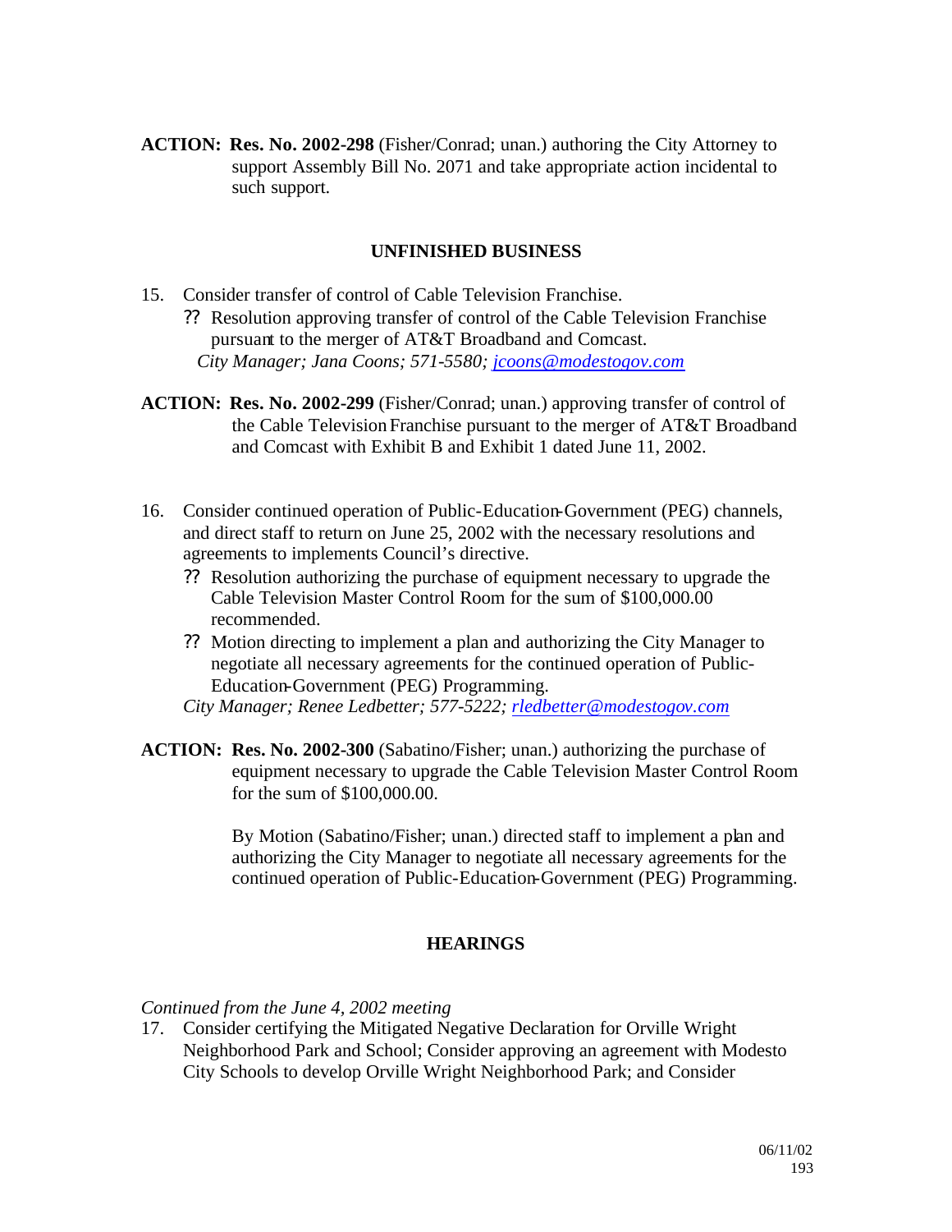**ACTION: Res. No. 2002-298** (Fisher/Conrad; unan.) authoring the City Attorney to support Assembly Bill No. 2071 and take appropriate action incidental to such support.

## UNFINISHED BUSINESS

15. Consider transfer of control of Cable Television Franchise.
    - ?? Resolution approving transfer of control of the Cable Television Franchise pursuant to the merger of AT&T Broadband and Comcast.

    *City Manager; Jana Coons; 571-5580; jcoons@modestogov.com*

**ACTION: Res. No. 2002-299** (Fisher/Conrad; unan.) approving transfer of control of the Cable Television Franchise pursuant to the merger of AT&T Broadband and Comcast with Exhibit B and Exhibit 1 dated June 11, 2002.

16. Consider continued operation of Public-Education-Government (PEG) channels, and direct staff to return on June 25, 2002 with the necessary resolutions and agreements to implements Council's directive.
    - ?? Resolution authorizing the purchase of equipment necessary to upgrade the Cable Television Master Control Room for the sum of $100,000.00 recommended.
    - ?? Motion directing to implement a plan and authorizing the City Manager to negotiate all necessary agreements for the continued operation of Public-Education-Government (PEG) Programming.

    *City Manager; Renee Ledbetter; 577-5222; rledbetter@modestogov.com*

**ACTION: Res. No. 2002-300** (Sabatino/Fisher; unan.) authorizing the purchase of equipment necessary to upgrade the Cable Television Master Control Room for the sum of $100,000.00.

By Motion (Sabatino/Fisher; unan.) directed staff to implement a plan and authorizing the City Manager to negotiate all necessary agreements for the continued operation of Public-Education-Government (PEG) Programming.

## HEARINGS

*Continued from the June 4, 2002 meeting*

17. Consider certifying the Mitigated Negative Declaration for Orville Wright Neighborhood Park and School; Consider approving an agreement with Modesto City Schools to develop Orville Wright Neighborhood Park; and Consider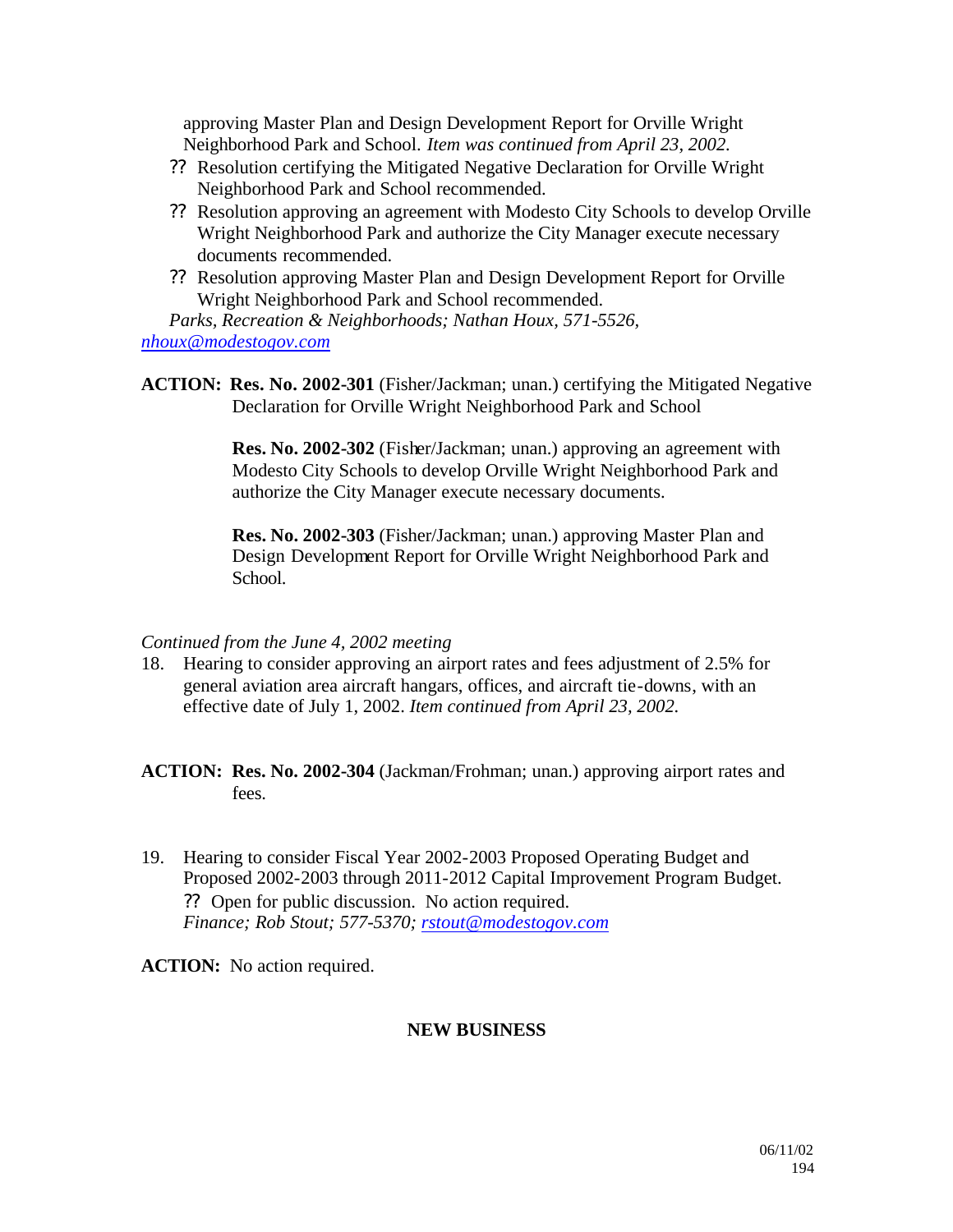approving Master Plan and Design Development Report for Orville Wright Neighborhood Park and School. *Item was continued from April 23, 2002.*

- ?? Resolution certifying the Mitigated Negative Declaration for Orville Wright Neighborhood Park and School recommended.
- ?? Resolution approving an agreement with Modesto City Schools to develop Orville Wright Neighborhood Park and authorize the City Manager execute necessary documents recommended.
- ?? Resolution approving Master Plan and Design Development Report for Orville Wright Neighborhood Park and School recommended.

*Parks, Recreation & Neighborhoods; Nathan Houx, 571-5526, nhoux@modestogov.com*

**ACTION:** **Res. No. 2002-301** (Fisher/Jackman; unan.) certifying the Mitigated Negative Declaration for Orville Wright Neighborhood Park and School

**Res. No. 2002-302** (Fisher/Jackman; unan.) approving an agreement with Modesto City Schools to develop Orville Wright Neighborhood Park and authorize the City Manager execute necessary documents.

**Res. No. 2002-303** (Fisher/Jackman; unan.) approving Master Plan and Design Development Report for Orville Wright Neighborhood Park and School.

*Continued from the June 4, 2002 meeting*

18. Hearing to consider approving an airport rates and fees adjustment of 2.5% for general aviation area aircraft hangars, offices, and aircraft tie-downs, with an effective date of July 1, 2002. *Item continued from April 23, 2002.*

**ACTION:** **Res. No. 2002-304** (Jackman/Frohman; unan.) approving airport rates and fees.

19. Hearing to consider Fiscal Year 2002-2003 Proposed Operating Budget and Proposed 2002-2003 through 2011-2012 Capital Improvement Program Budget.
    - ?? Open for public discussion. No action required.

    *Finance; Rob Stout; 577-5370; rstout@modestogov.com*

**ACTION:** No action required.

**NEW BUSINESS**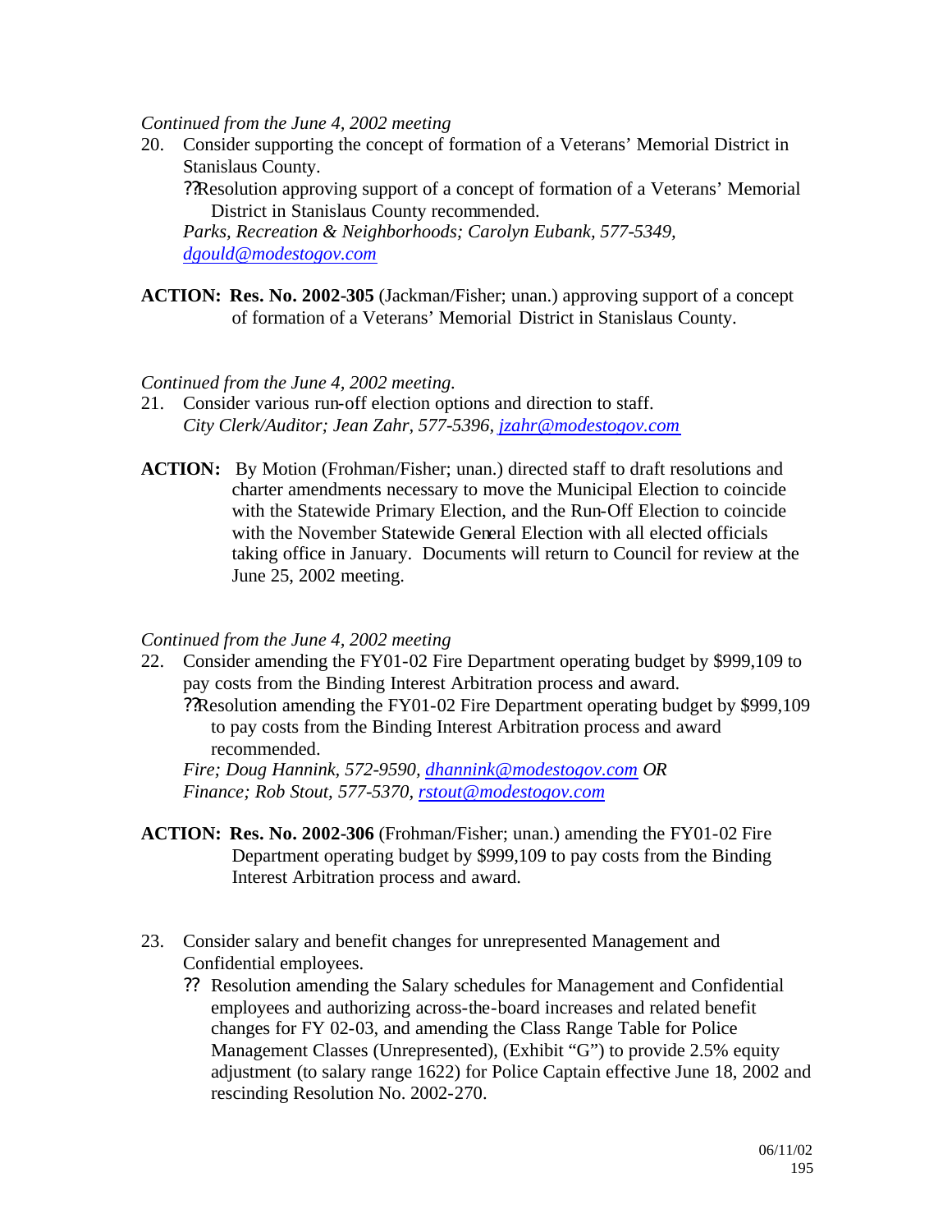*Continued from the June 4, 2002 meeting*

20. Consider supporting the concept of formation of a Veterans' Memorial District in Stanislaus County.
    - Resolution approving support of a concept of formation of a Veterans' Memorial District in Stanislaus County recommended.

    *Parks, Recreation & Neighborhoods; Carolyn Eubank, 577-5349, dgould@modestogov.com*

**ACTION: Res. No. 2002-305** (Jackman/Fisher; unan.) approving support of a concept of formation of a Veterans' Memorial District in Stanislaus County.

*Continued from the June 4, 2002 meeting.*

21. Consider various run-off election options and direction to staff.

    *City Clerk/Auditor; Jean Zahr, 577-5396, jzahr@modestogov.com*

**ACTION:** By Motion (Frohman/Fisher; unan.) directed staff to draft resolutions and charter amendments necessary to move the Municipal Election to coincide with the Statewide Primary Election, and the Run-Off Election to coincide with the November Statewide General Election with all elected officials taking office in January. Documents will return to Council for review at the June 25, 2002 meeting.

*Continued from the June 4, 2002 meeting*

22. Consider amending the FY01-02 Fire Department operating budget by $999,109 to pay costs from the Binding Interest Arbitration process and award.
    - Resolution amending the FY01-02 Fire Department operating budget by $999,109 to pay costs from the Binding Interest Arbitration process and award recommended.

    *Fire; Doug Hannink, 572-9590, dhannink@modestogov.com OR Finance; Rob Stout, 577-5370, rstout@modestogov.com*

**ACTION: Res. No. 2002-306** (Frohman/Fisher; unan.) amending the FY01-02 Fire Department operating budget by $999,109 to pay costs from the Binding Interest Arbitration process and award.

23. Consider salary and benefit changes for unrepresented Management and Confidential employees.
    - Resolution amending the Salary schedules for Management and Confidential employees and authorizing across-the-board increases and related benefit changes for FY 02-03, and amending the Class Range Table for Police Management Classes (Unrepresented), (Exhibit "G") to provide 2.5% equity adjustment (to salary range 1622) for Police Captain effective June 18, 2002 and rescinding Resolution No. 2002-270.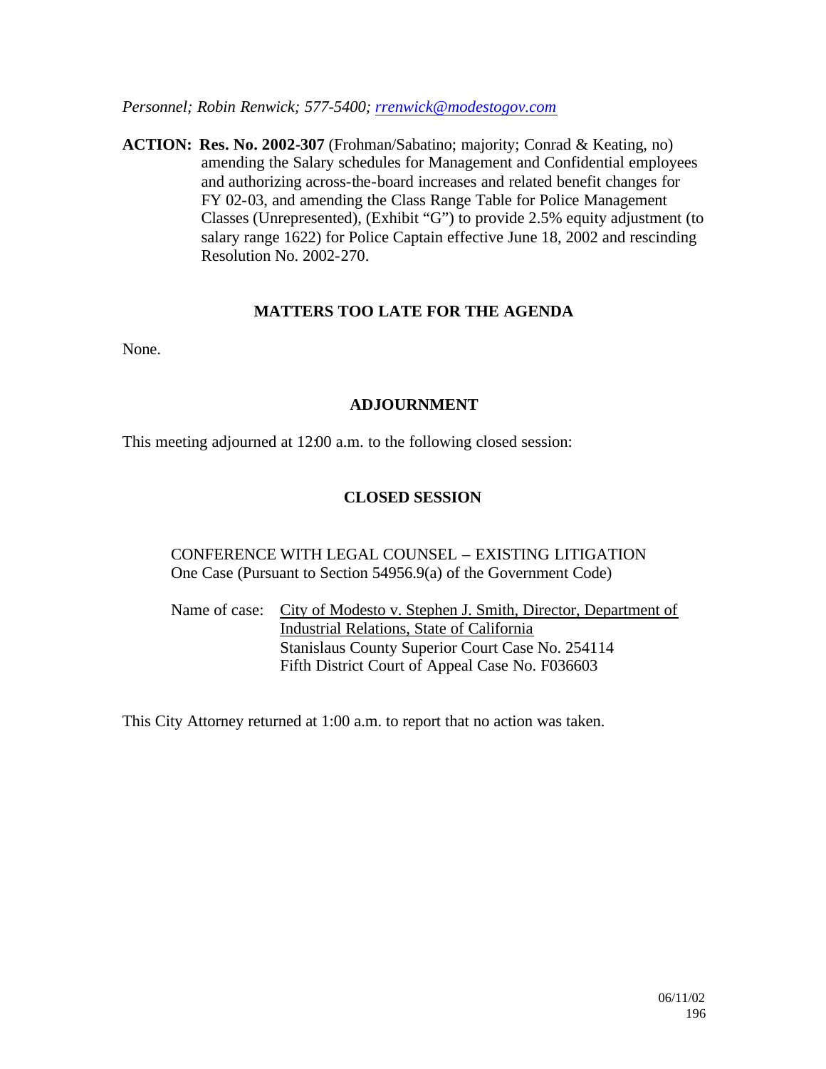*Personnel; Robin Renwick; 577-5400; rrenwick@modestogov.com*

**ACTION: Res. No. 2002-307** (Frohman/Sabatino; majority; Conrad & Keating, no) amending the Salary schedules for Management and Confidential employees and authorizing across-the-board increases and related benefit changes for FY 02-03, and amending the Class Range Table for Police Management Classes (Unrepresented), (Exhibit "G") to provide 2.5% equity adjustment (to salary range 1622) for Police Captain effective June 18, 2002 and rescinding Resolution No. 2002-270.

## MATTERS TOO LATE FOR THE AGENDA

None.

## ADJOURNMENT

This meeting adjourned at 12:00 a.m. to the following closed session:

## CLOSED SESSION

CONFERENCE WITH LEGAL COUNSEL – EXISTING LITIGATION
One Case (Pursuant to Section 54956.9(a) of the Government Code)

Name of case: City of Modesto v. Stephen J. Smith, Director, Department of Industrial Relations, State of California
Stanislaus County Superior Court Case No. 254114
Fifth District Court of Appeal Case No. F036603

This City Attorney returned at 1:00 a.m. to report that no action was taken.

06/11/02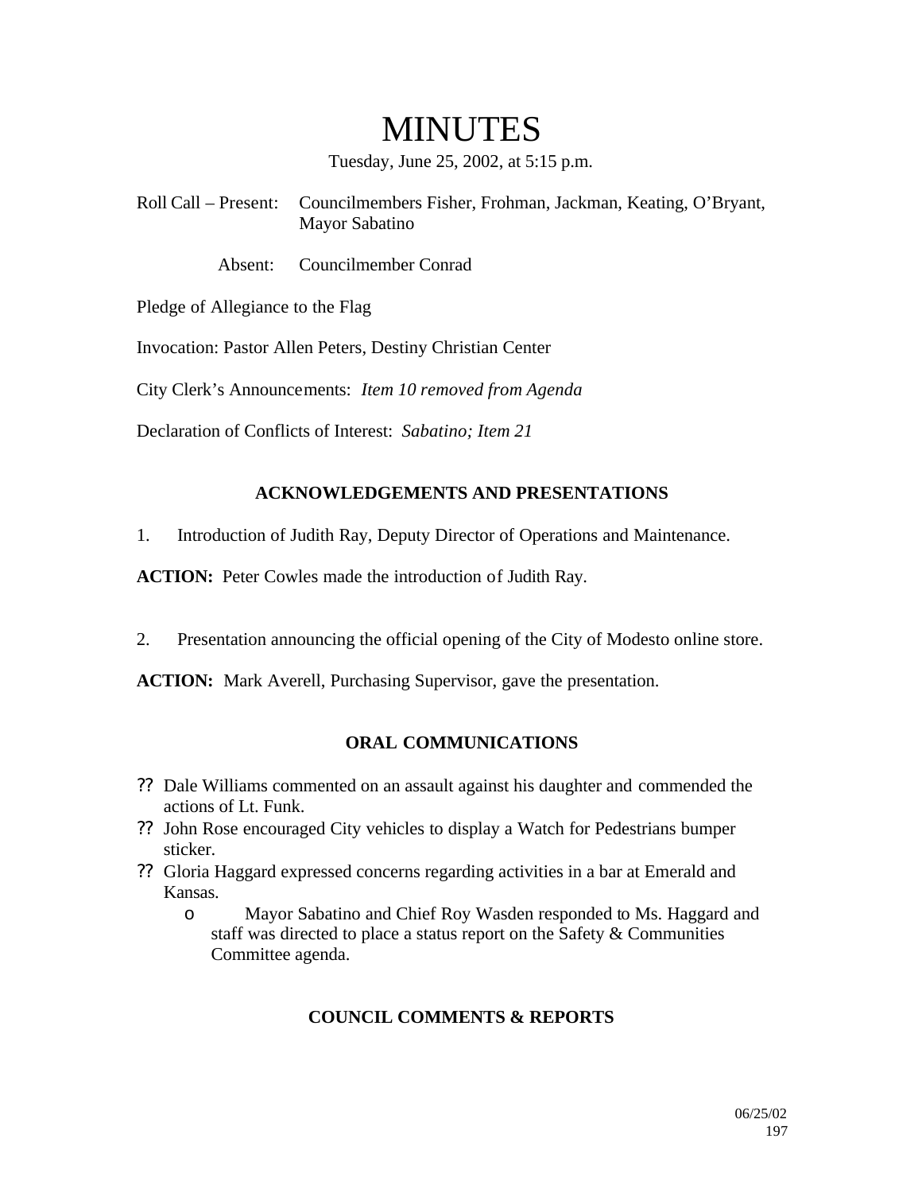# MINUTES

Tuesday, June 25, 2002, at 5:15 p.m.

Roll Call – Present: Councilmembers Fisher, Frohman, Jackman, Keating, O'Bryant, Mayor Sabatino

Absent: Councilmember Conrad

Pledge of Allegiance to the Flag

Invocation: Pastor Allen Peters, Destiny Christian Center

City Clerk's Announcements: *Item 10 removed from Agenda*

Declaration of Conflicts of Interest: *Sabatino; Item 21*

## ACKNOWLEDGEMENTS AND PRESENTATIONS

1. Introduction of Judith Ray, Deputy Director of Operations and Maintenance.

**ACTION:** Peter Cowles made the introduction of Judith Ray.

2. Presentation announcing the official opening of the City of Modesto online store.

**ACTION:** Mark Averell, Purchasing Supervisor, gave the presentation.

## ORAL COMMUNICATIONS

- Dale Williams commented on an assault against his daughter and commended the actions of Lt. Funk.
- John Rose encouraged City vehicles to display a Watch for Pedestrians bumper sticker.
- Gloria Haggard expressed concerns regarding activities in a bar at Emerald and Kansas.
  - Mayor Sabatino and Chief Roy Wasden responded to Ms. Haggard and staff was directed to place a status report on the Safety & Communities Committee agenda.

## COUNCIL COMMENTS & REPORTS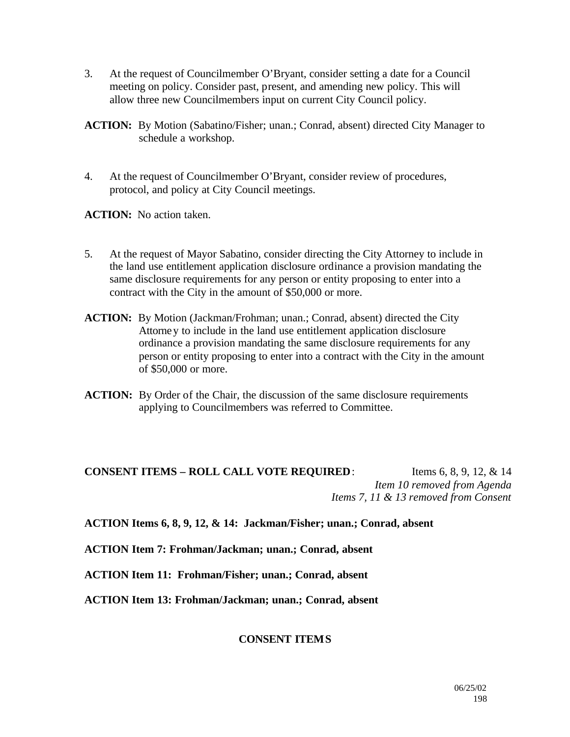3. At the request of Councilmember O'Bryant, consider setting a date for a Council meeting on policy. Consider past, present, and amending new policy. This will allow three new Councilmembers input on current City Council policy.

**ACTION:** By Motion (Sabatino/Fisher; unan.; Conrad, absent) directed City Manager to schedule a workshop.

4. At the request of Councilmember O'Bryant, consider review of procedures, protocol, and policy at City Council meetings.

**ACTION:** No action taken.

5. At the request of Mayor Sabatino, consider directing the City Attorney to include in the land use entitlement application disclosure ordinance a provision mandating the same disclosure requirements for any person or entity proposing to enter into a contract with the City in the amount of $50,000 or more.

**ACTION:** By Motion (Jackman/Frohman; unan.; Conrad, absent) directed the City Attorney to include in the land use entitlement application disclosure ordinance a provision mandating the same disclosure requirements for any person or entity proposing to enter into a contract with the City in the amount of $50,000 or more.

**ACTION:** By Order of the Chair, the discussion of the same disclosure requirements applying to Councilmembers was referred to Committee.

**CONSENT ITEMS – ROLL CALL VOTE REQUIRED**: Items 6, 8, 9, 12, & 14
*Item 10 removed from Agenda*
*Items 7, 11 & 13 removed from Consent*

**ACTION Items 6, 8, 9, 12, & 14: Jackman/Fisher; unan.; Conrad, absent**

**ACTION Item 7: Frohman/Jackman; unan.; Conrad, absent**

**ACTION Item 11: Frohman/Fisher; unan.; Conrad, absent**

**ACTION Item 13: Frohman/Jackman; unan.; Conrad, absent**

**CONSENT ITEMS**

06/25/02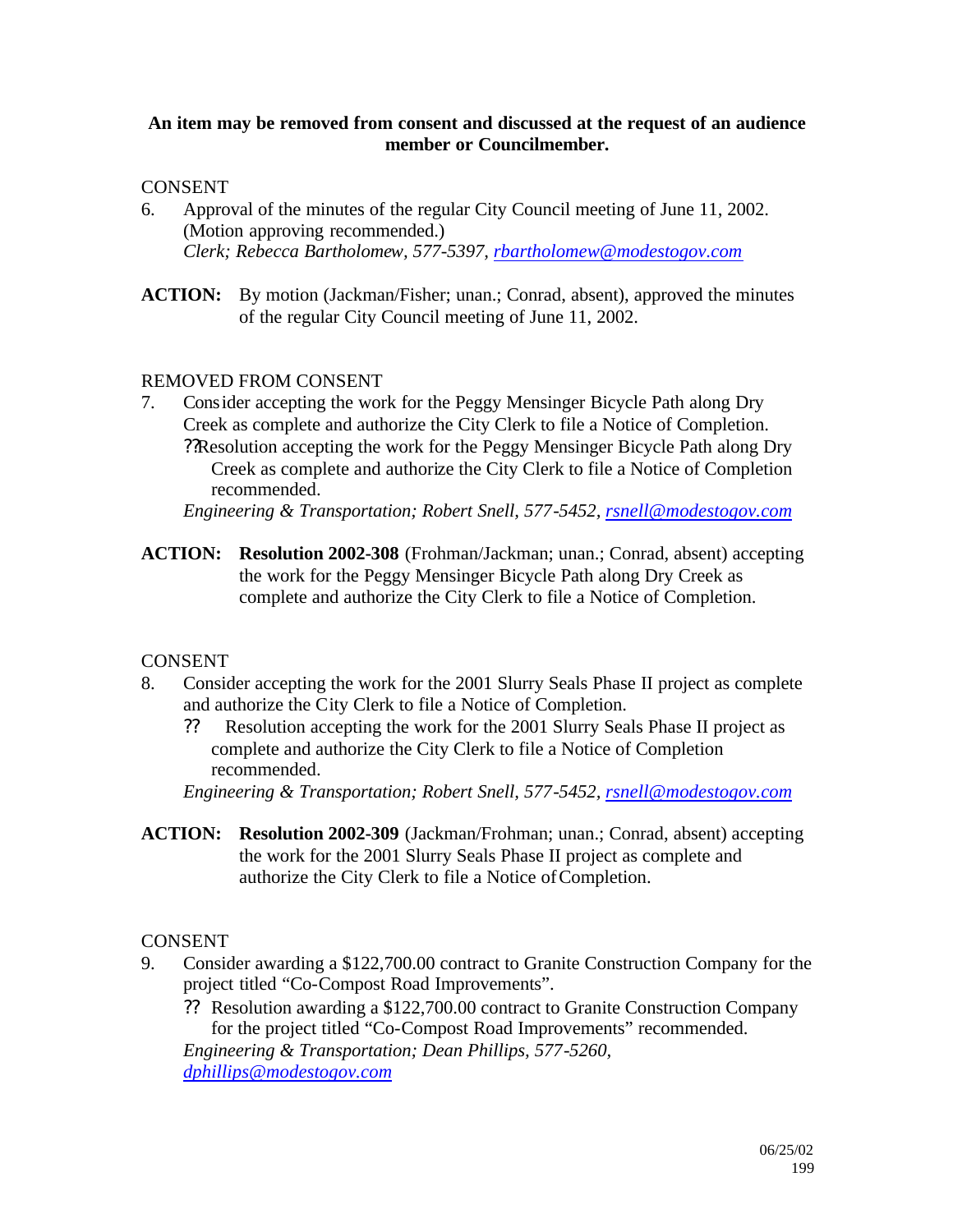**An item may be removed from consent and discussed at the request of an audience member or Councilmember.**

CONSENT

6. Approval of the minutes of the regular City Council meeting of June 11, 2002. (Motion approving recommended.)
   *Clerk; Rebecca Bartholomew, 577-5397, rbartholomew@modestogov.com*

**ACTION:** By motion (Jackman/Fisher; unan.; Conrad, absent), approved the minutes of the regular City Council meeting of June 11, 2002.

REMOVED FROM CONSENT

7. Consider accepting the work for the Peggy Mensinger Bicycle Path along Dry Creek as complete and authorize the City Clerk to file a Notice of Completion.
   ?? Resolution accepting the work for the Peggy Mensinger Bicycle Path along Dry Creek as complete and authorize the City Clerk to file a Notice of Completion recommended.
   *Engineering & Transportation; Robert Snell, 577-5452, rsnell@modestogov.com*

**ACTION:** **Resolution 2002-308** (Frohman/Jackman; unan.; Conrad, absent) accepting the work for the Peggy Mensinger Bicycle Path along Dry Creek as complete and authorize the City Clerk to file a Notice of Completion.

CONSENT

8. Consider accepting the work for the 2001 Slurry Seals Phase II project as complete and authorize the City Clerk to file a Notice of Completion.
   ?? Resolution accepting the work for the 2001 Slurry Seals Phase II project as complete and authorize the City Clerk to file a Notice of Completion recommended.
   *Engineering & Transportation; Robert Snell, 577-5452, rsnell@modestogov.com*

**ACTION:** **Resolution 2002-309** (Jackman/Frohman; unan.; Conrad, absent) accepting the work for the 2001 Slurry Seals Phase II project as complete and authorize the City Clerk to file a Notice of Completion.

CONSENT

9. Consider awarding a $122,700.00 contract to Granite Construction Company for the project titled "Co-Compost Road Improvements".
   ?? Resolution awarding a $122,700.00 contract to Granite Construction Company for the project titled "Co-Compost Road Improvements" recommended.
   *Engineering & Transportation; Dean Phillips, 577-5260, dphillips@modestogov.com*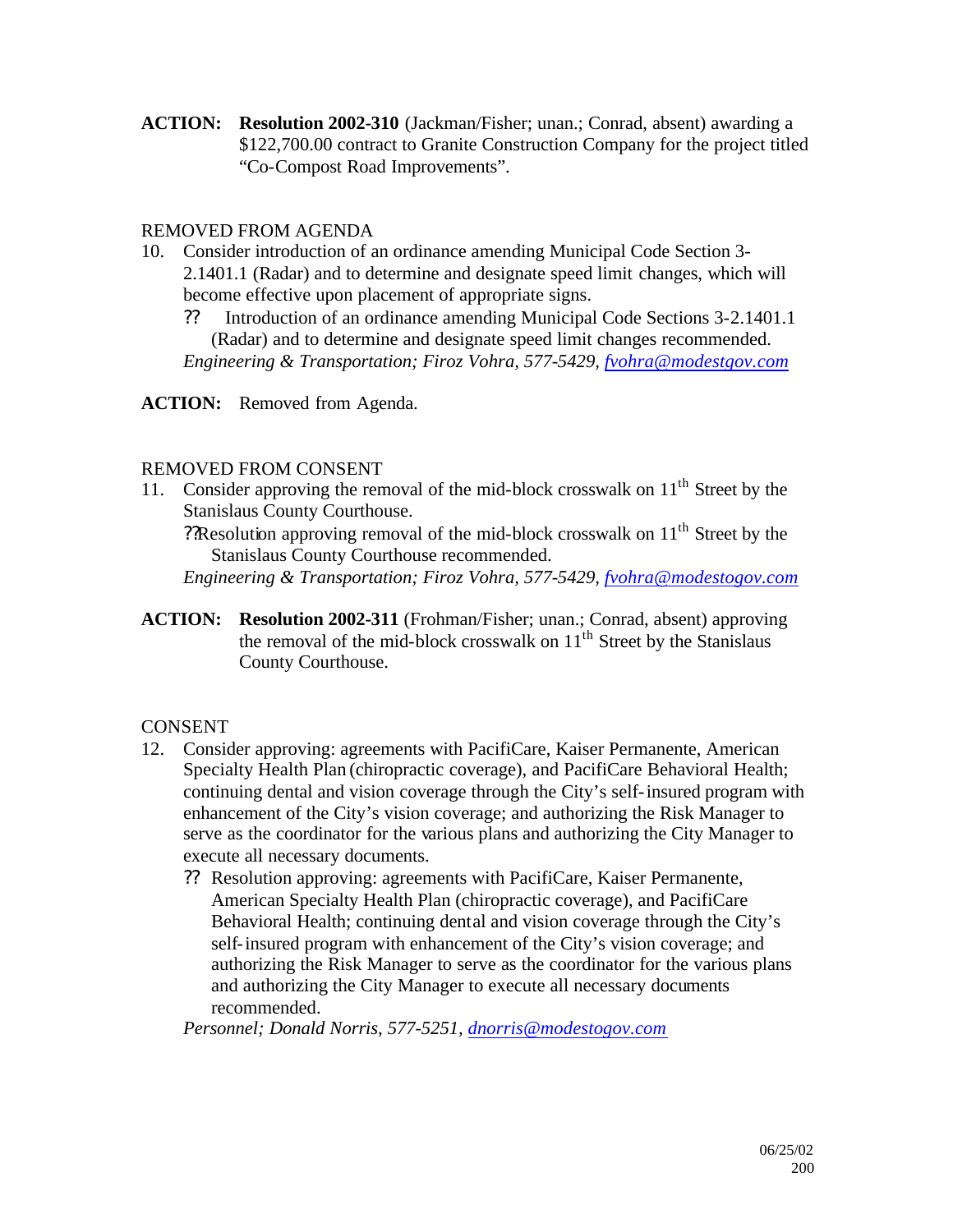**ACTION:** **Resolution 2002-310** (Jackman/Fisher; unan.; Conrad, absent) awarding a $122,700.00 contract to Granite Construction Company for the project titled "Co-Compost Road Improvements".

REMOVED FROM AGENDA

10. Consider introduction of an ordinance amending Municipal Code Section 3-2.1401.1 (Radar) and to determine and designate speed limit changes, which will become effective upon placement of appropriate signs.
    - ?? Introduction of an ordinance amending Municipal Code Sections 3-2.1401.1 (Radar) and to determine and designate speed limit changes recommended.

    *Engineering & Transportation; Firoz Vohra, 577-5429, fvohra@modestgov.com*

**ACTION:** Removed from Agenda.

REMOVED FROM CONSENT

11. Consider approving the removal of the mid-block crosswalk on 11th Street by the Stanislaus County Courthouse.
    - ??Resolution approving removal of the mid-block crosswalk on 11th Street by the Stanislaus County Courthouse recommended.

    *Engineering & Transportation; Firoz Vohra, 577-5429, fvohra@modestogov.com*

**ACTION:** **Resolution 2002-311** (Frohman/Fisher; unan.; Conrad, absent) approving the removal of the mid-block crosswalk on 11th Street by the Stanislaus County Courthouse.

CONSENT

12. Consider approving: agreements with PacifiCare, Kaiser Permanente, American Specialty Health Plan (chiropractic coverage), and PacifiCare Behavioral Health; continuing dental and vision coverage through the City's self-insured program with enhancement of the City's vision coverage; and authorizing the Risk Manager to serve as the coordinator for the various plans and authorizing the City Manager to execute all necessary documents.
    - ?? Resolution approving: agreements with PacifiCare, Kaiser Permanente, American Specialty Health Plan (chiropractic coverage), and PacifiCare Behavioral Health; continuing dental and vision coverage through the City's self-insured program with enhancement of the City's vision coverage; and authorizing the Risk Manager to serve as the coordinator for the various plans and authorizing the City Manager to execute all necessary documents recommended.

    *Personnel; Donald Norris, 577-5251, dnorris@modestogov.com*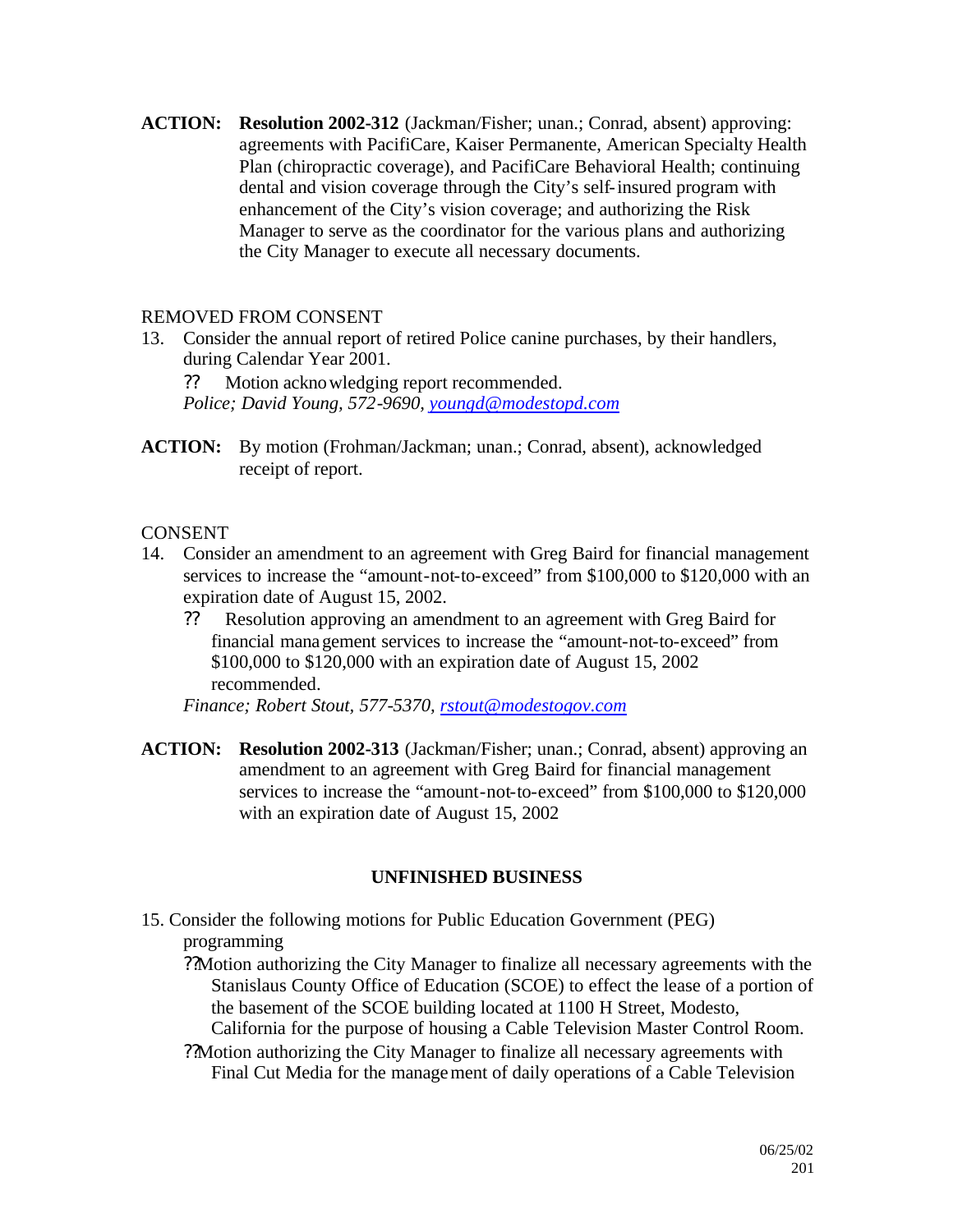**ACTION:** **Resolution 2002-312** (Jackman/Fisher; unan.; Conrad, absent) approving: agreements with PacifiCare, Kaiser Permanente, American Specialty Health Plan (chiropractic coverage), and PacifiCare Behavioral Health; continuing dental and vision coverage through the City's self-insured program with enhancement of the City's vision coverage; and authorizing the Risk Manager to serve as the coordinator for the various plans and authorizing the City Manager to execute all necessary documents.

REMOVED FROM CONSENT

13. Consider the annual report of retired Police canine purchases, by their handlers, during Calendar Year 2001.

    ?? Motion acknowledging report recommended.

    *Police; David Young, 572-9690, youngd@modestopd.com*

**ACTION:** By motion (Frohman/Jackman; unan.; Conrad, absent), acknowledged receipt of report.

CONSENT

14. Consider an amendment to an agreement with Greg Baird for financial management services to increase the "amount-not-to-exceed" from $100,000 to $120,000 with an expiration date of August 15, 2002.

    ?? Resolution approving an amendment to an agreement with Greg Baird for financial management services to increase the "amount-not-to-exceed" from $100,000 to $120,000 with an expiration date of August 15, 2002 recommended.

    *Finance; Robert Stout, 577-5370, rstout@modestogov.com*

**ACTION:** **Resolution 2002-313** (Jackman/Fisher; unan.; Conrad, absent) approving an amendment to an agreement with Greg Baird for financial management services to increase the "amount-not-to-exceed" from $100,000 to $120,000 with an expiration date of August 15, 2002

**UNFINISHED BUSINESS**

15. Consider the following motions for Public Education Government (PEG) programming

    ?? Motion authorizing the City Manager to finalize all necessary agreements with the Stanislaus County Office of Education (SCOE) to effect the lease of a portion of the basement of the SCOE building located at 1100 H Street, Modesto, California for the purpose of housing a Cable Television Master Control Room.

    ?? Motion authorizing the City Manager to finalize all necessary agreements with Final Cut Media for the management of daily operations of a Cable Television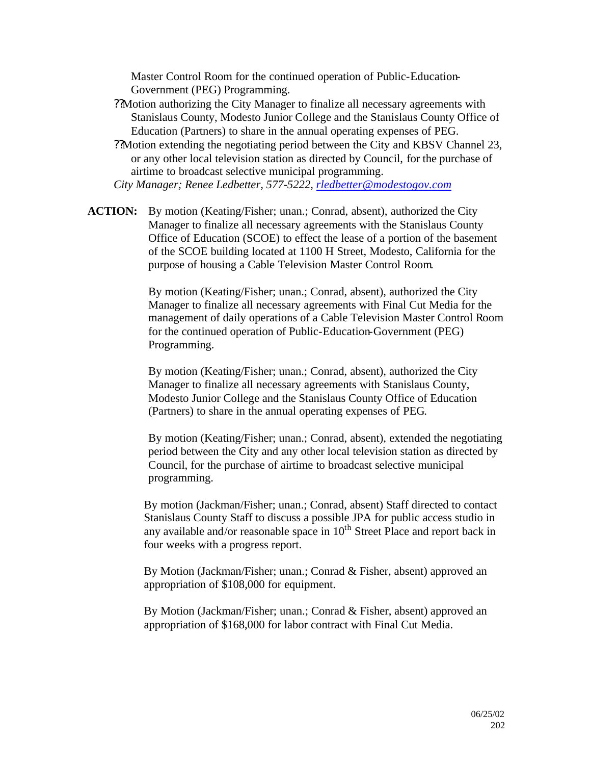Master Control Room for the continued operation of Public-Education-Government (PEG) Programming.

- Motion authorizing the City Manager to finalize all necessary agreements with Stanislaus County, Modesto Junior College and the Stanislaus County Office of Education (Partners) to share in the annual operating expenses of PEG.
- Motion extending the negotiating period between the City and KBSV Channel 23, or any other local television station as directed by Council, for the purchase of airtime to broadcast selective municipal programming.

*City Manager; Renee Ledbetter, 577-5222, rledbetter@modestogov.com*

**ACTION:** By motion (Keating/Fisher; unan.; Conrad, absent), authorized the City Manager to finalize all necessary agreements with the Stanislaus County Office of Education (SCOE) to effect the lease of a portion of the basement of the SCOE building located at 1100 H Street, Modesto, California for the purpose of housing a Cable Television Master Control Room.

By motion (Keating/Fisher; unan.; Conrad, absent), authorized the City Manager to finalize all necessary agreements with Final Cut Media for the management of daily operations of a Cable Television Master Control Room for the continued operation of Public-Education-Government (PEG) Programming.

By motion (Keating/Fisher; unan.; Conrad, absent), authorized the City Manager to finalize all necessary agreements with Stanislaus County, Modesto Junior College and the Stanislaus County Office of Education (Partners) to share in the annual operating expenses of PEG.

By motion (Keating/Fisher; unan.; Conrad, absent), extended the negotiating period between the City and any other local television station as directed by Council, for the purchase of airtime to broadcast selective municipal programming.

By motion (Jackman/Fisher; unan.; Conrad, absent) Staff directed to contact Stanislaus County Staff to discuss a possible JPA for public access studio in any available and/or reasonable space in 10th Street Place and report back in four weeks with a progress report.

By Motion (Jackman/Fisher; unan.; Conrad & Fisher, absent) approved an appropriation of $108,000 for equipment.

By Motion (Jackman/Fisher; unan.; Conrad & Fisher, absent) approved an appropriation of $168,000 for labor contract with Final Cut Media.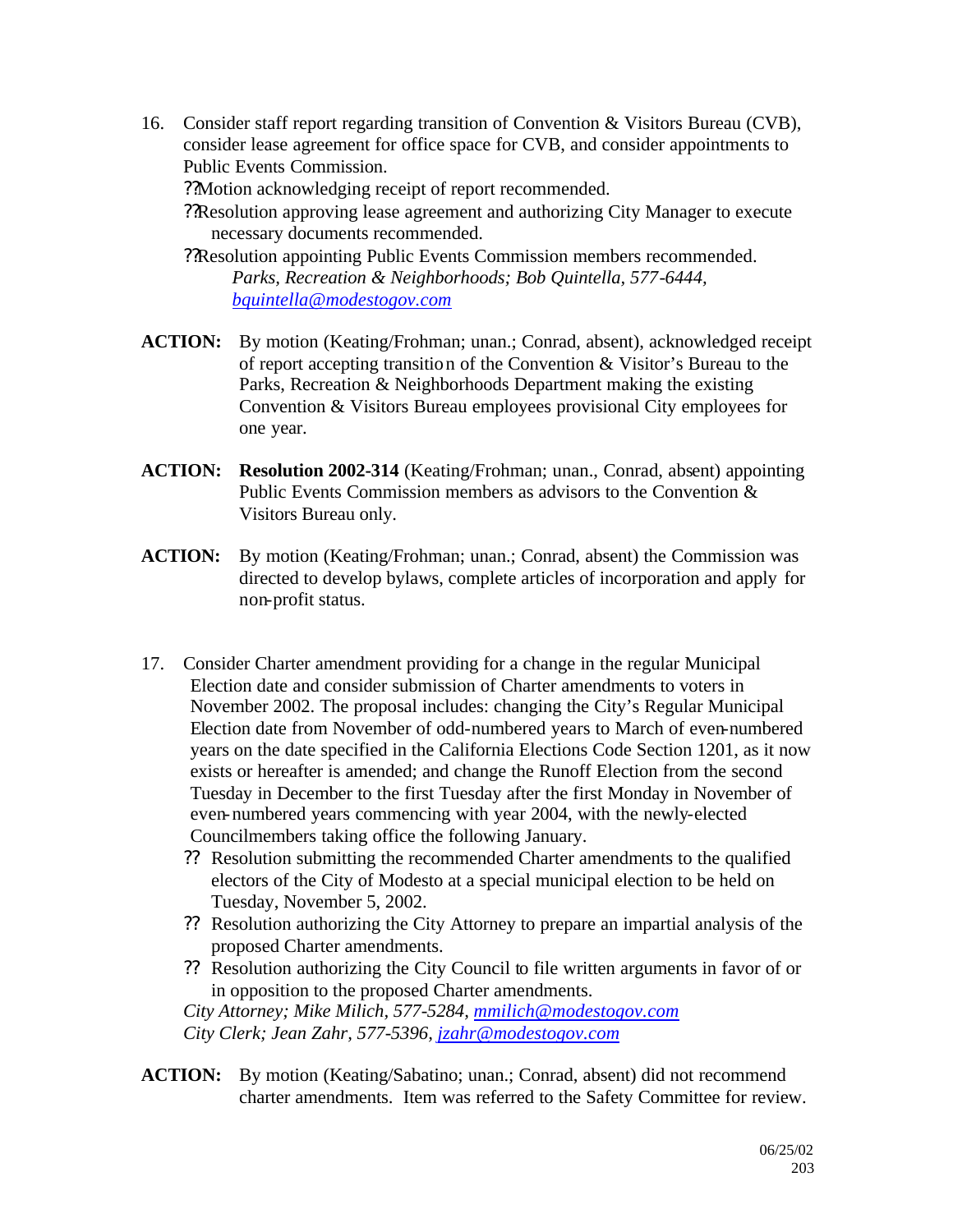16. Consider staff report regarding transition of Convention & Visitors Bureau (CVB), consider lease agreement for office space for CVB, and consider appointments to Public Events Commission.
    - Motion acknowledging receipt of report recommended.
    - Resolution approving lease agreement and authorizing City Manager to execute necessary documents recommended.
    - Resolution appointing Public Events Commission members recommended.
      *Parks, Recreation & Neighborhoods; Bob Quintella, 577-6444, bquintella@modestogov.com*

**ACTION:** By motion (Keating/Frohman; unan.; Conrad, absent), acknowledged receipt of report accepting transition of the Convention & Visitor's Bureau to the Parks, Recreation & Neighborhoods Department making the existing Convention & Visitors Bureau employees provisional City employees for one year.

**ACTION:** **Resolution 2002-314** (Keating/Frohman; unan., Conrad, absent) appointing Public Events Commission members as advisors to the Convention & Visitors Bureau only.

**ACTION:** By motion (Keating/Frohman; unan.; Conrad, absent) the Commission was directed to develop bylaws, complete articles of incorporation and apply for non-profit status.

17. Consider Charter amendment providing for a change in the regular Municipal Election date and consider submission of Charter amendments to voters in November 2002. The proposal includes: changing the City's Regular Municipal Election date from November of odd-numbered years to March of even-numbered years on the date specified in the California Elections Code Section 1201, as it now exists or hereafter is amended; and change the Runoff Election from the second Tuesday in December to the first Tuesday after the first Monday in November of even-numbered years commencing with year 2004, with the newly-elected Councilmembers taking office the following January.
    - Resolution submitting the recommended Charter amendments to the qualified electors of the City of Modesto at a special municipal election to be held on Tuesday, November 5, 2002.
    - Resolution authorizing the City Attorney to prepare an impartial analysis of the proposed Charter amendments.
    - Resolution authorizing the City Council to file written arguments in favor of or in opposition to the proposed Charter amendments.

    *City Attorney; Mike Milich, 577-5284, mmilich@modestogov.com*
    *City Clerk; Jean Zahr, 577-5396, jzahr@modestogov.com*

**ACTION:** By motion (Keating/Sabatino; unan.; Conrad, absent) did not recommend charter amendments. Item was referred to the Safety Committee for review.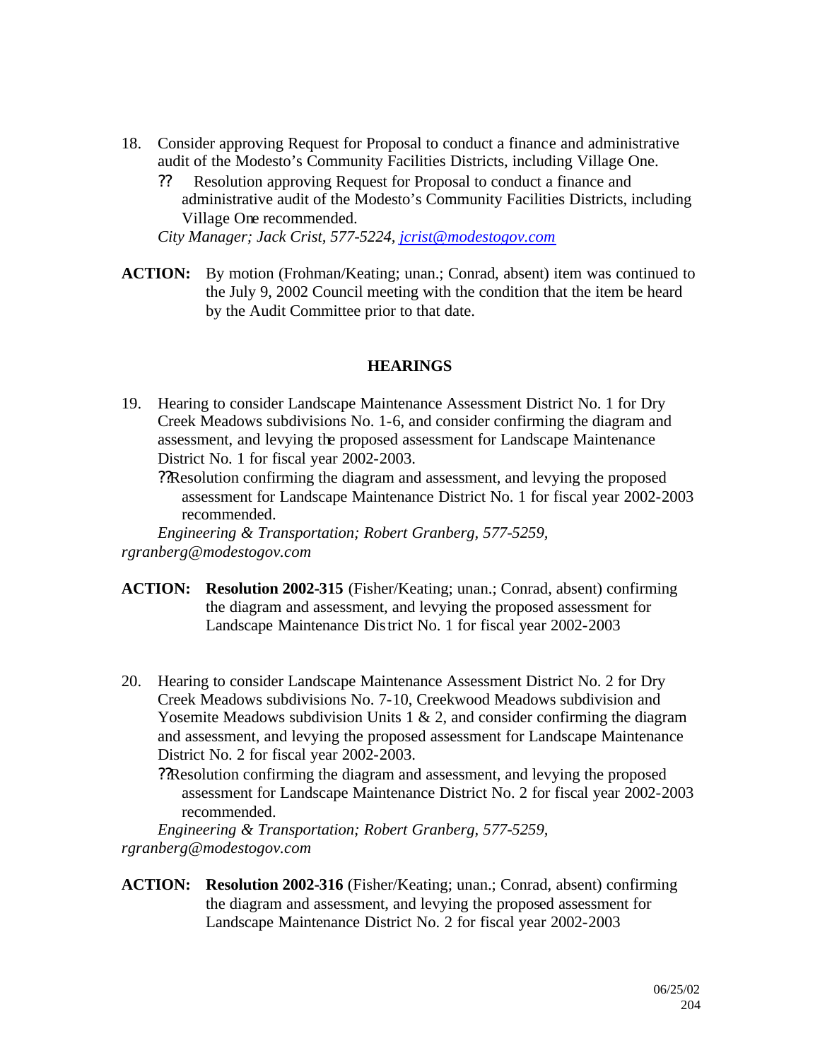18. Consider approving Request for Proposal to conduct a finance and administrative audit of the Modesto's Community Facilities Districts, including Village One.
    - Resolution approving Request for Proposal to conduct a finance and administrative audit of the Modesto's Community Facilities Districts, including Village One recommended.

    *City Manager; Jack Crist, 577-5224, jcrist@modestogov.com*

**ACTION:** By motion (Frohman/Keating; unan.; Conrad, absent) item was continued to the July 9, 2002 Council meeting with the condition that the item be heard by the Audit Committee prior to that date.

## HEARINGS

19. Hearing to consider Landscape Maintenance Assessment District No. 1 for Dry Creek Meadows subdivisions No. 1-6, and consider confirming the diagram and assessment, and levying the proposed assessment for Landscape Maintenance District No. 1 for fiscal year 2002-2003.
    - Resolution confirming the diagram and assessment, and levying the proposed assessment for Landscape Maintenance District No. 1 for fiscal year 2002-2003 recommended.

    *Engineering & Transportation; Robert Granberg, 577-5259, rgranberg@modestogov.com*

**ACTION:** **Resolution 2002-315** (Fisher/Keating; unan.; Conrad, absent) confirming the diagram and assessment, and levying the proposed assessment for Landscape Maintenance District No. 1 for fiscal year 2002-2003

20. Hearing to consider Landscape Maintenance Assessment District No. 2 for Dry Creek Meadows subdivisions No. 7-10, Creekwood Meadows subdivision and Yosemite Meadows subdivision Units 1 & 2, and consider confirming the diagram and assessment, and levying the proposed assessment for Landscape Maintenance District No. 2 for fiscal year 2002-2003.
    - Resolution confirming the diagram and assessment, and levying the proposed assessment for Landscape Maintenance District No. 2 for fiscal year 2002-2003 recommended.

    *Engineering & Transportation; Robert Granberg, 577-5259, rgranberg@modestogov.com*

**ACTION:** **Resolution 2002-316** (Fisher/Keating; unan.; Conrad, absent) confirming the diagram and assessment, and levying the proposed assessment for Landscape Maintenance District No. 2 for fiscal year 2002-2003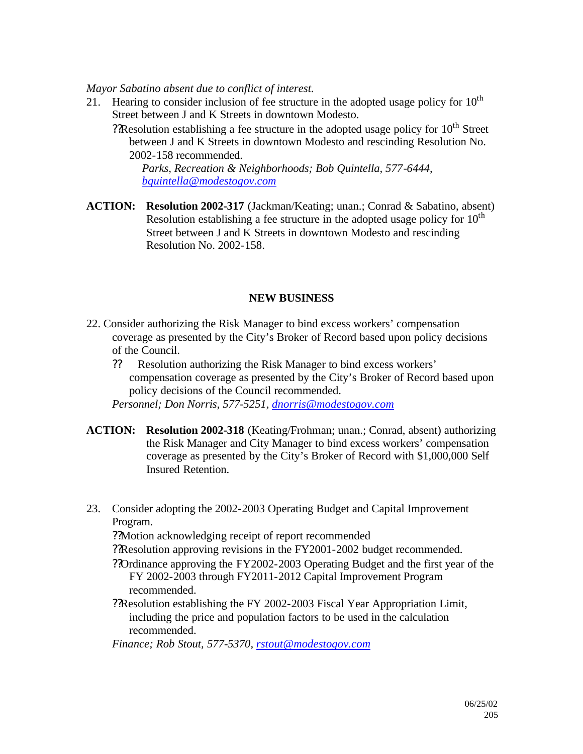*Mayor Sabatino absent due to conflict of interest.*

21. Hearing to consider inclusion of fee structure in the adopted usage policy for 10th Street between J and K Streets in downtown Modesto.
    - ?? Resolution establishing a fee structure in the adopted usage policy for 10th Street between J and K Streets in downtown Modesto and rescinding Resolution No. 2002-158 recommended.

      *Parks, Recreation & Neighborhoods; Bob Quintella, 577-6444, bquintella@modestogov.com*

**ACTION:** **Resolution 2002-317** (Jackman/Keating; unan.; Conrad & Sabatino, absent) Resolution establishing a fee structure in the adopted usage policy for 10th Street between J and K Streets in downtown Modesto and rescinding Resolution No. 2002-158.

**NEW BUSINESS**

22. Consider authorizing the Risk Manager to bind excess workers' compensation coverage as presented by the City's Broker of Record based upon policy decisions of the Council.
    - ?? Resolution authorizing the Risk Manager to bind excess workers' compensation coverage as presented by the City's Broker of Record based upon policy decisions of the Council recommended.

    *Personnel; Don Norris, 577-5251, dnorris@modestogov.com*

**ACTION:** **Resolution 2002-318** (Keating/Frohman; unan.; Conrad, absent) authorizing the Risk Manager and City Manager to bind excess workers' compensation coverage as presented by the City's Broker of Record with $1,000,000 Self Insured Retention.

23. Consider adopting the 2002-2003 Operating Budget and Capital Improvement Program.
    - ?? Motion acknowledging receipt of report recommended
    - ?? Resolution approving revisions in the FY2001-2002 budget recommended.
    - ?? Ordinance approving the FY2002-2003 Operating Budget and the first year of the FY 2002-2003 through FY2011-2012 Capital Improvement Program recommended.
    - ?? Resolution establishing the FY 2002-2003 Fiscal Year Appropriation Limit, including the price and population factors to be used in the calculation recommended.

    *Finance; Rob Stout, 577-5370, rstout@modestogov.com*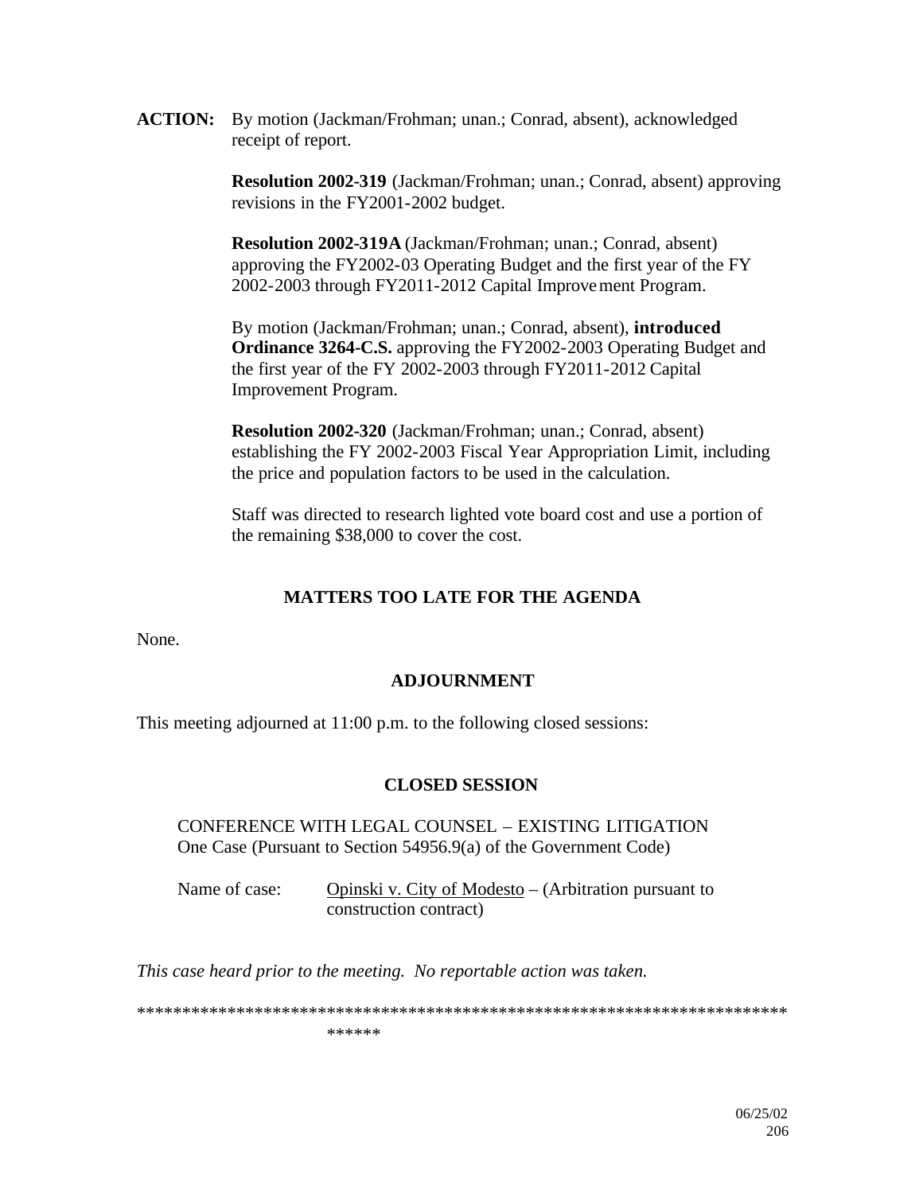**ACTION:** By motion (Jackman/Frohman; unan.; Conrad, absent), acknowledged receipt of report.

**Resolution 2002-319** (Jackman/Frohman; unan.; Conrad, absent) approving revisions in the FY2001-2002 budget.

**Resolution 2002-319A** (Jackman/Frohman; unan.; Conrad, absent) approving the FY2002-03 Operating Budget and the first year of the FY 2002-2003 through FY2011-2012 Capital Improvement Program.

By motion (Jackman/Frohman; unan.; Conrad, absent), **introduced Ordinance 3264-C.S.** approving the FY2002-2003 Operating Budget and the first year of the FY 2002-2003 through FY2011-2012 Capital Improvement Program.

**Resolution 2002-320** (Jackman/Frohman; unan.; Conrad, absent) establishing the FY 2002-2003 Fiscal Year Appropriation Limit, including the price and population factors to be used in the calculation.

Staff was directed to research lighted vote board cost and use a portion of the remaining $38,000 to cover the cost.

## MATTERS TOO LATE FOR THE AGENDA

None.

## ADJOURNMENT

This meeting adjourned at 11:00 p.m. to the following closed sessions:

## CLOSED SESSION

CONFERENCE WITH LEGAL COUNSEL – EXISTING LITIGATION
One Case (Pursuant to Section 54956.9(a) of the Government Code)

Name of case: Opinski v. City of Modesto – (Arbitration pursuant to construction contract)

*This case heard prior to the meeting. No reportable action was taken.*

************************************************************************
******

06/25/02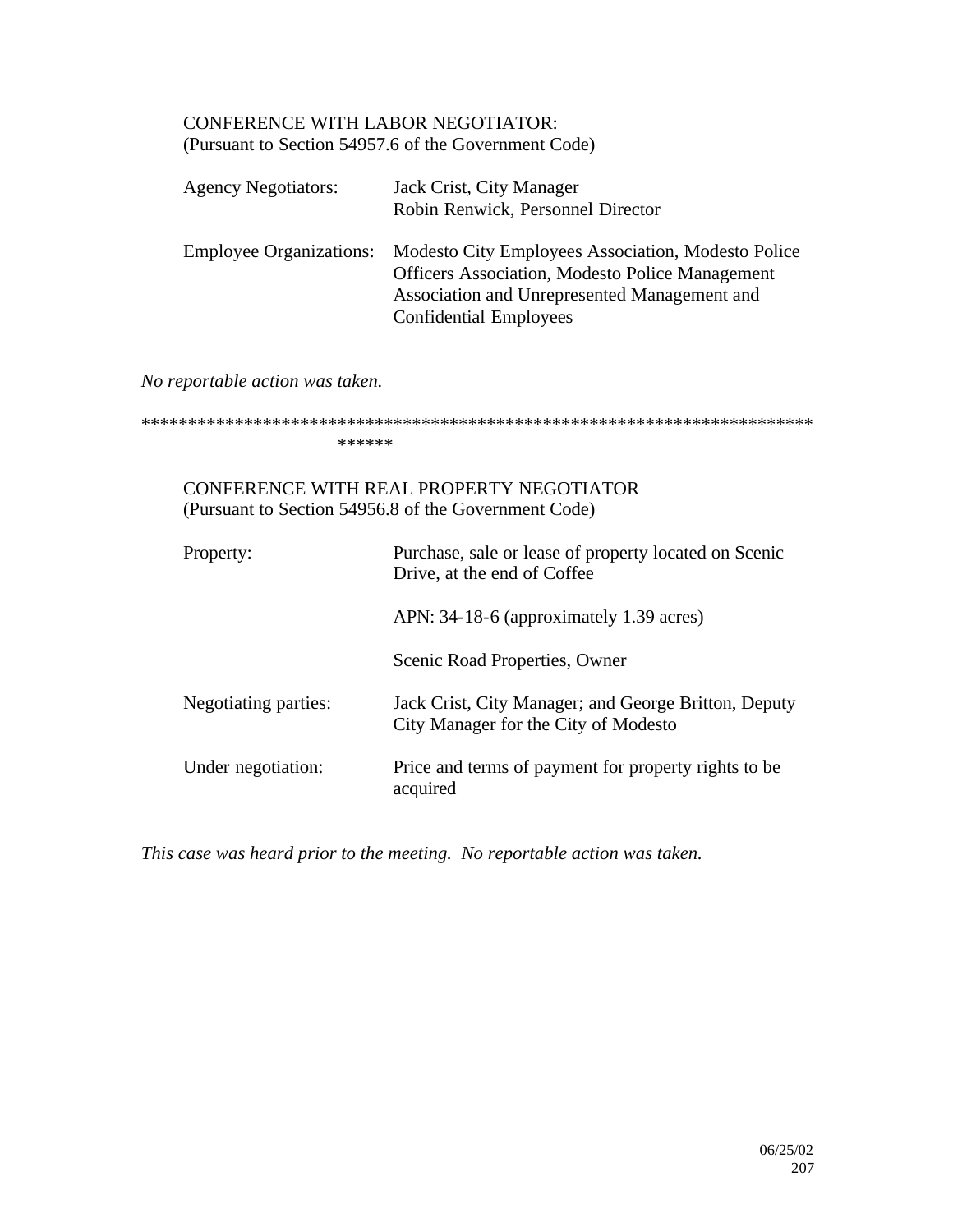CONFERENCE WITH LABOR NEGOTIATOR:
(Pursuant to Section 54957.6 of the Government Code)

| | |
|---|---|
| Agency Negotiators: | Jack Crist, City Manager<br>Robin Renwick, Personnel Director |
| Employee Organizations: | Modesto City Employees Association, Modesto Police Officers Association, Modesto Police Management Association and Unrepresented Management and Confidential Employees |

*No reportable action was taken.*

****************************************************************************

CONFERENCE WITH REAL PROPERTY NEGOTIATOR
(Pursuant to Section 54956.8 of the Government Code)

| | |
|---|---|
| Property: | Purchase, sale or lease of property located on Scenic Drive, at the end of Coffee<br><br>APN: 34-18-6 (approximately 1.39 acres)<br><br>Scenic Road Properties, Owner |
| Negotiating parties: | Jack Crist, City Manager; and George Britton, Deputy City Manager for the City of Modesto |
| Under negotiation: | Price and terms of payment for property rights to be acquired |

*This case was heard prior to the meeting. No reportable action was taken.*

06/25/02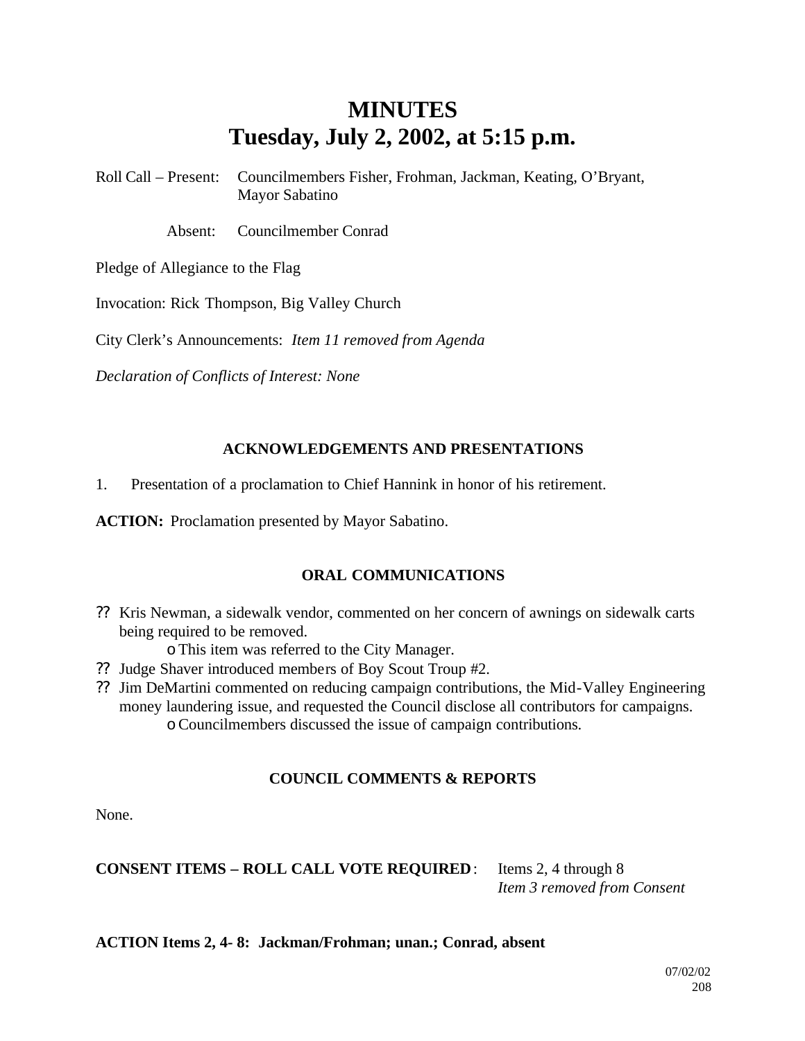# MINUTES
# Tuesday, July 2, 2002, at 5:15 p.m.

Roll Call – Present: Councilmembers Fisher, Frohman, Jackman, Keating, O'Bryant, Mayor Sabatino

Absent: Councilmember Conrad

Pledge of Allegiance to the Flag

Invocation: Rick Thompson, Big Valley Church

City Clerk's Announcements: *Item 11 removed from Agenda*

*Declaration of Conflicts of Interest: None*

### ACKNOWLEDGEMENTS AND PRESENTATIONS

1. Presentation of a proclamation to Chief Hannink in honor of his retirement.

**ACTION:** Proclamation presented by Mayor Sabatino.

### ORAL COMMUNICATIONS

- Kris Newman, a sidewalk vendor, commented on her concern of awnings on sidewalk carts being required to be removed.
  - This item was referred to the City Manager.
- Judge Shaver introduced members of Boy Scout Troup #2.
- Jim DeMartini commented on reducing campaign contributions, the Mid-Valley Engineering money laundering issue, and requested the Council disclose all contributors for campaigns.
  - Councilmembers discussed the issue of campaign contributions.

### COUNCIL COMMENTS & REPORTS

None.

**CONSENT ITEMS – ROLL CALL VOTE REQUIRED**: Items 2, 4 through 8
*Item 3 removed from Consent*

**ACTION Items 2, 4- 8: Jackman/Frohman; unan.; Conrad, absent**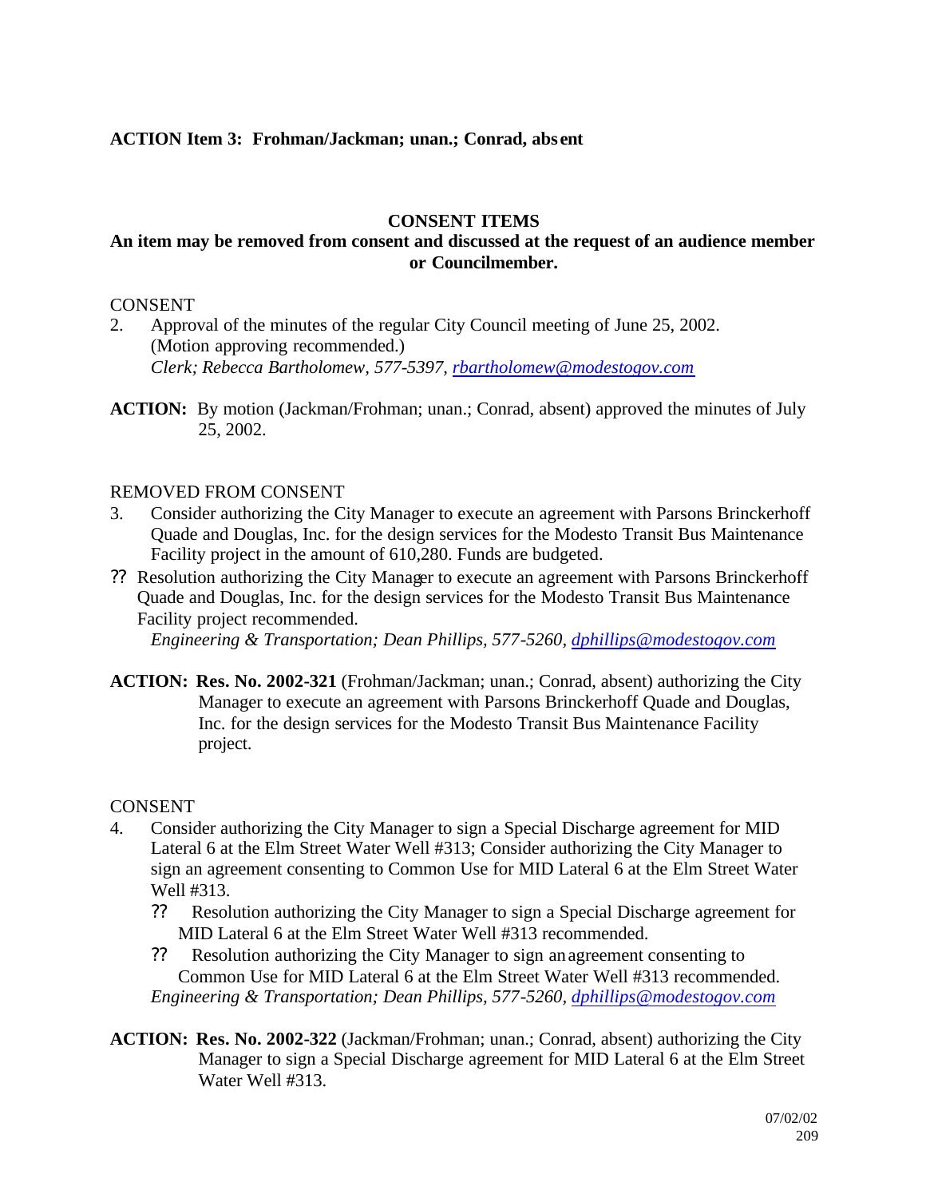**ACTION Item 3: Frohman/Jackman; unan.; Conrad, absent**

**CONSENT ITEMS**

**An item may be removed from consent and discussed at the request of an audience member or Councilmember.**

CONSENT

2. Approval of the minutes of the regular City Council meeting of June 25, 2002. (Motion approving recommended.)
   *Clerk; Rebecca Bartholomew, 577-5397, rbartholomew@modestogov.com*

**ACTION:** By motion (Jackman/Frohman; unan.; Conrad, absent) approved the minutes of July 25, 2002.

REMOVED FROM CONSENT

3. Consider authorizing the City Manager to execute an agreement with Parsons Brinckerhoff Quade and Douglas, Inc. for the design services for the Modesto Transit Bus Maintenance Facility project in the amount of 610,280. Funds are budgeted.

?? Resolution authorizing the City Manager to execute an agreement with Parsons Brinckerhoff Quade and Douglas, Inc. for the design services for the Modesto Transit Bus Maintenance Facility project recommended.
   *Engineering & Transportation; Dean Phillips, 577-5260, dphillips@modestogov.com*

**ACTION: Res. No. 2002-321** (Frohman/Jackman; unan.; Conrad, absent) authorizing the City Manager to execute an agreement with Parsons Brinckerhoff Quade and Douglas, Inc. for the design services for the Modesto Transit Bus Maintenance Facility project.

CONSENT

4. Consider authorizing the City Manager to sign a Special Discharge agreement for MID Lateral 6 at the Elm Street Water Well #313; Consider authorizing the City Manager to sign an agreement consenting to Common Use for MID Lateral 6 at the Elm Street Water Well #313.
   - ?? Resolution authorizing the City Manager to sign a Special Discharge agreement for MID Lateral 6 at the Elm Street Water Well #313 recommended.
   - ?? Resolution authorizing the City Manager to sign an agreement consenting to Common Use for MID Lateral 6 at the Elm Street Water Well #313 recommended.

   *Engineering & Transportation; Dean Phillips, 577-5260, dphillips@modestogov.com*

**ACTION: Res. No. 2002-322** (Jackman/Frohman; unan.; Conrad, absent) authorizing the City Manager to sign a Special Discharge agreement for MID Lateral 6 at the Elm Street Water Well #313.

07/02/02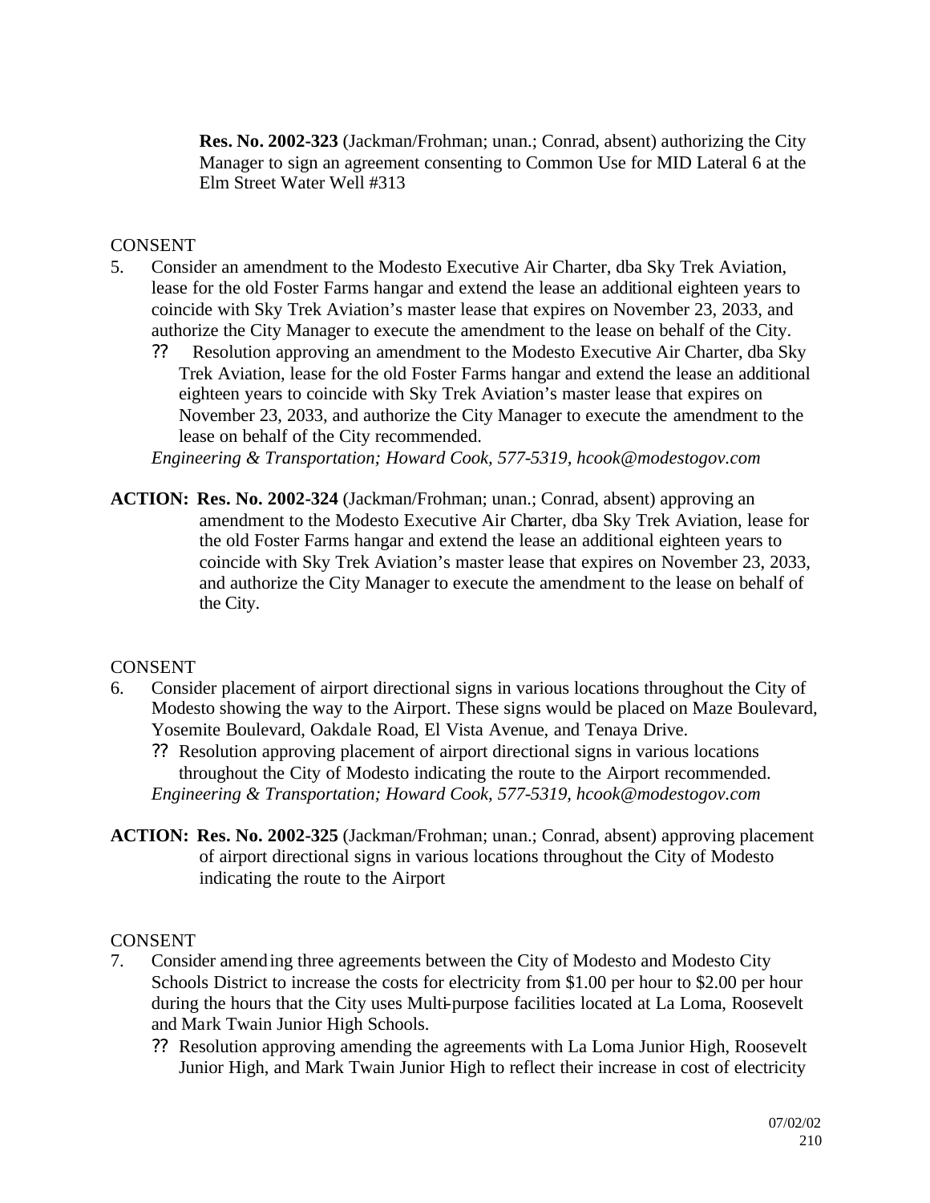**Res. No. 2002-323** (Jackman/Frohman; unan.; Conrad, absent) authorizing the City Manager to sign an agreement consenting to Common Use for MID Lateral 6 at the Elm Street Water Well #313

CONSENT

5. Consider an amendment to the Modesto Executive Air Charter, dba Sky Trek Aviation, lease for the old Foster Farms hangar and extend the lease an additional eighteen years to coincide with Sky Trek Aviation's master lease that expires on November 23, 2033, and authorize the City Manager to execute the amendment to the lease on behalf of the City.
   - ?? Resolution approving an amendment to the Modesto Executive Air Charter, dba Sky Trek Aviation, lease for the old Foster Farms hangar and extend the lease an additional eighteen years to coincide with Sky Trek Aviation's master lease that expires on November 23, 2033, and authorize the City Manager to execute the amendment to the lease on behalf of the City recommended.

   *Engineering & Transportation; Howard Cook, 577-5319, hcook@modestogov.com*

**ACTION: Res. No. 2002-324** (Jackman/Frohman; unan.; Conrad, absent) approving an amendment to the Modesto Executive Air Charter, dba Sky Trek Aviation, lease for the old Foster Farms hangar and extend the lease an additional eighteen years to coincide with Sky Trek Aviation's master lease that expires on November 23, 2033, and authorize the City Manager to execute the amendment to the lease on behalf of the City.

CONSENT

6. Consider placement of airport directional signs in various locations throughout the City of Modesto showing the way to the Airport. These signs would be placed on Maze Boulevard, Yosemite Boulevard, Oakdale Road, El Vista Avenue, and Tenaya Drive.
   - ?? Resolution approving placement of airport directional signs in various locations throughout the City of Modesto indicating the route to the Airport recommended.

   *Engineering & Transportation; Howard Cook, 577-5319, hcook@modestogov.com*

**ACTION: Res. No. 2002-325** (Jackman/Frohman; unan.; Conrad, absent) approving placement of airport directional signs in various locations throughout the City of Modesto indicating the route to the Airport

CONSENT

7. Consider amending three agreements between the City of Modesto and Modesto City Schools District to increase the costs for electricity from $1.00 per hour to $2.00 per hour during the hours that the City uses Multi-purpose facilities located at La Loma, Roosevelt and Mark Twain Junior High Schools.
   - ?? Resolution approving amending the agreements with La Loma Junior High, Roosevelt Junior High, and Mark Twain Junior High to reflect their increase in cost of electricity

07/02/02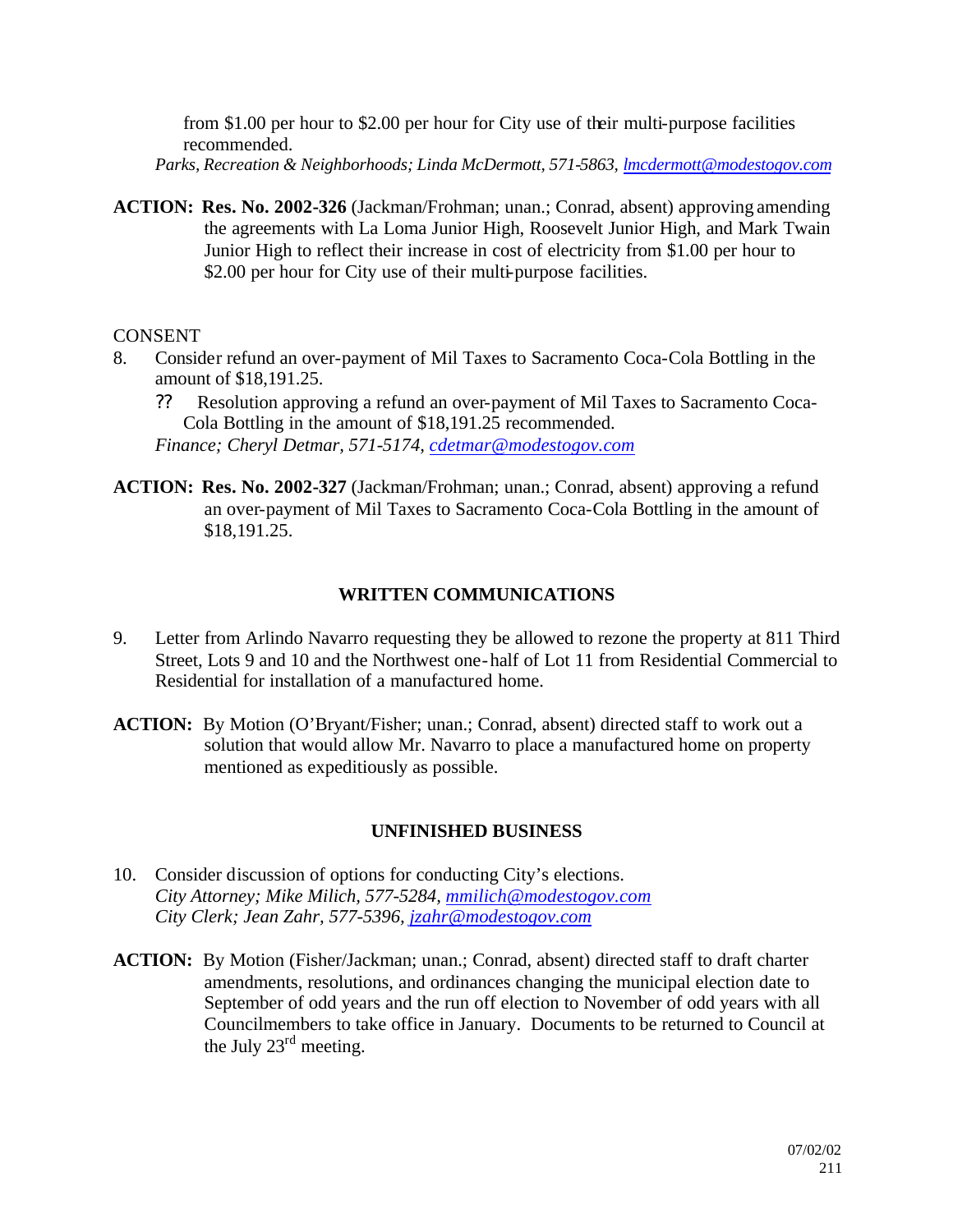from $1.00 per hour to $2.00 per hour for City use of their multi-purpose facilities recommended.

*Parks, Recreation & Neighborhoods; Linda McDermott, 571-5863, lmcdermott@modestogov.com*

**ACTION: Res. No. 2002-326** (Jackman/Frohman; unan.; Conrad, absent) approving amending the agreements with La Loma Junior High, Roosevelt Junior High, and Mark Twain Junior High to reflect their increase in cost of electricity from $1.00 per hour to $2.00 per hour for City use of their multi-purpose facilities.

CONSENT

8. Consider refund an over-payment of Mil Taxes to Sacramento Coca-Cola Bottling in the amount of $18,191.25.

   ?? Resolution approving a refund an over-payment of Mil Taxes to Sacramento Coca-Cola Bottling in the amount of $18,191.25 recommended.

   *Finance; Cheryl Detmar, 571-5174, cdetmar@modestogov.com*

**ACTION: Res. No. 2002-327** (Jackman/Frohman; unan.; Conrad, absent) approving a refund an over-payment of Mil Taxes to Sacramento Coca-Cola Bottling in the amount of $18,191.25.

## WRITTEN COMMUNICATIONS

9. Letter from Arlindo Navarro requesting they be allowed to rezone the property at 811 Third Street, Lots 9 and 10 and the Northwest one-half of Lot 11 from Residential Commercial to Residential for installation of a manufactured home.

**ACTION:** By Motion (O'Bryant/Fisher; unan.; Conrad, absent) directed staff to work out a solution that would allow Mr. Navarro to place a manufactured home on property mentioned as expeditiously as possible.

## UNFINISHED BUSINESS

10. Consider discussion of options for conducting City's elections.

    *City Attorney; Mike Milich, 577-5284, mmilich@modestogov.com*
    *City Clerk; Jean Zahr, 577-5396, jzahr@modestogov.com*

**ACTION:** By Motion (Fisher/Jackman; unan.; Conrad, absent) directed staff to draft charter amendments, resolutions, and ordinances changing the municipal election date to September of odd years and the run off election to November of odd years with all Councilmembers to take office in January. Documents to be returned to Council at the July 23rd meeting.

07/02/02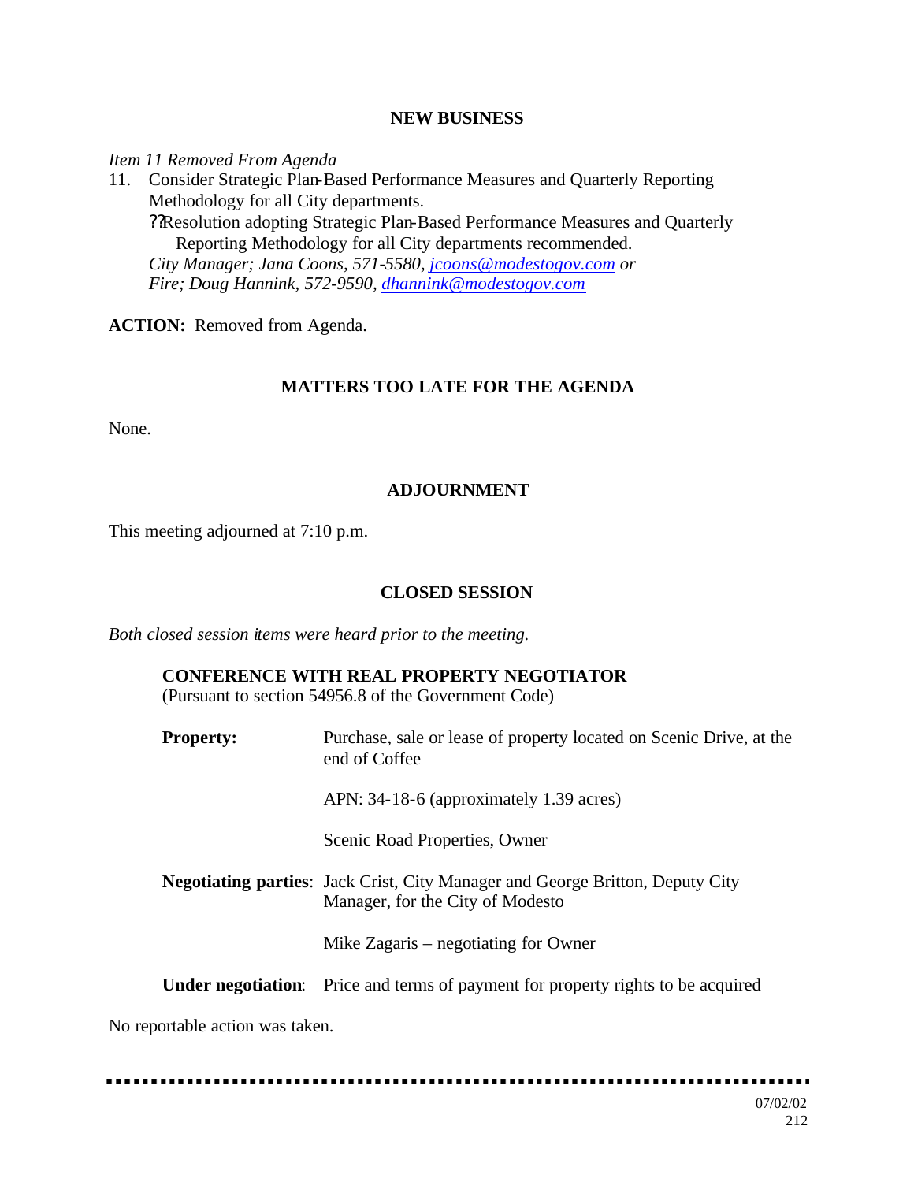## NEW BUSINESS

*Item 11 Removed From Agenda*

11. Consider Strategic Plan-Based Performance Measures and Quarterly Reporting Methodology for all City departments.
    ??Resolution adopting Strategic Plan-Based Performance Measures and Quarterly Reporting Methodology for all City departments recommended.
    *City Manager; Jana Coons, 571-5580, jcoons@modestogov.com or*
    *Fire; Doug Hannink, 572-9590, dhannink@modestogov.com*

**ACTION:** Removed from Agenda.

## MATTERS TOO LATE FOR THE AGENDA

None.

## ADJOURNMENT

This meeting adjourned at 7:10 p.m.

## CLOSED SESSION

*Both closed session items were heard prior to the meeting.*

**CONFERENCE WITH REAL PROPERTY NEGOTIATOR**
(Pursuant to section 54956.8 of the Government Code)

**Property:** Purchase, sale or lease of property located on Scenic Drive, at the end of Coffee

APN: 34-18-6 (approximately 1.39 acres)

Scenic Road Properties, Owner

**Negotiating parties**: Jack Crist, City Manager and George Britton, Deputy City Manager, for the City of Modesto

Mike Zagaris – negotiating for Owner

**Under negotiation**: Price and terms of payment for property rights to be acquired

No reportable action was taken.

07/02/02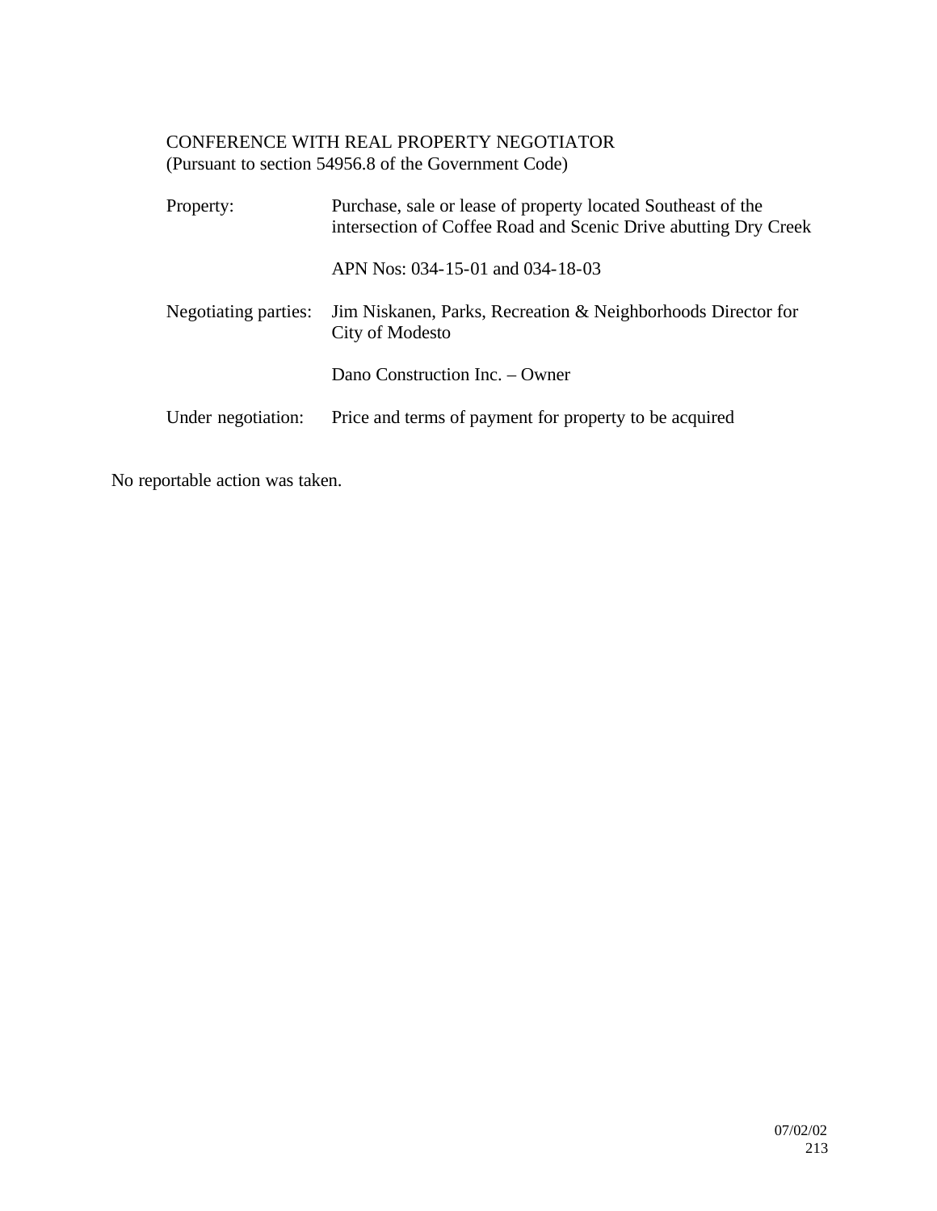CONFERENCE WITH REAL PROPERTY NEGOTIATOR
(Pursuant to section 54956.8 of the Government Code)

| | |
|---|---|
| Property: | Purchase, sale or lease of property located Southeast of the intersection of Coffee Road and Scenic Drive abutting Dry Creek |
| | APN Nos: 034-15-01 and 034-18-03 |
| Negotiating parties: | Jim Niskanen, Parks, Recreation & Neighborhoods Director for City of Modesto |
| | Dano Construction Inc. – Owner |
| Under negotiation: | Price and terms of payment for property to be acquired |

No reportable action was taken.

07/02/02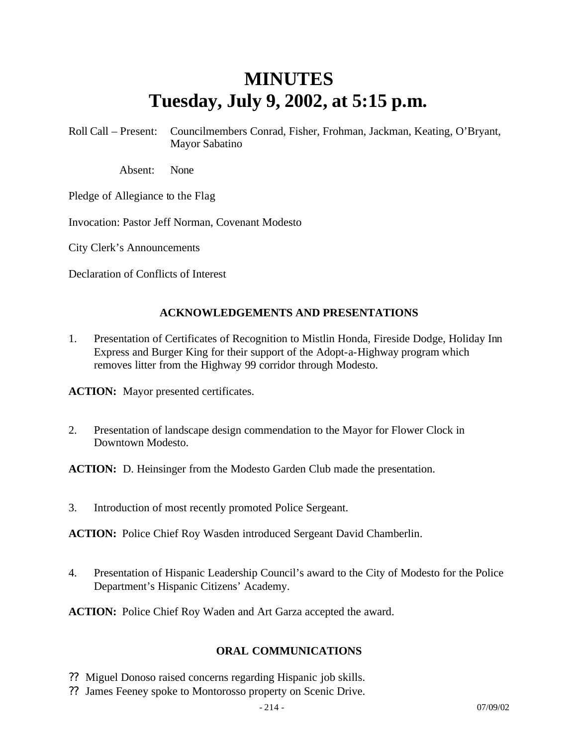# MINUTES
# Tuesday, July 9, 2002, at 5:15 p.m.

Roll Call – Present: Councilmembers Conrad, Fisher, Frohman, Jackman, Keating, O'Bryant, Mayor Sabatino

Absent: None

Pledge of Allegiance to the Flag

Invocation: Pastor Jeff Norman, Covenant Modesto

City Clerk's Announcements

Declaration of Conflicts of Interest

### ACKNOWLEDGEMENTS AND PRESENTATIONS

1. Presentation of Certificates of Recognition to Mistlin Honda, Fireside Dodge, Holiday Inn Express and Burger King for their support of the Adopt-a-Highway program which removes litter from the Highway 99 corridor through Modesto.

**ACTION:** Mayor presented certificates.

2. Presentation of landscape design commendation to the Mayor for Flower Clock in Downtown Modesto.

**ACTION:** D. Heinsinger from the Modesto Garden Club made the presentation.

3. Introduction of most recently promoted Police Sergeant.

**ACTION:** Police Chief Roy Wasden introduced Sergeant David Chamberlin.

4. Presentation of Hispanic Leadership Council's award to the City of Modesto for the Police Department's Hispanic Citizens' Academy.

**ACTION:** Police Chief Roy Waden and Art Garza accepted the award.

### ORAL COMMUNICATIONS

?? Miguel Donoso raised concerns regarding Hispanic job skills.
?? James Feeney spoke to Montorosso property on Scenic Drive.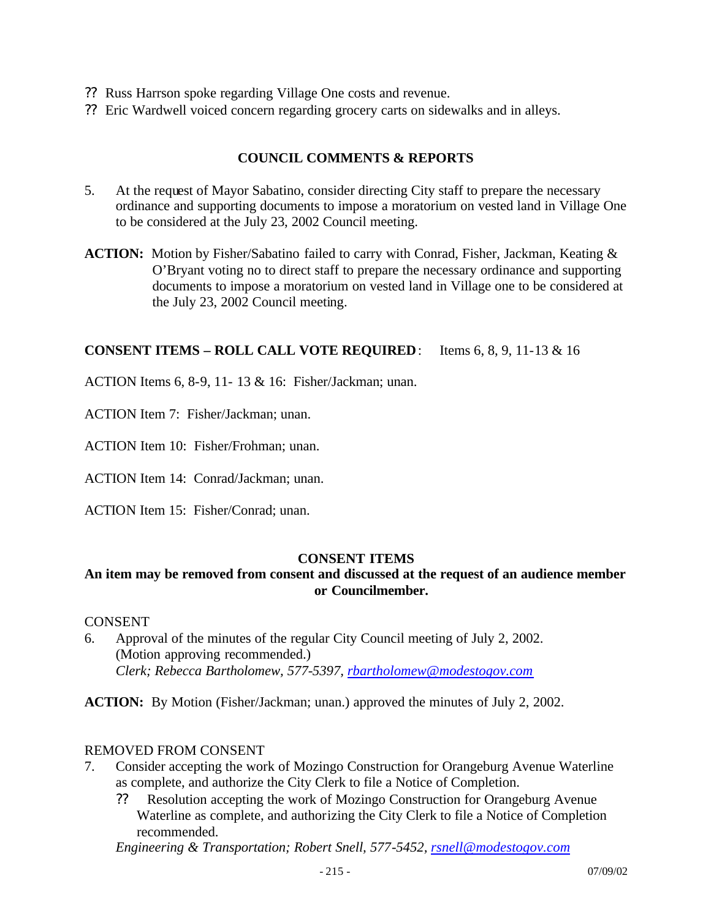?? Russ Harrson spoke regarding Village One costs and revenue.

?? Eric Wardwell voiced concern regarding grocery carts on sidewalks and in alleys.

## COUNCIL COMMENTS & REPORTS

5. At the request of Mayor Sabatino, consider directing City staff to prepare the necessary ordinance and supporting documents to impose a moratorium on vested land in Village One to be considered at the July 23, 2002 Council meeting.

**ACTION:** Motion by Fisher/Sabatino failed to carry with Conrad, Fisher, Jackman, Keating & O'Bryant voting no to direct staff to prepare the necessary ordinance and supporting documents to impose a moratorium on vested land in Village one to be considered at the July 23, 2002 Council meeting.

**CONSENT ITEMS – ROLL CALL VOTE REQUIRED**: Items 6, 8, 9, 11-13 & 16

ACTION Items 6, 8-9, 11- 13 & 16: Fisher/Jackman; unan.

ACTION Item 7: Fisher/Jackman; unan.

ACTION Item 10: Fisher/Frohman; unan.

ACTION Item 14: Conrad/Jackman; unan.

ACTION Item 15: Fisher/Conrad; unan.

## CONSENT ITEMS

**An item may be removed from consent and discussed at the request of an audience member or Councilmember.**

CONSENT

6. Approval of the minutes of the regular City Council meeting of July 2, 2002. (Motion approving recommended.)
   *Clerk; Rebecca Bartholomew, 577-5397, rbartholomew@modestogov.com*

**ACTION:** By Motion (Fisher/Jackman; unan.) approved the minutes of July 2, 2002.

REMOVED FROM CONSENT

7. Consider accepting the work of Mozingo Construction for Orangeburg Avenue Waterline as complete, and authorize the City Clerk to file a Notice of Completion.
   ?? Resolution accepting the work of Mozingo Construction for Orangeburg Avenue Waterline as complete, and authorizing the City Clerk to file a Notice of Completion recommended.
   *Engineering & Transportation; Robert Snell, 577-5452, rsnell@modestogov.com*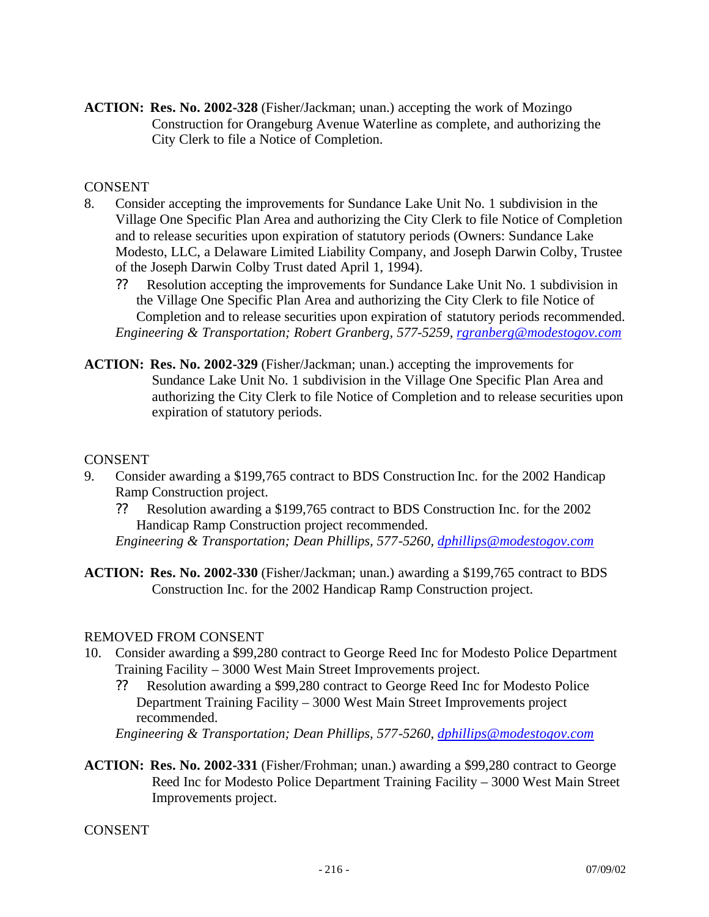**ACTION: Res. No. 2002-328** (Fisher/Jackman; unan.) accepting the work of Mozingo Construction for Orangeburg Avenue Waterline as complete, and authorizing the City Clerk to file a Notice of Completion.

CONSENT

8. Consider accepting the improvements for Sundance Lake Unit No. 1 subdivision in the Village One Specific Plan Area and authorizing the City Clerk to file Notice of Completion and to release securities upon expiration of statutory periods (Owners: Sundance Lake Modesto, LLC, a Delaware Limited Liability Company, and Joseph Darwin Colby, Trustee of the Joseph Darwin Colby Trust dated April 1, 1994).
   - ?? Resolution accepting the improvements for Sundance Lake Unit No. 1 subdivision in the Village One Specific Plan Area and authorizing the City Clerk to file Notice of Completion and to release securities upon expiration of statutory periods recommended.

   *Engineering & Transportation; Robert Granberg, 577-5259, rgranberg@modestogov.com*

**ACTION: Res. No. 2002-329** (Fisher/Jackman; unan.) accepting the improvements for Sundance Lake Unit No. 1 subdivision in the Village One Specific Plan Area and authorizing the City Clerk to file Notice of Completion and to release securities upon expiration of statutory periods.

CONSENT

9. Consider awarding a $199,765 contract to BDS Construction Inc. for the 2002 Handicap Ramp Construction project.
   - ?? Resolution awarding a $199,765 contract to BDS Construction Inc. for the 2002 Handicap Ramp Construction project recommended.

   *Engineering & Transportation; Dean Phillips, 577-5260, dphillips@modestogov.com*

**ACTION: Res. No. 2002-330** (Fisher/Jackman; unan.) awarding a $199,765 contract to BDS Construction Inc. for the 2002 Handicap Ramp Construction project.

REMOVED FROM CONSENT

10. Consider awarding a $99,280 contract to George Reed Inc for Modesto Police Department Training Facility – 3000 West Main Street Improvements project.
    - ?? Resolution awarding a $99,280 contract to George Reed Inc for Modesto Police Department Training Facility – 3000 West Main Street Improvements project recommended.

    *Engineering & Transportation; Dean Phillips, 577-5260, dphillips@modestogov.com*

**ACTION: Res. No. 2002-331** (Fisher/Frohman; unan.) awarding a $99,280 contract to George Reed Inc for Modesto Police Department Training Facility – 3000 West Main Street Improvements project.

CONSENT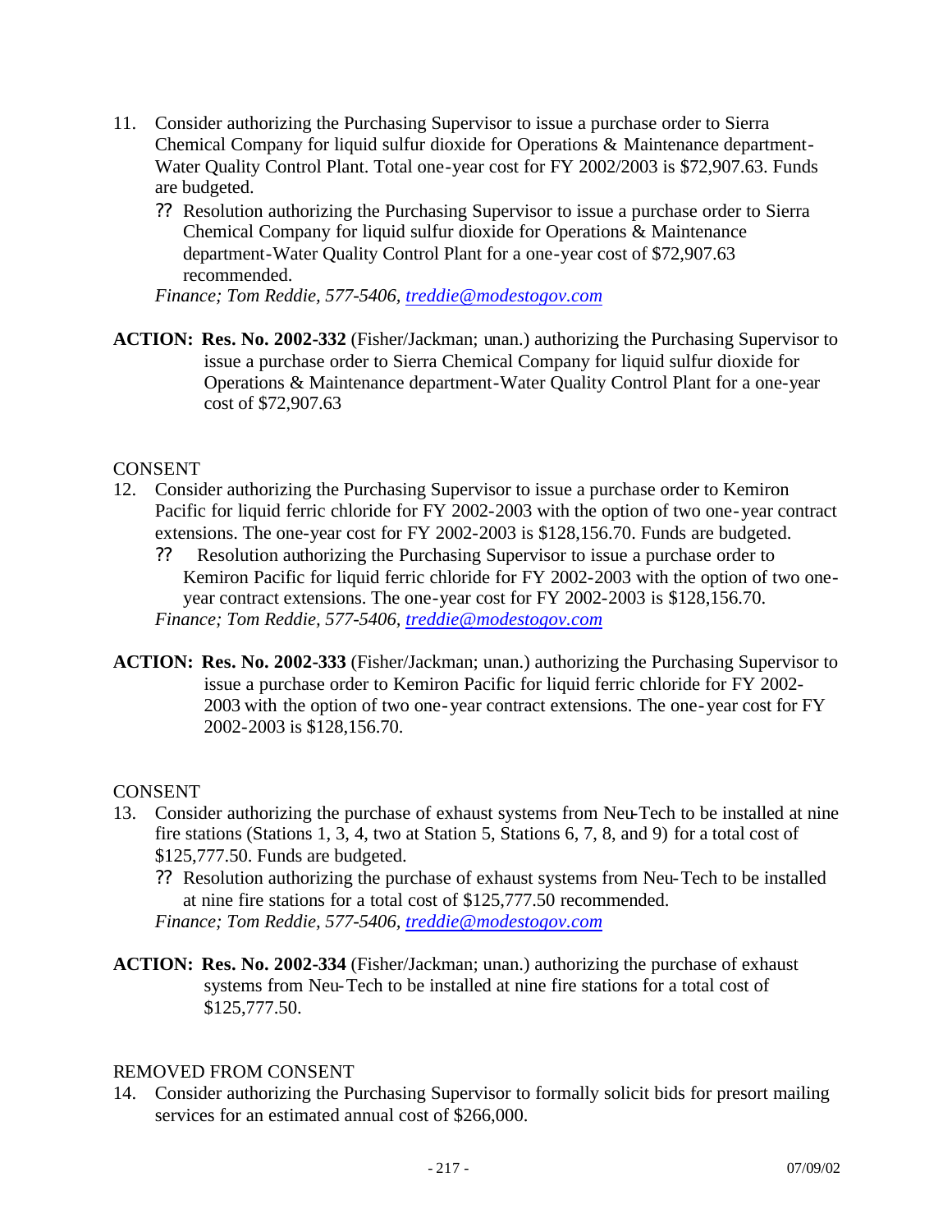11. Consider authorizing the Purchasing Supervisor to issue a purchase order to Sierra Chemical Company for liquid sulfur dioxide for Operations & Maintenance department-Water Quality Control Plant. Total one-year cost for FY 2002/2003 is $72,907.63. Funds are budgeted.

    ?? Resolution authorizing the Purchasing Supervisor to issue a purchase order to Sierra Chemical Company for liquid sulfur dioxide for Operations & Maintenance department-Water Quality Control Plant for a one-year cost of $72,907.63 recommended.

    *Finance; Tom Reddie, 577-5406, treddie@modestogov.com*

**ACTION: Res. No. 2002-332** (Fisher/Jackman; unan.) authorizing the Purchasing Supervisor to issue a purchase order to Sierra Chemical Company for liquid sulfur dioxide for Operations & Maintenance department-Water Quality Control Plant for a one-year cost of $72,907.63

CONSENT

12. Consider authorizing the Purchasing Supervisor to issue a purchase order to Kemiron Pacific for liquid ferric chloride for FY 2002-2003 with the option of two one-year contract extensions. The one-year cost for FY 2002-2003 is $128,156.70. Funds are budgeted.

    ?? Resolution authorizing the Purchasing Supervisor to issue a purchase order to Kemiron Pacific for liquid ferric chloride for FY 2002-2003 with the option of two one-year contract extensions. The one-year cost for FY 2002-2003 is $128,156.70.

    *Finance; Tom Reddie, 577-5406, treddie@modestogov.com*

**ACTION: Res. No. 2002-333** (Fisher/Jackman; unan.) authorizing the Purchasing Supervisor to issue a purchase order to Kemiron Pacific for liquid ferric chloride for FY 2002-2003 with the option of two one-year contract extensions. The one-year cost for FY 2002-2003 is $128,156.70.

CONSENT

13. Consider authorizing the purchase of exhaust systems from Neu-Tech to be installed at nine fire stations (Stations 1, 3, 4, two at Station 5, Stations 6, 7, 8, and 9) for a total cost of $125,777.50. Funds are budgeted.

    ?? Resolution authorizing the purchase of exhaust systems from Neu-Tech to be installed at nine fire stations for a total cost of $125,777.50 recommended.

    *Finance; Tom Reddie, 577-5406, treddie@modestogov.com*

**ACTION: Res. No. 2002-334** (Fisher/Jackman; unan.) authorizing the purchase of exhaust systems from Neu-Tech to be installed at nine fire stations for a total cost of $125,777.50.

REMOVED FROM CONSENT

14. Consider authorizing the Purchasing Supervisor to formally solicit bids for presort mailing services for an estimated annual cost of $266,000.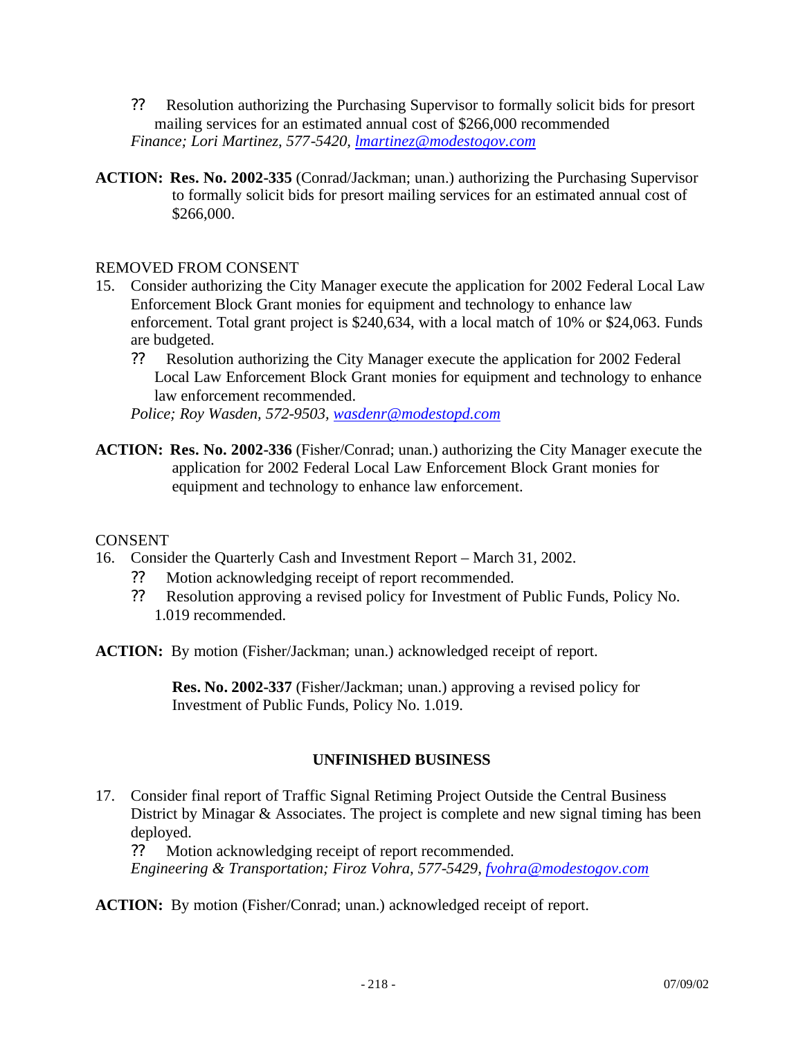?? Resolution authorizing the Purchasing Supervisor to formally solicit bids for presort mailing services for an estimated annual cost of $266,000 recommended
*Finance; Lori Martinez, 577-5420, lmartinez@modestogov.com*

**ACTION: Res. No. 2002-335** (Conrad/Jackman; unan.) authorizing the Purchasing Supervisor to formally solicit bids for presort mailing services for an estimated annual cost of $266,000.

REMOVED FROM CONSENT

15. Consider authorizing the City Manager execute the application for 2002 Federal Local Law Enforcement Block Grant monies for equipment and technology to enhance law enforcement. Total grant project is $240,634, with a local match of 10% or $24,063. Funds are budgeted.
    ?? Resolution authorizing the City Manager execute the application for 2002 Federal Local Law Enforcement Block Grant monies for equipment and technology to enhance law enforcement recommended.
    *Police; Roy Wasden, 572-9503, wasdenr@modestopd.com*

**ACTION: Res. No. 2002-336** (Fisher/Conrad; unan.) authorizing the City Manager execute the application for 2002 Federal Local Law Enforcement Block Grant monies for equipment and technology to enhance law enforcement.

CONSENT

16. Consider the Quarterly Cash and Investment Report – March 31, 2002.
    ?? Motion acknowledging receipt of report recommended.
    ?? Resolution approving a revised policy for Investment of Public Funds, Policy No. 1.019 recommended.

**ACTION:** By motion (Fisher/Jackman; unan.) acknowledged receipt of report.

**Res. No. 2002-337** (Fisher/Jackman; unan.) approving a revised policy for Investment of Public Funds, Policy No. 1.019.

## UNFINISHED BUSINESS

17. Consider final report of Traffic Signal Retiming Project Outside the Central Business District by Minagar & Associates. The project is complete and new signal timing has been deployed.
    ?? Motion acknowledging receipt of report recommended.
    *Engineering & Transportation; Firoz Vohra, 577-5429, fvohra@modestogov.com*

**ACTION:** By motion (Fisher/Conrad; unan.) acknowledged receipt of report.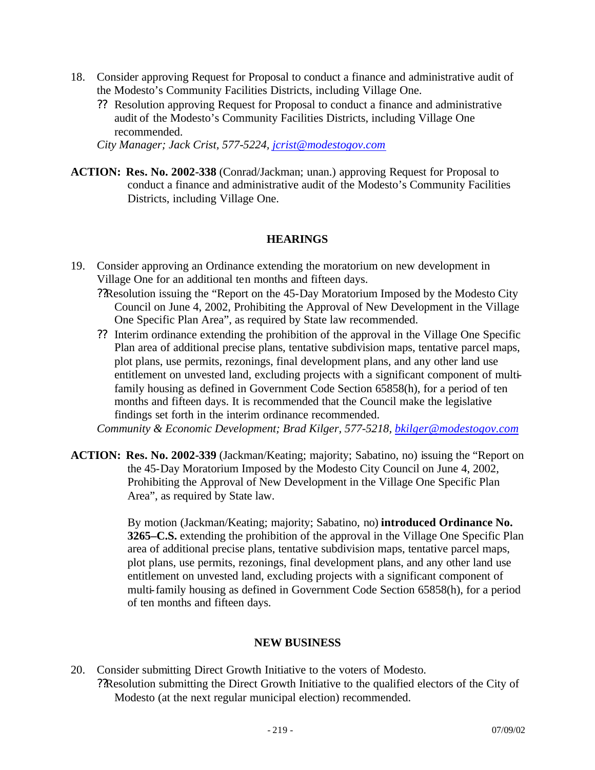18. Consider approving Request for Proposal to conduct a finance and administrative audit of the Modesto's Community Facilities Districts, including Village One.
    - ?? Resolution approving Request for Proposal to conduct a finance and administrative audit of the Modesto's Community Facilities Districts, including Village One recommended.

    *City Manager; Jack Crist, 577-5224, jcrist@modestogov.com*

**ACTION: Res. No. 2002-338** (Conrad/Jackman; unan.) approving Request for Proposal to conduct a finance and administrative audit of the Modesto's Community Facilities Districts, including Village One.

## HEARINGS

19. Consider approving an Ordinance extending the moratorium on new development in Village One for an additional ten months and fifteen days.
    - ??Resolution issuing the "Report on the 45-Day Moratorium Imposed by the Modesto City Council on June 4, 2002, Prohibiting the Approval of New Development in the Village One Specific Plan Area", as required by State law recommended.
    - ?? Interim ordinance extending the prohibition of the approval in the Village One Specific Plan area of additional precise plans, tentative subdivision maps, tentative parcel maps, plot plans, use permits, rezonings, final development plans, and any other land use entitlement on unvested land, excluding projects with a significant component of multi-family housing as defined in Government Code Section 65858(h), for a period of ten months and fifteen days. It is recommended that the Council make the legislative findings set forth in the interim ordinance recommended.

    *Community & Economic Development; Brad Kilger, 577-5218, bkilger@modestogov.com*

**ACTION: Res. No. 2002-339** (Jackman/Keating; majority; Sabatino, no) issuing the "Report on the 45-Day Moratorium Imposed by the Modesto City Council on June 4, 2002, Prohibiting the Approval of New Development in the Village One Specific Plan Area", as required by State law.

By motion (Jackman/Keating; majority; Sabatino, no) **introduced Ordinance No. 3265–C.S.** extending the prohibition of the approval in the Village One Specific Plan area of additional precise plans, tentative subdivision maps, tentative parcel maps, plot plans, use permits, rezonings, final development plans, and any other land use entitlement on unvested land, excluding projects with a significant component of multi-family housing as defined in Government Code Section 65858(h), for a period of ten months and fifteen days.

## NEW BUSINESS

20. Consider submitting Direct Growth Initiative to the voters of Modesto.
    - ??Resolution submitting the Direct Growth Initiative to the qualified electors of the City of Modesto (at the next regular municipal election) recommended.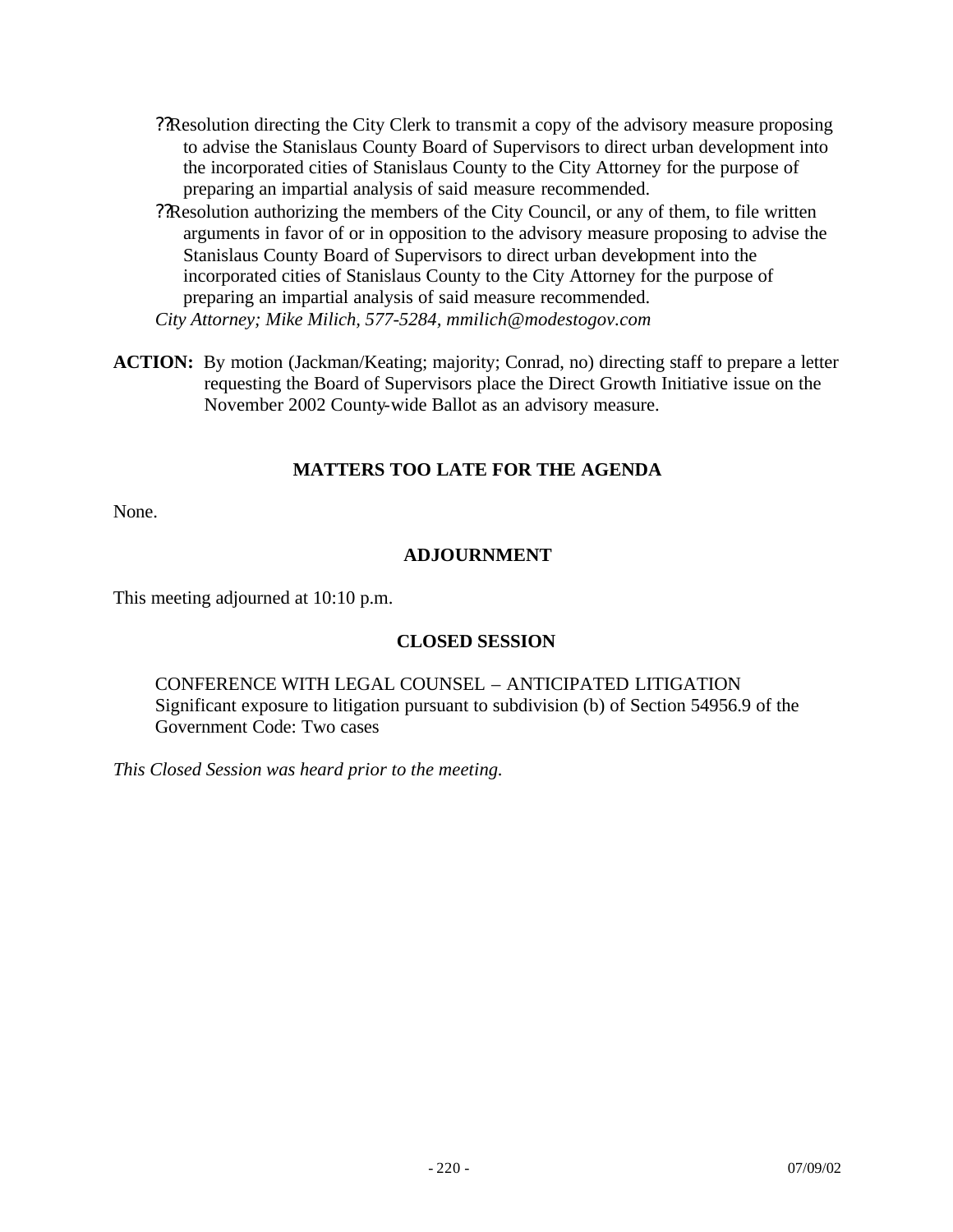- Resolution directing the City Clerk to transmit a copy of the advisory measure proposing to advise the Stanislaus County Board of Supervisors to direct urban development into the incorporated cities of Stanislaus County to the City Attorney for the purpose of preparing an impartial analysis of said measure recommended.
- Resolution authorizing the members of the City Council, or any of them, to file written arguments in favor of or in opposition to the advisory measure proposing to advise the Stanislaus County Board of Supervisors to direct urban development into the incorporated cities of Stanislaus County to the City Attorney for the purpose of preparing an impartial analysis of said measure recommended.

*City Attorney; Mike Milich, 577-5284, mmilich@modestogov.com*

**ACTION:** By motion (Jackman/Keating; majority; Conrad, no) directing staff to prepare a letter requesting the Board of Supervisors place the Direct Growth Initiative issue on the November 2002 County-wide Ballot as an advisory measure.

## MATTERS TOO LATE FOR THE AGENDA

None.

## ADJOURNMENT

This meeting adjourned at 10:10 p.m.

## CLOSED SESSION

CONFERENCE WITH LEGAL COUNSEL – ANTICIPATED LITIGATION
Significant exposure to litigation pursuant to subdivision (b) of Section 54956.9 of the Government Code: Two cases

*This Closed Session was heard prior to the meeting.*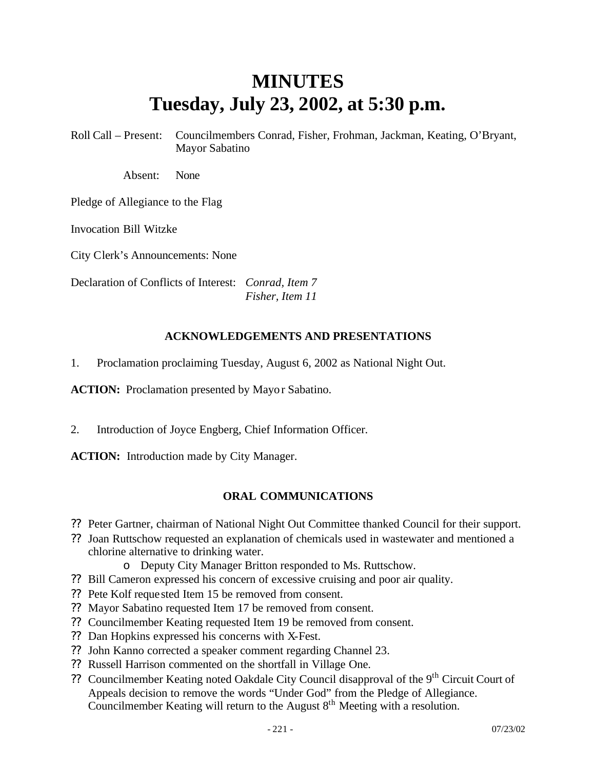# MINUTES
# Tuesday, July 23, 2002, at 5:30 p.m.

Roll Call – Present: Councilmembers Conrad, Fisher, Frohman, Jackman, Keating, O'Bryant, Mayor Sabatino

Absent: None

Pledge of Allegiance to the Flag

Invocation Bill Witzke

City Clerk's Announcements: None

Declaration of Conflicts of Interest: *Conrad, Item 7*
*Fisher, Item 11*

### ACKNOWLEDGEMENTS AND PRESENTATIONS

1. Proclamation proclaiming Tuesday, August 6, 2002 as National Night Out.

**ACTION:** Proclamation presented by Mayor Sabatino.

2. Introduction of Joyce Engberg, Chief Information Officer.

**ACTION:** Introduction made by City Manager.

### ORAL COMMUNICATIONS

- Peter Gartner, chairman of National Night Out Committee thanked Council for their support.
- Joan Ruttschow requested an explanation of chemicals used in wastewater and mentioned a chlorine alternative to drinking water.
  - Deputy City Manager Britton responded to Ms. Ruttschow.
- Bill Cameron expressed his concern of excessive cruising and poor air quality.
- Pete Kolf requested Item 15 be removed from consent.
- Mayor Sabatino requested Item 17 be removed from consent.
- Councilmember Keating requested Item 19 be removed from consent.
- Dan Hopkins expressed his concerns with X-Fest.
- John Kanno corrected a speaker comment regarding Channel 23.
- Russell Harrison commented on the shortfall in Village One.
- Councilmember Keating noted Oakdale City Council disapproval of the 9th Circuit Court of Appeals decision to remove the words "Under God" from the Pledge of Allegiance. Councilmember Keating will return to the August 8th Meeting with a resolution.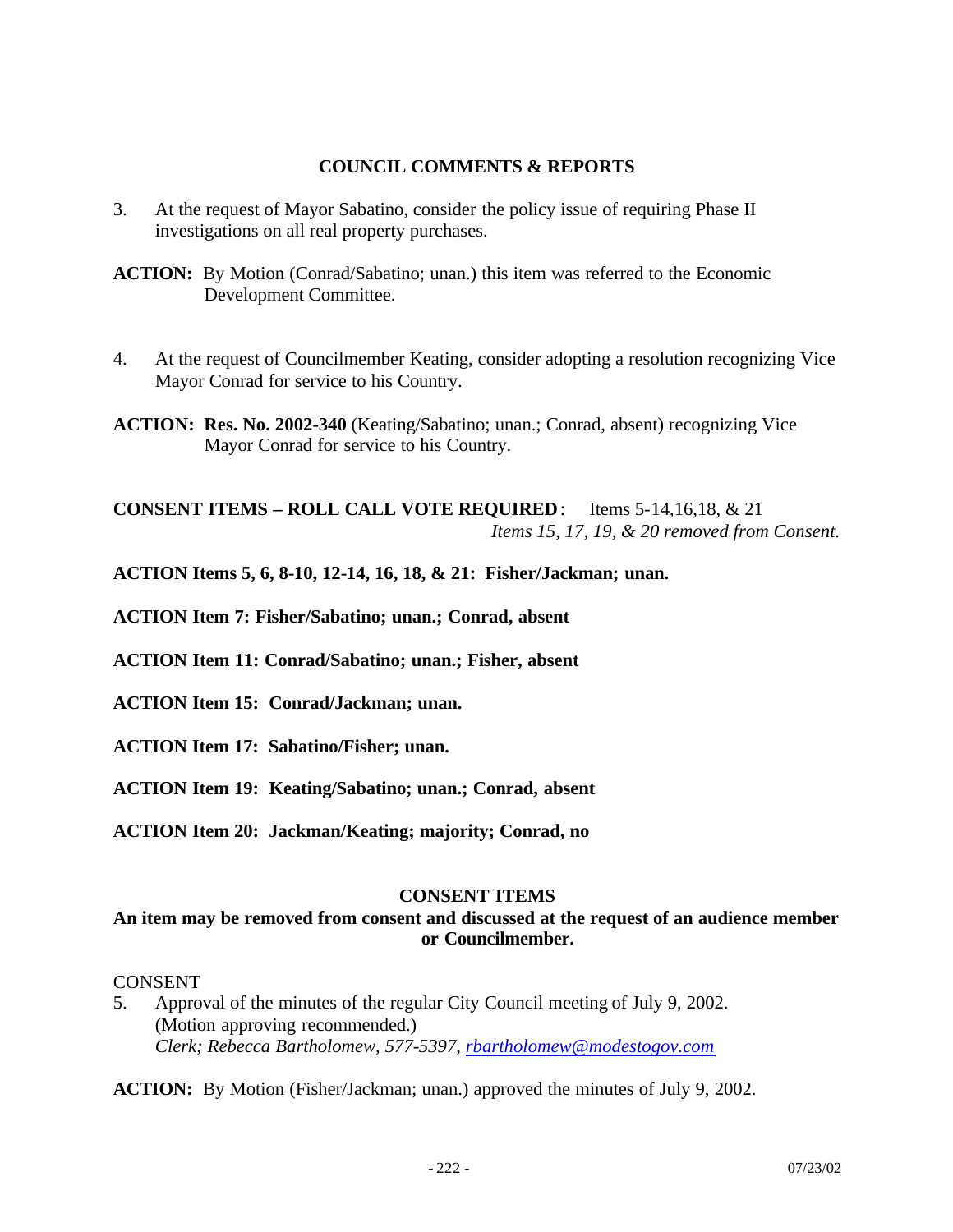## COUNCIL COMMENTS & REPORTS

3. At the request of Mayor Sabatino, consider the policy issue of requiring Phase II investigations on all real property purchases.

**ACTION:** By Motion (Conrad/Sabatino; unan.) this item was referred to the Economic Development Committee.

4. At the request of Councilmember Keating, consider adopting a resolution recognizing Vice Mayor Conrad for service to his Country.

**ACTION: Res. No. 2002-340** (Keating/Sabatino; unan.; Conrad, absent) recognizing Vice Mayor Conrad for service to his Country.

**CONSENT ITEMS – ROLL CALL VOTE REQUIRED**: Items 5-14,16,18, & 21
*Items 15, 17, 19, & 20 removed from Consent.*

**ACTION Items 5, 6, 8-10, 12-14, 16, 18, & 21: Fisher/Jackman; unan.**

**ACTION Item 7: Fisher/Sabatino; unan.; Conrad, absent**

**ACTION Item 11: Conrad/Sabatino; unan.; Fisher, absent**

**ACTION Item 15: Conrad/Jackman; unan.**

**ACTION Item 17: Sabatino/Fisher; unan.**

**ACTION Item 19: Keating/Sabatino; unan.; Conrad, absent**

**ACTION Item 20: Jackman/Keating; majority; Conrad, no**

## CONSENT ITEMS

**An item may be removed from consent and discussed at the request of an audience member or Councilmember.**

CONSENT

5. Approval of the minutes of the regular City Council meeting of July 9, 2002. (Motion approving recommended.)
*Clerk; Rebecca Bartholomew, 577-5397, rbartholomew@modestogov.com*

**ACTION:** By Motion (Fisher/Jackman; unan.) approved the minutes of July 9, 2002.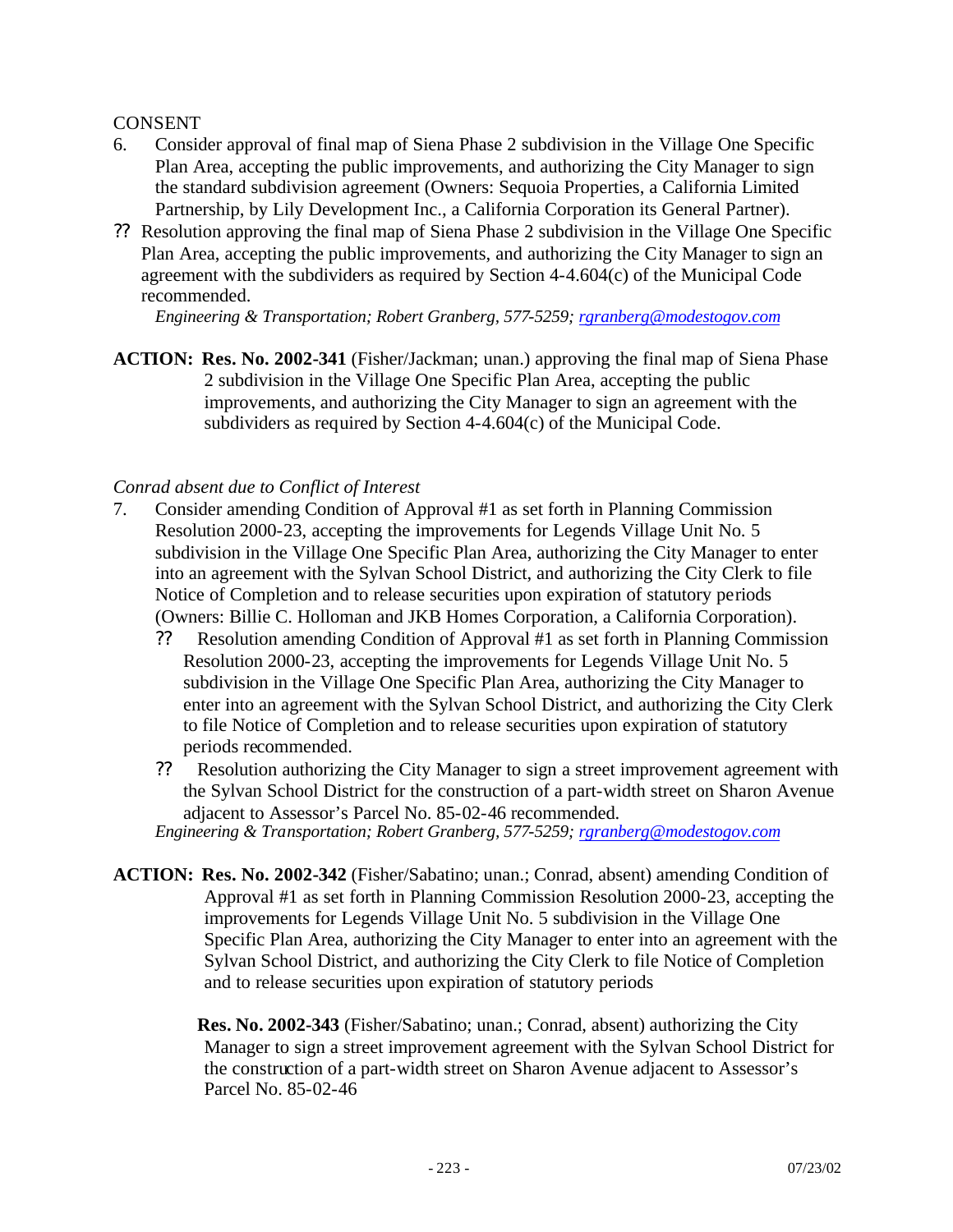CONSENT

6. Consider approval of final map of Siena Phase 2 subdivision in the Village One Specific Plan Area, accepting the public improvements, and authorizing the City Manager to sign the standard subdivision agreement (Owners: Sequoia Properties, a California Limited Partnership, by Lily Development Inc., a California Corporation its General Partner).

?? Resolution approving the final map of Siena Phase 2 subdivision in the Village One Specific Plan Area, accepting the public improvements, and authorizing the City Manager to sign an agreement with the subdividers as required by Section 4-4.604(c) of the Municipal Code recommended.
*Engineering & Transportation; Robert Granberg, 577-5259; rgranberg@modestogov.com*

**ACTION: Res. No. 2002-341** (Fisher/Jackman; unan.) approving the final map of Siena Phase 2 subdivision in the Village One Specific Plan Area, accepting the public improvements, and authorizing the City Manager to sign an agreement with the subdividers as required by Section 4-4.604(c) of the Municipal Code.

*Conrad absent due to Conflict of Interest*

7. Consider amending Condition of Approval #1 as set forth in Planning Commission Resolution 2000-23, accepting the improvements for Legends Village Unit No. 5 subdivision in the Village One Specific Plan Area, authorizing the City Manager to enter into an agreement with the Sylvan School District, and authorizing the City Clerk to file Notice of Completion and to release securities upon expiration of statutory periods (Owners: Billie C. Holloman and JKB Homes Corporation, a California Corporation).
   - ?? Resolution amending Condition of Approval #1 as set forth in Planning Commission Resolution 2000-23, accepting the improvements for Legends Village Unit No. 5 subdivision in the Village One Specific Plan Area, authorizing the City Manager to enter into an agreement with the Sylvan School District, and authorizing the City Clerk to file Notice of Completion and to release securities upon expiration of statutory periods recommended.
   - ?? Resolution authorizing the City Manager to sign a street improvement agreement with the Sylvan School District for the construction of a part-width street on Sharon Avenue adjacent to Assessor's Parcel No. 85-02-46 recommended.

   *Engineering & Transportation; Robert Granberg, 577-5259; rgranberg@modestogov.com*

**ACTION: Res. No. 2002-342** (Fisher/Sabatino; unan.; Conrad, absent) amending Condition of Approval #1 as set forth in Planning Commission Resolution 2000-23, accepting the improvements for Legends Village Unit No. 5 subdivision in the Village One Specific Plan Area, authorizing the City Manager to enter into an agreement with the Sylvan School District, and authorizing the City Clerk to file Notice of Completion and to release securities upon expiration of statutory periods

**Res. No. 2002-343** (Fisher/Sabatino; unan.; Conrad, absent) authorizing the City Manager to sign a street improvement agreement with the Sylvan School District for the construction of a part-width street on Sharon Avenue adjacent to Assessor's Parcel No. 85-02-46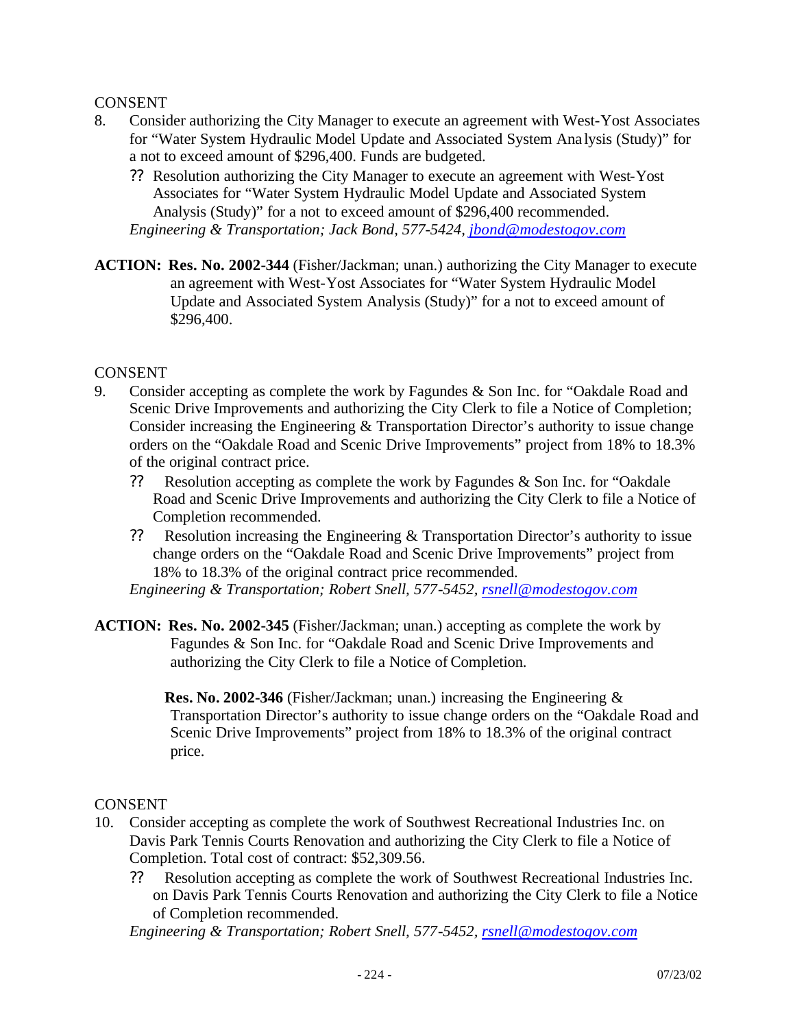CONSENT

8. Consider authorizing the City Manager to execute an agreement with West-Yost Associates for "Water System Hydraulic Model Update and Associated System Analysis (Study)" for a not to exceed amount of $296,400. Funds are budgeted.
   ?? Resolution authorizing the City Manager to execute an agreement with West-Yost Associates for "Water System Hydraulic Model Update and Associated System Analysis (Study)" for a not to exceed amount of $296,400 recommended.

   *Engineering & Transportation; Jack Bond, 577-5424, jbond@modestogov.com*

**ACTION: Res. No. 2002-344** (Fisher/Jackman; unan.) authorizing the City Manager to execute an agreement with West-Yost Associates for "Water System Hydraulic Model Update and Associated System Analysis (Study)" for a not to exceed amount of $296,400.

CONSENT

9. Consider accepting as complete the work by Fagundes & Son Inc. for "Oakdale Road and Scenic Drive Improvements and authorizing the City Clerk to file a Notice of Completion; Consider increasing the Engineering & Transportation Director's authority to issue change orders on the "Oakdale Road and Scenic Drive Improvements" project from 18% to 18.3% of the original contract price.
   ?? Resolution accepting as complete the work by Fagundes & Son Inc. for "Oakdale Road and Scenic Drive Improvements and authorizing the City Clerk to file a Notice of Completion recommended.
   ?? Resolution increasing the Engineering & Transportation Director's authority to issue change orders on the "Oakdale Road and Scenic Drive Improvements" project from 18% to 18.3% of the original contract price recommended.

   *Engineering & Transportation; Robert Snell, 577-5452, rsnell@modestogov.com*

**ACTION: Res. No. 2002-345** (Fisher/Jackman; unan.) accepting as complete the work by Fagundes & Son Inc. for "Oakdale Road and Scenic Drive Improvements and authorizing the City Clerk to file a Notice of Completion.

**Res. No. 2002-346** (Fisher/Jackman; unan.) increasing the Engineering & Transportation Director's authority to issue change orders on the "Oakdale Road and Scenic Drive Improvements" project from 18% to 18.3% of the original contract price.

CONSENT

10. Consider accepting as complete the work of Southwest Recreational Industries Inc. on Davis Park Tennis Courts Renovation and authorizing the City Clerk to file a Notice of Completion. Total cost of contract: $52,309.56.
    ?? Resolution accepting as complete the work of Southwest Recreational Industries Inc. on Davis Park Tennis Courts Renovation and authorizing the City Clerk to file a Notice of Completion recommended.

    *Engineering & Transportation; Robert Snell, 577-5452, rsnell@modestogov.com*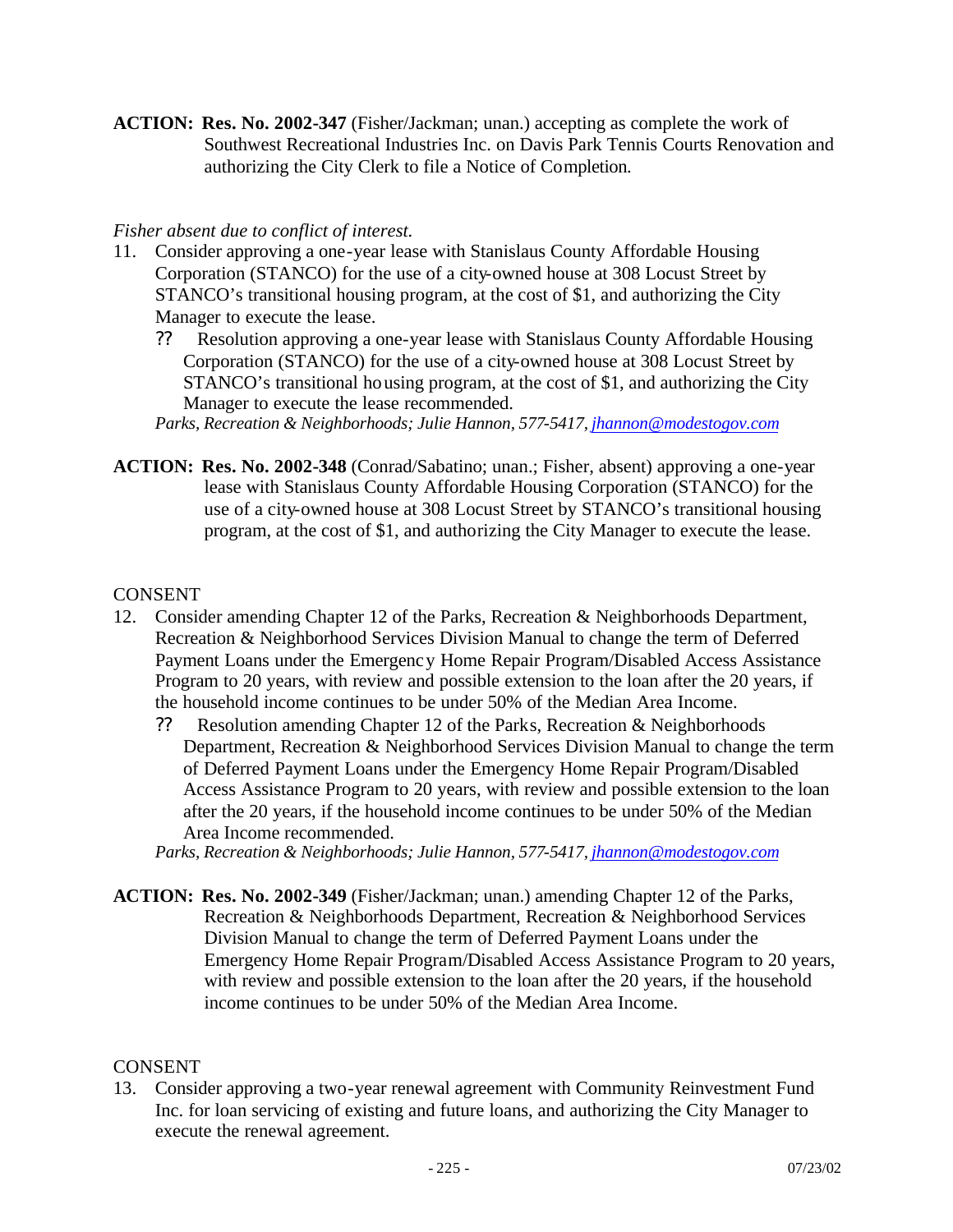**ACTION: Res. No. 2002-347** (Fisher/Jackman; unan.) accepting as complete the work of Southwest Recreational Industries Inc. on Davis Park Tennis Courts Renovation and authorizing the City Clerk to file a Notice of Completion.

*Fisher absent due to conflict of interest.*

11. Consider approving a one-year lease with Stanislaus County Affordable Housing Corporation (STANCO) for the use of a city-owned house at 308 Locust Street by STANCO's transitional housing program, at the cost of $1, and authorizing the City Manager to execute the lease.
    - ?? Resolution approving a one-year lease with Stanislaus County Affordable Housing Corporation (STANCO) for the use of a city-owned house at 308 Locust Street by STANCO's transitional housing program, at the cost of $1, and authorizing the City Manager to execute the lease recommended.

    *Parks, Recreation & Neighborhoods; Julie Hannon, 577-5417, jhannon@modestogov.com*

**ACTION: Res. No. 2002-348** (Conrad/Sabatino; unan.; Fisher, absent) approving a one-year lease with Stanislaus County Affordable Housing Corporation (STANCO) for the use of a city-owned house at 308 Locust Street by STANCO's transitional housing program, at the cost of $1, and authorizing the City Manager to execute the lease.

CONSENT

12. Consider amending Chapter 12 of the Parks, Recreation & Neighborhoods Department, Recreation & Neighborhood Services Division Manual to change the term of Deferred Payment Loans under the Emergency Home Repair Program/Disabled Access Assistance Program to 20 years, with review and possible extension to the loan after the 20 years, if the household income continues to be under 50% of the Median Area Income.
    - ?? Resolution amending Chapter 12 of the Parks, Recreation & Neighborhoods Department, Recreation & Neighborhood Services Division Manual to change the term of Deferred Payment Loans under the Emergency Home Repair Program/Disabled Access Assistance Program to 20 years, with review and possible extension to the loan after the 20 years, if the household income continues to be under 50% of the Median Area Income recommended.

    *Parks, Recreation & Neighborhoods; Julie Hannon, 577-5417, jhannon@modestogov.com*

**ACTION: Res. No. 2002-349** (Fisher/Jackman; unan.) amending Chapter 12 of the Parks, Recreation & Neighborhoods Department, Recreation & Neighborhood Services Division Manual to change the term of Deferred Payment Loans under the Emergency Home Repair Program/Disabled Access Assistance Program to 20 years, with review and possible extension to the loan after the 20 years, if the household income continues to be under 50% of the Median Area Income.

CONSENT

13. Consider approving a two-year renewal agreement with Community Reinvestment Fund Inc. for loan servicing of existing and future loans, and authorizing the City Manager to execute the renewal agreement.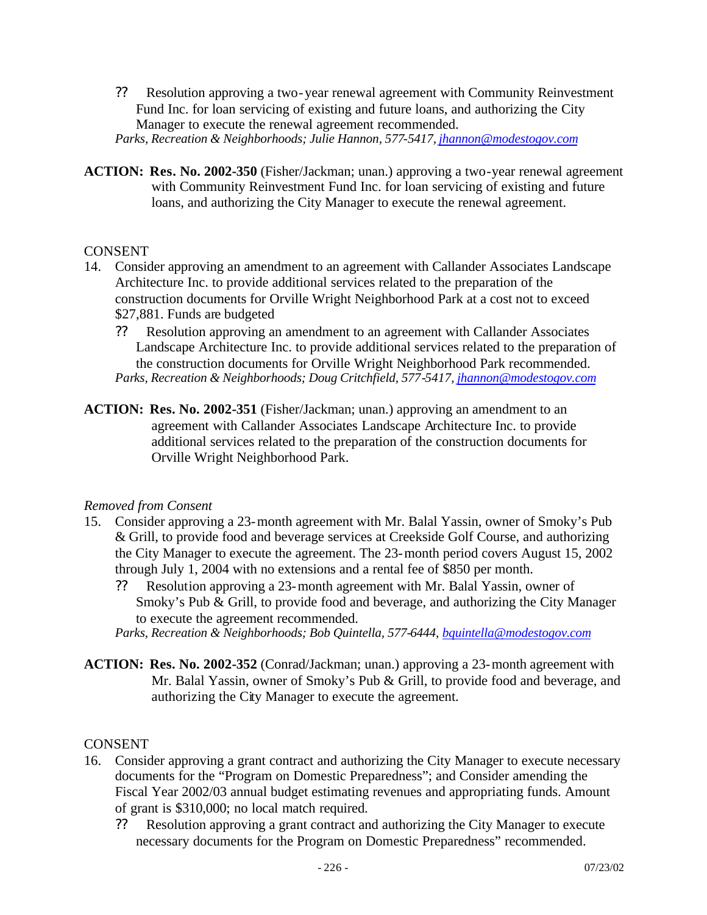?? Resolution approving a two-year renewal agreement with Community Reinvestment Fund Inc. for loan servicing of existing and future loans, and authorizing the City Manager to execute the renewal agreement recommended.

*Parks, Recreation & Neighborhoods; Julie Hannon, 577-5417, jhannon@modestogov.com*

**ACTION: Res. No. 2002-350** (Fisher/Jackman; unan.) approving a two-year renewal agreement with Community Reinvestment Fund Inc. for loan servicing of existing and future loans, and authorizing the City Manager to execute the renewal agreement.

CONSENT

14. Consider approving an amendment to an agreement with Callander Associates Landscape Architecture Inc. to provide additional services related to the preparation of the construction documents for Orville Wright Neighborhood Park at a cost not to exceed $27,881. Funds are budgeted

    ?? Resolution approving an amendment to an agreement with Callander Associates Landscape Architecture Inc. to provide additional services related to the preparation of the construction documents for Orville Wright Neighborhood Park recommended.

    *Parks, Recreation & Neighborhoods; Doug Critchfield, 577-5417, jhannon@modestogov.com*

**ACTION: Res. No. 2002-351** (Fisher/Jackman; unan.) approving an amendment to an agreement with Callander Associates Landscape Architecture Inc. to provide additional services related to the preparation of the construction documents for Orville Wright Neighborhood Park.

*Removed from Consent*

15. Consider approving a 23-month agreement with Mr. Balal Yassin, owner of Smoky's Pub & Grill, to provide food and beverage services at Creekside Golf Course, and authorizing the City Manager to execute the agreement. The 23-month period covers August 15, 2002 through July 1, 2004 with no extensions and a rental fee of $850 per month.

    ?? Resolution approving a 23-month agreement with Mr. Balal Yassin, owner of Smoky's Pub & Grill, to provide food and beverage, and authorizing the City Manager to execute the agreement recommended.

    *Parks, Recreation & Neighborhoods; Bob Quintella, 577-6444, bquintella@modestogov.com*

**ACTION: Res. No. 2002-352** (Conrad/Jackman; unan.) approving a 23-month agreement with Mr. Balal Yassin, owner of Smoky's Pub & Grill, to provide food and beverage, and authorizing the City Manager to execute the agreement.

CONSENT

16. Consider approving a grant contract and authorizing the City Manager to execute necessary documents for the "Program on Domestic Preparedness"; and Consider amending the Fiscal Year 2002/03 annual budget estimating revenues and appropriating funds. Amount of grant is $310,000; no local match required.

    ?? Resolution approving a grant contract and authorizing the City Manager to execute necessary documents for the Program on Domestic Preparedness" recommended.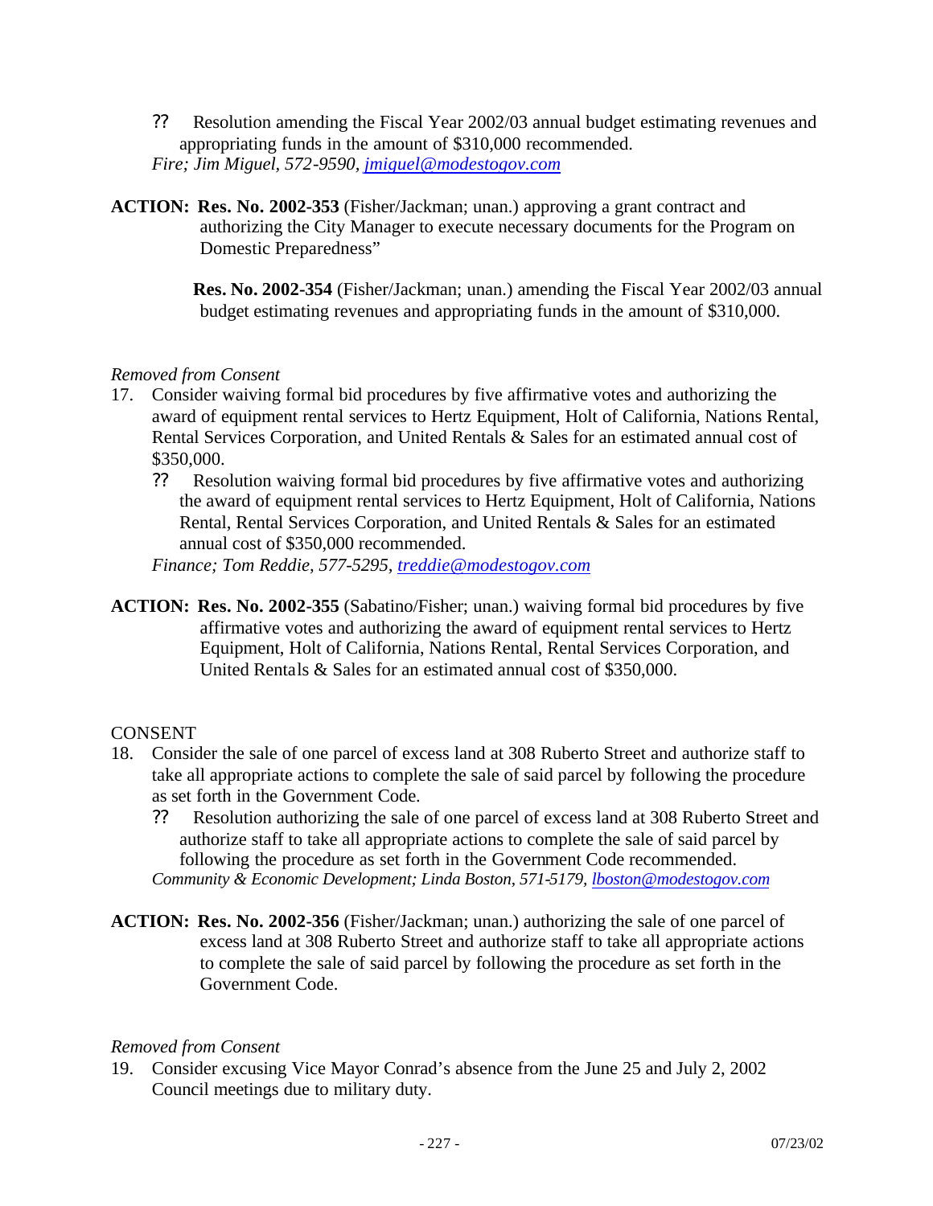?? Resolution amending the Fiscal Year 2002/03 annual budget estimating revenues and appropriating funds in the amount of $310,000 recommended.

*Fire; Jim Miguel, 572-9590, jmiguel@modestogov.com*

**ACTION:** **Res. No. 2002-353** (Fisher/Jackman; unan.) approving a grant contract and authorizing the City Manager to execute necessary documents for the Program on Domestic Preparedness"

**Res. No. 2002-354** (Fisher/Jackman; unan.) amending the Fiscal Year 2002/03 annual budget estimating revenues and appropriating funds in the amount of $310,000.

*Removed from Consent*

17. Consider waiving formal bid procedures by five affirmative votes and authorizing the award of equipment rental services to Hertz Equipment, Holt of California, Nations Rental, Rental Services Corporation, and United Rentals & Sales for an estimated annual cost of $350,000.

    ?? Resolution waiving formal bid procedures by five affirmative votes and authorizing the award of equipment rental services to Hertz Equipment, Holt of California, Nations Rental, Rental Services Corporation, and United Rentals & Sales for an estimated annual cost of $350,000 recommended.

    *Finance; Tom Reddie, 577-5295, treddie@modestogov.com*

**ACTION:** **Res. No. 2002-355** (Sabatino/Fisher; unan.) waiving formal bid procedures by five affirmative votes and authorizing the award of equipment rental services to Hertz Equipment, Holt of California, Nations Rental, Rental Services Corporation, and United Rentals & Sales for an estimated annual cost of $350,000.

CONSENT

18. Consider the sale of one parcel of excess land at 308 Ruberto Street and authorize staff to take all appropriate actions to complete the sale of said parcel by following the procedure as set forth in the Government Code.

    ?? Resolution authorizing the sale of one parcel of excess land at 308 Ruberto Street and authorize staff to take all appropriate actions to complete the sale of said parcel by following the procedure as set forth in the Government Code recommended.

    *Community & Economic Development; Linda Boston, 571-5179, lboston@modestogov.com*

**ACTION:** **Res. No. 2002-356** (Fisher/Jackman; unan.) authorizing the sale of one parcel of excess land at 308 Ruberto Street and authorize staff to take all appropriate actions to complete the sale of said parcel by following the procedure as set forth in the Government Code.

*Removed from Consent*

19. Consider excusing Vice Mayor Conrad's absence from the June 25 and July 2, 2002 Council meetings due to military duty.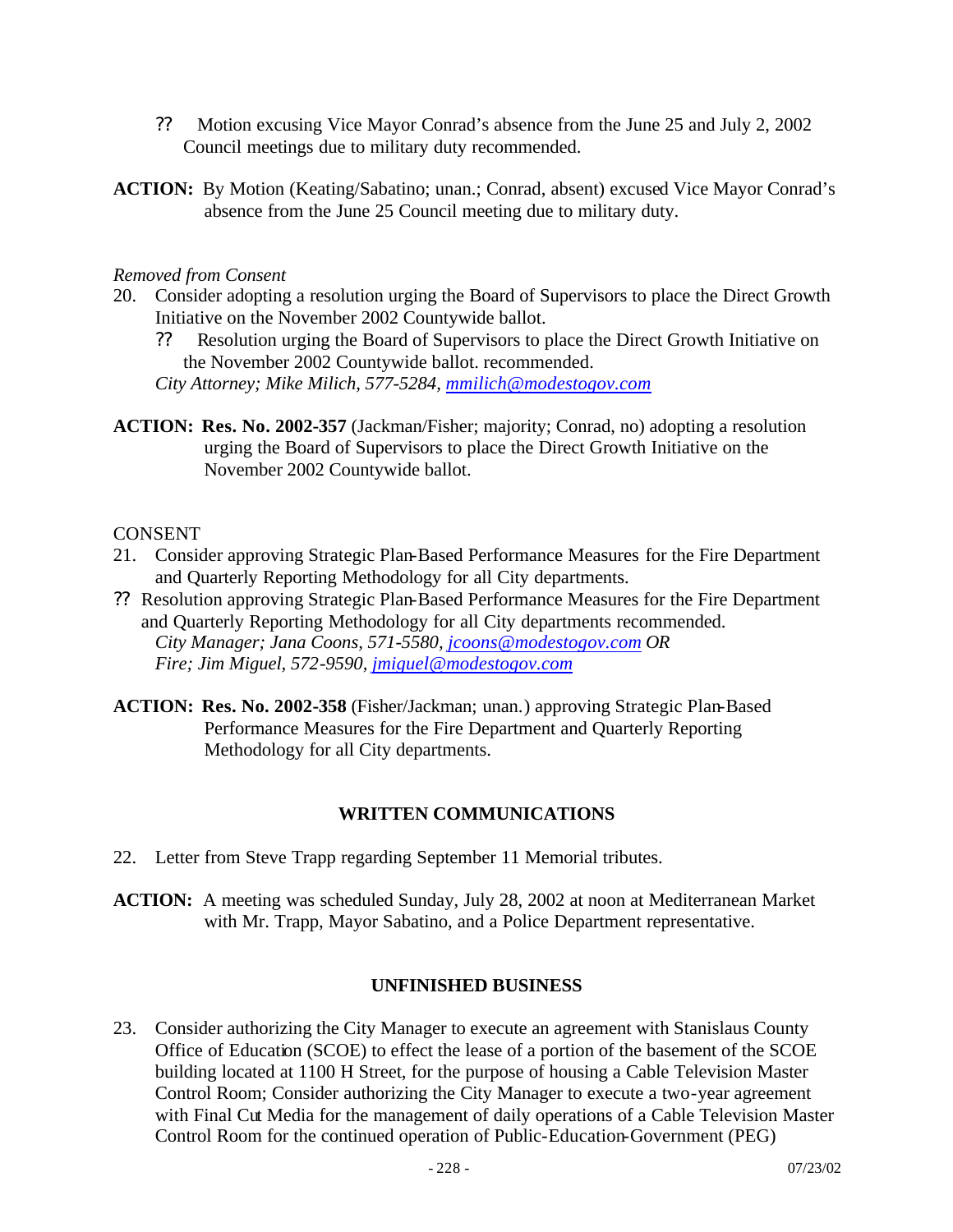?? Motion excusing Vice Mayor Conrad's absence from the June 25 and July 2, 2002 Council meetings due to military duty recommended.

**ACTION:** By Motion (Keating/Sabatino; unan.; Conrad, absent) excused Vice Mayor Conrad's absence from the June 25 Council meeting due to military duty.

*Removed from Consent*

20. Consider adopting a resolution urging the Board of Supervisors to place the Direct Growth Initiative on the November 2002 Countywide ballot.
    ?? Resolution urging the Board of Supervisors to place the Direct Growth Initiative on the November 2002 Countywide ballot. recommended.
    *City Attorney; Mike Milich, 577-5284, mmilich@modestogov.com*

**ACTION: Res. No. 2002-357** (Jackman/Fisher; majority; Conrad, no) adopting a resolution urging the Board of Supervisors to place the Direct Growth Initiative on the November 2002 Countywide ballot.

CONSENT

21. Consider approving Strategic Plan-Based Performance Measures for the Fire Department and Quarterly Reporting Methodology for all City departments.
?? Resolution approving Strategic Plan-Based Performance Measures for the Fire Department and Quarterly Reporting Methodology for all City departments recommended.
    *City Manager; Jana Coons, 571-5580, jcoons@modestogov.com OR*
    *Fire; Jim Miguel, 572-9590, jmiguel@modestogov.com*

**ACTION: Res. No. 2002-358** (Fisher/Jackman; unan.) approving Strategic Plan-Based Performance Measures for the Fire Department and Quarterly Reporting Methodology for all City departments.

## WRITTEN COMMUNICATIONS

22. Letter from Steve Trapp regarding September 11 Memorial tributes.

**ACTION:** A meeting was scheduled Sunday, July 28, 2002 at noon at Mediterranean Market with Mr. Trapp, Mayor Sabatino, and a Police Department representative.

## UNFINISHED BUSINESS

23. Consider authorizing the City Manager to execute an agreement with Stanislaus County Office of Education (SCOE) to effect the lease of a portion of the basement of the SCOE building located at 1100 H Street, for the purpose of housing a Cable Television Master Control Room; Consider authorizing the City Manager to execute a two-year agreement with Final Cut Media for the management of daily operations of a Cable Television Master Control Room for the continued operation of Public-Education-Government (PEG)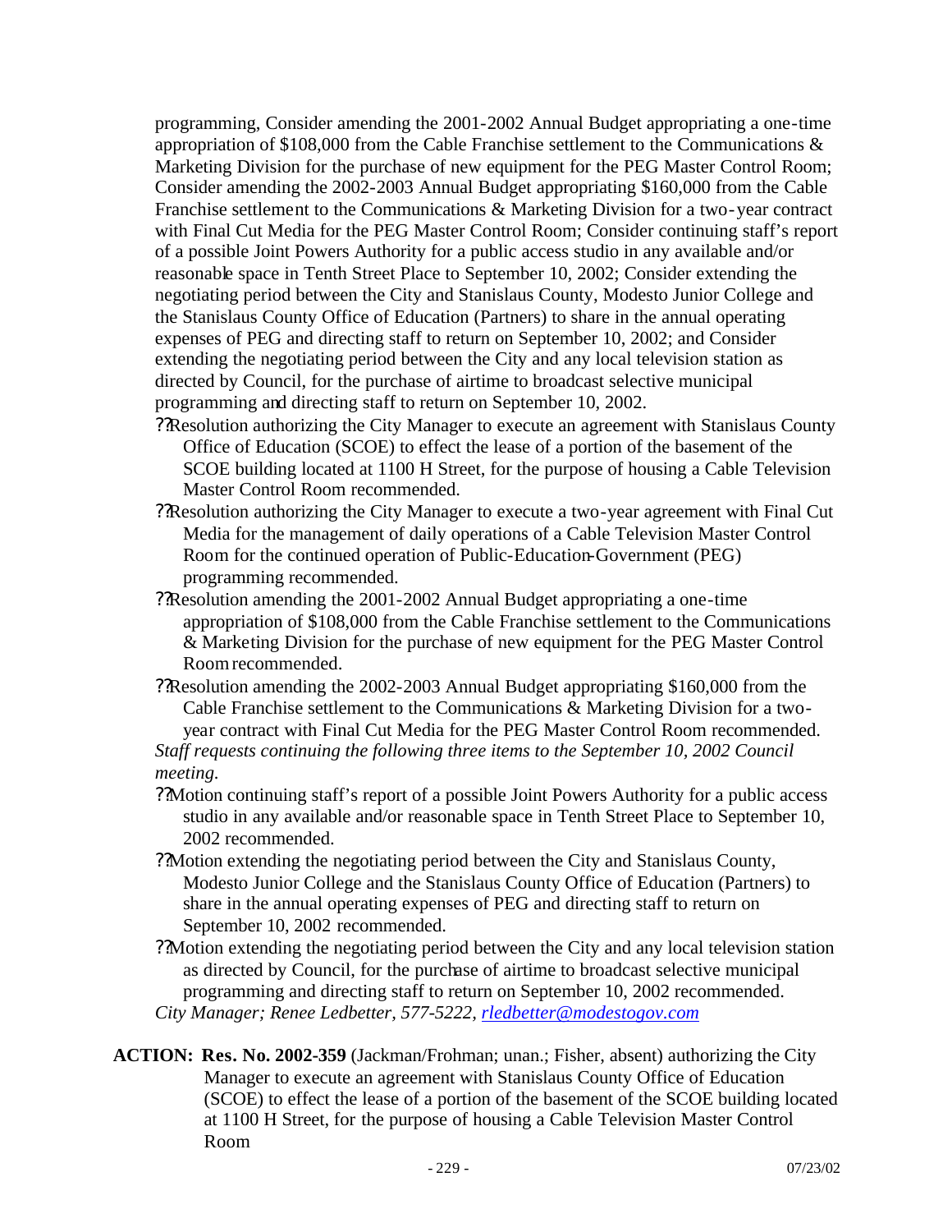programming, Consider amending the 2001-2002 Annual Budget appropriating a one-time appropriation of $108,000 from the Cable Franchise settlement to the Communications & Marketing Division for the purchase of new equipment for the PEG Master Control Room; Consider amending the 2002-2003 Annual Budget appropriating $160,000 from the Cable Franchise settlement to the Communications & Marketing Division for a two-year contract with Final Cut Media for the PEG Master Control Room; Consider continuing staff's report of a possible Joint Powers Authority for a public access studio in any available and/or reasonable space in Tenth Street Place to September 10, 2002; Consider extending the negotiating period between the City and Stanislaus County, Modesto Junior College and the Stanislaus County Office of Education (Partners) to share in the annual operating expenses of PEG and directing staff to return on September 10, 2002; and Consider extending the negotiating period between the City and any local television station as directed by Council, for the purchase of airtime to broadcast selective municipal programming and directing staff to return on September 10, 2002.

- Resolution authorizing the City Manager to execute an agreement with Stanislaus County Office of Education (SCOE) to effect the lease of a portion of the basement of the SCOE building located at 1100 H Street, for the purpose of housing a Cable Television Master Control Room recommended.
- Resolution authorizing the City Manager to execute a two-year agreement with Final Cut Media for the management of daily operations of a Cable Television Master Control Room for the continued operation of Public-Education-Government (PEG) programming recommended.
- Resolution amending the 2001-2002 Annual Budget appropriating a one-time appropriation of $108,000 from the Cable Franchise settlement to the Communications & Marketing Division for the purchase of new equipment for the PEG Master Control Room recommended.
- Resolution amending the 2002-2003 Annual Budget appropriating $160,000 from the Cable Franchise settlement to the Communications & Marketing Division for a two-year contract with Final Cut Media for the PEG Master Control Room recommended.

*Staff requests continuing the following three items to the September 10, 2002 Council meeting.*

- Motion continuing staff's report of a possible Joint Powers Authority for a public access studio in any available and/or reasonable space in Tenth Street Place to September 10, 2002 recommended.
- Motion extending the negotiating period between the City and Stanislaus County, Modesto Junior College and the Stanislaus County Office of Education (Partners) to share in the annual operating expenses of PEG and directing staff to return on September 10, 2002 recommended.
- Motion extending the negotiating period between the City and any local television station as directed by Council, for the purchase of airtime to broadcast selective municipal programming and directing staff to return on September 10, 2002 recommended.

*City Manager; Renee Ledbetter, 577-5222, rledbetter@modestogov.com*

**ACTION: Res. No. 2002-359** (Jackman/Frohman; unan.; Fisher, absent) authorizing the City Manager to execute an agreement with Stanislaus County Office of Education (SCOE) to effect the lease of a portion of the basement of the SCOE building located at 1100 H Street, for the purpose of housing a Cable Television Master Control Room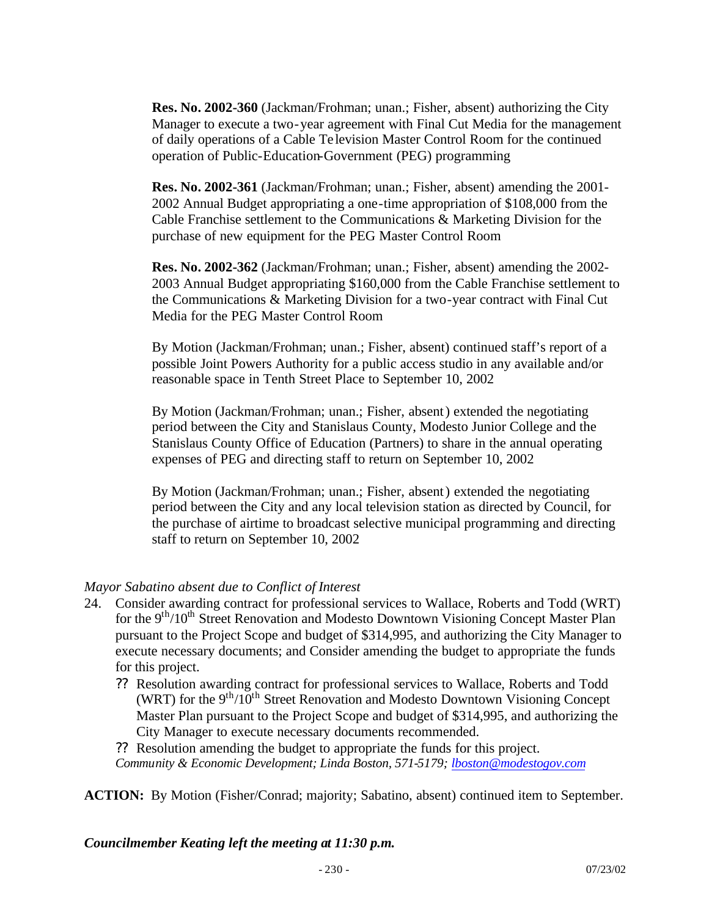**Res. No. 2002-360** (Jackman/Frohman; unan.; Fisher, absent) authorizing the City Manager to execute a two-year agreement with Final Cut Media for the management of daily operations of a Cable Television Master Control Room for the continued operation of Public-Education-Government (PEG) programming

**Res. No. 2002-361** (Jackman/Frohman; unan.; Fisher, absent) amending the 2001-2002 Annual Budget appropriating a one-time appropriation of $108,000 from the Cable Franchise settlement to the Communications & Marketing Division for the purchase of new equipment for the PEG Master Control Room

**Res. No. 2002-362** (Jackman/Frohman; unan.; Fisher, absent) amending the 2002-2003 Annual Budget appropriating $160,000 from the Cable Franchise settlement to the Communications & Marketing Division for a two-year contract with Final Cut Media for the PEG Master Control Room

By Motion (Jackman/Frohman; unan.; Fisher, absent) continued staff's report of a possible Joint Powers Authority for a public access studio in any available and/or reasonable space in Tenth Street Place to September 10, 2002

By Motion (Jackman/Frohman; unan.; Fisher, absent) extended the negotiating period between the City and Stanislaus County, Modesto Junior College and the Stanislaus County Office of Education (Partners) to share in the annual operating expenses of PEG and directing staff to return on September 10, 2002

By Motion (Jackman/Frohman; unan.; Fisher, absent) extended the negotiating period between the City and any local television station as directed by Council, for the purchase of airtime to broadcast selective municipal programming and directing staff to return on September 10, 2002

*Mayor Sabatino absent due to Conflict of Interest*

24. Consider awarding contract for professional services to Wallace, Roberts and Todd (WRT) for the 9th/10th Street Renovation and Modesto Downtown Visioning Concept Master Plan pursuant to the Project Scope and budget of $314,995, and authorizing the City Manager to execute necessary documents; and Consider amending the budget to appropriate the funds for this project.
    - Resolution awarding contract for professional services to Wallace, Roberts and Todd (WRT) for the 9th/10th Street Renovation and Modesto Downtown Visioning Concept Master Plan pursuant to the Project Scope and budget of $314,995, and authorizing the City Manager to execute necessary documents recommended.
    - Resolution amending the budget to appropriate the funds for this project.

    *Community & Economic Development; Linda Boston, 571-5179; lboston@modestogov.com*

**ACTION:** By Motion (Fisher/Conrad; majority; Sabatino, absent) continued item to September.

***Councilmember Keating left the meeting at 11:30 p.m.***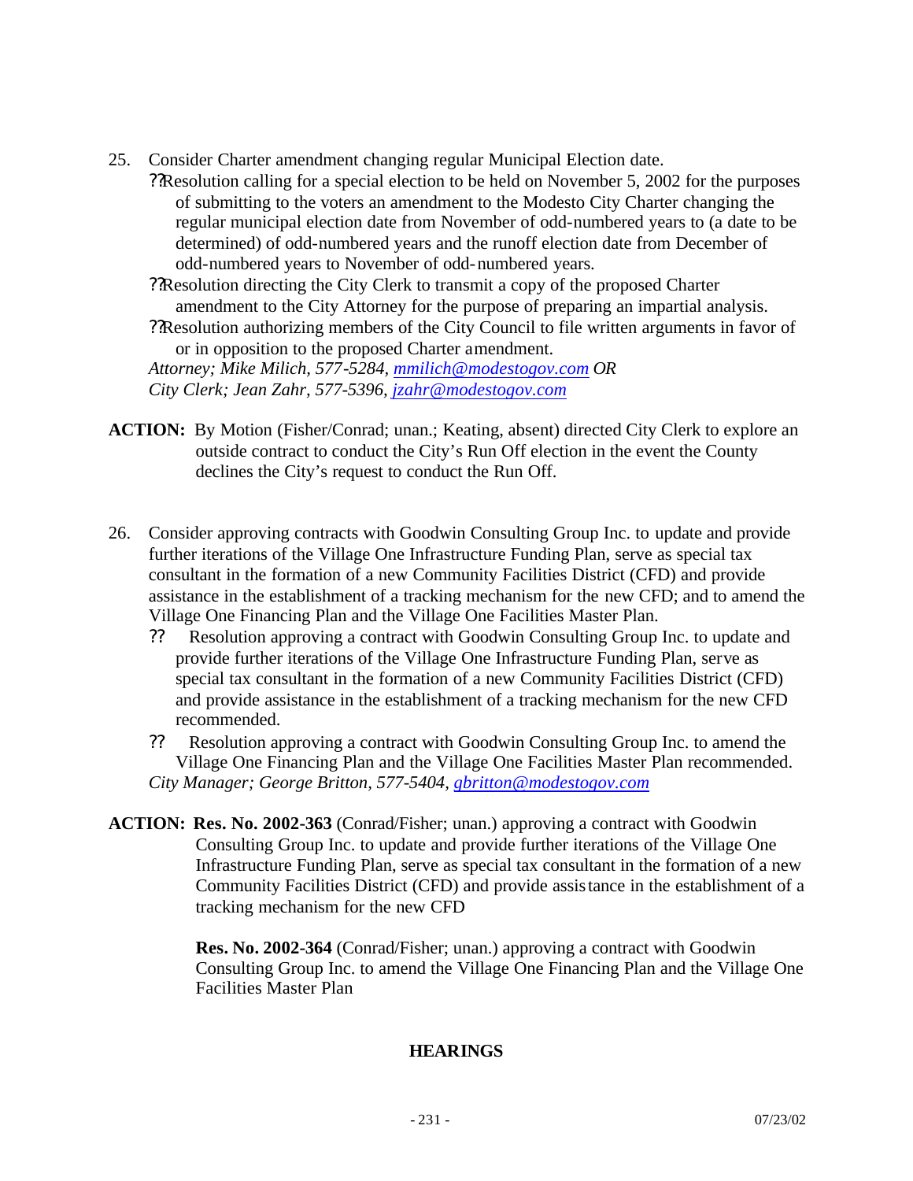25. Consider Charter amendment changing regular Municipal Election date.
    - Resolution calling for a special election to be held on November 5, 2002 for the purposes of submitting to the voters an amendment to the Modesto City Charter changing the regular municipal election date from November of odd-numbered years to (a date to be determined) of odd-numbered years and the runoff election date from December of odd-numbered years to November of odd-numbered years.
    - Resolution directing the City Clerk to transmit a copy of the proposed Charter amendment to the City Attorney for the purpose of preparing an impartial analysis.
    - Resolution authorizing members of the City Council to file written arguments in favor of or in opposition to the proposed Charter amendment.

    *Attorney; Mike Milich, 577-5284, mmilich@modestogov.com OR*
    *City Clerk; Jean Zahr, 577-5396, jzahr@modestogov.com*

**ACTION:** By Motion (Fisher/Conrad; unan.; Keating, absent) directed City Clerk to explore an outside contract to conduct the City's Run Off election in the event the County declines the City's request to conduct the Run Off.

26. Consider approving contracts with Goodwin Consulting Group Inc. to update and provide further iterations of the Village One Infrastructure Funding Plan, serve as special tax consultant in the formation of a new Community Facilities District (CFD) and provide assistance in the establishment of a tracking mechanism for the new CFD; and to amend the Village One Financing Plan and the Village One Facilities Master Plan.
    - Resolution approving a contract with Goodwin Consulting Group Inc. to update and provide further iterations of the Village One Infrastructure Funding Plan, serve as special tax consultant in the formation of a new Community Facilities District (CFD) and provide assistance in the establishment of a tracking mechanism for the new CFD recommended.
    - Resolution approving a contract with Goodwin Consulting Group Inc. to amend the Village One Financing Plan and the Village One Facilities Master Plan recommended.

    *City Manager; George Britton, 577-5404, gbritton@modestogov.com*

**ACTION:** **Res. No. 2002-363** (Conrad/Fisher; unan.) approving a contract with Goodwin Consulting Group Inc. to update and provide further iterations of the Village One Infrastructure Funding Plan, serve as special tax consultant in the formation of a new Community Facilities District (CFD) and provide assistance in the establishment of a tracking mechanism for the new CFD

**Res. No. 2002-364** (Conrad/Fisher; unan.) approving a contract with Goodwin Consulting Group Inc. to amend the Village One Financing Plan and the Village One Facilities Master Plan

## HEARINGS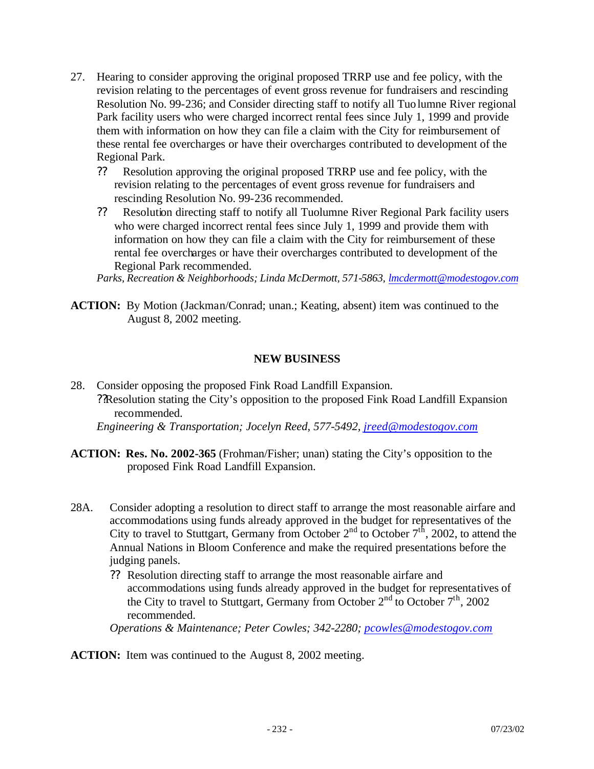27. Hearing to consider approving the original proposed TRRP use and fee policy, with the revision relating to the percentages of event gross revenue for fundraisers and rescinding Resolution No. 99-236; and Consider directing staff to notify all Tuolumne River regional Park facility users who were charged incorrect rental fees since July 1, 1999 and provide them with information on how they can file a claim with the City for reimbursement of these rental fee overcharges or have their overcharges contributed to development of the Regional Park.
    - ?? Resolution approving the original proposed TRRP use and fee policy, with the revision relating to the percentages of event gross revenue for fundraisers and rescinding Resolution No. 99-236 recommended.
    - ?? Resolution directing staff to notify all Tuolumne River Regional Park facility users who were charged incorrect rental fees since July 1, 1999 and provide them with information on how they can file a claim with the City for reimbursement of these rental fee overcharges or have their overcharges contributed to development of the Regional Park recommended.

    *Parks, Recreation & Neighborhoods; Linda McDermott, 571-5863, lmcdermott@modestogov.com*

**ACTION:** By Motion (Jackman/Conrad; unan.; Keating, absent) item was continued to the August 8, 2002 meeting.

## NEW BUSINESS

28. Consider opposing the proposed Fink Road Landfill Expansion.
    - ??Resolution stating the City's opposition to the proposed Fink Road Landfill Expansion recommended.

    *Engineering & Transportation; Jocelyn Reed, 577-5492, jreed@modestogov.com*

**ACTION: Res. No. 2002-365** (Frohman/Fisher; unan) stating the City's opposition to the proposed Fink Road Landfill Expansion.

28A. Consider adopting a resolution to direct staff to arrange the most reasonable airfare and accommodations using funds already approved in the budget for representatives of the City to travel to Stuttgart, Germany from October 2nd to October 7th, 2002, to attend the Annual Nations in Bloom Conference and make the required presentations before the judging panels.
    - ?? Resolution directing staff to arrange the most reasonable airfare and accommodations using funds already approved in the budget for representatives of the City to travel to Stuttgart, Germany from October 2nd to October 7th, 2002 recommended.

    *Operations & Maintenance; Peter Cowles; 342-2280; pcowles@modestogov.com*

**ACTION:** Item was continued to the August 8, 2002 meeting.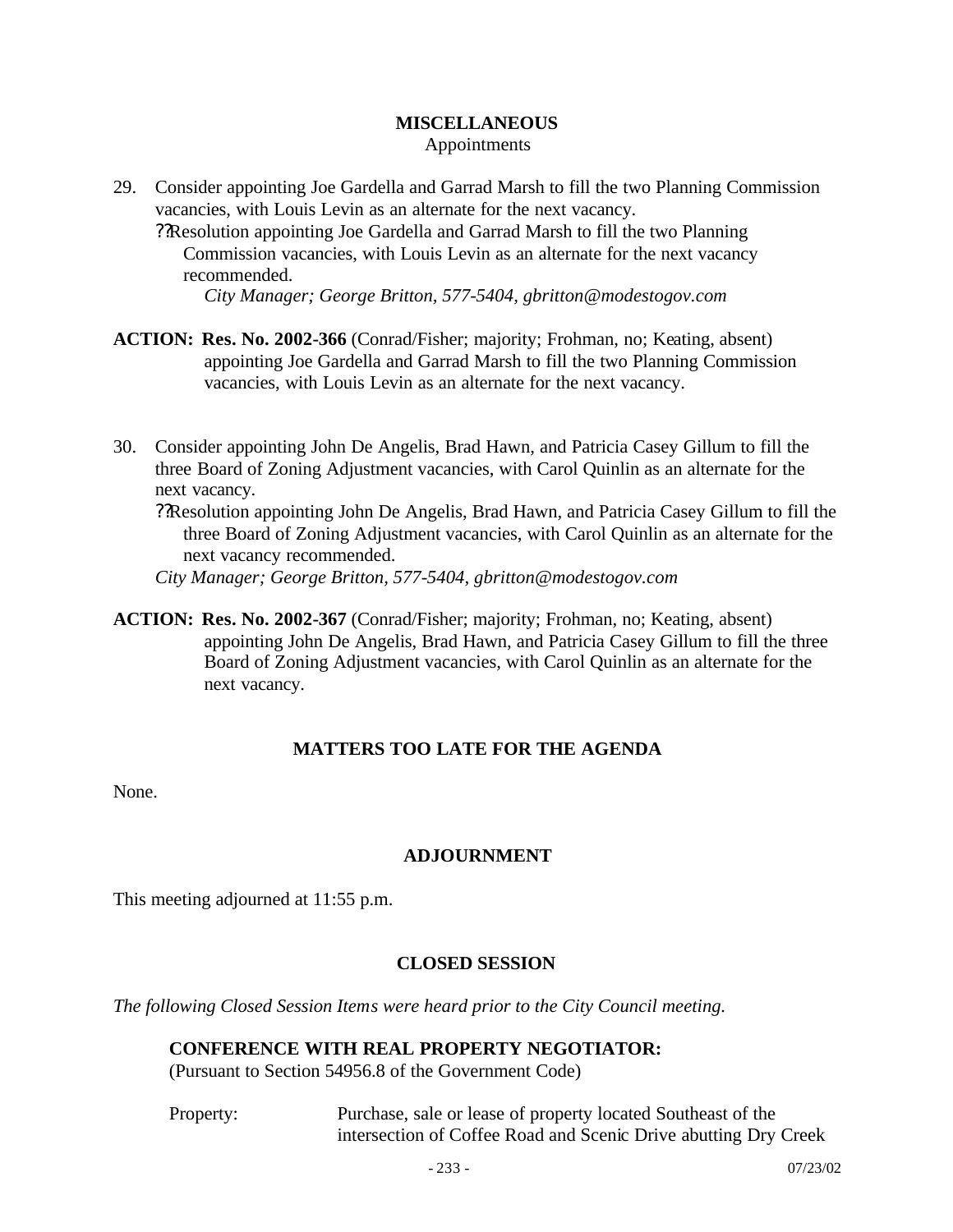## MISCELLANEOUS

Appointments

29. Consider appointing Joe Gardella and Garrad Marsh to fill the two Planning Commission vacancies, with Louis Levin as an alternate for the next vacancy.
    - ??Resolution appointing Joe Gardella and Garrad Marsh to fill the two Planning Commission vacancies, with Louis Levin as an alternate for the next vacancy recommended.

      *City Manager; George Britton, 577-5404, gbritton@modestogov.com*

**ACTION: Res. No. 2002-366** (Conrad/Fisher; majority; Frohman, no; Keating, absent) appointing Joe Gardella and Garrad Marsh to fill the two Planning Commission vacancies, with Louis Levin as an alternate for the next vacancy.

30. Consider appointing John De Angelis, Brad Hawn, and Patricia Casey Gillum to fill the three Board of Zoning Adjustment vacancies, with Carol Quinlin as an alternate for the next vacancy.
    - ??Resolution appointing John De Angelis, Brad Hawn, and Patricia Casey Gillum to fill the three Board of Zoning Adjustment vacancies, with Carol Quinlin as an alternate for the next vacancy recommended.

    *City Manager; George Britton, 577-5404, gbritton@modestogov.com*

**ACTION: Res. No. 2002-367** (Conrad/Fisher; majority; Frohman, no; Keating, absent) appointing John De Angelis, Brad Hawn, and Patricia Casey Gillum to fill the three Board of Zoning Adjustment vacancies, with Carol Quinlin as an alternate for the next vacancy.

## MATTERS TOO LATE FOR THE AGENDA

None.

## ADJOURNMENT

This meeting adjourned at 11:55 p.m.

## CLOSED SESSION

*The following Closed Session Items were heard prior to the City Council meeting.*

**CONFERENCE WITH REAL PROPERTY NEGOTIATOR:**
(Pursuant to Section 54956.8 of the Government Code)

Property: Purchase, sale or lease of property located Southeast of the intersection of Coffee Road and Scenic Drive abutting Dry Creek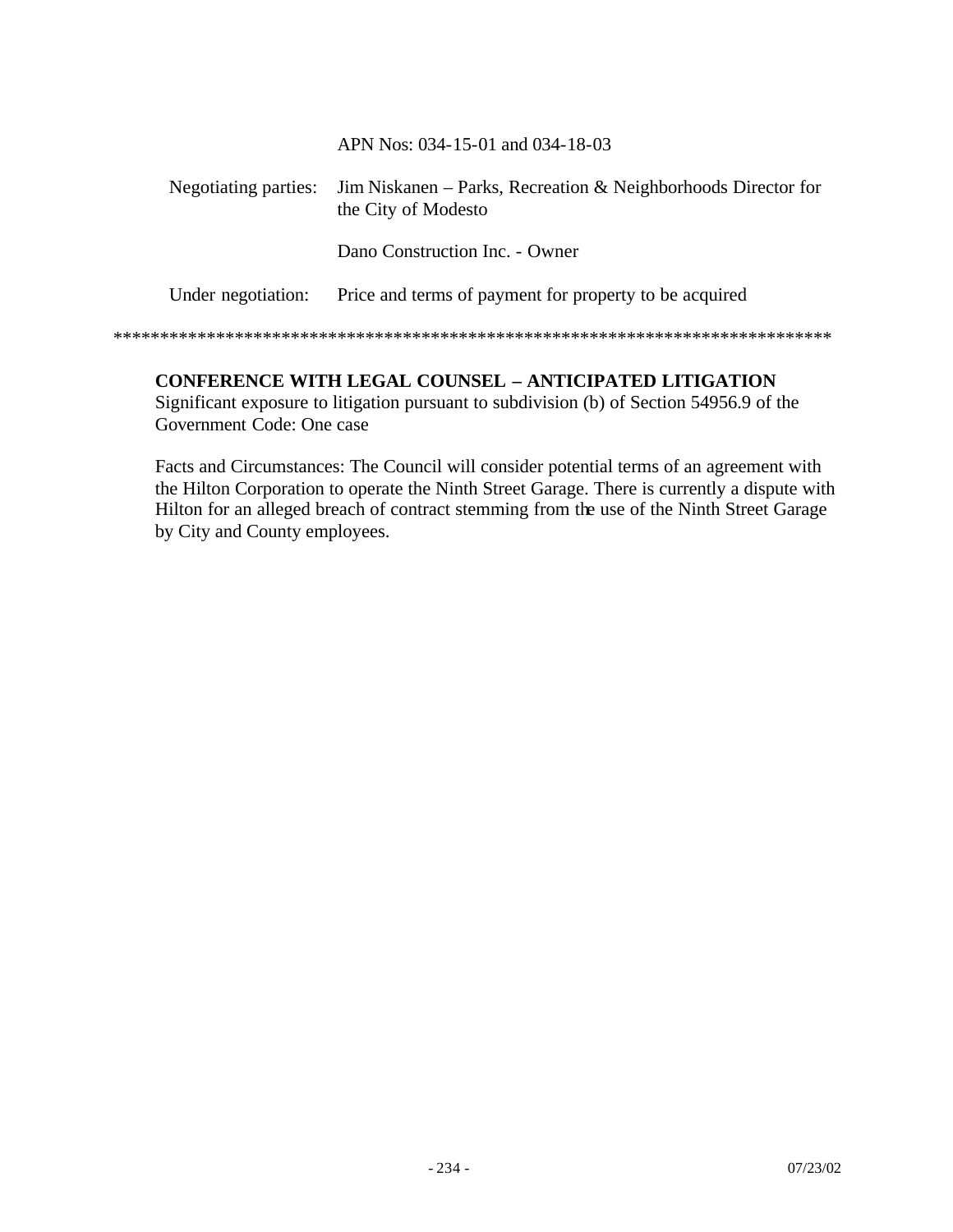APN Nos: 034-15-01 and 034-18-03

| | |
|---|---|
| Negotiating parties: | Jim Niskanen – Parks, Recreation & Neighborhoods Director for the City of Modesto |
| | Dano Construction Inc. - Owner |
| Under negotiation: | Price and terms of payment for property to be acquired |

******************************************************************************

**CONFERENCE WITH LEGAL COUNSEL – ANTICIPATED LITIGATION**
Significant exposure to litigation pursuant to subdivision (b) of Section 54956.9 of the Government Code: One case

Facts and Circumstances: The Council will consider potential terms of an agreement with the Hilton Corporation to operate the Ninth Street Garage. There is currently a dispute with Hilton for an alleged breach of contract stemming from the use of the Ninth Street Garage by City and County employees.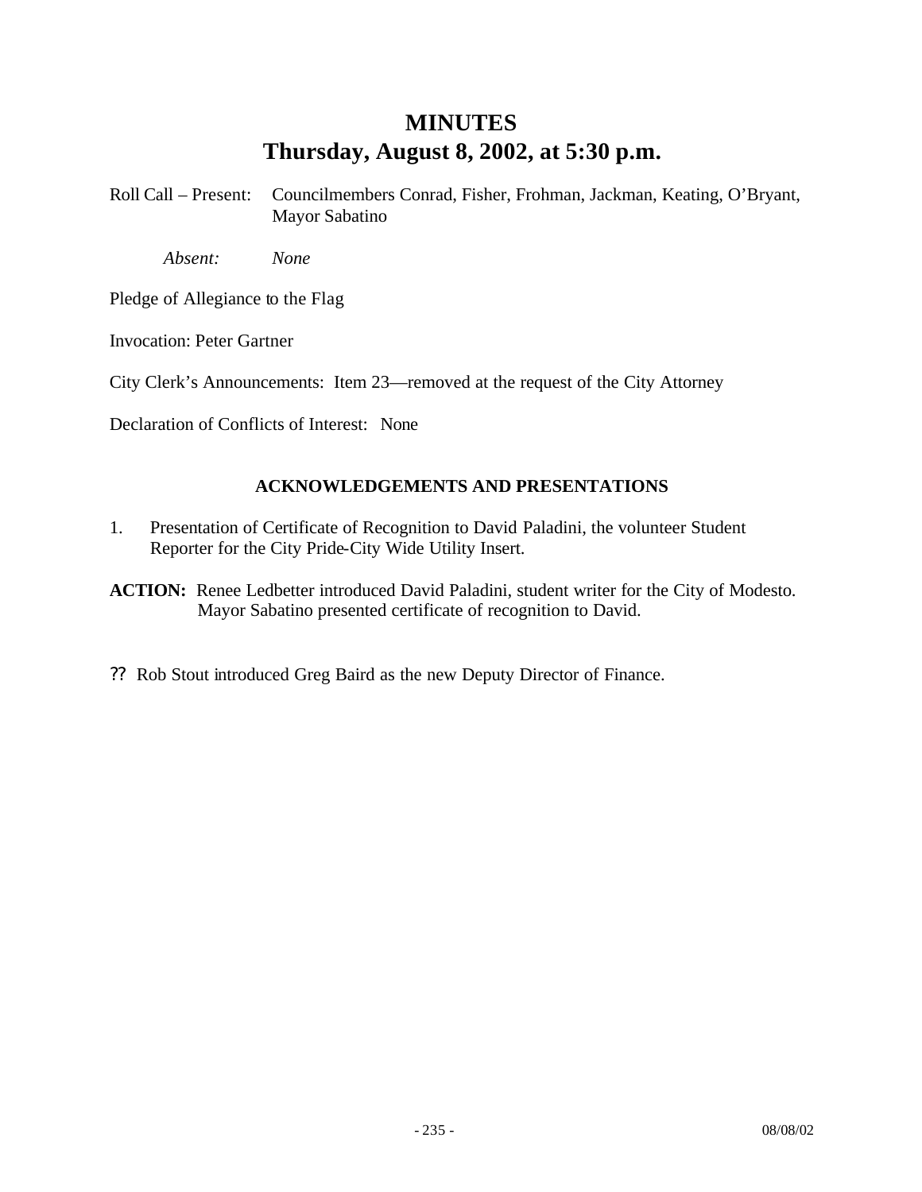# MINUTES
# Thursday, August 8, 2002, at 5:30 p.m.

Roll Call – Present: Councilmembers Conrad, Fisher, Frohman, Jackman, Keating, O'Bryant, Mayor Sabatino

*Absent: None*

Pledge of Allegiance to the Flag

Invocation: Peter Gartner

City Clerk's Announcements: Item 23—removed at the request of the City Attorney

Declaration of Conflicts of Interest: None

### ACKNOWLEDGEMENTS AND PRESENTATIONS

1. Presentation of Certificate of Recognition to David Paladini, the volunteer Student Reporter for the City Pride-City Wide Utility Insert.

**ACTION:** Renee Ledbetter introduced David Paladini, student writer for the City of Modesto. Mayor Sabatino presented certificate of recognition to David.

?? Rob Stout introduced Greg Baird as the new Deputy Director of Finance.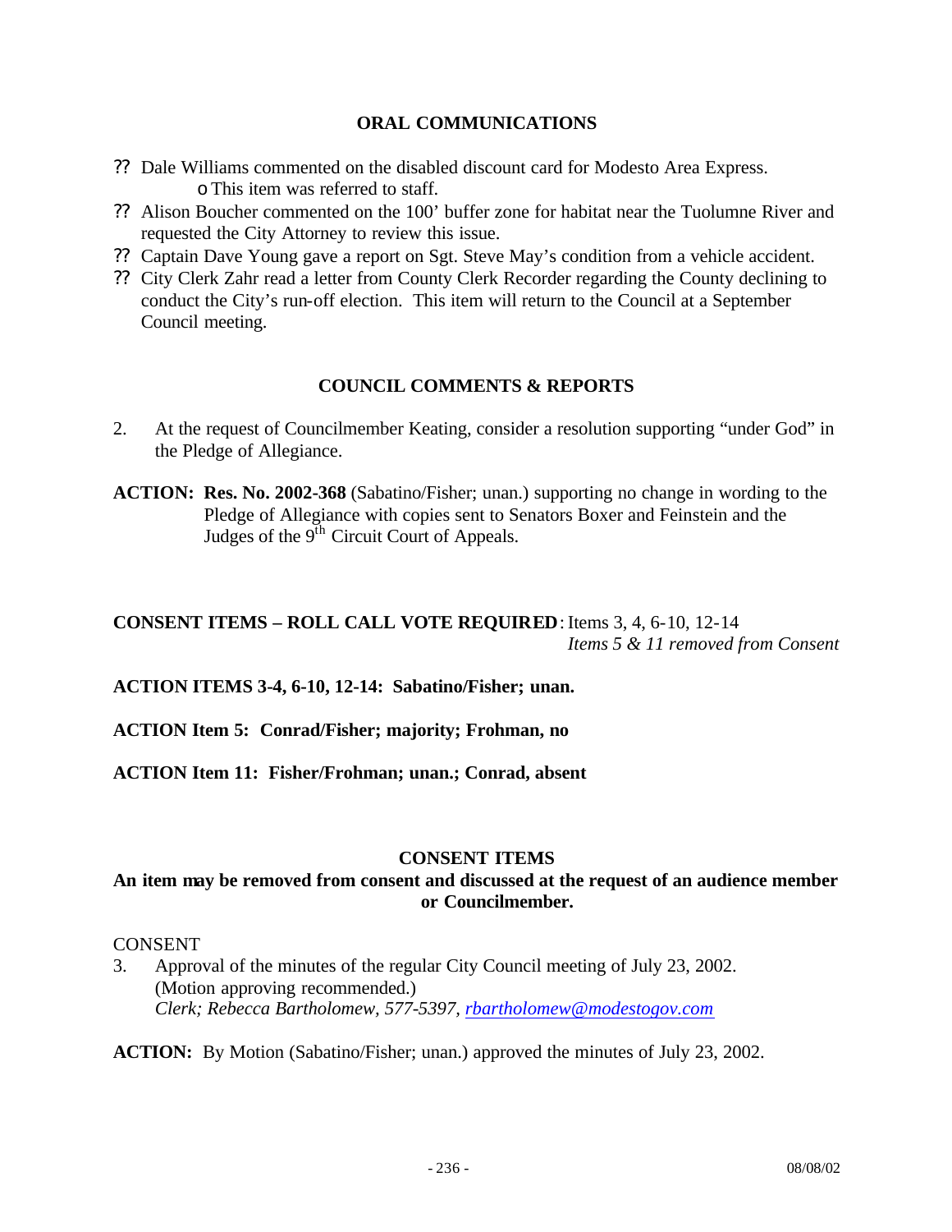## ORAL COMMUNICATIONS

- ?? Dale Williams commented on the disabled discount card for Modesto Area Express.
  - o This item was referred to staff.
- ?? Alison Boucher commented on the 100' buffer zone for habitat near the Tuolumne River and requested the City Attorney to review this issue.
- ?? Captain Dave Young gave a report on Sgt. Steve May's condition from a vehicle accident.
- ?? City Clerk Zahr read a letter from County Clerk Recorder regarding the County declining to conduct the City's run-off election. This item will return to the Council at a September Council meeting.

## COUNCIL COMMENTS & REPORTS

2. At the request of Councilmember Keating, consider a resolution supporting "under God" in the Pledge of Allegiance.

**ACTION:** **Res. No. 2002-368** (Sabatino/Fisher; unan.) supporting no change in wording to the Pledge of Allegiance with copies sent to Senators Boxer and Feinstein and the Judges of the 9th Circuit Court of Appeals.

**CONSENT ITEMS – ROLL CALL VOTE REQUIRED**: Items 3, 4, 6-10, 12-14
*Items 5 & 11 removed from Consent*

**ACTION ITEMS 3-4, 6-10, 12-14: Sabatino/Fisher; unan.**

**ACTION Item 5: Conrad/Fisher; majority; Frohman, no**

**ACTION Item 11: Fisher/Frohman; unan.; Conrad, absent**

## CONSENT ITEMS

**An item may be removed from consent and discussed at the request of an audience member or Councilmember.**

CONSENT

3. Approval of the minutes of the regular City Council meeting of July 23, 2002. (Motion approving recommended.)
   *Clerk; Rebecca Bartholomew, 577-5397, rbartholomew@modestogov.com*

**ACTION:** By Motion (Sabatino/Fisher; unan.) approved the minutes of July 23, 2002.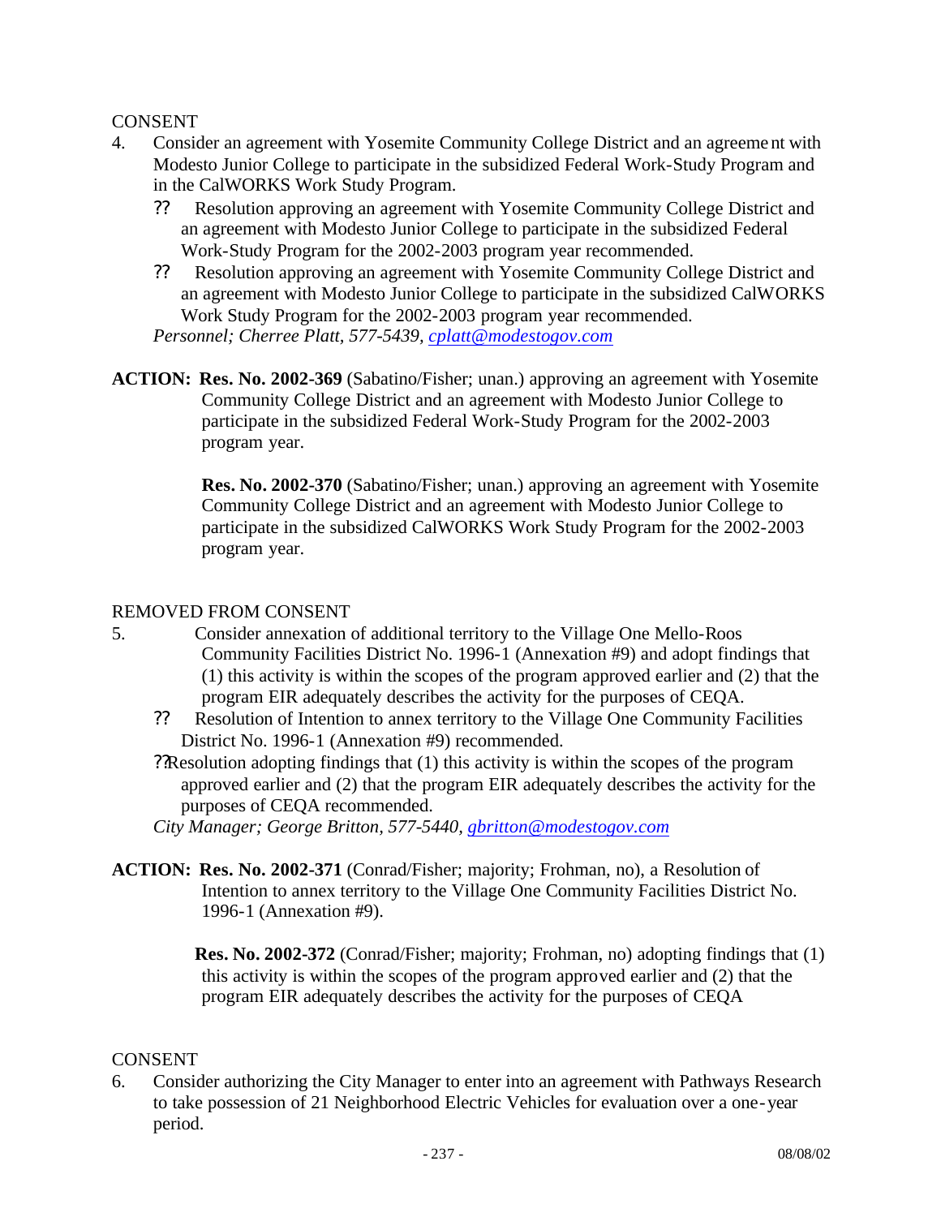CONSENT

4. Consider an agreement with Yosemite Community College District and an agreement with Modesto Junior College to participate in the subsidized Federal Work-Study Program and in the CalWORKS Work Study Program.
   - ?? Resolution approving an agreement with Yosemite Community College District and an agreement with Modesto Junior College to participate in the subsidized Federal Work-Study Program for the 2002-2003 program year recommended.
   - ?? Resolution approving an agreement with Yosemite Community College District and an agreement with Modesto Junior College to participate in the subsidized CalWORKS Work Study Program for the 2002-2003 program year recommended.

   *Personnel; Cherree Platt, 577-5439, [cplatt@modestogov.com](mailto:cplatt@modestogov.com)*

**ACTION:** **Res. No. 2002-369** (Sabatino/Fisher; unan.) approving an agreement with Yosemite Community College District and an agreement with Modesto Junior College to participate in the subsidized Federal Work-Study Program for the 2002-2003 program year.

**Res. No. 2002-370** (Sabatino/Fisher; unan.) approving an agreement with Yosemite Community College District and an agreement with Modesto Junior College to participate in the subsidized CalWORKS Work Study Program for the 2002-2003 program year.

REMOVED FROM CONSENT

5. Consider annexation of additional territory to the Village One Mello-Roos Community Facilities District No. 1996-1 (Annexation #9) and adopt findings that (1) this activity is within the scopes of the program approved earlier and (2) that the program EIR adequately describes the activity for the purposes of CEQA.
   - ?? Resolution of Intention to annex territory to the Village One Community Facilities District No. 1996-1 (Annexation #9) recommended.
   - ?? Resolution adopting findings that (1) this activity is within the scopes of the program approved earlier and (2) that the program EIR adequately describes the activity for the purposes of CEQA recommended.

   *City Manager; George Britton, 577-5440, [gbritton@modestogov.com](mailto:gbritton@modestogov.com)*

**ACTION:** **Res. No. 2002-371** (Conrad/Fisher; majority; Frohman, no), a Resolution of Intention to annex territory to the Village One Community Facilities District No. 1996-1 (Annexation #9).

**Res. No. 2002-372** (Conrad/Fisher; majority; Frohman, no) adopting findings that (1) this activity is within the scopes of the program approved earlier and (2) that the program EIR adequately describes the activity for the purposes of CEQA

CONSENT

6. Consider authorizing the City Manager to enter into an agreement with Pathways Research to take possession of 21 Neighborhood Electric Vehicles for evaluation over a one-year period.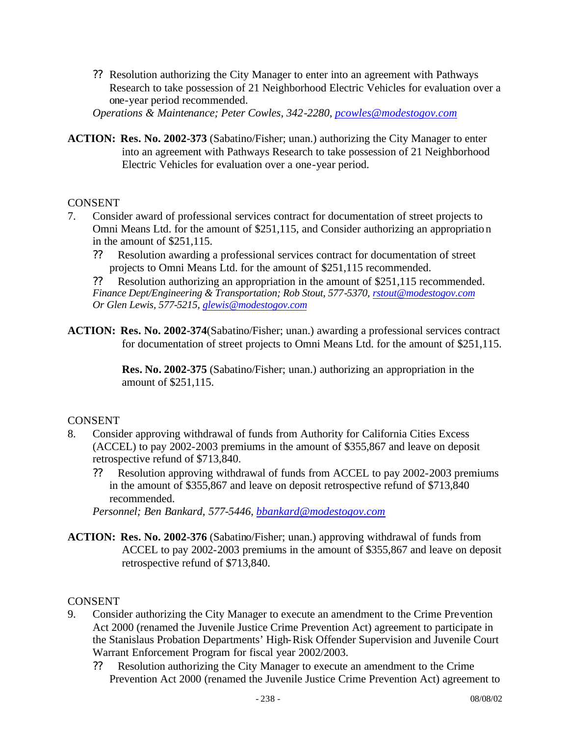?? Resolution authorizing the City Manager to enter into an agreement with Pathways Research to take possession of 21 Neighborhood Electric Vehicles for evaluation over a one-year period recommended.

*Operations & Maintenance; Peter Cowles, 342-2280, pcowles@modestogov.com*

**ACTION: Res. No. 2002-373** (Sabatino/Fisher; unan.) authorizing the City Manager to enter into an agreement with Pathways Research to take possession of 21 Neighborhood Electric Vehicles for evaluation over a one-year period.

CONSENT

7. Consider award of professional services contract for documentation of street projects to Omni Means Ltd. for the amount of $251,115, and Consider authorizing an appropriation in the amount of $251,115.

   ?? Resolution awarding a professional services contract for documentation of street projects to Omni Means Ltd. for the amount of $251,115 recommended.

   ?? Resolution authorizing an appropriation in the amount of $251,115 recommended.

   *Finance Dept/Engineering & Transportation; Rob Stout, 577-5370, rstout@modestogov.com Or Glen Lewis, 577-5215, glewis@modestogov.com*

**ACTION: Res. No. 2002-374**(Sabatino/Fisher; unan.) awarding a professional services contract for documentation of street projects to Omni Means Ltd. for the amount of $251,115.

**Res. No. 2002-375** (Sabatino/Fisher; unan.) authorizing an appropriation in the amount of $251,115.

CONSENT

8. Consider approving withdrawal of funds from Authority for California Cities Excess (ACCEL) to pay 2002-2003 premiums in the amount of $355,867 and leave on deposit retrospective refund of $713,840.

   ?? Resolution approving withdrawal of funds from ACCEL to pay 2002-2003 premiums in the amount of $355,867 and leave on deposit retrospective refund of $713,840 recommended.

   *Personnel; Ben Bankard, 577-5446, bbankard@modestogov.com*

**ACTION: Res. No. 2002-376** (Sabatino/Fisher; unan.) approving withdrawal of funds from ACCEL to pay 2002-2003 premiums in the amount of $355,867 and leave on deposit retrospective refund of $713,840.

CONSENT

9. Consider authorizing the City Manager to execute an amendment to the Crime Prevention Act 2000 (renamed the Juvenile Justice Crime Prevention Act) agreement to participate in the Stanislaus Probation Departments' High-Risk Offender Supervision and Juvenile Court Warrant Enforcement Program for fiscal year 2002/2003.

   ?? Resolution authorizing the City Manager to execute an amendment to the Crime Prevention Act 2000 (renamed the Juvenile Justice Crime Prevention Act) agreement to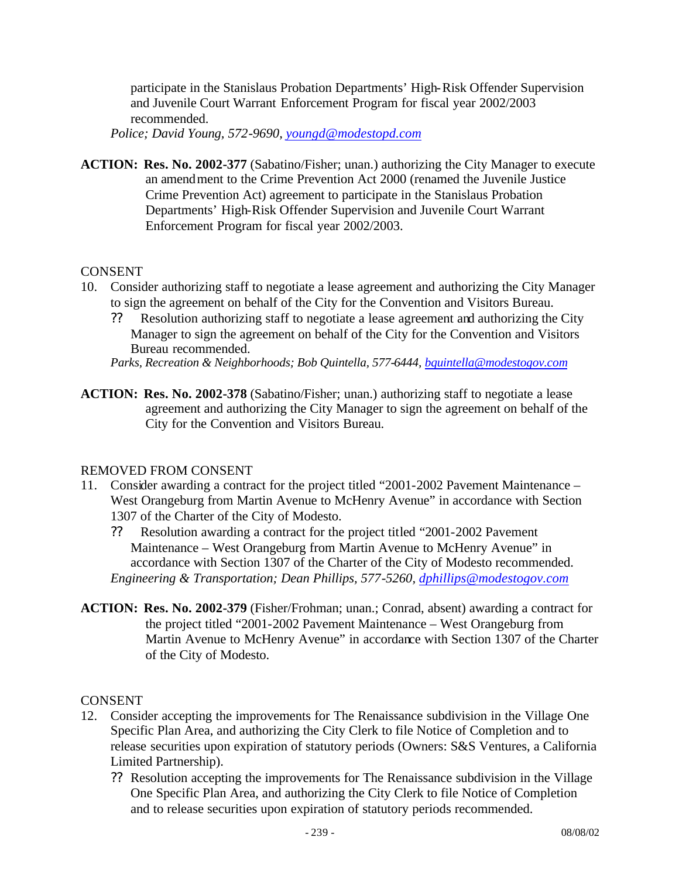participate in the Stanislaus Probation Departments' High-Risk Offender Supervision and Juvenile Court Warrant Enforcement Program for fiscal year 2002/2003 recommended.

*Police; David Young, 572-9690, youngd@modestopd.com*

**ACTION: Res. No. 2002-377** (Sabatino/Fisher; unan.) authorizing the City Manager to execute an amendment to the Crime Prevention Act 2000 (renamed the Juvenile Justice Crime Prevention Act) agreement to participate in the Stanislaus Probation Departments' High-Risk Offender Supervision and Juvenile Court Warrant Enforcement Program for fiscal year 2002/2003.

CONSENT

10. Consider authorizing staff to negotiate a lease agreement and authorizing the City Manager to sign the agreement on behalf of the City for the Convention and Visitors Bureau.
    ?? Resolution authorizing staff to negotiate a lease agreement and authorizing the City Manager to sign the agreement on behalf of the City for the Convention and Visitors Bureau recommended.

    *Parks, Recreation & Neighborhoods; Bob Quintella, 577-6444, bquintella@modestogov.com*

**ACTION: Res. No. 2002-378** (Sabatino/Fisher; unan.) authorizing staff to negotiate a lease agreement and authorizing the City Manager to sign the agreement on behalf of the City for the Convention and Visitors Bureau.

REMOVED FROM CONSENT

11. Consider awarding a contract for the project titled "2001-2002 Pavement Maintenance – West Orangeburg from Martin Avenue to McHenry Avenue" in accordance with Section 1307 of the Charter of the City of Modesto.
    ?? Resolution awarding a contract for the project titled "2001-2002 Pavement Maintenance – West Orangeburg from Martin Avenue to McHenry Avenue" in accordance with Section 1307 of the Charter of the City of Modesto recommended.

    *Engineering & Transportation; Dean Phillips, 577-5260, dphillips@modestogov.com*

**ACTION: Res. No. 2002-379** (Fisher/Frohman; unan.; Conrad, absent) awarding a contract for the project titled "2001-2002 Pavement Maintenance – West Orangeburg from Martin Avenue to McHenry Avenue" in accordance with Section 1307 of the Charter of the City of Modesto.

CONSENT

12. Consider accepting the improvements for The Renaissance subdivision in the Village One Specific Plan Area, and authorizing the City Clerk to file Notice of Completion and to release securities upon expiration of statutory periods (Owners: S&S Ventures, a California Limited Partnership).
    ?? Resolution accepting the improvements for The Renaissance subdivision in the Village One Specific Plan Area, and authorizing the City Clerk to file Notice of Completion and to release securities upon expiration of statutory periods recommended.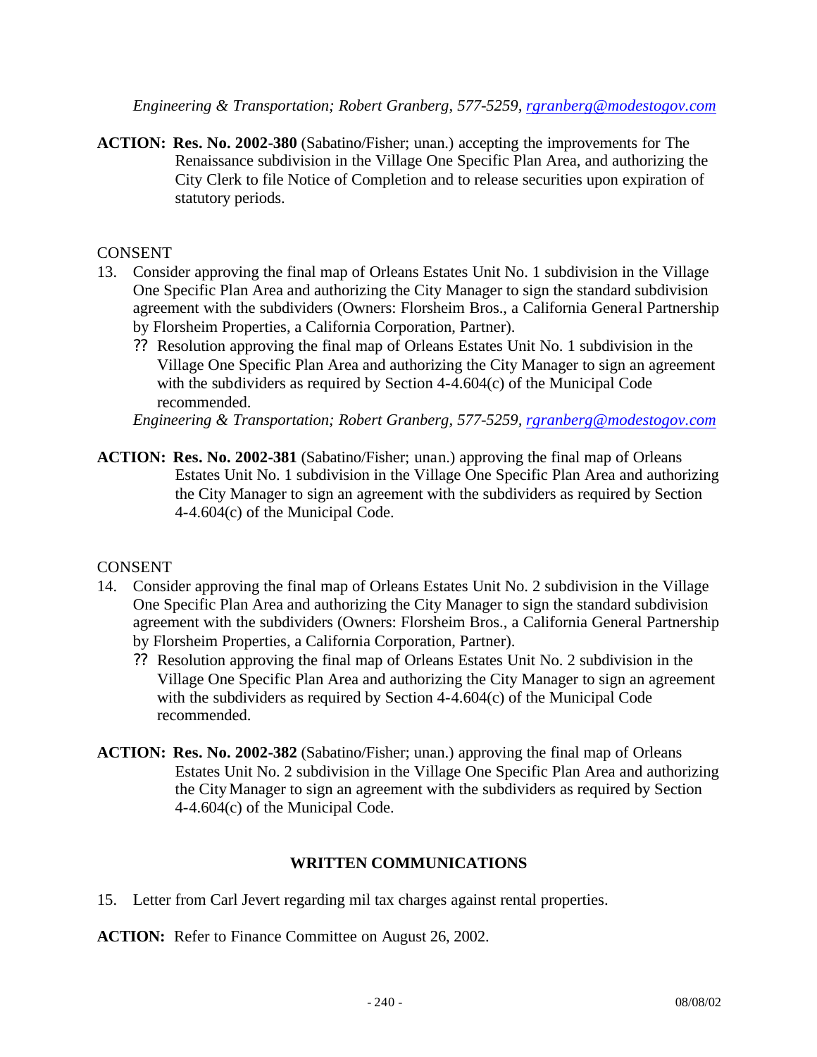*Engineering & Transportation; Robert Granberg, 577-5259, rgranberg@modestogov.com*

**ACTION: Res. No. 2002-380** (Sabatino/Fisher; unan.) accepting the improvements for The Renaissance subdivision in the Village One Specific Plan Area, and authorizing the City Clerk to file Notice of Completion and to release securities upon expiration of statutory periods.

CONSENT

13. Consider approving the final map of Orleans Estates Unit No. 1 subdivision in the Village One Specific Plan Area and authorizing the City Manager to sign the standard subdivision agreement with the subdividers (Owners: Florsheim Bros., a California General Partnership by Florsheim Properties, a California Corporation, Partner).
    - ?? Resolution approving the final map of Orleans Estates Unit No. 1 subdivision in the Village One Specific Plan Area and authorizing the City Manager to sign an agreement with the subdividers as required by Section 4-4.604(c) of the Municipal Code recommended.

    *Engineering & Transportation; Robert Granberg, 577-5259, rgranberg@modestogov.com*

**ACTION: Res. No. 2002-381** (Sabatino/Fisher; unan.) approving the final map of Orleans Estates Unit No. 1 subdivision in the Village One Specific Plan Area and authorizing the City Manager to sign an agreement with the subdividers as required by Section 4-4.604(c) of the Municipal Code.

CONSENT

14. Consider approving the final map of Orleans Estates Unit No. 2 subdivision in the Village One Specific Plan Area and authorizing the City Manager to sign the standard subdivision agreement with the subdividers (Owners: Florsheim Bros., a California General Partnership by Florsheim Properties, a California Corporation, Partner).
    - ?? Resolution approving the final map of Orleans Estates Unit No. 2 subdivision in the Village One Specific Plan Area and authorizing the City Manager to sign an agreement with the subdividers as required by Section 4-4.604(c) of the Municipal Code recommended.

**ACTION: Res. No. 2002-382** (Sabatino/Fisher; unan.) approving the final map of Orleans Estates Unit No. 2 subdivision in the Village One Specific Plan Area and authorizing the City Manager to sign an agreement with the subdividers as required by Section 4-4.604(c) of the Municipal Code.

## WRITTEN COMMUNICATIONS

15. Letter from Carl Jevert regarding mil tax charges against rental properties.

**ACTION:** Refer to Finance Committee on August 26, 2002.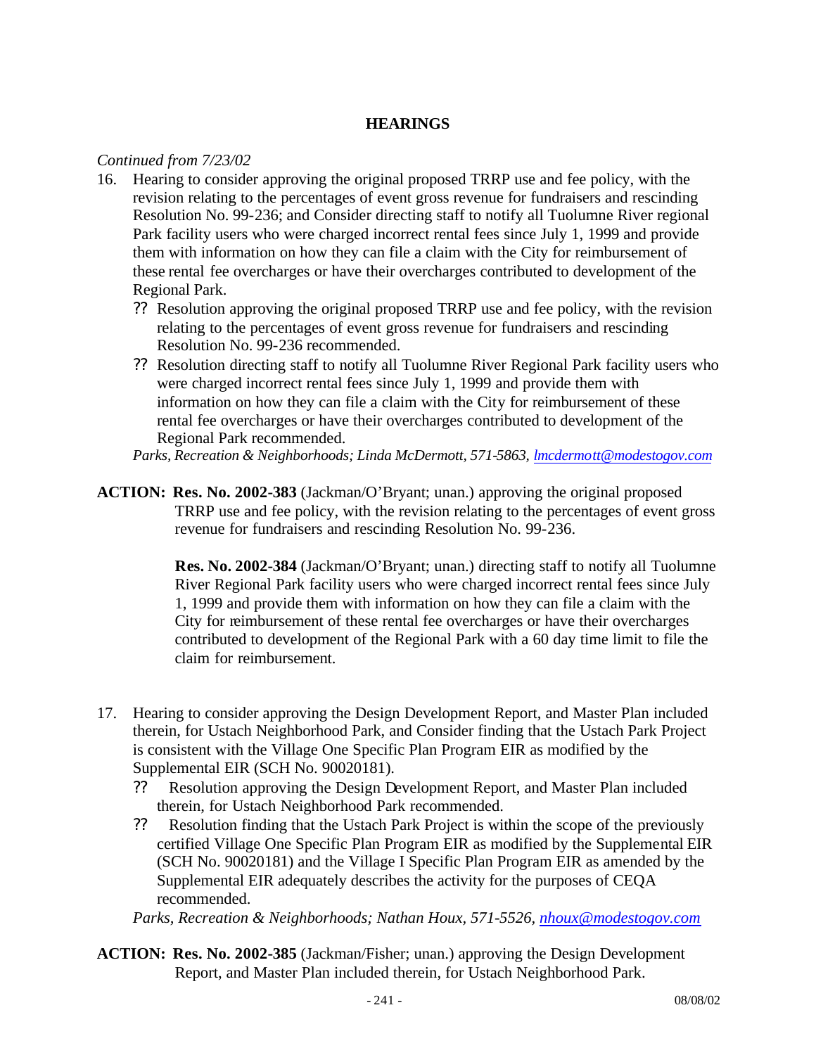## HEARINGS

*Continued from 7/23/02*

16. Hearing to consider approving the original proposed TRRP use and fee policy, with the revision relating to the percentages of event gross revenue for fundraisers and rescinding Resolution No. 99-236; and Consider directing staff to notify all Tuolumne River regional Park facility users who were charged incorrect rental fees since July 1, 1999 and provide them with information on how they can file a claim with the City for reimbursement of these rental fee overcharges or have their overcharges contributed to development of the Regional Park.
    - ?? Resolution approving the original proposed TRRP use and fee policy, with the revision relating to the percentages of event gross revenue for fundraisers and rescinding Resolution No. 99-236 recommended.
    - ?? Resolution directing staff to notify all Tuolumne River Regional Park facility users who were charged incorrect rental fees since July 1, 1999 and provide them with information on how they can file a claim with the City for reimbursement of these rental fee overcharges or have their overcharges contributed to development of the Regional Park recommended.

    *Parks, Recreation & Neighborhoods; Linda McDermott, 571-5863, lmcdermott@modestogov.com*

**ACTION: Res. No. 2002-383** (Jackman/O'Bryant; unan.) approving the original proposed TRRP use and fee policy, with the revision relating to the percentages of event gross revenue for fundraisers and rescinding Resolution No. 99-236.

**Res. No. 2002-384** (Jackman/O'Bryant; unan.) directing staff to notify all Tuolumne River Regional Park facility users who were charged incorrect rental fees since July 1, 1999 and provide them with information on how they can file a claim with the City for reimbursement of these rental fee overcharges or have their overcharges contributed to development of the Regional Park with a 60 day time limit to file the claim for reimbursement.

17. Hearing to consider approving the Design Development Report, and Master Plan included therein, for Ustach Neighborhood Park, and Consider finding that the Ustach Park Project is consistent with the Village One Specific Plan Program EIR as modified by the Supplemental EIR (SCH No. 90020181).
    - ?? Resolution approving the Design Development Report, and Master Plan included therein, for Ustach Neighborhood Park recommended.
    - ?? Resolution finding that the Ustach Park Project is within the scope of the previously certified Village One Specific Plan Program EIR as modified by the Supplemental EIR (SCH No. 90020181) and the Village I Specific Plan Program EIR as amended by the Supplemental EIR adequately describes the activity for the purposes of CEQA recommended.

    *Parks, Recreation & Neighborhoods; Nathan Houx, 571-5526, nhoux@modestogov.com*

**ACTION: Res. No. 2002-385** (Jackman/Fisher; unan.) approving the Design Development Report, and Master Plan included therein, for Ustach Neighborhood Park.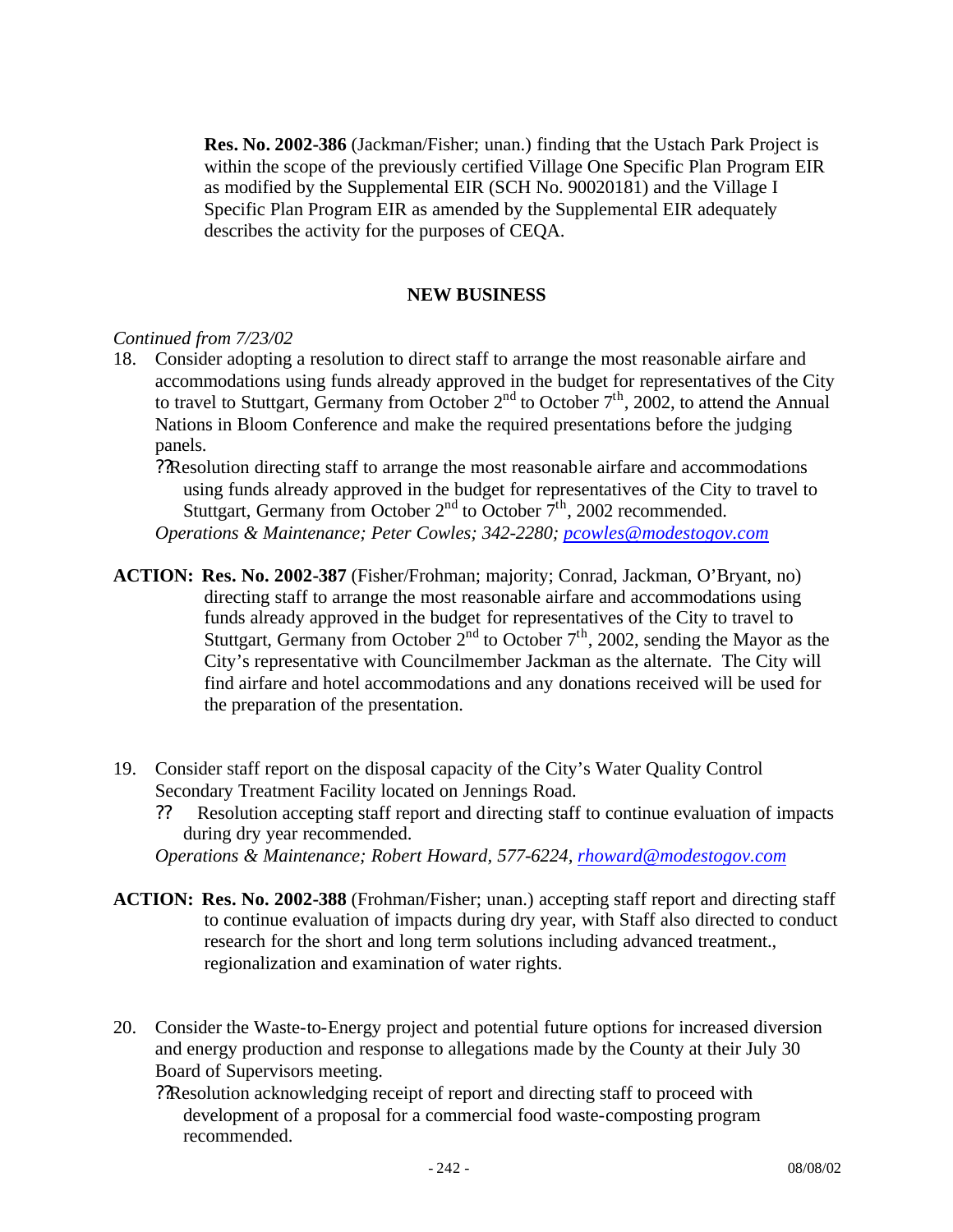**Res. No. 2002-386** (Jackman/Fisher; unan.) finding that the Ustach Park Project is within the scope of the previously certified Village One Specific Plan Program EIR as modified by the Supplemental EIR (SCH No. 90020181) and the Village I Specific Plan Program EIR as amended by the Supplemental EIR adequately describes the activity for the purposes of CEQA.

## NEW BUSINESS

*Continued from 7/23/02*

18. Consider adopting a resolution to direct staff to arrange the most reasonable airfare and accommodations using funds already approved in the budget for representatives of the City to travel to Stuttgart, Germany from October 2nd to October 7th, 2002, to attend the Annual Nations in Bloom Conference and make the required presentations before the judging panels.

    ?? Resolution directing staff to arrange the most reasonable airfare and accommodations using funds already approved in the budget for representatives of the City to travel to Stuttgart, Germany from October 2nd to October 7th, 2002 recommended.

    *Operations & Maintenance; Peter Cowles; 342-2280; pcowles@modestogov.com*

**ACTION: Res. No. 2002-387** (Fisher/Frohman; majority; Conrad, Jackman, O'Bryant, no) directing staff to arrange the most reasonable airfare and accommodations using funds already approved in the budget for representatives of the City to travel to Stuttgart, Germany from October 2nd to October 7th, 2002, sending the Mayor as the City's representative with Councilmember Jackman as the alternate. The City will find airfare and hotel accommodations and any donations received will be used for the preparation of the presentation.

19. Consider staff report on the disposal capacity of the City's Water Quality Control Secondary Treatment Facility located on Jennings Road.

    ?? Resolution accepting staff report and directing staff to continue evaluation of impacts during dry year recommended.

    *Operations & Maintenance; Robert Howard, 577-6224, rhoward@modestogov.com*

**ACTION: Res. No. 2002-388** (Frohman/Fisher; unan.) accepting staff report and directing staff to continue evaluation of impacts during dry year, with Staff also directed to conduct research for the short and long term solutions including advanced treatment., regionalization and examination of water rights.

20. Consider the Waste-to-Energy project and potential future options for increased diversion and energy production and response to allegations made by the County at their July 30 Board of Supervisors meeting.

    ?? Resolution acknowledging receipt of report and directing staff to proceed with development of a proposal for a commercial food waste-composting program recommended.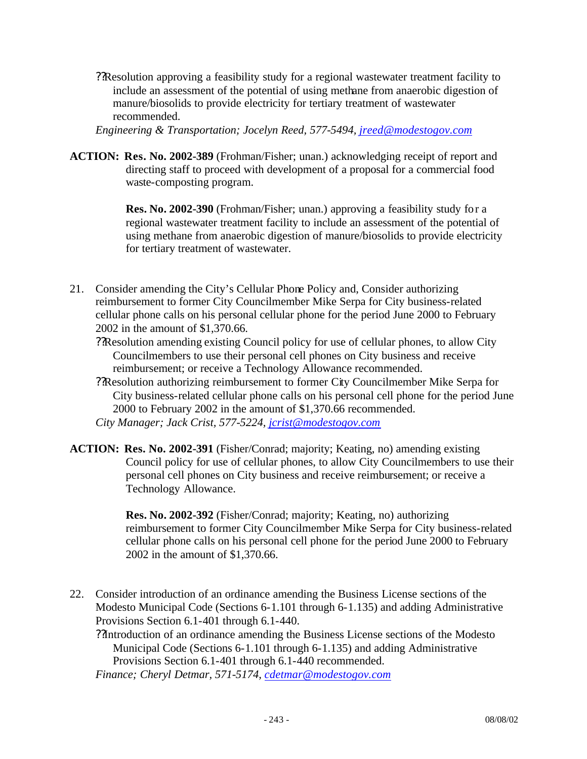- Resolution approving a feasibility study for a regional wastewater treatment facility to include an assessment of the potential of using methane from anaerobic digestion of manure/biosolids to provide electricity for tertiary treatment of wastewater recommended.

*Engineering & Transportation; Jocelyn Reed, 577-5494, jreed@modestogov.com*

**ACTION: Res. No. 2002-389** (Frohman/Fisher; unan.) acknowledging receipt of report and directing staff to proceed with development of a proposal for a commercial food waste-composting program.

**Res. No. 2002-390** (Frohman/Fisher; unan.) approving a feasibility study for a regional wastewater treatment facility to include an assessment of the potential of using methane from anaerobic digestion of manure/biosolids to provide electricity for tertiary treatment of wastewater.

21. Consider amending the City's Cellular Phone Policy and, Consider authorizing reimbursement to former City Councilmember Mike Serpa for City business-related cellular phone calls on his personal cellular phone for the period June 2000 to February 2002 in the amount of $1,370.66.
    - Resolution amending existing Council policy for use of cellular phones, to allow City Councilmembers to use their personal cell phones on City business and receive reimbursement; or receive a Technology Allowance recommended.
    - Resolution authorizing reimbursement to former City Councilmember Mike Serpa for City business-related cellular phone calls on his personal cell phone for the period June 2000 to February 2002 in the amount of $1,370.66 recommended.

    *City Manager; Jack Crist, 577-5224, jcrist@modestogov.com*

**ACTION: Res. No. 2002-391** (Fisher/Conrad; majority; Keating, no) amending existing Council policy for use of cellular phones, to allow City Councilmembers to use their personal cell phones on City business and receive reimbursement; or receive a Technology Allowance.

**Res. No. 2002-392** (Fisher/Conrad; majority; Keating, no) authorizing reimbursement to former City Councilmember Mike Serpa for City business-related cellular phone calls on his personal cell phone for the period June 2000 to February 2002 in the amount of $1,370.66.

22. Consider introduction of an ordinance amending the Business License sections of the Modesto Municipal Code (Sections 6-1.101 through 6-1.135) and adding Administrative Provisions Section 6.1-401 through 6.1-440.
    - Introduction of an ordinance amending the Business License sections of the Modesto Municipal Code (Sections 6-1.101 through 6-1.135) and adding Administrative Provisions Section 6.1-401 through 6.1-440 recommended.

    *Finance; Cheryl Detmar, 571-5174, cdetmar@modestogov.com*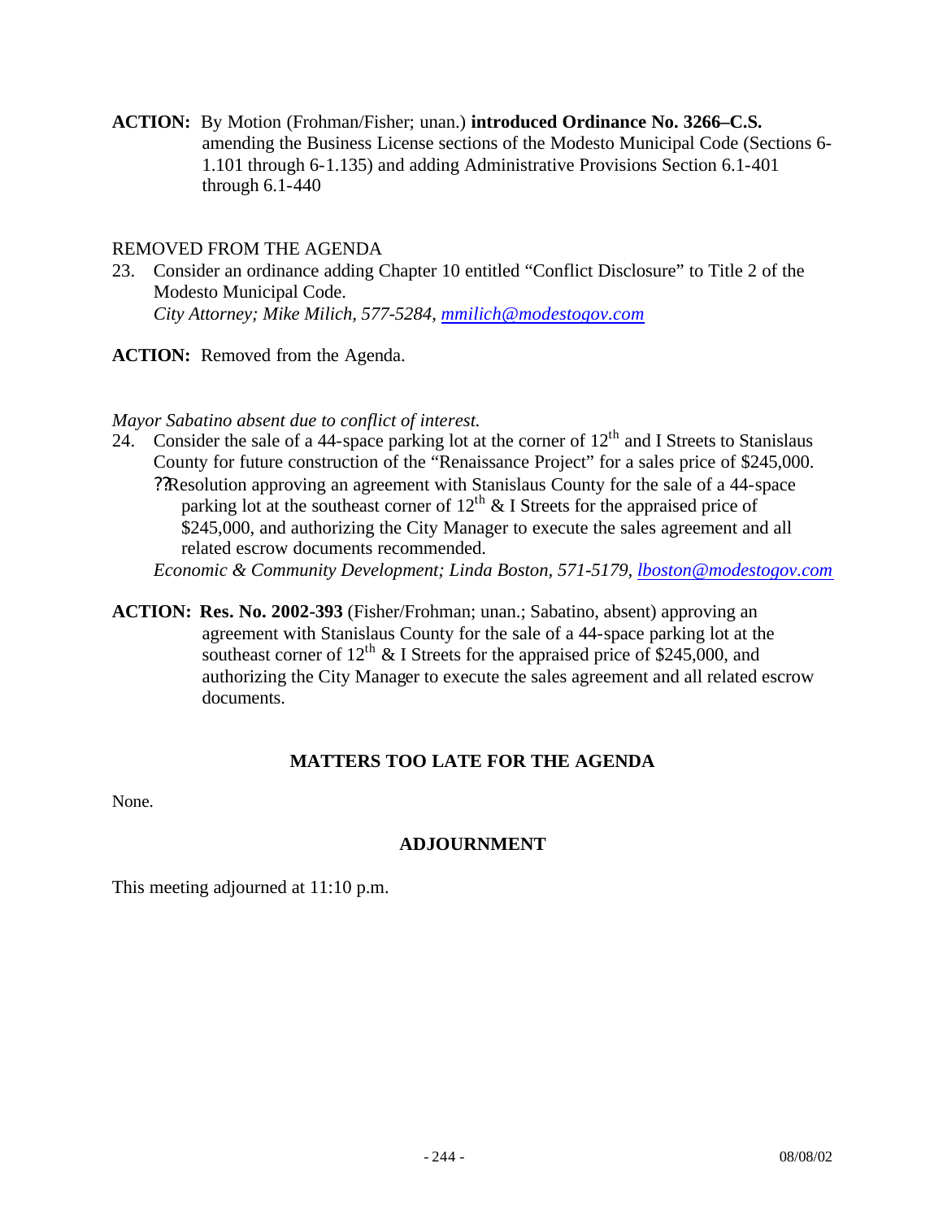**ACTION:** By Motion (Frohman/Fisher; unan.) **introduced Ordinance No. 3266–C.S.** amending the Business License sections of the Modesto Municipal Code (Sections 6-1.101 through 6-1.135) and adding Administrative Provisions Section 6.1-401 through 6.1-440

REMOVED FROM THE AGENDA

23. Consider an ordinance adding Chapter 10 entitled "Conflict Disclosure" to Title 2 of the Modesto Municipal Code.
    *City Attorney; Mike Milich, 577-5284, mmilich@modestogov.com*

**ACTION:** Removed from the Agenda.

*Mayor Sabatino absent due to conflict of interest.*

24. Consider the sale of a 44-space parking lot at the corner of 12th and I Streets to Stanislaus County for future construction of the "Renaissance Project" for a sales price of $245,000.
    ?? Resolution approving an agreement with Stanislaus County for the sale of a 44-space parking lot at the southeast corner of 12th & I Streets for the appraised price of $245,000, and authorizing the City Manager to execute the sales agreement and all related escrow documents recommended.
    *Economic & Community Development; Linda Boston, 571-5179, lboston@modestogov.com*

**ACTION: Res. No. 2002-393** (Fisher/Frohman; unan.; Sabatino, absent) approving an agreement with Stanislaus County for the sale of a 44-space parking lot at the southeast corner of 12th & I Streets for the appraised price of $245,000, and authorizing the City Manager to execute the sales agreement and all related escrow documents.

## MATTERS TOO LATE FOR THE AGENDA

None.

## ADJOURNMENT

This meeting adjourned at 11:10 p.m.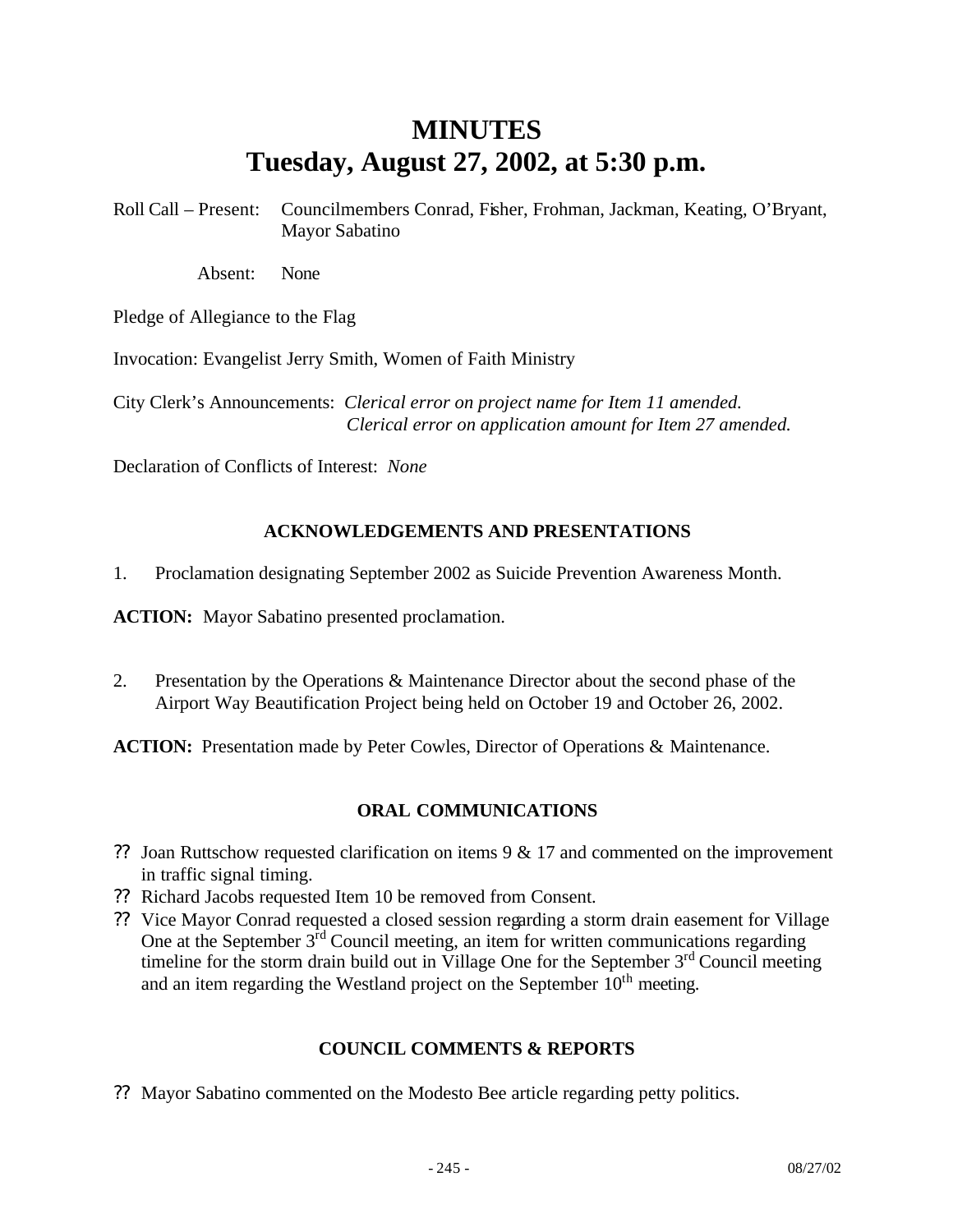# MINUTES
# Tuesday, August 27, 2002, at 5:30 p.m.

Roll Call – Present: Councilmembers Conrad, Fisher, Frohman, Jackman, Keating, O'Bryant, Mayor Sabatino

Absent: None

Pledge of Allegiance to the Flag

Invocation: Evangelist Jerry Smith, Women of Faith Ministry

City Clerk's Announcements: *Clerical error on project name for Item 11 amended.*
*Clerical error on application amount for Item 27 amended.*

Declaration of Conflicts of Interest: *None*

## ACKNOWLEDGEMENTS AND PRESENTATIONS

1. Proclamation designating September 2002 as Suicide Prevention Awareness Month.

**ACTION:** Mayor Sabatino presented proclamation.

2. Presentation by the Operations & Maintenance Director about the second phase of the Airport Way Beautification Project being held on October 19 and October 26, 2002.

**ACTION:** Presentation made by Peter Cowles, Director of Operations & Maintenance.

## ORAL COMMUNICATIONS

- Joan Ruttschow requested clarification on items 9 & 17 and commented on the improvement in traffic signal timing.
- Richard Jacobs requested Item 10 be removed from Consent.
- Vice Mayor Conrad requested a closed session regarding a storm drain easement for Village One at the September 3rd Council meeting, an item for written communications regarding timeline for the storm drain build out in Village One for the September 3rd Council meeting and an item regarding the Westland project on the September 10th meeting.

## COUNCIL COMMENTS & REPORTS

- Mayor Sabatino commented on the Modesto Bee article regarding petty politics.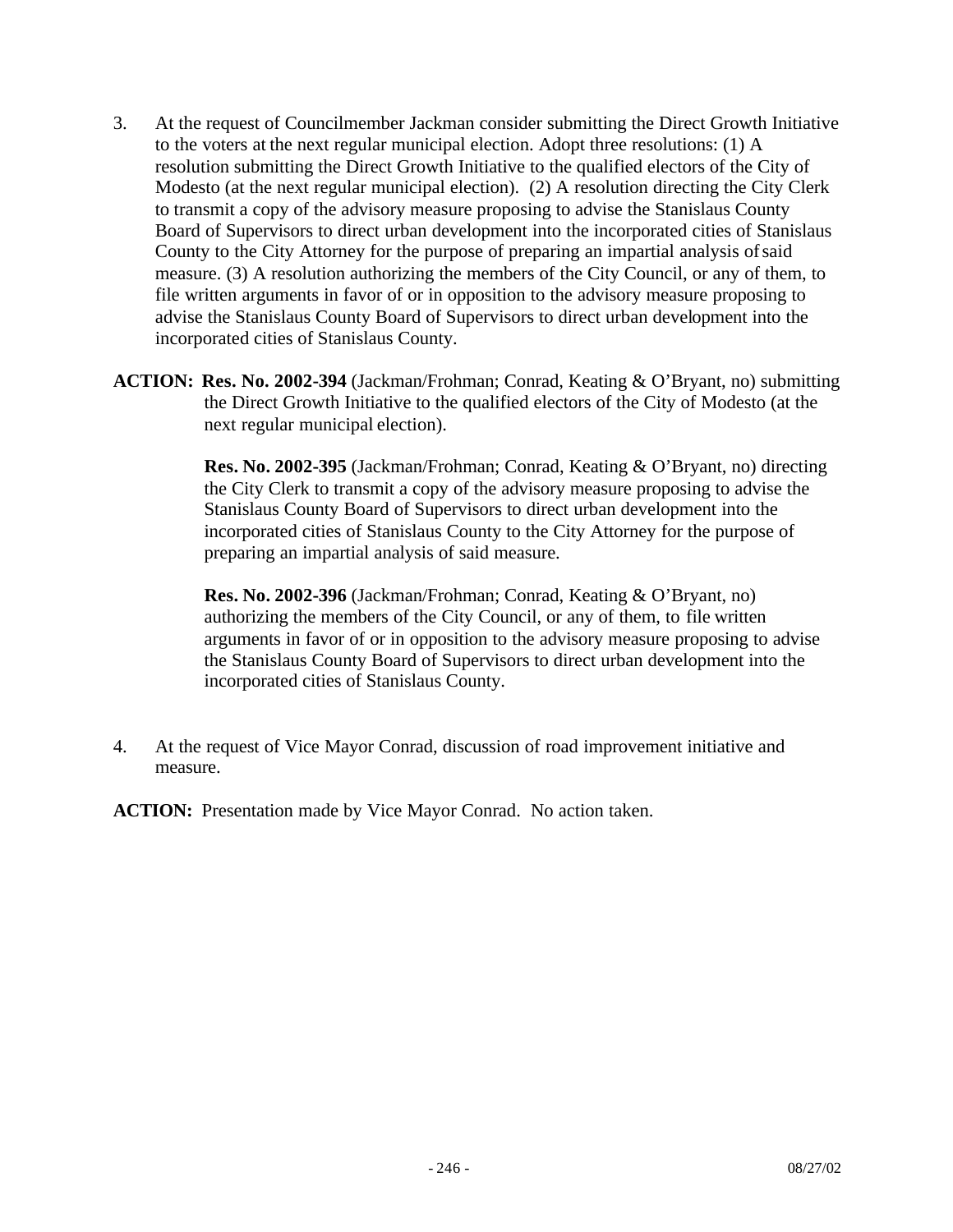3. At the request of Councilmember Jackman consider submitting the Direct Growth Initiative to the voters at the next regular municipal election. Adopt three resolutions: (1) A resolution submitting the Direct Growth Initiative to the qualified electors of the City of Modesto (at the next regular municipal election). (2) A resolution directing the City Clerk to transmit a copy of the advisory measure proposing to advise the Stanislaus County Board of Supervisors to direct urban development into the incorporated cities of Stanislaus County to the City Attorney for the purpose of preparing an impartial analysis of said measure. (3) A resolution authorizing the members of the City Council, or any of them, to file written arguments in favor of or in opposition to the advisory measure proposing to advise the Stanislaus County Board of Supervisors to direct urban development into the incorporated cities of Stanislaus County.

**ACTION: Res. No. 2002-394** (Jackman/Frohman; Conrad, Keating & O'Bryant, no) submitting the Direct Growth Initiative to the qualified electors of the City of Modesto (at the next regular municipal election).

**Res. No. 2002-395** (Jackman/Frohman; Conrad, Keating & O'Bryant, no) directing the City Clerk to transmit a copy of the advisory measure proposing to advise the Stanislaus County Board of Supervisors to direct urban development into the incorporated cities of Stanislaus County to the City Attorney for the purpose of preparing an impartial analysis of said measure.

**Res. No. 2002-396** (Jackman/Frohman; Conrad, Keating & O'Bryant, no) authorizing the members of the City Council, or any of them, to file written arguments in favor of or in opposition to the advisory measure proposing to advise the Stanislaus County Board of Supervisors to direct urban development into the incorporated cities of Stanislaus County.

4. At the request of Vice Mayor Conrad, discussion of road improvement initiative and measure.

**ACTION:** Presentation made by Vice Mayor Conrad. No action taken.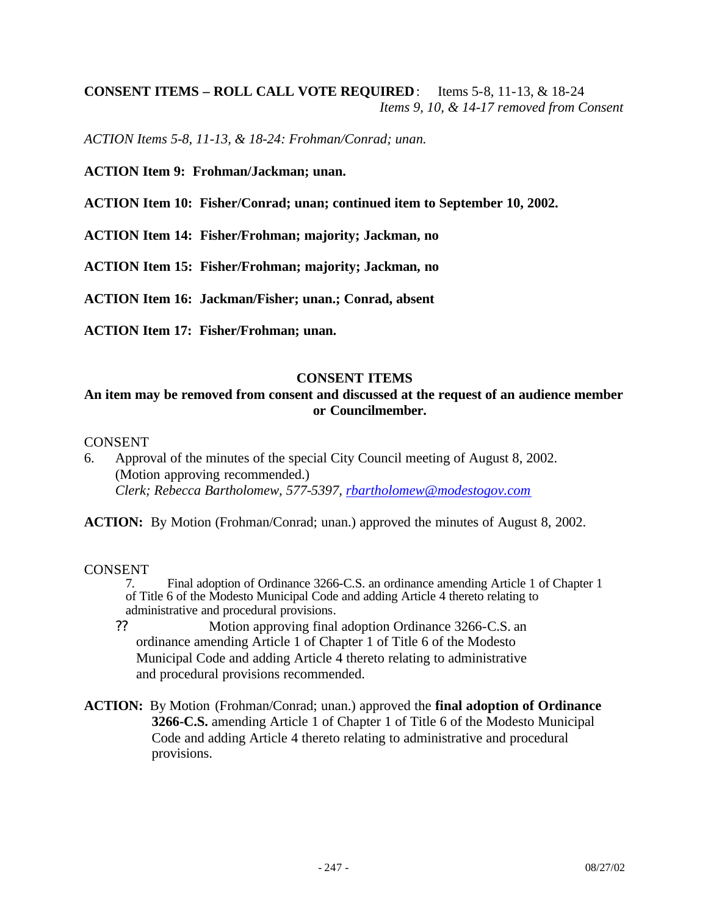**CONSENT ITEMS – ROLL CALL VOTE REQUIRED**: Items 5-8, 11-13, & 18-24
*Items 9, 10, & 14-17 removed from Consent*

*ACTION Items 5-8, 11-13, & 18-24: Frohman/Conrad; unan.*

**ACTION Item 9: Frohman/Jackman; unan.**

**ACTION Item 10: Fisher/Conrad; unan; continued item to September 10, 2002.**

**ACTION Item 14: Fisher/Frohman; majority; Jackman, no**

**ACTION Item 15: Fisher/Frohman; majority; Jackman, no**

**ACTION Item 16: Jackman/Fisher; unan.; Conrad, absent**

**ACTION Item 17: Fisher/Frohman; unan.**

**CONSENT ITEMS**

**An item may be removed from consent and discussed at the request of an audience member or Councilmember.**

CONSENT

6. Approval of the minutes of the special City Council meeting of August 8, 2002. (Motion approving recommended.)
*Clerk; Rebecca Bartholomew, 577-5397, rbartholomew@modestogov.com*

**ACTION:** By Motion (Frohman/Conrad; unan.) approved the minutes of August 8, 2002.

CONSENT

7. Final adoption of Ordinance 3266-C.S. an ordinance amending Article 1 of Chapter 1 of Title 6 of the Modesto Municipal Code and adding Article 4 thereto relating to administrative and procedural provisions.

?? Motion approving final adoption Ordinance 3266-C.S. an ordinance amending Article 1 of Chapter 1 of Title 6 of the Modesto Municipal Code and adding Article 4 thereto relating to administrative and procedural provisions recommended.

**ACTION:** By Motion (Frohman/Conrad; unan.) approved the **final adoption of Ordinance 3266-C.S.** amending Article 1 of Chapter 1 of Title 6 of the Modesto Municipal Code and adding Article 4 thereto relating to administrative and procedural provisions.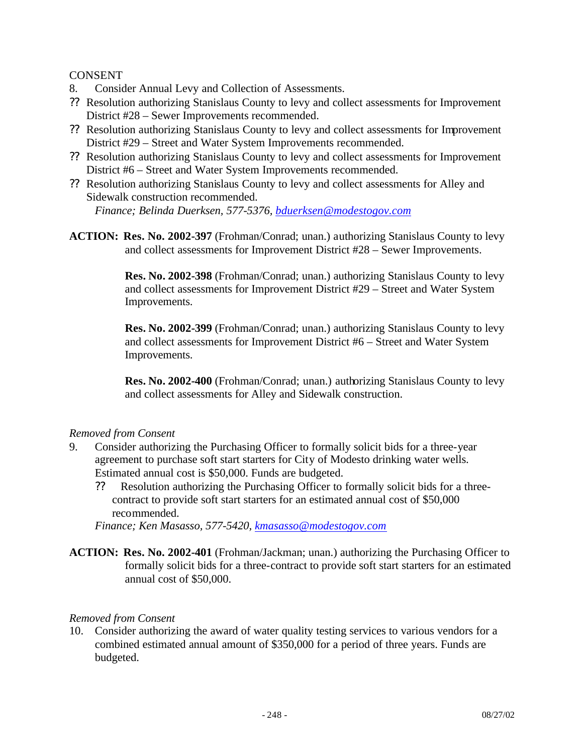CONSENT

8. Consider Annual Levy and Collection of Assessments.

?? Resolution authorizing Stanislaus County to levy and collect assessments for Improvement District #28 – Sewer Improvements recommended.

?? Resolution authorizing Stanislaus County to levy and collect assessments for Improvement District #29 – Street and Water System Improvements recommended.

?? Resolution authorizing Stanislaus County to levy and collect assessments for Improvement District #6 – Street and Water System Improvements recommended.

?? Resolution authorizing Stanislaus County to levy and collect assessments for Alley and Sidewalk construction recommended.

*Finance; Belinda Duerksen, 577-5376, bduerksen@modestogov.com*

**ACTION: Res. No. 2002-397** (Frohman/Conrad; unan.) authorizing Stanislaus County to levy and collect assessments for Improvement District #28 – Sewer Improvements.

**Res. No. 2002-398** (Frohman/Conrad; unan.) authorizing Stanislaus County to levy and collect assessments for Improvement District #29 – Street and Water System Improvements.

**Res. No. 2002-399** (Frohman/Conrad; unan.) authorizing Stanislaus County to levy and collect assessments for Improvement District #6 – Street and Water System Improvements.

**Res. No. 2002-400** (Frohman/Conrad; unan.) authorizing Stanislaus County to levy and collect assessments for Alley and Sidewalk construction.

*Removed from Consent*

9. Consider authorizing the Purchasing Officer to formally solicit bids for a three-year agreement to purchase soft start starters for City of Modesto drinking water wells. Estimated annual cost is $50,000. Funds are budgeted.

?? Resolution authorizing the Purchasing Officer to formally solicit bids for a three-contract to provide soft start starters for an estimated annual cost of $50,000 recommended.

*Finance; Ken Masasso, 577-5420, kmasasso@modestogov.com*

**ACTION: Res. No. 2002-401** (Frohman/Jackman; unan.) authorizing the Purchasing Officer to formally solicit bids for a three-contract to provide soft start starters for an estimated annual cost of $50,000.

*Removed from Consent*

10. Consider authorizing the award of water quality testing services to various vendors for a combined estimated annual amount of $350,000 for a period of three years. Funds are budgeted.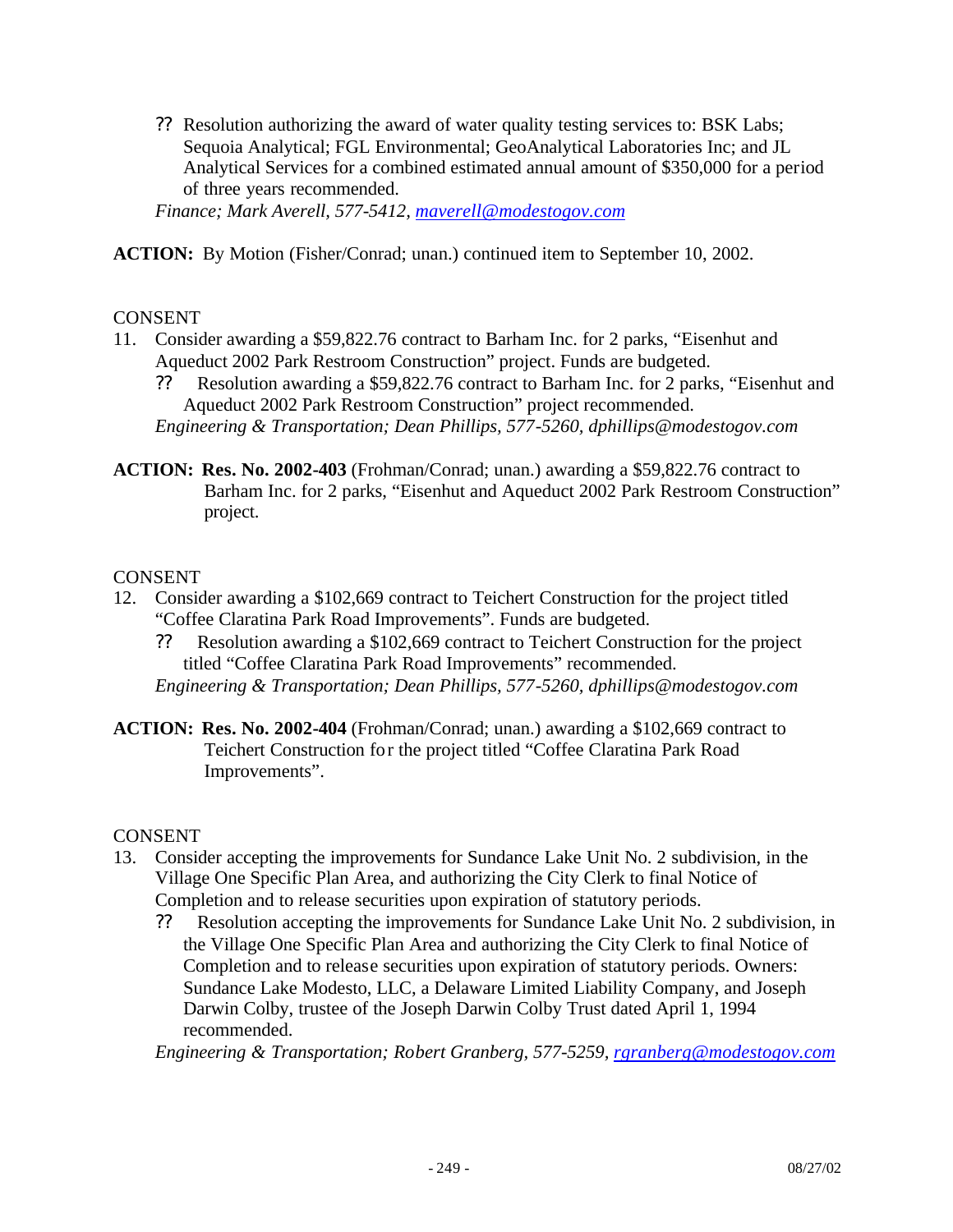?? Resolution authorizing the award of water quality testing services to: BSK Labs; Sequoia Analytical; FGL Environmental; GeoAnalytical Laboratories Inc; and JL Analytical Services for a combined estimated annual amount of $350,000 for a period of three years recommended.

*Finance; Mark Averell, 577-5412, maverell@modestogov.com*

**ACTION:** By Motion (Fisher/Conrad; unan.) continued item to September 10, 2002.

CONSENT

11. Consider awarding a $59,822.76 contract to Barham Inc. for 2 parks, "Eisenhut and Aqueduct 2002 Park Restroom Construction" project. Funds are budgeted.

    ?? Resolution awarding a $59,822.76 contract to Barham Inc. for 2 parks, "Eisenhut and Aqueduct 2002 Park Restroom Construction" project recommended.

    *Engineering & Transportation; Dean Phillips, 577-5260, dphillips@modestogov.com*

**ACTION: Res. No. 2002-403** (Frohman/Conrad; unan.) awarding a $59,822.76 contract to Barham Inc. for 2 parks, "Eisenhut and Aqueduct 2002 Park Restroom Construction" project.

CONSENT

12. Consider awarding a $102,669 contract to Teichert Construction for the project titled "Coffee Claratina Park Road Improvements". Funds are budgeted.

    ?? Resolution awarding a $102,669 contract to Teichert Construction for the project titled "Coffee Claratina Park Road Improvements" recommended.

    *Engineering & Transportation; Dean Phillips, 577-5260, dphillips@modestogov.com*

**ACTION: Res. No. 2002-404** (Frohman/Conrad; unan.) awarding a $102,669 contract to Teichert Construction for the project titled "Coffee Claratina Park Road Improvements".

CONSENT

13. Consider accepting the improvements for Sundance Lake Unit No. 2 subdivision, in the Village One Specific Plan Area, and authorizing the City Clerk to final Notice of Completion and to release securities upon expiration of statutory periods.

    ?? Resolution accepting the improvements for Sundance Lake Unit No. 2 subdivision, in the Village One Specific Plan Area and authorizing the City Clerk to final Notice of Completion and to release securities upon expiration of statutory periods. Owners: Sundance Lake Modesto, LLC, a Delaware Limited Liability Company, and Joseph Darwin Colby, trustee of the Joseph Darwin Colby Trust dated April 1, 1994 recommended.

    *Engineering & Transportation; Robert Granberg, 577-5259, rgranberg@modestogov.com*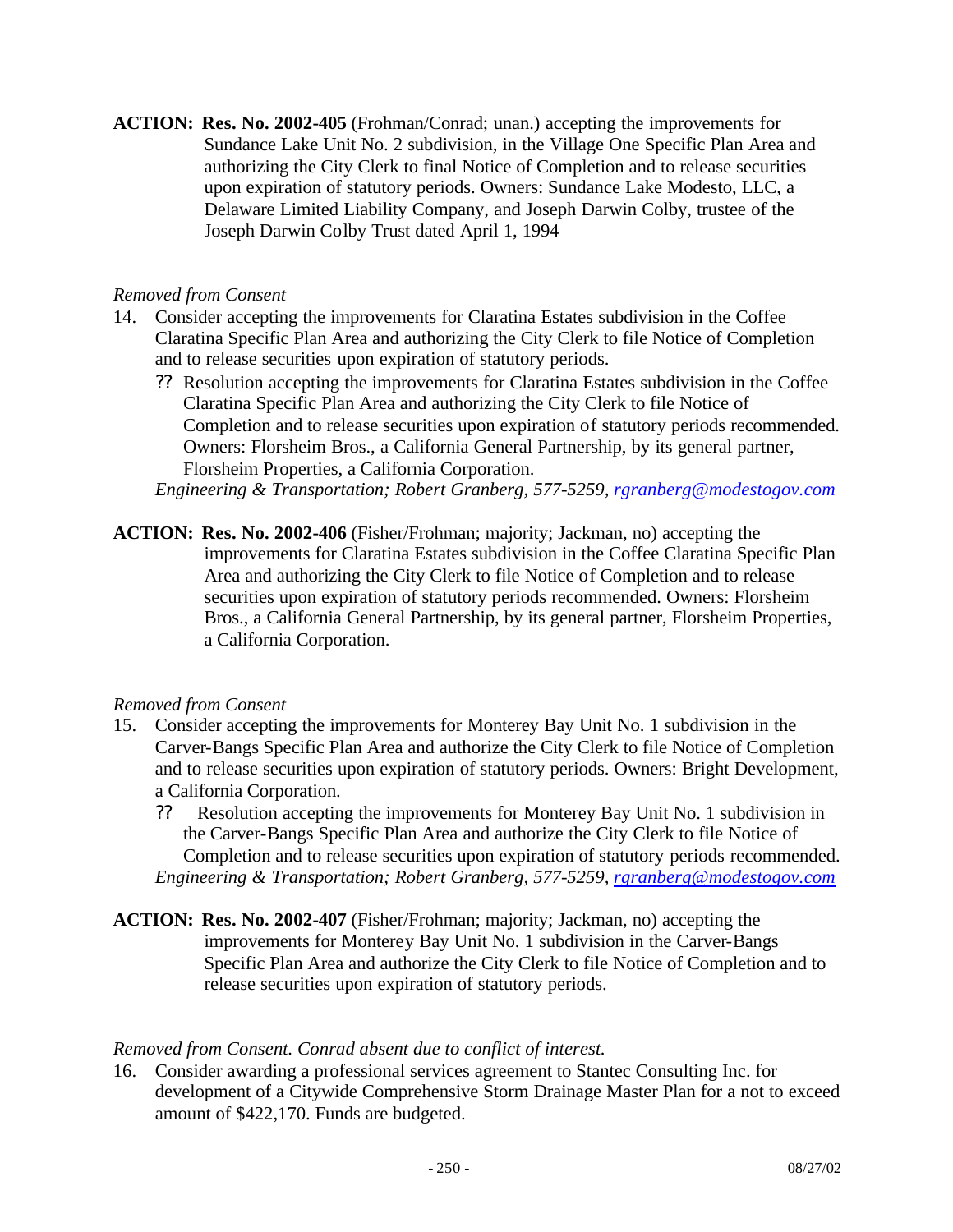**ACTION: Res. No. 2002-405** (Frohman/Conrad; unan.) accepting the improvements for Sundance Lake Unit No. 2 subdivision, in the Village One Specific Plan Area and authorizing the City Clerk to final Notice of Completion and to release securities upon expiration of statutory periods. Owners: Sundance Lake Modesto, LLC, a Delaware Limited Liability Company, and Joseph Darwin Colby, trustee of the Joseph Darwin Colby Trust dated April 1, 1994

*Removed from Consent*

14. Consider accepting the improvements for Claratina Estates subdivision in the Coffee Claratina Specific Plan Area and authorizing the City Clerk to file Notice of Completion and to release securities upon expiration of statutory periods.
    - ?? Resolution accepting the improvements for Claratina Estates subdivision in the Coffee Claratina Specific Plan Area and authorizing the City Clerk to file Notice of Completion and to release securities upon expiration of statutory periods recommended. Owners: Florsheim Bros., a California General Partnership, by its general partner, Florsheim Properties, a California Corporation.

    *Engineering & Transportation; Robert Granberg, 577-5259, rgranberg@modestogov.com*

**ACTION: Res. No. 2002-406** (Fisher/Frohman; majority; Jackman, no) accepting the improvements for Claratina Estates subdivision in the Coffee Claratina Specific Plan Area and authorizing the City Clerk to file Notice of Completion and to release securities upon expiration of statutory periods recommended. Owners: Florsheim Bros., a California General Partnership, by its general partner, Florsheim Properties, a California Corporation.

*Removed from Consent*

15. Consider accepting the improvements for Monterey Bay Unit No. 1 subdivision in the Carver-Bangs Specific Plan Area and authorize the City Clerk to file Notice of Completion and to release securities upon expiration of statutory periods. Owners: Bright Development, a California Corporation.
    - ?? Resolution accepting the improvements for Monterey Bay Unit No. 1 subdivision in the Carver-Bangs Specific Plan Area and authorize the City Clerk to file Notice of Completion and to release securities upon expiration of statutory periods recommended.

    *Engineering & Transportation; Robert Granberg, 577-5259, rgranberg@modestogov.com*

**ACTION: Res. No. 2002-407** (Fisher/Frohman; majority; Jackman, no) accepting the improvements for Monterey Bay Unit No. 1 subdivision in the Carver-Bangs Specific Plan Area and authorize the City Clerk to file Notice of Completion and to release securities upon expiration of statutory periods.

*Removed from Consent. Conrad absent due to conflict of interest.*

16. Consider awarding a professional services agreement to Stantec Consulting Inc. for development of a Citywide Comprehensive Storm Drainage Master Plan for a not to exceed amount of $422,170. Funds are budgeted.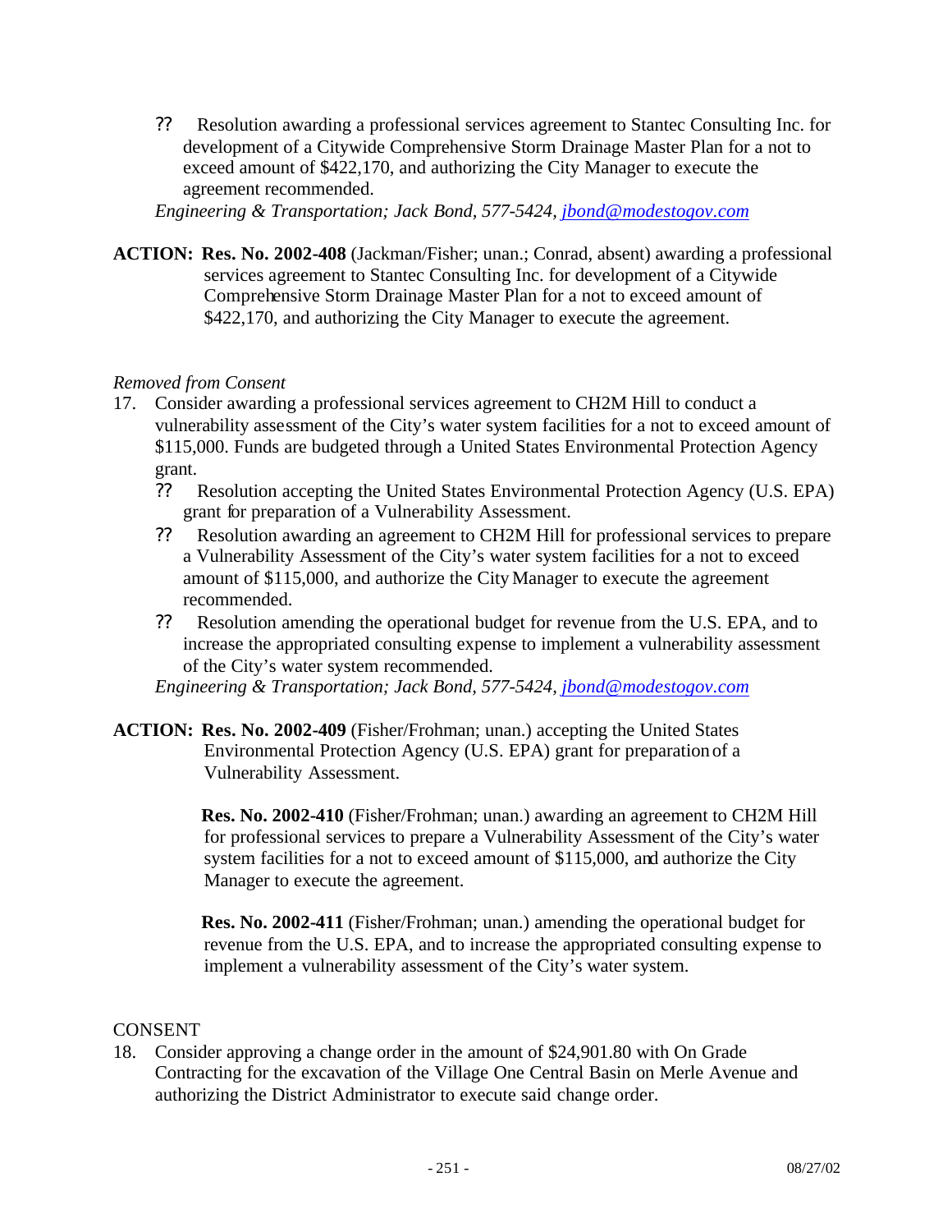?? Resolution awarding a professional services agreement to Stantec Consulting Inc. for development of a Citywide Comprehensive Storm Drainage Master Plan for a not to exceed amount of $422,170, and authorizing the City Manager to execute the agreement recommended.

*Engineering & Transportation; Jack Bond, 577-5424, jbond@modestogov.com*

**ACTION: Res. No. 2002-408** (Jackman/Fisher; unan.; Conrad, absent) awarding a professional services agreement to Stantec Consulting Inc. for development of a Citywide Comprehensive Storm Drainage Master Plan for a not to exceed amount of $422,170, and authorizing the City Manager to execute the agreement.

*Removed from Consent*

17. Consider awarding a professional services agreement to CH2M Hill to conduct a vulnerability assessment of the City's water system facilities for a not to exceed amount of $115,000. Funds are budgeted through a United States Environmental Protection Agency grant.
    - ?? Resolution accepting the United States Environmental Protection Agency (U.S. EPA) grant for preparation of a Vulnerability Assessment.
    - ?? Resolution awarding an agreement to CH2M Hill for professional services to prepare a Vulnerability Assessment of the City's water system facilities for a not to exceed amount of $115,000, and authorize the City Manager to execute the agreement recommended.
    - ?? Resolution amending the operational budget for revenue from the U.S. EPA, and to increase the appropriated consulting expense to implement a vulnerability assessment of the City's water system recommended.

    *Engineering & Transportation; Jack Bond, 577-5424, jbond@modestogov.com*

**ACTION: Res. No. 2002-409** (Fisher/Frohman; unan.) accepting the United States Environmental Protection Agency (U.S. EPA) grant for preparation of a Vulnerability Assessment.

**Res. No. 2002-410** (Fisher/Frohman; unan.) awarding an agreement to CH2M Hill for professional services to prepare a Vulnerability Assessment of the City's water system facilities for a not to exceed amount of $115,000, and authorize the City Manager to execute the agreement.

**Res. No. 2002-411** (Fisher/Frohman; unan.) amending the operational budget for revenue from the U.S. EPA, and to increase the appropriated consulting expense to implement a vulnerability assessment of the City's water system.

CONSENT

18. Consider approving a change order in the amount of $24,901.80 with On Grade Contracting for the excavation of the Village One Central Basin on Merle Avenue and authorizing the District Administrator to execute said change order.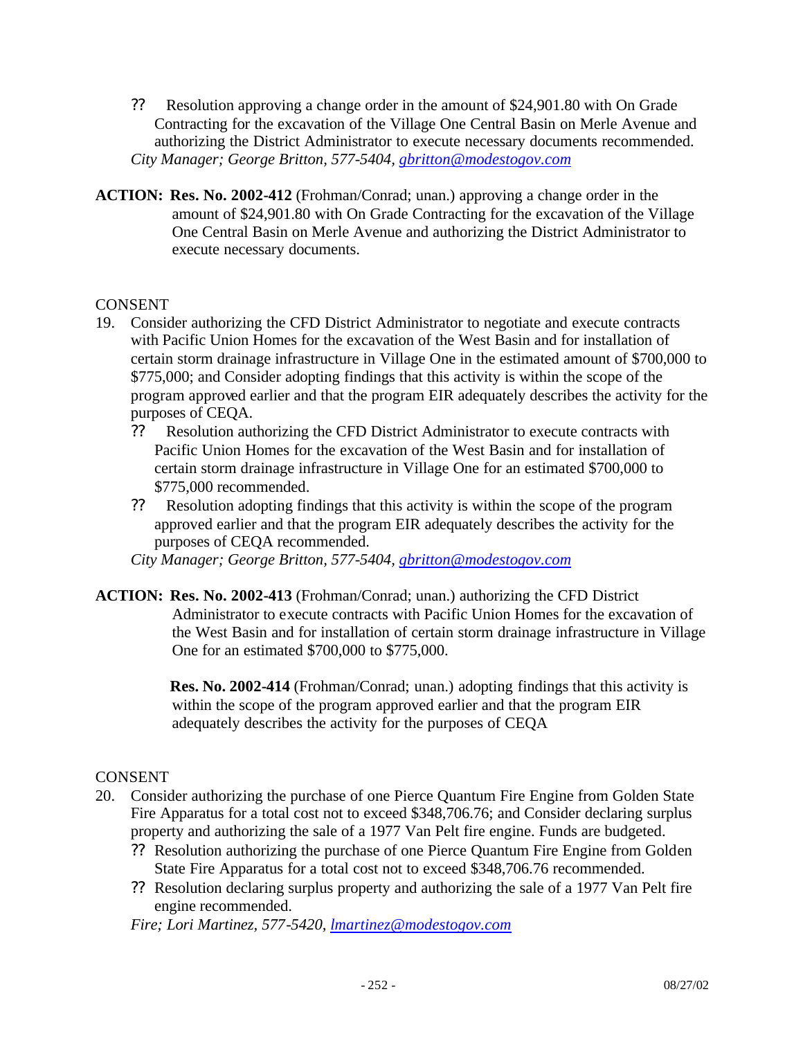?? Resolution approving a change order in the amount of $24,901.80 with On Grade Contracting for the excavation of the Village One Central Basin on Merle Avenue and authorizing the District Administrator to execute necessary documents recommended.
*City Manager; George Britton, 577-5404, gbritton@modestogov.com*

**ACTION: Res. No. 2002-412** (Frohman/Conrad; unan.) approving a change order in the amount of $24,901.80 with On Grade Contracting for the excavation of the Village One Central Basin on Merle Avenue and authorizing the District Administrator to execute necessary documents.

CONSENT

19. Consider authorizing the CFD District Administrator to negotiate and execute contracts with Pacific Union Homes for the excavation of the West Basin and for installation of certain storm drainage infrastructure in Village One in the estimated amount of $700,000 to $775,000; and Consider adopting findings that this activity is within the scope of the program approved earlier and that the program EIR adequately describes the activity for the purposes of CEQA.
    - ?? Resolution authorizing the CFD District Administrator to execute contracts with Pacific Union Homes for the excavation of the West Basin and for installation of certain storm drainage infrastructure in Village One for an estimated $700,000 to $775,000 recommended.
    - ?? Resolution adopting findings that this activity is within the scope of the program approved earlier and that the program EIR adequately describes the activity for the purposes of CEQA recommended.

    *City Manager; George Britton, 577-5404, gbritton@modestogov.com*

**ACTION: Res. No. 2002-413** (Frohman/Conrad; unan.) authorizing the CFD District Administrator to execute contracts with Pacific Union Homes for the excavation of the West Basin and for installation of certain storm drainage infrastructure in Village One for an estimated $700,000 to $775,000.

**Res. No. 2002-414** (Frohman/Conrad; unan.) adopting findings that this activity is within the scope of the program approved earlier and that the program EIR adequately describes the activity for the purposes of CEQA

CONSENT

20. Consider authorizing the purchase of one Pierce Quantum Fire Engine from Golden State Fire Apparatus for a total cost not to exceed $348,706.76; and Consider declaring surplus property and authorizing the sale of a 1977 Van Pelt fire engine. Funds are budgeted.
    - ?? Resolution authorizing the purchase of one Pierce Quantum Fire Engine from Golden State Fire Apparatus for a total cost not to exceed $348,706.76 recommended.
    - ?? Resolution declaring surplus property and authorizing the sale of a 1977 Van Pelt fire engine recommended.

    *Fire; Lori Martinez, 577-5420, lmartinez@modestogov.com*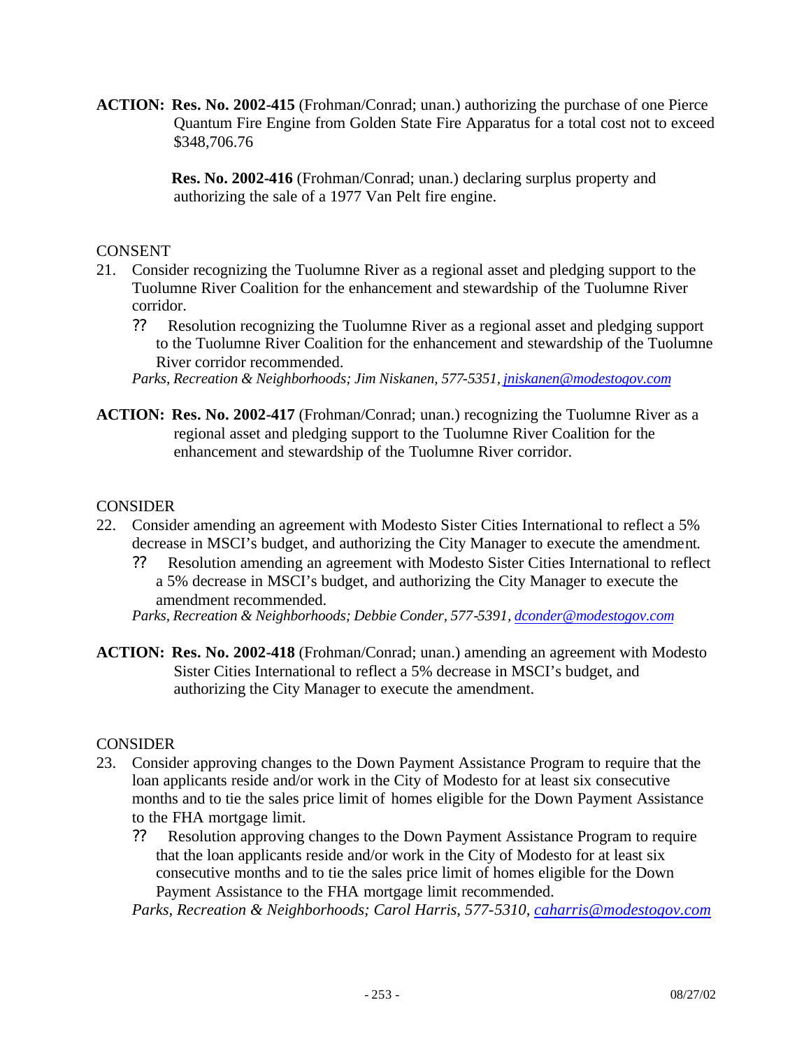**ACTION: Res. No. 2002-415** (Frohman/Conrad; unan.) authorizing the purchase of one Pierce Quantum Fire Engine from Golden State Fire Apparatus for a total cost not to exceed $348,706.76

**Res. No. 2002-416** (Frohman/Conrad; unan.) declaring surplus property and authorizing the sale of a 1977 Van Pelt fire engine.

CONSENT

21. Consider recognizing the Tuolumne River as a regional asset and pledging support to the Tuolumne River Coalition for the enhancement and stewardship of the Tuolumne River corridor.
    - Resolution recognizing the Tuolumne River as a regional asset and pledging support to the Tuolumne River Coalition for the enhancement and stewardship of the Tuolumne River corridor recommended.

    *Parks, Recreation & Neighborhoods; Jim Niskanen, 577-5351, jniskanen@modestogov.com*

**ACTION: Res. No. 2002-417** (Frohman/Conrad; unan.) recognizing the Tuolumne River as a regional asset and pledging support to the Tuolumne River Coalition for the enhancement and stewardship of the Tuolumne River corridor.

CONSIDER

22. Consider amending an agreement with Modesto Sister Cities International to reflect a 5% decrease in MSCI's budget, and authorizing the City Manager to execute the amendment.
    - Resolution amending an agreement with Modesto Sister Cities International to reflect a 5% decrease in MSCI's budget, and authorizing the City Manager to execute the amendment recommended.

    *Parks, Recreation & Neighborhoods; Debbie Conder, 577-5391, dconder@modestogov.com*

**ACTION: Res. No. 2002-418** (Frohman/Conrad; unan.) amending an agreement with Modesto Sister Cities International to reflect a 5% decrease in MSCI's budget, and authorizing the City Manager to execute the amendment.

CONSIDER

23. Consider approving changes to the Down Payment Assistance Program to require that the loan applicants reside and/or work in the City of Modesto for at least six consecutive months and to tie the sales price limit of homes eligible for the Down Payment Assistance to the FHA mortgage limit.
    - Resolution approving changes to the Down Payment Assistance Program to require that the loan applicants reside and/or work in the City of Modesto for at least six consecutive months and to tie the sales price limit of homes eligible for the Down Payment Assistance to the FHA mortgage limit recommended.

    *Parks, Recreation & Neighborhoods; Carol Harris, 577-5310, caharris@modestogov.com*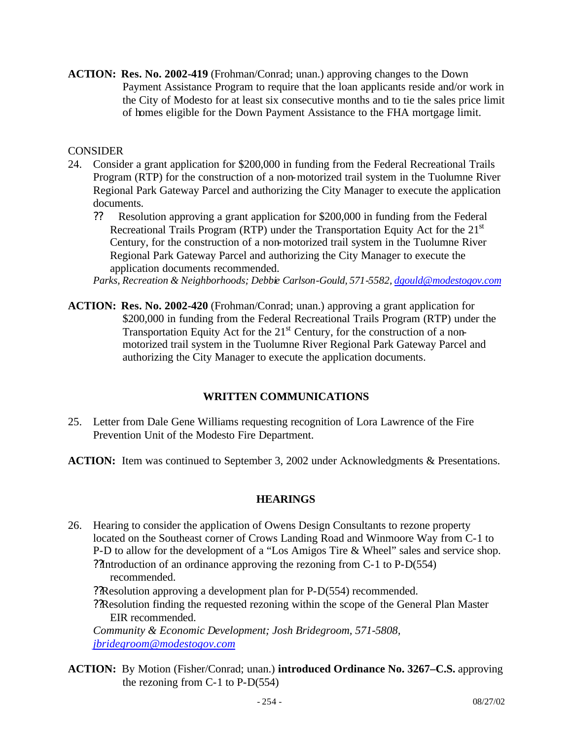**ACTION: Res. No. 2002-419** (Frohman/Conrad; unan.) approving changes to the Down Payment Assistance Program to require that the loan applicants reside and/or work in the City of Modesto for at least six consecutive months and to tie the sales price limit of homes eligible for the Down Payment Assistance to the FHA mortgage limit.

CONSIDER

24. Consider a grant application for $200,000 in funding from the Federal Recreational Trails Program (RTP) for the construction of a non-motorized trail system in the Tuolumne River Regional Park Gateway Parcel and authorizing the City Manager to execute the application documents.
    - Resolution approving a grant application for $200,000 in funding from the Federal Recreational Trails Program (RTP) under the Transportation Equity Act for the 21st Century, for the construction of a non-motorized trail system in the Tuolumne River Regional Park Gateway Parcel and authorizing the City Manager to execute the application documents recommended.

    *Parks, Recreation & Neighborhoods; Debbie Carlson-Gould, 571-5582, dgould@modestogov.com*

**ACTION: Res. No. 2002-420** (Frohman/Conrad; unan.) approving a grant application for $200,000 in funding from the Federal Recreational Trails Program (RTP) under the Transportation Equity Act for the 21st Century, for the construction of a non-motorized trail system in the Tuolumne River Regional Park Gateway Parcel and authorizing the City Manager to execute the application documents.

## WRITTEN COMMUNICATIONS

25. Letter from Dale Gene Williams requesting recognition of Lora Lawrence of the Fire Prevention Unit of the Modesto Fire Department.

**ACTION:** Item was continued to September 3, 2002 under Acknowledgments & Presentations.

## HEARINGS

26. Hearing to consider the application of Owens Design Consultants to rezone property located on the Southeast corner of Crows Landing Road and Winmoore Way from C-1 to P-D to allow for the development of a "Los Amigos Tire & Wheel" sales and service shop.
    - Introduction of an ordinance approving the rezoning from C-1 to P-D(554) recommended.
    - Resolution approving a development plan for P-D(554) recommended.
    - Resolution finding the requested rezoning within the scope of the General Plan Master EIR recommended.

    *Community & Economic Development; Josh Bridegroom, 571-5808, jbridegroom@modestogov.com*

**ACTION:** By Motion (Fisher/Conrad; unan.) **introduced Ordinance No. 3267–C.S.** approving the rezoning from C-1 to P-D(554)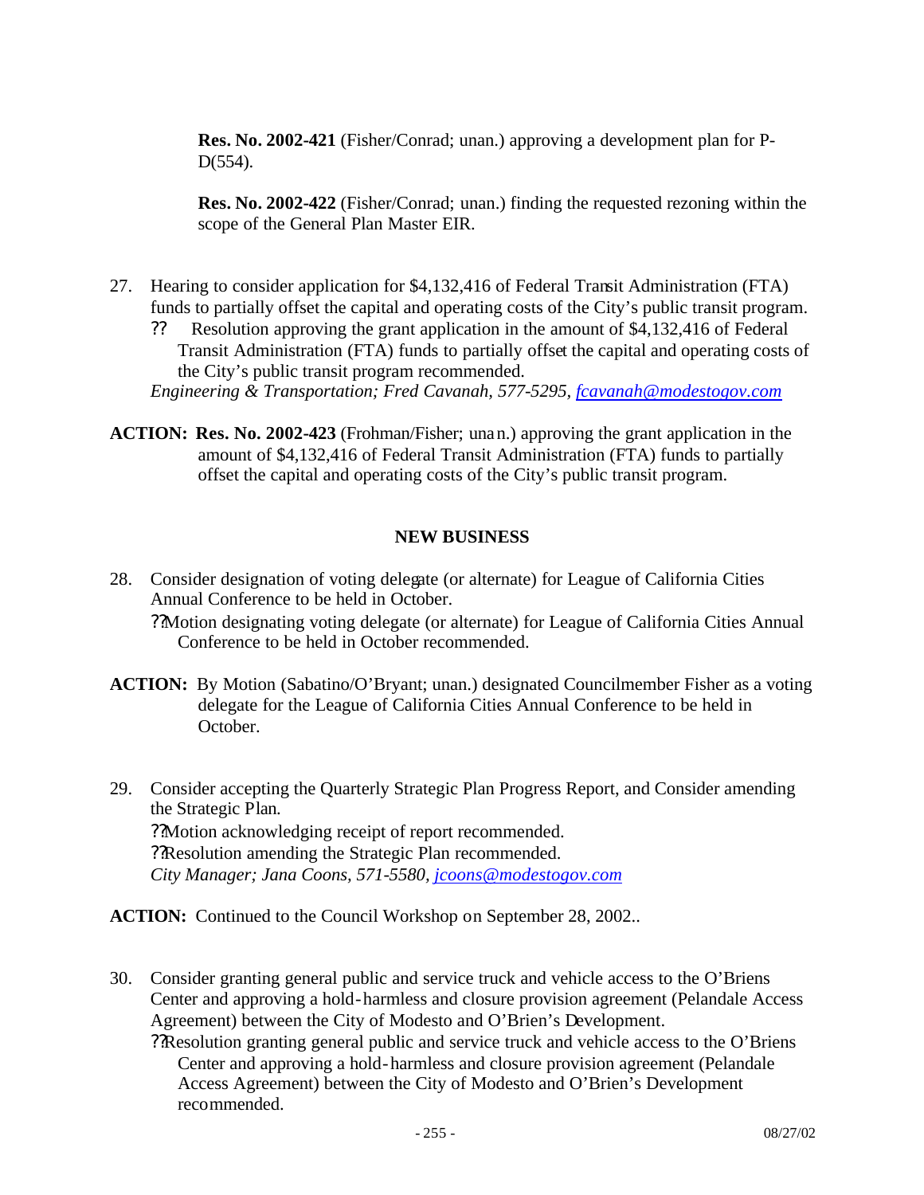**Res. No. 2002-421** (Fisher/Conrad; unan.) approving a development plan for P-D(554).

**Res. No. 2002-422** (Fisher/Conrad; unan.) finding the requested rezoning within the scope of the General Plan Master EIR.

27. Hearing to consider application for $4,132,416 of Federal Transit Administration (FTA) funds to partially offset the capital and operating costs of the City's public transit program.
    - Resolution approving the grant application in the amount of $4,132,416 of Federal Transit Administration (FTA) funds to partially offset the capital and operating costs of the City's public transit program recommended.

    *Engineering & Transportation; Fred Cavanah, 577-5295, fcavanah@modestogov.com*

**ACTION:** **Res. No. 2002-423** (Frohman/Fisher; unan.) approving the grant application in the amount of $4,132,416 of Federal Transit Administration (FTA) funds to partially offset the capital and operating costs of the City's public transit program.

## NEW BUSINESS

28. Consider designation of voting delegate (or alternate) for League of California Cities Annual Conference to be held in October.
    - Motion designating voting delegate (or alternate) for League of California Cities Annual Conference to be held in October recommended.

**ACTION:** By Motion (Sabatino/O'Bryant; unan.) designated Councilmember Fisher as a voting delegate for the League of California Cities Annual Conference to be held in October.

29. Consider accepting the Quarterly Strategic Plan Progress Report, and Consider amending the Strategic Plan.
    - Motion acknowledging receipt of report recommended.
    - Resolution amending the Strategic Plan recommended.

    *City Manager; Jana Coons, 571-5580, jcoons@modestogov.com*

**ACTION:** Continued to the Council Workshop on September 28, 2002..

30. Consider granting general public and service truck and vehicle access to the O'Briens Center and approving a hold-harmless and closure provision agreement (Pelandale Access Agreement) between the City of Modesto and O'Brien's Development.
    - Resolution granting general public and service truck and vehicle access to the O'Briens Center and approving a hold-harmless and closure provision agreement (Pelandale Access Agreement) between the City of Modesto and O'Brien's Development recommended.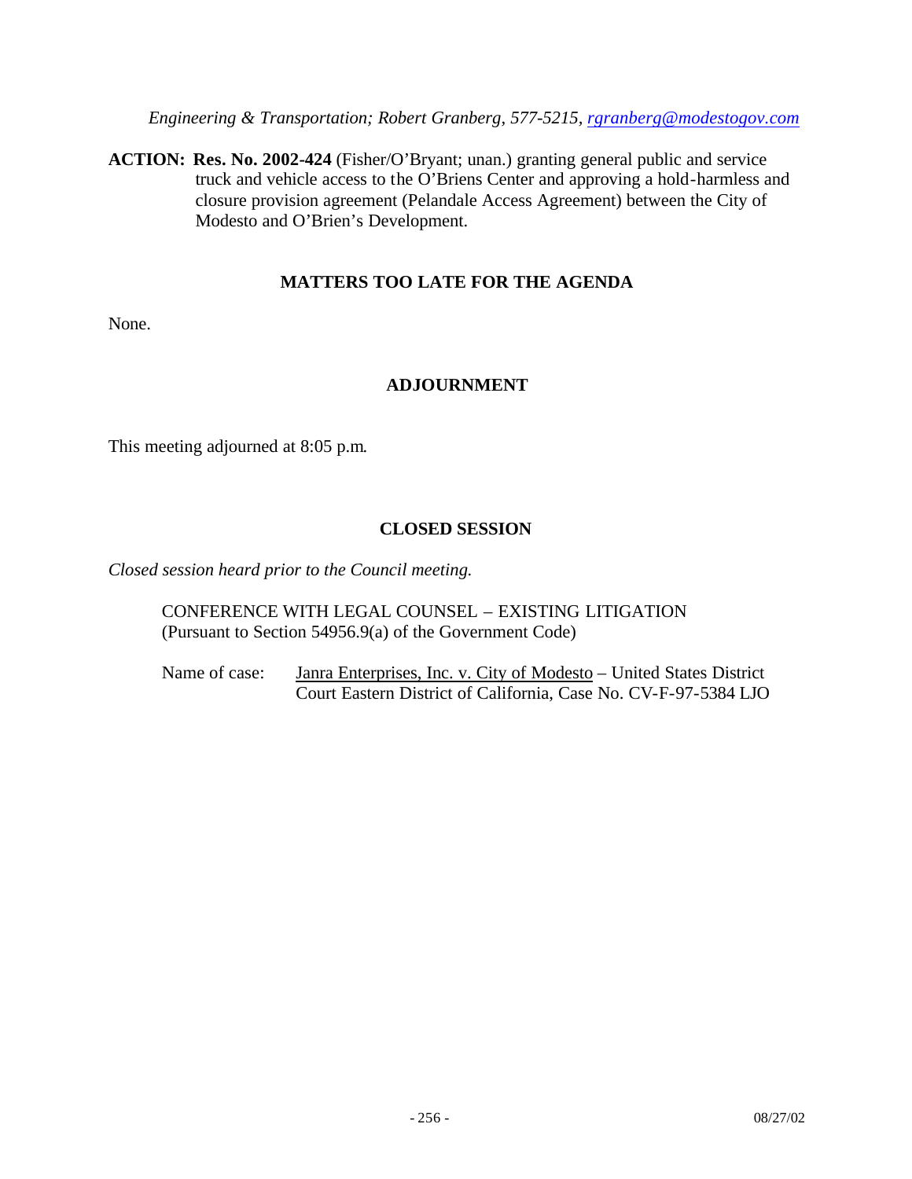*Engineering & Transportation; Robert Granberg, 577-5215, rgranberg@modestogov.com*

**ACTION: Res. No. 2002-424** (Fisher/O'Bryant; unan.) granting general public and service truck and vehicle access to the O'Briens Center and approving a hold-harmless and closure provision agreement (Pelandale Access Agreement) between the City of Modesto and O'Brien's Development.

## MATTERS TOO LATE FOR THE AGENDA

None.

## ADJOURNMENT

This meeting adjourned at 8:05 p.m.

## CLOSED SESSION

*Closed session heard prior to the Council meeting.*

CONFERENCE WITH LEGAL COUNSEL – EXISTING LITIGATION
(Pursuant to Section 54956.9(a) of the Government Code)

Name of case: Janra Enterprises, Inc. v. City of Modesto – United States District Court Eastern District of California, Case No. CV-F-97-5384 LJO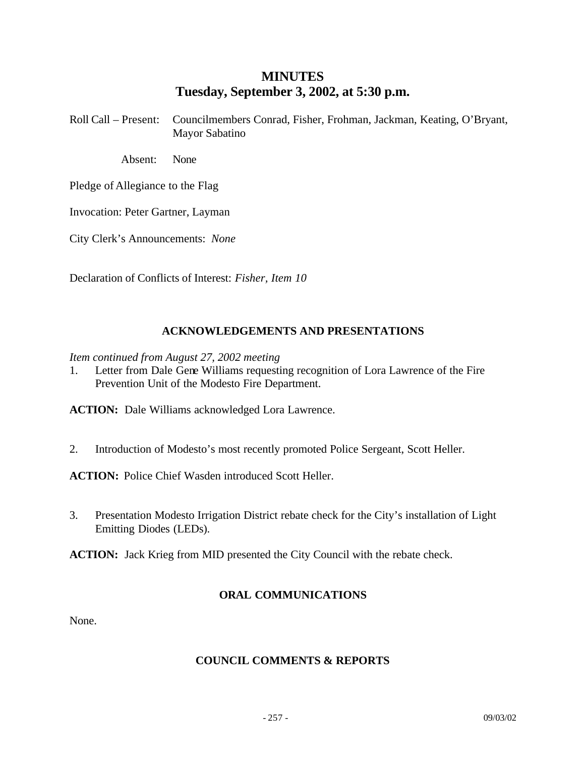# MINUTES
## Tuesday, September 3, 2002, at 5:30 p.m.

Roll Call – Present: Councilmembers Conrad, Fisher, Frohman, Jackman, Keating, O'Bryant, Mayor Sabatino

Absent: None

Pledge of Allegiance to the Flag

Invocation: Peter Gartner, Layman

City Clerk's Announcements: *None*

Declaration of Conflicts of Interest: *Fisher, Item 10*

### ACKNOWLEDGEMENTS AND PRESENTATIONS

*Item continued from August 27, 2002 meeting*

1. Letter from Dale Gene Williams requesting recognition of Lora Lawrence of the Fire Prevention Unit of the Modesto Fire Department.

**ACTION:** Dale Williams acknowledged Lora Lawrence.

2. Introduction of Modesto's most recently promoted Police Sergeant, Scott Heller.

**ACTION:** Police Chief Wasden introduced Scott Heller.

3. Presentation Modesto Irrigation District rebate check for the City's installation of Light Emitting Diodes (LEDs).

**ACTION:** Jack Krieg from MID presented the City Council with the rebate check.

### ORAL COMMUNICATIONS

None.

### COUNCIL COMMENTS & REPORTS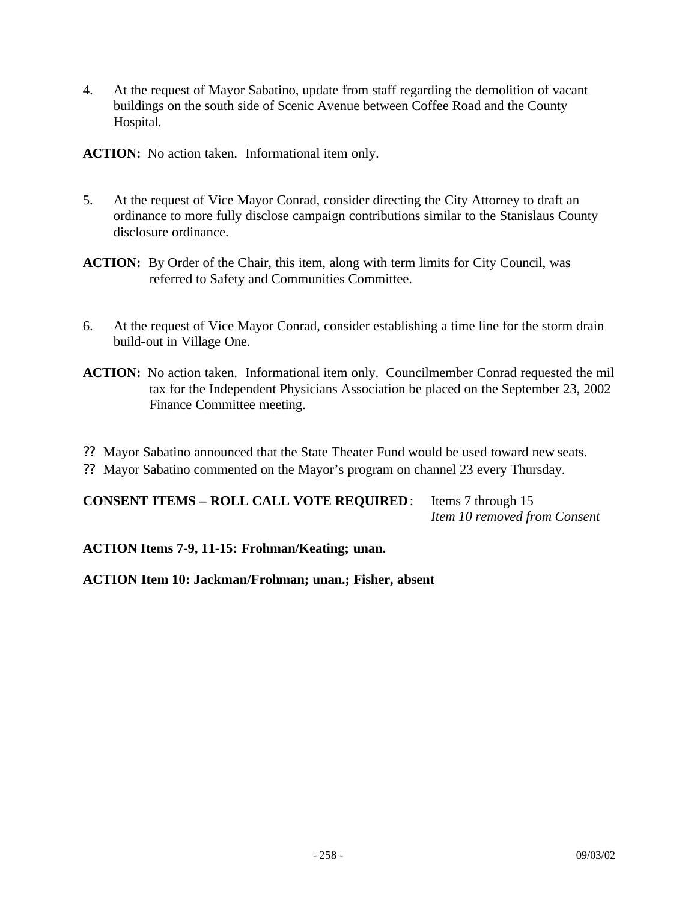4. At the request of Mayor Sabatino, update from staff regarding the demolition of vacant buildings on the south side of Scenic Avenue between Coffee Road and the County Hospital.

**ACTION:** No action taken. Informational item only.

5. At the request of Vice Mayor Conrad, consider directing the City Attorney to draft an ordinance to more fully disclose campaign contributions similar to the Stanislaus County disclosure ordinance.

**ACTION:** By Order of the Chair, this item, along with term limits for City Council, was referred to Safety and Communities Committee.

6. At the request of Vice Mayor Conrad, consider establishing a time line for the storm drain build-out in Village One.

**ACTION:** No action taken. Informational item only. Councilmember Conrad requested the mil tax for the Independent Physicians Association be placed on the September 23, 2002 Finance Committee meeting.

?? Mayor Sabatino announced that the State Theater Fund would be used toward new seats.
?? Mayor Sabatino commented on the Mayor's program on channel 23 every Thursday.

**CONSENT ITEMS – ROLL CALL VOTE REQUIRED**: Items 7 through 15
*Item 10 removed from Consent*

**ACTION Items 7-9, 11-15: Frohman/Keating; unan.**

**ACTION Item 10: Jackman/Frohman; unan.; Fisher, absent**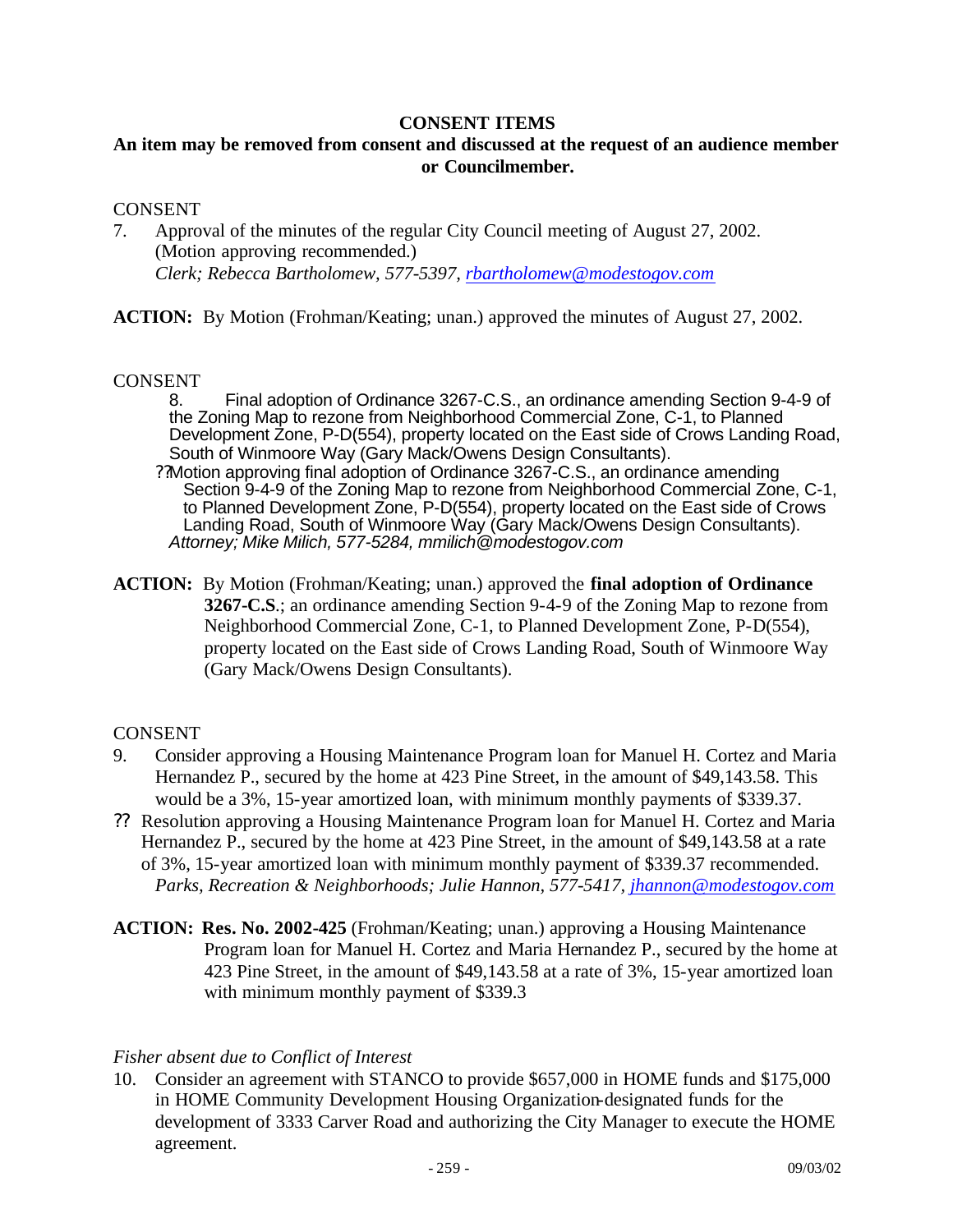**CONSENT ITEMS**

**An item may be removed from consent and discussed at the request of an audience member or Councilmember.**

CONSENT

7. Approval of the minutes of the regular City Council meeting of August 27, 2002. (Motion approving recommended.)
   *Clerk; Rebecca Bartholomew, 577-5397, rbartholomew@modestogov.com*

**ACTION:** By Motion (Frohman/Keating; unan.) approved the minutes of August 27, 2002.

CONSENT

8. Final adoption of Ordinance 3267-C.S., an ordinance amending Section 9-4-9 of the Zoning Map to rezone from Neighborhood Commercial Zone, C-1, to Planned Development Zone, P-D(554), property located on the East side of Crows Landing Road, South of Winmoore Way (Gary Mack/Owens Design Consultants).

?? Motion approving final adoption of Ordinance 3267-C.S., an ordinance amending Section 9-4-9 of the Zoning Map to rezone from Neighborhood Commercial Zone, C-1, to Planned Development Zone, P-D(554), property located on the East side of Crows Landing Road, South of Winmoore Way (Gary Mack/Owens Design Consultants).
*Attorney; Mike Milich, 577-5284, mmilich@modestogov.com*

**ACTION:** By Motion (Frohman/Keating; unan.) approved the **final adoption of Ordinance 3267-C.S**.; an ordinance amending Section 9-4-9 of the Zoning Map to rezone from Neighborhood Commercial Zone, C-1, to Planned Development Zone, P-D(554), property located on the East side of Crows Landing Road, South of Winmoore Way (Gary Mack/Owens Design Consultants).

CONSENT

9. Consider approving a Housing Maintenance Program loan for Manuel H. Cortez and Maria Hernandez P., secured by the home at 423 Pine Street, in the amount of $49,143.58. This would be a 3%, 15-year amortized loan, with minimum monthly payments of $339.37.

?? Resolution approving a Housing Maintenance Program loan for Manuel H. Cortez and Maria Hernandez P., secured by the home at 423 Pine Street, in the amount of $49,143.58 at a rate of 3%, 15-year amortized loan with minimum monthly payment of $339.37 recommended.
*Parks, Recreation & Neighborhoods; Julie Hannon, 577-5417, jhannon@modestogov.com*

**ACTION: Res. No. 2002-425** (Frohman/Keating; unan.) approving a Housing Maintenance Program loan for Manuel H. Cortez and Maria Hernandez P., secured by the home at 423 Pine Street, in the amount of $49,143.58 at a rate of 3%, 15-year amortized loan with minimum monthly payment of $339.3

*Fisher absent due to Conflict of Interest*

10. Consider an agreement with STANCO to provide $657,000 in HOME funds and $175,000 in HOME Community Development Housing Organization-designated funds for the development of 3333 Carver Road and authorizing the City Manager to execute the HOME agreement.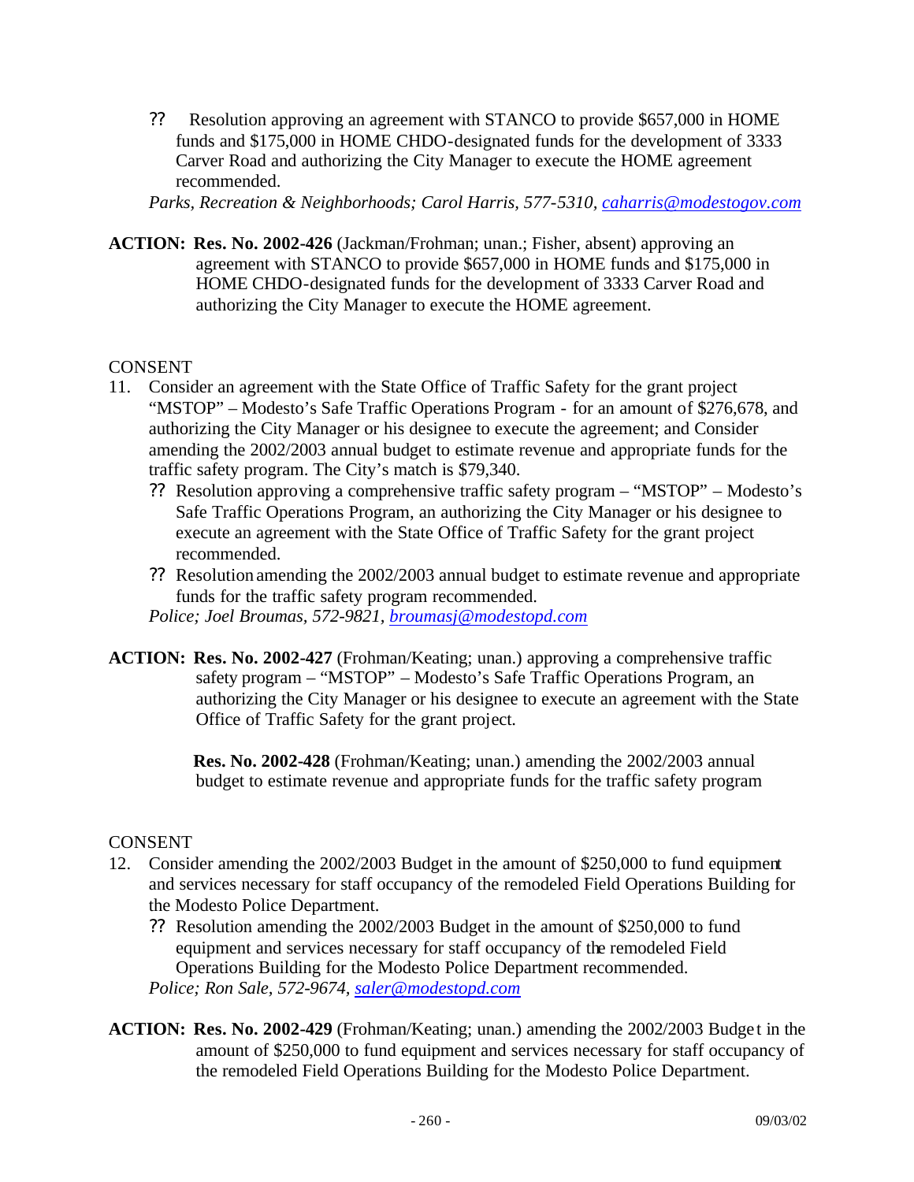?? Resolution approving an agreement with STANCO to provide $657,000 in HOME funds and $175,000 in HOME CHDO-designated funds for the development of 3333 Carver Road and authorizing the City Manager to execute the HOME agreement recommended.

*Parks, Recreation & Neighborhoods; Carol Harris, 577-5310, caharris@modestogov.com*

**ACTION: Res. No. 2002-426** (Jackman/Frohman; unan.; Fisher, absent) approving an agreement with STANCO to provide $657,000 in HOME funds and $175,000 in HOME CHDO-designated funds for the development of 3333 Carver Road and authorizing the City Manager to execute the HOME agreement.

CONSENT

11. Consider an agreement with the State Office of Traffic Safety for the grant project "MSTOP" – Modesto's Safe Traffic Operations Program - for an amount of $276,678, and authorizing the City Manager or his designee to execute the agreement; and Consider amending the 2002/2003 annual budget to estimate revenue and appropriate funds for the traffic safety program. The City's match is $79,340.
    - ?? Resolution approving a comprehensive traffic safety program – "MSTOP" – Modesto's Safe Traffic Operations Program, an authorizing the City Manager or his designee to execute an agreement with the State Office of Traffic Safety for the grant project recommended.
    - ?? Resolution amending the 2002/2003 annual budget to estimate revenue and appropriate funds for the traffic safety program recommended.

    *Police; Joel Broumas, 572-9821, broumasj@modestopd.com*

**ACTION: Res. No. 2002-427** (Frohman/Keating; unan.) approving a comprehensive traffic safety program – "MSTOP" – Modesto's Safe Traffic Operations Program, an authorizing the City Manager or his designee to execute an agreement with the State Office of Traffic Safety for the grant project.

**Res. No. 2002-428** (Frohman/Keating; unan.) amending the 2002/2003 annual budget to estimate revenue and appropriate funds for the traffic safety program

CONSENT

12. Consider amending the 2002/2003 Budget in the amount of $250,000 to fund equipment and services necessary for staff occupancy of the remodeled Field Operations Building for the Modesto Police Department.
    - ?? Resolution amending the 2002/2003 Budget in the amount of $250,000 to fund equipment and services necessary for staff occupancy of the remodeled Field Operations Building for the Modesto Police Department recommended.

    *Police; Ron Sale, 572-9674, saler@modestopd.com*

**ACTION: Res. No. 2002-429** (Frohman/Keating; unan.) amending the 2002/2003 Budget in the amount of $250,000 to fund equipment and services necessary for staff occupancy of the remodeled Field Operations Building for the Modesto Police Department.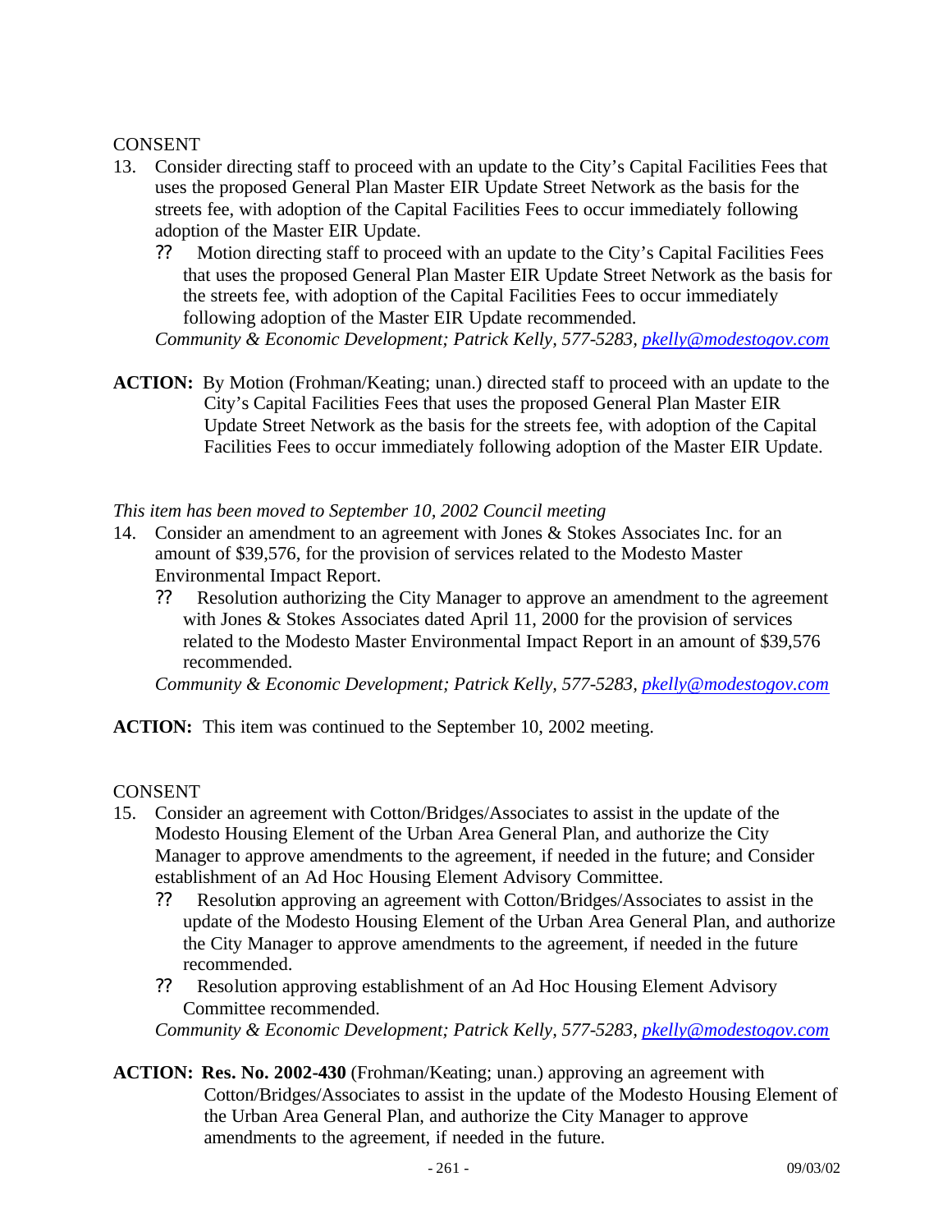CONSENT

13. Consider directing staff to proceed with an update to the City's Capital Facilities Fees that uses the proposed General Plan Master EIR Update Street Network as the basis for the streets fee, with adoption of the Capital Facilities Fees to occur immediately following adoption of the Master EIR Update.
    - ?? Motion directing staff to proceed with an update to the City's Capital Facilities Fees that uses the proposed General Plan Master EIR Update Street Network as the basis for the streets fee, with adoption of the Capital Facilities Fees to occur immediately following adoption of the Master EIR Update recommended.

    *Community & Economic Development; Patrick Kelly, 577-5283, pkelly@modestogov.com*

**ACTION:** By Motion (Frohman/Keating; unan.) directed staff to proceed with an update to the City's Capital Facilities Fees that uses the proposed General Plan Master EIR Update Street Network as the basis for the streets fee, with adoption of the Capital Facilities Fees to occur immediately following adoption of the Master EIR Update.

*This item has been moved to September 10, 2002 Council meeting*

14. Consider an amendment to an agreement with Jones & Stokes Associates Inc. for an amount of $39,576, for the provision of services related to the Modesto Master Environmental Impact Report.
    - ?? Resolution authorizing the City Manager to approve an amendment to the agreement with Jones & Stokes Associates dated April 11, 2000 for the provision of services related to the Modesto Master Environmental Impact Report in an amount of $39,576 recommended.

    *Community & Economic Development; Patrick Kelly, 577-5283, pkelly@modestogov.com*

**ACTION:** This item was continued to the September 10, 2002 meeting.

CONSENT

15. Consider an agreement with Cotton/Bridges/Associates to assist in the update of the Modesto Housing Element of the Urban Area General Plan, and authorize the City Manager to approve amendments to the agreement, if needed in the future; and Consider establishment of an Ad Hoc Housing Element Advisory Committee.
    - ?? Resolution approving an agreement with Cotton/Bridges/Associates to assist in the update of the Modesto Housing Element of the Urban Area General Plan, and authorize the City Manager to approve amendments to the agreement, if needed in the future recommended.
    - ?? Resolution approving establishment of an Ad Hoc Housing Element Advisory Committee recommended.

    *Community & Economic Development; Patrick Kelly, 577-5283, pkelly@modestogov.com*

**ACTION:** **Res. No. 2002-430** (Frohman/Keating; unan.) approving an agreement with Cotton/Bridges/Associates to assist in the update of the Modesto Housing Element of the Urban Area General Plan, and authorize the City Manager to approve amendments to the agreement, if needed in the future.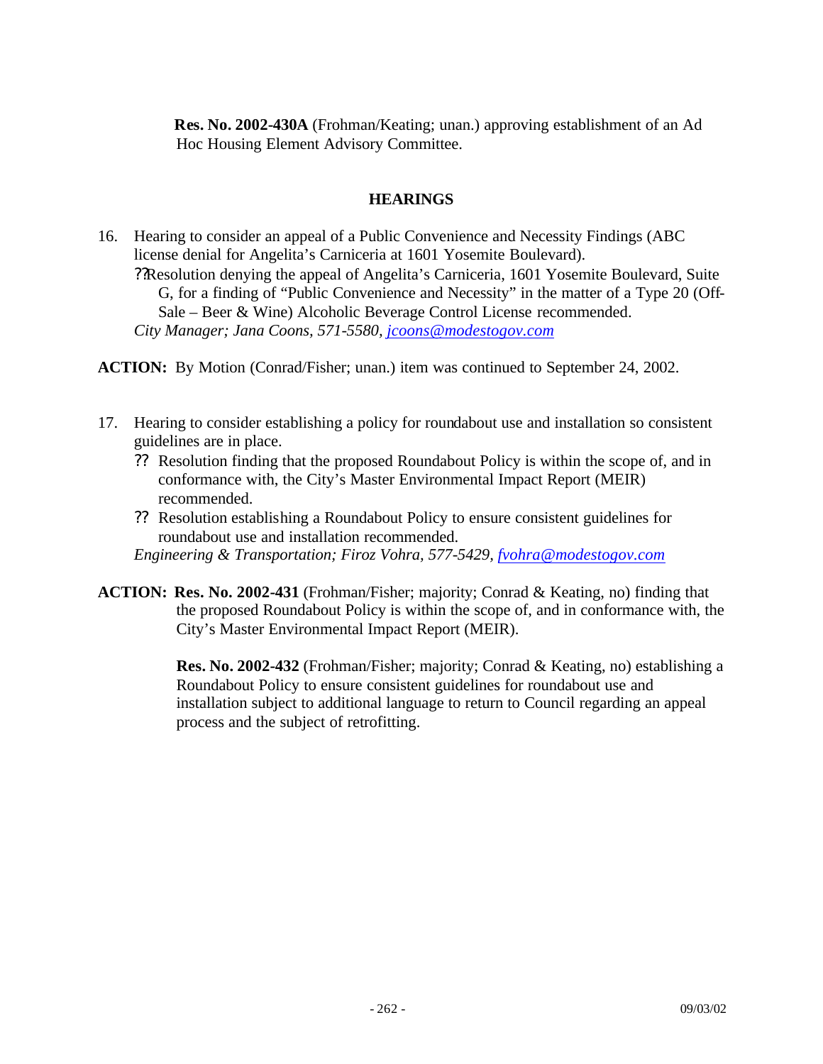**Res. No. 2002-430A** (Frohman/Keating; unan.) approving establishment of an Ad Hoc Housing Element Advisory Committee.

## HEARINGS

16. Hearing to consider an appeal of a Public Convenience and Necessity Findings (ABC license denial for Angelita's Carniceria at 1601 Yosemite Boulevard).
    - ??Resolution denying the appeal of Angelita's Carniceria, 1601 Yosemite Boulevard, Suite G, for a finding of "Public Convenience and Necessity" in the matter of a Type 20 (Off-Sale – Beer & Wine) Alcoholic Beverage Control License recommended.

    *City Manager; Jana Coons, 571-5580, jcoons@modestogov.com*

**ACTION:** By Motion (Conrad/Fisher; unan.) item was continued to September 24, 2002.

17. Hearing to consider establishing a policy for roundabout use and installation so consistent guidelines are in place.
    - ?? Resolution finding that the proposed Roundabout Policy is within the scope of, and in conformance with, the City's Master Environmental Impact Report (MEIR) recommended.
    - ?? Resolution establishing a Roundabout Policy to ensure consistent guidelines for roundabout use and installation recommended.

    *Engineering & Transportation; Firoz Vohra, 577-5429, fvohra@modestogov.com*

**ACTION: Res. No. 2002-431** (Frohman/Fisher; majority; Conrad & Keating, no) finding that the proposed Roundabout Policy is within the scope of, and in conformance with, the City's Master Environmental Impact Report (MEIR).

**Res. No. 2002-432** (Frohman/Fisher; majority; Conrad & Keating, no) establishing a Roundabout Policy to ensure consistent guidelines for roundabout use and installation subject to additional language to return to Council regarding an appeal process and the subject of retrofitting.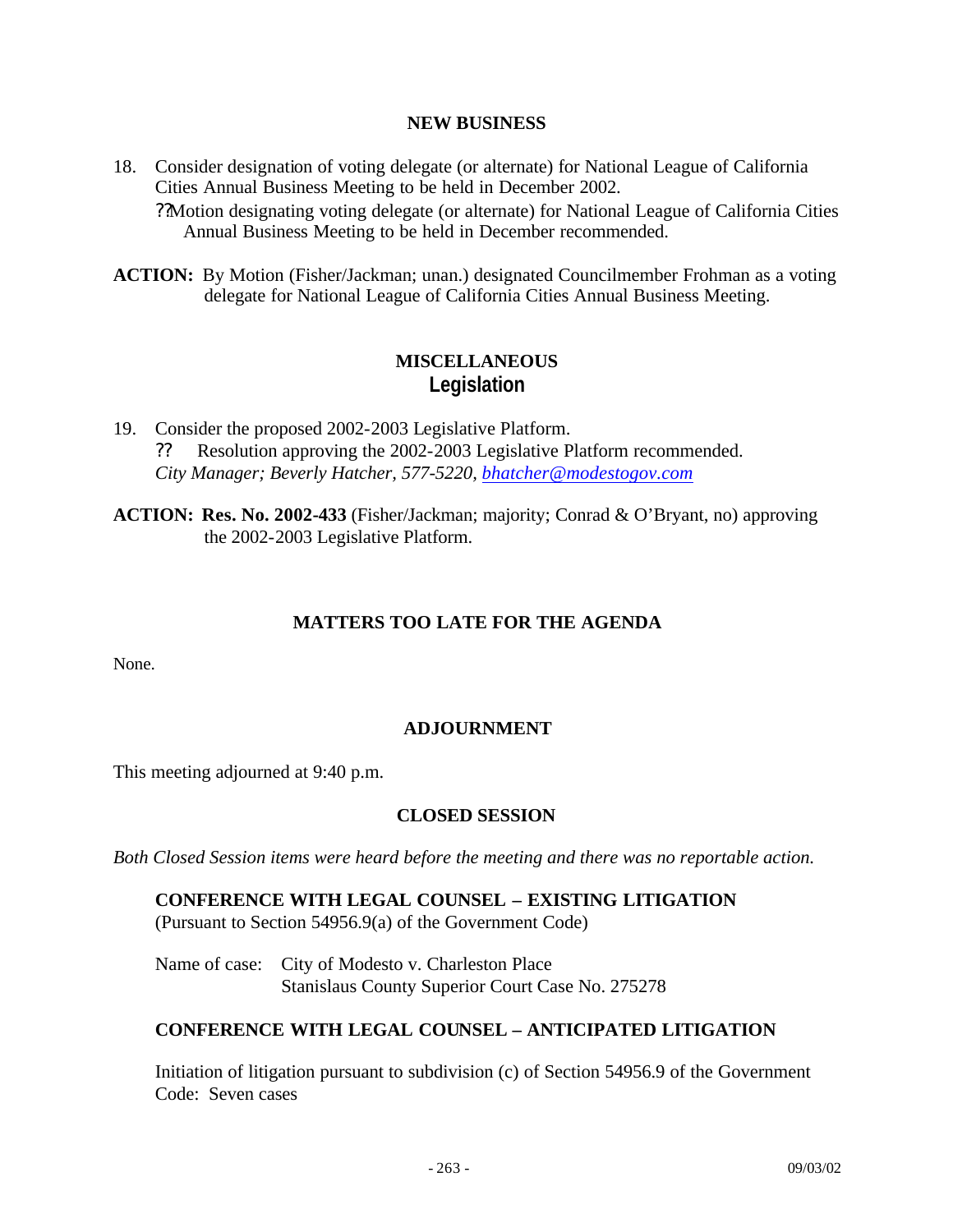## NEW BUSINESS

18. Consider designation of voting delegate (or alternate) for National League of California Cities Annual Business Meeting to be held in December 2002.
    ?? Motion designating voting delegate (or alternate) for National League of California Cities Annual Business Meeting to be held in December recommended.

**ACTION:** By Motion (Fisher/Jackman; unan.) designated Councilmember Frohman as a voting delegate for National League of California Cities Annual Business Meeting.

## MISCELLANEOUS

### Legislation

19. Consider the proposed 2002-2003 Legislative Platform.
    ?? Resolution approving the 2002-2003 Legislative Platform recommended.
    *City Manager; Beverly Hatcher, 577-5220, bhatcher@modestogov.com*

**ACTION:** **Res. No. 2002-433** (Fisher/Jackman; majority; Conrad & O'Bryant, no) approving the 2002-2003 Legislative Platform.

## MATTERS TOO LATE FOR THE AGENDA

None.

## ADJOURNMENT

This meeting adjourned at 9:40 p.m.

## CLOSED SESSION

*Both Closed Session items were heard before the meeting and there was no reportable action.*

**CONFERENCE WITH LEGAL COUNSEL – EXISTING LITIGATION**
(Pursuant to Section 54956.9(a) of the Government Code)

Name of case: City of Modesto v. Charleston Place
Stanislaus County Superior Court Case No. 275278

**CONFERENCE WITH LEGAL COUNSEL – ANTICIPATED LITIGATION**

Initiation of litigation pursuant to subdivision (c) of Section 54956.9 of the Government Code: Seven cases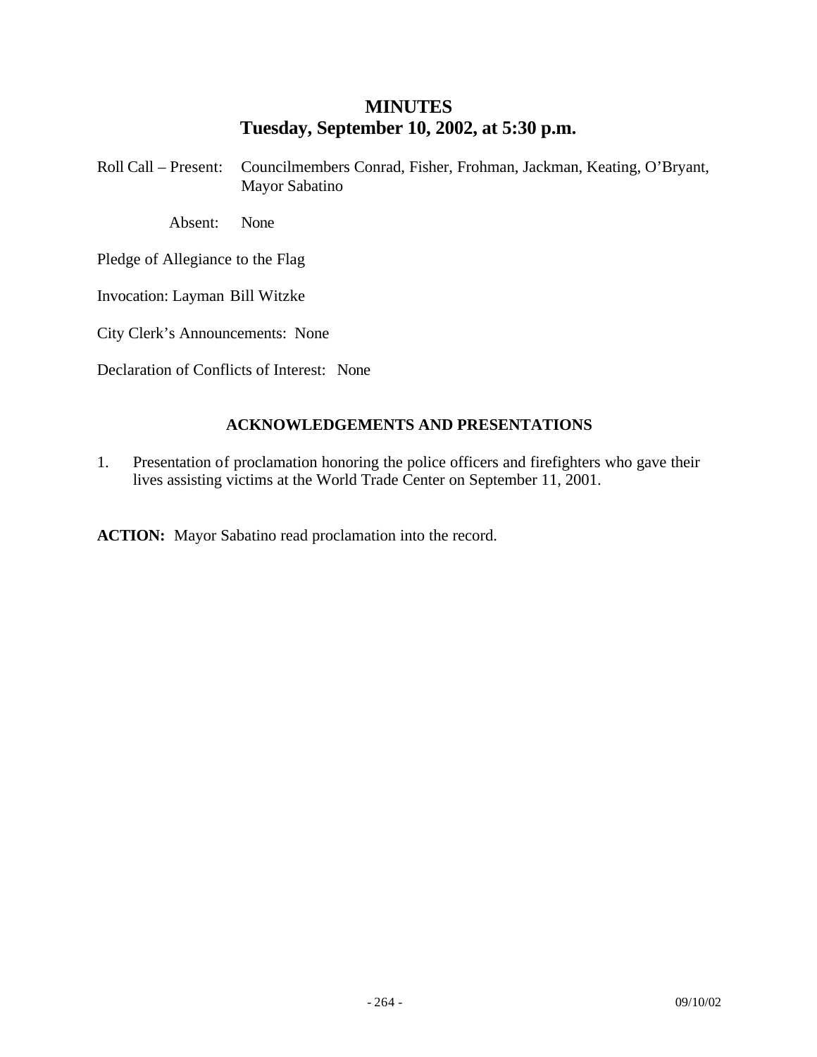# MINUTES
## Tuesday, September 10, 2002, at 5:30 p.m.

Roll Call – Present: Councilmembers Conrad, Fisher, Frohman, Jackman, Keating, O'Bryant, Mayor Sabatino

Absent: None

Pledge of Allegiance to the Flag

Invocation: Layman Bill Witzke

City Clerk's Announcements: None

Declaration of Conflicts of Interest: None

### ACKNOWLEDGEMENTS AND PRESENTATIONS

1. Presentation of proclamation honoring the police officers and firefighters who gave their lives assisting victims at the World Trade Center on September 11, 2001.

**ACTION:** Mayor Sabatino read proclamation into the record.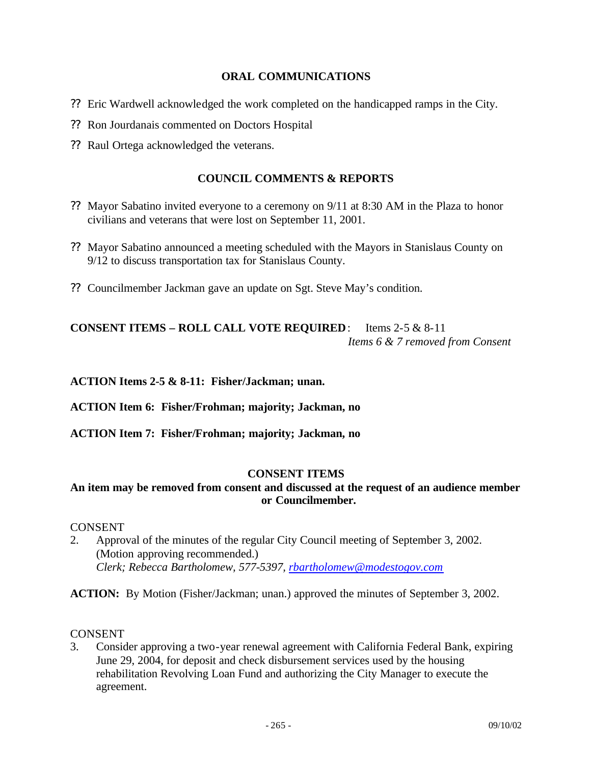## ORAL COMMUNICATIONS

?? Eric Wardwell acknowledged the work completed on the handicapped ramps in the City.

?? Ron Jourdanais commented on Doctors Hospital

?? Raul Ortega acknowledged the veterans.

## COUNCIL COMMENTS & REPORTS

?? Mayor Sabatino invited everyone to a ceremony on 9/11 at 8:30 AM in the Plaza to honor civilians and veterans that were lost on September 11, 2001.

?? Mayor Sabatino announced a meeting scheduled with the Mayors in Stanislaus County on 9/12 to discuss transportation tax for Stanislaus County.

?? Councilmember Jackman gave an update on Sgt. Steve May's condition.

**CONSENT ITEMS – ROLL CALL VOTE REQUIRED**: Items 2-5 & 8-11
*Items 6 & 7 removed from Consent*

**ACTION Items 2-5 & 8-11: Fisher/Jackman; unan.**

**ACTION Item 6: Fisher/Frohman; majority; Jackman, no**

**ACTION Item 7: Fisher/Frohman; majority; Jackman, no**

## CONSENT ITEMS

**An item may be removed from consent and discussed at the request of an audience member or Councilmember.**

CONSENT

2. Approval of the minutes of the regular City Council meeting of September 3, 2002. (Motion approving recommended.)
   *Clerk; Rebecca Bartholomew, 577-5397, rbartholomew@modestogov.com*

**ACTION:** By Motion (Fisher/Jackman; unan.) approved the minutes of September 3, 2002.

CONSENT

3. Consider approving a two-year renewal agreement with California Federal Bank, expiring June 29, 2004, for deposit and check disbursement services used by the housing rehabilitation Revolving Loan Fund and authorizing the City Manager to execute the agreement.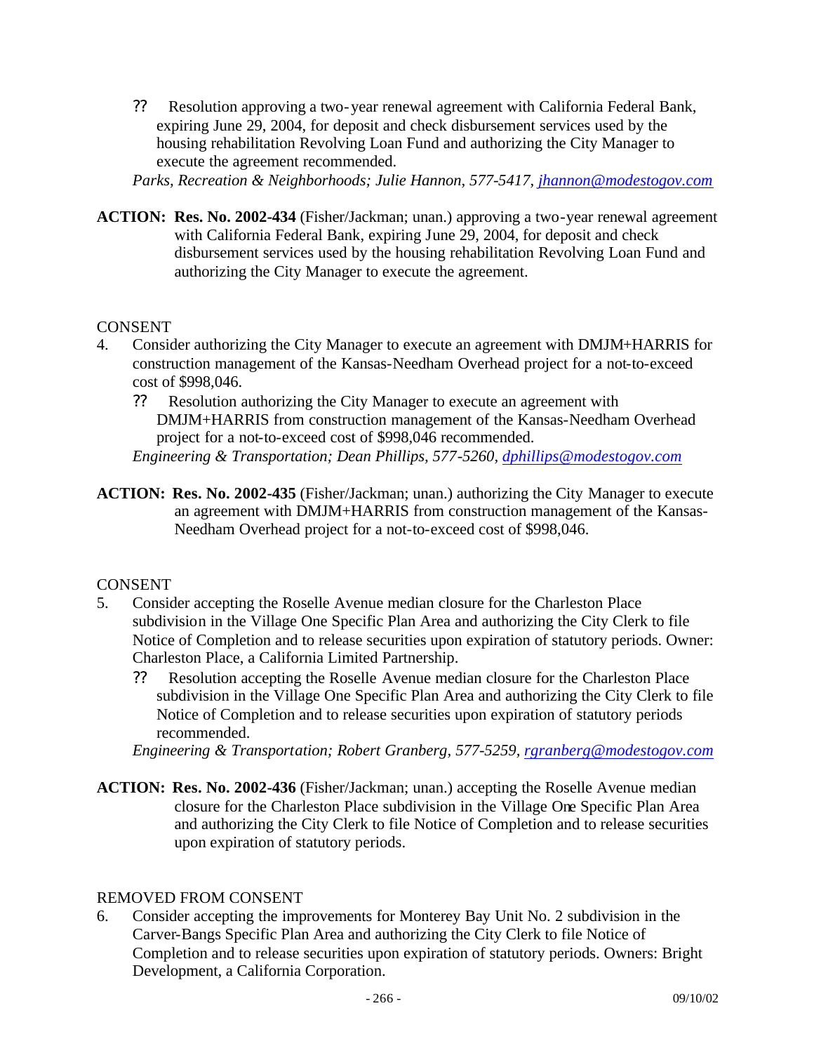?? Resolution approving a two-year renewal agreement with California Federal Bank, expiring June 29, 2004, for deposit and check disbursement services used by the housing rehabilitation Revolving Loan Fund and authorizing the City Manager to execute the agreement recommended.

*Parks, Recreation & Neighborhoods; Julie Hannon, 577-5417, jhannon@modestogov.com*

**ACTION: Res. No. 2002-434** (Fisher/Jackman; unan.) approving a two-year renewal agreement with California Federal Bank, expiring June 29, 2004, for deposit and check disbursement services used by the housing rehabilitation Revolving Loan Fund and authorizing the City Manager to execute the agreement.

CONSENT

4. Consider authorizing the City Manager to execute an agreement with DMJM+HARRIS for construction management of the Kansas-Needham Overhead project for a not-to-exceed cost of $998,046.

   ?? Resolution authorizing the City Manager to execute an agreement with DMJM+HARRIS from construction management of the Kansas-Needham Overhead project for a not-to-exceed cost of $998,046 recommended.

   *Engineering & Transportation; Dean Phillips, 577-5260, dphillips@modestogov.com*

**ACTION: Res. No. 2002-435** (Fisher/Jackman; unan.) authorizing the City Manager to execute an agreement with DMJM+HARRIS from construction management of the Kansas-Needham Overhead project for a not-to-exceed cost of $998,046.

CONSENT

5. Consider accepting the Roselle Avenue median closure for the Charleston Place subdivision in the Village One Specific Plan Area and authorizing the City Clerk to file Notice of Completion and to release securities upon expiration of statutory periods. Owner: Charleston Place, a California Limited Partnership.

   ?? Resolution accepting the Roselle Avenue median closure for the Charleston Place subdivision in the Village One Specific Plan Area and authorizing the City Clerk to file Notice of Completion and to release securities upon expiration of statutory periods recommended.

   *Engineering & Transportation; Robert Granberg, 577-5259, rgranberg@modestogov.com*

**ACTION: Res. No. 2002-436** (Fisher/Jackman; unan.) accepting the Roselle Avenue median closure for the Charleston Place subdivision in the Village One Specific Plan Area and authorizing the City Clerk to file Notice of Completion and to release securities upon expiration of statutory periods.

REMOVED FROM CONSENT

6. Consider accepting the improvements for Monterey Bay Unit No. 2 subdivision in the Carver-Bangs Specific Plan Area and authorizing the City Clerk to file Notice of Completion and to release securities upon expiration of statutory periods. Owners: Bright Development, a California Corporation.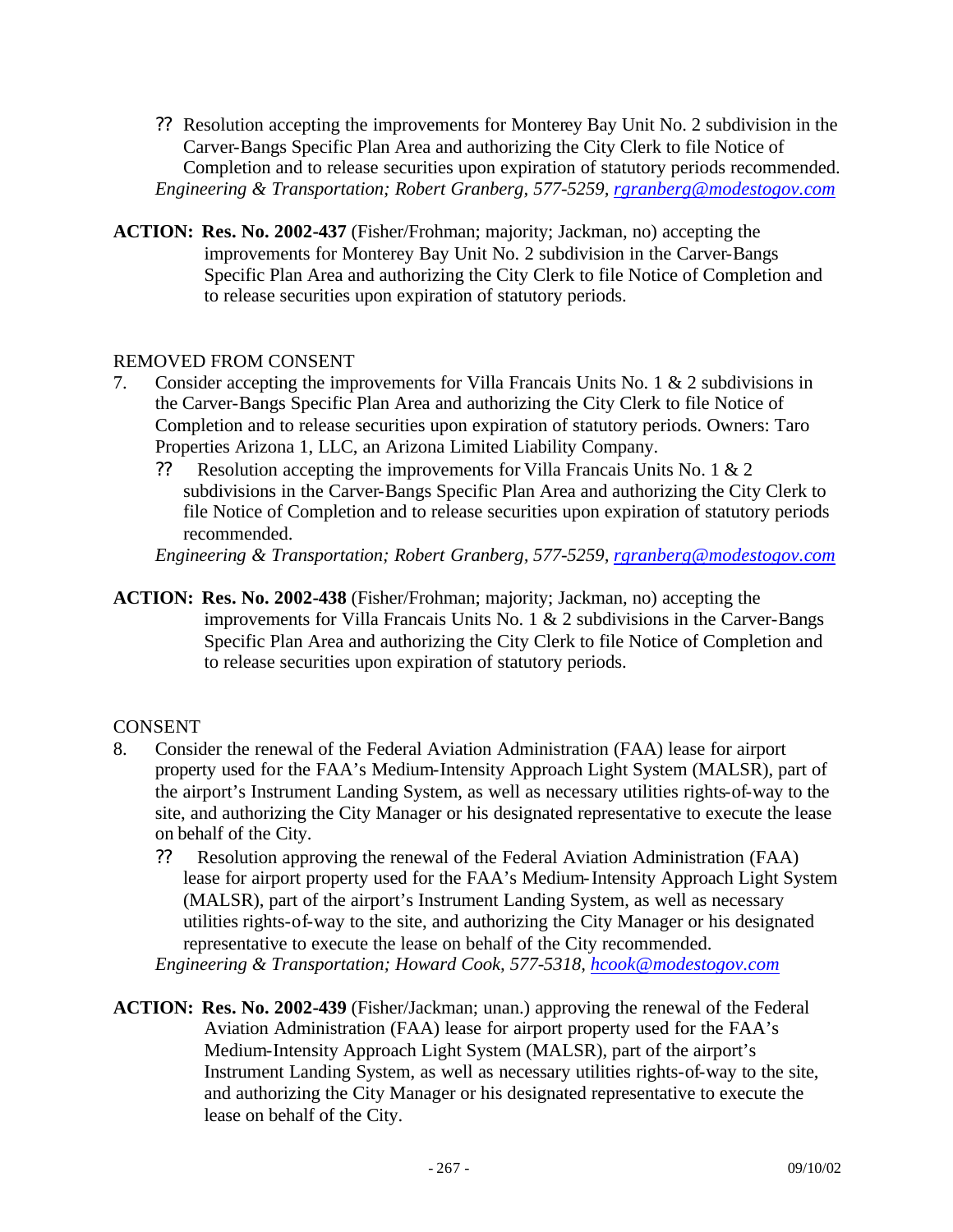?? Resolution accepting the improvements for Monterey Bay Unit No. 2 subdivision in the Carver-Bangs Specific Plan Area and authorizing the City Clerk to file Notice of Completion and to release securities upon expiration of statutory periods recommended.

*Engineering & Transportation; Robert Granberg, 577-5259, rgranberg@modestogov.com*

**ACTION: Res. No. 2002-437** (Fisher/Frohman; majority; Jackman, no) accepting the improvements for Monterey Bay Unit No. 2 subdivision in the Carver-Bangs Specific Plan Area and authorizing the City Clerk to file Notice of Completion and to release securities upon expiration of statutory periods.

REMOVED FROM CONSENT

7. Consider accepting the improvements for Villa Francais Units No. 1 & 2 subdivisions in the Carver-Bangs Specific Plan Area and authorizing the City Clerk to file Notice of Completion and to release securities upon expiration of statutory periods. Owners: Taro Properties Arizona 1, LLC, an Arizona Limited Liability Company.

   ?? Resolution accepting the improvements for Villa Francais Units No. 1 & 2 subdivisions in the Carver-Bangs Specific Plan Area and authorizing the City Clerk to file Notice of Completion and to release securities upon expiration of statutory periods recommended.

   *Engineering & Transportation; Robert Granberg, 577-5259, rgranberg@modestogov.com*

**ACTION: Res. No. 2002-438** (Fisher/Frohman; majority; Jackman, no) accepting the improvements for Villa Francais Units No. 1 & 2 subdivisions in the Carver-Bangs Specific Plan Area and authorizing the City Clerk to file Notice of Completion and to release securities upon expiration of statutory periods.

CONSENT

8. Consider the renewal of the Federal Aviation Administration (FAA) lease for airport property used for the FAA's Medium-Intensity Approach Light System (MALSR), part of the airport's Instrument Landing System, as well as necessary utilities rights-of-way to the site, and authorizing the City Manager or his designated representative to execute the lease on behalf of the City.

   ?? Resolution approving the renewal of the Federal Aviation Administration (FAA) lease for airport property used for the FAA's Medium-Intensity Approach Light System (MALSR), part of the airport's Instrument Landing System, as well as necessary utilities rights-of-way to the site, and authorizing the City Manager or his designated representative to execute the lease on behalf of the City recommended.

   *Engineering & Transportation; Howard Cook, 577-5318, hcook@modestogov.com*

**ACTION: Res. No. 2002-439** (Fisher/Jackman; unan.) approving the renewal of the Federal Aviation Administration (FAA) lease for airport property used for the FAA's Medium-Intensity Approach Light System (MALSR), part of the airport's Instrument Landing System, as well as necessary utilities rights-of-way to the site, and authorizing the City Manager or his designated representative to execute the lease on behalf of the City.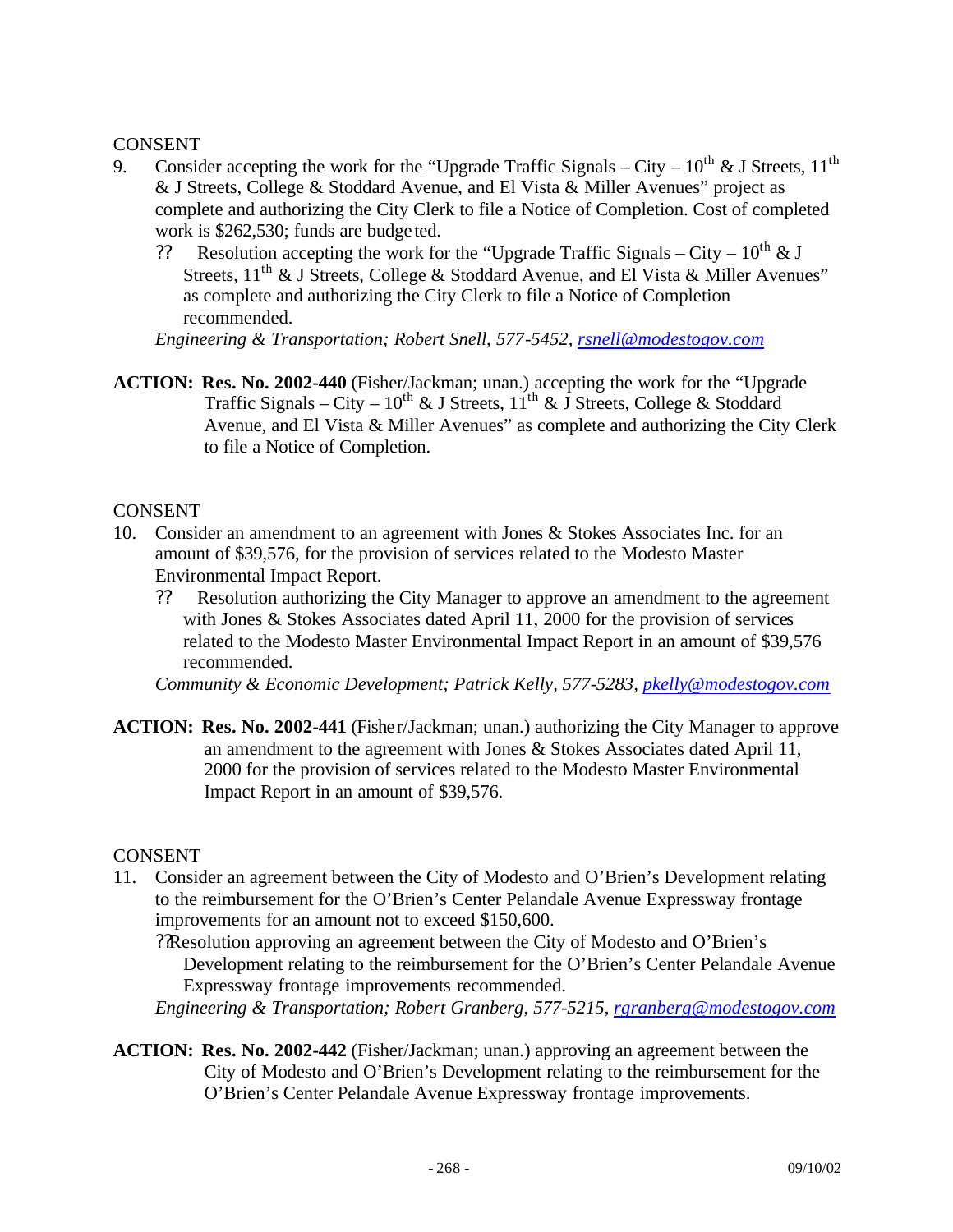CONSENT

9. Consider accepting the work for the "Upgrade Traffic Signals – City – 10th & J Streets, 11th & J Streets, College & Stoddard Avenue, and El Vista & Miller Avenues" project as complete and authorizing the City Clerk to file a Notice of Completion. Cost of completed work is $262,530; funds are budgeted.

   ?? Resolution accepting the work for the "Upgrade Traffic Signals – City – 10th & J Streets, 11th & J Streets, College & Stoddard Avenue, and El Vista & Miller Avenues" as complete and authorizing the City Clerk to file a Notice of Completion recommended.

   *Engineering & Transportation; Robert Snell, 577-5452, rsnell@modestogov.com*

**ACTION: Res. No. 2002-440** (Fisher/Jackman; unan.) accepting the work for the "Upgrade Traffic Signals – City – 10th & J Streets, 11th & J Streets, College & Stoddard Avenue, and El Vista & Miller Avenues" as complete and authorizing the City Clerk to file a Notice of Completion.

CONSENT

10. Consider an amendment to an agreement with Jones & Stokes Associates Inc. for an amount of $39,576, for the provision of services related to the Modesto Master Environmental Impact Report.

    ?? Resolution authorizing the City Manager to approve an amendment to the agreement with Jones & Stokes Associates dated April 11, 2000 for the provision of services related to the Modesto Master Environmental Impact Report in an amount of $39,576 recommended.

    *Community & Economic Development; Patrick Kelly, 577-5283, pkelly@modestogov.com*

**ACTION: Res. No. 2002-441** (Fisher/Jackman; unan.) authorizing the City Manager to approve an amendment to the agreement with Jones & Stokes Associates dated April 11, 2000 for the provision of services related to the Modesto Master Environmental Impact Report in an amount of $39,576.

CONSENT

11. Consider an agreement between the City of Modesto and O'Brien's Development relating to the reimbursement for the O'Brien's Center Pelandale Avenue Expressway frontage improvements for an amount not to exceed $150,600.

    ?? Resolution approving an agreement between the City of Modesto and O'Brien's Development relating to the reimbursement for the O'Brien's Center Pelandale Avenue Expressway frontage improvements recommended.

    *Engineering & Transportation; Robert Granberg, 577-5215, rgranberg@modestogov.com*

**ACTION: Res. No. 2002-442** (Fisher/Jackman; unan.) approving an agreement between the City of Modesto and O'Brien's Development relating to the reimbursement for the O'Brien's Center Pelandale Avenue Expressway frontage improvements.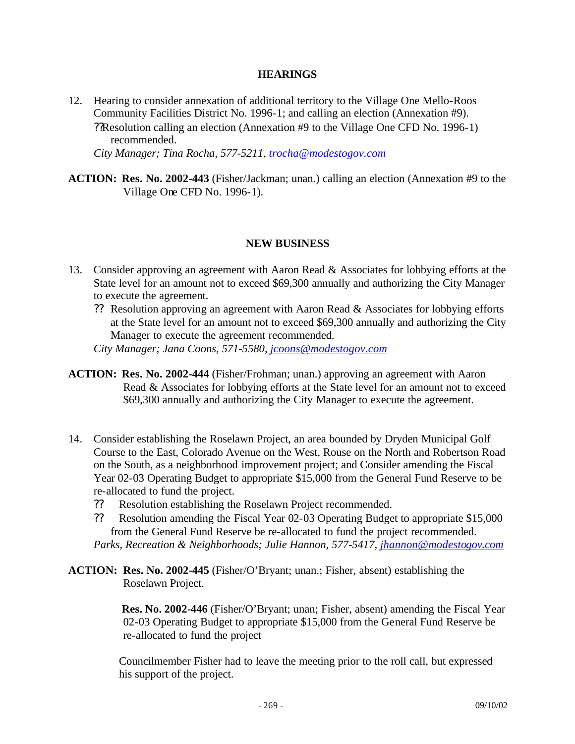## HEARINGS

12. Hearing to consider annexation of additional territory to the Village One Mello-Roos Community Facilities District No. 1996-1; and calling an election (Annexation #9).
    - ?? Resolution calling an election (Annexation #9 to the Village One CFD No. 1996-1) recommended.

    *City Manager; Tina Rocha, 577-5211, trocha@modestogov.com*

**ACTION: Res. No. 2002-443** (Fisher/Jackman; unan.) calling an election (Annexation #9 to the Village One CFD No. 1996-1).

## NEW BUSINESS

13. Consider approving an agreement with Aaron Read & Associates for lobbying efforts at the State level for an amount not to exceed $69,300 annually and authorizing the City Manager to execute the agreement.
    - ?? Resolution approving an agreement with Aaron Read & Associates for lobbying efforts at the State level for an amount not to exceed $69,300 annually and authorizing the City Manager to execute the agreement recommended.

    *City Manager; Jana Coons, 571-5580, jcoons@modestogov.com*

**ACTION: Res. No. 2002-444** (Fisher/Frohman; unan.) approving an agreement with Aaron Read & Associates for lobbying efforts at the State level for an amount not to exceed $69,300 annually and authorizing the City Manager to execute the agreement.

14. Consider establishing the Roselawn Project, an area bounded by Dryden Municipal Golf Course to the East, Colorado Avenue on the West, Rouse on the North and Robertson Road on the South, as a neighborhood improvement project; and Consider amending the Fiscal Year 02-03 Operating Budget to appropriate $15,000 from the General Fund Reserve to be re-allocated to fund the project.
    - ?? Resolution establishing the Roselawn Project recommended.
    - ?? Resolution amending the Fiscal Year 02-03 Operating Budget to appropriate $15,000 from the General Fund Reserve be re-allocated to fund the project recommended.

    *Parks, Recreation & Neighborhoods; Julie Hannon, 577-5417, jhannon@modestogov.com*

**ACTION: Res. No. 2002-445** (Fisher/O'Bryant; unan.; Fisher, absent) establishing the Roselawn Project.

**Res. No. 2002-446** (Fisher/O'Bryant; unan; Fisher, absent) amending the Fiscal Year 02-03 Operating Budget to appropriate $15,000 from the General Fund Reserve be re-allocated to fund the project

Councilmember Fisher had to leave the meeting prior to the roll call, but expressed his support of the project.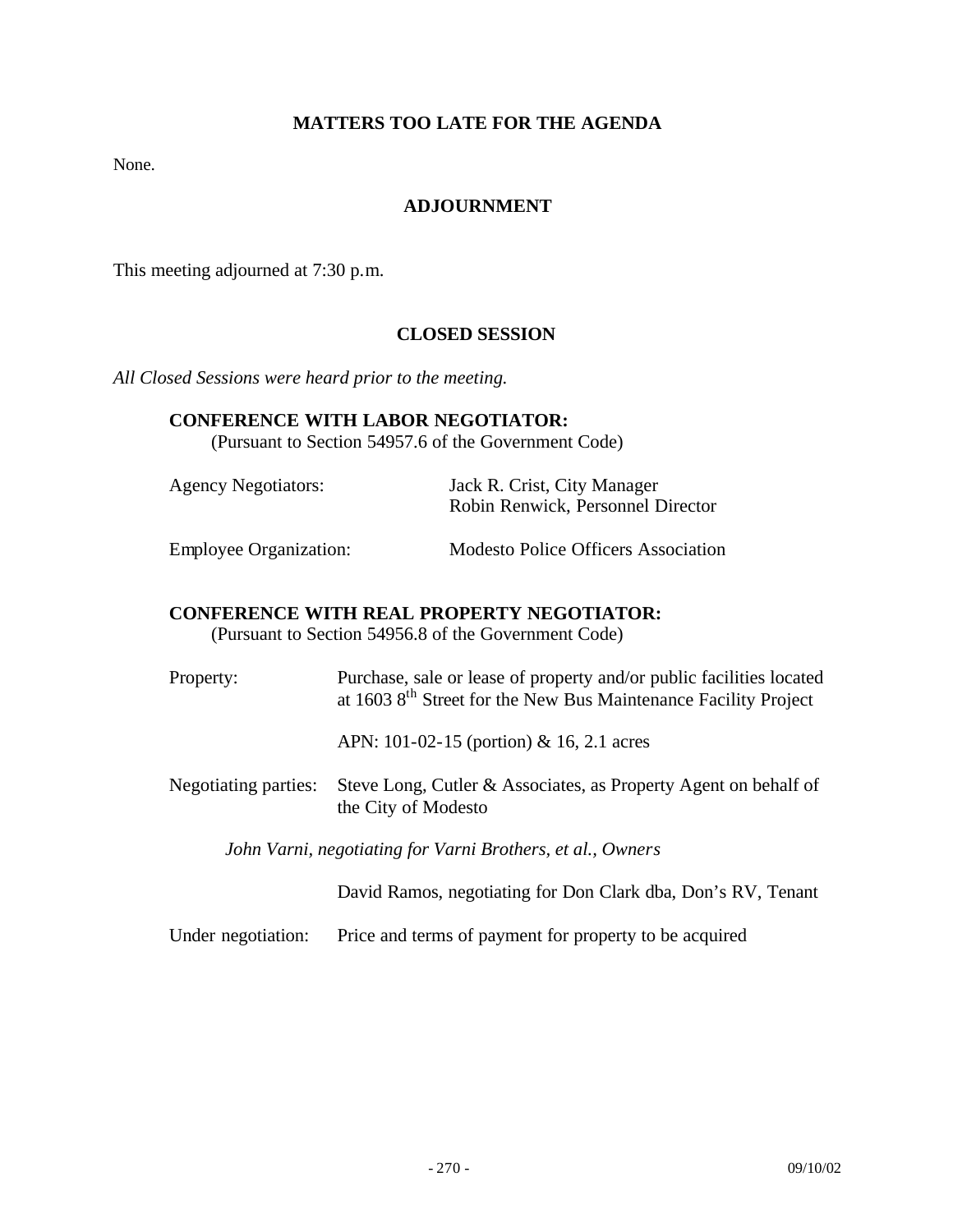## MATTERS TOO LATE FOR THE AGENDA

None.

## ADJOURNMENT

This meeting adjourned at 7:30 p.m.

## CLOSED SESSION

*All Closed Sessions were heard prior to the meeting.*

**CONFERENCE WITH LABOR NEGOTIATOR:**
(Pursuant to Section 54957.6 of the Government Code)

Agency Negotiators: Jack R. Crist, City Manager
Robin Renwick, Personnel Director

Employee Organization: Modesto Police Officers Association

**CONFERENCE WITH REAL PROPERTY NEGOTIATOR:**
(Pursuant to Section 54956.8 of the Government Code)

Property: Purchase, sale or lease of property and/or public facilities located at 1603 8th Street for the New Bus Maintenance Facility Project

APN: 101-02-15 (portion) & 16, 2.1 acres

Negotiating parties: Steve Long, Cutler & Associates, as Property Agent on behalf of the City of Modesto

*John Varni, negotiating for Varni Brothers, et al., Owners*

David Ramos, negotiating for Don Clark dba, Don's RV, Tenant

Under negotiation: Price and terms of payment for property to be acquired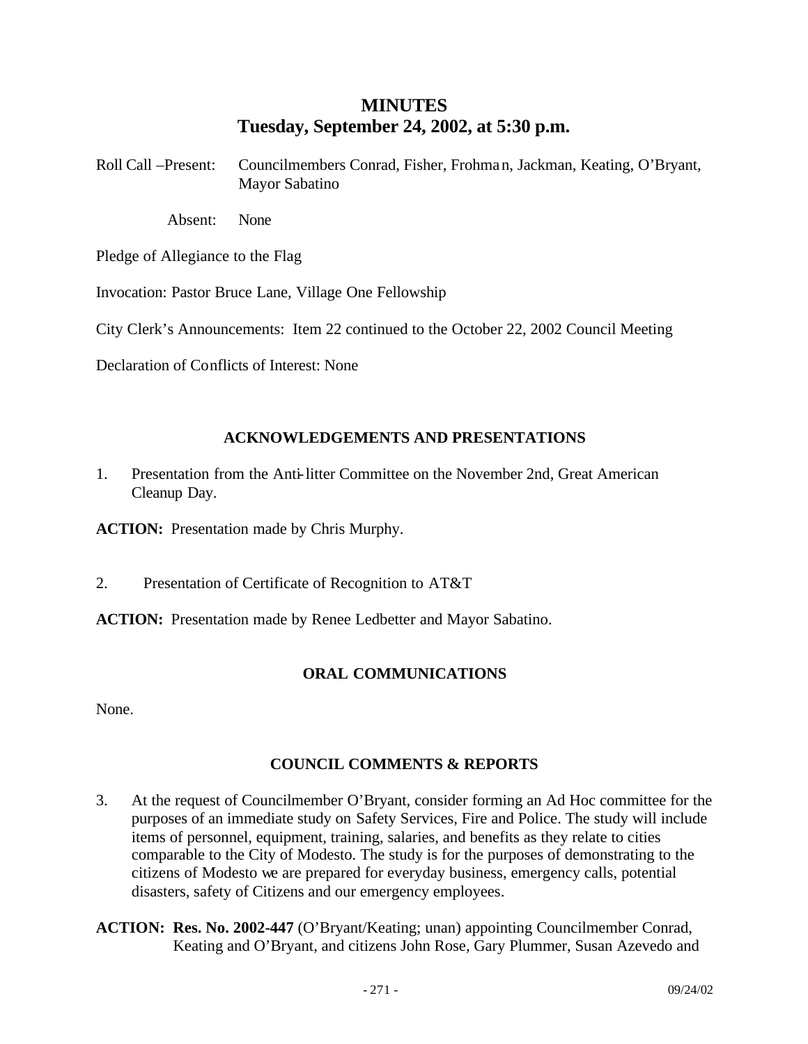# MINUTES
## Tuesday, September 24, 2002, at 5:30 p.m.

Roll Call –Present: Councilmembers Conrad, Fisher, Frohman, Jackman, Keating, O'Bryant, Mayor Sabatino

Absent: None

Pledge of Allegiance to the Flag

Invocation: Pastor Bruce Lane, Village One Fellowship

City Clerk's Announcements: Item 22 continued to the October 22, 2002 Council Meeting

Declaration of Conflicts of Interest: None

### ACKNOWLEDGEMENTS AND PRESENTATIONS

1. Presentation from the Anti-litter Committee on the November 2nd, Great American Cleanup Day.

**ACTION:** Presentation made by Chris Murphy.

2. Presentation of Certificate of Recognition to AT&T

**ACTION:** Presentation made by Renee Ledbetter and Mayor Sabatino.

### ORAL COMMUNICATIONS

None.

### COUNCIL COMMENTS & REPORTS

3. At the request of Councilmember O'Bryant, consider forming an Ad Hoc committee for the purposes of an immediate study on Safety Services, Fire and Police. The study will include items of personnel, equipment, training, salaries, and benefits as they relate to cities comparable to the City of Modesto. The study is for the purposes of demonstrating to the citizens of Modesto we are prepared for everyday business, emergency calls, potential disasters, safety of Citizens and our emergency employees.

**ACTION: Res. No. 2002-447** (O'Bryant/Keating; unan) appointing Councilmember Conrad, Keating and O'Bryant, and citizens John Rose, Gary Plummer, Susan Azevedo and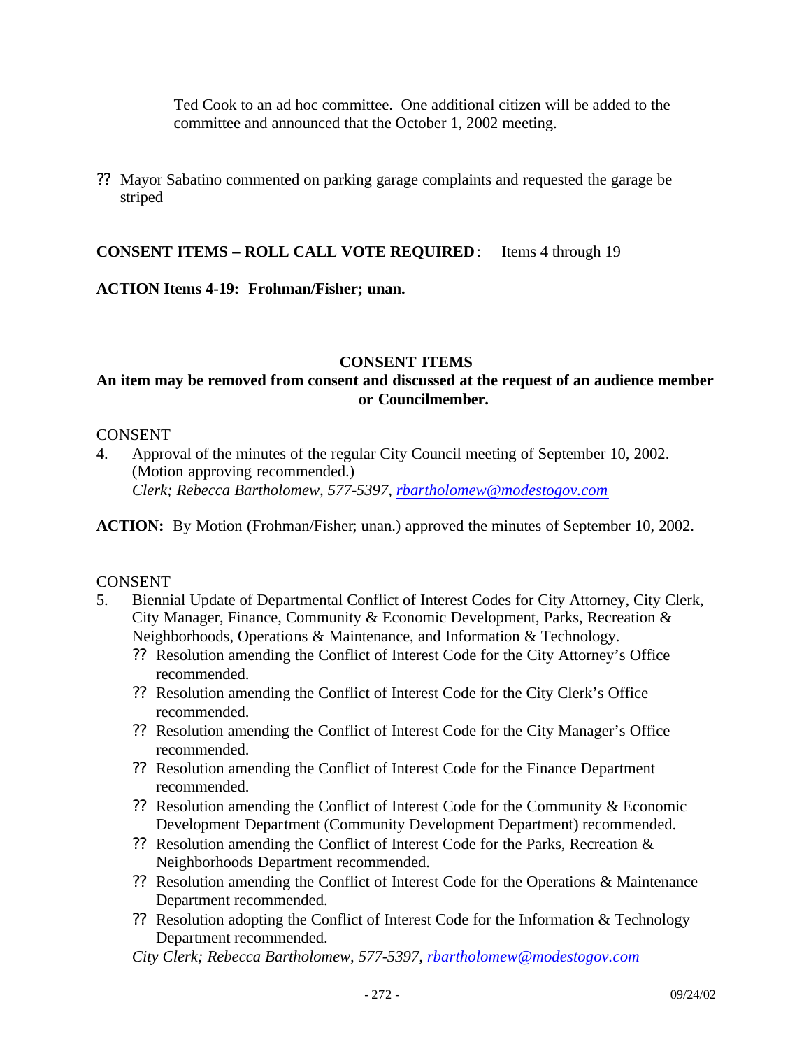Ted Cook to an ad hoc committee. One additional citizen will be added to the committee and announced that the October 1, 2002 meeting.

?? Mayor Sabatino commented on parking garage complaints and requested the garage be striped

**CONSENT ITEMS – ROLL CALL VOTE REQUIRED**: Items 4 through 19

**ACTION Items 4-19: Frohman/Fisher; unan.**

**CONSENT ITEMS**

**An item may be removed from consent and discussed at the request of an audience member or Councilmember.**

CONSENT

4. Approval of the minutes of the regular City Council meeting of September 10, 2002. (Motion approving recommended.)
   *Clerk; Rebecca Bartholomew, 577-5397, rbartholomew@modestogov.com*

**ACTION:** By Motion (Frohman/Fisher; unan.) approved the minutes of September 10, 2002.

CONSENT

5. Biennial Update of Departmental Conflict of Interest Codes for City Attorney, City Clerk, City Manager, Finance, Community & Economic Development, Parks, Recreation & Neighborhoods, Operations & Maintenance, and Information & Technology.
   - ?? Resolution amending the Conflict of Interest Code for the City Attorney's Office recommended.
   - ?? Resolution amending the Conflict of Interest Code for the City Clerk's Office recommended.
   - ?? Resolution amending the Conflict of Interest Code for the City Manager's Office recommended.
   - ?? Resolution amending the Conflict of Interest Code for the Finance Department recommended.
   - ?? Resolution amending the Conflict of Interest Code for the Community & Economic Development Department (Community Development Department) recommended.
   - ?? Resolution amending the Conflict of Interest Code for the Parks, Recreation & Neighborhoods Department recommended.
   - ?? Resolution amending the Conflict of Interest Code for the Operations & Maintenance Department recommended.
   - ?? Resolution adopting the Conflict of Interest Code for the Information & Technology Department recommended.

   *City Clerk; Rebecca Bartholomew, 577-5397, rbartholomew@modestogov.com*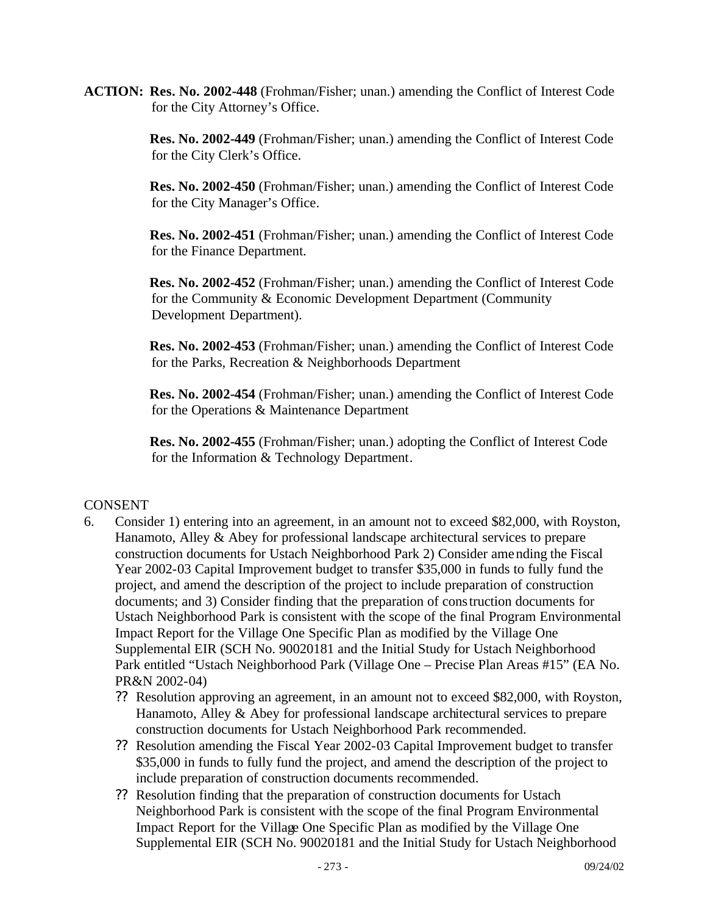**ACTION:** **Res. No. 2002-448** (Frohman/Fisher; unan.) amending the Conflict of Interest Code for the City Attorney's Office.

**Res. No. 2002-449** (Frohman/Fisher; unan.) amending the Conflict of Interest Code for the City Clerk's Office.

**Res. No. 2002-450** (Frohman/Fisher; unan.) amending the Conflict of Interest Code for the City Manager's Office.

**Res. No. 2002-451** (Frohman/Fisher; unan.) amending the Conflict of Interest Code for the Finance Department.

**Res. No. 2002-452** (Frohman/Fisher; unan.) amending the Conflict of Interest Code for the Community & Economic Development Department (Community Development Department).

**Res. No. 2002-453** (Frohman/Fisher; unan.) amending the Conflict of Interest Code for the Parks, Recreation & Neighborhoods Department

**Res. No. 2002-454** (Frohman/Fisher; unan.) amending the Conflict of Interest Code for the Operations & Maintenance Department

**Res. No. 2002-455** (Frohman/Fisher; unan.) adopting the Conflict of Interest Code for the Information & Technology Department.

CONSENT

6. Consider 1) entering into an agreement, in an amount not to exceed $82,000, with Royston, Hanamoto, Alley & Abey for professional landscape architectural services to prepare construction documents for Ustach Neighborhood Park 2) Consider amending the Fiscal Year 2002-03 Capital Improvement budget to transfer $35,000 in funds to fully fund the project, and amend the description of the project to include preparation of construction documents; and 3) Consider finding that the preparation of construction documents for Ustach Neighborhood Park is consistent with the scope of the final Program Environmental Impact Report for the Village One Specific Plan as modified by the Village One Supplemental EIR (SCH No. 90020181 and the Initial Study for Ustach Neighborhood Park entitled "Ustach Neighborhood Park (Village One – Precise Plan Areas #15" (EA No. PR&N 2002-04)
   - Resolution approving an agreement, in an amount not to exceed $82,000, with Royston, Hanamoto, Alley & Abey for professional landscape architectural services to prepare construction documents for Ustach Neighborhood Park recommended.
   - Resolution amending the Fiscal Year 2002-03 Capital Improvement budget to transfer $35,000 in funds to fully fund the project, and amend the description of the project to include preparation of construction documents recommended.
   - Resolution finding that the preparation of construction documents for Ustach Neighborhood Park is consistent with the scope of the final Program Environmental Impact Report for the Village One Specific Plan as modified by the Village One Supplemental EIR (SCH No. 90020181 and the Initial Study for Ustach Neighborhood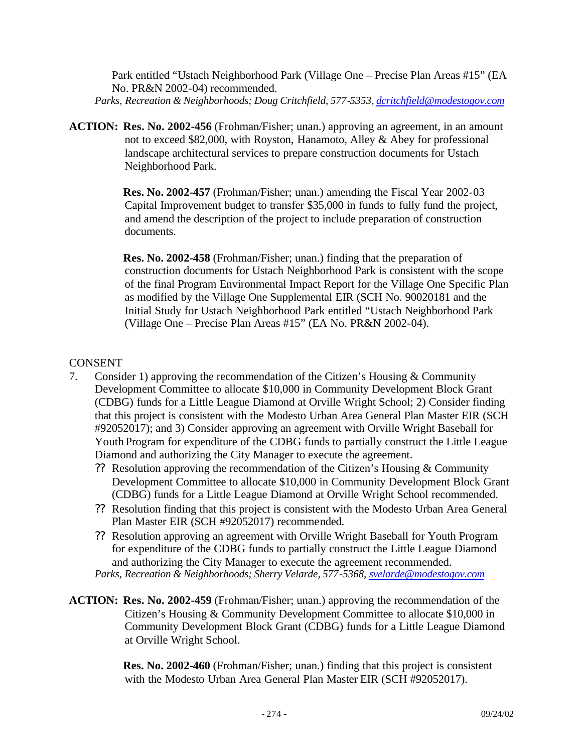Park entitled "Ustach Neighborhood Park (Village One – Precise Plan Areas #15" (EA No. PR&N 2002-04) recommended.

*Parks, Recreation & Neighborhoods; Doug Critchfield, 577-5353, dcritchfield@modestogov.com*

**ACTION: Res. No. 2002-456** (Frohman/Fisher; unan.) approving an agreement, in an amount not to exceed $82,000, with Royston, Hanamoto, Alley & Abey for professional landscape architectural services to prepare construction documents for Ustach Neighborhood Park.

**Res. No. 2002-457** (Frohman/Fisher; unan.) amending the Fiscal Year 2002-03 Capital Improvement budget to transfer $35,000 in funds to fully fund the project, and amend the description of the project to include preparation of construction documents.

**Res. No. 2002-458** (Frohman/Fisher; unan.) finding that the preparation of construction documents for Ustach Neighborhood Park is consistent with the scope of the final Program Environmental Impact Report for the Village One Specific Plan as modified by the Village One Supplemental EIR (SCH No. 90020181 and the Initial Study for Ustach Neighborhood Park entitled "Ustach Neighborhood Park (Village One – Precise Plan Areas #15" (EA No. PR&N 2002-04).

CONSENT

7. Consider 1) approving the recommendation of the Citizen's Housing & Community Development Committee to allocate $10,000 in Community Development Block Grant (CDBG) funds for a Little League Diamond at Orville Wright School; 2) Consider finding that this project is consistent with the Modesto Urban Area General Plan Master EIR (SCH #92052017); and 3) Consider approving an agreement with Orville Wright Baseball for Youth Program for expenditure of the CDBG funds to partially construct the Little League Diamond and authorizing the City Manager to execute the agreement.
   - Resolution approving the recommendation of the Citizen's Housing & Community Development Committee to allocate $10,000 in Community Development Block Grant (CDBG) funds for a Little League Diamond at Orville Wright School recommended.
   - Resolution finding that this project is consistent with the Modesto Urban Area General Plan Master EIR (SCH #92052017) recommended.
   - Resolution approving an agreement with Orville Wright Baseball for Youth Program for expenditure of the CDBG funds to partially construct the Little League Diamond and authorizing the City Manager to execute the agreement recommended.

   *Parks, Recreation & Neighborhoods; Sherry Velarde, 577-5368, svelarde@modestogov.com*

**ACTION: Res. No. 2002-459** (Frohman/Fisher; unan.) approving the recommendation of the Citizen's Housing & Community Development Committee to allocate $10,000 in Community Development Block Grant (CDBG) funds for a Little League Diamond at Orville Wright School.

**Res. No. 2002-460** (Frohman/Fisher; unan.) finding that this project is consistent with the Modesto Urban Area General Plan Master EIR (SCH #92052017).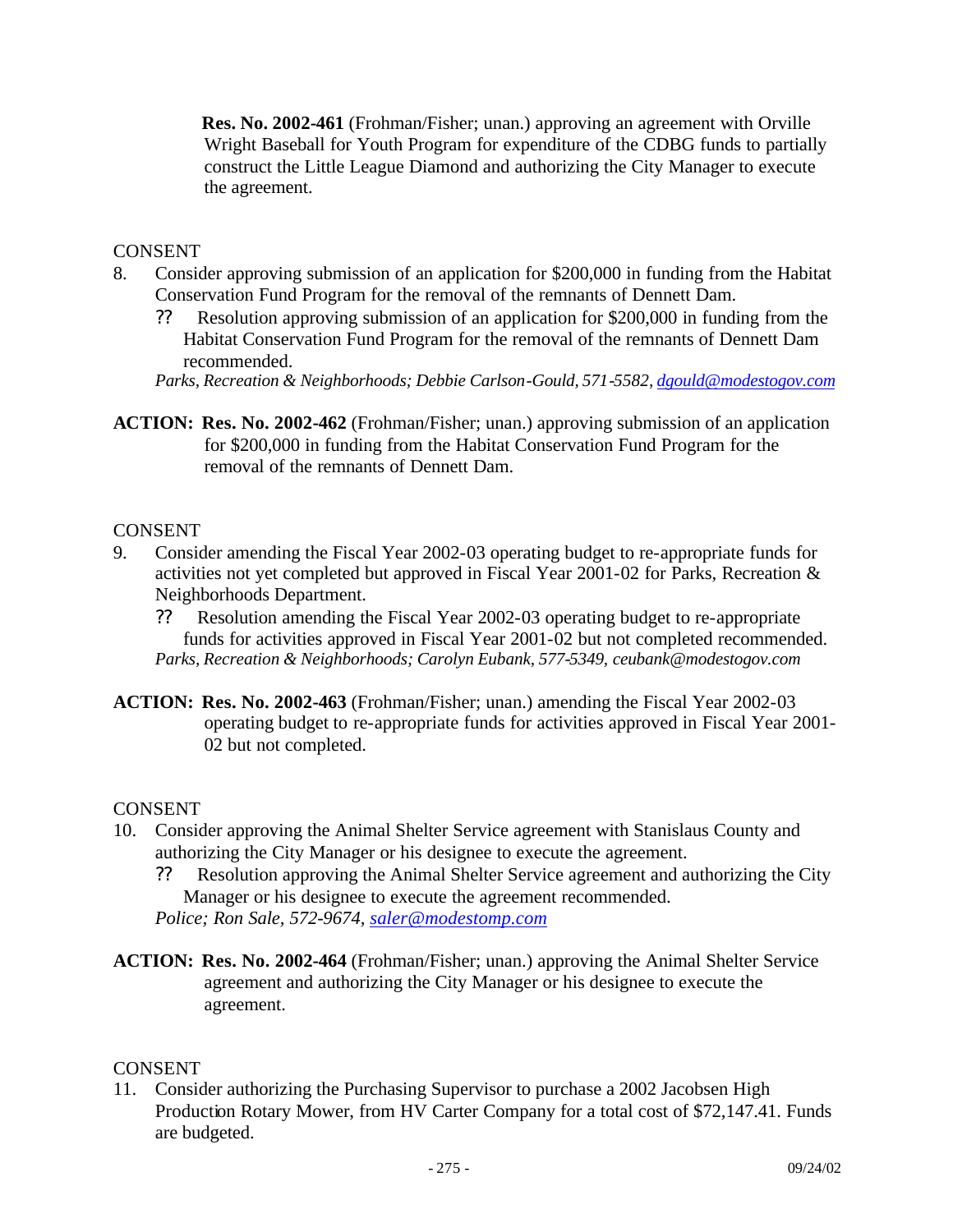**Res. No. 2002-461** (Frohman/Fisher; unan.) approving an agreement with Orville Wright Baseball for Youth Program for expenditure of the CDBG funds to partially construct the Little League Diamond and authorizing the City Manager to execute the agreement.

CONSENT

8. Consider approving submission of an application for $200,000 in funding from the Habitat Conservation Fund Program for the removal of the remnants of Dennett Dam.
   - ?? Resolution approving submission of an application for $200,000 in funding from the Habitat Conservation Fund Program for the removal of the remnants of Dennett Dam recommended.

   *Parks, Recreation & Neighborhoods; Debbie Carlson-Gould, 571-5582, dgould@modestogov.com*

**ACTION: Res. No. 2002-462** (Frohman/Fisher; unan.) approving submission of an application for $200,000 in funding from the Habitat Conservation Fund Program for the removal of the remnants of Dennett Dam.

CONSENT

9. Consider amending the Fiscal Year 2002-03 operating budget to re-appropriate funds for activities not yet completed but approved in Fiscal Year 2001-02 for Parks, Recreation & Neighborhoods Department.
   - ?? Resolution amending the Fiscal Year 2002-03 operating budget to re-appropriate funds for activities approved in Fiscal Year 2001-02 but not completed recommended.

   *Parks, Recreation & Neighborhoods; Carolyn Eubank, 577-5349, ceubank@modestogov.com*

**ACTION: Res. No. 2002-463** (Frohman/Fisher; unan.) amending the Fiscal Year 2002-03 operating budget to re-appropriate funds for activities approved in Fiscal Year 2001-02 but not completed.

CONSENT

10. Consider approving the Animal Shelter Service agreement with Stanislaus County and authorizing the City Manager or his designee to execute the agreement.
    - ?? Resolution approving the Animal Shelter Service agreement and authorizing the City Manager or his designee to execute the agreement recommended.

    *Police; Ron Sale, 572-9674, saler@modestomp.com*

**ACTION: Res. No. 2002-464** (Frohman/Fisher; unan.) approving the Animal Shelter Service agreement and authorizing the City Manager or his designee to execute the agreement.

CONSENT

11. Consider authorizing the Purchasing Supervisor to purchase a 2002 Jacobsen High Production Rotary Mower, from HV Carter Company for a total cost of $72,147.41. Funds are budgeted.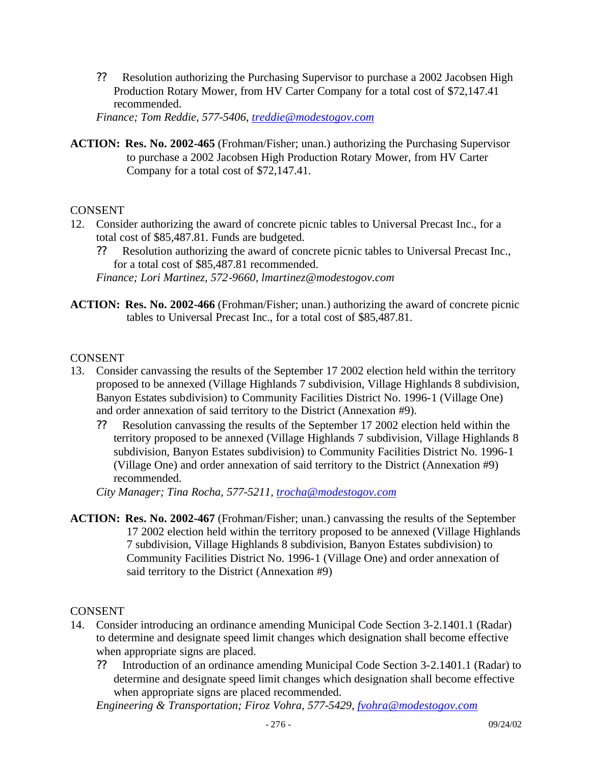?? Resolution authorizing the Purchasing Supervisor to purchase a 2002 Jacobsen High Production Rotary Mower, from HV Carter Company for a total cost of $72,147.41 recommended.

*Finance; Tom Reddie, 577-5406, treddie@modestogov.com*

**ACTION: Res. No. 2002-465** (Frohman/Fisher; unan.) authorizing the Purchasing Supervisor to purchase a 2002 Jacobsen High Production Rotary Mower, from HV Carter Company for a total cost of $72,147.41.

CONSENT

12. Consider authorizing the award of concrete picnic tables to Universal Precast Inc., for a total cost of $85,487.81. Funds are budgeted.

    ?? Resolution authorizing the award of concrete picnic tables to Universal Precast Inc., for a total cost of $85,487.81 recommended.

    *Finance; Lori Martinez, 572-9660, lmartinez@modestogov.com*

**ACTION: Res. No. 2002-466** (Frohman/Fisher; unan.) authorizing the award of concrete picnic tables to Universal Precast Inc., for a total cost of $85,487.81.

CONSENT

13. Consider canvassing the results of the September 17 2002 election held within the territory proposed to be annexed (Village Highlands 7 subdivision, Village Highlands 8 subdivision, Banyon Estates subdivision) to Community Facilities District No. 1996-1 (Village One) and order annexation of said territory to the District (Annexation #9).

    ?? Resolution canvassing the results of the September 17 2002 election held within the territory proposed to be annexed (Village Highlands 7 subdivision, Village Highlands 8 subdivision, Banyon Estates subdivision) to Community Facilities District No. 1996-1 (Village One) and order annexation of said territory to the District (Annexation #9) recommended.

    *City Manager; Tina Rocha, 577-5211, trocha@modestogov.com*

**ACTION: Res. No. 2002-467** (Frohman/Fisher; unan.) canvassing the results of the September 17 2002 election held within the territory proposed to be annexed (Village Highlands 7 subdivision, Village Highlands 8 subdivision, Banyon Estates subdivision) to Community Facilities District No. 1996-1 (Village One) and order annexation of said territory to the District (Annexation #9)

CONSENT

14. Consider introducing an ordinance amending Municipal Code Section 3-2.1401.1 (Radar) to determine and designate speed limit changes which designation shall become effective when appropriate signs are placed.

    ?? Introduction of an ordinance amending Municipal Code Section 3-2.1401.1 (Radar) to determine and designate speed limit changes which designation shall become effective when appropriate signs are placed recommended.

    *Engineering & Transportation; Firoz Vohra, 577-5429, fvohra@modestogov.com*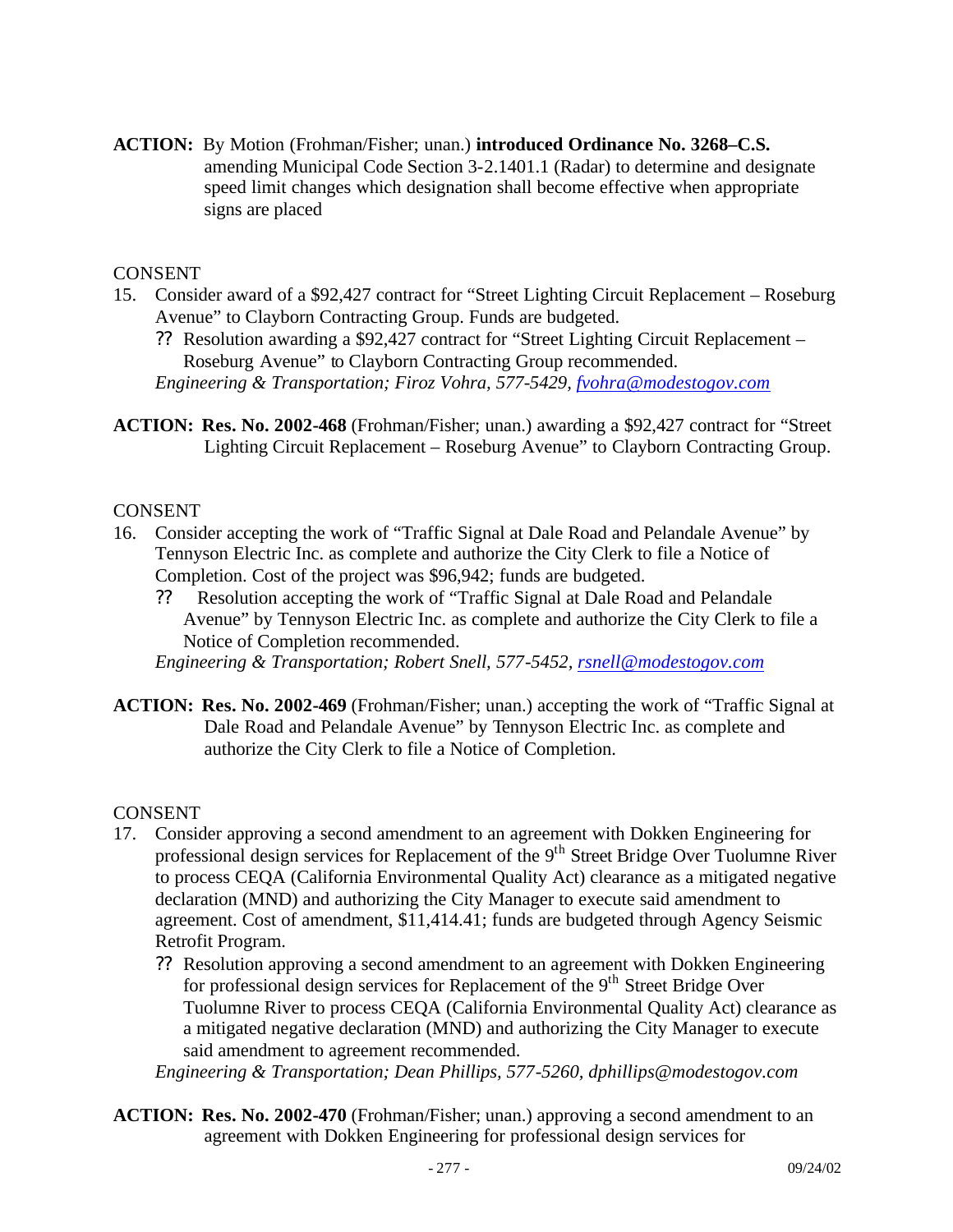**ACTION:** By Motion (Frohman/Fisher; unan.) **introduced Ordinance No. 3268–C.S.** amending Municipal Code Section 3-2.1401.1 (Radar) to determine and designate speed limit changes which designation shall become effective when appropriate signs are placed

CONSENT

15. Consider award of a $92,427 contract for "Street Lighting Circuit Replacement – Roseburg Avenue" to Clayborn Contracting Group. Funds are budgeted.
    - ?? Resolution awarding a $92,427 contract for "Street Lighting Circuit Replacement – Roseburg Avenue" to Clayborn Contracting Group recommended.

    *Engineering & Transportation; Firoz Vohra, 577-5429, fvohra@modestogov.com*

**ACTION: Res. No. 2002-468** (Frohman/Fisher; unan.) awarding a $92,427 contract for "Street Lighting Circuit Replacement – Roseburg Avenue" to Clayborn Contracting Group.

CONSENT

16. Consider accepting the work of "Traffic Signal at Dale Road and Pelandale Avenue" by Tennyson Electric Inc. as complete and authorize the City Clerk to file a Notice of Completion. Cost of the project was $96,942; funds are budgeted.
    - ?? Resolution accepting the work of "Traffic Signal at Dale Road and Pelandale Avenue" by Tennyson Electric Inc. as complete and authorize the City Clerk to file a Notice of Completion recommended.

    *Engineering & Transportation; Robert Snell, 577-5452, rsnell@modestogov.com*

**ACTION: Res. No. 2002-469** (Frohman/Fisher; unan.) accepting the work of "Traffic Signal at Dale Road and Pelandale Avenue" by Tennyson Electric Inc. as complete and authorize the City Clerk to file a Notice of Completion.

CONSENT

17. Consider approving a second amendment to an agreement with Dokken Engineering for professional design services for Replacement of the 9th Street Bridge Over Tuolumne River to process CEQA (California Environmental Quality Act) clearance as a mitigated negative declaration (MND) and authorizing the City Manager to execute said amendment to agreement. Cost of amendment, $11,414.41; funds are budgeted through Agency Seismic Retrofit Program.
    - ?? Resolution approving a second amendment to an agreement with Dokken Engineering for professional design services for Replacement of the 9th Street Bridge Over Tuolumne River to process CEQA (California Environmental Quality Act) clearance as a mitigated negative declaration (MND) and authorizing the City Manager to execute said amendment to agreement recommended.

    *Engineering & Transportation; Dean Phillips, 577-5260, dphillips@modestogov.com*

**ACTION: Res. No. 2002-470** (Frohman/Fisher; unan.) approving a second amendment to an agreement with Dokken Engineering for professional design services for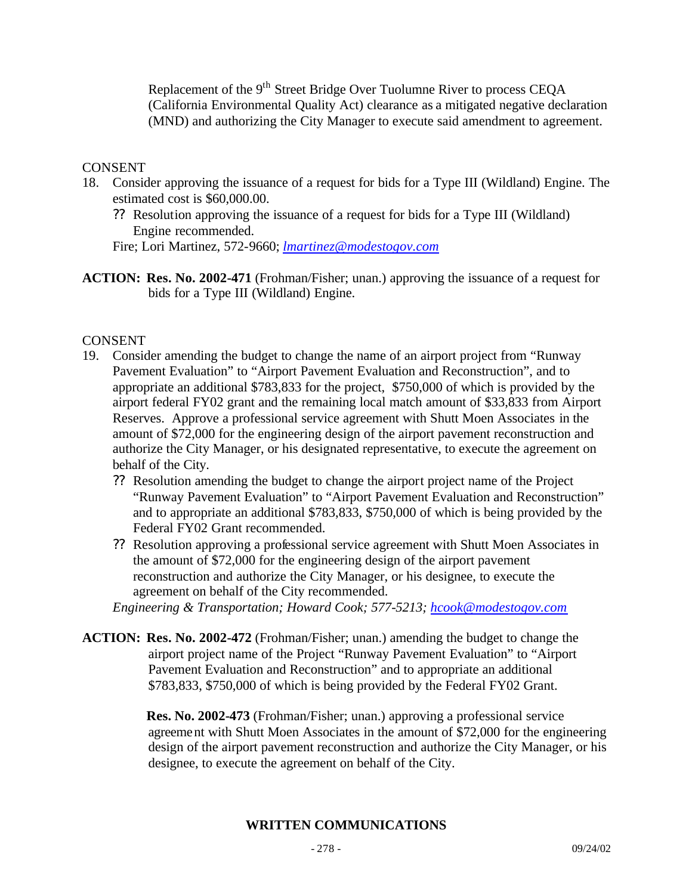Replacement of the 9th Street Bridge Over Tuolumne River to process CEQA (California Environmental Quality Act) clearance as a mitigated negative declaration (MND) and authorizing the City Manager to execute said amendment to agreement.

CONSENT

18. Consider approving the issuance of a request for bids for a Type III (Wildland) Engine. The estimated cost is $60,000.00.
    - ?? Resolution approving the issuance of a request for bids for a Type III (Wildland) Engine recommended.

    Fire; Lori Martinez, 572-9660; *lmartinez@modestogov.com*

**ACTION: Res. No. 2002-471** (Frohman/Fisher; unan.) approving the issuance of a request for bids for a Type III (Wildland) Engine.

CONSENT

19. Consider amending the budget to change the name of an airport project from "Runway Pavement Evaluation" to "Airport Pavement Evaluation and Reconstruction", and to appropriate an additional $783,833 for the project, $750,000 of which is provided by the airport federal FY02 grant and the remaining local match amount of $33,833 from Airport Reserves. Approve a professional service agreement with Shutt Moen Associates in the amount of $72,000 for the engineering design of the airport pavement reconstruction and authorize the City Manager, or his designated representative, to execute the agreement on behalf of the City.
    - ?? Resolution amending the budget to change the airport project name of the Project "Runway Pavement Evaluation" to "Airport Pavement Evaluation and Reconstruction" and to appropriate an additional $783,833, $750,000 of which is being provided by the Federal FY02 Grant recommended.
    - ?? Resolution approving a professional service agreement with Shutt Moen Associates in the amount of $72,000 for the engineering design of the airport pavement reconstruction and authorize the City Manager, or his designee, to execute the agreement on behalf of the City recommended.

    *Engineering & Transportation; Howard Cook; 577-5213; hcook@modestogov.com*

**ACTION: Res. No. 2002-472** (Frohman/Fisher; unan.) amending the budget to change the airport project name of the Project "Runway Pavement Evaluation" to "Airport Pavement Evaluation and Reconstruction" and to appropriate an additional $783,833, $750,000 of which is being provided by the Federal FY02 Grant.

**Res. No. 2002-473** (Frohman/Fisher; unan.) approving a professional service agreement with Shutt Moen Associates in the amount of $72,000 for the engineering design of the airport pavement reconstruction and authorize the City Manager, or his designee, to execute the agreement on behalf of the City.

## WRITTEN COMMUNICATIONS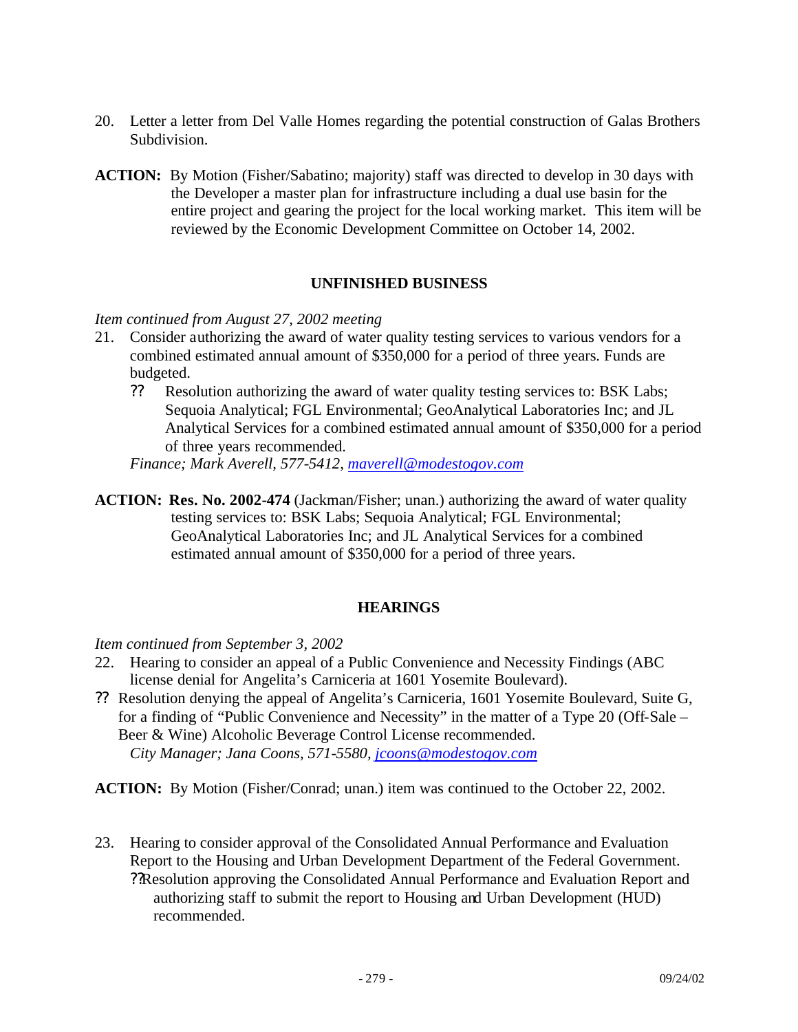20. Letter a letter from Del Valle Homes regarding the potential construction of Galas Brothers Subdivision.

**ACTION:** By Motion (Fisher/Sabatino; majority) staff was directed to develop in 30 days with the Developer a master plan for infrastructure including a dual use basin for the entire project and gearing the project for the local working market. This item will be reviewed by the Economic Development Committee on October 14, 2002.

## UNFINISHED BUSINESS

*Item continued from August 27, 2002 meeting*

21. Consider authorizing the award of water quality testing services to various vendors for a combined estimated annual amount of $350,000 for a period of three years. Funds are budgeted.
    - ?? Resolution authorizing the award of water quality testing services to: BSK Labs; Sequoia Analytical; FGL Environmental; GeoAnalytical Laboratories Inc; and JL Analytical Services for a combined estimated annual amount of $350,000 for a period of three years recommended.

    *Finance; Mark Averell, 577-5412, maverell@modestogov.com*

**ACTION:** **Res. No. 2002-474** (Jackman/Fisher; unan.) authorizing the award of water quality testing services to: BSK Labs; Sequoia Analytical; FGL Environmental; GeoAnalytical Laboratories Inc; and JL Analytical Services for a combined estimated annual amount of $350,000 for a period of three years.

## HEARINGS

*Item continued from September 3, 2002*

22. Hearing to consider an appeal of a Public Convenience and Necessity Findings (ABC license denial for Angelita's Carniceria at 1601 Yosemite Boulevard).

?? Resolution denying the appeal of Angelita's Carniceria, 1601 Yosemite Boulevard, Suite G, for a finding of "Public Convenience and Necessity" in the matter of a Type 20 (Off-Sale – Beer & Wine) Alcoholic Beverage Control License recommended.

*City Manager; Jana Coons, 571-5580, jcoons@modestogov.com*

**ACTION:** By Motion (Fisher/Conrad; unan.) item was continued to the October 22, 2002.

23. Hearing to consider approval of the Consolidated Annual Performance and Evaluation Report to the Housing and Urban Development Department of the Federal Government.
    - ??Resolution approving the Consolidated Annual Performance and Evaluation Report and authorizing staff to submit the report to Housing and Urban Development (HUD) recommended.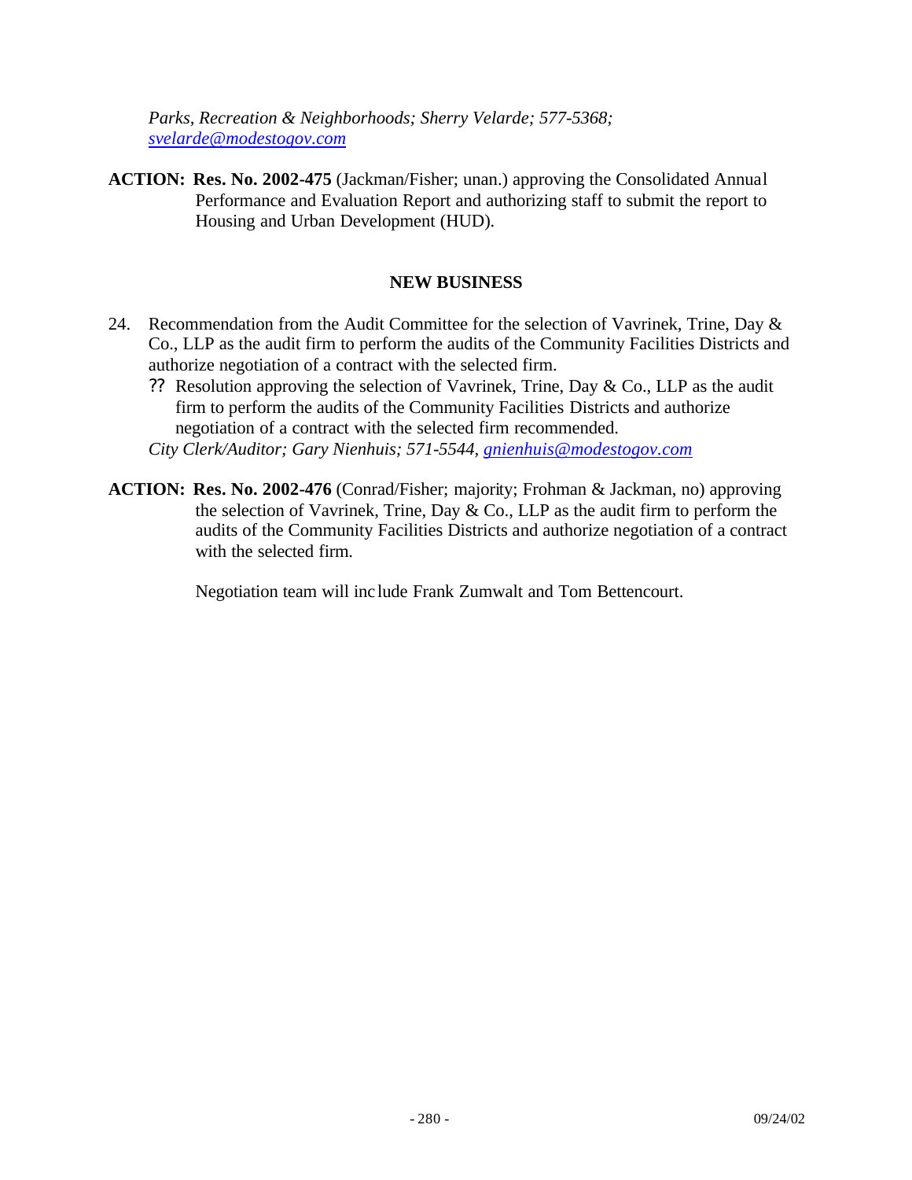*Parks, Recreation & Neighborhoods; Sherry Velarde; 577-5368; svelarde@modestogov.com*

**ACTION: Res. No. 2002-475** (Jackman/Fisher; unan.) approving the Consolidated Annual Performance and Evaluation Report and authorizing staff to submit the report to Housing and Urban Development (HUD).

## NEW BUSINESS

24. Recommendation from the Audit Committee for the selection of Vavrinek, Trine, Day & Co., LLP as the audit firm to perform the audits of the Community Facilities Districts and authorize negotiation of a contract with the selected firm.
    - Resolution approving the selection of Vavrinek, Trine, Day & Co., LLP as the audit firm to perform the audits of the Community Facilities Districts and authorize negotiation of a contract with the selected firm recommended.

    *City Clerk/Auditor; Gary Nienhuis; 571-5544, gnienhuis@modestogov.com*

**ACTION: Res. No. 2002-476** (Conrad/Fisher; majority; Frohman & Jackman, no) approving the selection of Vavrinek, Trine, Day & Co., LLP as the audit firm to perform the audits of the Community Facilities Districts and authorize negotiation of a contract with the selected firm.

Negotiation team will include Frank Zumwalt and Tom Bettencourt.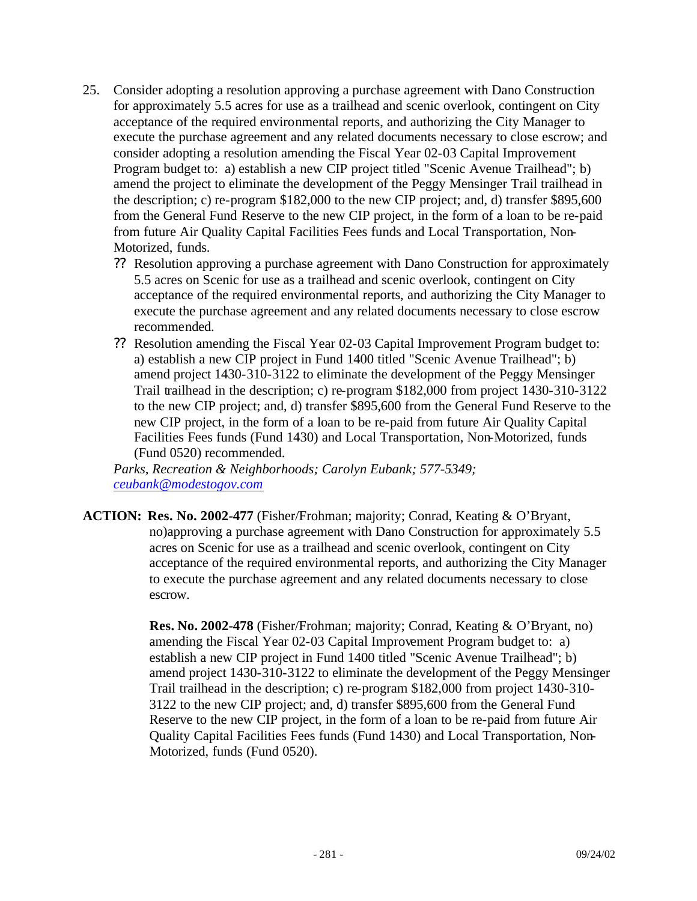25. Consider adopting a resolution approving a purchase agreement with Dano Construction for approximately 5.5 acres for use as a trailhead and scenic overlook, contingent on City acceptance of the required environmental reports, and authorizing the City Manager to execute the purchase agreement and any related documents necessary to close escrow; and consider adopting a resolution amending the Fiscal Year 02-03 Capital Improvement Program budget to: a) establish a new CIP project titled "Scenic Avenue Trailhead"; b) amend the project to eliminate the development of the Peggy Mensinger Trail trailhead in the description; c) re-program $182,000 to the new CIP project; and, d) transfer $895,600 from the General Fund Reserve to the new CIP project, in the form of a loan to be re-paid from future Air Quality Capital Facilities Fees funds and Local Transportation, Non-Motorized, funds.
    - Resolution approving a purchase agreement with Dano Construction for approximately 5.5 acres on Scenic for use as a trailhead and scenic overlook, contingent on City acceptance of the required environmental reports, and authorizing the City Manager to execute the purchase agreement and any related documents necessary to close escrow recommended.
    - Resolution amending the Fiscal Year 02-03 Capital Improvement Program budget to: a) establish a new CIP project in Fund 1400 titled "Scenic Avenue Trailhead"; b) amend project 1430-310-3122 to eliminate the development of the Peggy Mensinger Trail trailhead in the description; c) re-program $182,000 from project 1430-310-3122 to the new CIP project; and, d) transfer $895,600 from the General Fund Reserve to the new CIP project, in the form of a loan to be re-paid from future Air Quality Capital Facilities Fees funds (Fund 1430) and Local Transportation, Non-Motorized, funds (Fund 0520) recommended.

    *Parks, Recreation & Neighborhoods; Carolyn Eubank; 577-5349; ceubank@modestogov.com*

**ACTION: Res. No. 2002-477** (Fisher/Frohman; majority; Conrad, Keating & O'Bryant, no)approving a purchase agreement with Dano Construction for approximately 5.5 acres on Scenic for use as a trailhead and scenic overlook, contingent on City acceptance of the required environmental reports, and authorizing the City Manager to execute the purchase agreement and any related documents necessary to close escrow.

**Res. No. 2002-478** (Fisher/Frohman; majority; Conrad, Keating & O'Bryant, no) amending the Fiscal Year 02-03 Capital Improvement Program budget to: a) establish a new CIP project in Fund 1400 titled "Scenic Avenue Trailhead"; b) amend project 1430-310-3122 to eliminate the development of the Peggy Mensinger Trail trailhead in the description; c) re-program $182,000 from project 1430-310-3122 to the new CIP project; and, d) transfer $895,600 from the General Fund Reserve to the new CIP project, in the form of a loan to be re-paid from future Air Quality Capital Facilities Fees funds (Fund 1430) and Local Transportation, Non-Motorized, funds (Fund 0520).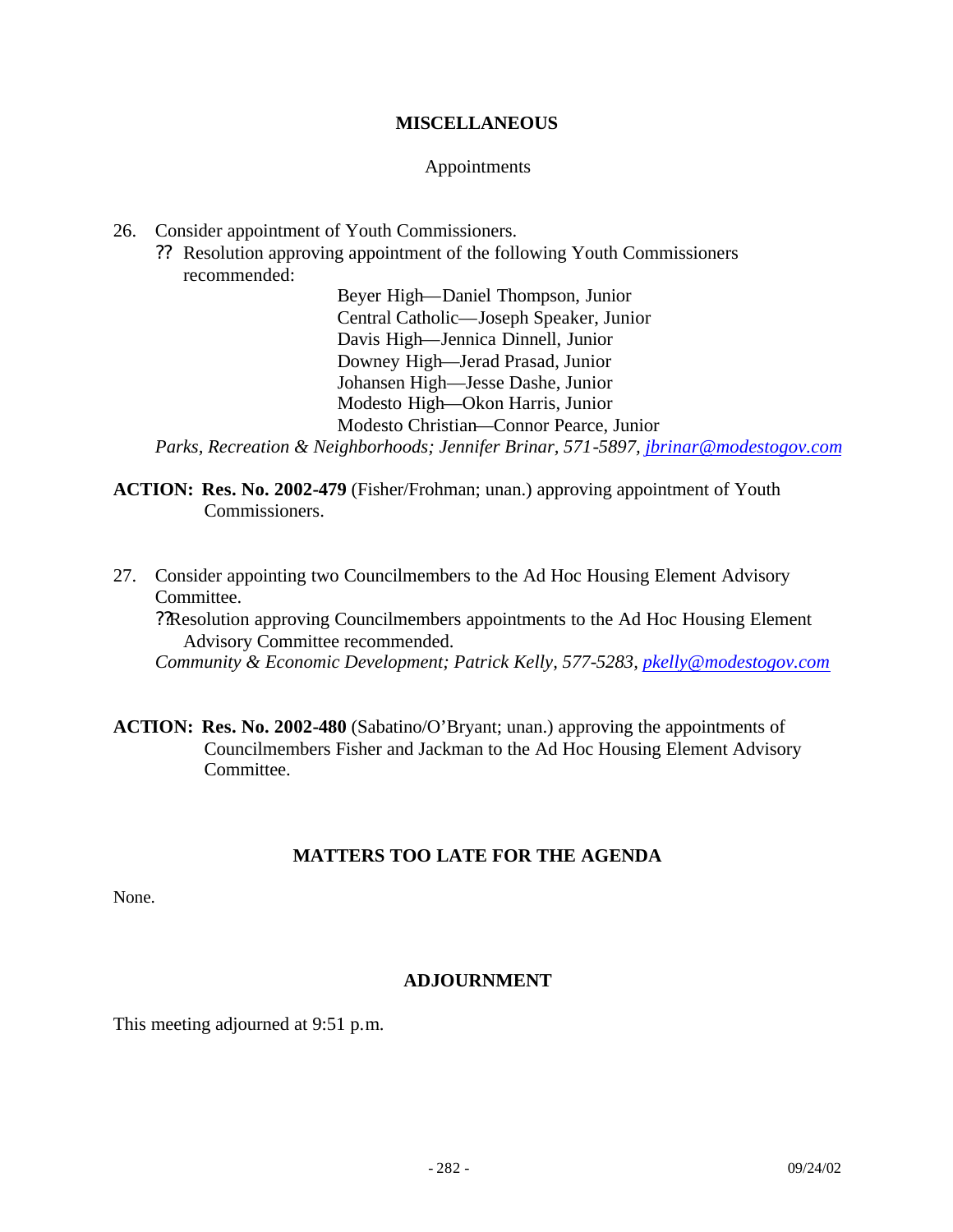## MISCELLANEOUS

Appointments

26. Consider appointment of Youth Commissioners.
    ?? Resolution approving appointment of the following Youth Commissioners recommended:

    Beyer High—Daniel Thompson, Junior
    Central Catholic—Joseph Speaker, Junior
    Davis High—Jennica Dinnell, Junior
    Downey High—Jerad Prasad, Junior
    Johansen High—Jesse Dashe, Junior
    Modesto High—Okon Harris, Junior
    Modesto Christian—Connor Pearce, Junior

    *Parks, Recreation & Neighborhoods; Jennifer Brinar, 571-5897, jbrinar@modestogov.com*

**ACTION: Res. No. 2002-479** (Fisher/Frohman; unan.) approving appointment of Youth Commissioners.

27. Consider appointing two Councilmembers to the Ad Hoc Housing Element Advisory Committee.
    ??Resolution approving Councilmembers appointments to the Ad Hoc Housing Element Advisory Committee recommended.
    *Community & Economic Development; Patrick Kelly, 577-5283, pkelly@modestogov.com*

**ACTION: Res. No. 2002-480** (Sabatino/O'Bryant; unan.) approving the appointments of Councilmembers Fisher and Jackman to the Ad Hoc Housing Element Advisory Committee.

## MATTERS TOO LATE FOR THE AGENDA

None.

## ADJOURNMENT

This meeting adjourned at 9:51 p.m.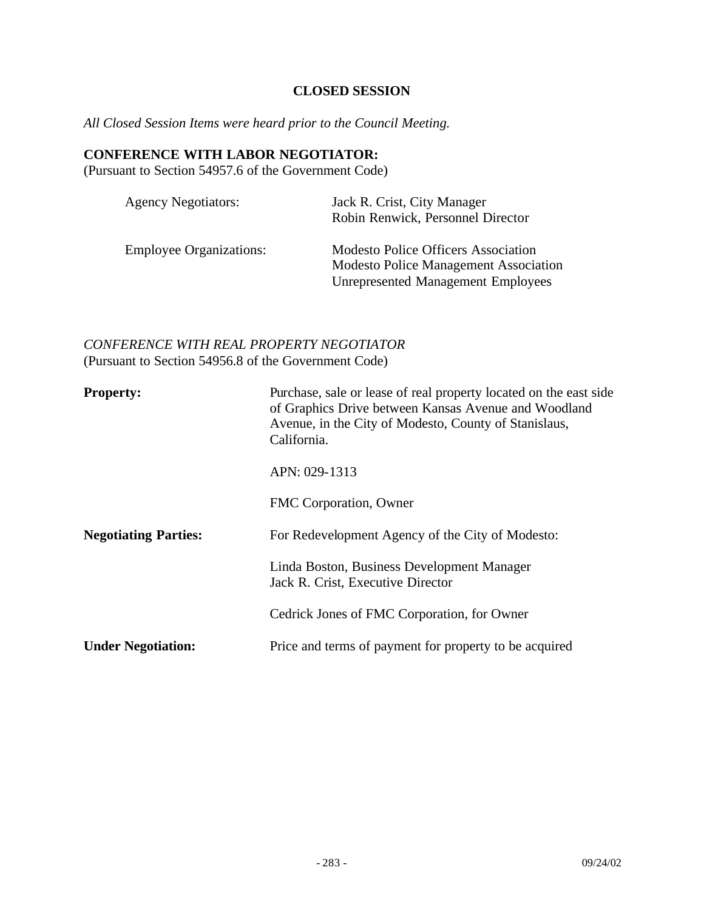## CLOSED SESSION

*All Closed Session Items were heard prior to the Council Meeting.*

**CONFERENCE WITH LABOR NEGOTIATOR:**
(Pursuant to Section 54957.6 of the Government Code)

| | |
|---|---|
| Agency Negotiators: | Jack R. Crist, City Manager<br>Robin Renwick, Personnel Director |
| Employee Organizations: | Modesto Police Officers Association<br>Modesto Police Management Association<br>Unrepresented Management Employees |

*CONFERENCE WITH REAL PROPERTY NEGOTIATOR*
(Pursuant to Section 54956.8 of the Government Code)

| | |
|---|---|
| **Property:** | Purchase, sale or lease of real property located on the east side of Graphics Drive between Kansas Avenue and Woodland Avenue, in the City of Modesto, County of Stanislaus, California.<br><br>APN: 029-1313<br><br>FMC Corporation, Owner |
| **Negotiating Parties:** | For Redevelopment Agency of the City of Modesto:<br><br>Linda Boston, Business Development Manager<br>Jack R. Crist, Executive Director<br><br>Cedrick Jones of FMC Corporation, for Owner |
| **Under Negotiation:** | Price and terms of payment for property to be acquired |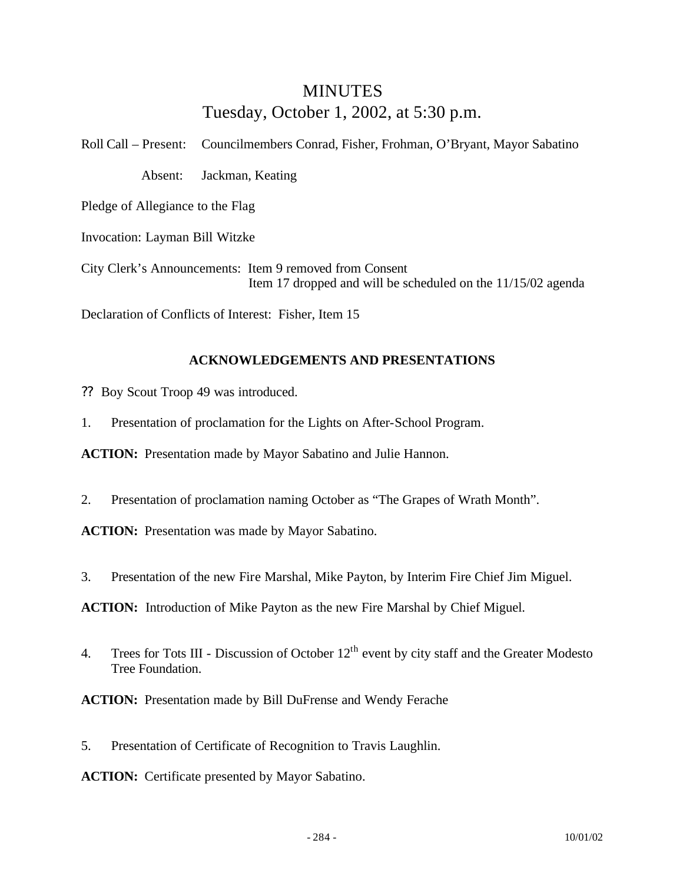# MINUTES

## Tuesday, October 1, 2002, at 5:30 p.m.

Roll Call – Present: Councilmembers Conrad, Fisher, Frohman, O'Bryant, Mayor Sabatino

Absent: Jackman, Keating

Pledge of Allegiance to the Flag

Invocation: Layman Bill Witzke

City Clerk's Announcements: Item 9 removed from Consent
Item 17 dropped and will be scheduled on the 11/15/02 agenda

Declaration of Conflicts of Interest: Fisher, Item 15

### ACKNOWLEDGEMENTS AND PRESENTATIONS

?? Boy Scout Troop 49 was introduced.

1. Presentation of proclamation for the Lights on After-School Program.

**ACTION:** Presentation made by Mayor Sabatino and Julie Hannon.

2. Presentation of proclamation naming October as "The Grapes of Wrath Month".

**ACTION:** Presentation was made by Mayor Sabatino.

3. Presentation of the new Fire Marshal, Mike Payton, by Interim Fire Chief Jim Miguel.

**ACTION:** Introduction of Mike Payton as the new Fire Marshal by Chief Miguel.

4. Trees for Tots III - Discussion of October 12th event by city staff and the Greater Modesto Tree Foundation.

**ACTION:** Presentation made by Bill DuFrense and Wendy Ferache

5. Presentation of Certificate of Recognition to Travis Laughlin.

**ACTION:** Certificate presented by Mayor Sabatino.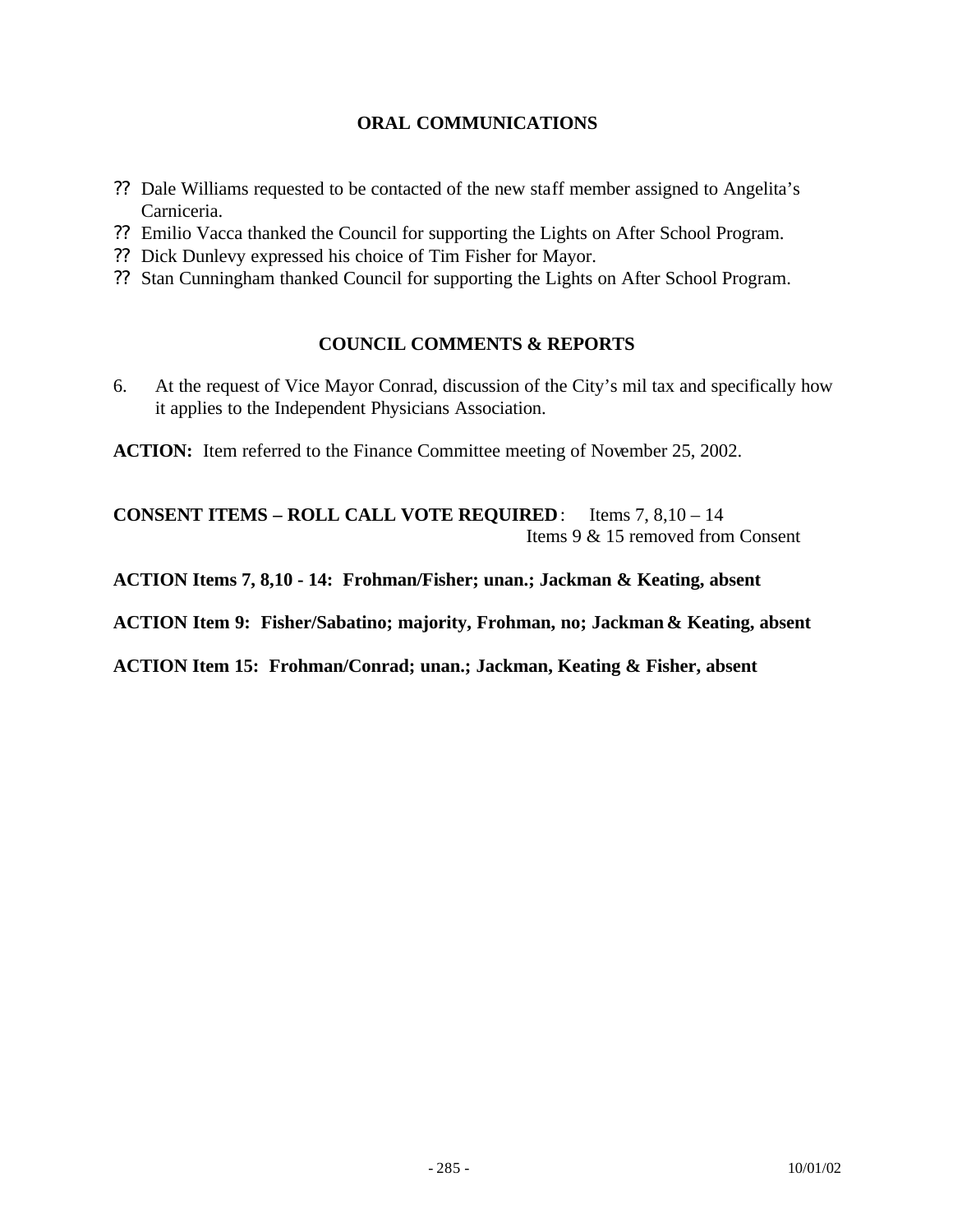## ORAL COMMUNICATIONS

- Dale Williams requested to be contacted of the new staff member assigned to Angelita's Carniceria.
- Emilio Vacca thanked the Council for supporting the Lights on After School Program.
- Dick Dunlevy expressed his choice of Tim Fisher for Mayor.
- Stan Cunningham thanked Council for supporting the Lights on After School Program.

## COUNCIL COMMENTS & REPORTS

6. At the request of Vice Mayor Conrad, discussion of the City's mil tax and specifically how it applies to the Independent Physicians Association.

**ACTION:** Item referred to the Finance Committee meeting of November 25, 2002.

**CONSENT ITEMS – ROLL CALL VOTE REQUIRED**: Items 7, 8,10 – 14
Items 9 & 15 removed from Consent

**ACTION Items 7, 8,10 - 14: Frohman/Fisher; unan.; Jackman & Keating, absent**

**ACTION Item 9: Fisher/Sabatino; majority, Frohman, no; Jackman & Keating, absent**

**ACTION Item 15: Frohman/Conrad; unan.; Jackman, Keating & Fisher, absent**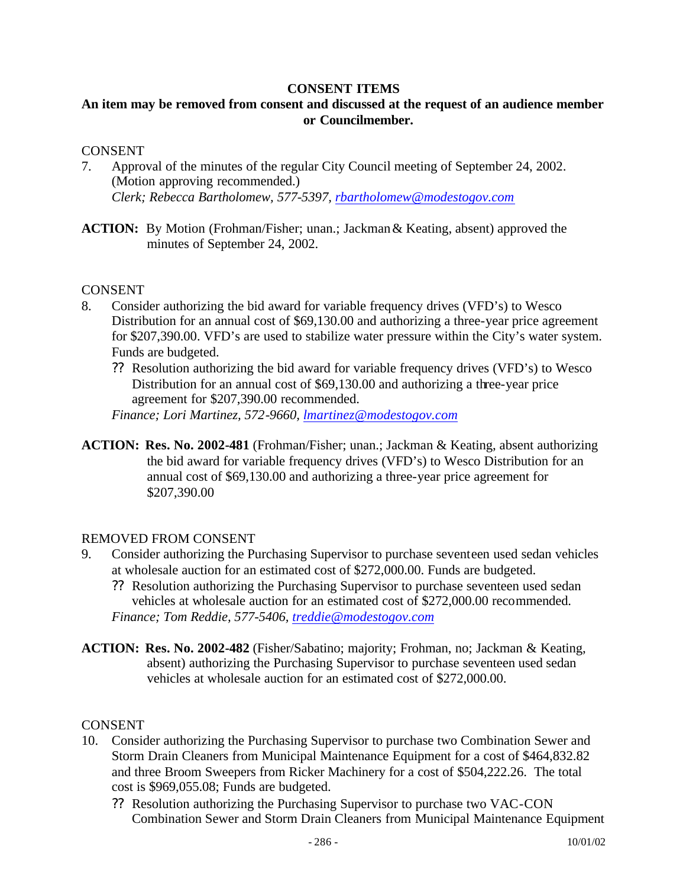## CONSENT ITEMS

**An item may be removed from consent and discussed at the request of an audience member or Councilmember.**

CONSENT

7. Approval of the minutes of the regular City Council meeting of September 24, 2002. (Motion approving recommended.)
   *Clerk; Rebecca Bartholomew, 577-5397, rbartholomew@modestogov.com*

**ACTION:** By Motion (Frohman/Fisher; unan.; Jackman & Keating, absent) approved the minutes of September 24, 2002.

CONSENT

8. Consider authorizing the bid award for variable frequency drives (VFD's) to Wesco Distribution for an annual cost of $69,130.00 and authorizing a three-year price agreement for $207,390.00. VFD's are used to stabilize water pressure within the City's water system. Funds are budgeted.
   ?? Resolution authorizing the bid award for variable frequency drives (VFD's) to Wesco Distribution for an annual cost of $69,130.00 and authorizing a three-year price agreement for $207,390.00 recommended.
   *Finance; Lori Martinez, 572-9660, lmartinez@modestogov.com*

**ACTION: Res. No. 2002-481** (Frohman/Fisher; unan.; Jackman & Keating, absent authorizing the bid award for variable frequency drives (VFD's) to Wesco Distribution for an annual cost of $69,130.00 and authorizing a three-year price agreement for $207,390.00

REMOVED FROM CONSENT

9. Consider authorizing the Purchasing Supervisor to purchase seventeen used sedan vehicles at wholesale auction for an estimated cost of $272,000.00. Funds are budgeted.
   ?? Resolution authorizing the Purchasing Supervisor to purchase seventeen used sedan vehicles at wholesale auction for an estimated cost of $272,000.00 recommended.
   *Finance; Tom Reddie, 577-5406, treddie@modestogov.com*

**ACTION: Res. No. 2002-482** (Fisher/Sabatino; majority; Frohman, no; Jackman & Keating, absent) authorizing the Purchasing Supervisor to purchase seventeen used sedan vehicles at wholesale auction for an estimated cost of $272,000.00.

CONSENT

10. Consider authorizing the Purchasing Supervisor to purchase two Combination Sewer and Storm Drain Cleaners from Municipal Maintenance Equipment for a cost of $464,832.82 and three Broom Sweepers from Ricker Machinery for a cost of $504,222.26. The total cost is $969,055.08; Funds are budgeted.
    ?? Resolution authorizing the Purchasing Supervisor to purchase two VAC-CON Combination Sewer and Storm Drain Cleaners from Municipal Maintenance Equipment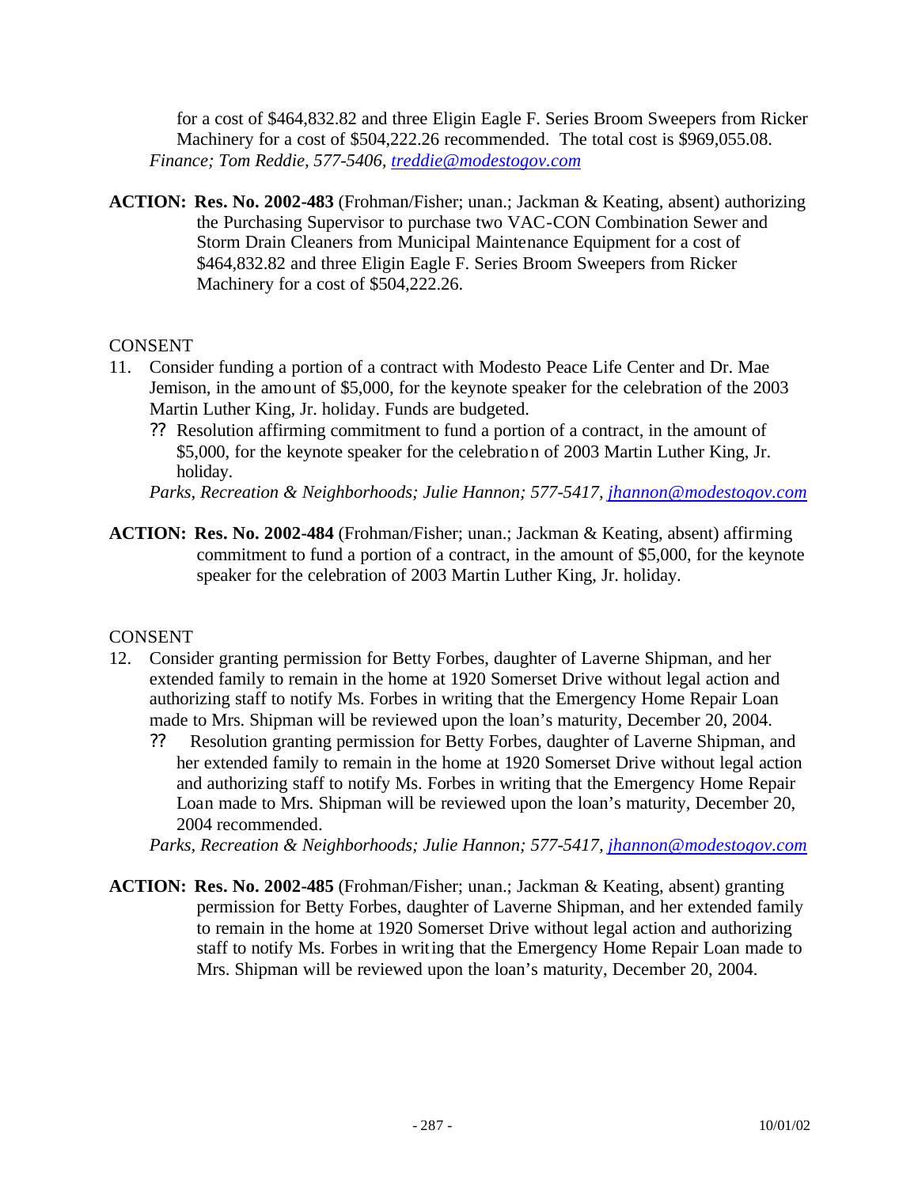for a cost of $464,832.82 and three Eligin Eagle F. Series Broom Sweepers from Ricker Machinery for a cost of $504,222.26 recommended. The total cost is $969,055.08.
*Finance; Tom Reddie, 577-5406, treddie@modestogov.com*

**ACTION: Res. No. 2002-483** (Frohman/Fisher; unan.; Jackman & Keating, absent) authorizing the Purchasing Supervisor to purchase two VAC-CON Combination Sewer and Storm Drain Cleaners from Municipal Maintenance Equipment for a cost of $464,832.82 and three Eligin Eagle F. Series Broom Sweepers from Ricker Machinery for a cost of $504,222.26.

CONSENT

11. Consider funding a portion of a contract with Modesto Peace Life Center and Dr. Mae Jemison, in the amount of $5,000, for the keynote speaker for the celebration of the 2003 Martin Luther King, Jr. holiday. Funds are budgeted.
    ?? Resolution affirming commitment to fund a portion of a contract, in the amount of $5,000, for the keynote speaker for the celebration of 2003 Martin Luther King, Jr. holiday.
    
    *Parks, Recreation & Neighborhoods; Julie Hannon; 577-5417, jhannon@modestogov.com*

**ACTION: Res. No. 2002-484** (Frohman/Fisher; unan.; Jackman & Keating, absent) affirming commitment to fund a portion of a contract, in the amount of $5,000, for the keynote speaker for the celebration of 2003 Martin Luther King, Jr. holiday.

CONSENT

12. Consider granting permission for Betty Forbes, daughter of Laverne Shipman, and her extended family to remain in the home at 1920 Somerset Drive without legal action and authorizing staff to notify Ms. Forbes in writing that the Emergency Home Repair Loan made to Mrs. Shipman will be reviewed upon the loan's maturity, December 20, 2004.
    ?? Resolution granting permission for Betty Forbes, daughter of Laverne Shipman, and her extended family to remain in the home at 1920 Somerset Drive without legal action and authorizing staff to notify Ms. Forbes in writing that the Emergency Home Repair Loan made to Mrs. Shipman will be reviewed upon the loan's maturity, December 20, 2004 recommended.
    
    *Parks, Recreation & Neighborhoods; Julie Hannon; 577-5417, jhannon@modestogov.com*

**ACTION: Res. No. 2002-485** (Frohman/Fisher; unan.; Jackman & Keating, absent) granting permission for Betty Forbes, daughter of Laverne Shipman, and her extended family to remain in the home at 1920 Somerset Drive without legal action and authorizing staff to notify Ms. Forbes in writing that the Emergency Home Repair Loan made to Mrs. Shipman will be reviewed upon the loan's maturity, December 20, 2004.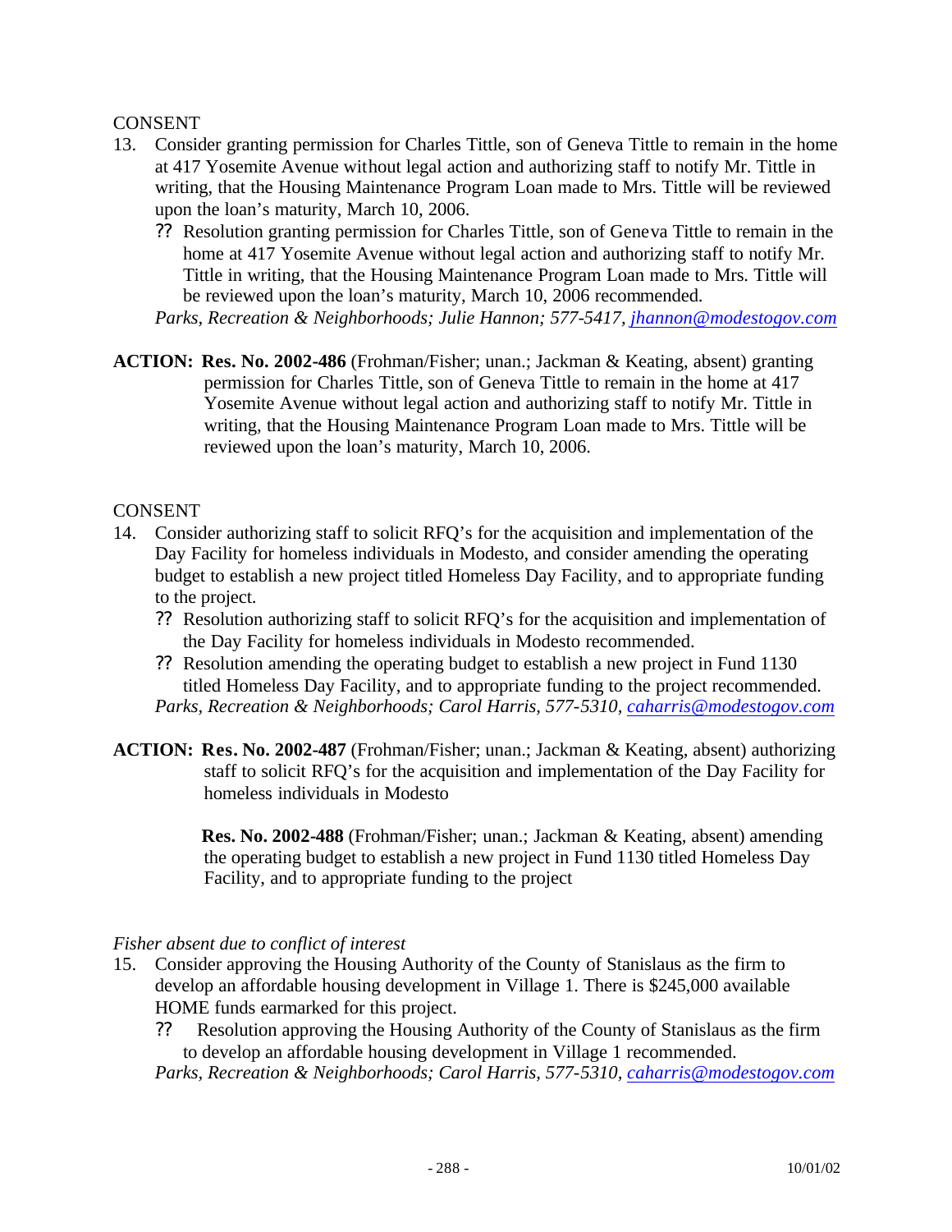CONSENT

13. Consider granting permission for Charles Tittle, son of Geneva Tittle to remain in the home at 417 Yosemite Avenue without legal action and authorizing staff to notify Mr. Tittle in writing, that the Housing Maintenance Program Loan made to Mrs. Tittle will be reviewed upon the loan's maturity, March 10, 2006.
    - ?? Resolution granting permission for Charles Tittle, son of Geneva Tittle to remain in the home at 417 Yosemite Avenue without legal action and authorizing staff to notify Mr. Tittle in writing, that the Housing Maintenance Program Loan made to Mrs. Tittle will be reviewed upon the loan's maturity, March 10, 2006 recommended.

    *Parks, Recreation & Neighborhoods; Julie Hannon; 577-5417, jhannon@modestogov.com*

**ACTION: Res. No. 2002-486** (Frohman/Fisher; unan.; Jackman & Keating, absent) granting permission for Charles Tittle, son of Geneva Tittle to remain in the home at 417 Yosemite Avenue without legal action and authorizing staff to notify Mr. Tittle in writing, that the Housing Maintenance Program Loan made to Mrs. Tittle will be reviewed upon the loan's maturity, March 10, 2006.

CONSENT

14. Consider authorizing staff to solicit RFQ's for the acquisition and implementation of the Day Facility for homeless individuals in Modesto, and consider amending the operating budget to establish a new project titled Homeless Day Facility, and to appropriate funding to the project.
    - ?? Resolution authorizing staff to solicit RFQ's for the acquisition and implementation of the Day Facility for homeless individuals in Modesto recommended.
    - ?? Resolution amending the operating budget to establish a new project in Fund 1130 titled Homeless Day Facility, and to appropriate funding to the project recommended.

    *Parks, Recreation & Neighborhoods; Carol Harris, 577-5310, caharris@modestogov.com*

**ACTION: Res. No. 2002-487** (Frohman/Fisher; unan.; Jackman & Keating, absent) authorizing staff to solicit RFQ's for the acquisition and implementation of the Day Facility for homeless individuals in Modesto

**Res. No. 2002-488** (Frohman/Fisher; unan.; Jackman & Keating, absent) amending the operating budget to establish a new project in Fund 1130 titled Homeless Day Facility, and to appropriate funding to the project

*Fisher absent due to conflict of interest*

15. Consider approving the Housing Authority of the County of Stanislaus as the firm to develop an affordable housing development in Village 1. There is $245,000 available HOME funds earmarked for this project.
    - ?? Resolution approving the Housing Authority of the County of Stanislaus as the firm to develop an affordable housing development in Village 1 recommended.

    *Parks, Recreation & Neighborhoods; Carol Harris, 577-5310, caharris@modestogov.com*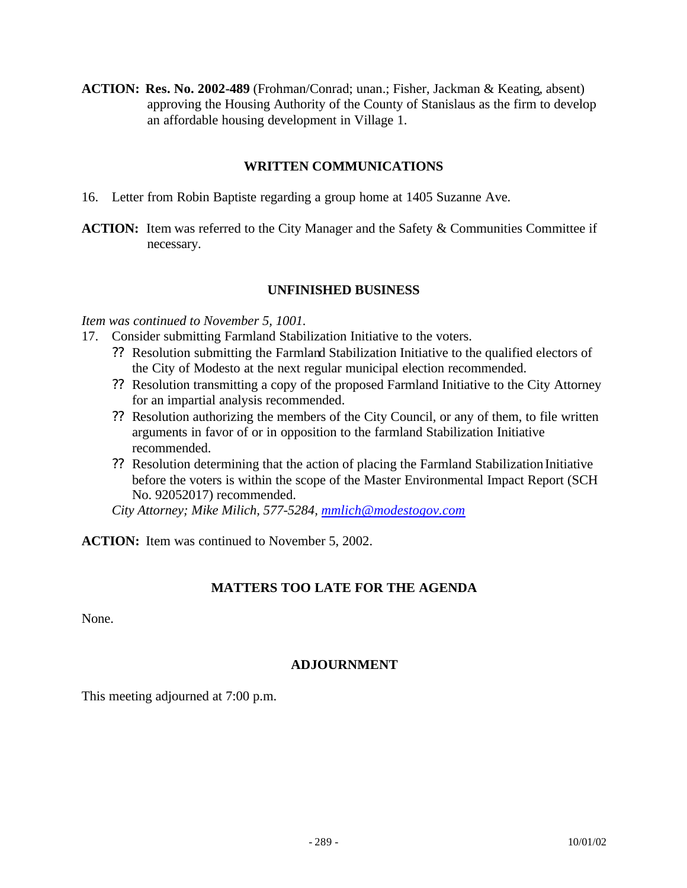**ACTION:** **Res. No. 2002-489** (Frohman/Conrad; unan.; Fisher, Jackman & Keating, absent) approving the Housing Authority of the County of Stanislaus as the firm to develop an affordable housing development in Village 1.

## WRITTEN COMMUNICATIONS

16. Letter from Robin Baptiste regarding a group home at 1405 Suzanne Ave.

**ACTION:** Item was referred to the City Manager and the Safety & Communities Committee if necessary.

## UNFINISHED BUSINESS

*Item was continued to November 5, 1001.*

17. Consider submitting Farmland Stabilization Initiative to the voters.
    - ?? Resolution submitting the Farmland Stabilization Initiative to the qualified electors of the City of Modesto at the next regular municipal election recommended.
    - ?? Resolution transmitting a copy of the proposed Farmland Initiative to the City Attorney for an impartial analysis recommended.
    - ?? Resolution authorizing the members of the City Council, or any of them, to file written arguments in favor of or in opposition to the farmland Stabilization Initiative recommended.
    - ?? Resolution determining that the action of placing the Farmland Stabilization Initiative before the voters is within the scope of the Master Environmental Impact Report (SCH No. 92052017) recommended.

    *City Attorney; Mike Milich, 577-5284, mmlich@modestogov.com*

**ACTION:** Item was continued to November 5, 2002.

## MATTERS TOO LATE FOR THE AGENDA

None.

## ADJOURNMENT

This meeting adjourned at 7:00 p.m.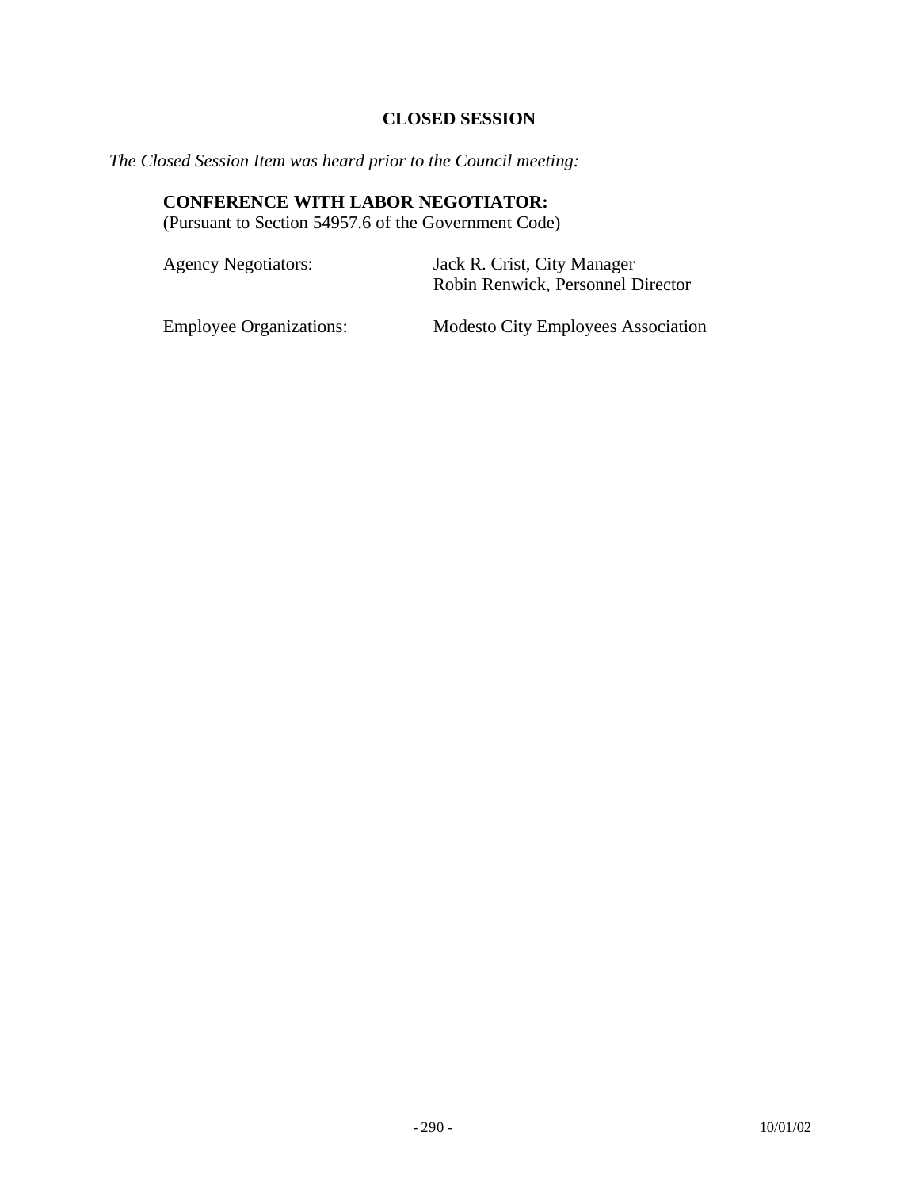## CLOSED SESSION

*The Closed Session Item was heard prior to the Council meeting:*

**CONFERENCE WITH LABOR NEGOTIATOR:**
(Pursuant to Section 54957.6 of the Government Code)

| | |
|---|---|
| Agency Negotiators: | Jack R. Crist, City Manager<br>Robin Renwick, Personnel Director |
| Employee Organizations: | Modesto City Employees Association |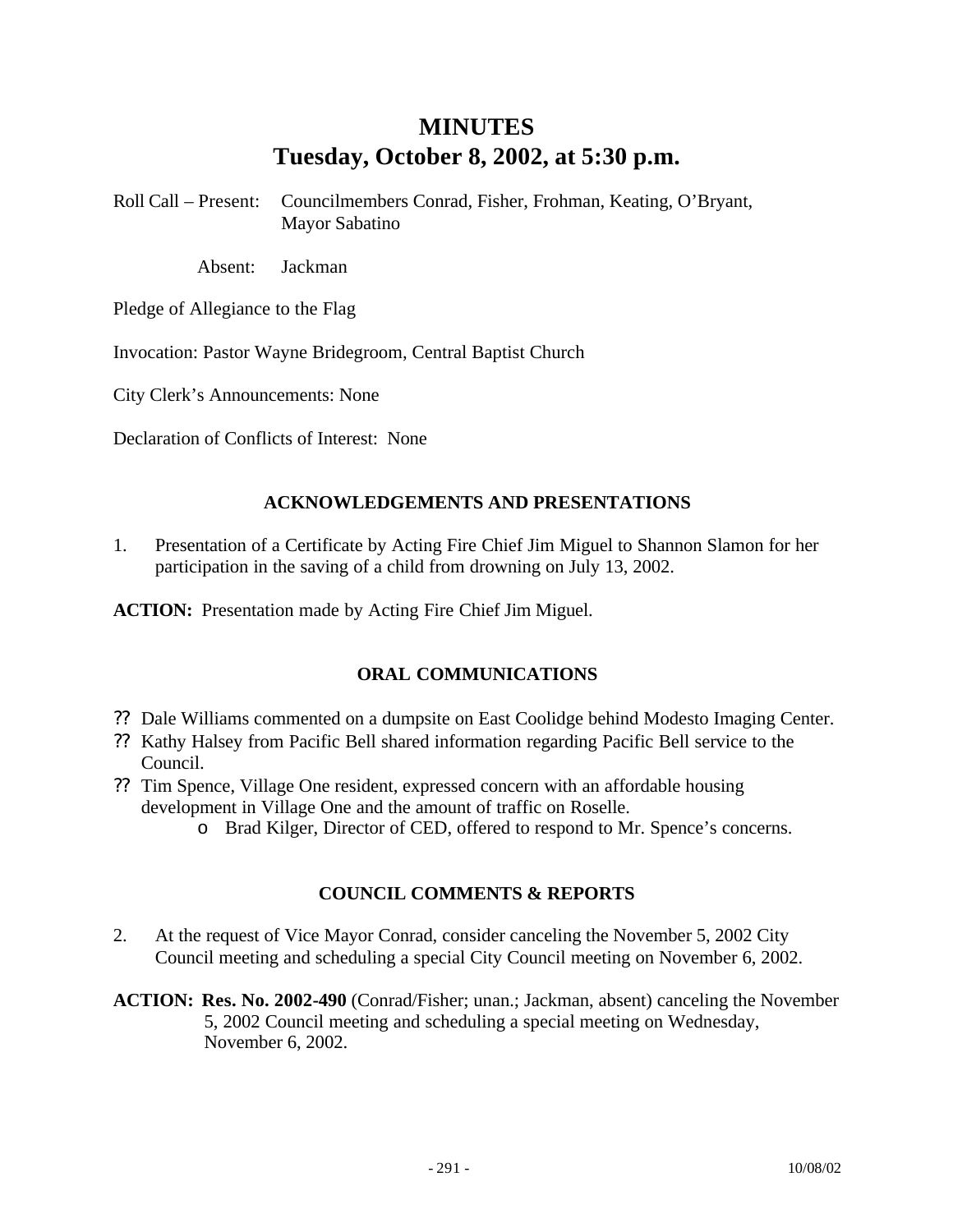# MINUTES
## Tuesday, October 8, 2002, at 5:30 p.m.

Roll Call – Present: Councilmembers Conrad, Fisher, Frohman, Keating, O'Bryant, Mayor Sabatino

Absent: Jackman

Pledge of Allegiance to the Flag

Invocation: Pastor Wayne Bridegroom, Central Baptist Church

City Clerk's Announcements: None

Declaration of Conflicts of Interest: None

### ACKNOWLEDGEMENTS AND PRESENTATIONS

1. Presentation of a Certificate by Acting Fire Chief Jim Miguel to Shannon Slamon for her participation in the saving of a child from drowning on July 13, 2002.

**ACTION:** Presentation made by Acting Fire Chief Jim Miguel.

### ORAL COMMUNICATIONS

- Dale Williams commented on a dumpsite on East Coolidge behind Modesto Imaging Center.
- Kathy Halsey from Pacific Bell shared information regarding Pacific Bell service to the Council.
- Tim Spence, Village One resident, expressed concern with an affordable housing development in Village One and the amount of traffic on Roselle.
  - Brad Kilger, Director of CED, offered to respond to Mr. Spence's concerns.

### COUNCIL COMMENTS & REPORTS

2. At the request of Vice Mayor Conrad, consider canceling the November 5, 2002 City Council meeting and scheduling a special City Council meeting on November 6, 2002.

**ACTION:** **Res. No. 2002-490** (Conrad/Fisher; unan.; Jackman, absent) canceling the November 5, 2002 Council meeting and scheduling a special meeting on Wednesday, November 6, 2002.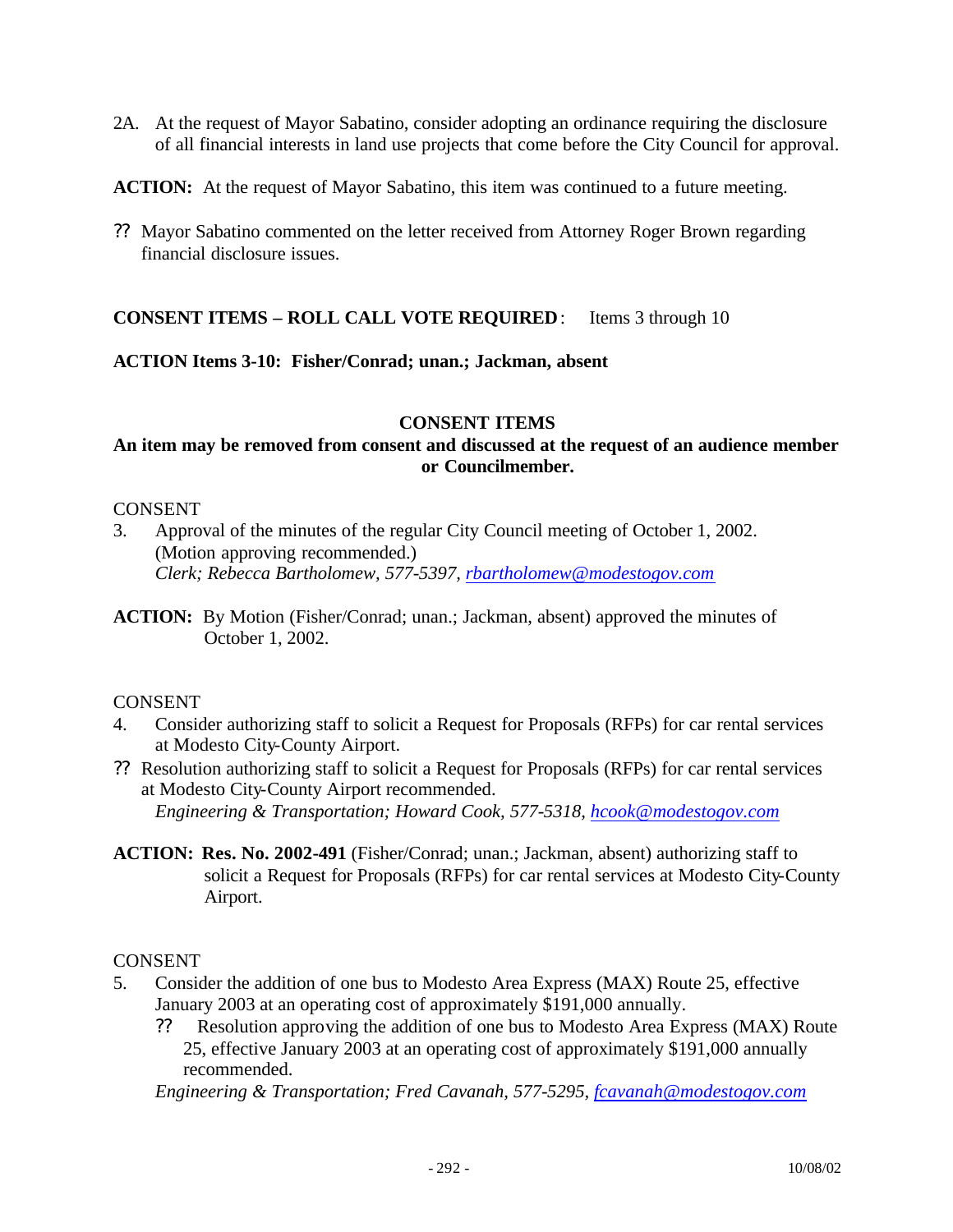2A. At the request of Mayor Sabatino, consider adopting an ordinance requiring the disclosure of all financial interests in land use projects that come before the City Council for approval.

**ACTION:** At the request of Mayor Sabatino, this item was continued to a future meeting.

?? Mayor Sabatino commented on the letter received from Attorney Roger Brown regarding financial disclosure issues.

**CONSENT ITEMS – ROLL CALL VOTE REQUIRED**: Items 3 through 10

**ACTION Items 3-10: Fisher/Conrad; unan.; Jackman, absent**

**CONSENT ITEMS**

**An item may be removed from consent and discussed at the request of an audience member or Councilmember.**

CONSENT

3. Approval of the minutes of the regular City Council meeting of October 1, 2002. (Motion approving recommended.)
   *Clerk; Rebecca Bartholomew, 577-5397, rbartholomew@modestogov.com*

**ACTION:** By Motion (Fisher/Conrad; unan.; Jackman, absent) approved the minutes of October 1, 2002.

CONSENT

4. Consider authorizing staff to solicit a Request for Proposals (RFPs) for car rental services at Modesto City-County Airport.

?? Resolution authorizing staff to solicit a Request for Proposals (RFPs) for car rental services at Modesto City-County Airport recommended.
   *Engineering & Transportation; Howard Cook, 577-5318, hcook@modestogov.com*

**ACTION: Res. No. 2002-491** (Fisher/Conrad; unan.; Jackman, absent) authorizing staff to solicit a Request for Proposals (RFPs) for car rental services at Modesto City-County Airport.

CONSENT

5. Consider the addition of one bus to Modesto Area Express (MAX) Route 25, effective January 2003 at an operating cost of approximately $191,000 annually.
   ?? Resolution approving the addition of one bus to Modesto Area Express (MAX) Route 25, effective January 2003 at an operating cost of approximately $191,000 annually recommended.
   *Engineering & Transportation; Fred Cavanah, 577-5295, fcavanah@modestogov.com*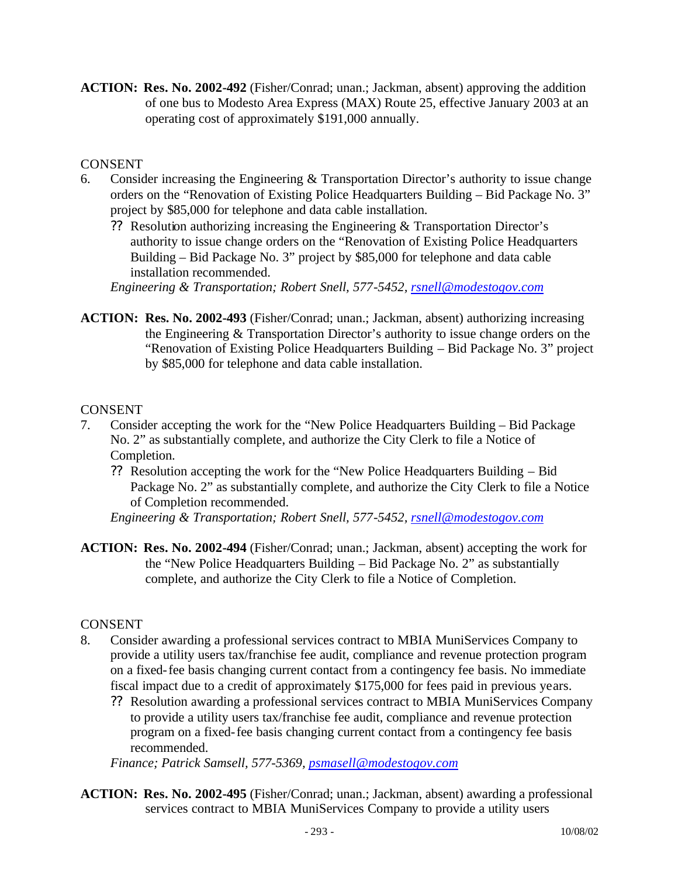**ACTION: Res. No. 2002-492** (Fisher/Conrad; unan.; Jackman, absent) approving the addition of one bus to Modesto Area Express (MAX) Route 25, effective January 2003 at an operating cost of approximately $191,000 annually.

CONSENT

6. Consider increasing the Engineering & Transportation Director's authority to issue change orders on the "Renovation of Existing Police Headquarters Building – Bid Package No. 3" project by $85,000 for telephone and data cable installation.
   - ?? Resolution authorizing increasing the Engineering & Transportation Director's authority to issue change orders on the "Renovation of Existing Police Headquarters Building – Bid Package No. 3" project by $85,000 for telephone and data cable installation recommended.

   *Engineering & Transportation; Robert Snell, 577-5452, rsnell@modestogov.com*

**ACTION: Res. No. 2002-493** (Fisher/Conrad; unan.; Jackman, absent) authorizing increasing the Engineering & Transportation Director's authority to issue change orders on the "Renovation of Existing Police Headquarters Building – Bid Package No. 3" project by $85,000 for telephone and data cable installation.

CONSENT

7. Consider accepting the work for the "New Police Headquarters Building – Bid Package No. 2" as substantially complete, and authorize the City Clerk to file a Notice of Completion.
   - ?? Resolution accepting the work for the "New Police Headquarters Building – Bid Package No. 2" as substantially complete, and authorize the City Clerk to file a Notice of Completion recommended.

   *Engineering & Transportation; Robert Snell, 577-5452, rsnell@modestogov.com*

**ACTION: Res. No. 2002-494** (Fisher/Conrad; unan.; Jackman, absent) accepting the work for the "New Police Headquarters Building – Bid Package No. 2" as substantially complete, and authorize the City Clerk to file a Notice of Completion.

CONSENT

8. Consider awarding a professional services contract to MBIA MuniServices Company to provide a utility users tax/franchise fee audit, compliance and revenue protection program on a fixed-fee basis changing current contact from a contingency fee basis. No immediate fiscal impact due to a credit of approximately $175,000 for fees paid in previous years.
   - ?? Resolution awarding a professional services contract to MBIA MuniServices Company to provide a utility users tax/franchise fee audit, compliance and revenue protection program on a fixed-fee basis changing current contact from a contingency fee basis recommended.

   *Finance; Patrick Samsell, 577-5369, psmasell@modestogov.com*

**ACTION: Res. No. 2002-495** (Fisher/Conrad; unan.; Jackman, absent) awarding a professional services contract to MBIA MuniServices Company to provide a utility users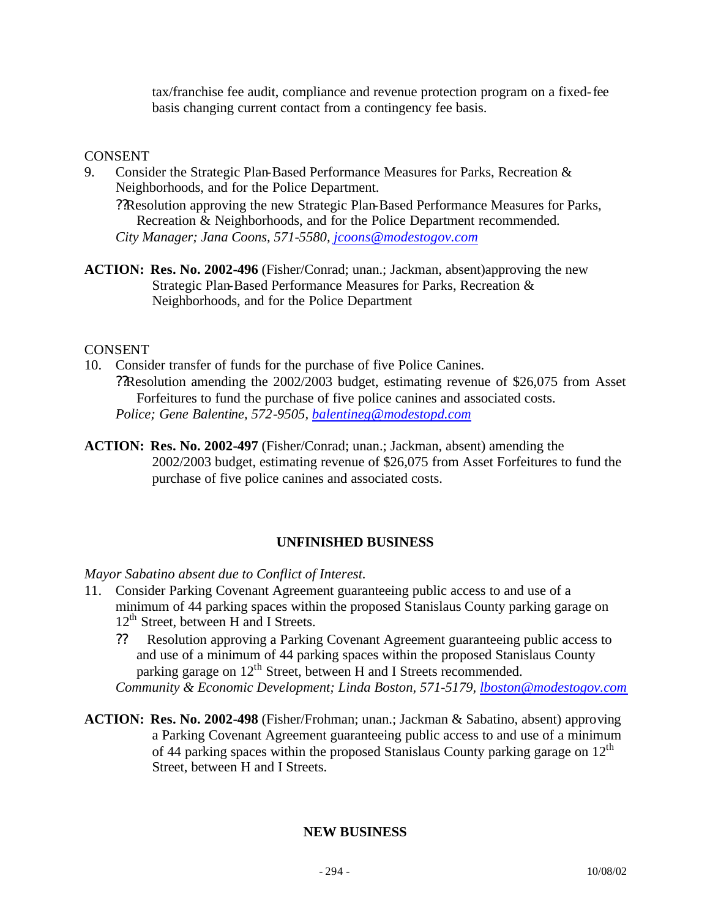tax/franchise fee audit, compliance and revenue protection program on a fixed-fee basis changing current contact from a contingency fee basis.

CONSENT

9. Consider the Strategic Plan-Based Performance Measures for Parks, Recreation & Neighborhoods, and for the Police Department.
   - ??Resolution approving the new Strategic Plan-Based Performance Measures for Parks, Recreation & Neighborhoods, and for the Police Department recommended.

   *City Manager; Jana Coons, 571-5580, jcoons@modestogov.com*

**ACTION: Res. No. 2002-496** (Fisher/Conrad; unan.; Jackman, absent)approving the new Strategic Plan-Based Performance Measures for Parks, Recreation & Neighborhoods, and for the Police Department

CONSENT

10. Consider transfer of funds for the purchase of five Police Canines.
    - ??Resolution amending the 2002/2003 budget, estimating revenue of $26,075 from Asset Forfeitures to fund the purchase of five police canines and associated costs.

    *Police; Gene Balentine, 572-9505, balentineg@modestopd.com*

**ACTION: Res. No. 2002-497** (Fisher/Conrad; unan.; Jackman, absent) amending the 2002/2003 budget, estimating revenue of $26,075 from Asset Forfeitures to fund the purchase of five police canines and associated costs.

## UNFINISHED BUSINESS

*Mayor Sabatino absent due to Conflict of Interest.*

11. Consider Parking Covenant Agreement guaranteeing public access to and use of a minimum of 44 parking spaces within the proposed Stanislaus County parking garage on 12th Street, between H and I Streets.
    - ?? Resolution approving a Parking Covenant Agreement guaranteeing public access to and use of a minimum of 44 parking spaces within the proposed Stanislaus County parking garage on 12th Street, between H and I Streets recommended.

    *Community & Economic Development; Linda Boston, 571-5179, lboston@modestogov.com*

**ACTION: Res. No. 2002-498** (Fisher/Frohman; unan.; Jackman & Sabatino, absent) approving a Parking Covenant Agreement guaranteeing public access to and use of a minimum of 44 parking spaces within the proposed Stanislaus County parking garage on 12th Street, between H and I Streets.

## NEW BUSINESS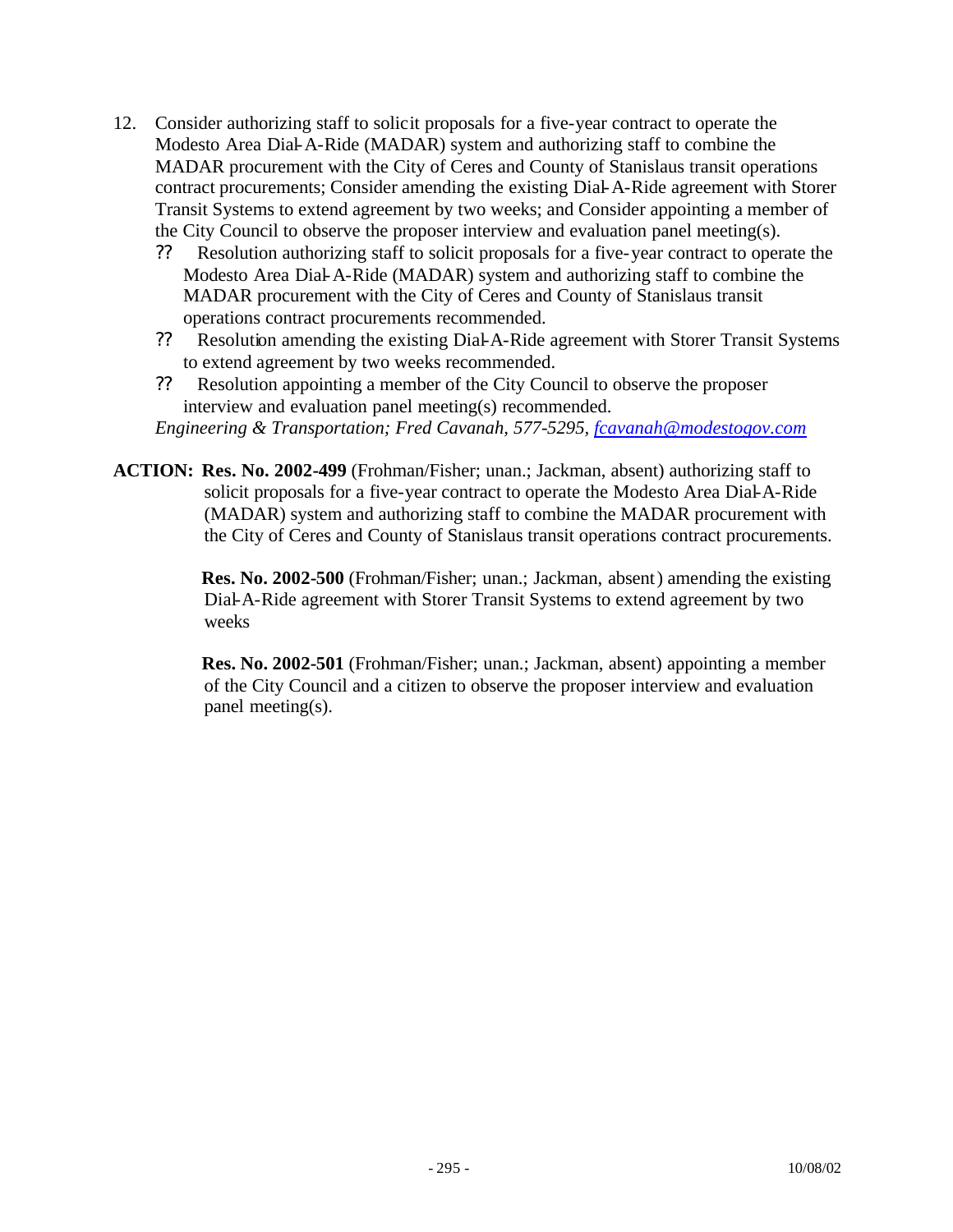12. Consider authorizing staff to solicit proposals for a five-year contract to operate the Modesto Area Dial-A-Ride (MADAR) system and authorizing staff to combine the MADAR procurement with the City of Ceres and County of Stanislaus transit operations contract procurements; Consider amending the existing Dial-A-Ride agreement with Storer Transit Systems to extend agreement by two weeks; and Consider appointing a member of the City Council to observe the proposer interview and evaluation panel meeting(s).
    - Resolution authorizing staff to solicit proposals for a five-year contract to operate the Modesto Area Dial-A-Ride (MADAR) system and authorizing staff to combine the MADAR procurement with the City of Ceres and County of Stanislaus transit operations contract procurements recommended.
    - Resolution amending the existing Dial-A-Ride agreement with Storer Transit Systems to extend agreement by two weeks recommended.
    - Resolution appointing a member of the City Council to observe the proposer interview and evaluation panel meeting(s) recommended.

    *Engineering & Transportation; Fred Cavanah, 577-5295, fcavanah@modestogov.com*

**ACTION:** **Res. No. 2002-499** (Frohman/Fisher; unan.; Jackman, absent) authorizing staff to solicit proposals for a five-year contract to operate the Modesto Area Dial-A-Ride (MADAR) system and authorizing staff to combine the MADAR procurement with the City of Ceres and County of Stanislaus transit operations contract procurements.

**Res. No. 2002-500** (Frohman/Fisher; unan.; Jackman, absent) amending the existing Dial-A-Ride agreement with Storer Transit Systems to extend agreement by two weeks

**Res. No. 2002-501** (Frohman/Fisher; unan.; Jackman, absent) appointing a member of the City Council and a citizen to observe the proposer interview and evaluation panel meeting(s).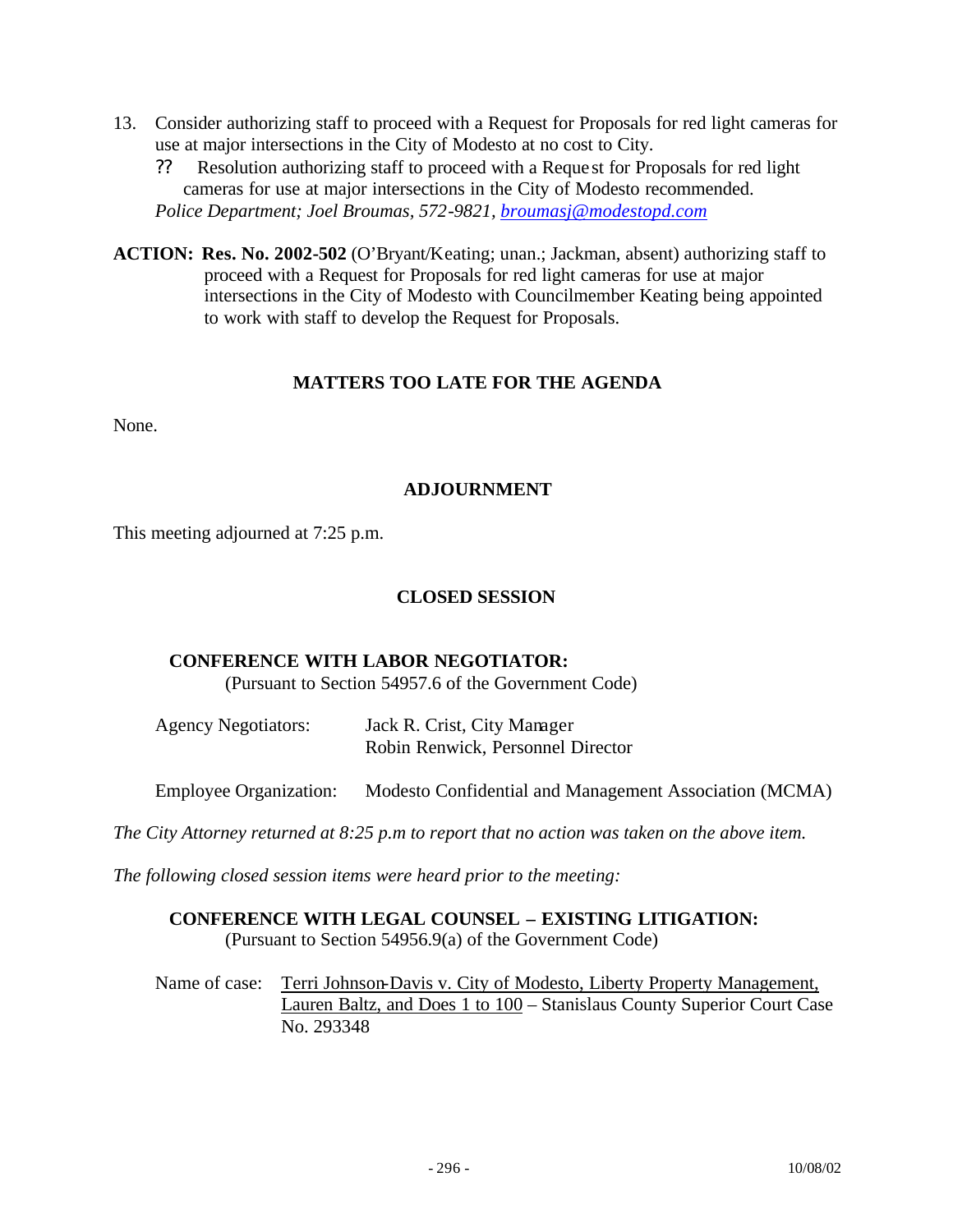13. Consider authorizing staff to proceed with a Request for Proposals for red light cameras for use at major intersections in the City of Modesto at no cost to City.

    ?? Resolution authorizing staff to proceed with a Request for Proposals for red light cameras for use at major intersections in the City of Modesto recommended.

    *Police Department; Joel Broumas, 572-9821, broumasj@modestopd.com*

**ACTION: Res. No. 2002-502** (O'Bryant/Keating; unan.; Jackman, absent) authorizing staff to proceed with a Request for Proposals for red light cameras for use at major intersections in the City of Modesto with Councilmember Keating being appointed to work with staff to develop the Request for Proposals.

## MATTERS TOO LATE FOR THE AGENDA

None.

## ADJOURNMENT

This meeting adjourned at 7:25 p.m.

## CLOSED SESSION

**CONFERENCE WITH LABOR NEGOTIATOR:**
(Pursuant to Section 54957.6 of the Government Code)

Agency Negotiators: Jack R. Crist, City Manager
Robin Renwick, Personnel Director

Employee Organization: Modesto Confidential and Management Association (MCMA)

*The City Attorney returned at 8:25 p.m to report that no action was taken on the above item.*

*The following closed session items were heard prior to the meeting:*

**CONFERENCE WITH LEGAL COUNSEL – EXISTING LITIGATION:**
(Pursuant to Section 54956.9(a) of the Government Code)

Name of case: Terri Johnson-Davis v. City of Modesto, Liberty Property Management, Lauren Baltz, and Does 1 to 100 – Stanislaus County Superior Court Case No. 293348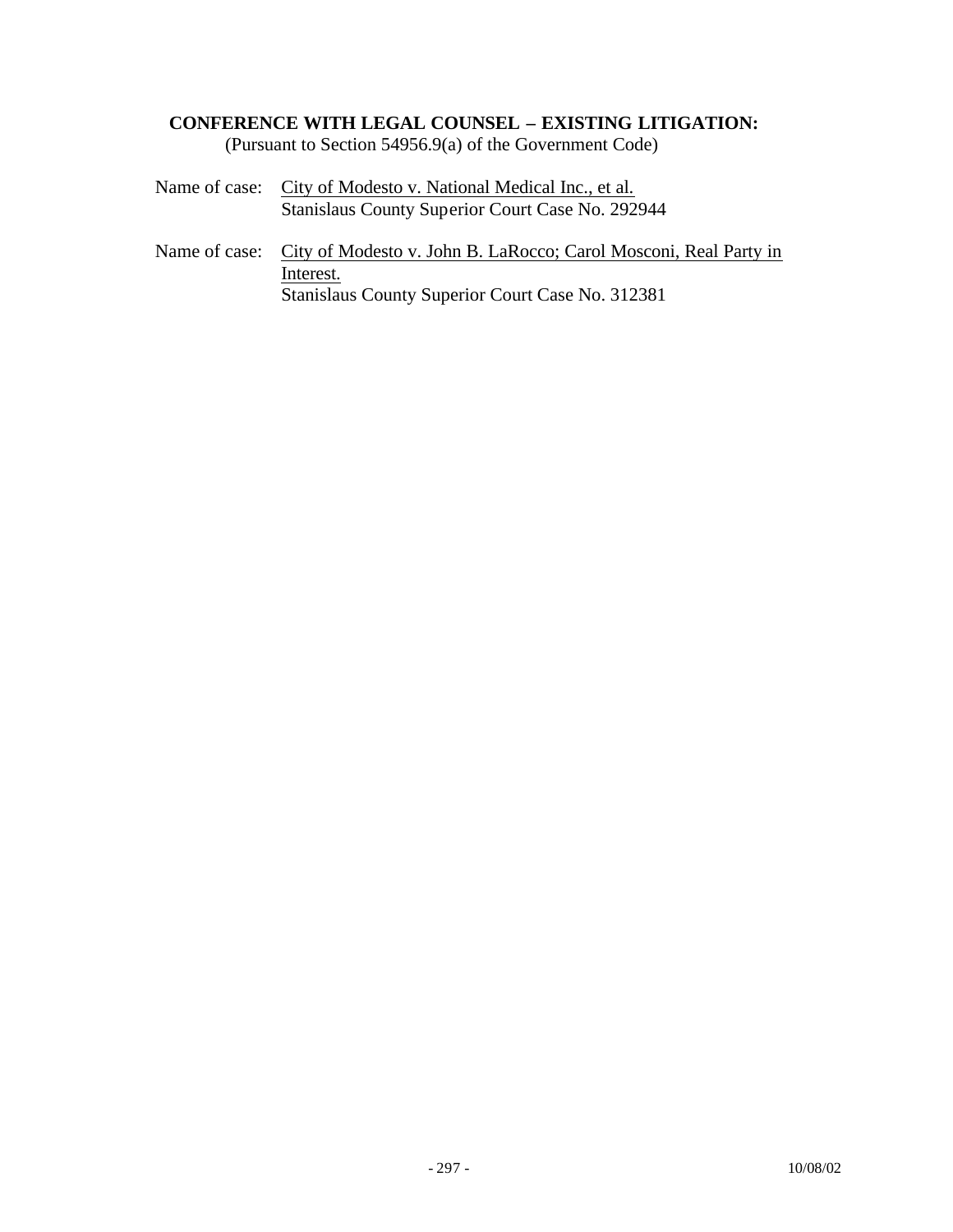**CONFERENCE WITH LEGAL COUNSEL – EXISTING LITIGATION:**
(Pursuant to Section 54956.9(a) of the Government Code)

Name of case: City of Modesto v. National Medical Inc., et al.
Stanislaus County Superior Court Case No. 292944

Name of case: City of Modesto v. John B. LaRocco; Carol Mosconi, Real Party in Interest.
Stanislaus County Superior Court Case No. 312381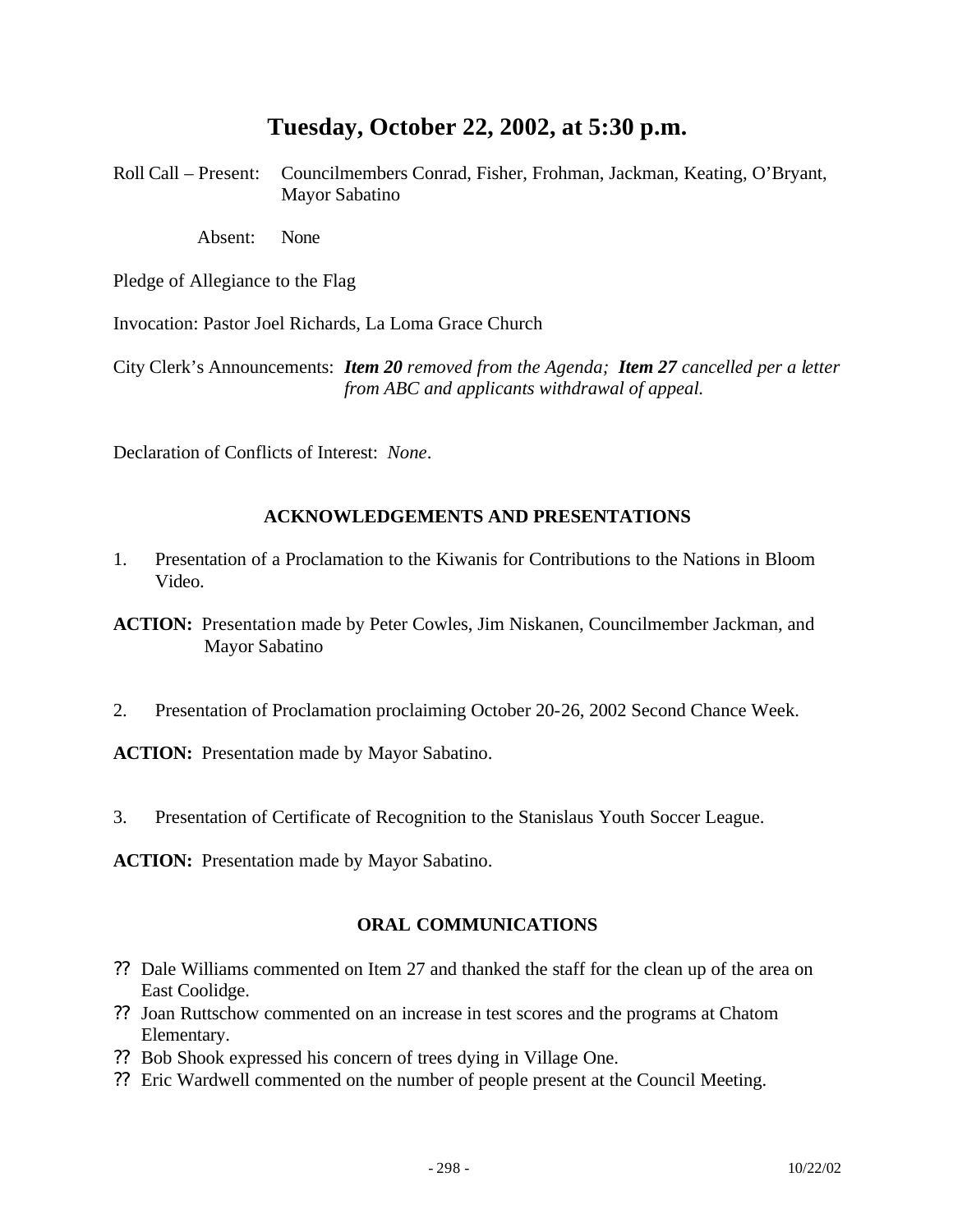# Tuesday, October 22, 2002, at 5:30 p.m.

Roll Call – Present: Councilmembers Conrad, Fisher, Frohman, Jackman, Keating, O'Bryant, Mayor Sabatino

Absent: None

Pledge of Allegiance to the Flag

Invocation: Pastor Joel Richards, La Loma Grace Church

City Clerk's Announcements: ***Item 20*** *removed from the Agenda;* ***Item 27*** *cancelled per a letter from ABC and applicants withdrawal of appeal.*

Declaration of Conflicts of Interest: *None*.

## ACKNOWLEDGEMENTS AND PRESENTATIONS

1. Presentation of a Proclamation to the Kiwanis for Contributions to the Nations in Bloom Video.

**ACTION:** Presentation made by Peter Cowles, Jim Niskanen, Councilmember Jackman, and Mayor Sabatino

2. Presentation of Proclamation proclaiming October 20-26, 2002 Second Chance Week.

**ACTION:** Presentation made by Mayor Sabatino.

3. Presentation of Certificate of Recognition to the Stanislaus Youth Soccer League.

**ACTION:** Presentation made by Mayor Sabatino.

## ORAL COMMUNICATIONS

- Dale Williams commented on Item 27 and thanked the staff for the clean up of the area on East Coolidge.
- Joan Ruttschow commented on an increase in test scores and the programs at Chatom Elementary.
- Bob Shook expressed his concern of trees dying in Village One.
- Eric Wardwell commented on the number of people present at the Council Meeting.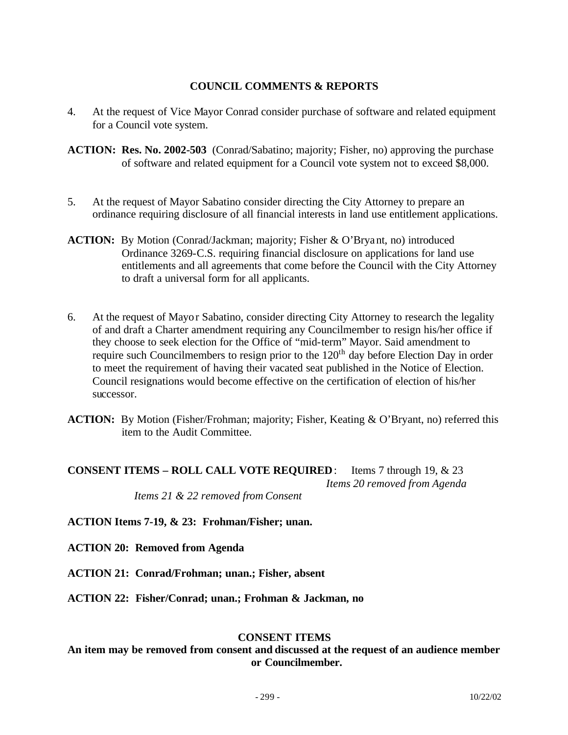## COUNCIL COMMENTS & REPORTS

4. At the request of Vice Mayor Conrad consider purchase of software and related equipment for a Council vote system.

**ACTION: Res. No. 2002-503** (Conrad/Sabatino; majority; Fisher, no) approving the purchase of software and related equipment for a Council vote system not to exceed $8,000.

5. At the request of Mayor Sabatino consider directing the City Attorney to prepare an ordinance requiring disclosure of all financial interests in land use entitlement applications.

**ACTION:** By Motion (Conrad/Jackman; majority; Fisher & O'Bryant, no) introduced Ordinance 3269-C.S. requiring financial disclosure on applications for land use entitlements and all agreements that come before the Council with the City Attorney to draft a universal form for all applicants.

6. At the request of Mayor Sabatino, consider directing City Attorney to research the legality of and draft a Charter amendment requiring any Councilmember to resign his/her office if they choose to seek election for the Office of "mid-term" Mayor. Said amendment to require such Councilmembers to resign prior to the 120th day before Election Day in order to meet the requirement of having their vacated seat published in the Notice of Election. Council resignations would become effective on the certification of election of his/her successor.

**ACTION:** By Motion (Fisher/Frohman; majority; Fisher, Keating & O'Bryant, no) referred this item to the Audit Committee.

**CONSENT ITEMS – ROLL CALL VOTE REQUIRED**: Items 7 through 19, & 23

*Items 20 removed from Agenda*

*Items 21 & 22 removed from Consent*

**ACTION Items 7-19, & 23: Frohman/Fisher; unan.**

**ACTION 20: Removed from Agenda**

**ACTION 21: Conrad/Frohman; unan.; Fisher, absent**

**ACTION 22: Fisher/Conrad; unan.; Frohman & Jackman, no**

## CONSENT ITEMS

**An item may be removed from consent and discussed at the request of an audience member or Councilmember.**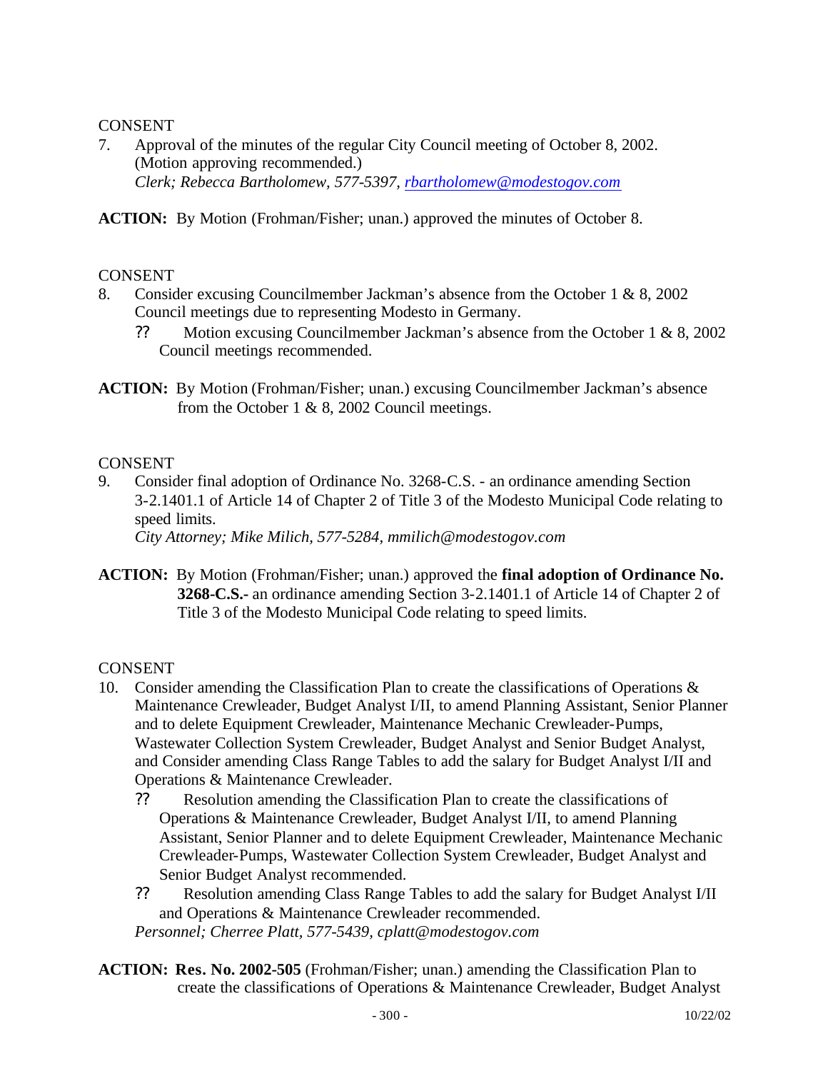CONSENT

7. Approval of the minutes of the regular City Council meeting of October 8, 2002. (Motion approving recommended.)
   *Clerk; Rebecca Bartholomew, 577-5397, rbartholomew@modestogov.com*

**ACTION:** By Motion (Frohman/Fisher; unan.) approved the minutes of October 8.

CONSENT

8. Consider excusing Councilmember Jackman's absence from the October 1 & 8, 2002 Council meetings due to representing Modesto in Germany.
   - ?? Motion excusing Councilmember Jackman's absence from the October 1 & 8, 2002 Council meetings recommended.

**ACTION:** By Motion (Frohman/Fisher; unan.) excusing Councilmember Jackman's absence from the October 1 & 8, 2002 Council meetings.

CONSENT

9. Consider final adoption of Ordinance No. 3268-C.S. - an ordinance amending Section 3-2.1401.1 of Article 14 of Chapter 2 of Title 3 of the Modesto Municipal Code relating to speed limits.
   *City Attorney; Mike Milich, 577-5284, mmilich@modestogov.com*

**ACTION:** By Motion (Frohman/Fisher; unan.) approved the **final adoption of Ordinance No. 3268-C.S.-** an ordinance amending Section 3-2.1401.1 of Article 14 of Chapter 2 of Title 3 of the Modesto Municipal Code relating to speed limits.

CONSENT

10. Consider amending the Classification Plan to create the classifications of Operations & Maintenance Crewleader, Budget Analyst I/II, to amend Planning Assistant, Senior Planner and to delete Equipment Crewleader, Maintenance Mechanic Crewleader-Pumps, Wastewater Collection System Crewleader, Budget Analyst and Senior Budget Analyst, and Consider amending Class Range Tables to add the salary for Budget Analyst I/II and Operations & Maintenance Crewleader.
    - ?? Resolution amending the Classification Plan to create the classifications of Operations & Maintenance Crewleader, Budget Analyst I/II, to amend Planning Assistant, Senior Planner and to delete Equipment Crewleader, Maintenance Mechanic Crewleader-Pumps, Wastewater Collection System Crewleader, Budget Analyst and Senior Budget Analyst recommended.
    - ?? Resolution amending Class Range Tables to add the salary for Budget Analyst I/II and Operations & Maintenance Crewleader recommended.

    *Personnel; Cherree Platt, 577-5439, cplatt@modestogov.com*

**ACTION:** **Res. No. 2002-505** (Frohman/Fisher; unan.) amending the Classification Plan to create the classifications of Operations & Maintenance Crewleader, Budget Analyst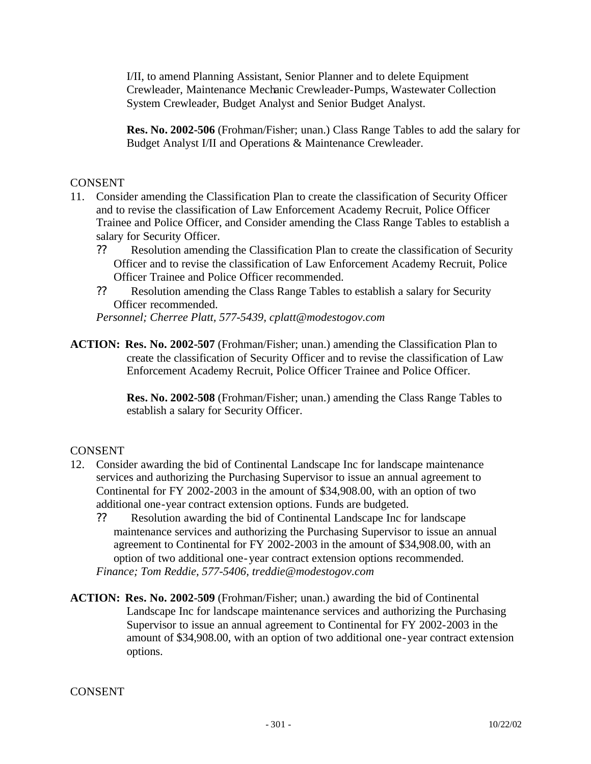I/II, to amend Planning Assistant, Senior Planner and to delete Equipment Crewleader, Maintenance Mechanic Crewleader-Pumps, Wastewater Collection System Crewleader, Budget Analyst and Senior Budget Analyst.

**Res. No. 2002-506** (Frohman/Fisher; unan.) Class Range Tables to add the salary for Budget Analyst I/II and Operations & Maintenance Crewleader.

CONSENT

11. Consider amending the Classification Plan to create the classification of Security Officer and to revise the classification of Law Enforcement Academy Recruit, Police Officer Trainee and Police Officer, and Consider amending the Class Range Tables to establish a salary for Security Officer.
    - ?? Resolution amending the Classification Plan to create the classification of Security Officer and to revise the classification of Law Enforcement Academy Recruit, Police Officer Trainee and Police Officer recommended.
    - ?? Resolution amending the Class Range Tables to establish a salary for Security Officer recommended.

    *Personnel; Cherree Platt, 577-5439, cplatt@modestogov.com*

**ACTION:** **Res. No. 2002-507** (Frohman/Fisher; unan.) amending the Classification Plan to create the classification of Security Officer and to revise the classification of Law Enforcement Academy Recruit, Police Officer Trainee and Police Officer.

**Res. No. 2002-508** (Frohman/Fisher; unan.) amending the Class Range Tables to establish a salary for Security Officer.

CONSENT

12. Consider awarding the bid of Continental Landscape Inc for landscape maintenance services and authorizing the Purchasing Supervisor to issue an annual agreement to Continental for FY 2002-2003 in the amount of $34,908.00, with an option of two additional one-year contract extension options. Funds are budgeted.
    - ?? Resolution awarding the bid of Continental Landscape Inc for landscape maintenance services and authorizing the Purchasing Supervisor to issue an annual agreement to Continental for FY 2002-2003 in the amount of $34,908.00, with an option of two additional one-year contract extension options recommended.

    *Finance; Tom Reddie, 577-5406, treddie@modestogov.com*

**ACTION:** **Res. No. 2002-509** (Frohman/Fisher; unan.) awarding the bid of Continental Landscape Inc for landscape maintenance services and authorizing the Purchasing Supervisor to issue an annual agreement to Continental for FY 2002-2003 in the amount of $34,908.00, with an option of two additional one-year contract extension options.

CONSENT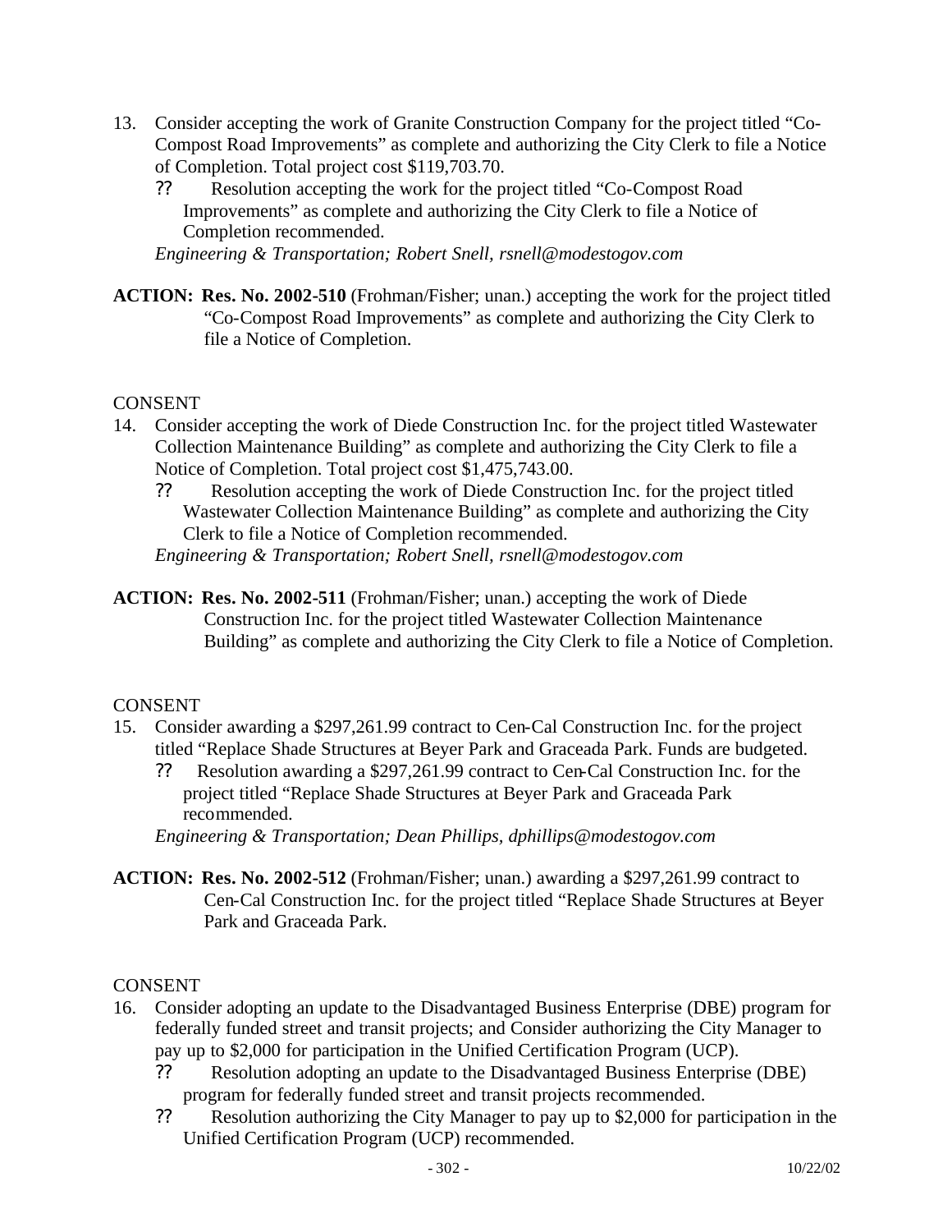13. Consider accepting the work of Granite Construction Company for the project titled "Co-Compost Road Improvements" as complete and authorizing the City Clerk to file a Notice of Completion. Total project cost $119,703.70.
    - ?? Resolution accepting the work for the project titled "Co-Compost Road Improvements" as complete and authorizing the City Clerk to file a Notice of Completion recommended.

    *Engineering & Transportation; Robert Snell, rsnell@modestogov.com*

**ACTION: Res. No. 2002-510** (Frohman/Fisher; unan.) accepting the work for the project titled "Co-Compost Road Improvements" as complete and authorizing the City Clerk to file a Notice of Completion.

CONSENT

14. Consider accepting the work of Diede Construction Inc. for the project titled Wastewater Collection Maintenance Building" as complete and authorizing the City Clerk to file a Notice of Completion. Total project cost $1,475,743.00.
    - ?? Resolution accepting the work of Diede Construction Inc. for the project titled Wastewater Collection Maintenance Building" as complete and authorizing the City Clerk to file a Notice of Completion recommended.

    *Engineering & Transportation; Robert Snell, rsnell@modestogov.com*

**ACTION: Res. No. 2002-511** (Frohman/Fisher; unan.) accepting the work of Diede Construction Inc. for the project titled Wastewater Collection Maintenance Building" as complete and authorizing the City Clerk to file a Notice of Completion.

CONSENT

15. Consider awarding a $297,261.99 contract to Cen-Cal Construction Inc. for the project titled "Replace Shade Structures at Beyer Park and Graceada Park. Funds are budgeted.
    - ?? Resolution awarding a $297,261.99 contract to Cen-Cal Construction Inc. for the project titled "Replace Shade Structures at Beyer Park and Graceada Park recommended.

    *Engineering & Transportation; Dean Phillips, dphillips@modestogov.com*

**ACTION: Res. No. 2002-512** (Frohman/Fisher; unan.) awarding a $297,261.99 contract to Cen-Cal Construction Inc. for the project titled "Replace Shade Structures at Beyer Park and Graceada Park.

CONSENT

16. Consider adopting an update to the Disadvantaged Business Enterprise (DBE) program for federally funded street and transit projects; and Consider authorizing the City Manager to pay up to $2,000 for participation in the Unified Certification Program (UCP).
    - ?? Resolution adopting an update to the Disadvantaged Business Enterprise (DBE) program for federally funded street and transit projects recommended.
    - ?? Resolution authorizing the City Manager to pay up to $2,000 for participation in the Unified Certification Program (UCP) recommended.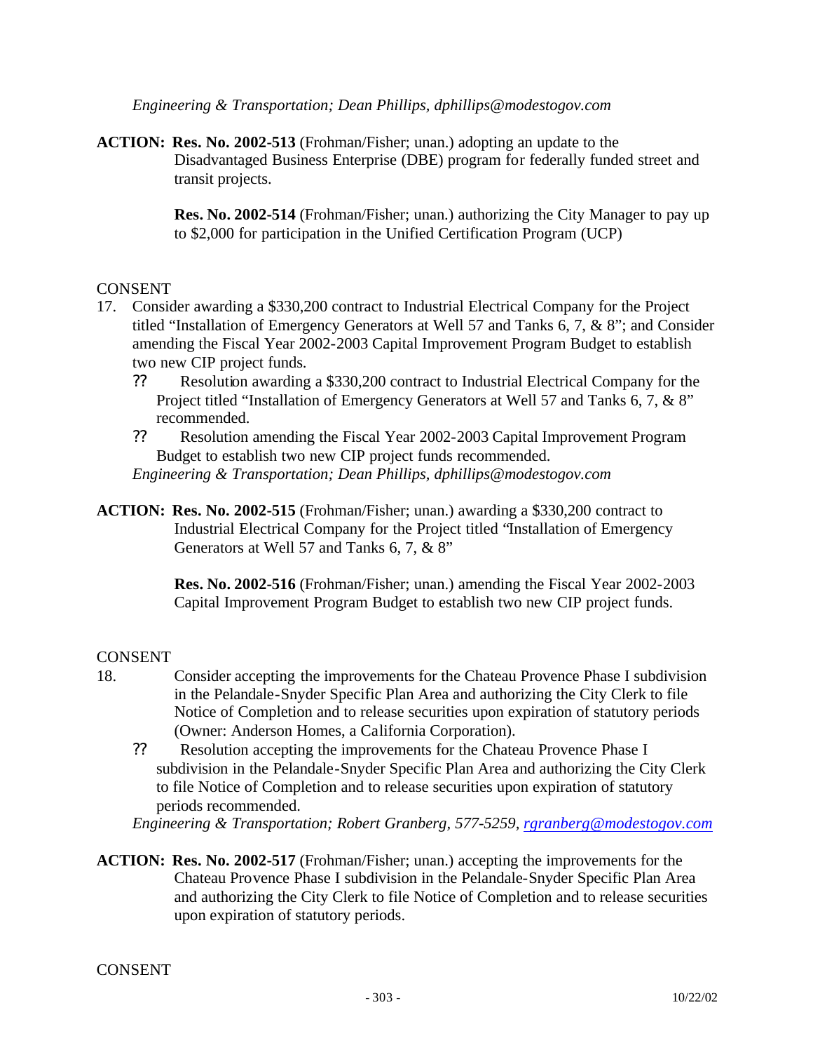*Engineering & Transportation; Dean Phillips, dphillips@modestogov.com*

**ACTION:** **Res. No. 2002-513** (Frohman/Fisher; unan.) adopting an update to the Disadvantaged Business Enterprise (DBE) program for federally funded street and transit projects.

**Res. No. 2002-514** (Frohman/Fisher; unan.) authorizing the City Manager to pay up to $2,000 for participation in the Unified Certification Program (UCP)

CONSENT

17. Consider awarding a $330,200 contract to Industrial Electrical Company for the Project titled "Installation of Emergency Generators at Well 57 and Tanks 6, 7, & 8"; and Consider amending the Fiscal Year 2002-2003 Capital Improvement Program Budget to establish two new CIP project funds.
    - ?? Resolution awarding a $330,200 contract to Industrial Electrical Company for the Project titled "Installation of Emergency Generators at Well 57 and Tanks 6, 7, & 8" recommended.
    - ?? Resolution amending the Fiscal Year 2002-2003 Capital Improvement Program Budget to establish two new CIP project funds recommended.

    *Engineering & Transportation; Dean Phillips, dphillips@modestogov.com*

**ACTION:** **Res. No. 2002-515** (Frohman/Fisher; unan.) awarding a $330,200 contract to Industrial Electrical Company for the Project titled "Installation of Emergency Generators at Well 57 and Tanks 6, 7, & 8"

**Res. No. 2002-516** (Frohman/Fisher; unan.) amending the Fiscal Year 2002-2003 Capital Improvement Program Budget to establish two new CIP project funds.

CONSENT

18. Consider accepting the improvements for the Chateau Provence Phase I subdivision in the Pelandale-Snyder Specific Plan Area and authorizing the City Clerk to file Notice of Completion and to release securities upon expiration of statutory periods (Owner: Anderson Homes, a California Corporation).
    - ?? Resolution accepting the improvements for the Chateau Provence Phase I subdivision in the Pelandale-Snyder Specific Plan Area and authorizing the City Clerk to file Notice of Completion and to release securities upon expiration of statutory periods recommended.

    *Engineering & Transportation; Robert Granberg, 577-5259, rgranberg@modestogov.com*

**ACTION:** **Res. No. 2002-517** (Frohman/Fisher; unan.) accepting the improvements for the Chateau Provence Phase I subdivision in the Pelandale-Snyder Specific Plan Area and authorizing the City Clerk to file Notice of Completion and to release securities upon expiration of statutory periods.

CONSENT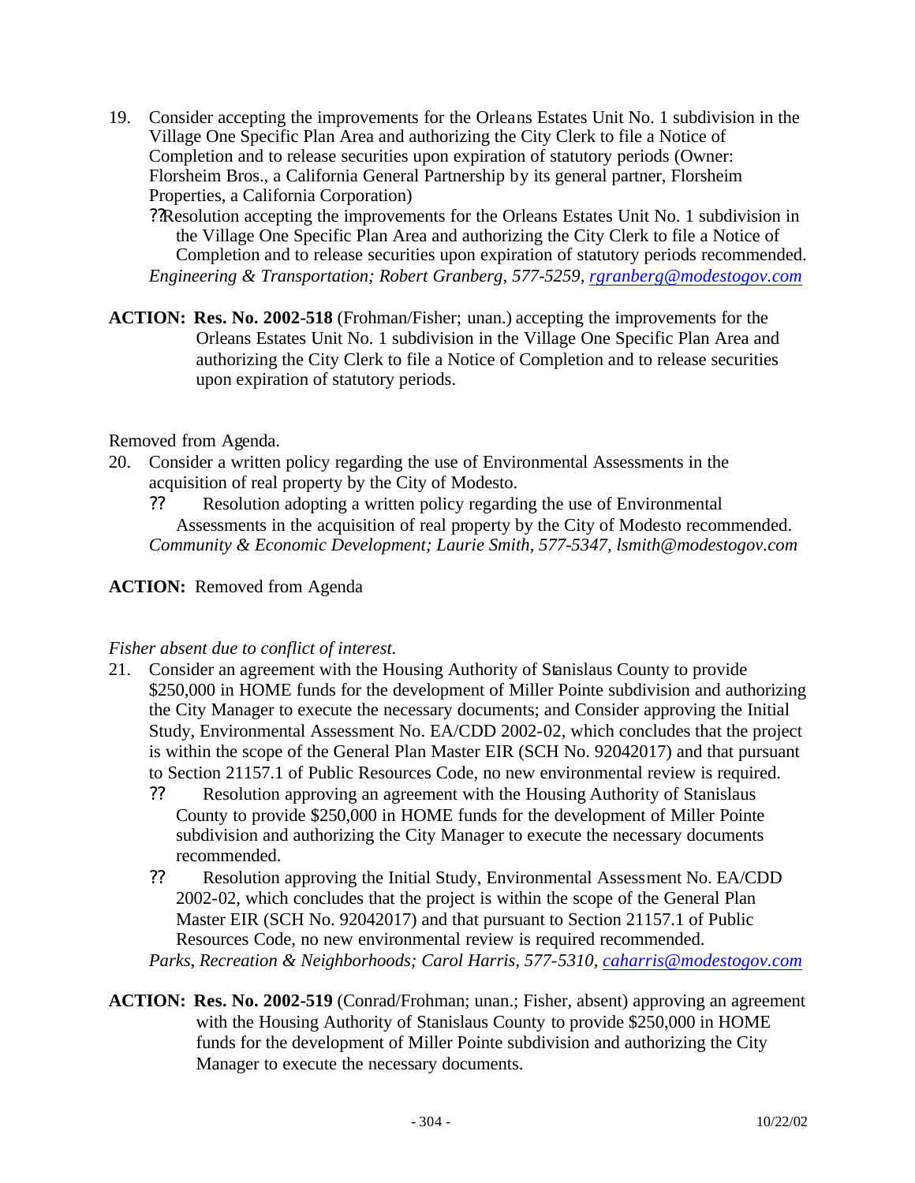19. Consider accepting the improvements for the Orleans Estates Unit No. 1 subdivision in the Village One Specific Plan Area and authorizing the City Clerk to file a Notice of Completion and to release securities upon expiration of statutory periods (Owner: Florsheim Bros., a California General Partnership by its general partner, Florsheim Properties, a California Corporation)
    - ??Resolution accepting the improvements for the Orleans Estates Unit No. 1 subdivision in the Village One Specific Plan Area and authorizing the City Clerk to file a Notice of Completion and to release securities upon expiration of statutory periods recommended.

    *Engineering & Transportation; Robert Granberg, 577-5259, rgranberg@modestogov.com*

**ACTION:** **Res. No. 2002-518** (Frohman/Fisher; unan.) accepting the improvements for the Orleans Estates Unit No. 1 subdivision in the Village One Specific Plan Area and authorizing the City Clerk to file a Notice of Completion and to release securities upon expiration of statutory periods.

Removed from Agenda.

20. Consider a written policy regarding the use of Environmental Assessments in the acquisition of real property by the City of Modesto.
    - ?? Resolution adopting a written policy regarding the use of Environmental Assessments in the acquisition of real property by the City of Modesto recommended.

    *Community & Economic Development; Laurie Smith, 577-5347, lsmith@modestogov.com*

**ACTION:** Removed from Agenda

*Fisher absent due to conflict of interest.*

21. Consider an agreement with the Housing Authority of Stanislaus County to provide \$250,000 in HOME funds for the development of Miller Pointe subdivision and authorizing the City Manager to execute the necessary documents; and Consider approving the Initial Study, Environmental Assessment No. EA/CDD 2002-02, which concludes that the project is within the scope of the General Plan Master EIR (SCH No. 92042017) and that pursuant to Section 21157.1 of Public Resources Code, no new environmental review is required.
    - ?? Resolution approving an agreement with the Housing Authority of Stanislaus County to provide \$250,000 in HOME funds for the development of Miller Pointe subdivision and authorizing the City Manager to execute the necessary documents recommended.
    - ?? Resolution approving the Initial Study, Environmental Assessment No. EA/CDD 2002-02, which concludes that the project is within the scope of the General Plan Master EIR (SCH No. 92042017) and that pursuant to Section 21157.1 of Public Resources Code, no new environmental review is required recommended.

    *Parks, Recreation & Neighborhoods; Carol Harris, 577-5310, caharris@modestogov.com*

**ACTION:** **Res. No. 2002-519** (Conrad/Frohman; unan.; Fisher, absent) approving an agreement with the Housing Authority of Stanislaus County to provide \$250,000 in HOME funds for the development of Miller Pointe subdivision and authorizing the City Manager to execute the necessary documents.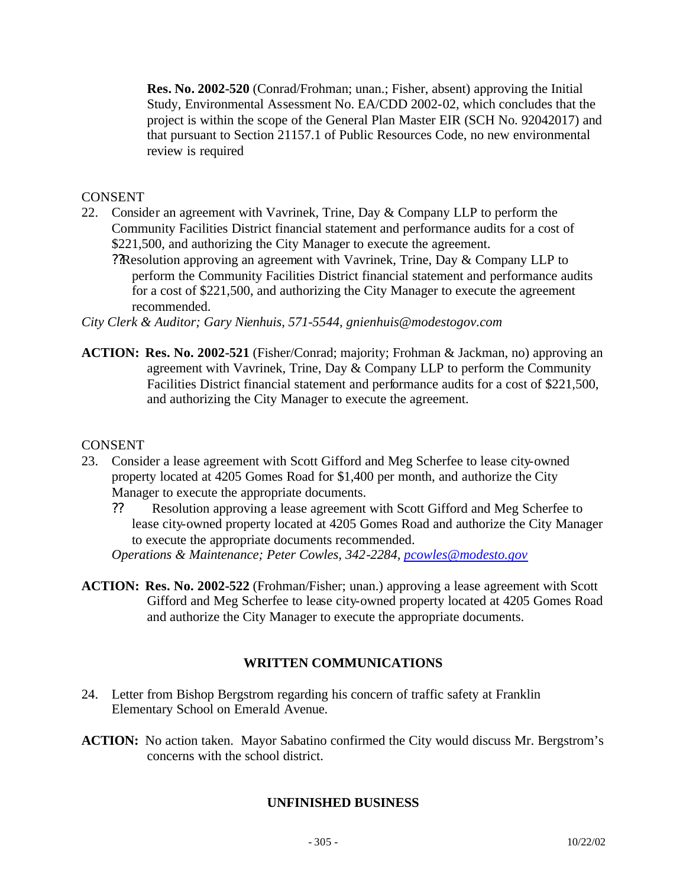**Res. No. 2002-520** (Conrad/Frohman; unan.; Fisher, absent) approving the Initial Study, Environmental Assessment No. EA/CDD 2002-02, which concludes that the project is within the scope of the General Plan Master EIR (SCH No. 92042017) and that pursuant to Section 21157.1 of Public Resources Code, no new environmental review is required

CONSENT

22. Consider an agreement with Vavrinek, Trine, Day & Company LLP to perform the Community Facilities District financial statement and performance audits for a cost of $221,500, and authorizing the City Manager to execute the agreement.
    - ??Resolution approving an agreement with Vavrinek, Trine, Day & Company LLP to perform the Community Facilities District financial statement and performance audits for a cost of $221,500, and authorizing the City Manager to execute the agreement recommended.

*City Clerk & Auditor; Gary Nienhuis, 571-5544, gnienhuis@modestogov.com*

**ACTION: Res. No. 2002-521** (Fisher/Conrad; majority; Frohman & Jackman, no) approving an agreement with Vavrinek, Trine, Day & Company LLP to perform the Community Facilities District financial statement and performance audits for a cost of $221,500, and authorizing the City Manager to execute the agreement.

CONSENT

23. Consider a lease agreement with Scott Gifford and Meg Scherfee to lease city-owned property located at 4205 Gomes Road for $1,400 per month, and authorize the City Manager to execute the appropriate documents.
    - ?? Resolution approving a lease agreement with Scott Gifford and Meg Scherfee to lease city-owned property located at 4205 Gomes Road and authorize the City Manager to execute the appropriate documents recommended.

    *Operations & Maintenance; Peter Cowles, 342-2284, pcowles@modesto.gov*

**ACTION: Res. No. 2002-522** (Frohman/Fisher; unan.) approving a lease agreement with Scott Gifford and Meg Scherfee to lease city-owned property located at 4205 Gomes Road and authorize the City Manager to execute the appropriate documents.

## WRITTEN COMMUNICATIONS

24. Letter from Bishop Bergstrom regarding his concern of traffic safety at Franklin Elementary School on Emerald Avenue.

**ACTION:** No action taken. Mayor Sabatino confirmed the City would discuss Mr. Bergstrom's concerns with the school district.

## UNFINISHED BUSINESS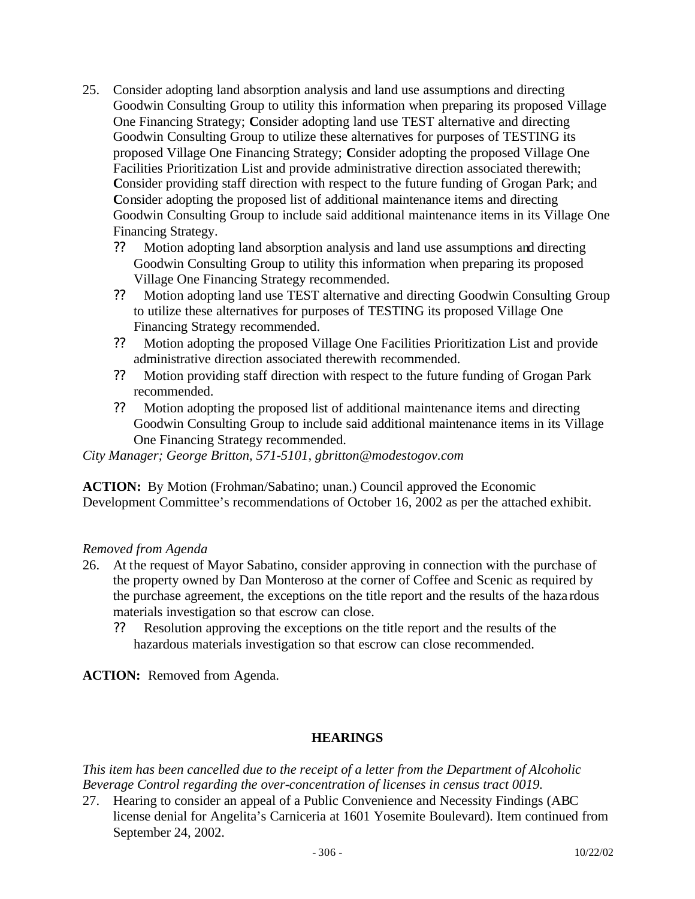25. Consider adopting land absorption analysis and land use assumptions and directing Goodwin Consulting Group to utility this information when preparing its proposed Village One Financing Strategy; **C**onsider adopting land use TEST alternative and directing Goodwin Consulting Group to utilize these alternatives for purposes of TESTING its proposed Village One Financing Strategy; **C**onsider adopting the proposed Village One Facilities Prioritization List and provide administrative direction associated therewith; **C**onsider providing staff direction with respect to the future funding of Grogan Park; and **C**onsider adopting the proposed list of additional maintenance items and directing Goodwin Consulting Group to include said additional maintenance items in its Village One Financing Strategy.
    - ?? Motion adopting land absorption analysis and land use assumptions and directing Goodwin Consulting Group to utility this information when preparing its proposed Village One Financing Strategy recommended.
    - ?? Motion adopting land use TEST alternative and directing Goodwin Consulting Group to utilize these alternatives for purposes of TESTING its proposed Village One Financing Strategy recommended.
    - ?? Motion adopting the proposed Village One Facilities Prioritization List and provide administrative direction associated therewith recommended.
    - ?? Motion providing staff direction with respect to the future funding of Grogan Park recommended.
    - ?? Motion adopting the proposed list of additional maintenance items and directing Goodwin Consulting Group to include said additional maintenance items in its Village One Financing Strategy recommended.

*City Manager; George Britton, 571-5101, gbritton@modestogov.com*

**ACTION:** By Motion (Frohman/Sabatino; unan.) Council approved the Economic Development Committee's recommendations of October 16, 2002 as per the attached exhibit.

*Removed from Agenda*

26. At the request of Mayor Sabatino, consider approving in connection with the purchase of the property owned by Dan Monteroso at the corner of Coffee and Scenic as required by the purchase agreement, the exceptions on the title report and the results of the hazardous materials investigation so that escrow can close.
    - ?? Resolution approving the exceptions on the title report and the results of the hazardous materials investigation so that escrow can close recommended.

**ACTION:** Removed from Agenda.

## HEARINGS

*This item has been cancelled due to the receipt of a letter from the Department of Alcoholic Beverage Control regarding the over-concentration of licenses in census tract 0019.*

27. Hearing to consider an appeal of a Public Convenience and Necessity Findings (ABC license denial for Angelita's Carniceria at 1601 Yosemite Boulevard). Item continued from September 24, 2002.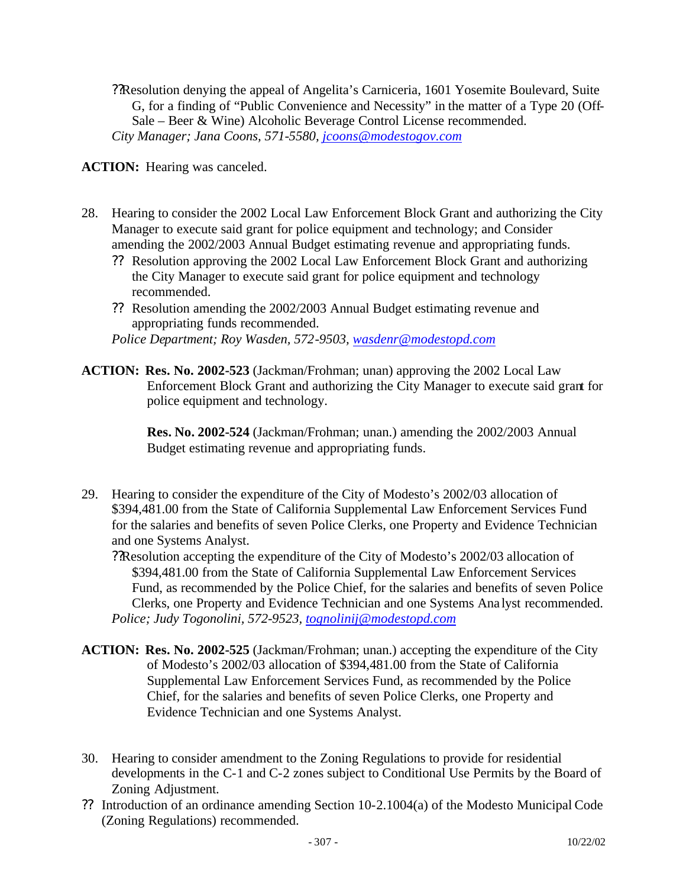?? Resolution denying the appeal of Angelita's Carniceria, 1601 Yosemite Boulevard, Suite G, for a finding of "Public Convenience and Necessity" in the matter of a Type 20 (Off-Sale – Beer & Wine) Alcoholic Beverage Control License recommended.
*City Manager; Jana Coons, 571-5580, jcoons@modestogov.com*

**ACTION:** Hearing was canceled.

28. Hearing to consider the 2002 Local Law Enforcement Block Grant and authorizing the City Manager to execute said grant for police equipment and technology; and Consider amending the 2002/2003 Annual Budget estimating revenue and appropriating funds.
    - ?? Resolution approving the 2002 Local Law Enforcement Block Grant and authorizing the City Manager to execute said grant for police equipment and technology recommended.
    - ?? Resolution amending the 2002/2003 Annual Budget estimating revenue and appropriating funds recommended.

    *Police Department; Roy Wasden, 572-9503, wasdenr@modestopd.com*

**ACTION:** **Res. No. 2002-523** (Jackman/Frohman; unan) approving the 2002 Local Law Enforcement Block Grant and authorizing the City Manager to execute said grant for police equipment and technology.

**Res. No. 2002-524** (Jackman/Frohman; unan.) amending the 2002/2003 Annual Budget estimating revenue and appropriating funds.

29. Hearing to consider the expenditure of the City of Modesto's 2002/03 allocation of $394,481.00 from the State of California Supplemental Law Enforcement Services Fund for the salaries and benefits of seven Police Clerks, one Property and Evidence Technician and one Systems Analyst.
    - ?? Resolution accepting the expenditure of the City of Modesto's 2002/03 allocation of $394,481.00 from the State of California Supplemental Law Enforcement Services Fund, as recommended by the Police Chief, for the salaries and benefits of seven Police Clerks, one Property and Evidence Technician and one Systems Analyst recommended.

    *Police; Judy Togonolini, 572-9523, tognolinij@modestopd.com*

**ACTION:** **Res. No. 2002-525** (Jackman/Frohman; unan.) accepting the expenditure of the City of Modesto's 2002/03 allocation of $394,481.00 from the State of California Supplemental Law Enforcement Services Fund, as recommended by the Police Chief, for the salaries and benefits of seven Police Clerks, one Property and Evidence Technician and one Systems Analyst.

30. Hearing to consider amendment to the Zoning Regulations to provide for residential developments in the C-1 and C-2 zones subject to Conditional Use Permits by the Board of Zoning Adjustment.

?? Introduction of an ordinance amending Section 10-2.1004(a) of the Modesto Municipal Code (Zoning Regulations) recommended.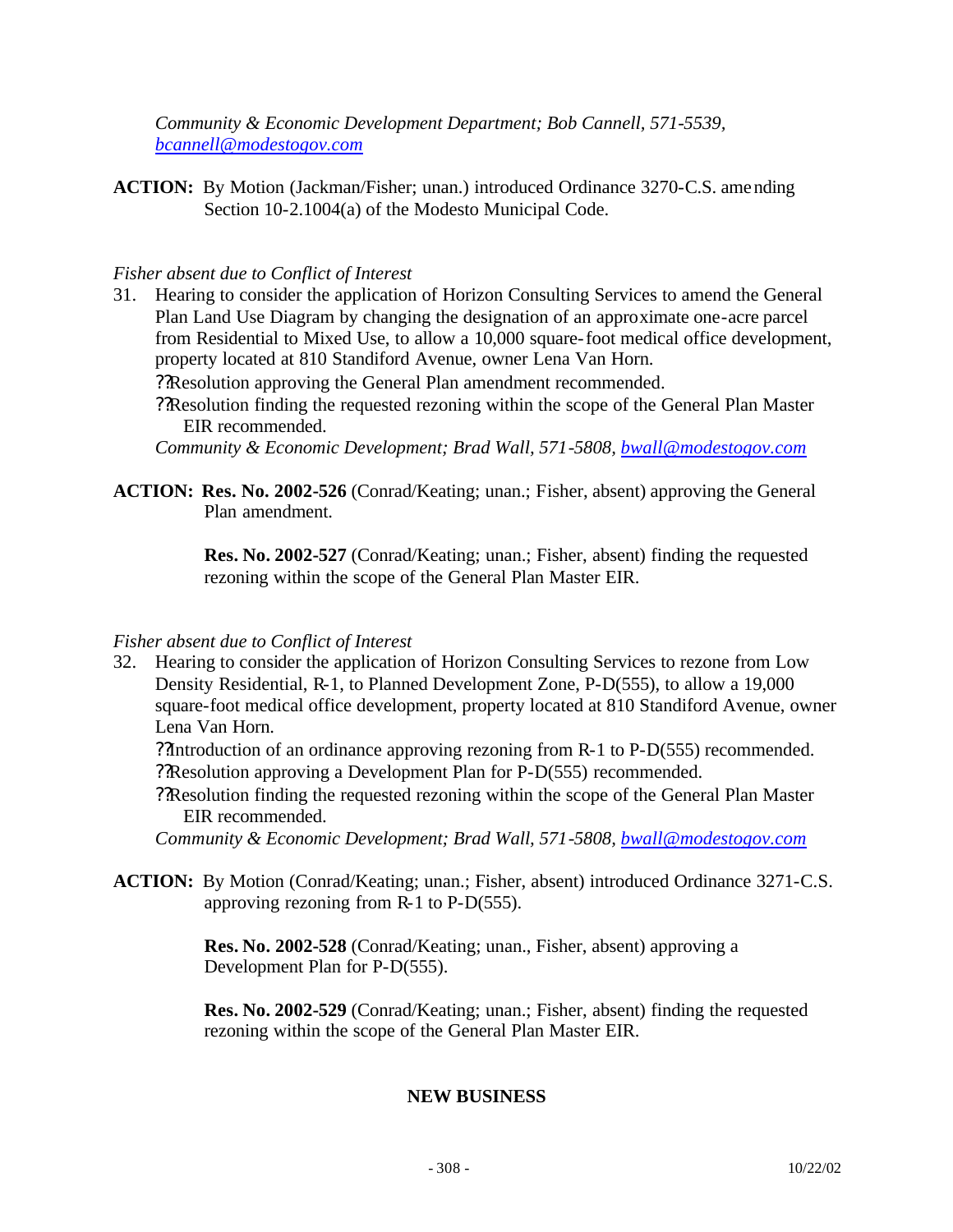*Community & Economic Development Department; Bob Cannell, 571-5539, bcannell@modestogov.com*

**ACTION:** By Motion (Jackman/Fisher; unan.) introduced Ordinance 3270-C.S. amending Section 10-2.1004(a) of the Modesto Municipal Code.

*Fisher absent due to Conflict of Interest*

31. Hearing to consider the application of Horizon Consulting Services to amend the General Plan Land Use Diagram by changing the designation of an approximate one-acre parcel from Residential to Mixed Use, to allow a 10,000 square-foot medical office development, property located at 810 Standiford Avenue, owner Lena Van Horn.
    - Resolution approving the General Plan amendment recommended.
    - Resolution finding the requested rezoning within the scope of the General Plan Master EIR recommended.

    *Community & Economic Development; Brad Wall, 571-5808, bwall@modestogov.com*

**ACTION:** **Res. No. 2002-526** (Conrad/Keating; unan.; Fisher, absent) approving the General Plan amendment.

**Res. No. 2002-527** (Conrad/Keating; unan.; Fisher, absent) finding the requested rezoning within the scope of the General Plan Master EIR.

*Fisher absent due to Conflict of Interest*

32. Hearing to consider the application of Horizon Consulting Services to rezone from Low Density Residential, R-1, to Planned Development Zone, P-D(555), to allow a 19,000 square-foot medical office development, property located at 810 Standiford Avenue, owner Lena Van Horn.
    - Introduction of an ordinance approving rezoning from R-1 to P-D(555) recommended.
    - Resolution approving a Development Plan for P-D(555) recommended.
    - Resolution finding the requested rezoning within the scope of the General Plan Master EIR recommended.

    *Community & Economic Development; Brad Wall, 571-5808, bwall@modestogov.com*

**ACTION:** By Motion (Conrad/Keating; unan.; Fisher, absent) introduced Ordinance 3271-C.S. approving rezoning from R-1 to P-D(555).

**Res. No. 2002-528** (Conrad/Keating; unan., Fisher, absent) approving a Development Plan for P-D(555).

**Res. No. 2002-529** (Conrad/Keating; unan.; Fisher, absent) finding the requested rezoning within the scope of the General Plan Master EIR.

## NEW BUSINESS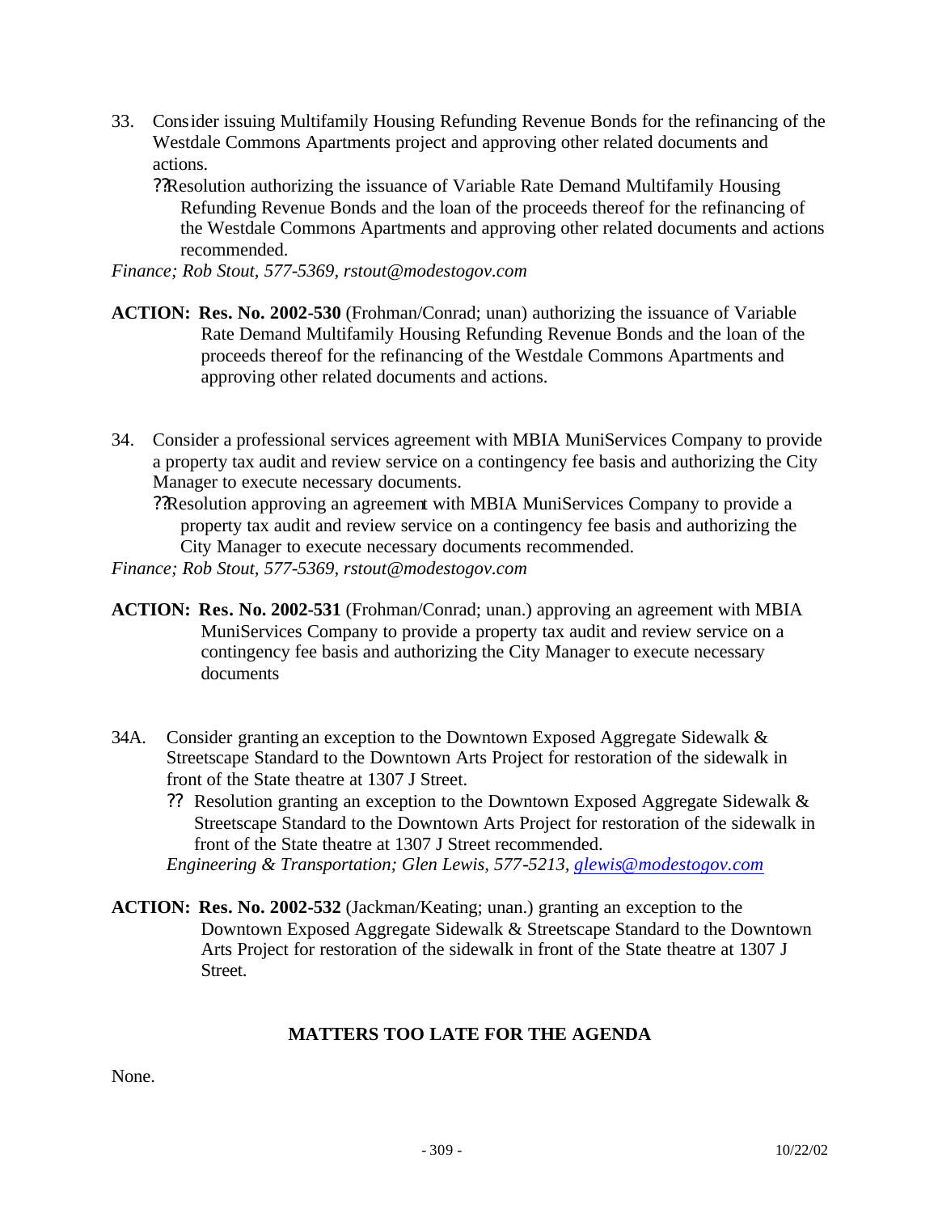33. Consider issuing Multifamily Housing Refunding Revenue Bonds for the refinancing of the Westdale Commons Apartments project and approving other related documents and actions.
    - Resolution authorizing the issuance of Variable Rate Demand Multifamily Housing Refunding Revenue Bonds and the loan of the proceeds thereof for the refinancing of the Westdale Commons Apartments and approving other related documents and actions recommended.

*Finance; Rob Stout, 577-5369, rstout@modestogov.com*

**ACTION: Res. No. 2002-530** (Frohman/Conrad; unan) authorizing the issuance of Variable Rate Demand Multifamily Housing Refunding Revenue Bonds and the loan of the proceeds thereof for the refinancing of the Westdale Commons Apartments and approving other related documents and actions.

34. Consider a professional services agreement with MBIA MuniServices Company to provide a property tax audit and review service on a contingency fee basis and authorizing the City Manager to execute necessary documents.
    - Resolution approving an agreement with MBIA MuniServices Company to provide a property tax audit and review service on a contingency fee basis and authorizing the City Manager to execute necessary documents recommended.

*Finance; Rob Stout, 577-5369, rstout@modestogov.com*

**ACTION: Res. No. 2002-531** (Frohman/Conrad; unan.) approving an agreement with MBIA MuniServices Company to provide a property tax audit and review service on a contingency fee basis and authorizing the City Manager to execute necessary documents

34A. Consider granting an exception to the Downtown Exposed Aggregate Sidewalk & Streetscape Standard to the Downtown Arts Project for restoration of the sidewalk in front of the State theatre at 1307 J Street.
    - Resolution granting an exception to the Downtown Exposed Aggregate Sidewalk & Streetscape Standard to the Downtown Arts Project for restoration of the sidewalk in front of the State theatre at 1307 J Street recommended.

    *Engineering & Transportation; Glen Lewis, 577-5213, glewis@modestogov.com*

**ACTION: Res. No. 2002-532** (Jackman/Keating; unan.) granting an exception to the Downtown Exposed Aggregate Sidewalk & Streetscape Standard to the Downtown Arts Project for restoration of the sidewalk in front of the State theatre at 1307 J Street.

## MATTERS TOO LATE FOR THE AGENDA

None.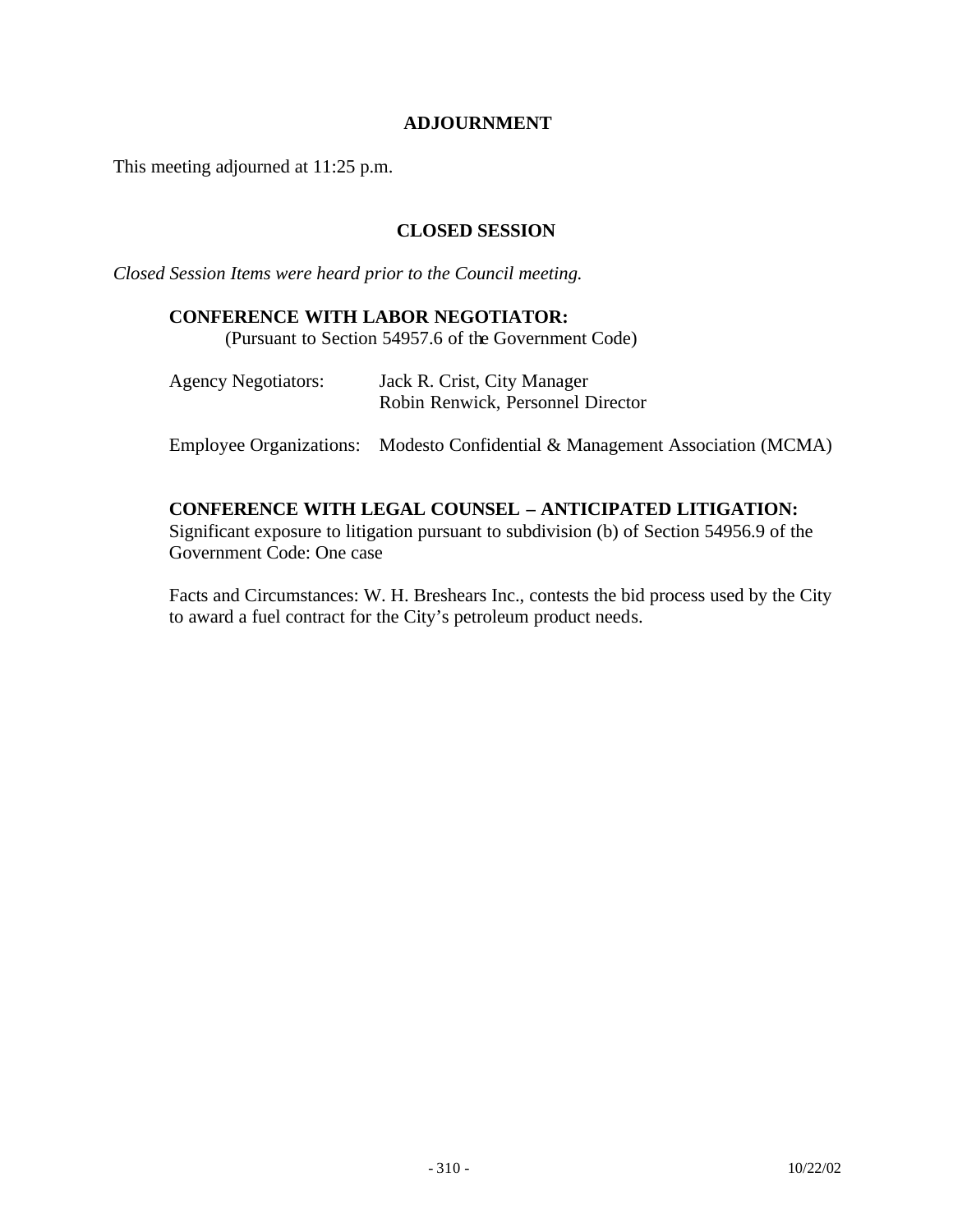## ADJOURNMENT

This meeting adjourned at 11:25 p.m.

## CLOSED SESSION

*Closed Session Items were heard prior to the Council meeting.*

**CONFERENCE WITH LABOR NEGOTIATOR:**
(Pursuant to Section 54957.6 of the Government Code)

| | |
|---|---|
| Agency Negotiators: | Jack R. Crist, City Manager<br>Robin Renwick, Personnel Director |
| Employee Organizations: | Modesto Confidential & Management Association (MCMA) |

**CONFERENCE WITH LEGAL COUNSEL – ANTICIPATED LITIGATION:**
Significant exposure to litigation pursuant to subdivision (b) of Section 54956.9 of the Government Code: One case

Facts and Circumstances: W. H. Breshears Inc., contests the bid process used by the City to award a fuel contract for the City's petroleum product needs.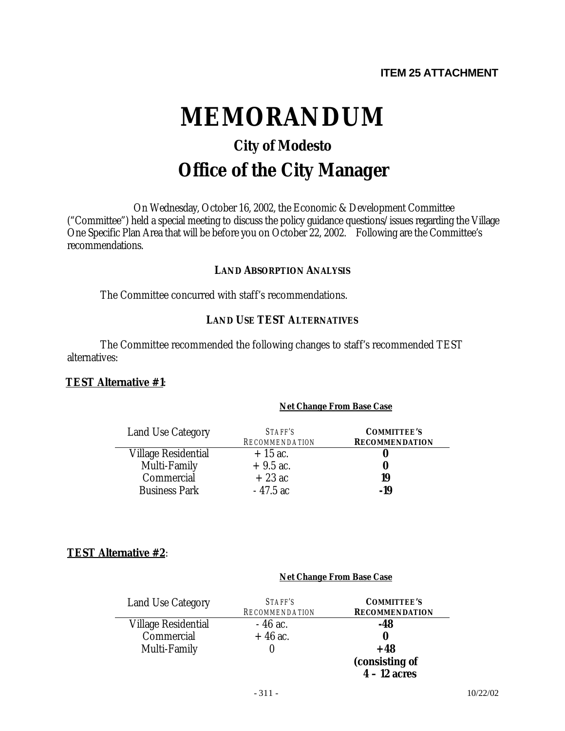**ITEM 25 ATTACHMENT**

# MEMORANDUM

## City of Modesto

## Office of the City Manager

On Wednesday, October 16, 2002, the Economic & Development Committee ("Committee") held a special meeting to discuss the policy guidance questions/issues regarding the Village One Specific Plan Area that will be before you on October 22, 2002. Following are the Committee's recommendations.

### LAND ABSORPTION ANALYSIS

The Committee concurred with staff's recommendations.

### LAND USE TEST ALTERNATIVES

The Committee recommended the following changes to staff's recommended TEST alternatives:

**TEST Alternative #1**:

| | **Net Change From Base Case** | |
|---|---|---|
| Land Use Category | STAFF'S RECOMMENDATION | **COMMITTEE'S RECOMMENDATION** |
| Village Residential | + 15 ac. | **0** |
| Multi-Family | + 9.5 ac. | **0** |
| Commercial | + 23 ac | **19** |
| Business Park | - 47.5 ac | **-19** |

**TEST Alternative #2**:

| | **Net Change From Base Case** | |
|---|---|---|
| Land Use Category | STAFF'S RECOMMENDATION | **COMMITTEE'S RECOMMENDATION** |
| Village Residential | - 46 ac. | **-48** |
| Commercial | + 46 ac. | **0** |
| Multi-Family | 0 | **+48 (consisting of 4 – 12 acres** |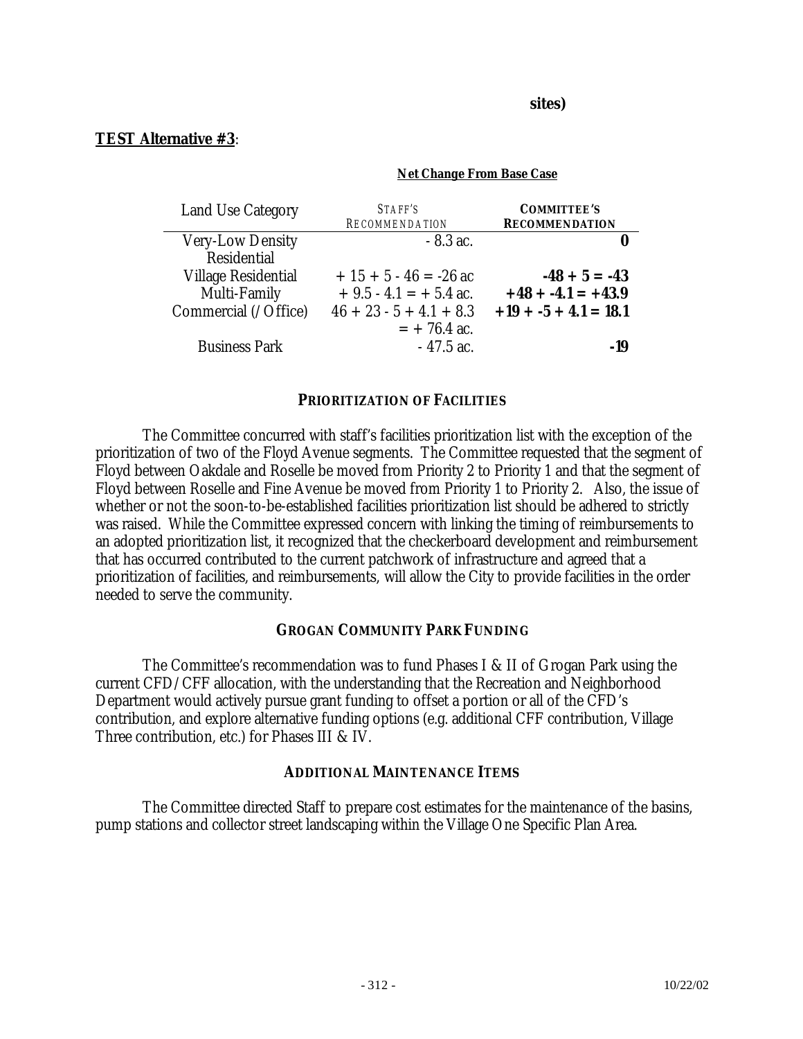**sites)**

**TEST Alternative #3**:

| | Net Change From Base Case | |
|---|---|---|
| Land Use Category | STAFF'S RECOMMENDATION | **COMMITTEE'S RECOMMENDATION** |
| Very-Low Density Residential | - 8.3 ac. | **0** |
| Village Residential | + 15 + 5 - 46 = -26 ac | **-48 + 5 = -43** |
| Multi-Family | + 9.5 - 4.1 = + 5.4 ac. | **+48 + -4.1 = +43.9** |
| Commercial (/Office) | 46 + 23 - 5 + 4.1 + 8.3 = + 76.4 ac. | **+19 + -5 + 4.1 = 18.1** |
| Business Park | - 47.5 ac. | **-19** |

## PRIORITIZATION OF FACILITIES

The Committee concurred with staff's facilities prioritization list with the exception of the prioritization of two of the Floyd Avenue segments. The Committee requested that the segment of Floyd between Oakdale and Roselle be moved from Priority 2 to Priority 1 and that the segment of Floyd between Roselle and Fine Avenue be moved from Priority 1 to Priority 2. Also, the issue of whether or not the soon-to-be-established facilities prioritization list should be adhered to strictly was raised. While the Committee expressed concern with linking the timing of reimbursements to an adopted prioritization list, it recognized that the checkerboard development and reimbursement that has occurred contributed to the current patchwork of infrastructure and agreed that a prioritization of facilities, and reimbursements, will allow the City to provide facilities in the order needed to serve the community.

## GROGAN COMMUNITY PARK FUNDING

The Committee's recommendation was to fund Phases I & II of Grogan Park using the current CFD/CFF allocation, with the understanding that the Recreation and Neighborhood Department would actively pursue grant funding to offset a portion or all of the CFD's contribution, and explore alternative funding options (e.g. additional CFF contribution, Village Three contribution, etc.) for Phases III & IV.

## ADDITIONAL MAINTENANCE ITEMS

The Committee directed Staff to prepare cost estimates for the maintenance of the basins, pump stations and collector street landscaping within the Village One Specific Plan Area.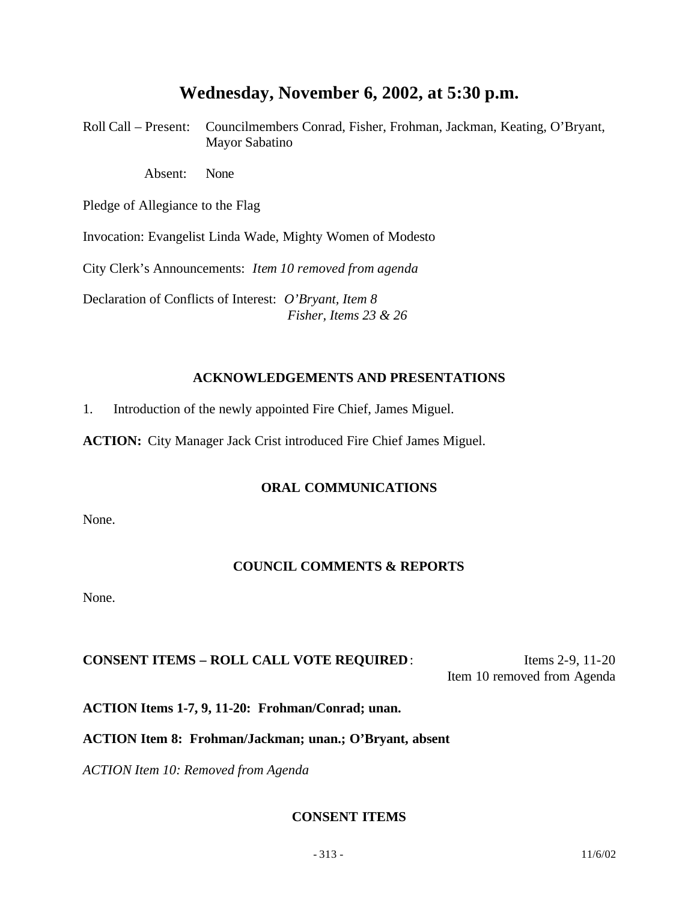# Wednesday, November 6, 2002, at 5:30 p.m.

Roll Call – Present: Councilmembers Conrad, Fisher, Frohman, Jackman, Keating, O'Bryant, Mayor Sabatino

Absent: None

Pledge of Allegiance to the Flag

Invocation: Evangelist Linda Wade, Mighty Women of Modesto

City Clerk's Announcements: *Item 10 removed from agenda*

Declaration of Conflicts of Interest: *O'Bryant, Item 8*
*Fisher, Items 23 & 26*

## ACKNOWLEDGEMENTS AND PRESENTATIONS

1. Introduction of the newly appointed Fire Chief, James Miguel.

**ACTION:** City Manager Jack Crist introduced Fire Chief James Miguel.

## ORAL COMMUNICATIONS

None.

## COUNCIL COMMENTS & REPORTS

None.

**CONSENT ITEMS – ROLL CALL VOTE REQUIRED**: Items 2-9, 11-20
Item 10 removed from Agenda

**ACTION Items 1-7, 9, 11-20: Frohman/Conrad; unan.**

**ACTION Item 8: Frohman/Jackman; unan.; O'Bryant, absent**

*ACTION Item 10: Removed from Agenda*

## CONSENT ITEMS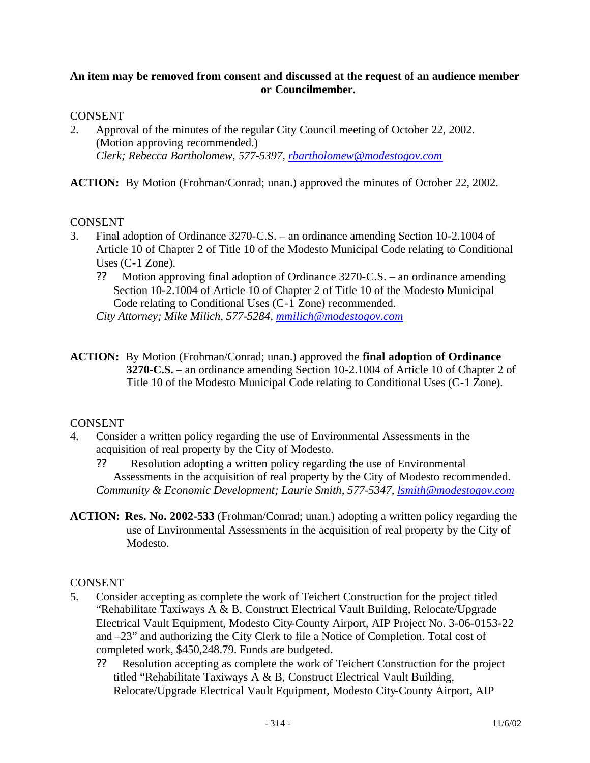**An item may be removed from consent and discussed at the request of an audience member or Councilmember.**

CONSENT

2. Approval of the minutes of the regular City Council meeting of October 22, 2002. (Motion approving recommended.)
   *Clerk; Rebecca Bartholomew, 577-5397, rbartholomew@modestogov.com*

**ACTION:** By Motion (Frohman/Conrad; unan.) approved the minutes of October 22, 2002.

CONSENT

3. Final adoption of Ordinance 3270-C.S. – an ordinance amending Section 10-2.1004 of Article 10 of Chapter 2 of Title 10 of the Modesto Municipal Code relating to Conditional Uses (C-1 Zone).
   ?? Motion approving final adoption of Ordinance 3270-C.S. – an ordinance amending Section 10-2.1004 of Article 10 of Chapter 2 of Title 10 of the Modesto Municipal Code relating to Conditional Uses (C-1 Zone) recommended.
   *City Attorney; Mike Milich, 577-5284, mmilich@modestogov.com*

**ACTION:** By Motion (Frohman/Conrad; unan.) approved the **final adoption of Ordinance 3270-C.S.** – an ordinance amending Section 10-2.1004 of Article 10 of Chapter 2 of Title 10 of the Modesto Municipal Code relating to Conditional Uses (C-1 Zone).

CONSENT

4. Consider a written policy regarding the use of Environmental Assessments in the acquisition of real property by the City of Modesto.
   ?? Resolution adopting a written policy regarding the use of Environmental Assessments in the acquisition of real property by the City of Modesto recommended.
   *Community & Economic Development; Laurie Smith, 577-5347, lsmith@modestogov.com*

**ACTION: Res. No. 2002-533** (Frohman/Conrad; unan.) adopting a written policy regarding the use of Environmental Assessments in the acquisition of real property by the City of Modesto.

CONSENT

5. Consider accepting as complete the work of Teichert Construction for the project titled "Rehabilitate Taxiways A & B, Construct Electrical Vault Building, Relocate/Upgrade Electrical Vault Equipment, Modesto City-County Airport, AIP Project No. 3-06-0153-22 and –23" and authorizing the City Clerk to file a Notice of Completion. Total cost of completed work, $450,248.79. Funds are budgeted.
   ?? Resolution accepting as complete the work of Teichert Construction for the project titled "Rehabilitate Taxiways A & B, Construct Electrical Vault Building, Relocate/Upgrade Electrical Vault Equipment, Modesto City-County Airport, AIP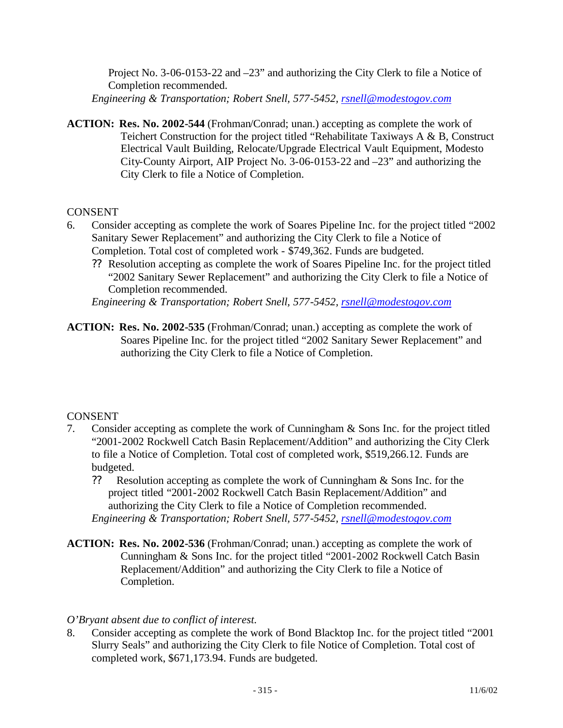Project No. 3-06-0153-22 and –23" and authorizing the City Clerk to file a Notice of Completion recommended.

*Engineering & Transportation; Robert Snell, 577-5452, rsnell@modestogov.com*

**ACTION: Res. No. 2002-544** (Frohman/Conrad; unan.) accepting as complete the work of Teichert Construction for the project titled "Rehabilitate Taxiways A & B, Construct Electrical Vault Building, Relocate/Upgrade Electrical Vault Equipment, Modesto City-County Airport, AIP Project No. 3-06-0153-22 and –23" and authorizing the City Clerk to file a Notice of Completion.

CONSENT

6. Consider accepting as complete the work of Soares Pipeline Inc. for the project titled "2002 Sanitary Sewer Replacement" and authorizing the City Clerk to file a Notice of Completion. Total cost of completed work - $749,362. Funds are budgeted.

   ?? Resolution accepting as complete the work of Soares Pipeline Inc. for the project titled "2002 Sanitary Sewer Replacement" and authorizing the City Clerk to file a Notice of Completion recommended.

   *Engineering & Transportation; Robert Snell, 577-5452, rsnell@modestogov.com*

**ACTION: Res. No. 2002-535** (Frohman/Conrad; unan.) accepting as complete the work of Soares Pipeline Inc. for the project titled "2002 Sanitary Sewer Replacement" and authorizing the City Clerk to file a Notice of Completion.

CONSENT

7. Consider accepting as complete the work of Cunningham & Sons Inc. for the project titled "2001-2002 Rockwell Catch Basin Replacement/Addition" and authorizing the City Clerk to file a Notice of Completion. Total cost of completed work, $519,266.12. Funds are budgeted.

   ?? Resolution accepting as complete the work of Cunningham & Sons Inc. for the project titled "2001-2002 Rockwell Catch Basin Replacement/Addition" and authorizing the City Clerk to file a Notice of Completion recommended.

   *Engineering & Transportation; Robert Snell, 577-5452, rsnell@modestogov.com*

**ACTION: Res. No. 2002-536** (Frohman/Conrad; unan.) accepting as complete the work of Cunningham & Sons Inc. for the project titled "2001-2002 Rockwell Catch Basin Replacement/Addition" and authorizing the City Clerk to file a Notice of Completion.

*O'Bryant absent due to conflict of interest.*

8. Consider accepting as complete the work of Bond Blacktop Inc. for the project titled "2001 Slurry Seals" and authorizing the City Clerk to file Notice of Completion. Total cost of completed work, $671,173.94. Funds are budgeted.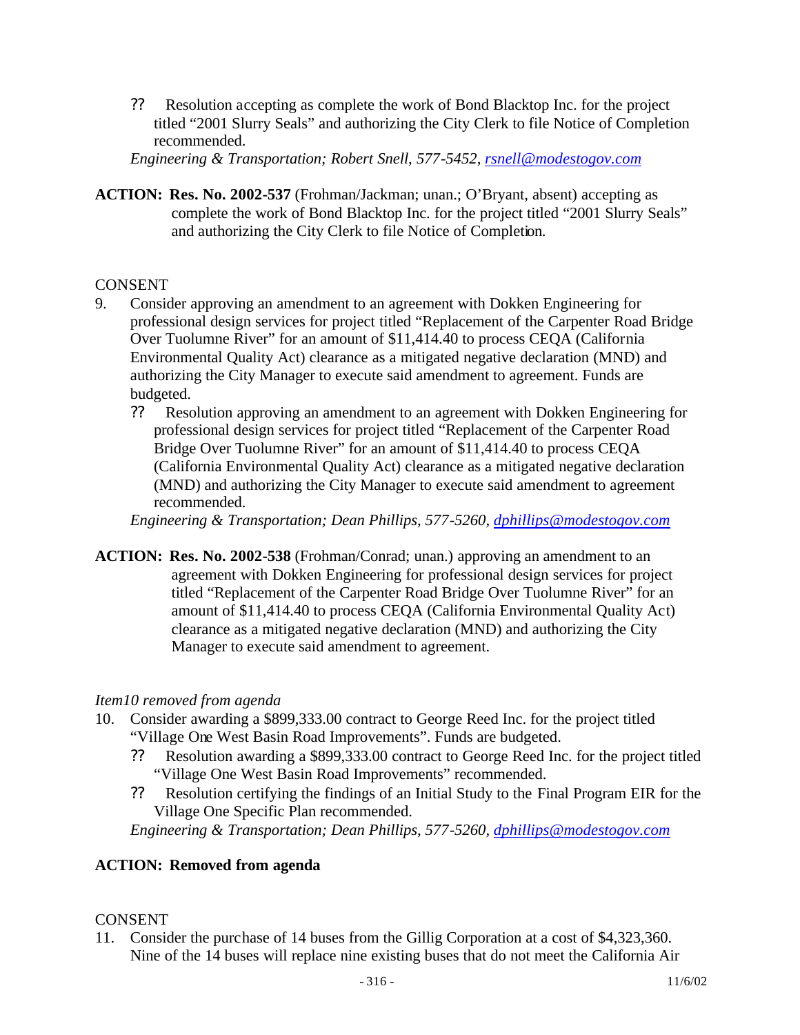- ?? Resolution accepting as complete the work of Bond Blacktop Inc. for the project titled "2001 Slurry Seals" and authorizing the City Clerk to file Notice of Completion recommended.

*Engineering & Transportation; Robert Snell, 577-5452, rsnell@modestogov.com*

**ACTION: Res. No. 2002-537** (Frohman/Jackman; unan.; O'Bryant, absent) accepting as complete the work of Bond Blacktop Inc. for the project titled "2001 Slurry Seals" and authorizing the City Clerk to file Notice of Completion.

CONSENT

9. Consider approving an amendment to an agreement with Dokken Engineering for professional design services for project titled "Replacement of the Carpenter Road Bridge Over Tuolumne River" for an amount of $11,414.40 to process CEQA (California Environmental Quality Act) clearance as a mitigated negative declaration (MND) and authorizing the City Manager to execute said amendment to agreement. Funds are budgeted.
   - ?? Resolution approving an amendment to an agreement with Dokken Engineering for professional design services for project titled "Replacement of the Carpenter Road Bridge Over Tuolumne River" for an amount of $11,414.40 to process CEQA (California Environmental Quality Act) clearance as a mitigated negative declaration (MND) and authorizing the City Manager to execute said amendment to agreement recommended.

   *Engineering & Transportation; Dean Phillips, 577-5260, dphillips@modestogov.com*

**ACTION: Res. No. 2002-538** (Frohman/Conrad; unan.) approving an amendment to an agreement with Dokken Engineering for professional design services for project titled "Replacement of the Carpenter Road Bridge Over Tuolumne River" for an amount of $11,414.40 to process CEQA (California Environmental Quality Act) clearance as a mitigated negative declaration (MND) and authorizing the City Manager to execute said amendment to agreement.

*Item10 removed from agenda*

10. Consider awarding a $899,333.00 contract to George Reed Inc. for the project titled "Village One West Basin Road Improvements". Funds are budgeted.
    - ?? Resolution awarding a $899,333.00 contract to George Reed Inc. for the project titled "Village One West Basin Road Improvements" recommended.
    - ?? Resolution certifying the findings of an Initial Study to the Final Program EIR for the Village One Specific Plan recommended.

    *Engineering & Transportation; Dean Phillips, 577-5260, dphillips@modestogov.com*

**ACTION: Removed from agenda**

CONSENT

11. Consider the purchase of 14 buses from the Gillig Corporation at a cost of $4,323,360. Nine of the 14 buses will replace nine existing buses that do not meet the California Air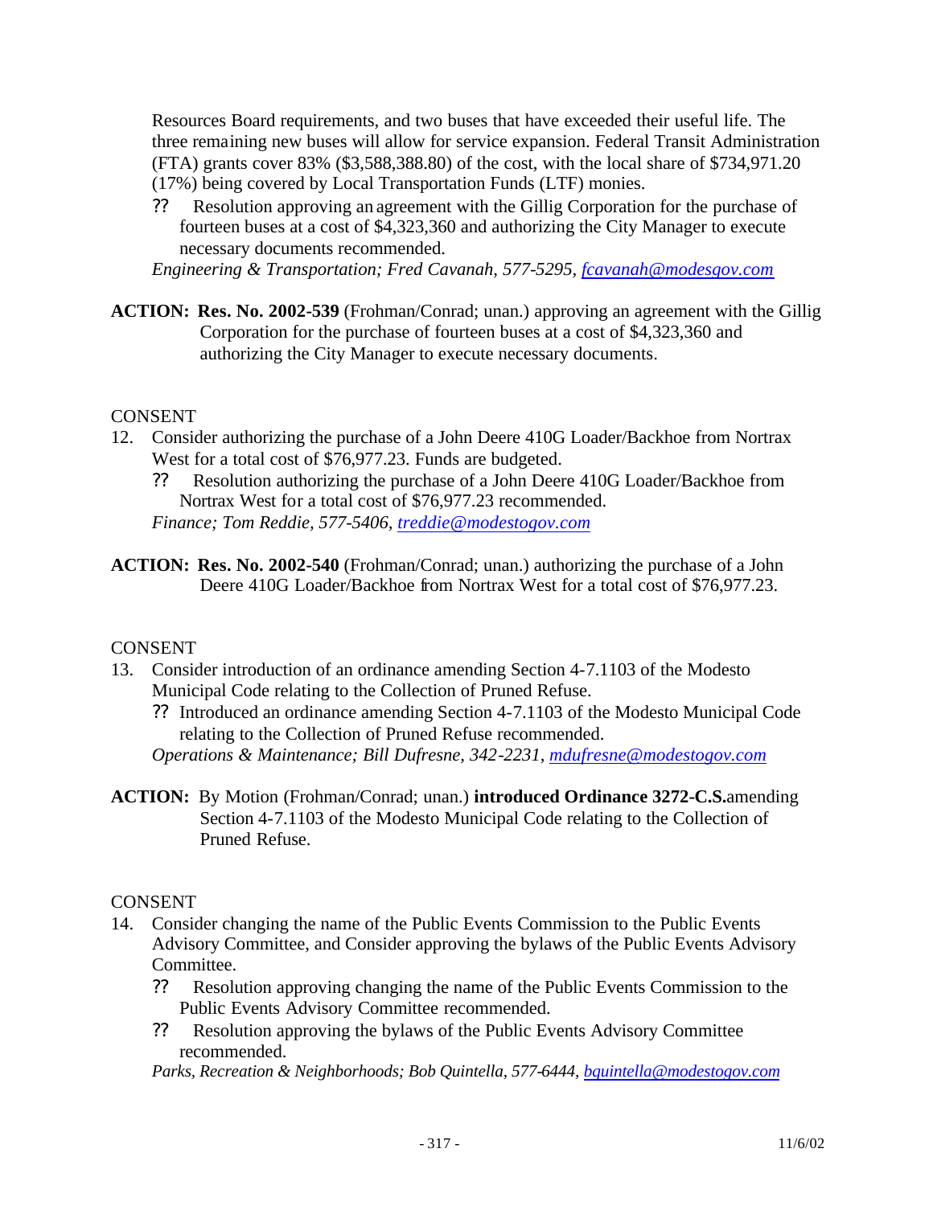Resources Board requirements, and two buses that have exceeded their useful life. The three remaining new buses will allow for service expansion. Federal Transit Administration (FTA) grants cover 83% ($3,588,388.80) of the cost, with the local share of $734,971.20 (17%) being covered by Local Transportation Funds (LTF) monies.

?? Resolution approving an agreement with the Gillig Corporation for the purchase of fourteen buses at a cost of $4,323,360 and authorizing the City Manager to execute necessary documents recommended.

*Engineering & Transportation; Fred Cavanah, 577-5295, fcavanah@modesgov.com*

**ACTION: Res. No. 2002-539** (Frohman/Conrad; unan.) approving an agreement with the Gillig Corporation for the purchase of fourteen buses at a cost of $4,323,360 and authorizing the City Manager to execute necessary documents.

CONSENT

12. Consider authorizing the purchase of a John Deere 410G Loader/Backhoe from Nortrax West for a total cost of $76,977.23. Funds are budgeted.

    ?? Resolution authorizing the purchase of a John Deere 410G Loader/Backhoe from Nortrax West for a total cost of $76,977.23 recommended.

    *Finance; Tom Reddie, 577-5406, treddie@modestogov.com*

**ACTION: Res. No. 2002-540** (Frohman/Conrad; unan.) authorizing the purchase of a John Deere 410G Loader/Backhoe from Nortrax West for a total cost of $76,977.23.

CONSENT

13. Consider introduction of an ordinance amending Section 4-7.1103 of the Modesto Municipal Code relating to the Collection of Pruned Refuse.

    ?? Introduced an ordinance amending Section 4-7.1103 of the Modesto Municipal Code relating to the Collection of Pruned Refuse recommended.

    *Operations & Maintenance; Bill Dufresne, 342-2231, mdufresne@modestogov.com*

**ACTION:** By Motion (Frohman/Conrad; unan.) **introduced Ordinance 3272-C.S.** amending Section 4-7.1103 of the Modesto Municipal Code relating to the Collection of Pruned Refuse.

CONSENT

14. Consider changing the name of the Public Events Commission to the Public Events Advisory Committee, and Consider approving the bylaws of the Public Events Advisory Committee.

    ?? Resolution approving changing the name of the Public Events Commission to the Public Events Advisory Committee recommended.

    ?? Resolution approving the bylaws of the Public Events Advisory Committee recommended.

    *Parks, Recreation & Neighborhoods; Bob Quintella, 577-6444, bquintella@modestogov.com*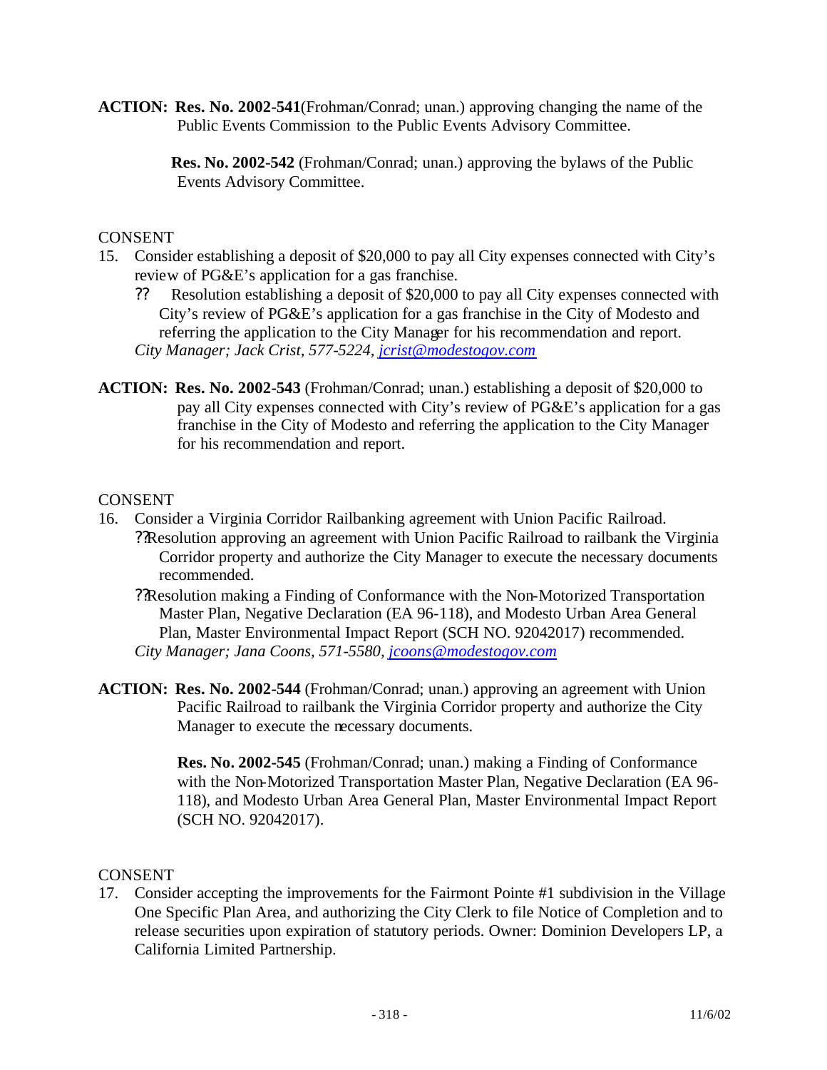**ACTION: Res. No. 2002-541**(Frohman/Conrad; unan.) approving changing the name of the Public Events Commission to the Public Events Advisory Committee.

**Res. No. 2002-542** (Frohman/Conrad; unan.) approving the bylaws of the Public Events Advisory Committee.

CONSENT

15. Consider establishing a deposit of $20,000 to pay all City expenses connected with City's review of PG&E's application for a gas franchise.
    - ?? Resolution establishing a deposit of $20,000 to pay all City expenses connected with City's review of PG&E's application for a gas franchise in the City of Modesto and referring the application to the City Manager for his recommendation and report.

    *City Manager; Jack Crist, 577-5224, jcrist@modestogov.com*

**ACTION: Res. No. 2002-543** (Frohman/Conrad; unan.) establishing a deposit of $20,000 to pay all City expenses connected with City's review of PG&E's application for a gas franchise in the City of Modesto and referring the application to the City Manager for his recommendation and report.

CONSENT

16. Consider a Virginia Corridor Railbanking agreement with Union Pacific Railroad.
    - ??Resolution approving an agreement with Union Pacific Railroad to railbank the Virginia Corridor property and authorize the City Manager to execute the necessary documents recommended.
    - ??Resolution making a Finding of Conformance with the Non-Motorized Transportation Master Plan, Negative Declaration (EA 96-118), and Modesto Urban Area General Plan, Master Environmental Impact Report (SCH NO. 92042017) recommended.

    *City Manager; Jana Coons, 571-5580, jcoons@modestogov.com*

**ACTION: Res. No. 2002-544** (Frohman/Conrad; unan.) approving an agreement with Union Pacific Railroad to railbank the Virginia Corridor property and authorize the City Manager to execute the necessary documents.

**Res. No. 2002-545** (Frohman/Conrad; unan.) making a Finding of Conformance with the Non-Motorized Transportation Master Plan, Negative Declaration (EA 96-118), and Modesto Urban Area General Plan, Master Environmental Impact Report (SCH NO. 92042017).

CONSENT

17. Consider accepting the improvements for the Fairmont Pointe #1 subdivision in the Village One Specific Plan Area, and authorizing the City Clerk to file Notice of Completion and to release securities upon expiration of statutory periods. Owner: Dominion Developers LP, a California Limited Partnership.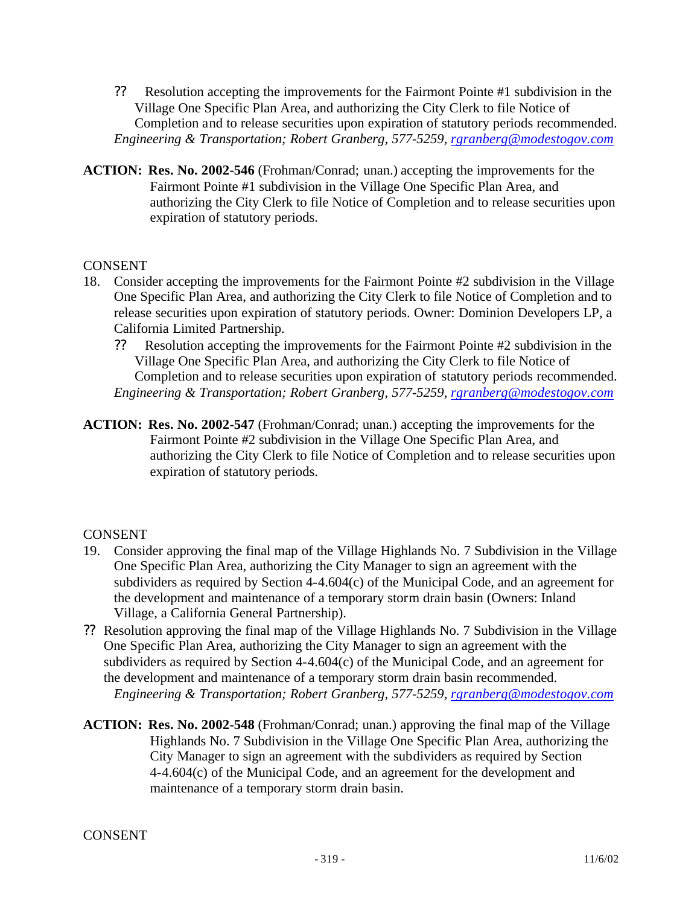?? Resolution accepting the improvements for the Fairmont Pointe #1 subdivision in the Village One Specific Plan Area, and authorizing the City Clerk to file Notice of Completion and to release securities upon expiration of statutory periods recommended.
*Engineering & Transportation; Robert Granberg, 577-5259, rgranberg@modestogov.com*

**ACTION: Res. No. 2002-546** (Frohman/Conrad; unan.) accepting the improvements for the Fairmont Pointe #1 subdivision in the Village One Specific Plan Area, and authorizing the City Clerk to file Notice of Completion and to release securities upon expiration of statutory periods.

CONSENT

18. Consider accepting the improvements for the Fairmont Pointe #2 subdivision in the Village One Specific Plan Area, and authorizing the City Clerk to file Notice of Completion and to release securities upon expiration of statutory periods. Owner: Dominion Developers LP, a California Limited Partnership.

    ?? Resolution accepting the improvements for the Fairmont Pointe #2 subdivision in the Village One Specific Plan Area, and authorizing the City Clerk to file Notice of Completion and to release securities upon expiration of statutory periods recommended.
    *Engineering & Transportation; Robert Granberg, 577-5259, rgranberg@modestogov.com*

**ACTION: Res. No. 2002-547** (Frohman/Conrad; unan.) accepting the improvements for the Fairmont Pointe #2 subdivision in the Village One Specific Plan Area, and authorizing the City Clerk to file Notice of Completion and to release securities upon expiration of statutory periods.

CONSENT

19. Consider approving the final map of the Village Highlands No. 7 Subdivision in the Village One Specific Plan Area, authorizing the City Manager to sign an agreement with the subdividers as required by Section 4-4.604(c) of the Municipal Code, and an agreement for the development and maintenance of a temporary storm drain basin (Owners: Inland Village, a California General Partnership).

?? Resolution approving the final map of the Village Highlands No. 7 Subdivision in the Village One Specific Plan Area, authorizing the City Manager to sign an agreement with the subdividers as required by Section 4-4.604(c) of the Municipal Code, and an agreement for the development and maintenance of a temporary storm drain basin recommended.
*Engineering & Transportation; Robert Granberg, 577-5259, rgranberg@modestogov.com*

**ACTION: Res. No. 2002-548** (Frohman/Conrad; unan.) approving the final map of the Village Highlands No. 7 Subdivision in the Village One Specific Plan Area, authorizing the City Manager to sign an agreement with the subdividers as required by Section 4-4.604(c) of the Municipal Code, and an agreement for the development and maintenance of a temporary storm drain basin.

CONSENT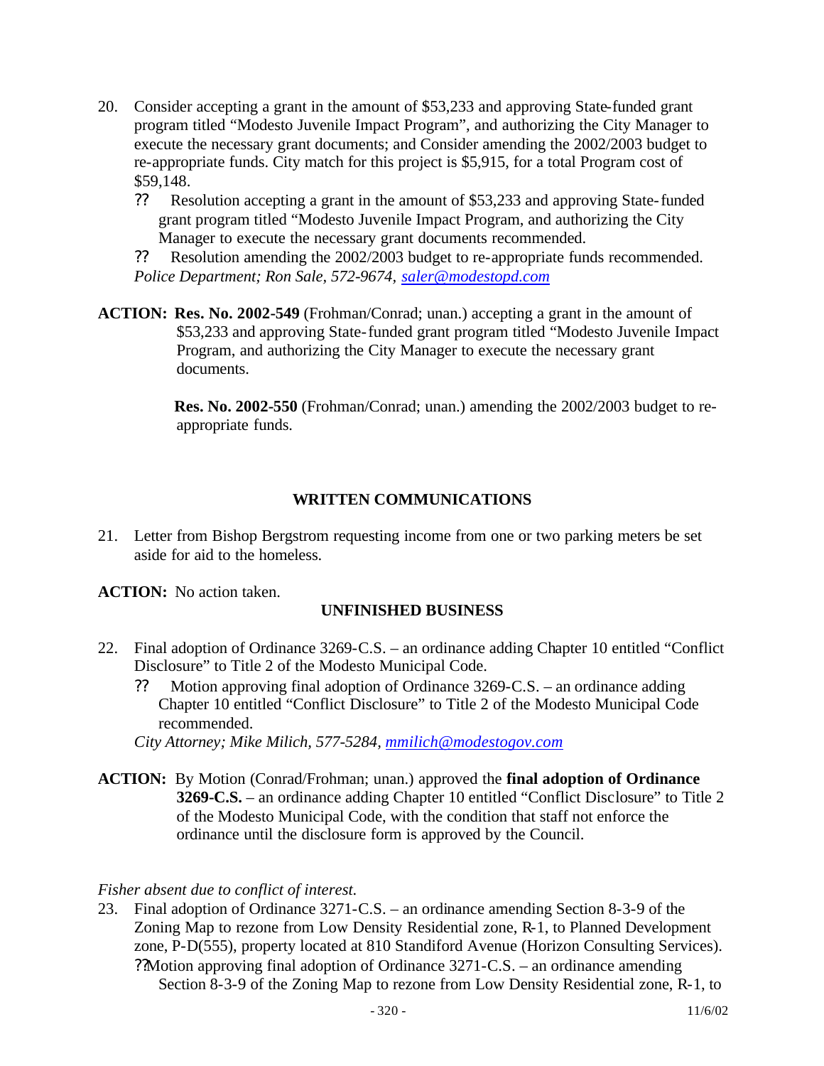20. Consider accepting a grant in the amount of $53,233 and approving State-funded grant program titled "Modesto Juvenile Impact Program", and authorizing the City Manager to execute the necessary grant documents; and Consider amending the 2002/2003 budget to re-appropriate funds. City match for this project is $5,915, for a total Program cost of $59,148.

    ?? Resolution accepting a grant in the amount of $53,233 and approving State-funded grant program titled "Modesto Juvenile Impact Program, and authorizing the City Manager to execute the necessary grant documents recommended.

    ?? Resolution amending the 2002/2003 budget to re-appropriate funds recommended.

    *Police Department; Ron Sale, 572-9674, saler@modestopd.com*

**ACTION:** **Res. No. 2002-549** (Frohman/Conrad; unan.) accepting a grant in the amount of $53,233 and approving State-funded grant program titled "Modesto Juvenile Impact Program, and authorizing the City Manager to execute the necessary grant documents.

**Res. No. 2002-550** (Frohman/Conrad; unan.) amending the 2002/2003 budget to re-appropriate funds.

## WRITTEN COMMUNICATIONS

21. Letter from Bishop Bergstrom requesting income from one or two parking meters be set aside for aid to the homeless.

**ACTION:** No action taken.

## UNFINISHED BUSINESS

22. Final adoption of Ordinance 3269-C.S. – an ordinance adding Chapter 10 entitled "Conflict Disclosure" to Title 2 of the Modesto Municipal Code.

    ?? Motion approving final adoption of Ordinance 3269-C.S. – an ordinance adding Chapter 10 entitled "Conflict Disclosure" to Title 2 of the Modesto Municipal Code recommended.

    *City Attorney; Mike Milich, 577-5284, mmilich@modestogov.com*

**ACTION:** By Motion (Conrad/Frohman; unan.) approved the **final adoption of Ordinance 3269-C.S.** – an ordinance adding Chapter 10 entitled "Conflict Disclosure" to Title 2 of the Modesto Municipal Code, with the condition that staff not enforce the ordinance until the disclosure form is approved by the Council.

*Fisher absent due to conflict of interest.*

23. Final adoption of Ordinance 3271-C.S. – an ordinance amending Section 8-3-9 of the Zoning Map to rezone from Low Density Residential zone, R-1, to Planned Development zone, P-D(555), property located at 810 Standiford Avenue (Horizon Consulting Services).

    ??Motion approving final adoption of Ordinance 3271-C.S. – an ordinance amending Section 8-3-9 of the Zoning Map to rezone from Low Density Residential zone, R-1, to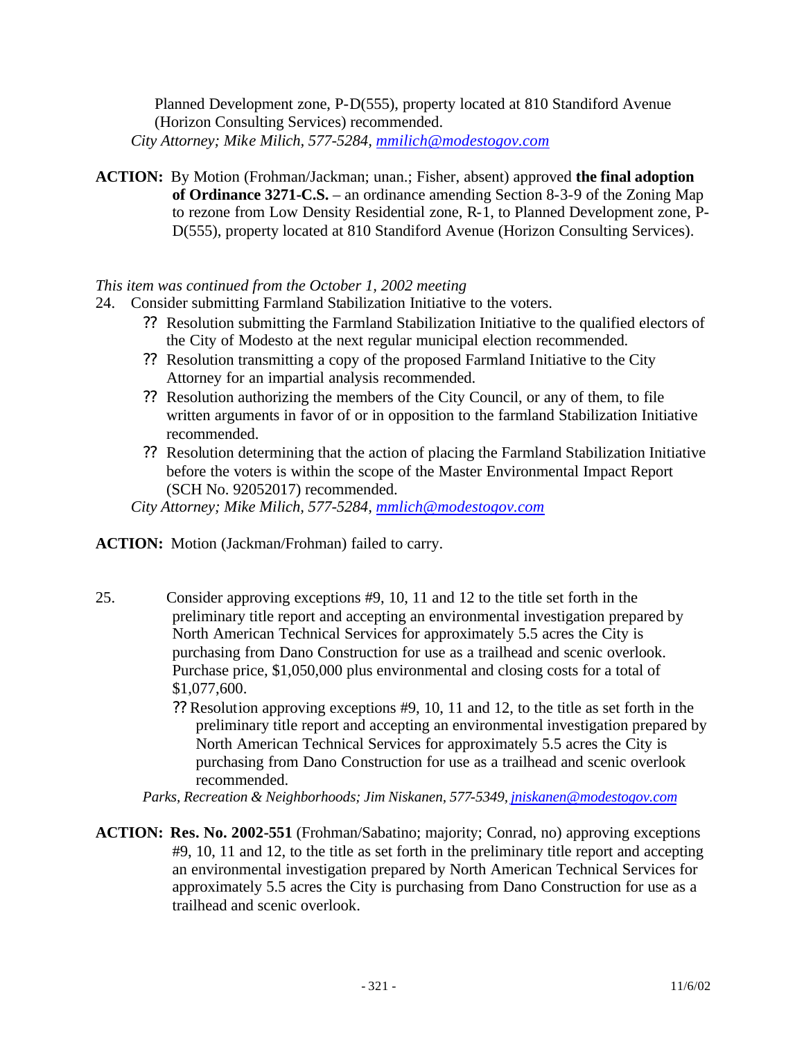Planned Development zone, P-D(555), property located at 810 Standiford Avenue (Horizon Consulting Services) recommended.

*City Attorney; Mike Milich, 577-5284, mmilich@modestogov.com*

**ACTION:** By Motion (Frohman/Jackman; unan.; Fisher, absent) approved **the final adoption of Ordinance 3271-C.S.** – an ordinance amending Section 8-3-9 of the Zoning Map to rezone from Low Density Residential zone, R-1, to Planned Development zone, P-D(555), property located at 810 Standiford Avenue (Horizon Consulting Services).

*This item was continued from the October 1, 2002 meeting*

24. Consider submitting Farmland Stabilization Initiative to the voters.
    - ?? Resolution submitting the Farmland Stabilization Initiative to the qualified electors of the City of Modesto at the next regular municipal election recommended.
    - ?? Resolution transmitting a copy of the proposed Farmland Initiative to the City Attorney for an impartial analysis recommended.
    - ?? Resolution authorizing the members of the City Council, or any of them, to file written arguments in favor of or in opposition to the farmland Stabilization Initiative recommended.
    - ?? Resolution determining that the action of placing the Farmland Stabilization Initiative before the voters is within the scope of the Master Environmental Impact Report (SCH No. 92052017) recommended.

    *City Attorney; Mike Milich, 577-5284, mmlich@modestogov.com*

**ACTION:** Motion (Jackman/Frohman) failed to carry.

25. Consider approving exceptions #9, 10, 11 and 12 to the title set forth in the preliminary title report and accepting an environmental investigation prepared by North American Technical Services for approximately 5.5 acres the City is purchasing from Dano Construction for use as a trailhead and scenic overlook. Purchase price, $1,050,000 plus environmental and closing costs for a total of $1,077,600.
    - ?? Resolution approving exceptions #9, 10, 11 and 12, to the title as set forth in the preliminary title report and accepting an environmental investigation prepared by North American Technical Services for approximately 5.5 acres the City is purchasing from Dano Construction for use as a trailhead and scenic overlook recommended.

    *Parks, Recreation & Neighborhoods; Jim Niskanen, 577-5349, jniskanen@modestogov.com*

**ACTION: Res. No. 2002-551** (Frohman/Sabatino; majority; Conrad, no) approving exceptions #9, 10, 11 and 12, to the title as set forth in the preliminary title report and accepting an environmental investigation prepared by North American Technical Services for approximately 5.5 acres the City is purchasing from Dano Construction for use as a trailhead and scenic overlook.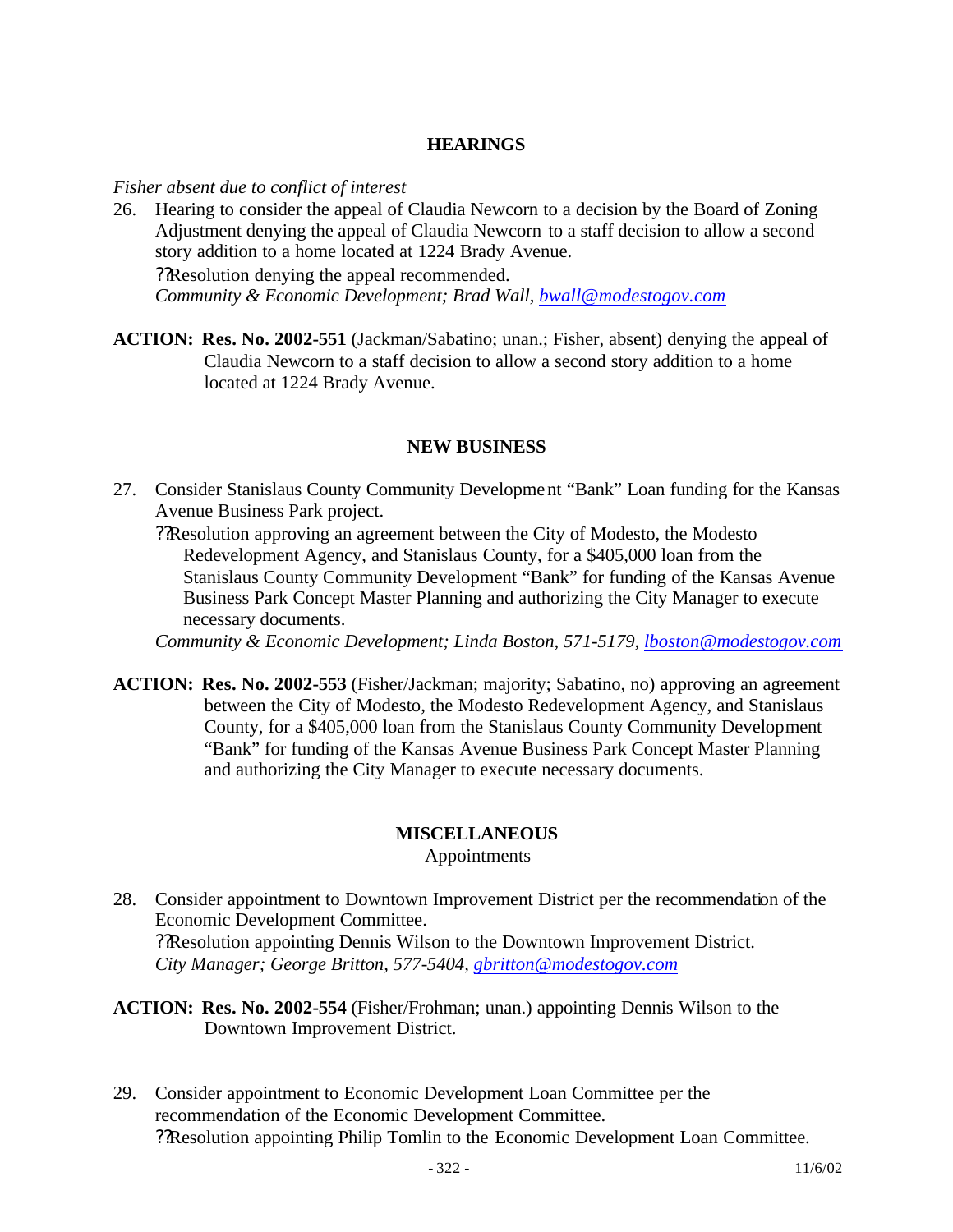## HEARINGS

*Fisher absent due to conflict of interest*

26. Hearing to consider the appeal of Claudia Newcorn to a decision by the Board of Zoning Adjustment denying the appeal of Claudia Newcorn to a staff decision to allow a second story addition to a home located at 1224 Brady Avenue.
    ??Resolution denying the appeal recommended.
    *Community & Economic Development; Brad Wall, bwall@modestogov.com*

**ACTION: Res. No. 2002-551** (Jackman/Sabatino; unan.; Fisher, absent) denying the appeal of Claudia Newcorn to a staff decision to allow a second story addition to a home located at 1224 Brady Avenue.

## NEW BUSINESS

27. Consider Stanislaus County Community Development "Bank" Loan funding for the Kansas Avenue Business Park project.
    ??Resolution approving an agreement between the City of Modesto, the Modesto Redevelopment Agency, and Stanislaus County, for a $405,000 loan from the Stanislaus County Community Development "Bank" for funding of the Kansas Avenue Business Park Concept Master Planning and authorizing the City Manager to execute necessary documents.
    *Community & Economic Development; Linda Boston, 571-5179, lboston@modestogov.com*

**ACTION: Res. No. 2002-553** (Fisher/Jackman; majority; Sabatino, no) approving an agreement between the City of Modesto, the Modesto Redevelopment Agency, and Stanislaus County, for a $405,000 loan from the Stanislaus County Community Development "Bank" for funding of the Kansas Avenue Business Park Concept Master Planning and authorizing the City Manager to execute necessary documents.

## MISCELLANEOUS

Appointments

28. Consider appointment to Downtown Improvement District per the recommendation of the Economic Development Committee.
    ??Resolution appointing Dennis Wilson to the Downtown Improvement District.
    *City Manager; George Britton, 577-5404, gbritton@modestogov.com*

**ACTION: Res. No. 2002-554** (Fisher/Frohman; unan.) appointing Dennis Wilson to the Downtown Improvement District.

29. Consider appointment to Economic Development Loan Committee per the recommendation of the Economic Development Committee.
    ??Resolution appointing Philip Tomlin to the Economic Development Loan Committee.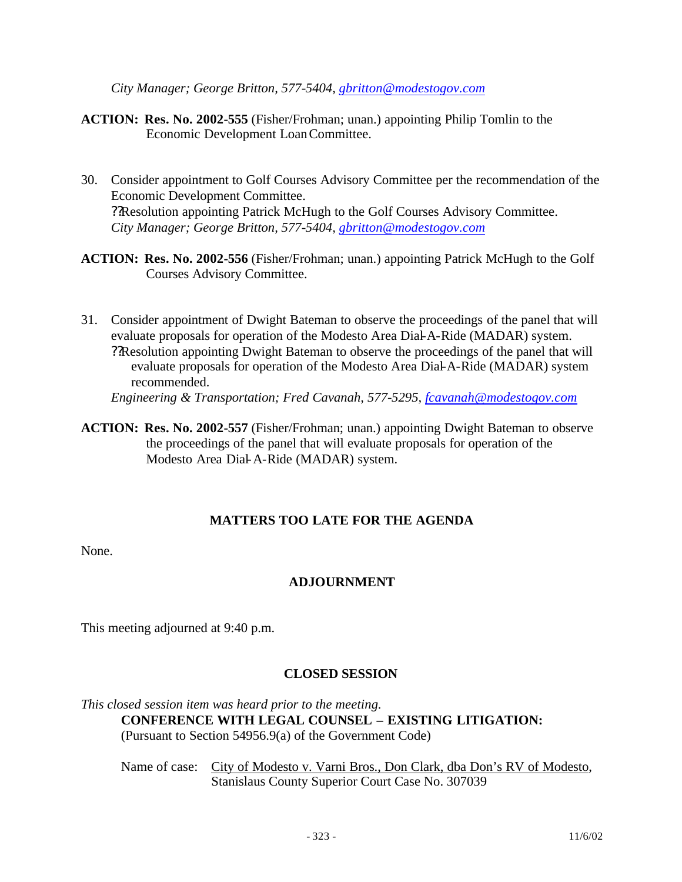*City Manager; George Britton, 577-5404, gbritton@modestogov.com*

**ACTION: Res. No. 2002-555** (Fisher/Frohman; unan.) appointing Philip Tomlin to the Economic Development Loan Committee.

30. Consider appointment to Golf Courses Advisory Committee per the recommendation of the Economic Development Committee.
    ??Resolution appointing Patrick McHugh to the Golf Courses Advisory Committee.
    *City Manager; George Britton, 577-5404, gbritton@modestogov.com*

**ACTION: Res. No. 2002-556** (Fisher/Frohman; unan.) appointing Patrick McHugh to the Golf Courses Advisory Committee.

31. Consider appointment of Dwight Bateman to observe the proceedings of the panel that will evaluate proposals for operation of the Modesto Area Dial-A-Ride (MADAR) system.
    ??Resolution appointing Dwight Bateman to observe the proceedings of the panel that will evaluate proposals for operation of the Modesto Area Dial-A-Ride (MADAR) system recommended.
    *Engineering & Transportation; Fred Cavanah, 577-5295, fcavanah@modestogov.com*

**ACTION: Res. No. 2002-557** (Fisher/Frohman; unan.) appointing Dwight Bateman to observe the proceedings of the panel that will evaluate proposals for operation of the Modesto Area Dial-A-Ride (MADAR) system.

## MATTERS TOO LATE FOR THE AGENDA

None.

## ADJOURNMENT

This meeting adjourned at 9:40 p.m.

## CLOSED SESSION

*This closed session item was heard prior to the meeting.*

**CONFERENCE WITH LEGAL COUNSEL – EXISTING LITIGATION:**
(Pursuant to Section 54956.9(a) of the Government Code)

Name of case: City of Modesto v. Varni Bros., Don Clark, dba Don's RV of Modesto, Stanislaus County Superior Court Case No. 307039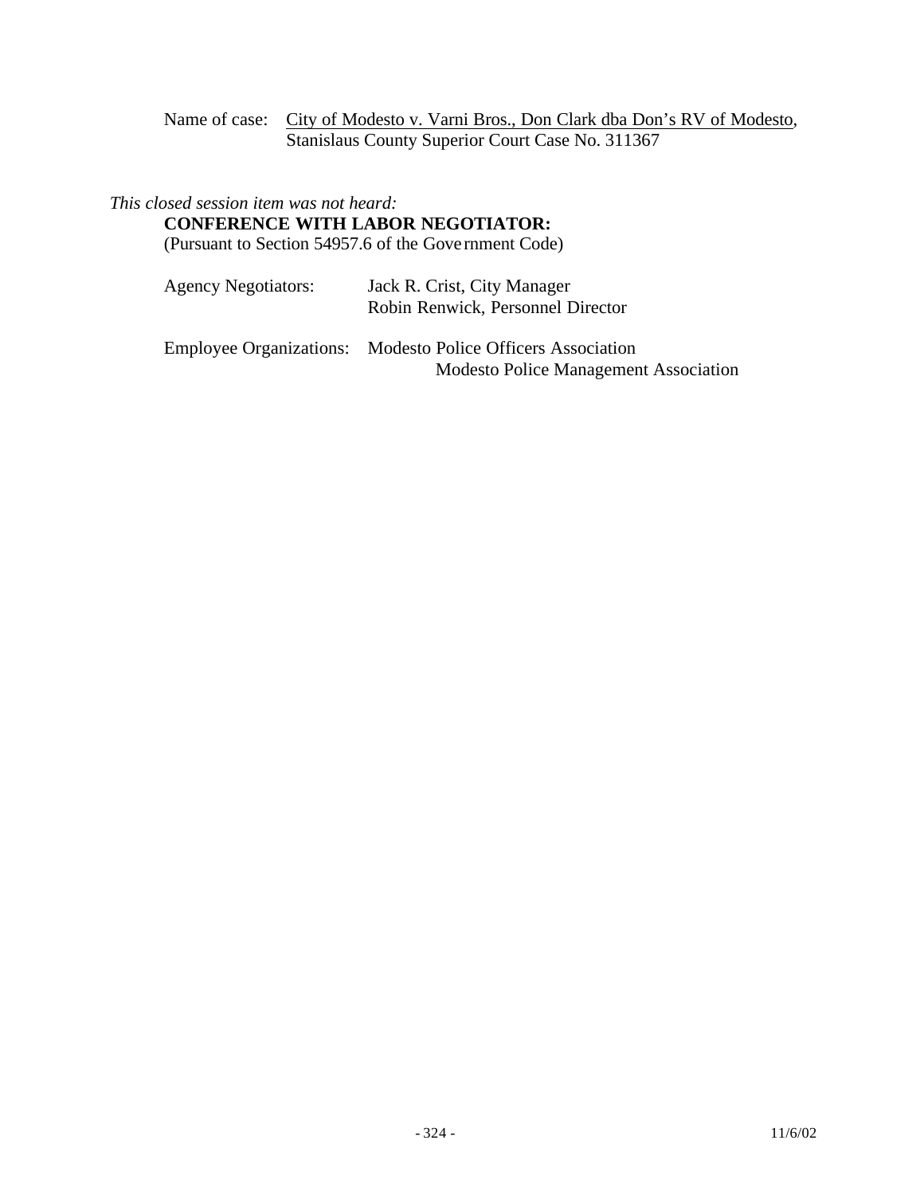Name of case: City of Modesto v. Varni Bros., Don Clark dba Don's RV of Modesto, Stanislaus County Superior Court Case No. 311367

*This closed session item was not heard:*

**CONFERENCE WITH LABOR NEGOTIATOR:**

(Pursuant to Section 54957.6 of the Government Code)

Agency Negotiators: Jack R. Crist, City Manager
Robin Renwick, Personnel Director

Employee Organizations: Modesto Police Officers Association
Modesto Police Management Association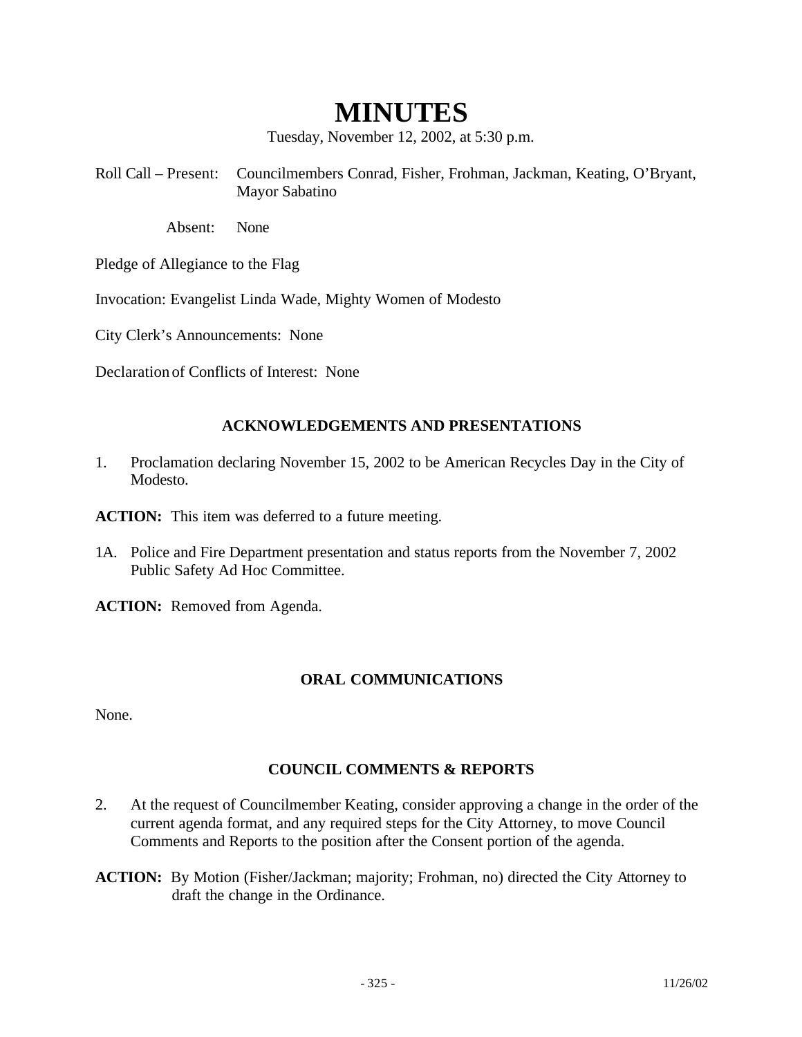# MINUTES

Tuesday, November 12, 2002, at 5:30 p.m.

Roll Call – Present: Councilmembers Conrad, Fisher, Frohman, Jackman, Keating, O'Bryant, Mayor Sabatino

Absent: None

Pledge of Allegiance to the Flag

Invocation: Evangelist Linda Wade, Mighty Women of Modesto

City Clerk's Announcements: None

Declaration of Conflicts of Interest: None

## ACKNOWLEDGEMENTS AND PRESENTATIONS

1. Proclamation declaring November 15, 2002 to be American Recycles Day in the City of Modesto.

**ACTION:** This item was deferred to a future meeting.

1A. Police and Fire Department presentation and status reports from the November 7, 2002 Public Safety Ad Hoc Committee.

**ACTION:** Removed from Agenda.

## ORAL COMMUNICATIONS

None.

## COUNCIL COMMENTS & REPORTS

2. At the request of Councilmember Keating, consider approving a change in the order of the current agenda format, and any required steps for the City Attorney, to move Council Comments and Reports to the position after the Consent portion of the agenda.

**ACTION:** By Motion (Fisher/Jackman; majority; Frohman, no) directed the City Attorney to draft the change in the Ordinance.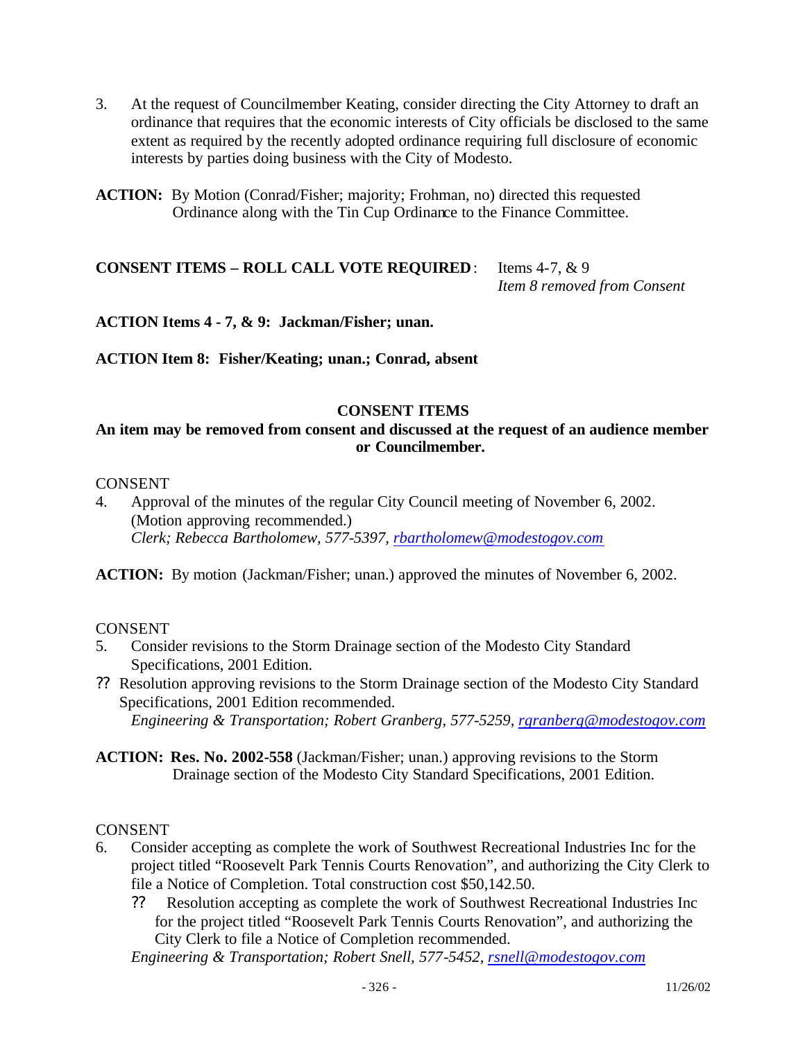3. At the request of Councilmember Keating, consider directing the City Attorney to draft an ordinance that requires that the economic interests of City officials be disclosed to the same extent as required by the recently adopted ordinance requiring full disclosure of economic interests by parties doing business with the City of Modesto.

**ACTION:** By Motion (Conrad/Fisher; majority; Frohman, no) directed this requested Ordinance along with the Tin Cup Ordinance to the Finance Committee.

**CONSENT ITEMS – ROLL CALL VOTE REQUIRED**: Items 4-7, & 9
*Item 8 removed from Consent*

**ACTION Items 4 - 7, & 9: Jackman/Fisher; unan.**

**ACTION Item 8: Fisher/Keating; unan.; Conrad, absent**

**CONSENT ITEMS**

**An item may be removed from consent and discussed at the request of an audience member or Councilmember.**

CONSENT

4. Approval of the minutes of the regular City Council meeting of November 6, 2002. (Motion approving recommended.)
*Clerk; Rebecca Bartholomew, 577-5397, rbartholomew@modestogov.com*

**ACTION:** By motion (Jackman/Fisher; unan.) approved the minutes of November 6, 2002.

CONSENT

5. Consider revisions to the Storm Drainage section of the Modesto City Standard Specifications, 2001 Edition.
   - Resolution approving revisions to the Storm Drainage section of the Modesto City Standard Specifications, 2001 Edition recommended.
   *Engineering & Transportation; Robert Granberg, 577-5259, rgranberg@modestogov.com*

**ACTION: Res. No. 2002-558** (Jackman/Fisher; unan.) approving revisions to the Storm Drainage section of the Modesto City Standard Specifications, 2001 Edition.

CONSENT

6. Consider accepting as complete the work of Southwest Recreational Industries Inc for the project titled "Roosevelt Park Tennis Courts Renovation", and authorizing the City Clerk to file a Notice of Completion. Total construction cost $50,142.50.
   - Resolution accepting as complete the work of Southwest Recreational Industries Inc for the project titled "Roosevelt Park Tennis Courts Renovation", and authorizing the City Clerk to file a Notice of Completion recommended.
   *Engineering & Transportation; Robert Snell, 577-5452, rsnell@modestogov.com*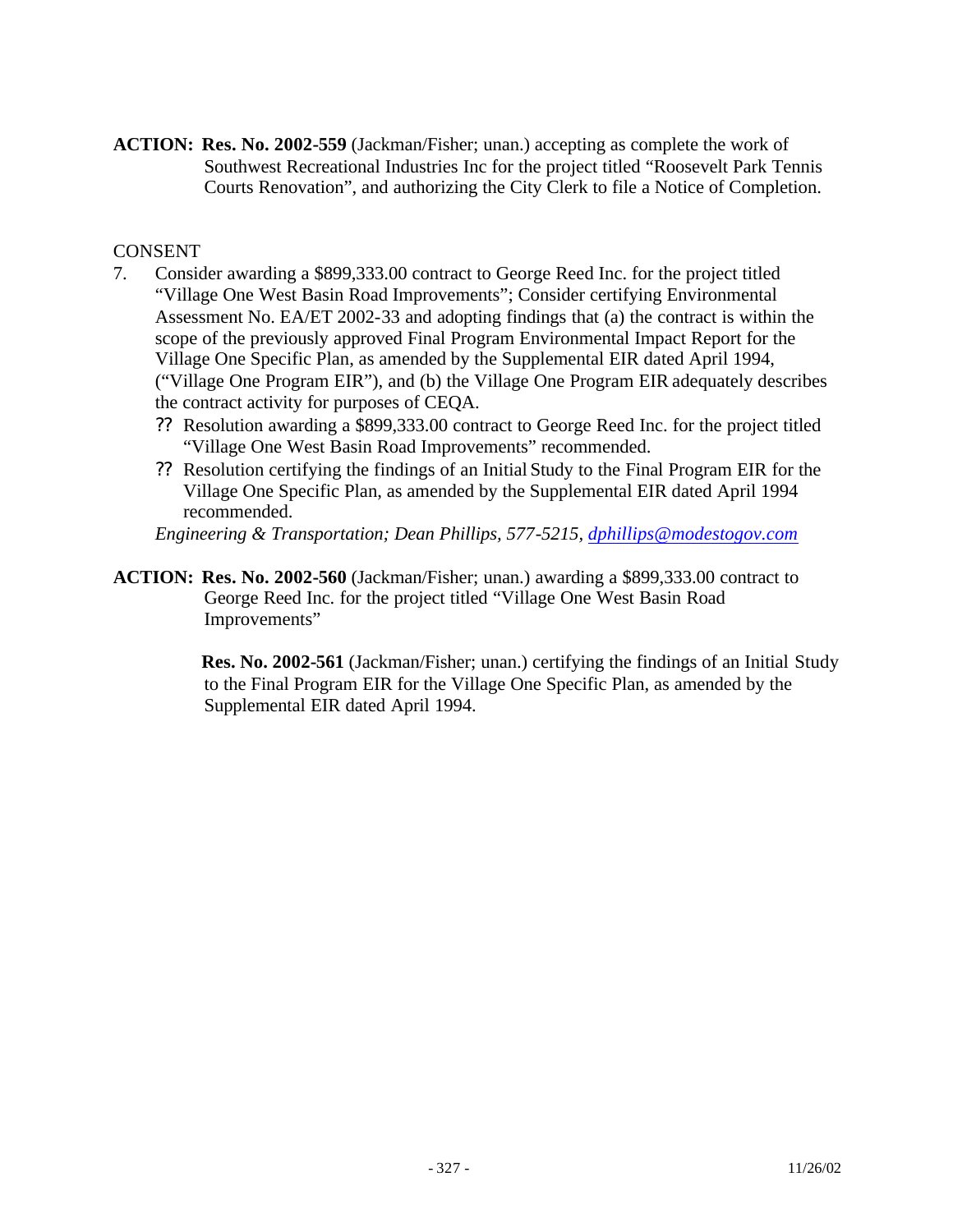**ACTION: Res. No. 2002-559** (Jackman/Fisher; unan.) accepting as complete the work of Southwest Recreational Industries Inc for the project titled "Roosevelt Park Tennis Courts Renovation", and authorizing the City Clerk to file a Notice of Completion.

CONSENT

7. Consider awarding a $899,333.00 contract to George Reed Inc. for the project titled "Village One West Basin Road Improvements"; Consider certifying Environmental Assessment No. EA/ET 2002-33 and adopting findings that (a) the contract is within the scope of the previously approved Final Program Environmental Impact Report for the Village One Specific Plan, as amended by the Supplemental EIR dated April 1994, ("Village One Program EIR"), and (b) the Village One Program EIR adequately describes the contract activity for purposes of CEQA.
   - ?? Resolution awarding a $899,333.00 contract to George Reed Inc. for the project titled "Village One West Basin Road Improvements" recommended.
   - ?? Resolution certifying the findings of an Initial Study to the Final Program EIR for the Village One Specific Plan, as amended by the Supplemental EIR dated April 1994 recommended.

   *Engineering & Transportation; Dean Phillips, 577-5215, dphillips@modestogov.com*

**ACTION: Res. No. 2002-560** (Jackman/Fisher; unan.) awarding a $899,333.00 contract to George Reed Inc. for the project titled "Village One West Basin Road Improvements"

**Res. No. 2002-561** (Jackman/Fisher; unan.) certifying the findings of an Initial Study to the Final Program EIR for the Village One Specific Plan, as amended by the Supplemental EIR dated April 1994.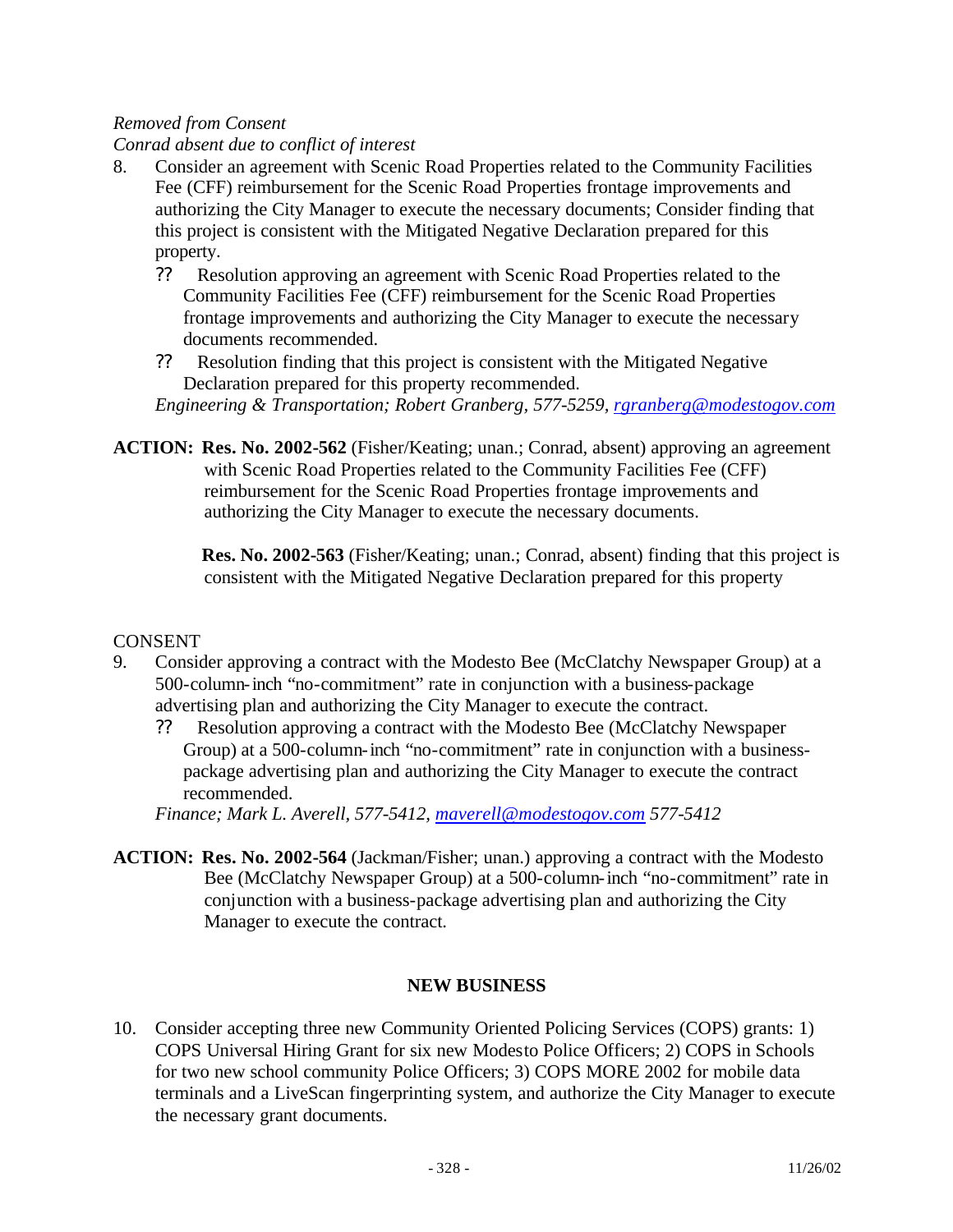*Removed from Consent*

*Conrad absent due to conflict of interest*

8. Consider an agreement with Scenic Road Properties related to the Community Facilities Fee (CFF) reimbursement for the Scenic Road Properties frontage improvements and authorizing the City Manager to execute the necessary documents; Consider finding that this project is consistent with the Mitigated Negative Declaration prepared for this property.
   - ?? Resolution approving an agreement with Scenic Road Properties related to the Community Facilities Fee (CFF) reimbursement for the Scenic Road Properties frontage improvements and authorizing the City Manager to execute the necessary documents recommended.
   - ?? Resolution finding that this project is consistent with the Mitigated Negative Declaration prepared for this property recommended.

   *Engineering & Transportation; Robert Granberg, 577-5259, rgranberg@modestogov.com*

**ACTION: Res. No. 2002-562** (Fisher/Keating; unan.; Conrad, absent) approving an agreement with Scenic Road Properties related to the Community Facilities Fee (CFF) reimbursement for the Scenic Road Properties frontage improvements and authorizing the City Manager to execute the necessary documents.

**Res. No. 2002-563** (Fisher/Keating; unan.; Conrad, absent) finding that this project is consistent with the Mitigated Negative Declaration prepared for this property

CONSENT

9. Consider approving a contract with the Modesto Bee (McClatchy Newspaper Group) at a 500-column-inch "no-commitment" rate in conjunction with a business-package advertising plan and authorizing the City Manager to execute the contract.
   - ?? Resolution approving a contract with the Modesto Bee (McClatchy Newspaper Group) at a 500-column-inch "no-commitment" rate in conjunction with a business-package advertising plan and authorizing the City Manager to execute the contract recommended.

   *Finance; Mark L. Averell, 577-5412, maverell@modestogov.com 577-5412*

**ACTION: Res. No. 2002-564** (Jackman/Fisher; unan.) approving a contract with the Modesto Bee (McClatchy Newspaper Group) at a 500-column-inch "no-commitment" rate in conjunction with a business-package advertising plan and authorizing the City Manager to execute the contract.

## NEW BUSINESS

10. Consider accepting three new Community Oriented Policing Services (COPS) grants: 1) COPS Universal Hiring Grant for six new Modesto Police Officers; 2) COPS in Schools for two new school community Police Officers; 3) COPS MORE 2002 for mobile data terminals and a LiveScan fingerprinting system, and authorize the City Manager to execute the necessary grant documents.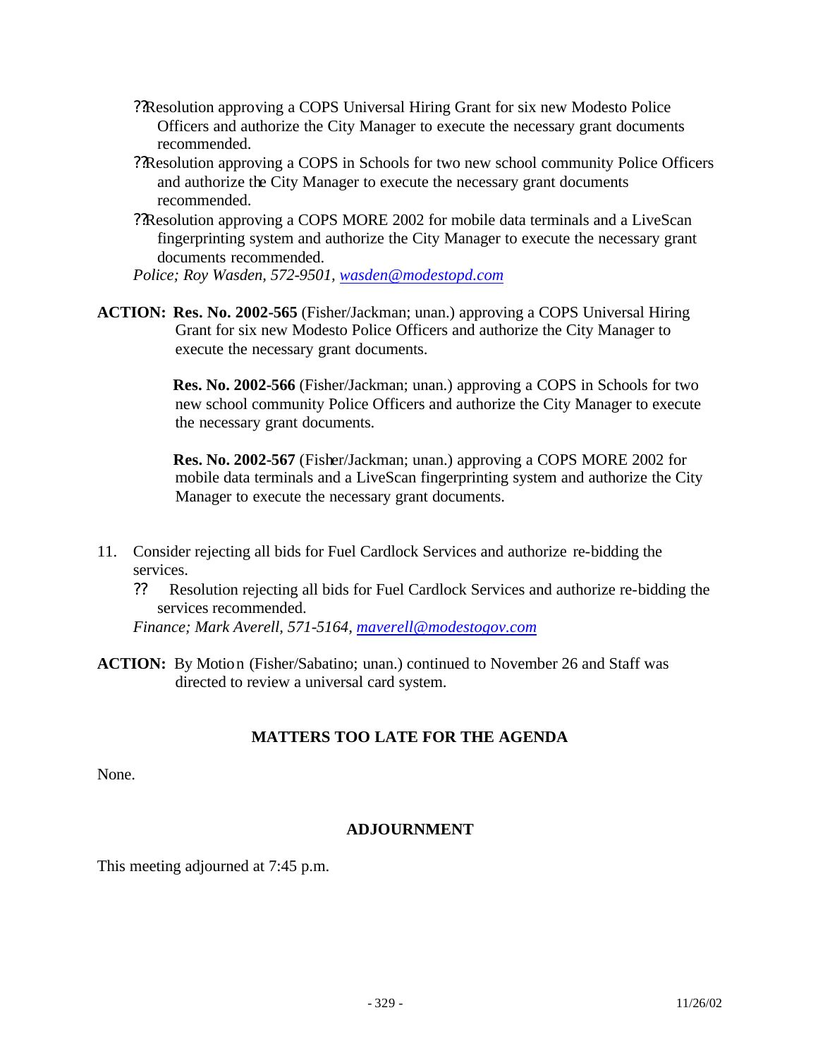- ??Resolution approving a COPS Universal Hiring Grant for six new Modesto Police Officers and authorize the City Manager to execute the necessary grant documents recommended.
- ??Resolution approving a COPS in Schools for two new school community Police Officers and authorize the City Manager to execute the necessary grant documents recommended.
- ??Resolution approving a COPS MORE 2002 for mobile data terminals and a LiveScan fingerprinting system and authorize the City Manager to execute the necessary grant documents recommended.

*Police; Roy Wasden, 572-9501, wasden@modestopd.com*

**ACTION:** **Res. No. 2002-565** (Fisher/Jackman; unan.) approving a COPS Universal Hiring Grant for six new Modesto Police Officers and authorize the City Manager to execute the necessary grant documents.

**Res. No. 2002-566** (Fisher/Jackman; unan.) approving a COPS in Schools for two new school community Police Officers and authorize the City Manager to execute the necessary grant documents.

**Res. No. 2002-567** (Fisher/Jackman; unan.) approving a COPS MORE 2002 for mobile data terminals and a LiveScan fingerprinting system and authorize the City Manager to execute the necessary grant documents.

11. Consider rejecting all bids for Fuel Cardlock Services and authorize re-bidding the services.
    - ?? Resolution rejecting all bids for Fuel Cardlock Services and authorize re-bidding the services recommended.

    *Finance; Mark Averell, 571-5164, maverell@modestogov.com*

**ACTION:** By Motion (Fisher/Sabatino; unan.) continued to November 26 and Staff was directed to review a universal card system.

## MATTERS TOO LATE FOR THE AGENDA

None.

## ADJOURNMENT

This meeting adjourned at 7:45 p.m.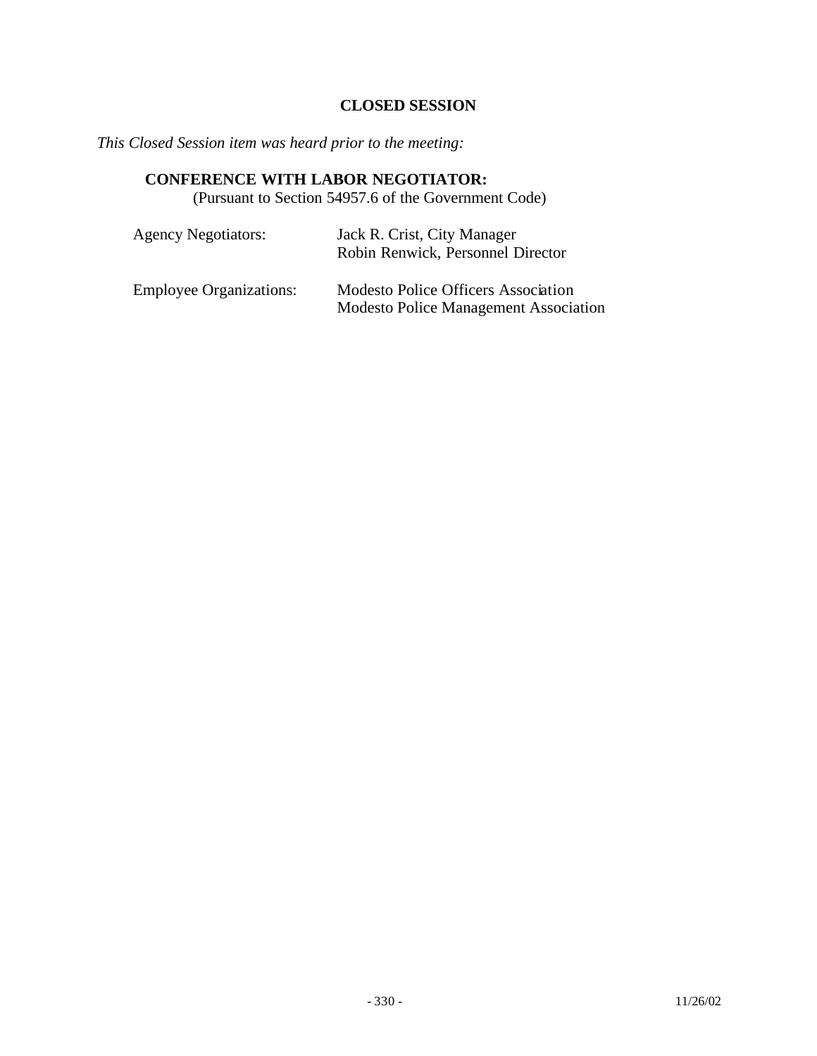## CLOSED SESSION

*This Closed Session item was heard prior to the meeting:*

**CONFERENCE WITH LABOR NEGOTIATOR:**
(Pursuant to Section 54957.6 of the Government Code)

| | |
|---|---|
| Agency Negotiators: | Jack R. Crist, City Manager<br>Robin Renwick, Personnel Director |
| Employee Organizations: | Modesto Police Officers Association<br>Modesto Police Management Association |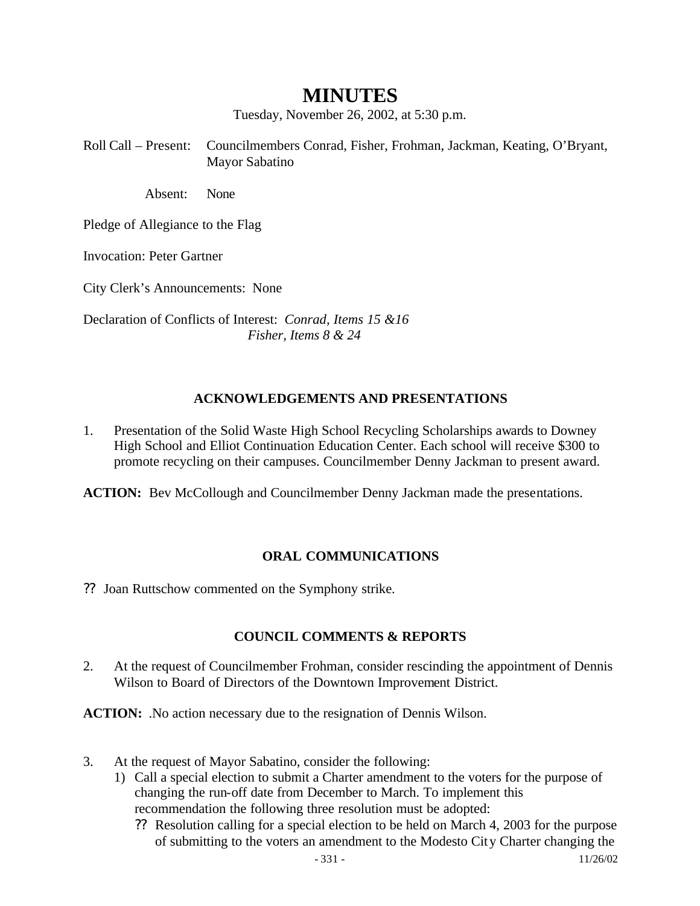# MINUTES

Tuesday, November 26, 2002, at 5:30 p.m.

Roll Call – Present: Councilmembers Conrad, Fisher, Frohman, Jackman, Keating, O'Bryant, Mayor Sabatino

Absent: None

Pledge of Allegiance to the Flag

Invocation: Peter Gartner

City Clerk's Announcements: None

Declaration of Conflicts of Interest: *Conrad, Items 15 &16*
*Fisher, Items 8 & 24*

### ACKNOWLEDGEMENTS AND PRESENTATIONS

1. Presentation of the Solid Waste High School Recycling Scholarships awards to Downey High School and Elliot Continuation Education Center. Each school will receive $300 to promote recycling on their campuses. Councilmember Denny Jackman to present award.

**ACTION:** Bev McCollough and Councilmember Denny Jackman made the presentations.

### ORAL COMMUNICATIONS

?? Joan Ruttschow commented on the Symphony strike.

### COUNCIL COMMENTS & REPORTS

2. At the request of Councilmember Frohman, consider rescinding the appointment of Dennis Wilson to Board of Directors of the Downtown Improvement District.

**ACTION:** .No action necessary due to the resignation of Dennis Wilson.

3. At the request of Mayor Sabatino, consider the following:
   1) Call a special election to submit a Charter amendment to the voters for the purpose of changing the run-off date from December to March. To implement this recommendation the following three resolution must be adopted:
      ?? Resolution calling for a special election to be held on March 4, 2003 for the purpose of submitting to the voters an amendment to the Modesto City Charter changing the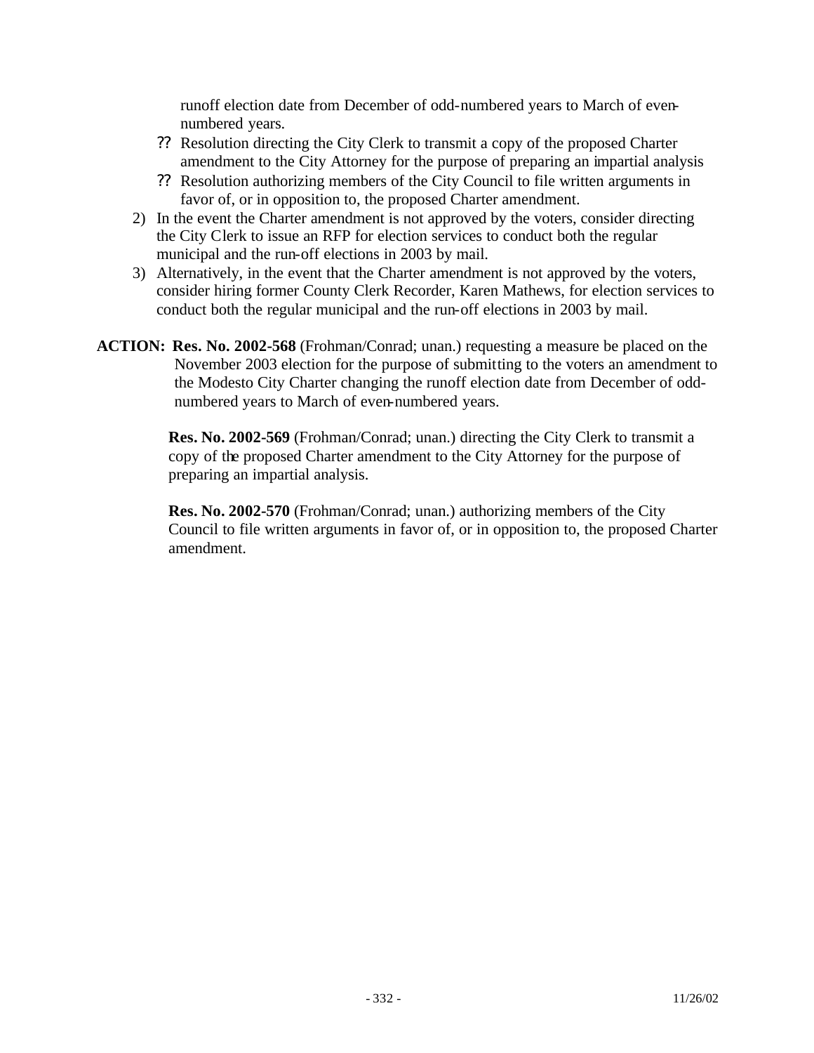runoff election date from December of odd-numbered years to March of even-numbered years.

- ?? Resolution directing the City Clerk to transmit a copy of the proposed Charter amendment to the City Attorney for the purpose of preparing an impartial analysis
- ?? Resolution authorizing members of the City Council to file written arguments in favor of, or in opposition to, the proposed Charter amendment.

2) In the event the Charter amendment is not approved by the voters, consider directing the City Clerk to issue an RFP for election services to conduct both the regular municipal and the run-off elections in 2003 by mail.
3) Alternatively, in the event that the Charter amendment is not approved by the voters, consider hiring former County Clerk Recorder, Karen Mathews, for election services to conduct both the regular municipal and the run-off elections in 2003 by mail.

**ACTION: Res. No. 2002-568** (Frohman/Conrad; unan.) requesting a measure be placed on the November 2003 election for the purpose of submitting to the voters an amendment to the Modesto City Charter changing the runoff election date from December of odd-numbered years to March of even-numbered years.

**Res. No. 2002-569** (Frohman/Conrad; unan.) directing the City Clerk to transmit a copy of the proposed Charter amendment to the City Attorney for the purpose of preparing an impartial analysis.

**Res. No. 2002-570** (Frohman/Conrad; unan.) authorizing members of the City Council to file written arguments in favor of, or in opposition to, the proposed Charter amendment.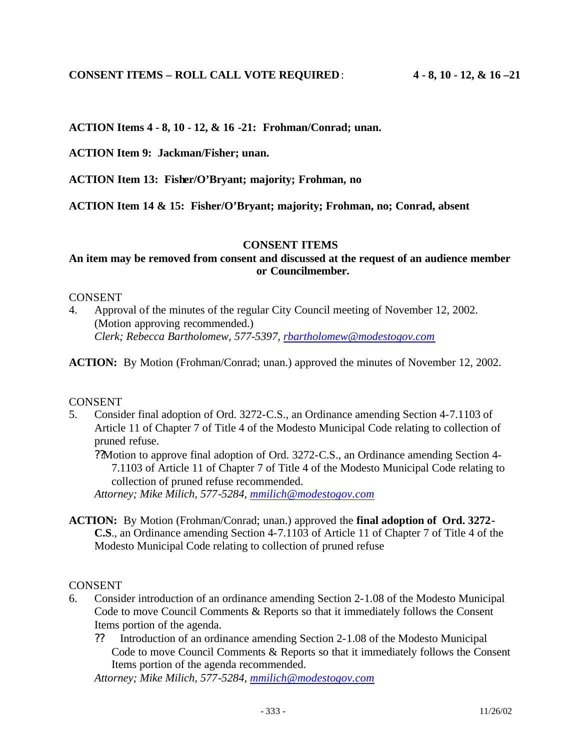**CONSENT ITEMS – ROLL CALL VOTE REQUIRED**: **4 - 8, 10 - 12, & 16 –21**

**ACTION Items 4 - 8, 10 - 12, & 16 -21: Frohman/Conrad; unan.**

**ACTION Item 9: Jackman/Fisher; unan.**

**ACTION Item 13: Fisher/O'Bryant; majority; Frohman, no**

**ACTION Item 14 & 15: Fisher/O'Bryant; majority; Frohman, no; Conrad, absent**

**CONSENT ITEMS**

**An item may be removed from consent and discussed at the request of an audience member or Councilmember.**

CONSENT

4. Approval of the minutes of the regular City Council meeting of November 12, 2002. (Motion approving recommended.)
   *Clerk; Rebecca Bartholomew, 577-5397, rbartholomew@modestogov.com*

**ACTION:** By Motion (Frohman/Conrad; unan.) approved the minutes of November 12, 2002.

CONSENT

5. Consider final adoption of Ord. 3272-C.S., an Ordinance amending Section 4-7.1103 of Article 11 of Chapter 7 of Title 4 of the Modesto Municipal Code relating to collection of pruned refuse.
   - Motion to approve final adoption of Ord. 3272-C.S., an Ordinance amending Section 4-7.1103 of Article 11 of Chapter 7 of Title 4 of the Modesto Municipal Code relating to collection of pruned refuse recommended.

   *Attorney; Mike Milich, 577-5284, mmilich@modestogov.com*

**ACTION:** By Motion (Frohman/Conrad; unan.) approved the **final adoption of Ord. 3272-C.S**., an Ordinance amending Section 4-7.1103 of Article 11 of Chapter 7 of Title 4 of the Modesto Municipal Code relating to collection of pruned refuse

CONSENT

6. Consider introduction of an ordinance amending Section 2-1.08 of the Modesto Municipal Code to move Council Comments & Reports so that it immediately follows the Consent Items portion of the agenda.
   - Introduction of an ordinance amending Section 2-1.08 of the Modesto Municipal Code to move Council Comments & Reports so that it immediately follows the Consent Items portion of the agenda recommended.

   *Attorney; Mike Milich, 577-5284, mmilich@modestogov.com*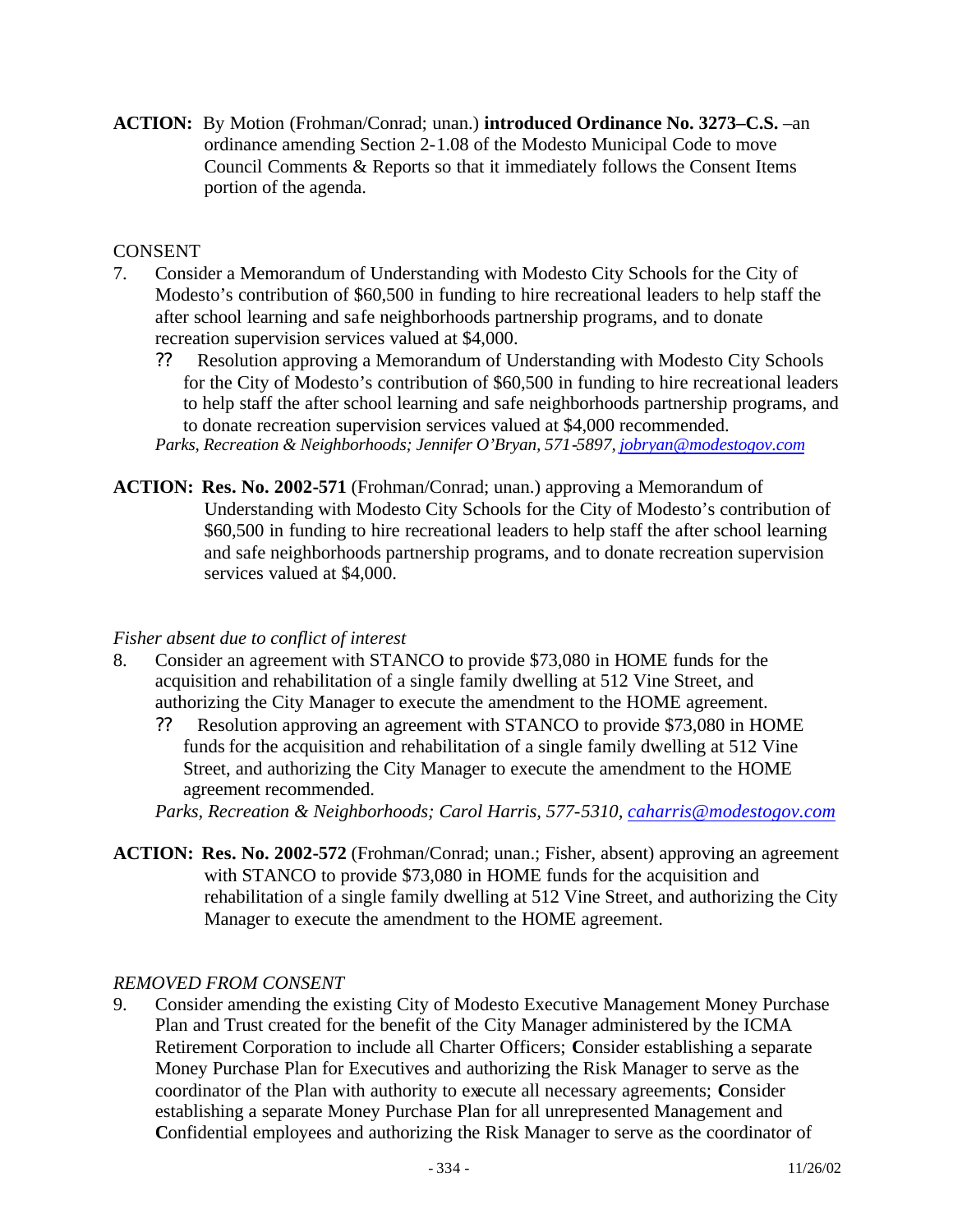**ACTION:** By Motion (Frohman/Conrad; unan.) **introduced Ordinance No. 3273–C.S.** –an ordinance amending Section 2-1.08 of the Modesto Municipal Code to move Council Comments & Reports so that it immediately follows the Consent Items portion of the agenda.

CONSENT

7. Consider a Memorandum of Understanding with Modesto City Schools for the City of Modesto's contribution of $60,500 in funding to hire recreational leaders to help staff the after school learning and safe neighborhoods partnership programs, and to donate recreation supervision services valued at $4,000.
   - ?? Resolution approving a Memorandum of Understanding with Modesto City Schools for the City of Modesto's contribution of $60,500 in funding to hire recreational leaders to help staff the after school learning and safe neighborhoods partnership programs, and to donate recreation supervision services valued at $4,000 recommended.

   *Parks, Recreation & Neighborhoods; Jennifer O'Bryan, 571-5897, jobryan@modestogov.com*

**ACTION: Res. No. 2002-571** (Frohman/Conrad; unan.) approving a Memorandum of Understanding with Modesto City Schools for the City of Modesto's contribution of $60,500 in funding to hire recreational leaders to help staff the after school learning and safe neighborhoods partnership programs, and to donate recreation supervision services valued at $4,000.

*Fisher absent due to conflict of interest*

8. Consider an agreement with STANCO to provide $73,080 in HOME funds for the acquisition and rehabilitation of a single family dwelling at 512 Vine Street, and authorizing the City Manager to execute the amendment to the HOME agreement.
   - ?? Resolution approving an agreement with STANCO to provide $73,080 in HOME funds for the acquisition and rehabilitation of a single family dwelling at 512 Vine Street, and authorizing the City Manager to execute the amendment to the HOME agreement recommended.

   *Parks, Recreation & Neighborhoods; Carol Harris, 577-5310, caharris@modestogov.com*

**ACTION: Res. No. 2002-572** (Frohman/Conrad; unan.; Fisher, absent) approving an agreement with STANCO to provide $73,080 in HOME funds for the acquisition and rehabilitation of a single family dwelling at 512 Vine Street, and authorizing the City Manager to execute the amendment to the HOME agreement.

*REMOVED FROM CONSENT*

9. Consider amending the existing City of Modesto Executive Management Money Purchase Plan and Trust created for the benefit of the City Manager administered by the ICMA Retirement Corporation to include all Charter Officers; **C**onsider establishing a separate Money Purchase Plan for Executives and authorizing the Risk Manager to serve as the coordinator of the Plan with authority to execute all necessary agreements; **C**onsider establishing a separate Money Purchase Plan for all unrepresented Management and **C**onfidential employees and authorizing the Risk Manager to serve as the coordinator of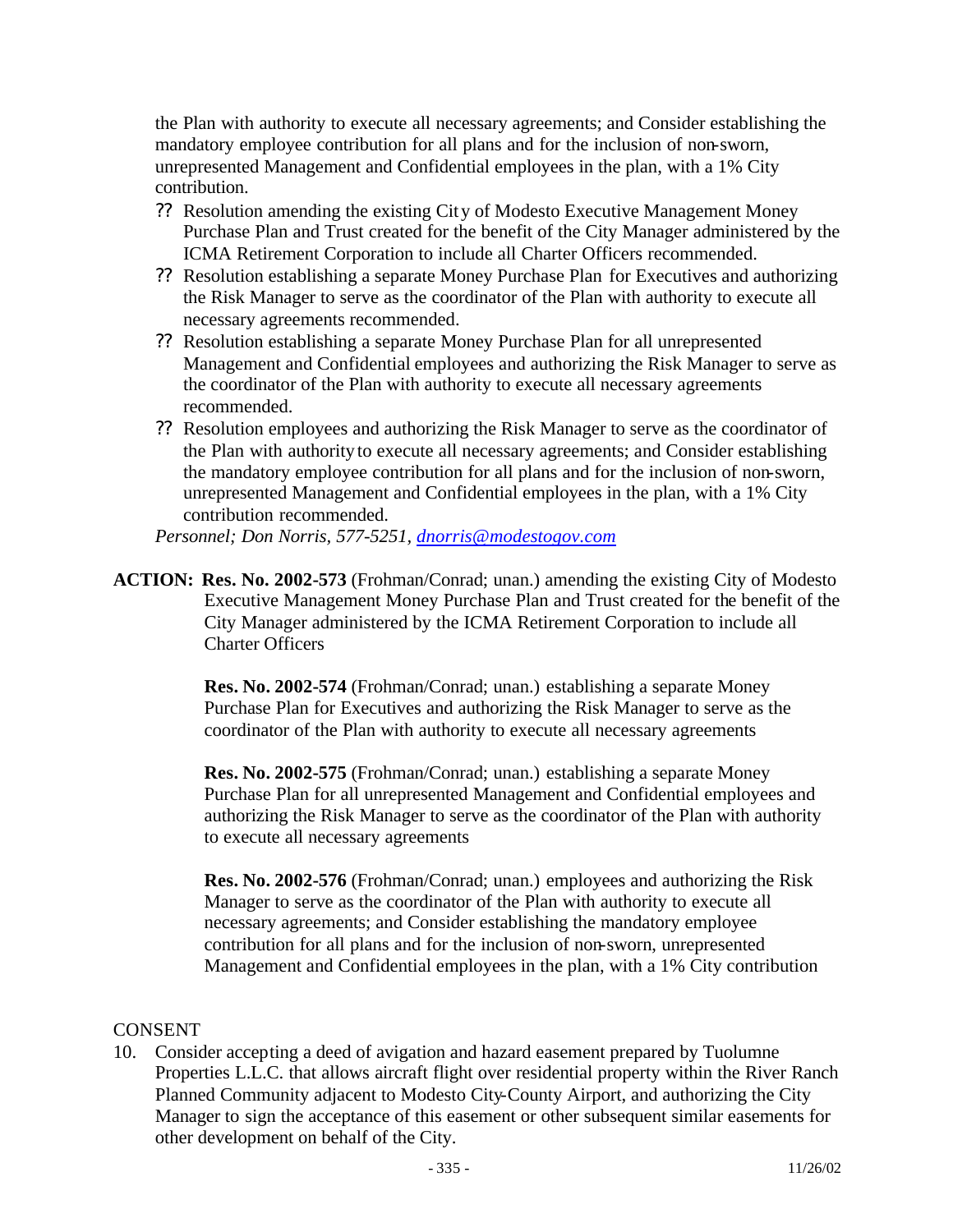the Plan with authority to execute all necessary agreements; and Consider establishing the mandatory employee contribution for all plans and for the inclusion of non-sworn, unrepresented Management and Confidential employees in the plan, with a 1% City contribution.

- ?? Resolution amending the existing City of Modesto Executive Management Money Purchase Plan and Trust created for the benefit of the City Manager administered by the ICMA Retirement Corporation to include all Charter Officers recommended.
- ?? Resolution establishing a separate Money Purchase Plan for Executives and authorizing the Risk Manager to serve as the coordinator of the Plan with authority to execute all necessary agreements recommended.
- ?? Resolution establishing a separate Money Purchase Plan for all unrepresented Management and Confidential employees and authorizing the Risk Manager to serve as the coordinator of the Plan with authority to execute all necessary agreements recommended.
- ?? Resolution employees and authorizing the Risk Manager to serve as the coordinator of the Plan with authority to execute all necessary agreements; and Consider establishing the mandatory employee contribution for all plans and for the inclusion of non-sworn, unrepresented Management and Confidential employees in the plan, with a 1% City contribution recommended.

*Personnel; Don Norris, 577-5251, dnorris@modestogov.com*

**ACTION: Res. No. 2002-573** (Frohman/Conrad; unan.) amending the existing City of Modesto Executive Management Money Purchase Plan and Trust created for the benefit of the City Manager administered by the ICMA Retirement Corporation to include all Charter Officers

**Res. No. 2002-574** (Frohman/Conrad; unan.) establishing a separate Money Purchase Plan for Executives and authorizing the Risk Manager to serve as the coordinator of the Plan with authority to execute all necessary agreements

**Res. No. 2002-575** (Frohman/Conrad; unan.) establishing a separate Money Purchase Plan for all unrepresented Management and Confidential employees and authorizing the Risk Manager to serve as the coordinator of the Plan with authority to execute all necessary agreements

**Res. No. 2002-576** (Frohman/Conrad; unan.) employees and authorizing the Risk Manager to serve as the coordinator of the Plan with authority to execute all necessary agreements; and Consider establishing the mandatory employee contribution for all plans and for the inclusion of non-sworn, unrepresented Management and Confidential employees in the plan, with a 1% City contribution

CONSENT

10. Consider accepting a deed of avigation and hazard easement prepared by Tuolumne Properties L.L.C. that allows aircraft flight over residential property within the River Ranch Planned Community adjacent to Modesto City-County Airport, and authorizing the City Manager to sign the acceptance of this easement or other subsequent similar easements for other development on behalf of the City.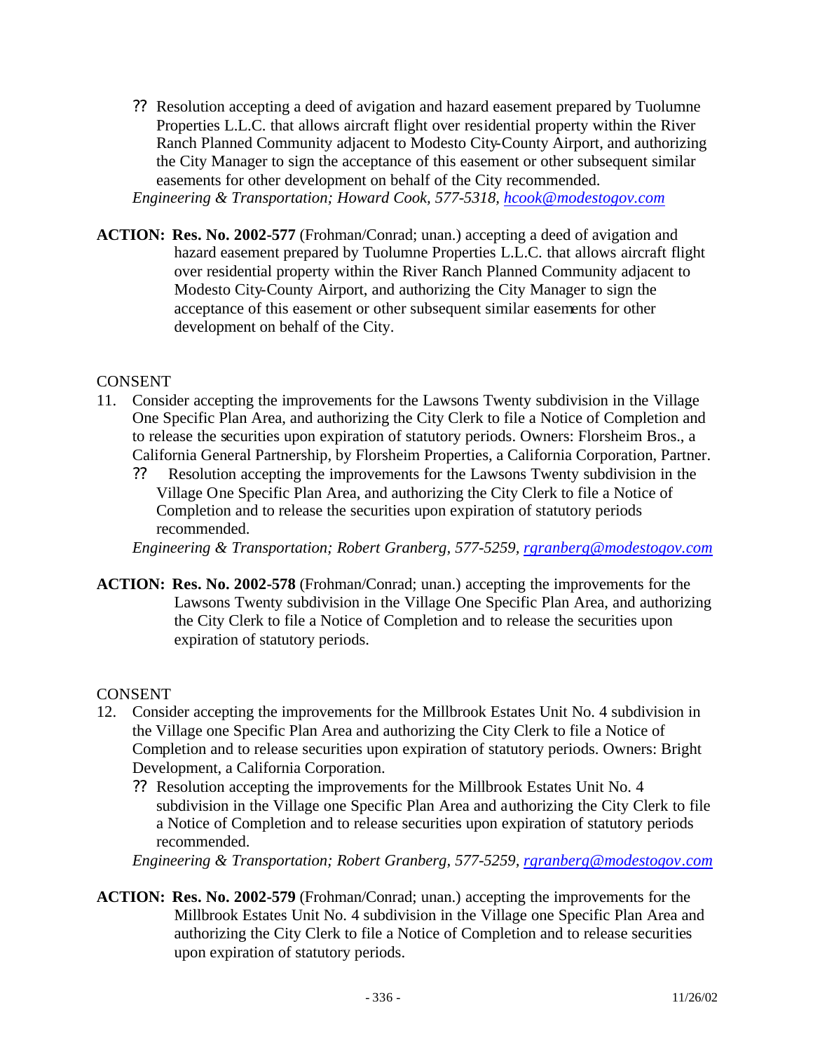- ?? Resolution accepting a deed of avigation and hazard easement prepared by Tuolumne Properties L.L.C. that allows aircraft flight over residential property within the River Ranch Planned Community adjacent to Modesto City-County Airport, and authorizing the City Manager to sign the acceptance of this easement or other subsequent similar easements for other development on behalf of the City recommended.

*Engineering & Transportation; Howard Cook, 577-5318, [hcook@modestogov.com](mailto:hcook@modestogov.com)*

**ACTION: Res. No. 2002-577** (Frohman/Conrad; unan.) accepting a deed of avigation and hazard easement prepared by Tuolumne Properties L.L.C. that allows aircraft flight over residential property within the River Ranch Planned Community adjacent to Modesto City-County Airport, and authorizing the City Manager to sign the acceptance of this easement or other subsequent similar easements for other development on behalf of the City.

CONSENT

11. Consider accepting the improvements for the Lawsons Twenty subdivision in the Village One Specific Plan Area, and authorizing the City Clerk to file a Notice of Completion and to release the securities upon expiration of statutory periods. Owners: Florsheim Bros., a California General Partnership, by Florsheim Properties, a California Corporation, Partner.
    - ?? Resolution accepting the improvements for the Lawsons Twenty subdivision in the Village One Specific Plan Area, and authorizing the City Clerk to file a Notice of Completion and to release the securities upon expiration of statutory periods recommended.

    *Engineering & Transportation; Robert Granberg, 577-5259, [rgranberg@modestogov.com](mailto:rgranberg@modestogov.com)*

**ACTION: Res. No. 2002-578** (Frohman/Conrad; unan.) accepting the improvements for the Lawsons Twenty subdivision in the Village One Specific Plan Area, and authorizing the City Clerk to file a Notice of Completion and to release the securities upon expiration of statutory periods.

CONSENT

12. Consider accepting the improvements for the Millbrook Estates Unit No. 4 subdivision in the Village one Specific Plan Area and authorizing the City Clerk to file a Notice of Completion and to release securities upon expiration of statutory periods. Owners: Bright Development, a California Corporation.
    - ?? Resolution accepting the improvements for the Millbrook Estates Unit No. 4 subdivision in the Village one Specific Plan Area and authorizing the City Clerk to file a Notice of Completion and to release securities upon expiration of statutory periods recommended.

    *Engineering & Transportation; Robert Granberg, 577-5259, [rgranberg@modestogov.com](mailto:rgranberg@modestogov.com)*

**ACTION: Res. No. 2002-579** (Frohman/Conrad; unan.) accepting the improvements for the Millbrook Estates Unit No. 4 subdivision in the Village one Specific Plan Area and authorizing the City Clerk to file a Notice of Completion and to release securities upon expiration of statutory periods.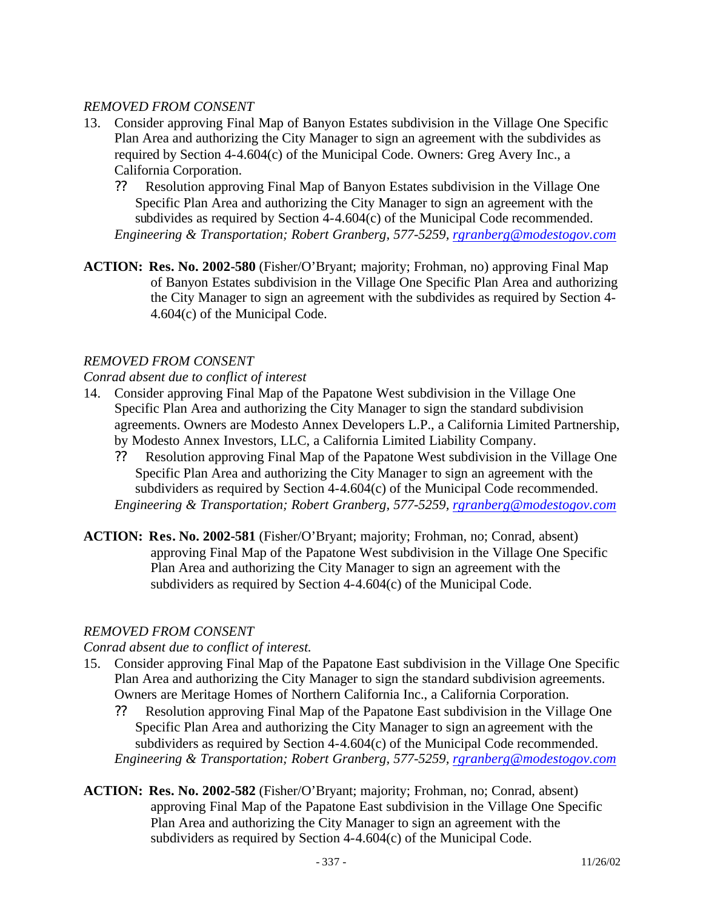*REMOVED FROM CONSENT*

13. Consider approving Final Map of Banyon Estates subdivision in the Village One Specific Plan Area and authorizing the City Manager to sign an agreement with the subdivides as required by Section 4-4.604(c) of the Municipal Code. Owners: Greg Avery Inc., a California Corporation.

    ?? Resolution approving Final Map of Banyon Estates subdivision in the Village One Specific Plan Area and authorizing the City Manager to sign an agreement with the subdivides as required by Section 4-4.604(c) of the Municipal Code recommended.

    *Engineering & Transportation; Robert Granberg, 577-5259, rgranberg@modestogov.com*

**ACTION: Res. No. 2002-580** (Fisher/O'Bryant; majority; Frohman, no) approving Final Map of Banyon Estates subdivision in the Village One Specific Plan Area and authorizing the City Manager to sign an agreement with the subdivides as required by Section 4-4.604(c) of the Municipal Code.

*REMOVED FROM CONSENT*

*Conrad absent due to conflict of interest*

14. Consider approving Final Map of the Papatone West subdivision in the Village One Specific Plan Area and authorizing the City Manager to sign the standard subdivision agreements. Owners are Modesto Annex Developers L.P., a California Limited Partnership, by Modesto Annex Investors, LLC, a California Limited Liability Company.

    ?? Resolution approving Final Map of the Papatone West subdivision in the Village One Specific Plan Area and authorizing the City Manager to sign an agreement with the subdividers as required by Section 4-4.604(c) of the Municipal Code recommended.

    *Engineering & Transportation; Robert Granberg, 577-5259, rgranberg@modestogov.com*

**ACTION: Res. No. 2002-581** (Fisher/O'Bryant; majority; Frohman, no; Conrad, absent) approving Final Map of the Papatone West subdivision in the Village One Specific Plan Area and authorizing the City Manager to sign an agreement with the subdividers as required by Section 4-4.604(c) of the Municipal Code.

*REMOVED FROM CONSENT*

*Conrad absent due to conflict of interest.*

15. Consider approving Final Map of the Papatone East subdivision in the Village One Specific Plan Area and authorizing the City Manager to sign the standard subdivision agreements. Owners are Meritage Homes of Northern California Inc., a California Corporation.

    ?? Resolution approving Final Map of the Papatone East subdivision in the Village One Specific Plan Area and authorizing the City Manager to sign an agreement with the subdividers as required by Section 4-4.604(c) of the Municipal Code recommended.

    *Engineering & Transportation; Robert Granberg, 577-5259, rgranberg@modestogov.com*

**ACTION: Res. No. 2002-582** (Fisher/O'Bryant; majority; Frohman, no; Conrad, absent) approving Final Map of the Papatone East subdivision in the Village One Specific Plan Area and authorizing the City Manager to sign an agreement with the subdividers as required by Section 4-4.604(c) of the Municipal Code.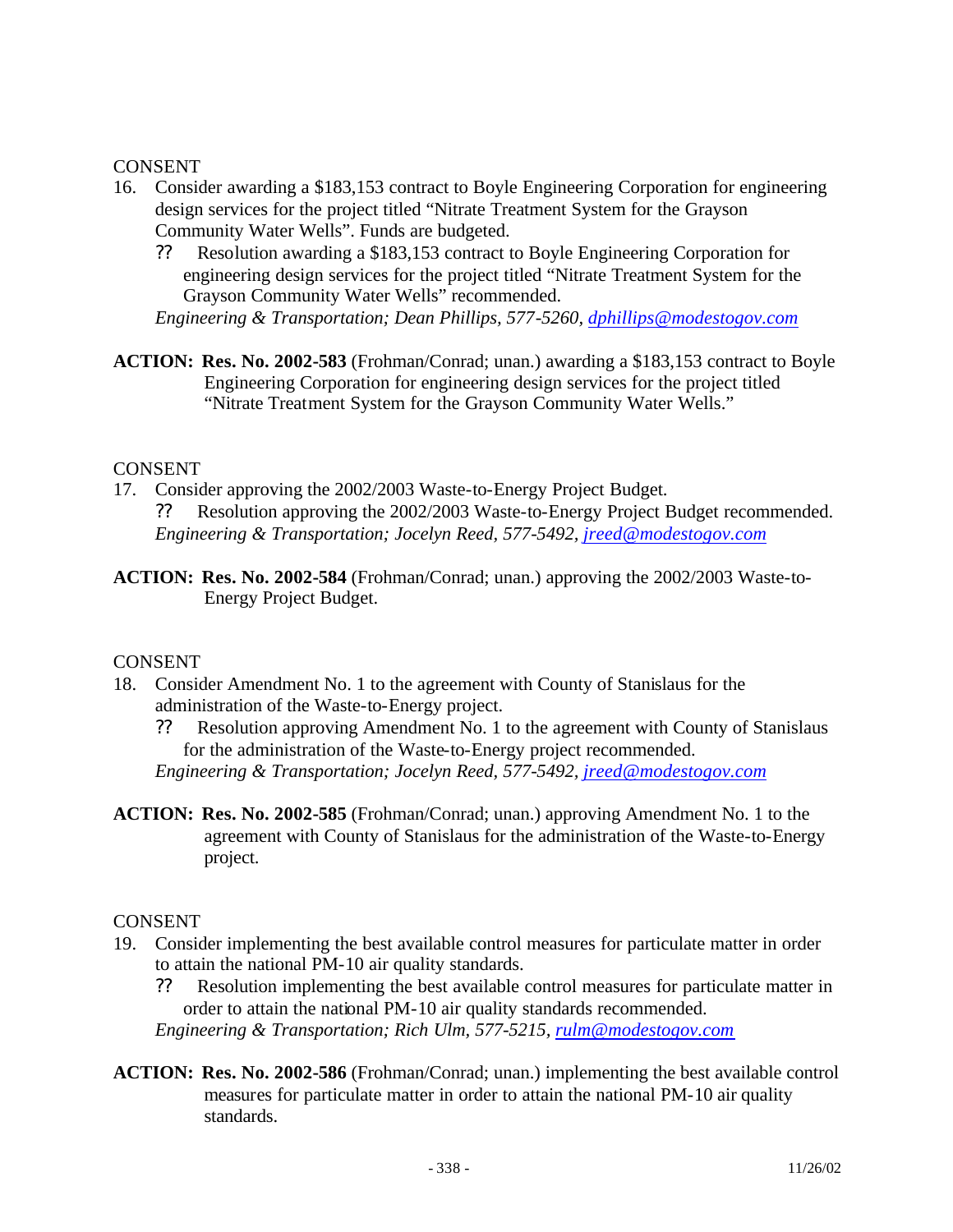CONSENT

16. Consider awarding a $183,153 contract to Boyle Engineering Corporation for engineering design services for the project titled "Nitrate Treatment System for the Grayson Community Water Wells". Funds are budgeted.
    - ?? Resolution awarding a $183,153 contract to Boyle Engineering Corporation for engineering design services for the project titled "Nitrate Treatment System for the Grayson Community Water Wells" recommended.

    *Engineering & Transportation; Dean Phillips, 577-5260, dphillips@modestogov.com*

**ACTION: Res. No. 2002-583** (Frohman/Conrad; unan.) awarding a $183,153 contract to Boyle Engineering Corporation for engineering design services for the project titled "Nitrate Treatment System for the Grayson Community Water Wells."

CONSENT

17. Consider approving the 2002/2003 Waste-to-Energy Project Budget.
    - ?? Resolution approving the 2002/2003 Waste-to-Energy Project Budget recommended.

    *Engineering & Transportation; Jocelyn Reed, 577-5492, jreed@modestogov.com*

**ACTION: Res. No. 2002-584** (Frohman/Conrad; unan.) approving the 2002/2003 Waste-to-Energy Project Budget.

CONSENT

18. Consider Amendment No. 1 to the agreement with County of Stanislaus for the administration of the Waste-to-Energy project.
    - ?? Resolution approving Amendment No. 1 to the agreement with County of Stanislaus for the administration of the Waste-to-Energy project recommended.

    *Engineering & Transportation; Jocelyn Reed, 577-5492, jreed@modestogov.com*

**ACTION: Res. No. 2002-585** (Frohman/Conrad; unan.) approving Amendment No. 1 to the agreement with County of Stanislaus for the administration of the Waste-to-Energy project.

CONSENT

19. Consider implementing the best available control measures for particulate matter in order to attain the national PM-10 air quality standards.
    - ?? Resolution implementing the best available control measures for particulate matter in order to attain the national PM-10 air quality standards recommended.

    *Engineering & Transportation; Rich Ulm, 577-5215, rulm@modestogov.com*

**ACTION: Res. No. 2002-586** (Frohman/Conrad; unan.) implementing the best available control measures for particulate matter in order to attain the national PM-10 air quality standards.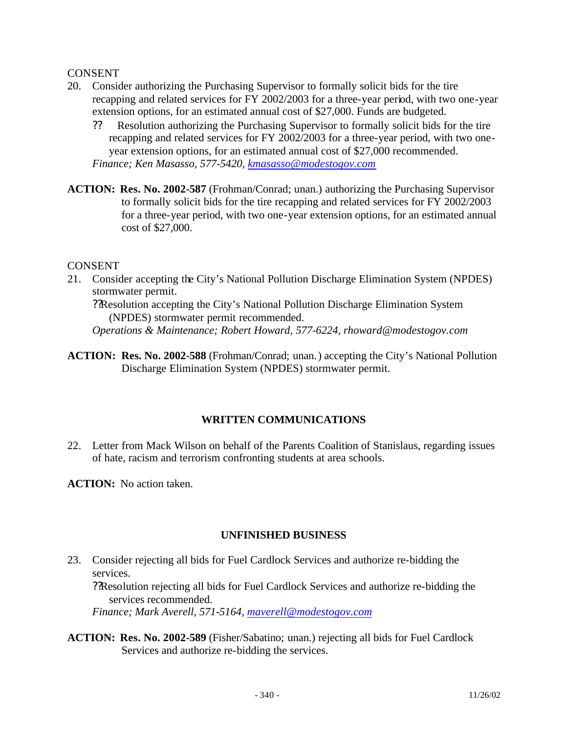CONSENT

20. Consider authorizing the Purchasing Supervisor to formally solicit bids for the tire recapping and related services for FY 2002/2003 for a three-year period, with two one-year extension options, for an estimated annual cost of $27,000. Funds are budgeted.
    - ?? Resolution authorizing the Purchasing Supervisor to formally solicit bids for the tire recapping and related services for FY 2002/2003 for a three-year period, with two one-year extension options, for an estimated annual cost of $27,000 recommended.

    *Finance; Ken Masasso, 577-5420, kmasasso@modestogov.com*

**ACTION: Res. No. 2002-587** (Frohman/Conrad; unan.) authorizing the Purchasing Supervisor to formally solicit bids for the tire recapping and related services for FY 2002/2003 for a three-year period, with two one-year extension options, for an estimated annual cost of $27,000.

CONSENT

21. Consider accepting the City's National Pollution Discharge Elimination System (NPDES) stormwater permit.
    - ??Resolution accepting the City's National Pollution Discharge Elimination System (NPDES) stormwater permit recommended.

    *Operations & Maintenance; Robert Howard, 577-6224, rhoward@modestogov.com*

**ACTION: Res. No. 2002-588** (Frohman/Conrad; unan.) accepting the City's National Pollution Discharge Elimination System (NPDES) stormwater permit.

## WRITTEN COMMUNICATIONS

22. Letter from Mack Wilson on behalf of the Parents Coalition of Stanislaus, regarding issues of hate, racism and terrorism confronting students at area schools.

**ACTION:** No action taken.

## UNFINISHED BUSINESS

23. Consider rejecting all bids for Fuel Cardlock Services and authorize re-bidding the services.
    - ??Resolution rejecting all bids for Fuel Cardlock Services and authorize re-bidding the services recommended.

    *Finance; Mark Averell, 571-5164, maverell@modestogov.com*

**ACTION: Res. No. 2002-589** (Fisher/Sabatino; unan.) rejecting all bids for Fuel Cardlock Services and authorize re-bidding the services.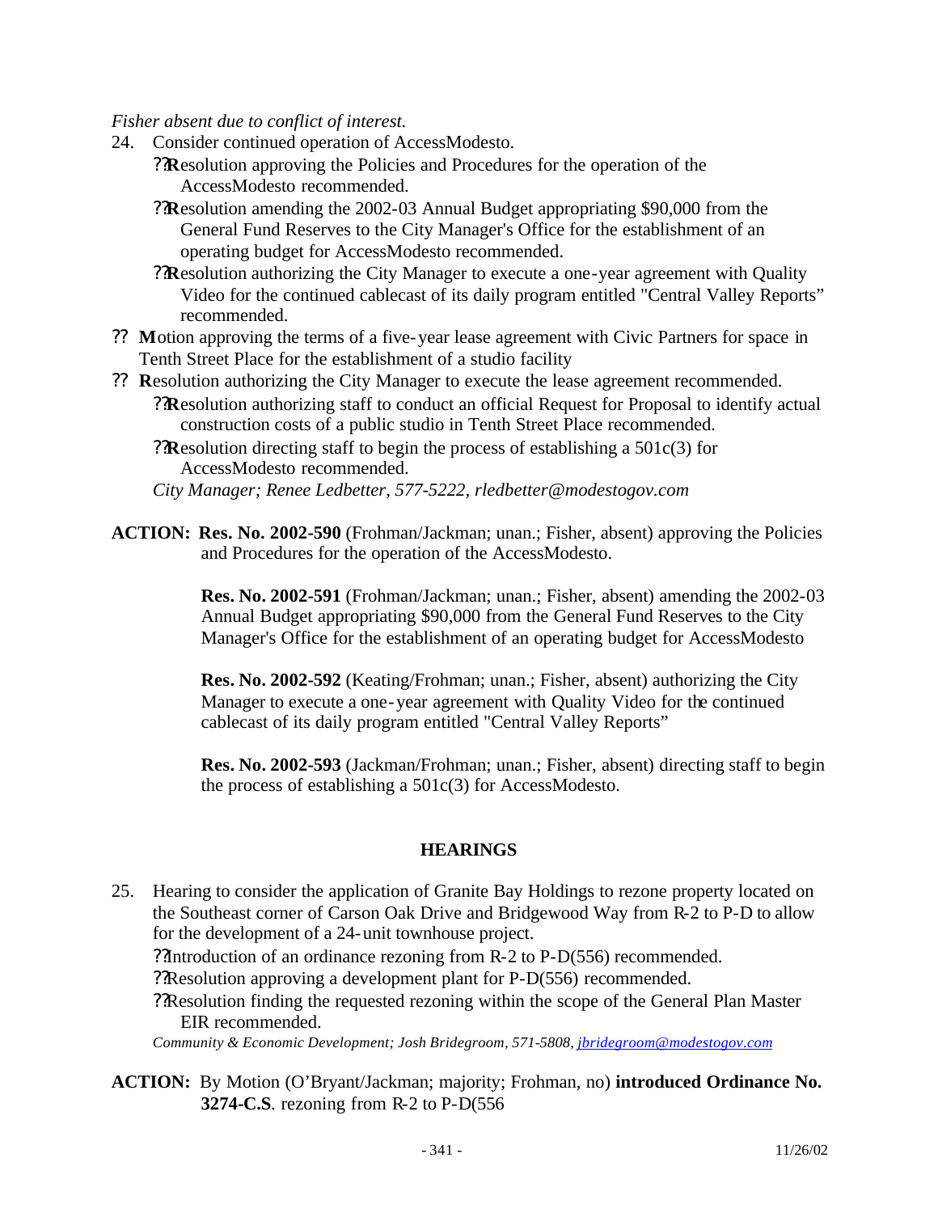*Fisher absent due to conflict of interest.*

24. Consider continued operation of AccessModesto.
    - Resolution approving the Policies and Procedures for the operation of the AccessModesto recommended.
    - Resolution amending the 2002-03 Annual Budget appropriating $90,000 from the General Fund Reserves to the City Manager's Office for the establishment of an operating budget for AccessModesto recommended.
    - Resolution authorizing the City Manager to execute a one-year agreement with Quality Video for the continued cablecast of its daily program entitled "Central Valley Reports" recommended.
    - Motion approving the terms of a five-year lease agreement with Civic Partners for space in Tenth Street Place for the establishment of a studio facility
    - Resolution authorizing the City Manager to execute the lease agreement recommended.
    - Resolution authorizing staff to conduct an official Request for Proposal to identify actual construction costs of a public studio in Tenth Street Place recommended.
    - Resolution directing staff to begin the process of establishing a 501c(3) for AccessModesto recommended.

    *City Manager; Renee Ledbetter, 577-5222, rledbetter@modestogov.com*

**ACTION:** **Res. No. 2002-590** (Frohman/Jackman; unan.; Fisher, absent) approving the Policies and Procedures for the operation of the AccessModesto.

**Res. No. 2002-591** (Frohman/Jackman; unan.; Fisher, absent) amending the 2002-03 Annual Budget appropriating $90,000 from the General Fund Reserves to the City Manager's Office for the establishment of an operating budget for AccessModesto

**Res. No. 2002-592** (Keating/Frohman; unan.; Fisher, absent) authorizing the City Manager to execute a one-year agreement with Quality Video for the continued cablecast of its daily program entitled "Central Valley Reports"

**Res. No. 2002-593** (Jackman/Frohman; unan.; Fisher, absent) directing staff to begin the process of establishing a 501c(3) for AccessModesto.

## HEARINGS

25. Hearing to consider the application of Granite Bay Holdings to rezone property located on the Southeast corner of Carson Oak Drive and Bridgewood Way from R-2 to P-D to allow for the development of a 24-unit townhouse project.
    - Introduction of an ordinance rezoning from R-2 to P-D(556) recommended.
    - Resolution approving a development plant for P-D(556) recommended.
    - Resolution finding the requested rezoning within the scope of the General Plan Master EIR recommended.

    *Community & Economic Development; Josh Bridegroom, 571-5808, jbridegroom@modestogov.com*

**ACTION:** By Motion (O'Bryant/Jackman; majority; Frohman, no) **introduced Ordinance No. 3274-C.S**. rezoning from R-2 to P-D(556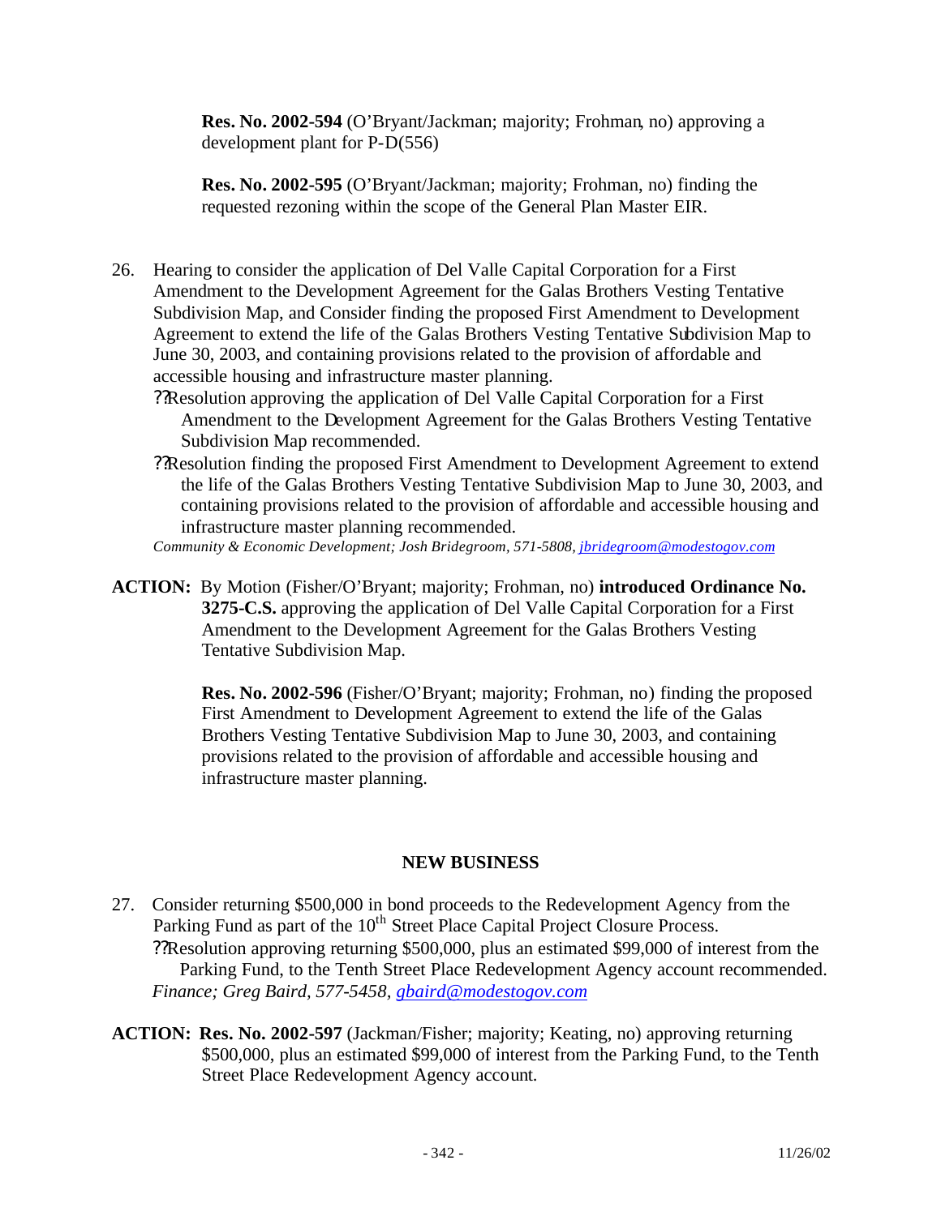**Res. No. 2002-594** (O'Bryant/Jackman; majority; Frohman, no) approving a development plant for P-D(556)

**Res. No. 2002-595** (O'Bryant/Jackman; majority; Frohman, no) finding the requested rezoning within the scope of the General Plan Master EIR.

26. Hearing to consider the application of Del Valle Capital Corporation for a First Amendment to the Development Agreement for the Galas Brothers Vesting Tentative Subdivision Map, and Consider finding the proposed First Amendment to Development Agreement to extend the life of the Galas Brothers Vesting Tentative Subdivision Map to June 30, 2003, and containing provisions related to the provision of affordable and accessible housing and infrastructure master planning.
    - ??Resolution approving the application of Del Valle Capital Corporation for a First Amendment to the Development Agreement for the Galas Brothers Vesting Tentative Subdivision Map recommended.
    - ??Resolution finding the proposed First Amendment to Development Agreement to extend the life of the Galas Brothers Vesting Tentative Subdivision Map to June 30, 2003, and containing provisions related to the provision of affordable and accessible housing and infrastructure master planning recommended.

    *Community & Economic Development; Josh Bridegroom, 571-5808, jbridegroom@modestogov.com*

**ACTION:** By Motion (Fisher/O'Bryant; majority; Frohman, no) **introduced Ordinance No. 3275-C.S.** approving the application of Del Valle Capital Corporation for a First Amendment to the Development Agreement for the Galas Brothers Vesting Tentative Subdivision Map.

**Res. No. 2002-596** (Fisher/O'Bryant; majority; Frohman, no) finding the proposed First Amendment to Development Agreement to extend the life of the Galas Brothers Vesting Tentative Subdivision Map to June 30, 2003, and containing provisions related to the provision of affordable and accessible housing and infrastructure master planning.

## NEW BUSINESS

27. Consider returning \$500,000 in bond proceeds to the Redevelopment Agency from the Parking Fund as part of the 10th Street Place Capital Project Closure Process.
    - ??Resolution approving returning \$500,000, plus an estimated \$99,000 of interest from the Parking Fund, to the Tenth Street Place Redevelopment Agency account recommended.

    *Finance; Greg Baird, 577-5458, gbaird@modestogov.com*

**ACTION: Res. No. 2002-597** (Jackman/Fisher; majority; Keating, no) approving returning \$500,000, plus an estimated \$99,000 of interest from the Parking Fund, to the Tenth Street Place Redevelopment Agency account.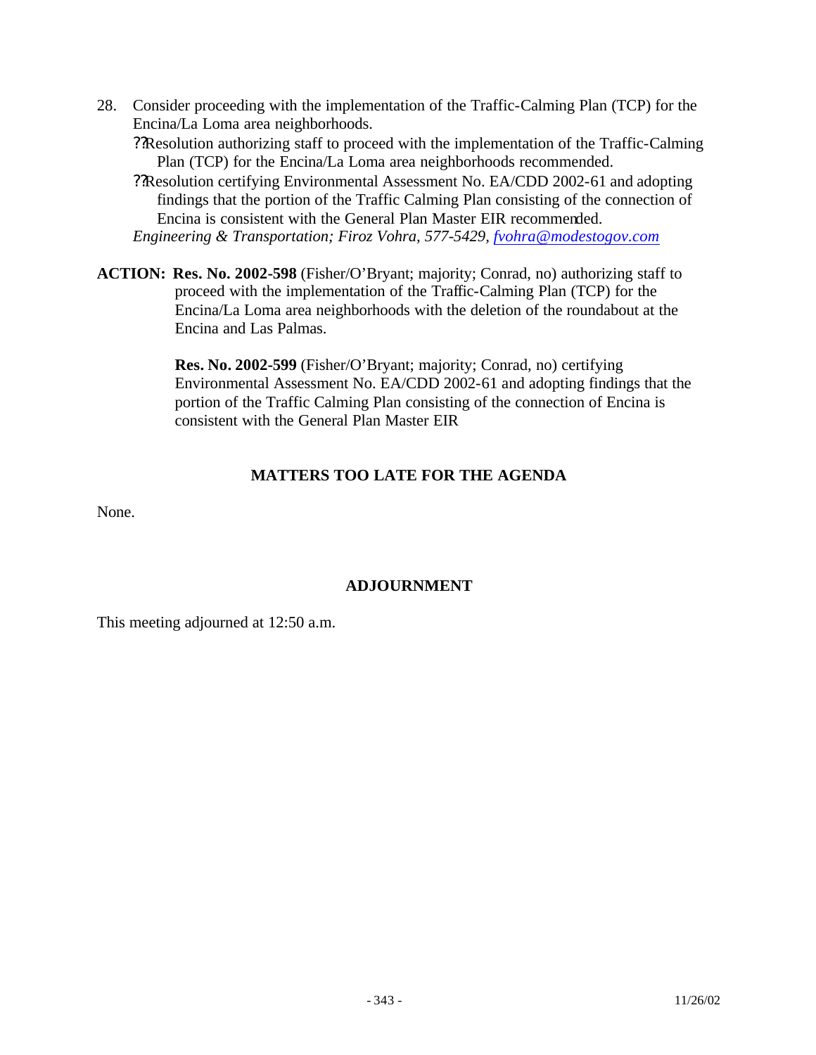28. Consider proceeding with the implementation of the Traffic-Calming Plan (TCP) for the Encina/La Loma area neighborhoods.
    - Resolution authorizing staff to proceed with the implementation of the Traffic-Calming Plan (TCP) for the Encina/La Loma area neighborhoods recommended.
    - Resolution certifying Environmental Assessment No. EA/CDD 2002-61 and adopting findings that the portion of the Traffic Calming Plan consisting of the connection of Encina is consistent with the General Plan Master EIR recommended.

    *Engineering & Transportation; Firoz Vohra, 577-5429, fvohra@modestogov.com*

**ACTION:** **Res. No. 2002-598** (Fisher/O'Bryant; majority; Conrad, no) authorizing staff to proceed with the implementation of the Traffic-Calming Plan (TCP) for the Encina/La Loma area neighborhoods with the deletion of the roundabout at the Encina and Las Palmas.

**Res. No. 2002-599** (Fisher/O'Bryant; majority; Conrad, no) certifying Environmental Assessment No. EA/CDD 2002-61 and adopting findings that the portion of the Traffic Calming Plan consisting of the connection of Encina is consistent with the General Plan Master EIR

## MATTERS TOO LATE FOR THE AGENDA

None.

## ADJOURNMENT

This meeting adjourned at 12:50 a.m.